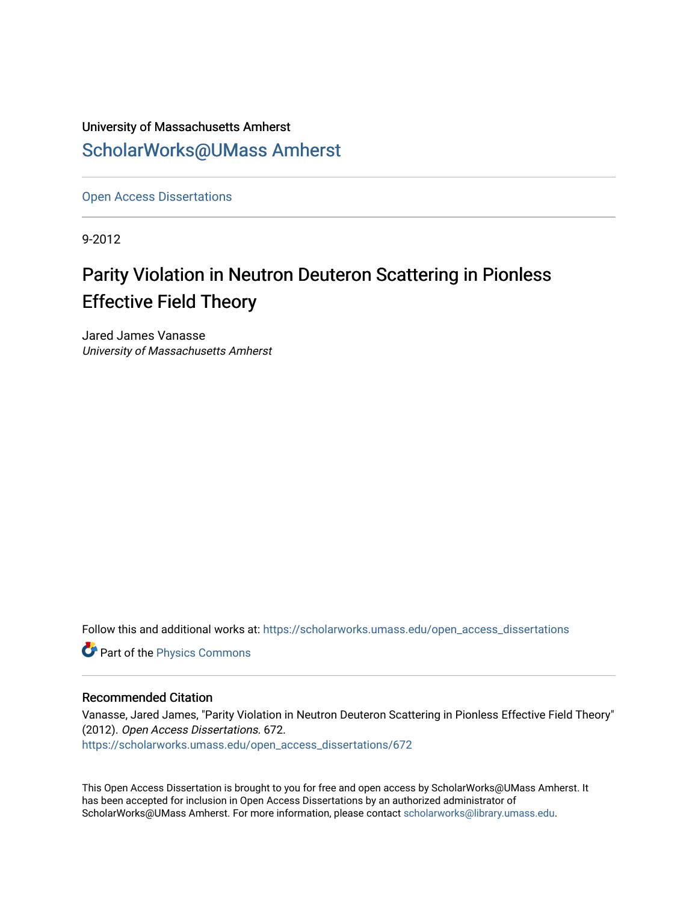University of Massachusetts Amherst

ScholarWorks@UMass Amherst

Open Access Dissertations

9-2012

# Parity Violation in Neutron Deuteron Scattering in Pionless Effective Field Theory

Jared James Vanasse
*University of Massachusetts Amherst*

Follow this and additional works at: https://scholarworks.umass.edu/open_access_dissertations

Part of the Physics Commons

## Recommended Citation

Vanasse, Jared James, "Parity Violation in Neutron Deuteron Scattering in Pionless Effective Field Theory" (2012). *Open Access Dissertations*. 672.
https://scholarworks.umass.edu/open_access_dissertations/672

This Open Access Dissertation is brought to you for free and open access by ScholarWorks@UMass Amherst. It has been accepted for inclusion in Open Access Dissertations by an authorized administrator of ScholarWorks@UMass Amherst. For more information, please contact scholarworks@library.umass.edu.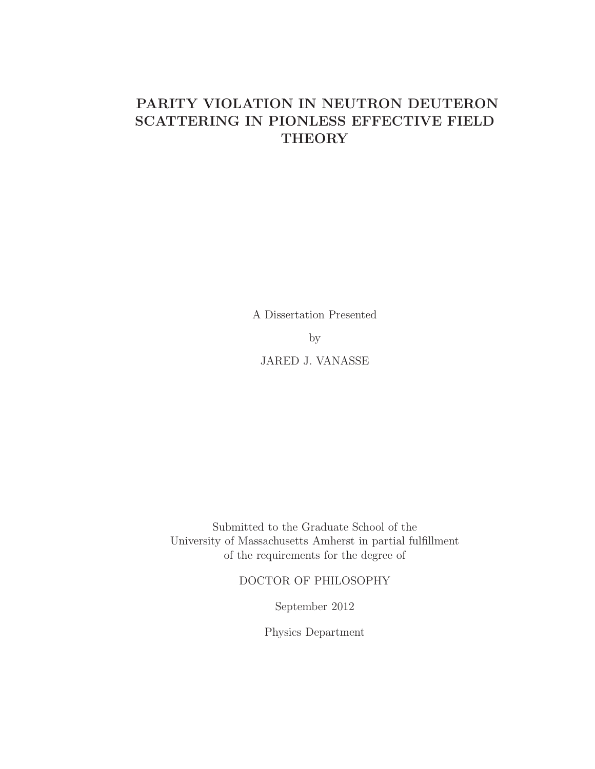# PARITY VIOLATION IN NEUTRON DEUTERON SCATTERING IN PIONLESS EFFECTIVE FIELD THEORY

A Dissertation Presented

by

JARED J. VANASSE

Submitted to the Graduate School of the
University of Massachusetts Amherst in partial fulfillment
of the requirements for the degree of

DOCTOR OF PHILOSOPHY

September 2012

Physics Department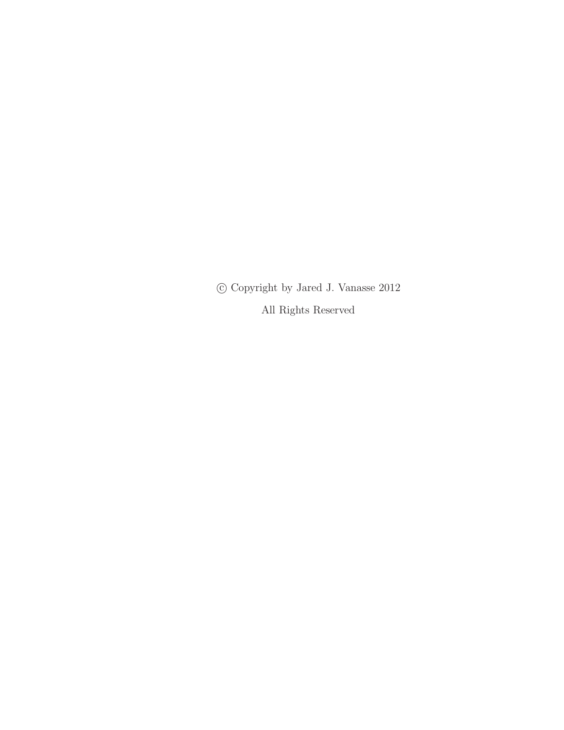© Copyright by Jared J. Vanasse 2012

All Rights Reserved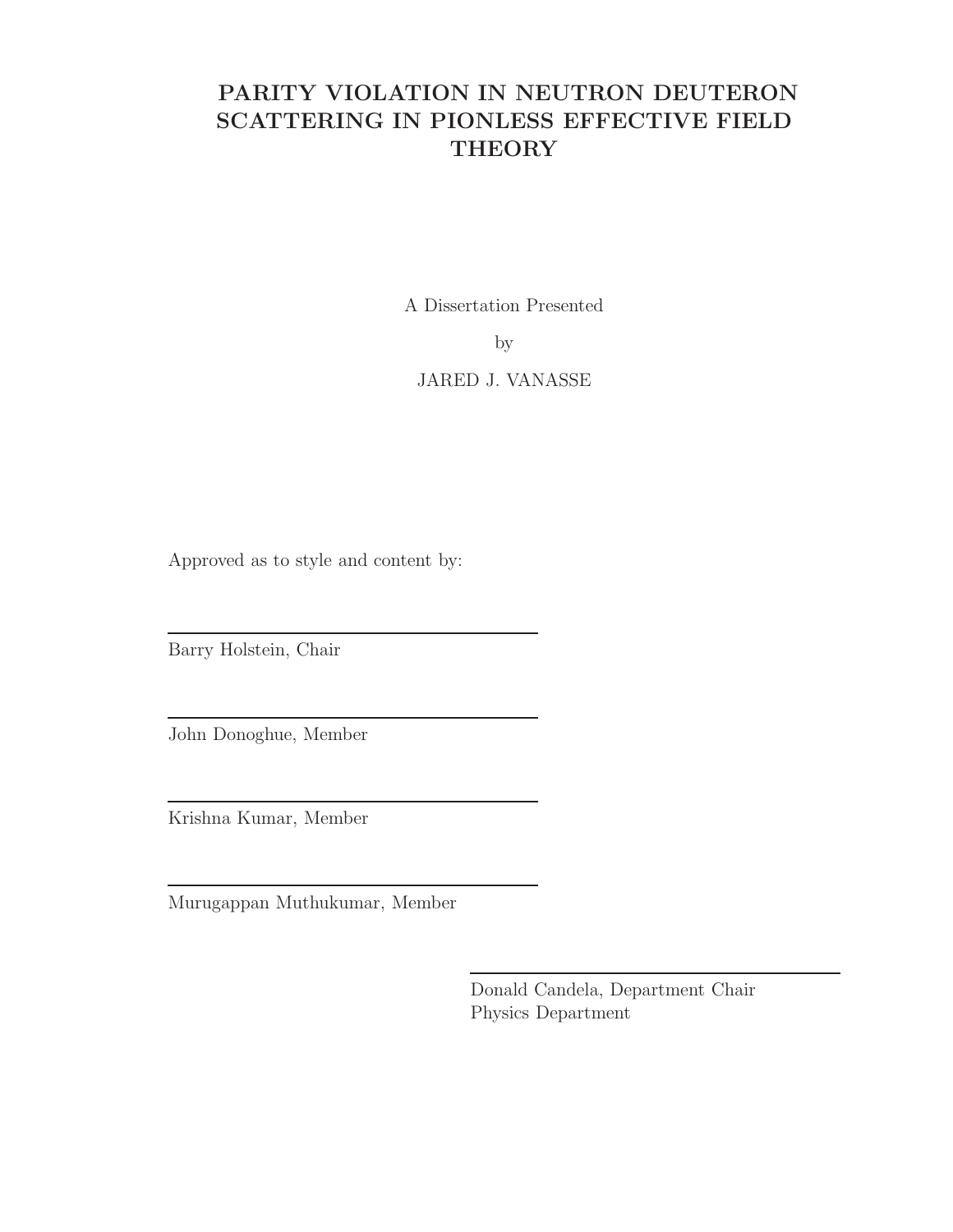# PARITY VIOLATION IN NEUTRON DEUTERON SCATTERING IN PIONLESS EFFECTIVE FIELD THEORY

A Dissertation Presented

by

JARED J. VANASSE

Approved as to style and content by:

---

Barry Holstein, Chair

---

John Donoghue, Member

---

Krishna Kumar, Member

---

Murugappan Muthukumar, Member

---

Donald Candela, Department Chair
Physics Department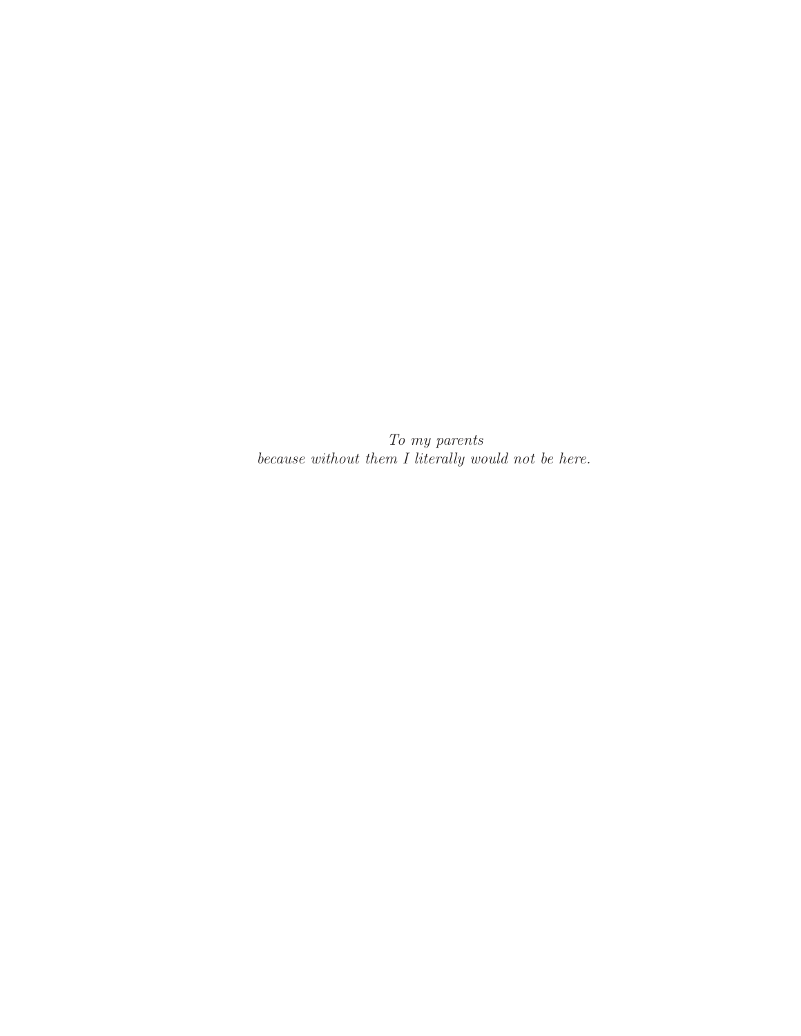*To my parents*
*because without them I literally would not be here.*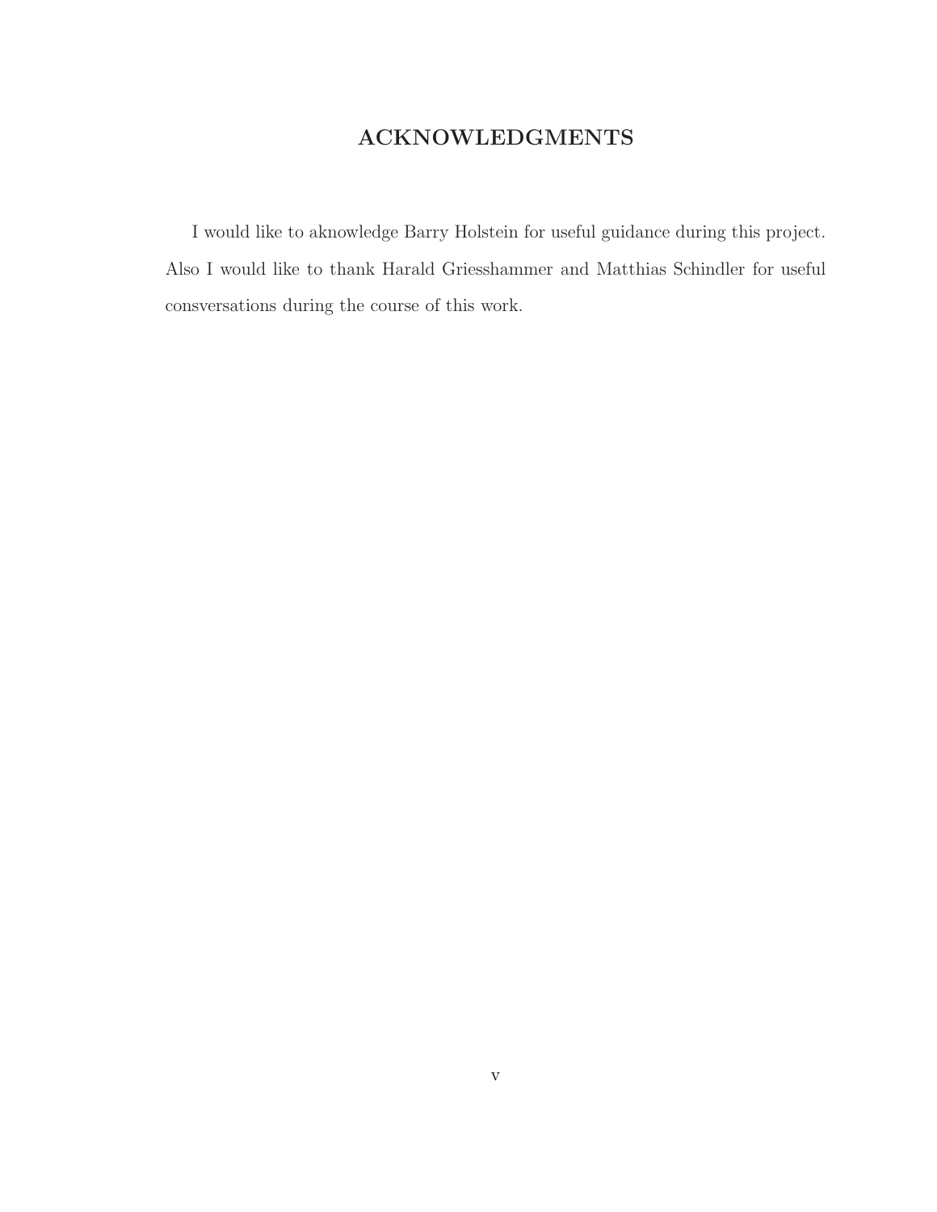# ACKNOWLEDGMENTS

I would like to aknowledge Barry Holstein for useful guidance during this project. Also I would like to thank Harald Griesshammer and Matthias Schindler for useful consversations during the course of this work.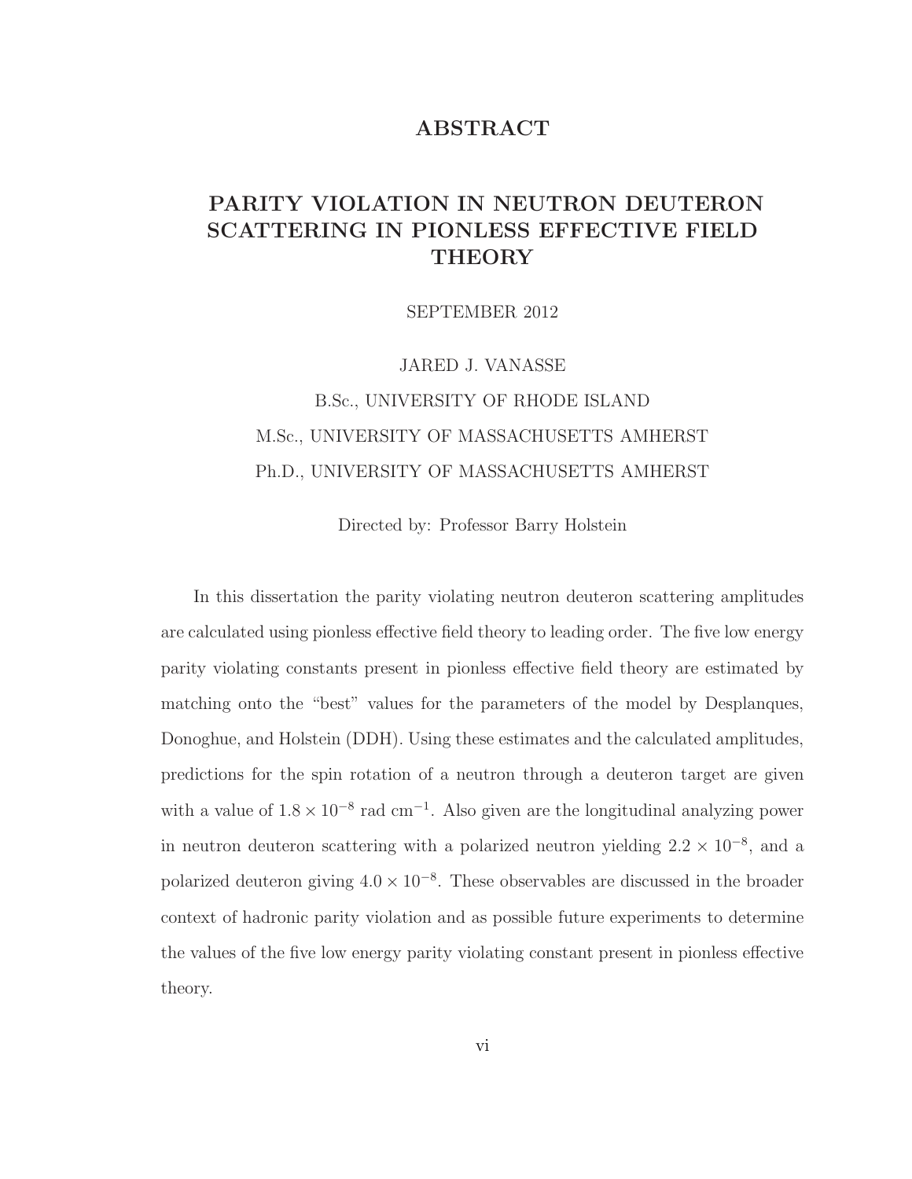# ABSTRACT

## PARITY VIOLATION IN NEUTRON DEUTERON SCATTERING IN PIONLESS EFFECTIVE FIELD THEORY

SEPTEMBER 2012

JARED J. VANASSE

B.Sc., UNIVERSITY OF RHODE ISLAND

M.Sc., UNIVERSITY OF MASSACHUSETTS AMHERST

Ph.D., UNIVERSITY OF MASSACHUSETTS AMHERST

Directed by: Professor Barry Holstein

In this dissertation the parity violating neutron deuteron scattering amplitudes are calculated using pionless effective field theory to leading order. The five low energy parity violating constants present in pionless effective field theory are estimated by matching onto the "best" values for the parameters of the model by Desplanques, Donoghue, and Holstein (DDH). Using these estimates and the calculated amplitudes, predictions for the spin rotation of a neutron through a deuteron target are given with a value of $1.8 \times 10^{-8}$ rad cm$^{-1}$. Also given are the longitudinal analyzing power in neutron deuteron scattering with a polarized neutron yielding $2.2 \times 10^{-8}$, and a polarized deuteron giving $4.0 \times 10^{-8}$. These observables are discussed in the broader context of hadronic parity violation and as possible future experiments to determine the values of the five low energy parity violating constant present in pionless effective theory.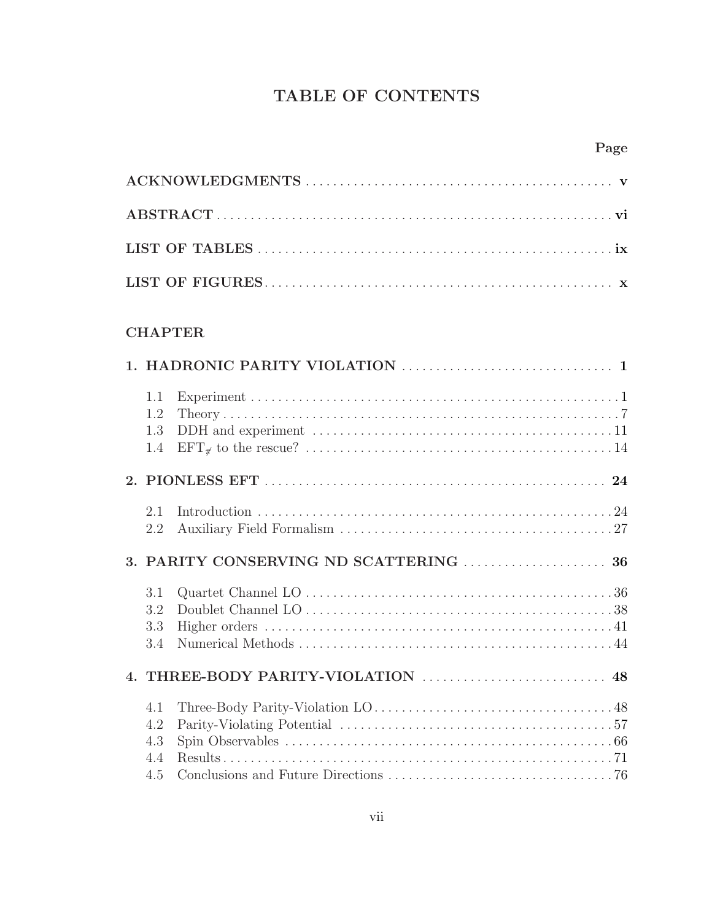# TABLE OF CONTENTS

**Page**

**ACKNOWLEDGMENTS** ........................................ **v**

**ABSTRACT** ........................................ **vi**

**LIST OF TABLES** ........................................ **ix**

**LIST OF FIGURES** ........................................ **x**

**CHAPTER**

**1. HADRONIC PARITY VIOLATION** ........................................ **1**

- 1.1 Experiment ........................................ 1
- 1.2 Theory ........................................ 7
- 1.3 DDH and experiment ........................................ 11
- 1.4 $\text{EFT}_{\not\pi}$ to the rescue? ........................................ 14

**2. PIONLESS EFT** ........................................ **24**

- 2.1 Introduction ........................................ 24
- 2.2 Auxiliary Field Formalism ........................................ 27

**3. PARITY CONSERVING ND SCATTERING** ........................................ **36**

- 3.1 Quartet Channel LO ........................................ 36
- 3.2 Doublet Channel LO ........................................ 38
- 3.3 Higher orders ........................................ 41
- 3.4 Numerical Methods ........................................ 44

**4. THREE-BODY PARITY-VIOLATION** ........................................ **48**

- 4.1 Three-Body Parity-Violation LO ........................................ 48
- 4.2 Parity-Violating Potential ........................................ 57
- 4.3 Spin Observables ........................................ 66
- 4.4 Results ........................................ 71
- 4.5 Conclusions and Future Directions ........................................ 76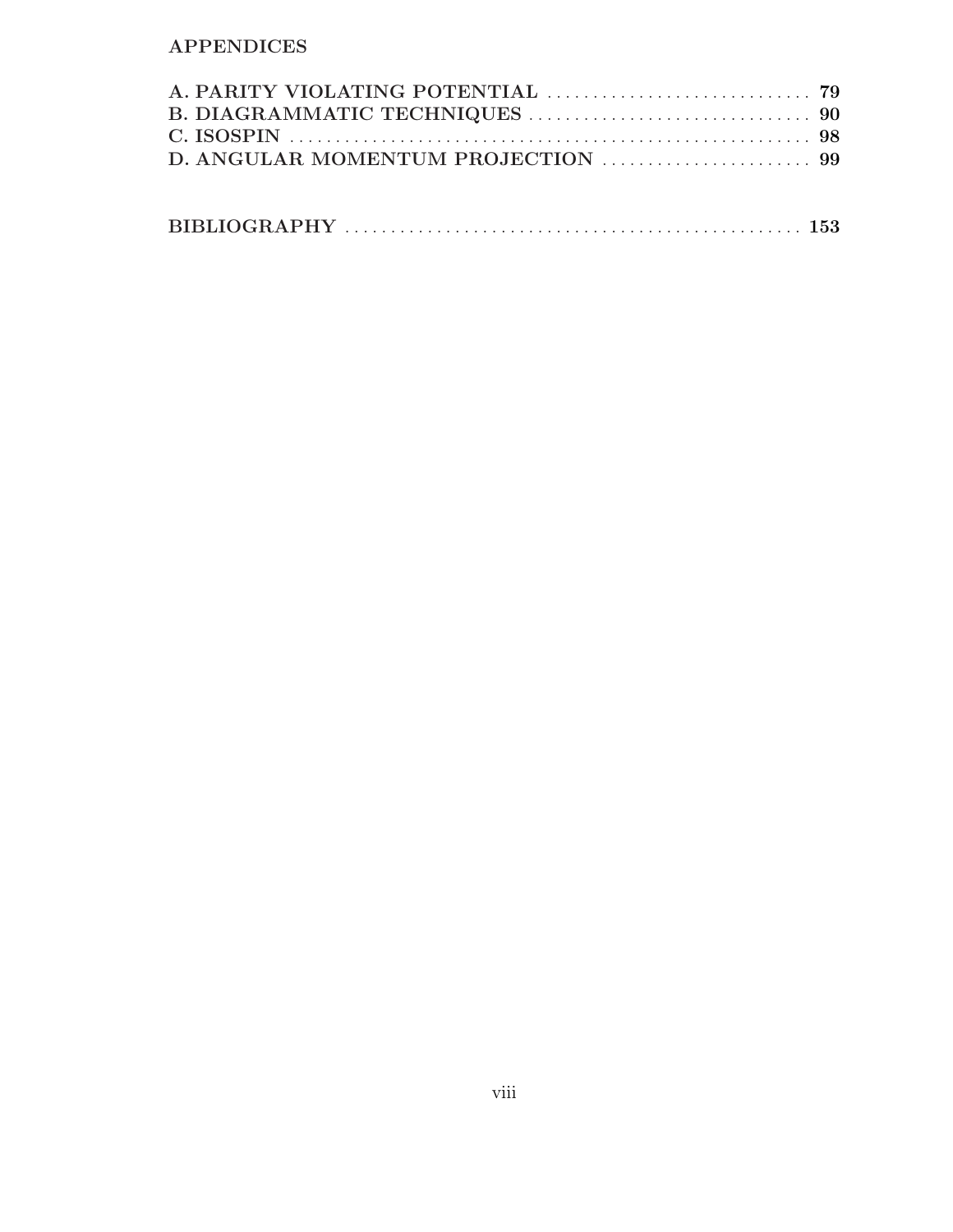APPENDICES

A. PARITY VIOLATING POTENTIAL ............................ **79**
B. DIAGRAMMATIC TECHNIQUES ............................ **90**
C. ISOSPIN ............................ **98**
D. ANGULAR MOMENTUM PROJECTION ............................ **99**

BIBLIOGRAPHY ............................ **153**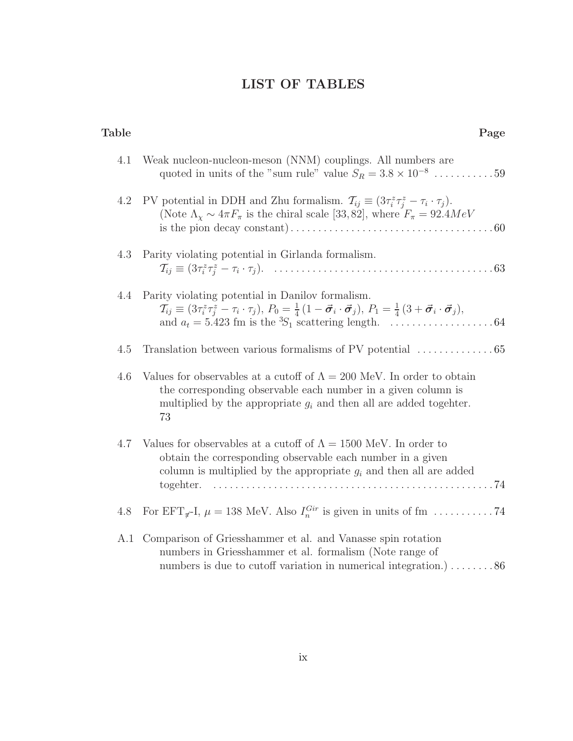# LIST OF TABLES

| Table | | Page |
|---|---|---|
| 4.1 | Weak nucleon-nucleon-meson (NNM) couplings. All numbers are quoted in units of the "sum rule" value $S_R = 3.8 \times 10^{-8}$ | 59 |
| 4.2 | PV potential in DDH and Zhu formalism. $\mathcal{T}_{ij} \equiv (3\tau_i^z \tau_j^z - \tau_i \cdot \tau_j)$. (Note $\Lambda_\chi \sim 4\pi F_\pi$ is the chiral scale [33, 82], where $F_\pi = 92.4 MeV$ is the pion decay constant) | 60 |
| 4.3 | Parity violating potential in Girlanda formalism. $\mathcal{T}_{ij} \equiv (3\tau_i^z \tau_j^z - \tau_i \cdot \tau_j)$. | 63 |
| 4.4 | Parity violating potential in Danilov formalism. $\mathcal{T}_{ij} \equiv (3\tau_i^z \tau_j^z - \tau_i \cdot \tau_j)$, $P_0 = \frac{1}{4}(1 - \vec{\boldsymbol{\sigma}}_i \cdot \vec{\boldsymbol{\sigma}}_j)$, $P_1 = \frac{1}{4}(3 + \vec{\boldsymbol{\sigma}}_i \cdot \vec{\boldsymbol{\sigma}}_j)$, and $a_t = 5.423$ fm is the ${}^3S_1$ scattering length. | 64 |
| 4.5 | Translation between various formalisms of PV potential | 65 |
| 4.6 | Values for observables at a cutoff of $\Lambda = 200$ MeV. In order to obtain the corresponding observable each number in a given column is multiplied by the appropriate $g_i$ and then all are added togehter. | 73 |
| 4.7 | Values for observables at a cutoff of $\Lambda = 1500$ MeV. In order to obtain the corresponding observable each number in a given column is multiplied by the appropriate $g_i$ and then all are added togehter. | 74 |
| 4.8 | For EFT$_{\not\pi}$-I, $\mu = 138$ MeV. Also $I_n^{Gir}$ is given in units of fm | 74 |
| A.1 | Comparison of Griesshammer et al. and Vanasse spin rotation numbers in Griesshammer et al. formalism (Note range of numbers is due to cutoff variation in numerical integration.) | 86 |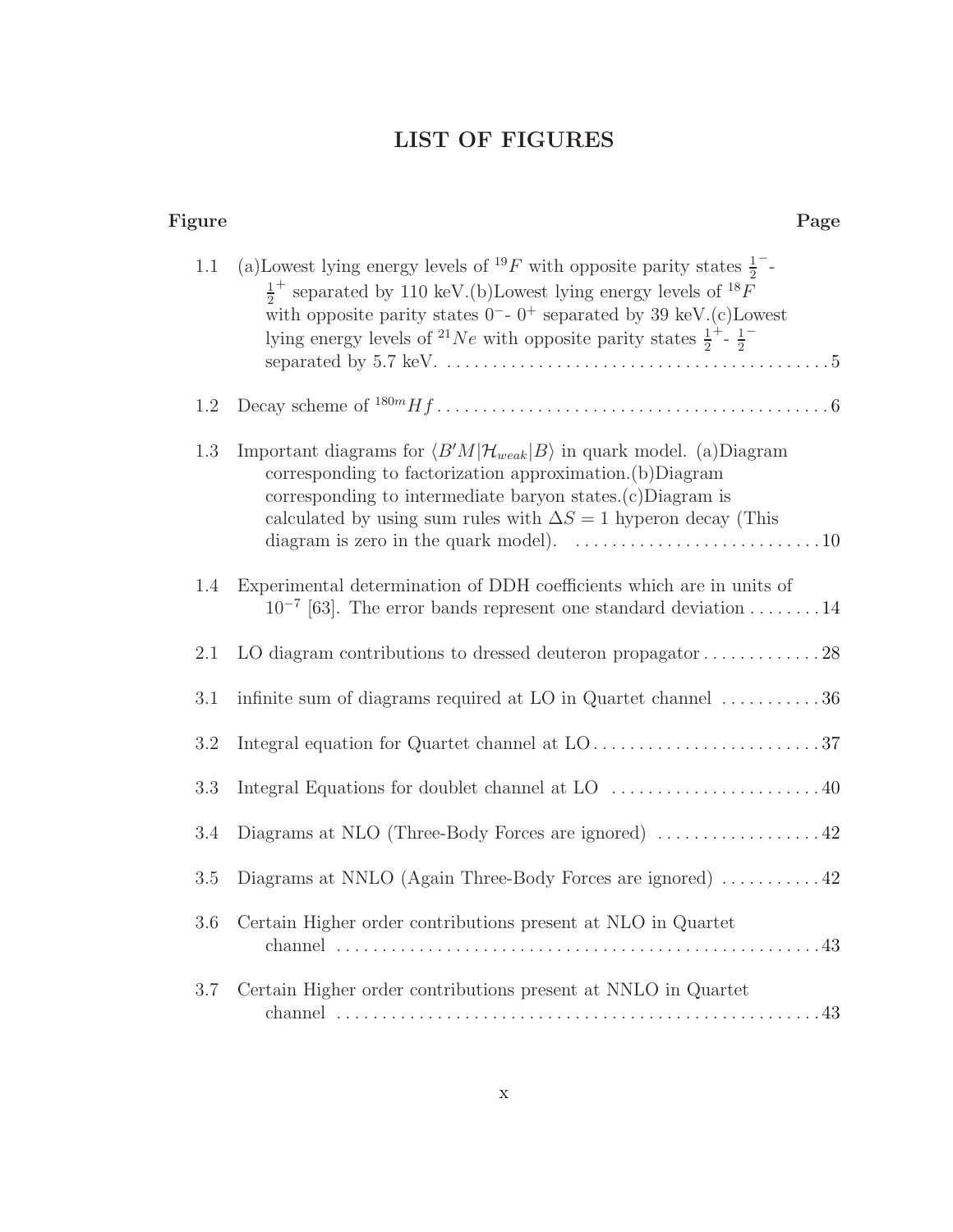# LIST OF FIGURES

| Figure | | Page |
|---|---|---|
| 1.1 | (a)Lowest lying energy levels of $^{19}F$ with opposite parity states $\frac{1}{2}^-$- $\frac{1}{2}^+$ separated by 110 keV.(b)Lowest lying energy levels of $^{18}F$ with opposite parity states $0^-$- $0^+$ separated by 39 keV.(c)Lowest lying energy levels of $^{21}Ne$ with opposite parity states $\frac{1}{2}^+$- $\frac{1}{2}^-$ separated by 5.7 keV. | 5 |
| 1.2 | Decay scheme of $^{180m}Hf$ | 6 |
| 1.3 | Important diagrams for $\langle B'M\vert\mathcal{H}_{weak}\vert B\rangle$ in quark model. (a)Diagram corresponding to factorization approximation.(b)Diagram corresponding to intermediate baryon states.(c)Diagram is calculated by using sum rules with $\Delta S = 1$ hyperon decay (This diagram is zero in the quark model). | 10 |
| 1.4 | Experimental determination of DDH coefficients which are in units of $10^{-7}$ [63]. The error bands represent one standard deviation | 14 |
| 2.1 | LO diagram contributions to dressed deuteron propagator | 28 |
| 3.1 | infinite sum of diagrams required at LO in Quartet channel | 36 |
| 3.2 | Integral equation for Quartet channel at LO | 37 |
| 3.3 | Integral Equations for doublet channel at LO | 40 |
| 3.4 | Diagrams at NLO (Three-Body Forces are ignored) | 42 |
| 3.5 | Diagrams at NNLO (Again Three-Body Forces are ignored) | 42 |
| 3.6 | Certain Higher order contributions present at NLO in Quartet channel | 43 |
| 3.7 | Certain Higher order contributions present at NNLO in Quartet channel | 43 |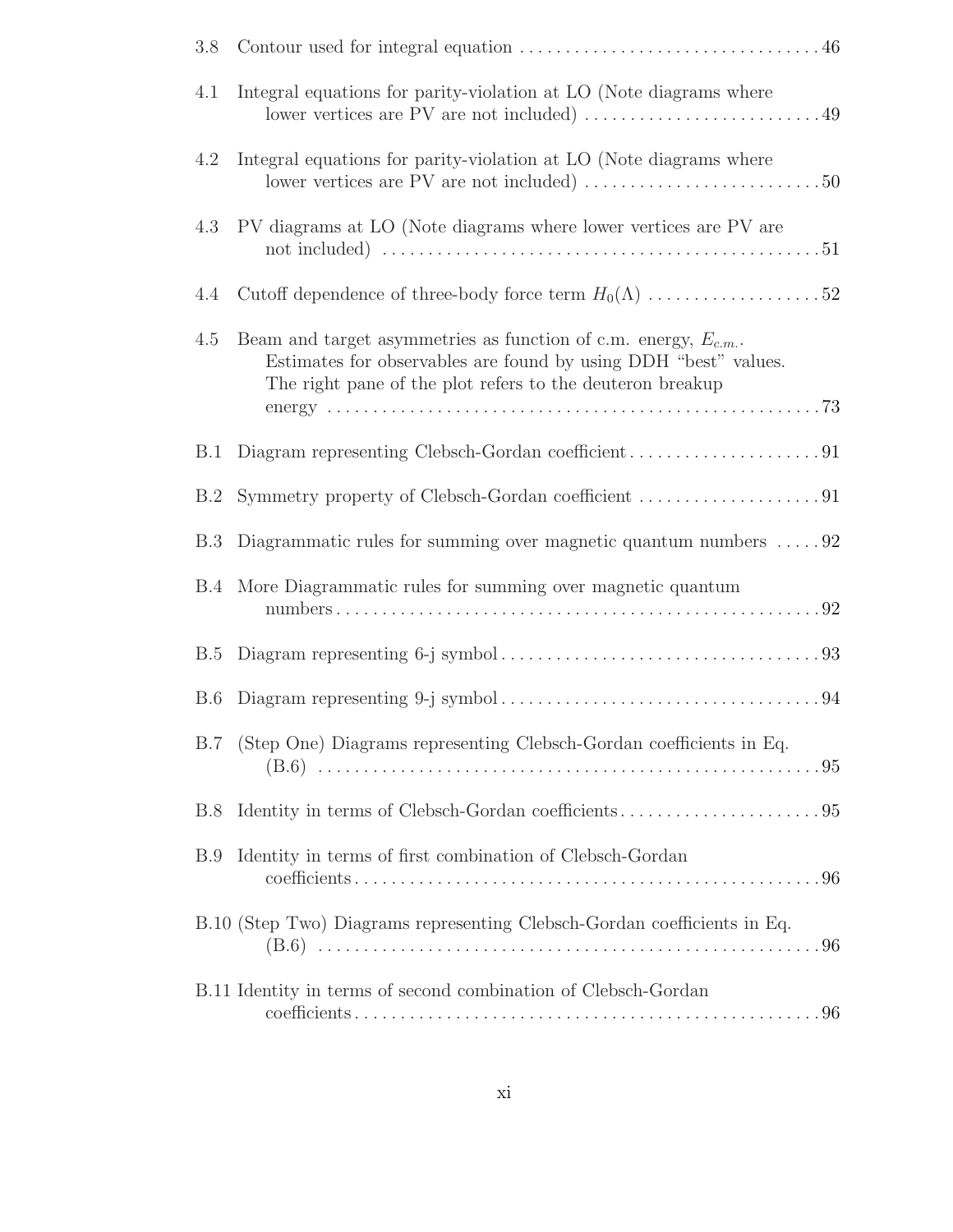3.8 Contour used for integral equation . . . . . . . . . . . . . . . . . . . . . . . . . . . . . . . . . . 46

4.1 Integral equations for parity-violation at LO (Note diagrams where lower vertices are PV are not included) . . . . . . . . . . . . . . . . . . . . . . . . . . 49

4.2 Integral equations for parity-violation at LO (Note diagrams where lower vertices are PV are not included) . . . . . . . . . . . . . . . . . . . . . . . . . . 50

4.3 PV diagrams at LO (Note diagrams where lower vertices are PV are not included) . . . . . . . . . . . . . . . . . . . . . . . . . . . . . . . . . . . . . . . . . . . . . . . . . 51

4.4 Cutoff dependence of three-body force term $H_0(\Lambda)$ . . . . . . . . . . . . . . . . . . . 52

4.5 Beam and target asymmetries as function of c.m. energy, $E_{c.m.}$. Estimates for observables are found by using DDH “best” values. The right pane of the plot refers to the deuteron breakup energy . . . . . . . . . . . . . . . . . . . . . . . . . . . . . . . . . . . . . . . . . . . . . . . . . . . . . 73

B.1 Diagram representing Clebsch-Gordan coefficient . . . . . . . . . . . . . . . . . . . . . . 91

B.2 Symmetry property of Clebsch-Gordan coefficient . . . . . . . . . . . . . . . . . . . . . 91

B.3 Diagrammatic rules for summing over magnetic quantum numbers . . . . . 92

B.4 More Diagrammatic rules for summing over magnetic quantum numbers . . . . . . . . . . . . . . . . . . . . . . . . . . . . . . . . . . . . . . . . . . . . . . . . . . . . . 92

B.5 Diagram representing 6-j symbol . . . . . . . . . . . . . . . . . . . . . . . . . . . . . . . . . . . . 93

B.6 Diagram representing 9-j symbol . . . . . . . . . . . . . . . . . . . . . . . . . . . . . . . . . . . . 94

B.7 (Step One) Diagrams representing Clebsch-Gordan coefficients in Eq. (B.6) . . . . . . . . . . . . . . . . . . . . . . . . . . . . . . . . . . . . . . . . . . . . . . . . . . . . . . . 95

B.8 Identity in terms of Clebsch-Gordan coefficients . . . . . . . . . . . . . . . . . . . . . . . 95

B.9 Identity in terms of first combination of Clebsch-Gordan coefficients . . . . . . . . . . . . . . . . . . . . . . . . . . . . . . . . . . . . . . . . . . . . . . . . . . . . 96

B.10 (Step Two) Diagrams representing Clebsch-Gordan coefficients in Eq. (B.6) . . . . . . . . . . . . . . . . . . . . . . . . . . . . . . . . . . . . . . . . . . . . . . . . . . . . . . . 96

B.11 Identity in terms of second combination of Clebsch-Gordan coefficients . . . . . . . . . . . . . . . . . . . . . . . . . . . . . . . . . . . . . . . . . . . . . . . . . . . . . 96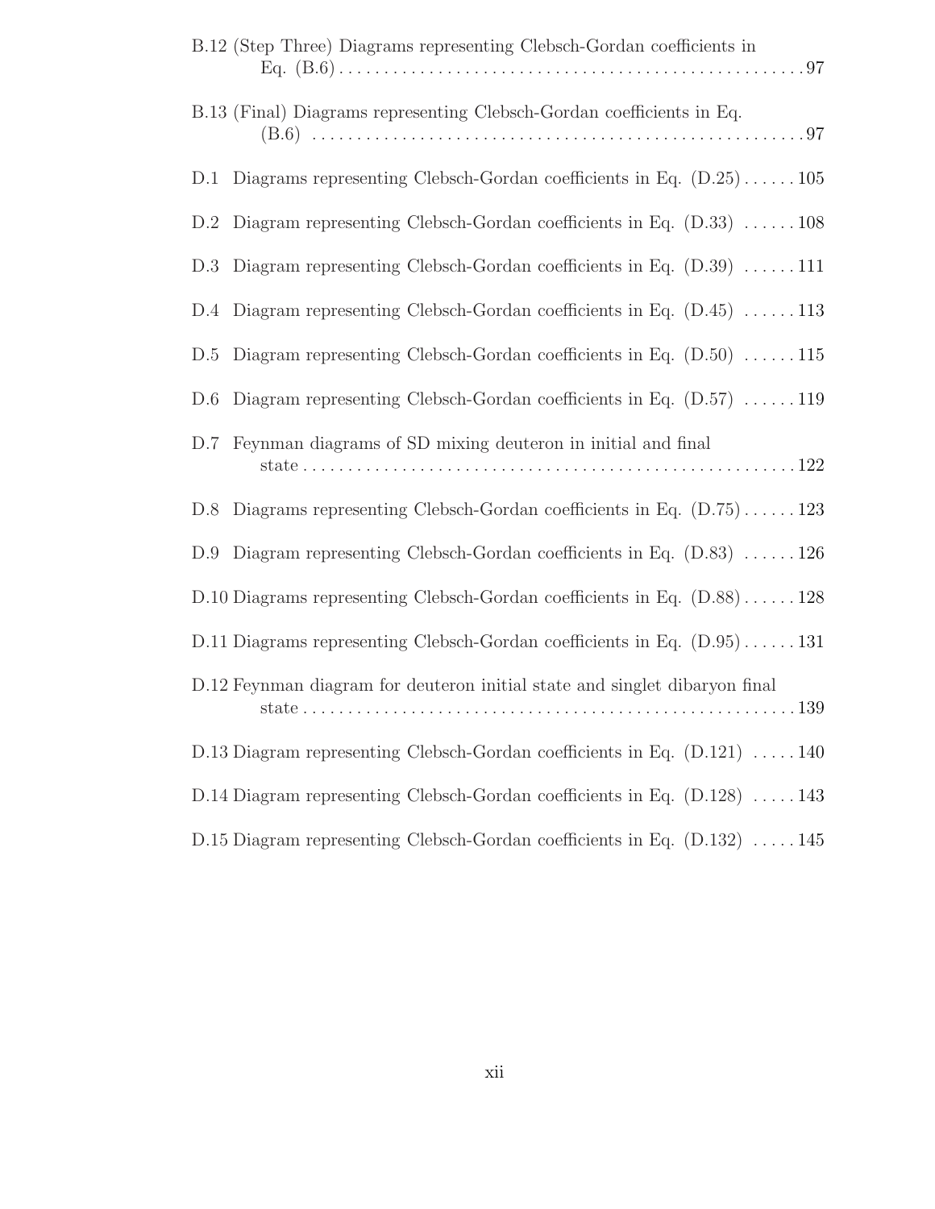B.12 (Step Three) Diagrams representing Clebsch-Gordan coefficients in Eq. (B.6) . . . . . 97

B.13 (Final) Diagrams representing Clebsch-Gordan coefficients in Eq. (B.6) . . . . . 97

D.1 Diagrams representing Clebsch-Gordan coefficients in Eq. (D.25) . . . . . 105

D.2 Diagram representing Clebsch-Gordan coefficients in Eq. (D.33) . . . . . 108

D.3 Diagram representing Clebsch-Gordan coefficients in Eq. (D.39) . . . . . 111

D.4 Diagram representing Clebsch-Gordan coefficients in Eq. (D.45) . . . . . 113

D.5 Diagram representing Clebsch-Gordan coefficients in Eq. (D.50) . . . . . 115

D.6 Diagram representing Clebsch-Gordan coefficients in Eq. (D.57) . . . . . 119

D.7 Feynman diagrams of SD mixing deuteron in initial and final state . . . . . 122

D.8 Diagrams representing Clebsch-Gordan coefficients in Eq. (D.75) . . . . . 123

D.9 Diagram representing Clebsch-Gordan coefficients in Eq. (D.83) . . . . . 126

D.10 Diagrams representing Clebsch-Gordan coefficients in Eq. (D.88) . . . . . 128

D.11 Diagrams representing Clebsch-Gordan coefficients in Eq. (D.95) . . . . . 131

D.12 Feynman diagram for deuteron initial state and singlet dibaryon final state . . . . . 139

D.13 Diagram representing Clebsch-Gordan coefficients in Eq. (D.121) . . . . . 140

D.14 Diagram representing Clebsch-Gordan coefficients in Eq. (D.128) . . . . . 143

D.15 Diagram representing Clebsch-Gordan coefficients in Eq. (D.132) . . . . . 145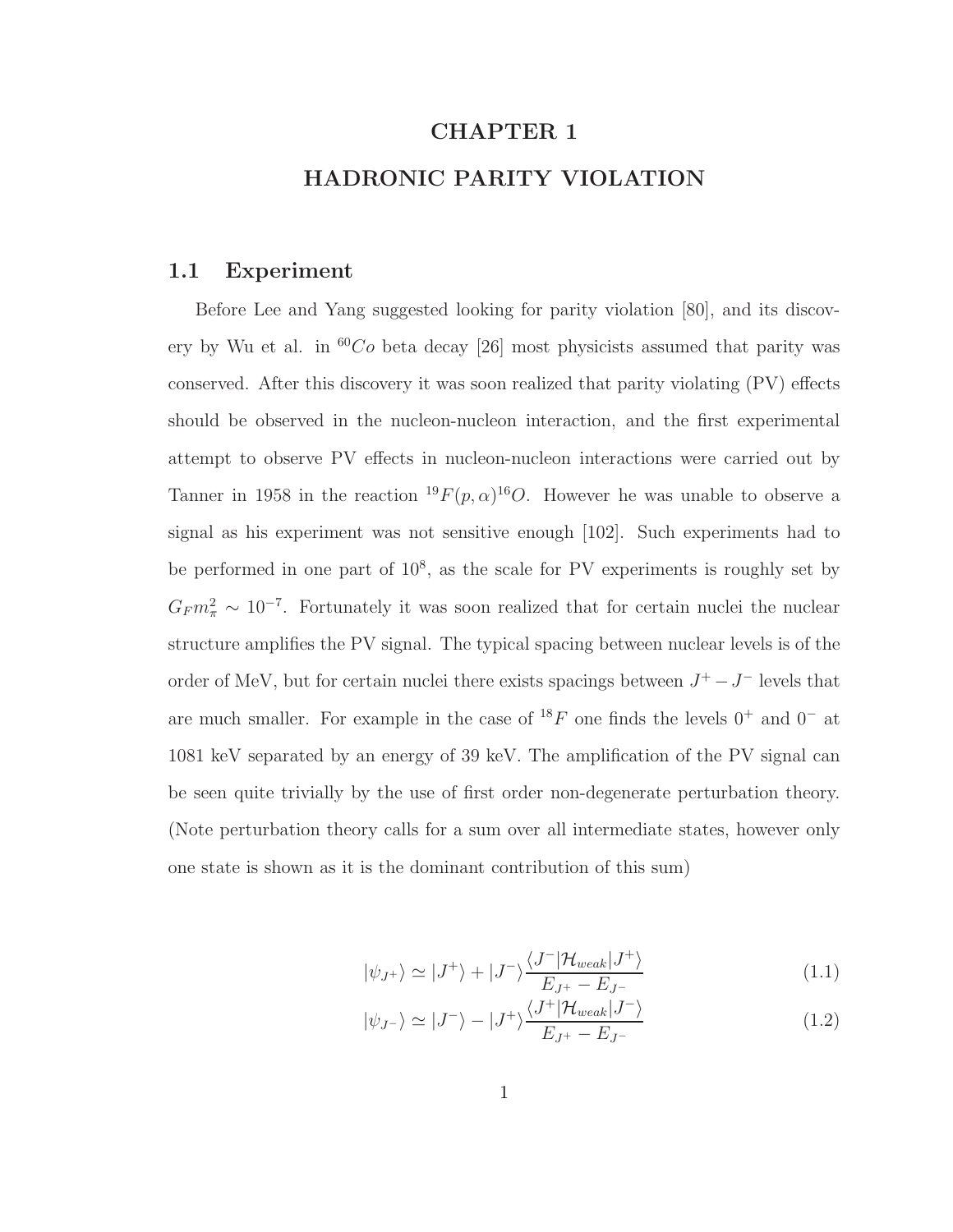# CHAPTER 1

# HADRONIC PARITY VIOLATION

## 1.1 Experiment

Before Lee and Yang suggested looking for parity violation [80], and its discovery by Wu et al. in $^{60}Co$ beta decay [26] most physicists assumed that parity was conserved. After this discovery it was soon realized that parity violating (PV) effects should be observed in the nucleon-nucleon interaction, and the first experimental attempt to observe PV effects in nucleon-nucleon interactions were carried out by Tanner in 1958 in the reaction $^{19}F(p, \alpha)^{16}O$. However he was unable to observe a signal as his experiment was not sensitive enough [102]. Such experiments had to be performed in one part of $10^8$, as the scale for PV experiments is roughly set by $G_F m_\pi^2 \sim 10^{-7}$. Fortunately it was soon realized that for certain nuclei the nuclear structure amplifies the PV signal. The typical spacing between nuclear levels is of the order of MeV, but for certain nuclei there exists spacings between $J^+ - J^-$ levels that are much smaller. For example in the case of $^{18}F$ one finds the levels $0^+$ and $0^-$ at 1081 keV separated by an energy of 39 keV. The amplification of the PV signal can be seen quite trivially by the use of first order non-degenerate perturbation theory. (Note perturbation theory calls for a sum over all intermediate states, however only one state is shown as it is the dominant contribution of this sum)

$$|\psi_{J^+}\rangle \simeq |J^+\rangle + |J^-\rangle \frac{\langle J^-|\mathcal{H}_{weak}|J^+\rangle}{E_{J^+} - E_{J^-}} \tag{1.1}$$

$$|\psi_{J^-}\rangle \simeq |J^-\rangle - |J^+\rangle \frac{\langle J^+|\mathcal{H}_{weak}|J^-\rangle}{E_{J^+} - E_{J^-}} \tag{1.2}$$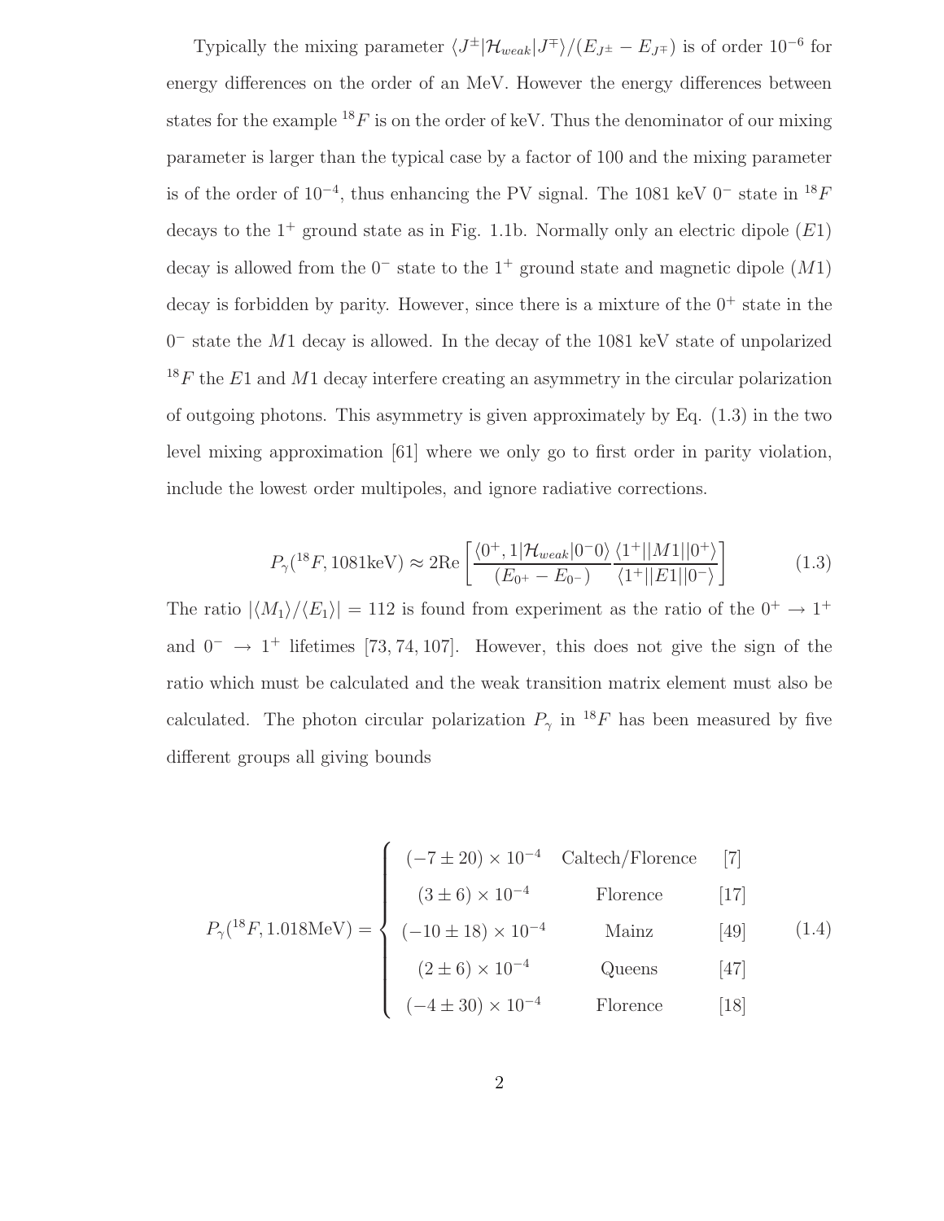Typically the mixing parameter $\langle J^{\pm}|\mathcal{H}_{weak}|J^{\mp}\rangle/(E_{J^{\pm}} - E_{J^{\mp}})$ is of order $10^{-6}$ for energy differences on the order of an MeV. However the energy differences between states for the example $^{18}F$ is on the order of keV. Thus the denominator of our mixing parameter is larger than the typical case by a factor of 100 and the mixing parameter is of the order of $10^{-4}$, thus enhancing the PV signal. The 1081 keV $0^-$ state in $^{18}F$ decays to the $1^+$ ground state as in Fig. 1.1b. Normally only an electric dipole ($E1$) decay is allowed from the $0^-$ state to the $1^+$ ground state and magnetic dipole ($M1$) decay is forbidden by parity. However, since there is a mixture of the $0^+$ state in the $0^-$ state the $M1$ decay is allowed. In the decay of the 1081 keV state of unpolarized $^{18}F$ the $E1$ and $M1$ decay interfere creating an asymmetry in the circular polarization of outgoing photons. This asymmetry is given approximately by Eq. (1.3) in the two level mixing approximation [61] where we only go to first order in parity violation, include the lowest order multipoles, and ignore radiative corrections.

$$P_\gamma(^{18}F, 1081\text{keV}) \approx 2\text{Re}\left[\frac{\langle 0^+, 1|\mathcal{H}_{weak}|0^- 0\rangle}{(E_{0^+} - E_{0^-})} \frac{\langle 1^+||M1||0^+\rangle}{\langle 1^+||E1||0^-\rangle}\right] \tag{1.3}$$

The ratio $|\langle M_1\rangle/\langle E_1\rangle| = 112$ is found from experiment as the ratio of the $0^+ \rightarrow 1^+$ and $0^- \rightarrow 1^+$ lifetimes [73, 74, 107]. However, this does not give the sign of the ratio which must be calculated and the weak transition matrix element must also be calculated. The photon circular polarization $P_\gamma$ in $^{18}F$ has been measured by five different groups all giving bounds

$$P_\gamma(^{18}F, 1.018\text{MeV}) = \begin{cases} (-7 \pm 20) \times 10^{-4} & \text{Caltech/Florence} \quad [7] \\ (3 \pm 6) \times 10^{-4} & \text{Florence} \quad [17] \\ (-10 \pm 18) \times 10^{-4} & \text{Mainz} \quad [49] \\ (2 \pm 6) \times 10^{-4} & \text{Queens} \quad [47] \\ (-4 \pm 30) \times 10^{-4} & \text{Florence} \quad [18] \end{cases} \tag{1.4}$$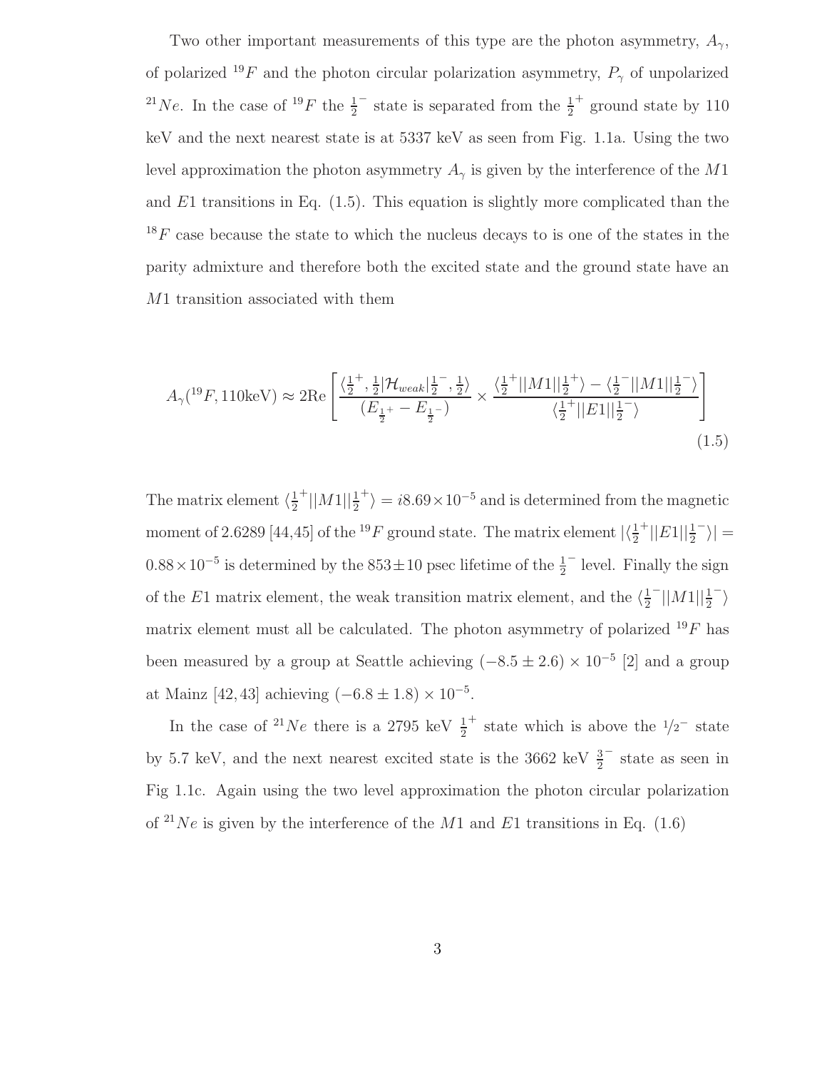Two other important measurements of this type are the photon asymmetry, $A_\gamma$, of polarized $^{19}F$ and the photon circular polarization asymmetry, $P_\gamma$ of unpolarized $^{21}Ne$. In the case of $^{19}F$ the $\frac{1}{2}^-$ state is separated from the $\frac{1}{2}^+$ ground state by 110 keV and the next nearest state is at 5337 keV as seen from Fig. 1.1a. Using the two level approximation the photon asymmetry $A_\gamma$ is given by the interference of the $M1$ and $E1$ transitions in Eq. (1.5). This equation is slightly more complicated than the $^{18}F$ case because the state to which the nucleus decays to is one of the states in the parity admixture and therefore both the excited state and the ground state have an $M1$ transition associated with them

$$A_\gamma(^{19}F, 110\text{keV}) \approx 2\text{Re}\left[\frac{\langle\frac{1}{2}^+, \frac{1}{2}|\mathcal{H}_{weak}|\frac{1}{2}^-, \frac{1}{2}\rangle}{(E_{\frac{1}{2}^+} - E_{\frac{1}{2}^-})} \times \frac{\langle\frac{1}{2}^+||M1||\frac{1}{2}^+\rangle - \langle\frac{1}{2}^-||M1||\frac{1}{2}^-\rangle}{\langle\frac{1}{2}^+||E1||\frac{1}{2}^-\rangle}\right] \tag{1.5}$$

The matrix element $\langle\frac{1}{2}^+||M1||\frac{1}{2}^+\rangle = i8.69\times10^{-5}$ and is determined from the magnetic moment of 2.6289 [44,45] of the $^{19}F$ ground state. The matrix element $|\langle\frac{1}{2}^+||E1||\frac{1}{2}^-\rangle| = 0.88\times10^{-5}$ is determined by the $853\pm10$ psec lifetime of the $\frac{1}{2}^-$ level. Finally the sign of the $E1$ matrix element, the weak transition matrix element, and the $\langle\frac{1}{2}^-||M1||\frac{1}{2}^-\rangle$ matrix element must all be calculated. The photon asymmetry of polarized $^{19}F$ has been measured by a group at Seattle achieving $(-8.5\pm2.6)\times10^{-5}$ [2] and a group at Mainz [42, 43] achieving $(-6.8\pm1.8)\times10^{-5}$.

In the case of $^{21}Ne$ there is a 2795 keV $\frac{1}{2}^+$ state which is above the $1/2^-$ state by 5.7 keV, and the next nearest excited state is the 3662 keV $\frac{3}{2}^-$ state as seen in Fig 1.1c. Again using the two level approximation the photon circular polarization of $^{21}Ne$ is given by the interference of the $M1$ and $E1$ transitions in Eq. (1.6)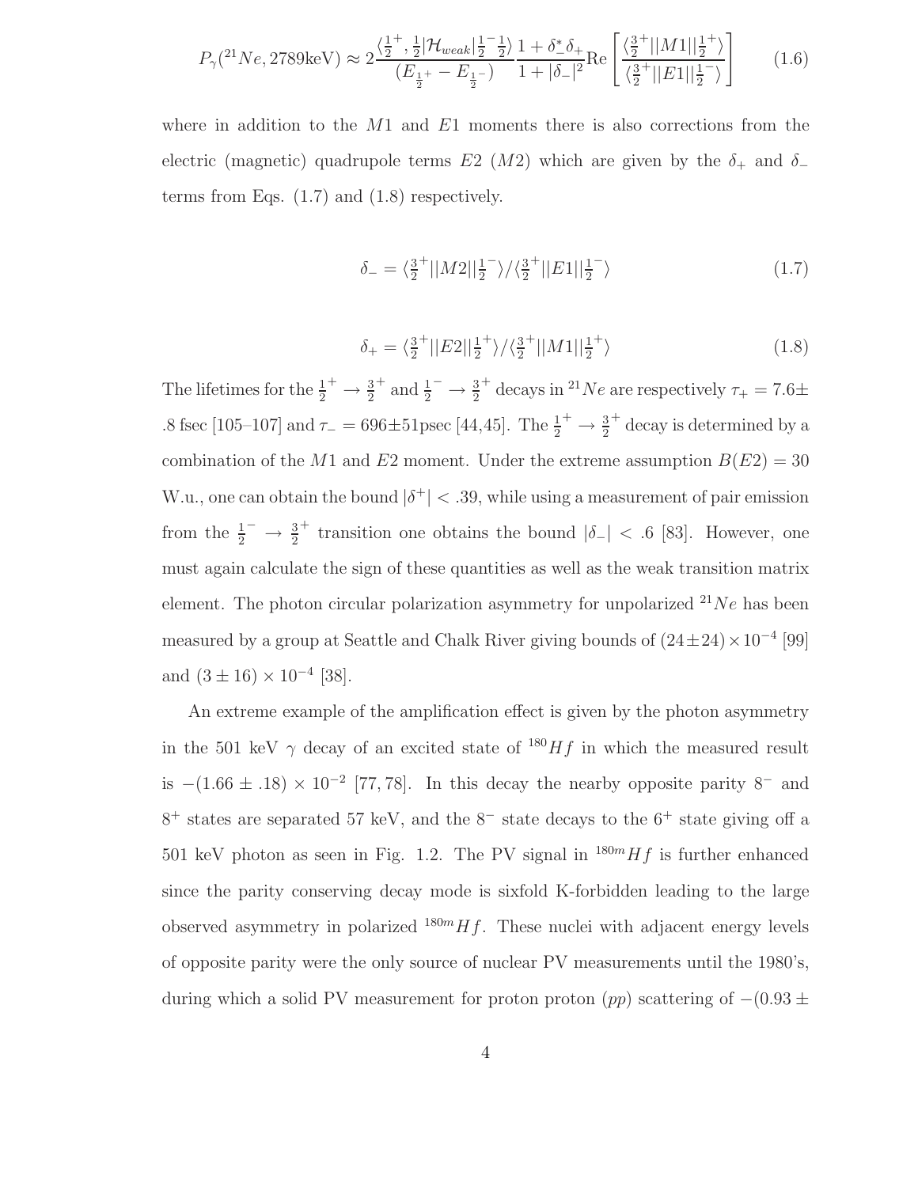$$P_\gamma(^{21}Ne, 2789\text{keV}) \approx 2\frac{\langle \frac{1}{2}^+, \frac{1}{2}|\mathcal{H}_{weak}|\frac{1}{2}^- \frac{1}{2}\rangle}{(E_{\frac{1}{2}^+} - E_{\frac{1}{2}^-})} \frac{1+\delta_-^*\delta_+}{1+|\delta_-|^2} \text{Re}\left[\frac{\langle \frac{3}{2}^+||M1||\frac{1}{2}^+\rangle}{\langle \frac{3}{2}^+||E1||\frac{1}{2}^-\rangle}\right] \tag{1.6}$$

where in addition to the $M1$ and $E1$ moments there is also corrections from the electric (magnetic) quadrupole terms $E2$ ($M2$) which are given by the $\delta_+$ and $\delta_-$ terms from Eqs. (1.7) and (1.8) respectively.

$$\delta_- = \langle \tfrac{3}{2}^+||M2||\tfrac{1}{2}^-\rangle / \langle \tfrac{3}{2}^+||E1||\tfrac{1}{2}^-\rangle \tag{1.7}$$

$$\delta_+ = \langle \tfrac{3}{2}^+||E2||\tfrac{1}{2}^+\rangle / \langle \tfrac{3}{2}^+||M1||\tfrac{1}{2}^+\rangle \tag{1.8}$$

The lifetimes for the $\frac{1}{2}^+ \to \frac{3}{2}^+$ and $\frac{1}{2}^- \to \frac{3}{2}^+$ decays in $^{21}Ne$ are respectively $\tau_+ = 7.6 \pm .8$ fsec [105–107] and $\tau_- = 696 \pm 51$psec [44,45]. The $\frac{1}{2}^+ \to \frac{3}{2}^+$ decay is determined by a combination of the $M1$ and $E2$ moment. Under the extreme assumption $B(E2) = 30$ W.u., one can obtain the bound $|\delta^+| < .39$, while using a measurement of pair emission from the $\frac{1}{2}^- \to \frac{3}{2}^+$ transition one obtains the bound $|\delta_-| < .6$ [83]. However, one must again calculate the sign of these quantities as well as the weak transition matrix element. The photon circular polarization asymmetry for unpolarized $^{21}Ne$ has been measured by a group at Seattle and Chalk River giving bounds of $(24 \pm 24) \times 10^{-4}$ [99] and $(3 \pm 16) \times 10^{-4}$ [38].

An extreme example of the amplification effect is given by the photon asymmetry in the 501 keV $\gamma$ decay of an excited state of $^{180}Hf$ in which the measured result is $-(1.66 \pm .18) \times 10^{-2}$ [77, 78]. In this decay the nearby opposite parity $8^-$ and $8^+$ states are separated 57 keV, and the $8^-$ state decays to the $6^+$ state giving off a 501 keV photon as seen in Fig. 1.2. The PV signal in $^{180m}Hf$ is further enhanced since the parity conserving decay mode is sixfold K-forbidden leading to the large observed asymmetry in polarized $^{180m}Hf$. These nuclei with adjacent energy levels of opposite parity were the only source of nuclear PV measurements until the 1980's, during which a solid PV measurement for proton proton ($pp$) scattering of $-(0.93 \pm$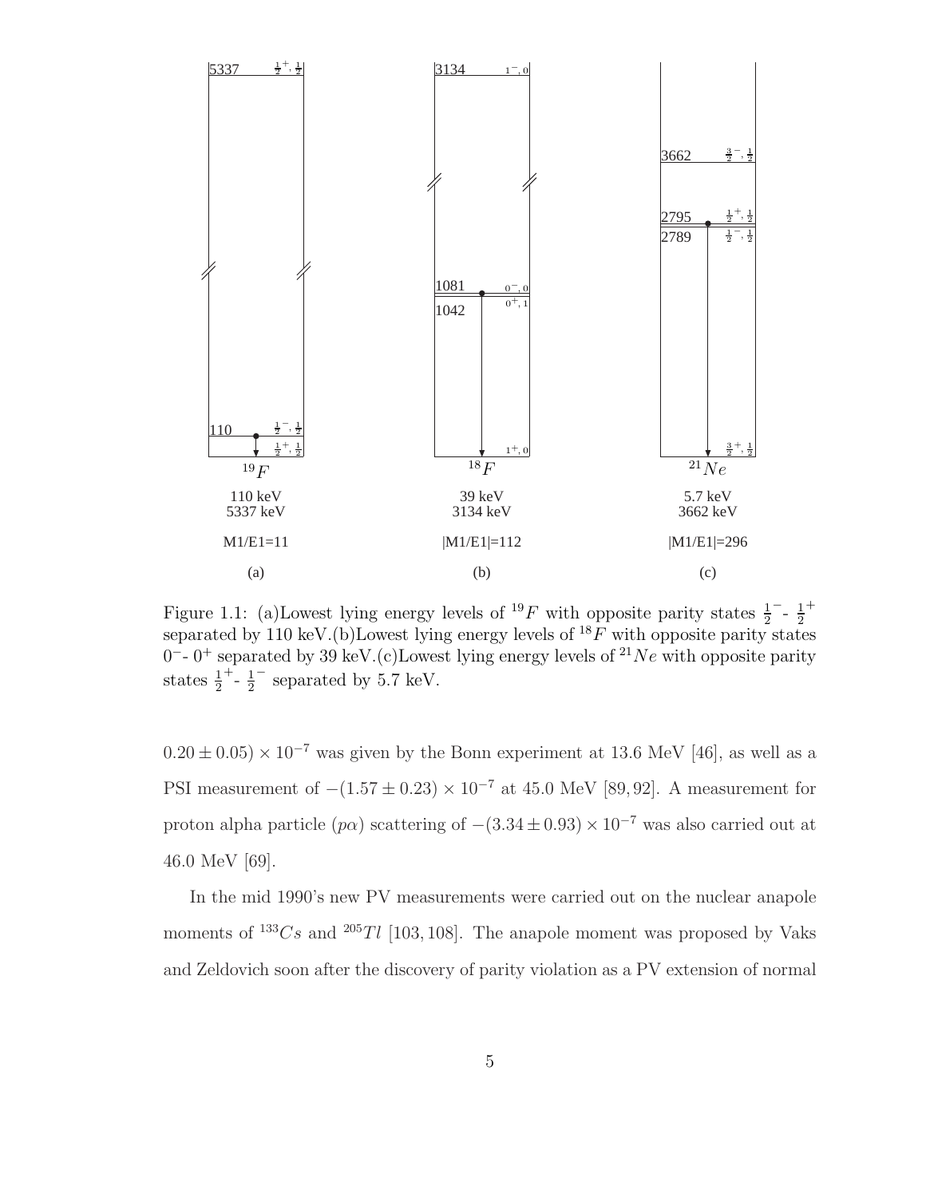Figure 1.1: (a)Lowest lying energy levels of $^{19}F$ with opposite parity states $\frac{1}{2}^{-}$- $\frac{1}{2}^{+}$ separated by 110 keV.(b)Lowest lying energy levels of $^{18}F$ with opposite parity states $0^{-}$- $0^{+}$ separated by 39 keV.(c)Lowest lying energy levels of $^{21}Ne$ with opposite parity states $\frac{1}{2}^{+}$- $\frac{1}{2}^{-}$ separated by 5.7 keV.

$0.20 \pm 0.05) \times 10^{-7}$ was given by the Bonn experiment at 13.6 MeV [46], as well as a PSI measurement of $-(1.57 \pm 0.23) \times 10^{-7}$ at 45.0 MeV [89, 92]. A measurement for proton alpha particle ($p\alpha$) scattering of $-(3.34 \pm 0.93) \times 10^{-7}$ was also carried out at 46.0 MeV [69].

In the mid 1990's new PV measurements were carried out on the nuclear anapole moments of $^{133}Cs$ and $^{205}Tl$ [103, 108]. The anapole moment was proposed by Vaks and Zeldovich soon after the discovery of parity violation as a PV extension of normal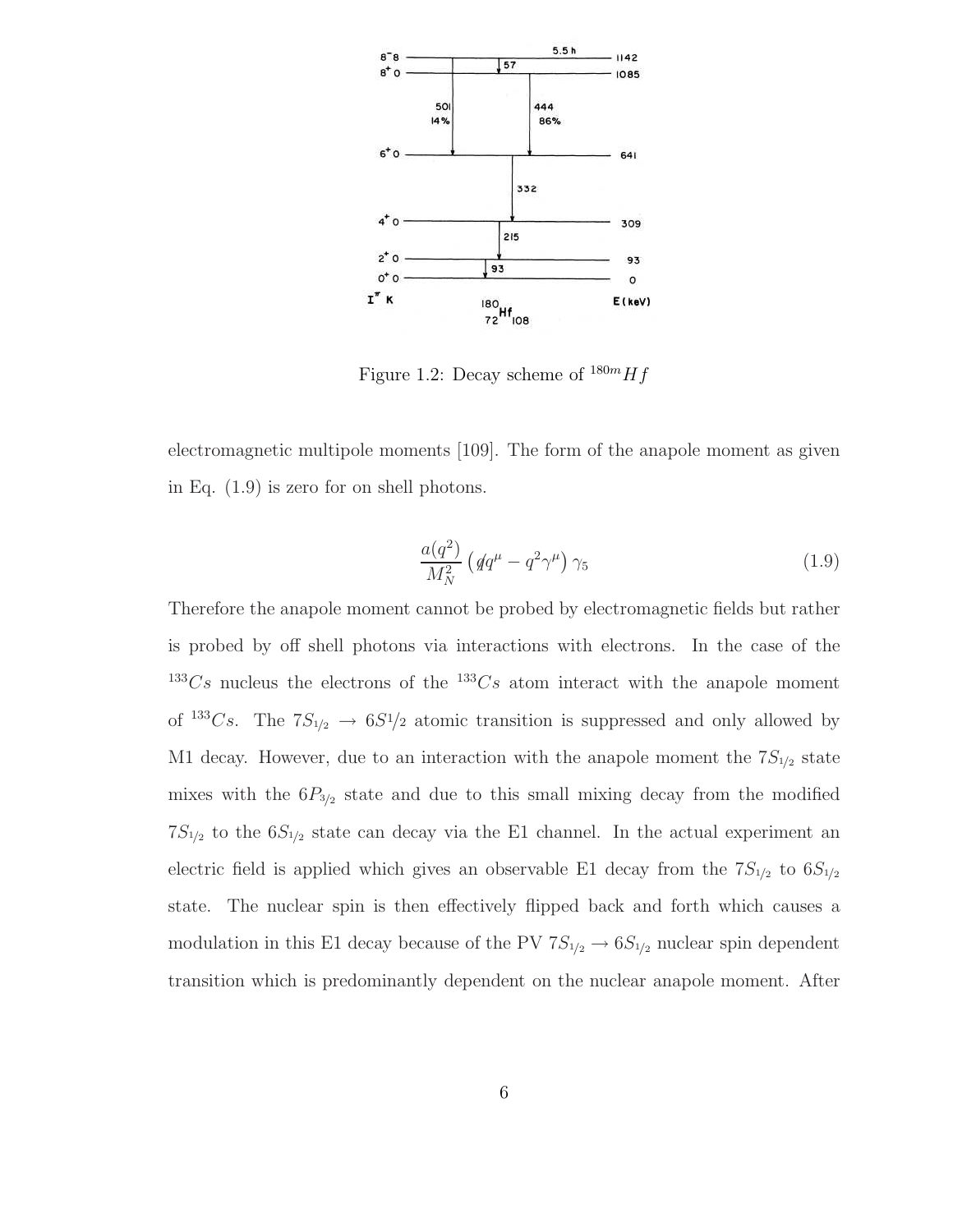Figure 1.2: Decay scheme of $^{180m}Hf$

electromagnetic multipole moments [109]. The form of the anapole moment as given in Eq. (1.9) is zero for on shell photons.

$$\frac{a(q^2)}{M_N^2}\left(\not{q}q^\mu - q^2\gamma^\mu\right)\gamma_5 \tag{1.9}$$

Therefore the anapole moment cannot be probed by electromagnetic fields but rather is probed by off shell photons via interactions with electrons. In the case of the $^{133}Cs$ nucleus the electrons of the $^{133}Cs$ atom interact with the anapole moment of $^{133}Cs$. The $7S_{1/2} \rightarrow 6S1/2$ atomic transition is suppressed and only allowed by M1 decay. However, due to an interaction with the anapole moment the $7S_{1/2}$ state mixes with the $6P_{3/2}$ state and due to this small mixing decay from the modified $7S_{1/2}$ to the $6S_{1/2}$ state can decay via the E1 channel. In the actual experiment an electric field is applied which gives an observable E1 decay from the $7S_{1/2}$ to $6S_{1/2}$ state. The nuclear spin is then effectively flipped back and forth which causes a modulation in this E1 decay because of the PV $7S_{1/2} \rightarrow 6S_{1/2}$ nuclear spin dependent transition which is predominantly dependent on the nuclear anapole moment. After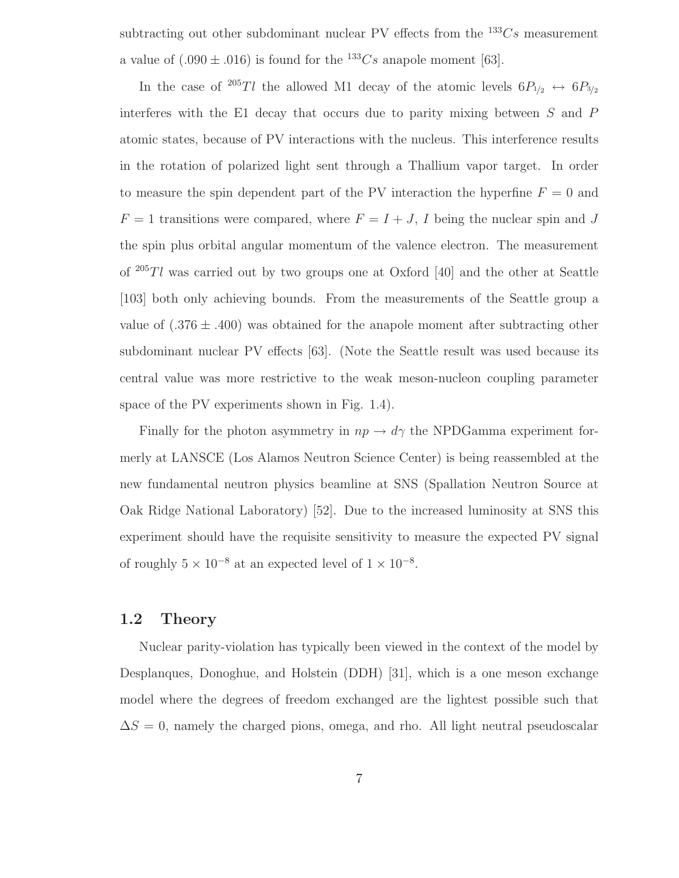subtracting out other subdominant nuclear PV effects from the $^{133}Cs$ measurement a value of $(.090 \pm .016)$ is found for the $^{133}Cs$ anapole moment [63].

In the case of $^{205}Tl$ the allowed M1 decay of the atomic levels $6P_{1/2} \leftrightarrow 6P_{3/2}$ interferes with the E1 decay that occurs due to parity mixing between $S$ and $P$ atomic states, because of PV interactions with the nucleus. This interference results in the rotation of polarized light sent through a Thallium vapor target. In order to measure the spin dependent part of the PV interaction the hyperfine $F = 0$ and $F = 1$ transitions were compared, where $F = I + J$, $I$ being the nuclear spin and $J$ the spin plus orbital angular momentum of the valence electron. The measurement of $^{205}Tl$ was carried out by two groups one at Oxford [40] and the other at Seattle [103] both only achieving bounds. From the measurements of the Seattle group a value of $(.376 \pm .400)$ was obtained for the anapole moment after subtracting other subdominant nuclear PV effects [63]. (Note the Seattle result was used because its central value was more restrictive to the weak meson-nucleon coupling parameter space of the PV experiments shown in Fig. 1.4).

Finally for the photon asymmetry in $np \to d\gamma$ the NPDGamma experiment formerly at LANSCE (Los Alamos Neutron Science Center) is being reassembled at the new fundamental neutron physics beamline at SNS (Spallation Neutron Source at Oak Ridge National Laboratory) [52]. Due to the increased luminosity at SNS this experiment should have the requisite sensitivity to measure the expected PV signal of roughly $5 \times 10^{-8}$ at an expected level of $1 \times 10^{-8}$.

## 1.2 Theory

Nuclear parity-violation has typically been viewed in the context of the model by Desplanques, Donoghue, and Holstein (DDH) [31], which is a one meson exchange model where the degrees of freedom exchanged are the lightest possible such that $\Delta S = 0$, namely the charged pions, omega, and rho. All light neutral pseudoscalar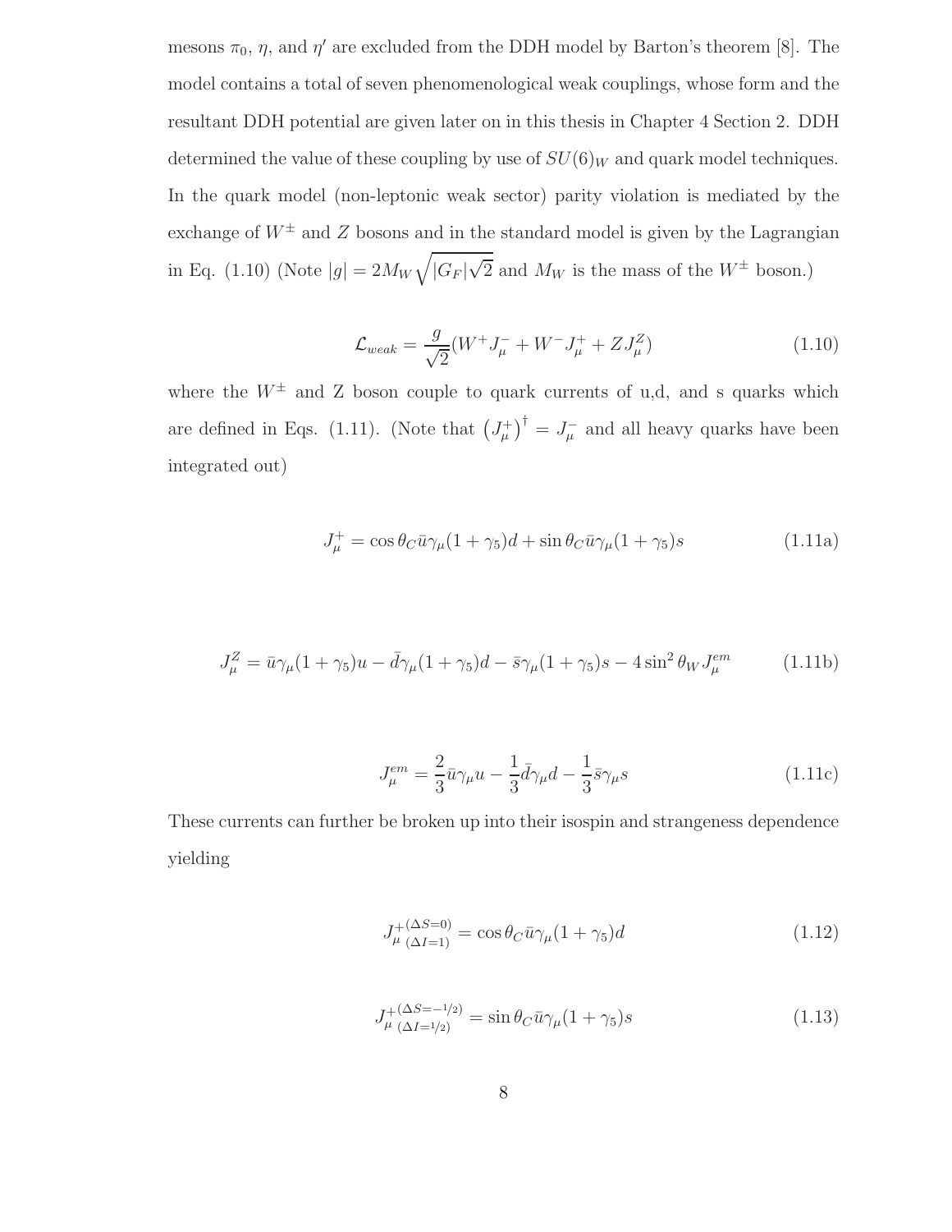mesons $\pi_0$, $\eta$, and $\eta'$ are excluded from the DDH model by Barton's theorem [8]. The model contains a total of seven phenomenological weak couplings, whose form and the resultant DDH potential are given later on in this thesis in Chapter 4 Section 2. DDH determined the value of these coupling by use of $SU(6)_W$ and quark model techniques. In the quark model (non-leptonic weak sector) parity violation is mediated by the exchange of $W^{\pm}$ and $Z$ bosons and in the standard model is given by the Lagrangian in Eq. (1.10) (Note $|g| = 2M_W\sqrt{|G_F|\sqrt{2}}$ and $M_W$ is the mass of the $W^{\pm}$ boson.)

$$\mathcal{L}_{weak} = \frac{g}{\sqrt{2}}(W^{+}J_{\mu}^{-} + W^{-}J_{\mu}^{+} + ZJ_{\mu}^{Z}) \tag{1.10}$$

where the $W^{\pm}$ and Z boson couple to quark currents of u,d, and s quarks which are defined in Eqs. (1.11). (Note that $\left(J_{\mu}^{+}\right)^{\dagger} = J_{\mu}^{-}$ and all heavy quarks have been integrated out)

$$J_{\mu}^{+} = \cos\theta_C \bar{u}\gamma_{\mu}(1+\gamma_5)d + \sin\theta_C \bar{u}\gamma_{\mu}(1+\gamma_5)s \tag{1.11a}$$

$$J_{\mu}^{Z} = \bar{u}\gamma_{\mu}(1+\gamma_5)u - \bar{d}\gamma_{\mu}(1+\gamma_5)d - \bar{s}\gamma_{\mu}(1+\gamma_5)s - 4\sin^2\theta_W J_{\mu}^{em} \tag{1.11b}$$

$$J_{\mu}^{em} = \frac{2}{3}\bar{u}\gamma_{\mu}u - \frac{1}{3}\bar{d}\gamma_{\mu}d - \frac{1}{3}\bar{s}\gamma_{\mu}s \tag{1.11c}$$

These currents can further be broken up into their isospin and strangeness dependence yielding

$$J_{\mu\,(\Delta I=1)}^{+(\Delta S=0)} = \cos\theta_C \bar{u}\gamma_{\mu}(1+\gamma_5)d \tag{1.12}$$

$$J_{\mu\,(\Delta I=1/2)}^{+(\Delta S=-1/2)} = \sin\theta_C \bar{u}\gamma_{\mu}(1+\gamma_5)s \tag{1.13}$$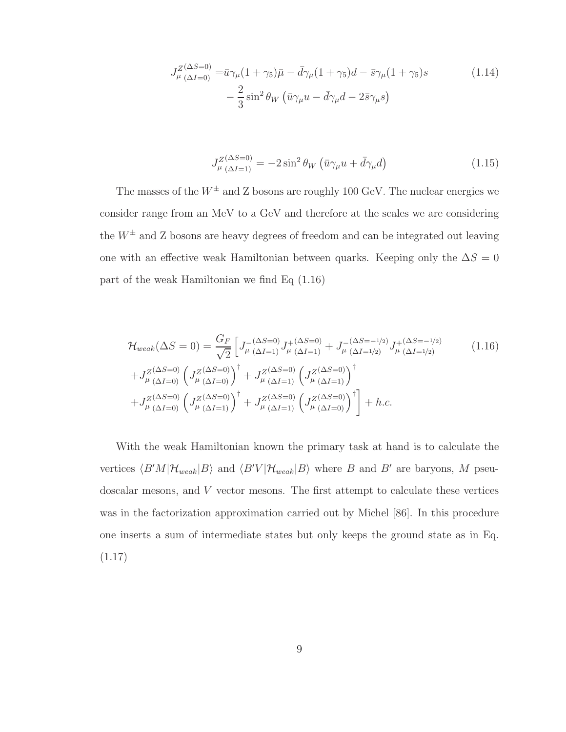$$J^{Z(\Delta S=0)}_{\mu\,(\Delta I=0)} = \bar{u}\gamma_\mu(1+\gamma_5)\bar{\mu} - \bar{d}\gamma_\mu(1+\gamma_5)d - \bar{s}\gamma_\mu(1+\gamma_5)s \\ -\frac{2}{3}\sin^2\theta_W\left(\bar{u}\gamma_\mu u - \bar{d}\gamma_\mu d - 2\bar{s}\gamma_\mu s\right) \tag{1.14}$$

$$J^{Z(\Delta S=0)}_{\mu\,(\Delta I=1)} = -2\sin^2\theta_W\left(\bar{u}\gamma_\mu u + \bar{d}\gamma_\mu d\right) \tag{1.15}$$

The masses of the $W^{\pm}$ and Z bosons are roughly 100 GeV. The nuclear energies we consider range from an MeV to a GeV and therefore at the scales we are considering the $W^{\pm}$ and Z bosons are heavy degrees of freedom and can be integrated out leaving one with an effective weak Hamiltonian between quarks. Keeping only the $\Delta S = 0$ part of the weak Hamiltonian we find Eq (1.16)

$$\begin{aligned}
\mathcal{H}_{weak}(\Delta S=0) = \frac{G_F}{\sqrt{2}}\Big[ & J^{-(\Delta S=0)}_{\mu\,(\Delta I=1)} J^{+(\Delta S=0)}_{\mu\,(\Delta I=1)} + J^{-(\Delta S=-1/2)}_{\mu\,(\Delta I=1/2)} J^{+(\Delta S=-1/2)}_{\mu\,(\Delta I=1/2)} \\
& + J^{Z(\Delta S=0)}_{\mu\,(\Delta I=0)}\left(J^{Z(\Delta S=0)}_{\mu\,(\Delta I=0)}\right)^{\dagger} + J^{Z(\Delta S=0)}_{\mu\,(\Delta I=1)}\left(J^{Z(\Delta S=0)}_{\mu\,(\Delta I=1)}\right)^{\dagger} \\
& + J^{Z(\Delta S=0)}_{\mu\,(\Delta I=0)}\left(J^{Z(\Delta S=0)}_{\mu\,(\Delta I=1)}\right)^{\dagger} + J^{Z(\Delta S=0)}_{\mu\,(\Delta I=1)}\left(J^{Z(\Delta S=0)}_{\mu\,(\Delta I=0)}\right)^{\dagger}\Big] + h.c.
\end{aligned} \tag{1.16}$$

With the weak Hamiltonian known the primary task at hand is to calculate the vertices $\langle B'M|\mathcal{H}_{weak}|B\rangle$ and $\langle B'V|\mathcal{H}_{weak}|B\rangle$ where $B$ and $B'$ are baryons, $M$ pseudoscalar mesons, and $V$ vector mesons. The first attempt to calculate these vertices was in the factorization approximation carried out by Michel [86]. In this procedure one inserts a sum of intermediate states but only keeps the ground state as in Eq. (1.17)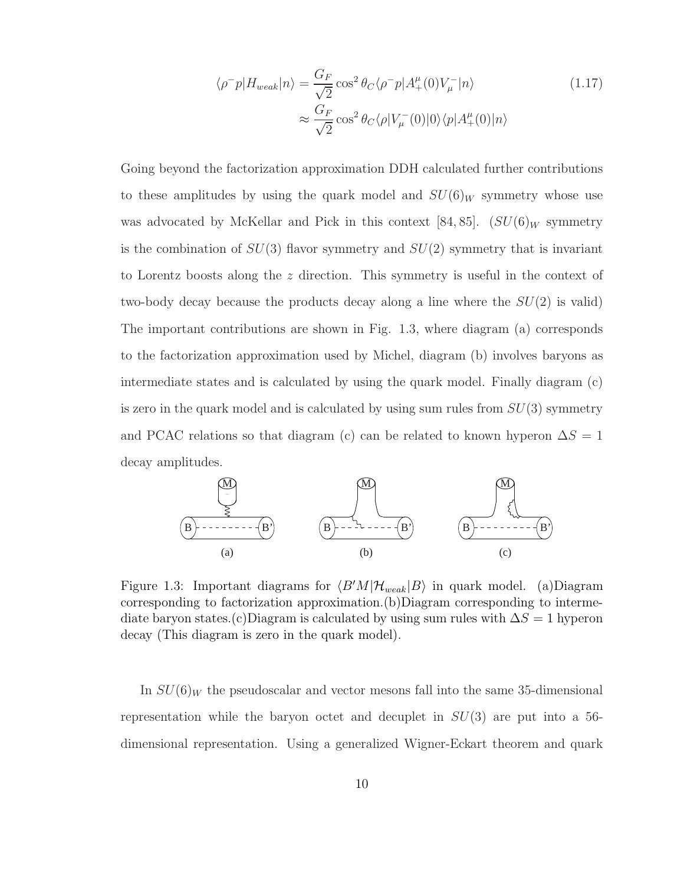$$\langle \rho^- p | H_{weak} | n \rangle = \frac{G_F}{\sqrt{2}} \cos^2 \theta_C \langle \rho^- p | A^\mu_+(0) V^-_\mu | n \rangle \tag{1.17}$$
$$\approx \frac{G_F}{\sqrt{2}} \cos^2 \theta_C \langle \rho | V^-_\mu(0) | 0 \rangle \langle p | A^\mu_+(0) | n \rangle$$

Going beyond the factorization approximation DDH calculated further contributions to these amplitudes by using the quark model and $SU(6)_W$ symmetry whose use was advocated by McKellar and Pick in this context [84, 85]. ($SU(6)_W$ symmetry is the combination of $SU(3)$ flavor symmetry and $SU(2)$ symmetry that is invariant to Lorentz boosts along the $z$ direction. This symmetry is useful in the context of two-body decay because the products decay along a line where the $SU(2)$ is valid) The important contributions are shown in Fig. 1.3, where diagram (a) corresponds to the factorization approximation used by Michel, diagram (b) involves baryons as intermediate states and is calculated by using the quark model. Finally diagram (c) is zero in the quark model and is calculated by using sum rules from $SU(3)$ symmetry and PCAC relations so that diagram (c) can be related to known hyperon $\Delta S = 1$ decay amplitudes.

Figure 1.3: Important diagrams for $\langle B'M | \mathcal{H}_{weak} | B \rangle$ in quark model. (a)Diagram corresponding to factorization approximation.(b)Diagram corresponding to intermediate baryon states.(c)Diagram is calculated by using sum rules with $\Delta S = 1$ hyperon decay (This diagram is zero in the quark model).

In $SU(6)_W$ the pseudoscalar and vector mesons fall into the same 35-dimensional representation while the baryon octet and decuplet in $SU(3)$ are put into a 56-dimensional representation. Using a generalized Wigner-Eckart theorem and quark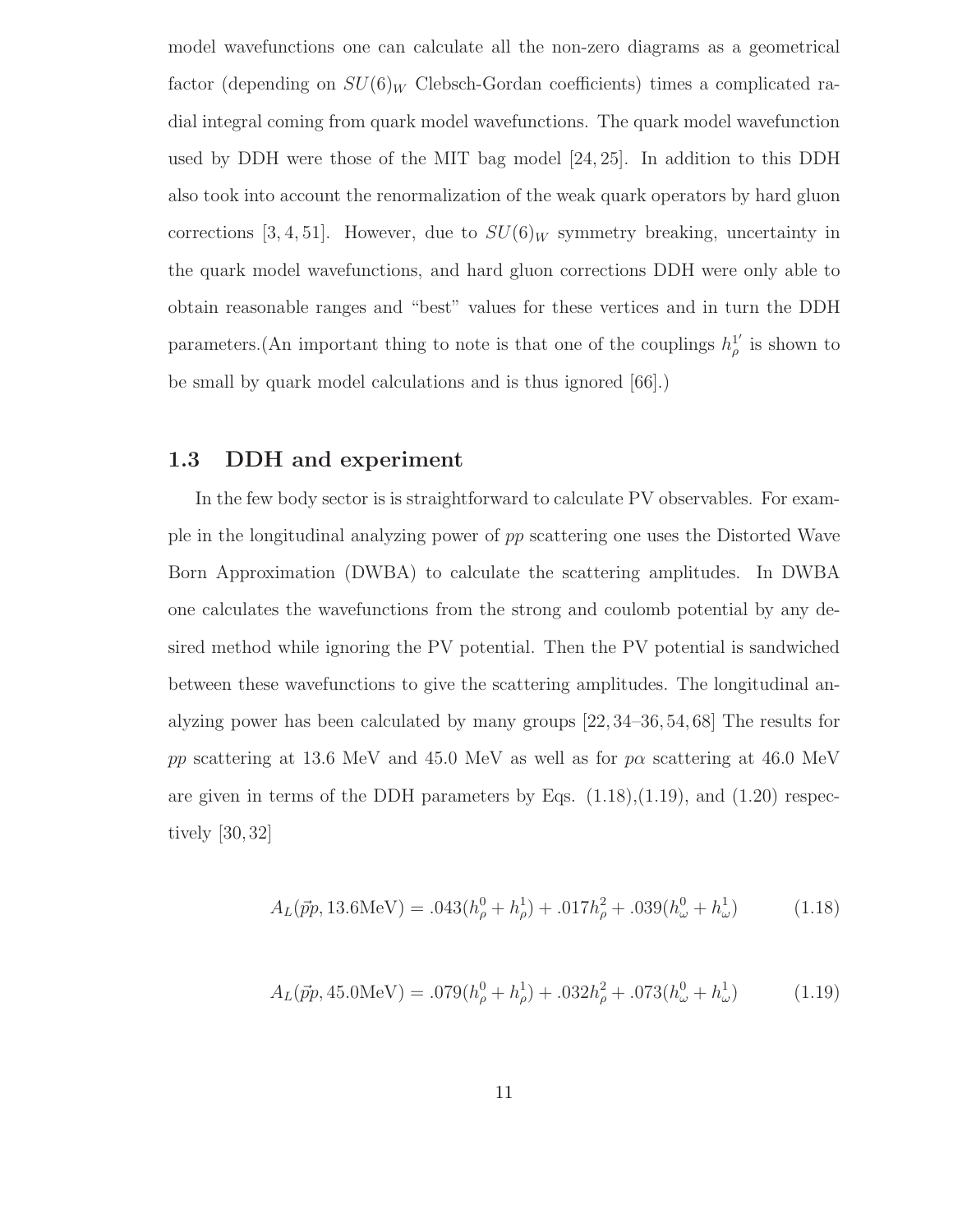model wavefunctions one can calculate all the non-zero diagrams as a geometrical factor (depending on $SU(6)_W$ Clebsch-Gordan coefficients) times a complicated radial integral coming from quark model wavefunctions. The quark model wavefunction used by DDH were those of the MIT bag model [24, 25]. In addition to this DDH also took into account the renormalization of the weak quark operators by hard gluon corrections [3, 4, 51]. However, due to $SU(6)_W$ symmetry breaking, uncertainty in the quark model wavefunctions, and hard gluon corrections DDH were only able to obtain reasonable ranges and "best" values for these vertices and in turn the DDH parameters.(An important thing to note is that one of the couplings $h_\rho^{1'}$ is shown to be small by quark model calculations and is thus ignored [66].)

## 1.3 DDH and experiment

In the few body sector is is straightforward to calculate PV observables. For example in the longitudinal analyzing power of $pp$ scattering one uses the Distorted Wave Born Approximation (DWBA) to calculate the scattering amplitudes. In DWBA one calculates the wavefunctions from the strong and coulomb potential by any desired method while ignoring the PV potential. Then the PV potential is sandwiched between these wavefunctions to give the scattering amplitudes. The longitudinal analyzing power has been calculated by many groups [22, 34–36, 54, 68] The results for $pp$ scattering at 13.6 MeV and 45.0 MeV as well as for $p\alpha$ scattering at 46.0 MeV are given in terms of the DDH parameters by Eqs. (1.18),(1.19), and (1.20) respectively [30, 32]

$$A_L(\vec{p}p, 13.6\text{MeV}) = .043(h_\rho^0 + h_\rho^1) + .017h_\rho^2 + .039(h_\omega^0 + h_\omega^1) \tag{1.18}$$

$$A_L(\vec{p}p, 45.0\text{MeV}) = .079(h_\rho^0 + h_\rho^1) + .032h_\rho^2 + .073(h_\omega^0 + h_\omega^1) \tag{1.19}$$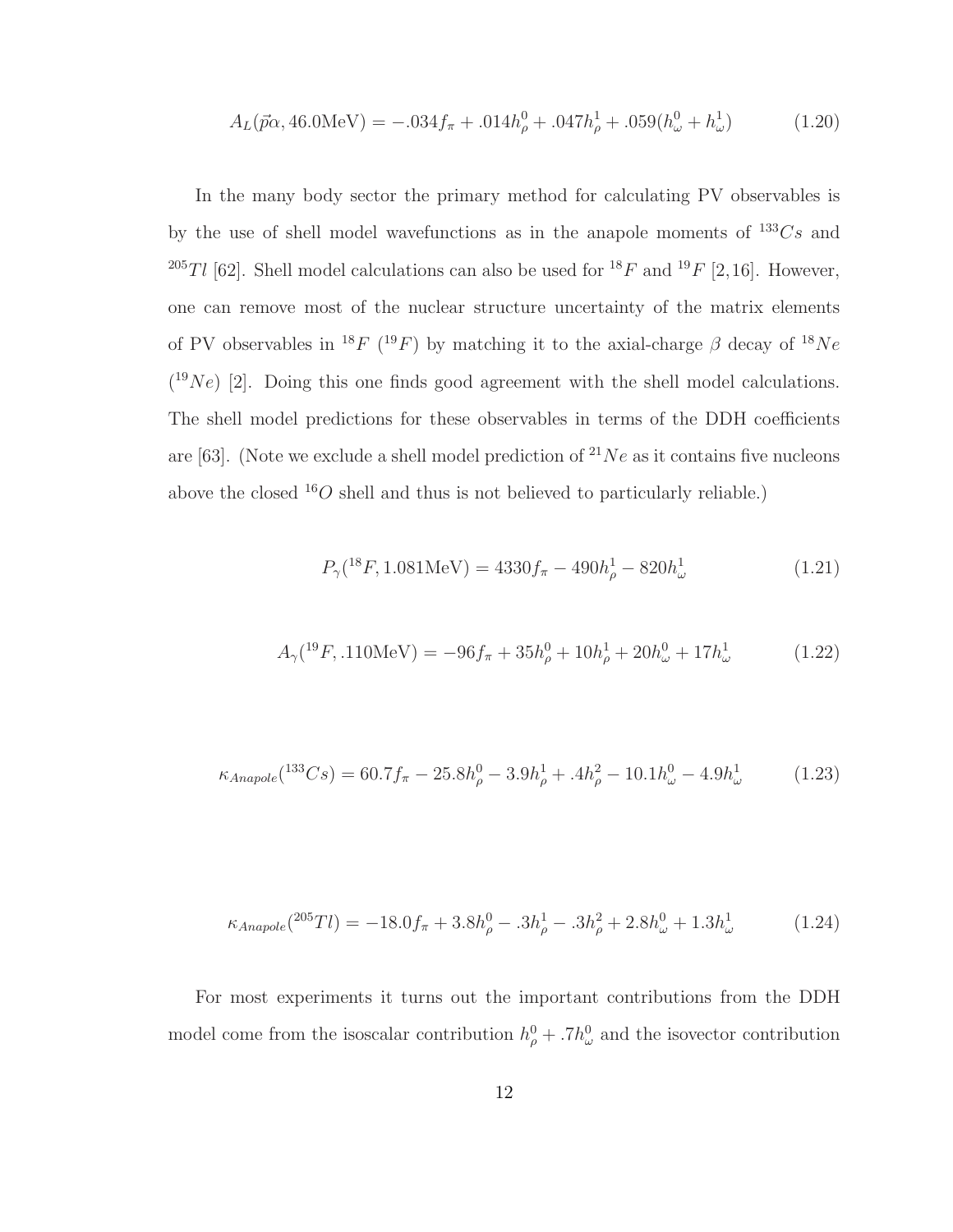$$A_L(\vec{p}\alpha, 46.0\text{MeV}) = -.034f_\pi + .014h_\rho^0 + .047h_\rho^1 + .059(h_\omega^0 + h_\omega^1) \tag{1.20}$$

In the many body sector the primary method for calculating PV observables is by the use of shell model wavefunctions as in the anapole moments of $^{133}Cs$ and $^{205}Tl$ [62]. Shell model calculations can also be used for $^{18}F$ and $^{19}F$ [2,16]. However, one can remove most of the nuclear structure uncertainty of the matrix elements of PV observables in $^{18}F$ ($^{19}F$) by matching it to the axial-charge $\beta$ decay of $^{18}Ne$ ($^{19}Ne$) [2]. Doing this one finds good agreement with the shell model calculations. The shell model predictions for these observables in terms of the DDH coefficients are [63]. (Note we exclude a shell model prediction of $^{21}Ne$ as it contains five nucleons above the closed $^{16}O$ shell and thus is not believed to particularly reliable.)

$$P_\gamma(^{18}F, 1.081\text{MeV}) = 4330f_\pi - 490h_\rho^1 - 820h_\omega^1 \tag{1.21}$$

$$A_\gamma(^{19}F, .110\text{MeV}) = -96f_\pi + 35h_\rho^0 + 10h_\rho^1 + 20h_\omega^0 + 17h_\omega^1 \tag{1.22}$$

$$\kappa_{Anapole}(^{133}Cs) = 60.7f_\pi - 25.8h_\rho^0 - 3.9h_\rho^1 + .4h_\rho^2 - 10.1h_\omega^0 - 4.9h_\omega^1 \tag{1.23}$$

$$\kappa_{Anapole}(^{205}Tl) = -18.0f_\pi + 3.8h_\rho^0 - .3h_\rho^1 - .3h_\rho^2 + 2.8h_\omega^0 + 1.3h_\omega^1 \tag{1.24}$$

For most experiments it turns out the important contributions from the DDH model come from the isoscalar contribution $h_\rho^0 + .7h_\omega^0$ and the isovector contribution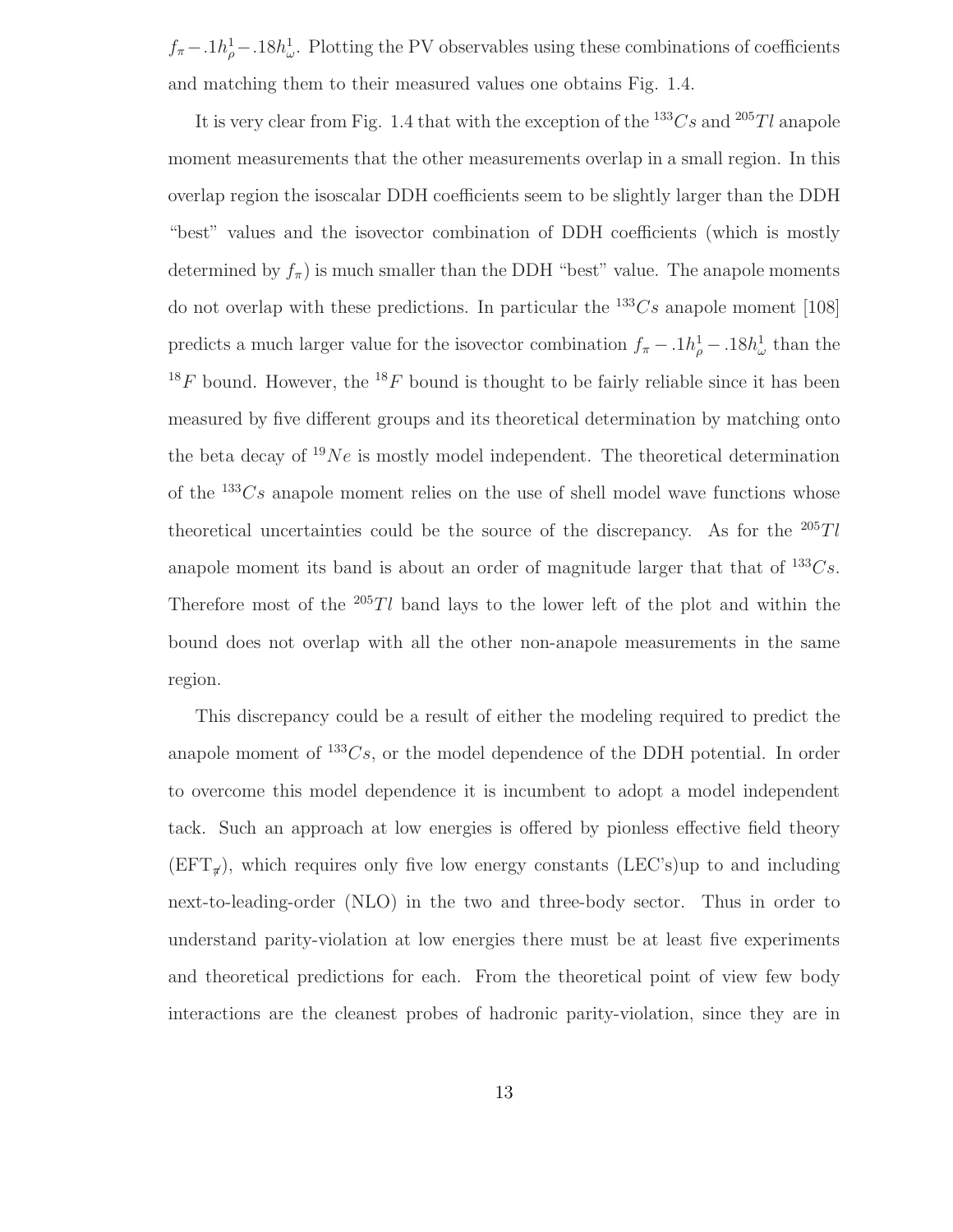$f_\pi - .1h^1_\rho - .18h^1_\omega$. Plotting the PV observables using these combinations of coefficients and matching them to their measured values one obtains Fig. 1.4.

It is very clear from Fig. 1.4 that with the exception of the $^{133}Cs$ and $^{205}Tl$ anapole moment measurements that the other measurements overlap in a small region. In this overlap region the isoscalar DDH coefficients seem to be slightly larger than the DDH "best" values and the isovector combination of DDH coefficients (which is mostly determined by $f_\pi$) is much smaller than the DDH "best" value. The anapole moments do not overlap with these predictions. In particular the $^{133}Cs$ anapole moment [108] predicts a much larger value for the isovector combination $f_\pi - .1h^1_\rho - .18h^1_\omega$ than the $^{18}F$ bound. However, the $^{18}F$ bound is thought to be fairly reliable since it has been measured by five different groups and its theoretical determination by matching onto the beta decay of $^{19}Ne$ is mostly model independent. The theoretical determination of the $^{133}Cs$ anapole moment relies on the use of shell model wave functions whose theoretical uncertainties could be the source of the discrepancy. As for the $^{205}Tl$ anapole moment its band is about an order of magnitude larger that that of $^{133}Cs$. Therefore most of the $^{205}Tl$ band lays to the lower left of the plot and within the bound does not overlap with all the other non-anapole measurements in the same region.

This discrepancy could be a result of either the modeling required to predict the anapole moment of $^{133}Cs$, or the model dependence of the DDH potential. In order to overcome this model dependence it is incumbent to adopt a model independent tack. Such an approach at low energies is offered by pionless effective field theory ($\text{EFT}_{\not\pi}$), which requires only five low energy constants (LEC's)up to and including next-to-leading-order (NLO) in the two and three-body sector. Thus in order to understand parity-violation at low energies there must be at least five experiments and theoretical predictions for each. From the theoretical point of view few body interactions are the cleanest probes of hadronic parity-violation, since they are in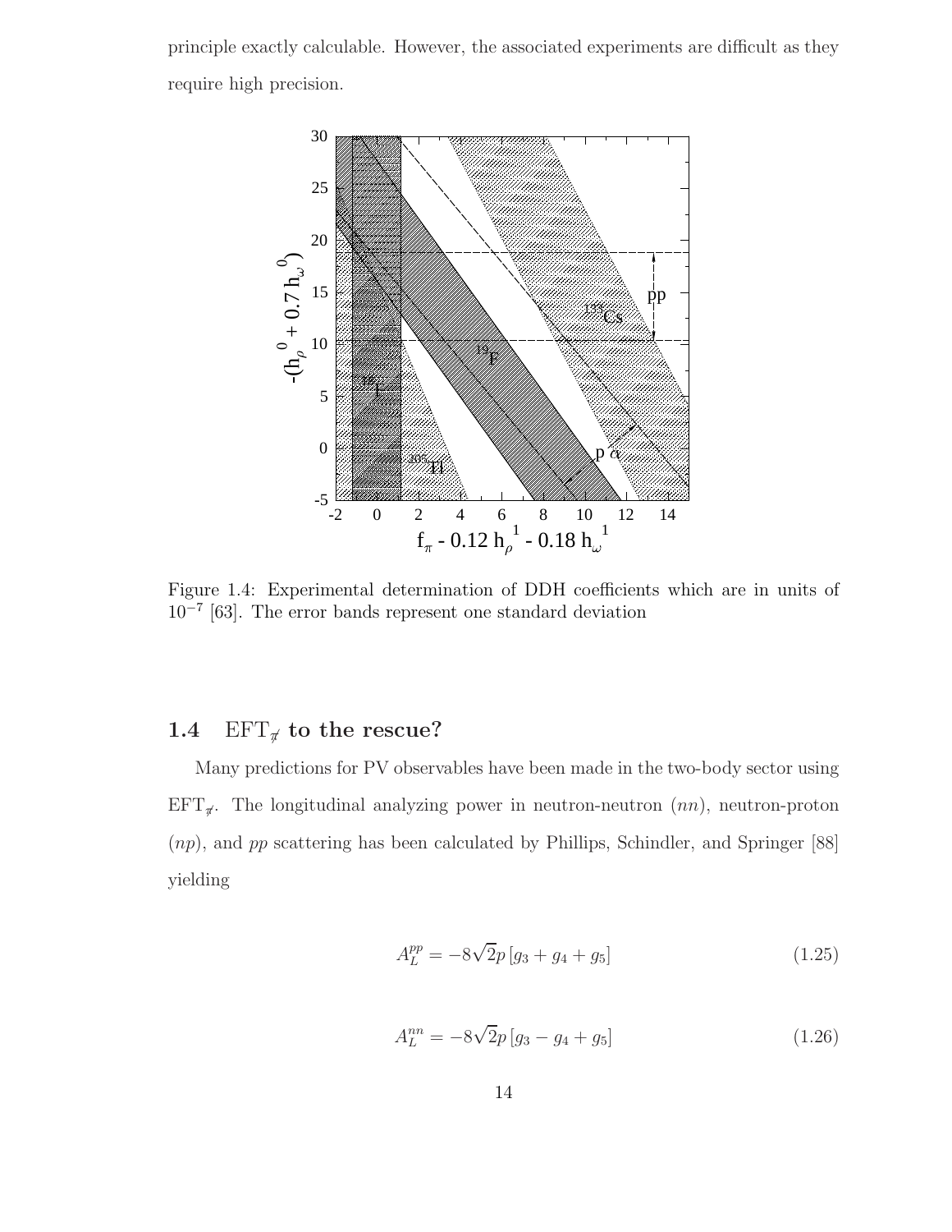principle exactly calculable. However, the associated experiments are difficult as they require high precision.

Figure 1.4: Experimental determination of DDH coefficients which are in units of $10^{-7}$ [63]. The error bands represent one standard deviation

## 1.4 $\mathrm{EFT}_{\not\pi}$ to the rescue?

Many predictions for PV observables have been made in the two-body sector using $\mathrm{EFT}_{\not\pi}$. The longitudinal analyzing power in neutron-neutron ($nn$), neutron-proton ($np$), and $pp$ scattering has been calculated by Phillips, Schindler, and Springer [88] yielding

$$A_L^{pp} = -8\sqrt{2}p\,[g_3 + g_4 + g_5] \tag{1.25}$$

$$A_L^{nn} = -8\sqrt{2}p\,[g_3 - g_4 + g_5] \tag{1.26}$$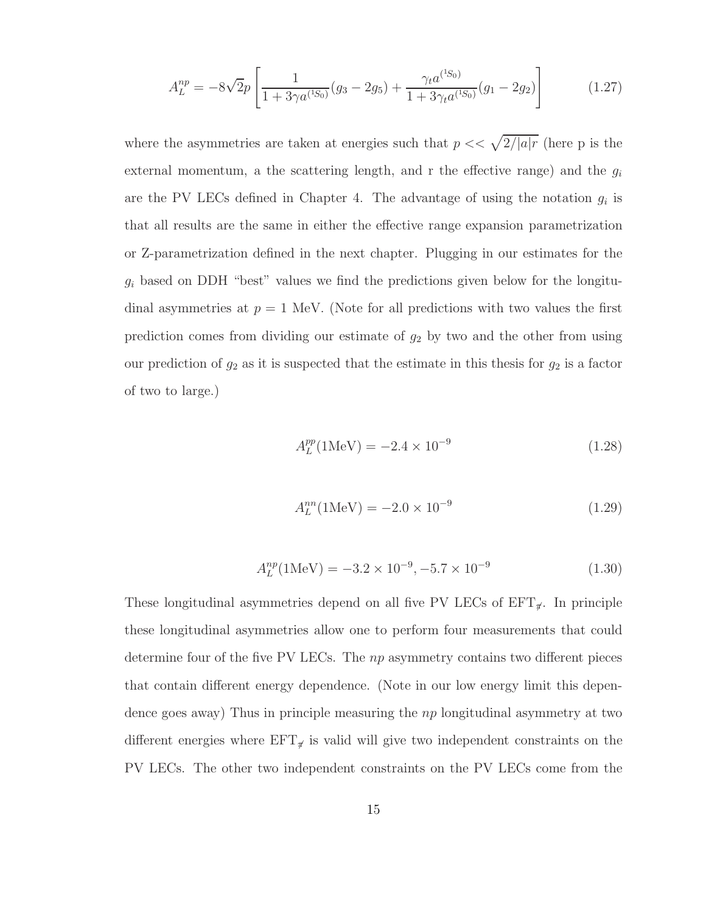$$A_L^{np} = -8\sqrt{2}p\left[\frac{1}{1+3\gamma a^{(^1S_0)}}(g_3 - 2g_5) + \frac{\gamma_t a^{(^1S_0)}}{1+3\gamma_t a^{(^1S_0)}}(g_1 - 2g_2)\right] \tag{1.27}$$

where the asymmetries are taken at energies such that $p << \sqrt{2/|a|r}$ (here p is the external momentum, a the scattering length, and r the effective range) and the $g_i$ are the PV LECs defined in Chapter 4. The advantage of using the notation $g_i$ is that all results are the same in either the effective range expansion parametrization or Z-parametrization defined in the next chapter. Plugging in our estimates for the $g_i$ based on DDH "best" values we find the predictions given below for the longitudinal asymmetries at $p = 1$ MeV. (Note for all predictions with two values the first prediction comes from dividing our estimate of $g_2$ by two and the other from using our prediction of $g_2$ as it is suspected that the estimate in this thesis for $g_2$ is a factor of two to large.)

$$A_L^{pp}(1\text{MeV}) = -2.4 \times 10^{-9} \tag{1.28}$$

$$A_L^{nn}(1\text{MeV}) = -2.0 \times 10^{-9} \tag{1.29}$$

$$A_L^{np}(1\text{MeV}) = -3.2 \times 10^{-9}, -5.7 \times 10^{-9} \tag{1.30}$$

These longitudinal asymmetries depend on all five PV LECs of $\text{EFT}_{\not\pi}$. In principle these longitudinal asymmetries allow one to perform four measurements that could determine four of the five PV LECs. The $np$ asymmetry contains two different pieces that contain different energy dependence. (Note in our low energy limit this dependence goes away) Thus in principle measuring the $np$ longitudinal asymmetry at two different energies where $\text{EFT}_{\not\pi}$ is valid will give two independent constraints on the PV LECs. The other two independent constraints on the PV LECs come from the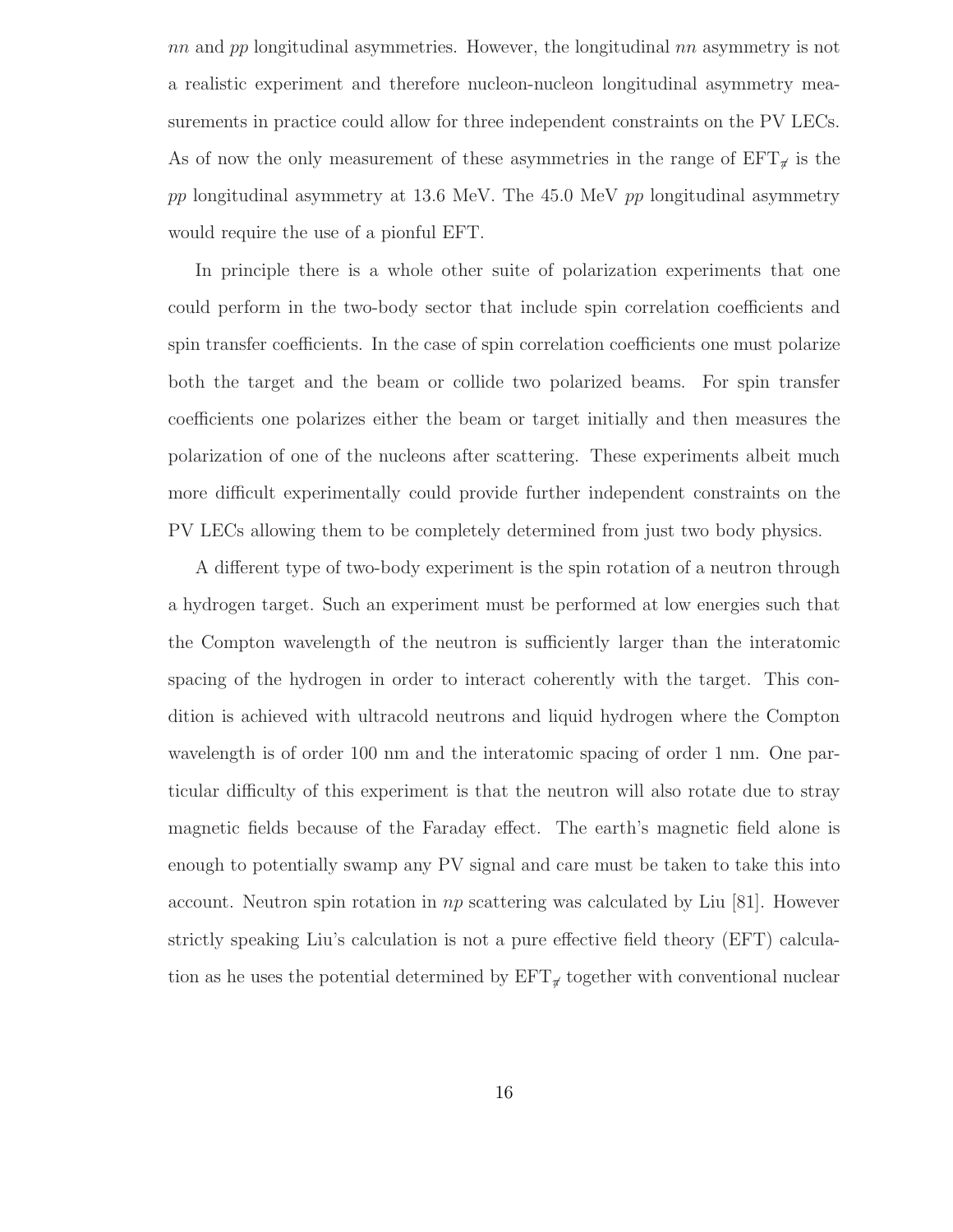$nn$ and $pp$ longitudinal asymmetries. However, the longitudinal $nn$ asymmetry is not a realistic experiment and therefore nucleon-nucleon longitudinal asymmetry measurements in practice could allow for three independent constraints on the PV LECs. As of now the only measurement of these asymmetries in the range of $\text{EFT}_{\not{\pi}}$ is the $pp$ longitudinal asymmetry at 13.6 MeV. The 45.0 MeV $pp$ longitudinal asymmetry would require the use of a pionful EFT.

In principle there is a whole other suite of polarization experiments that one could perform in the two-body sector that include spin correlation coefficients and spin transfer coefficients. In the case of spin correlation coefficients one must polarize both the target and the beam or collide two polarized beams. For spin transfer coefficients one polarizes either the beam or target initially and then measures the polarization of one of the nucleons after scattering. These experiments albeit much more difficult experimentally could provide further independent constraints on the PV LECs allowing them to be completely determined from just two body physics.

A different type of two-body experiment is the spin rotation of a neutron through a hydrogen target. Such an experiment must be performed at low energies such that the Compton wavelength of the neutron is sufficiently larger than the interatomic spacing of the hydrogen in order to interact coherently with the target. This condition is achieved with ultracold neutrons and liquid hydrogen where the Compton wavelength is of order 100 nm and the interatomic spacing of order 1 nm. One particular difficulty of this experiment is that the neutron will also rotate due to stray magnetic fields because of the Faraday effect. The earth's magnetic field alone is enough to potentially swamp any PV signal and care must be taken to take this into account. Neutron spin rotation in $np$ scattering was calculated by Liu [81]. However strictly speaking Liu's calculation is not a pure effective field theory (EFT) calculation as he uses the potential determined by $\text{EFT}_{\not{\pi}}$ together with conventional nuclear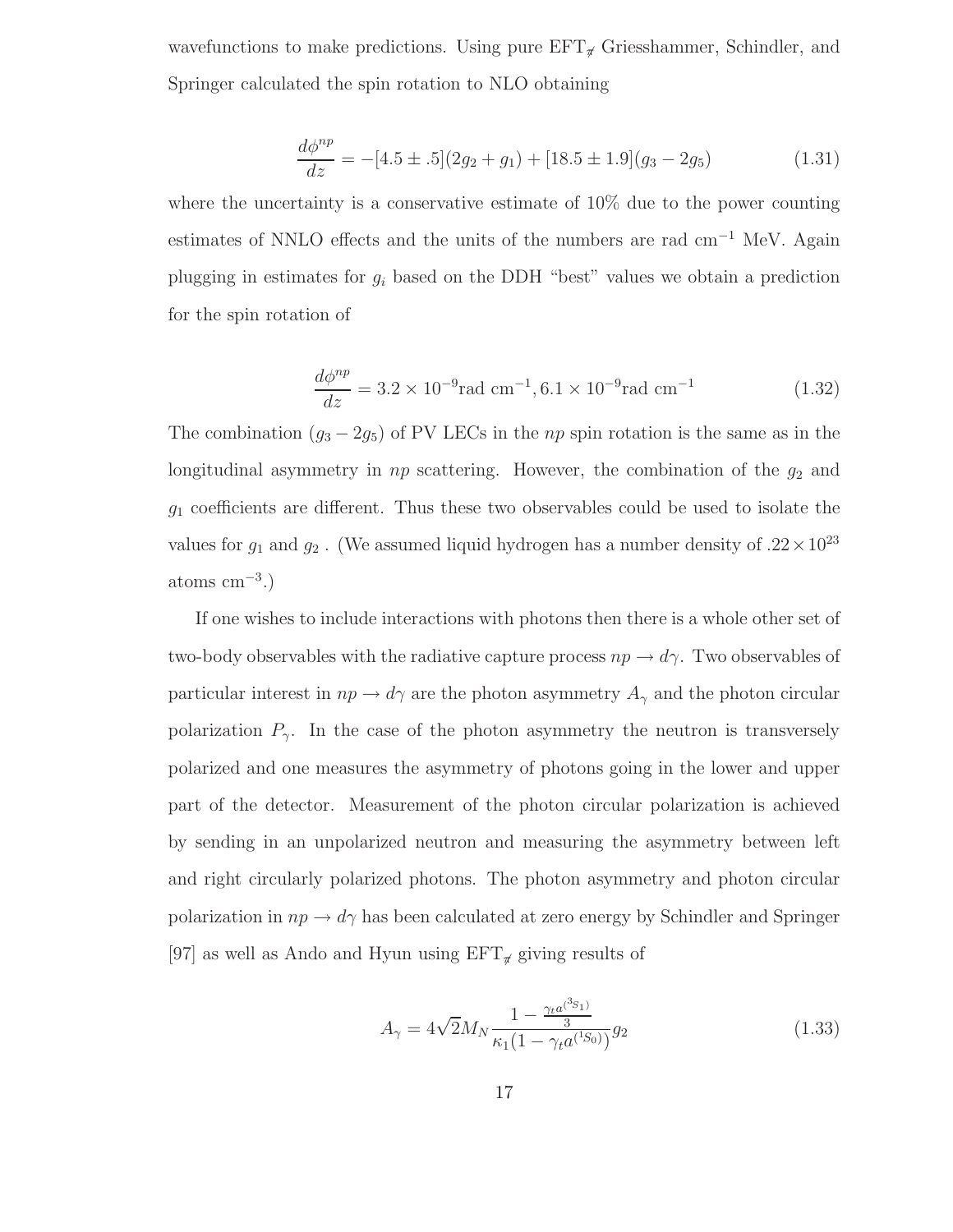wavefunctions to make predictions. Using pure $\text{EFT}_{\not\pi}$ Griesshammer, Schindler, and Springer calculated the spin rotation to NLO obtaining

$$\frac{d\phi^{np}}{dz} = -[4.5 \pm .5](2g_2 + g_1) + [18.5 \pm 1.9](g_3 - 2g_5) \tag{1.31}$$

where the uncertainty is a conservative estimate of 10% due to the power counting estimates of NNLO effects and the units of the numbers are rad cm$^{-1}$ MeV. Again plugging in estimates for $g_i$ based on the DDH "best" values we obtain a prediction for the spin rotation of

$$\frac{d\phi^{np}}{dz} = 3.2 \times 10^{-9}\text{rad cm}^{-1}, 6.1 \times 10^{-9}\text{rad cm}^{-1} \tag{1.32}$$

The combination $(g_3 - 2g_5)$ of PV LECs in the $np$ spin rotation is the same as in the longitudinal asymmetry in $np$ scattering. However, the combination of the $g_2$ and $g_1$ coefficients are different. Thus these two observables could be used to isolate the values for $g_1$ and $g_2$ . (We assumed liquid hydrogen has a number density of $.22 \times 10^{23}$ atoms cm$^{-3}$.)

If one wishes to include interactions with photons then there is a whole other set of two-body observables with the radiative capture process $np \to d\gamma$. Two observables of particular interest in $np \to d\gamma$ are the photon asymmetry $A_\gamma$ and the photon circular polarization $P_\gamma$. In the case of the photon asymmetry the neutron is transversely polarized and one measures the asymmetry of photons going in the lower and upper part of the detector. Measurement of the photon circular polarization is achieved by sending in an unpolarized neutron and measuring the asymmetry between left and right circularly polarized photons. The photon asymmetry and photon circular polarization in $np \to d\gamma$ has been calculated at zero energy by Schindler and Springer [97] as well as Ando and Hyun using $\text{EFT}_{\not\pi}$ giving results of

$$A_\gamma = 4\sqrt{2}M_N \frac{1 - \frac{\gamma_t a^{(^3S_1)}}{3}}{\kappa_1(1 - \gamma_t a^{(^1S_0)})} g_2 \tag{1.33}$$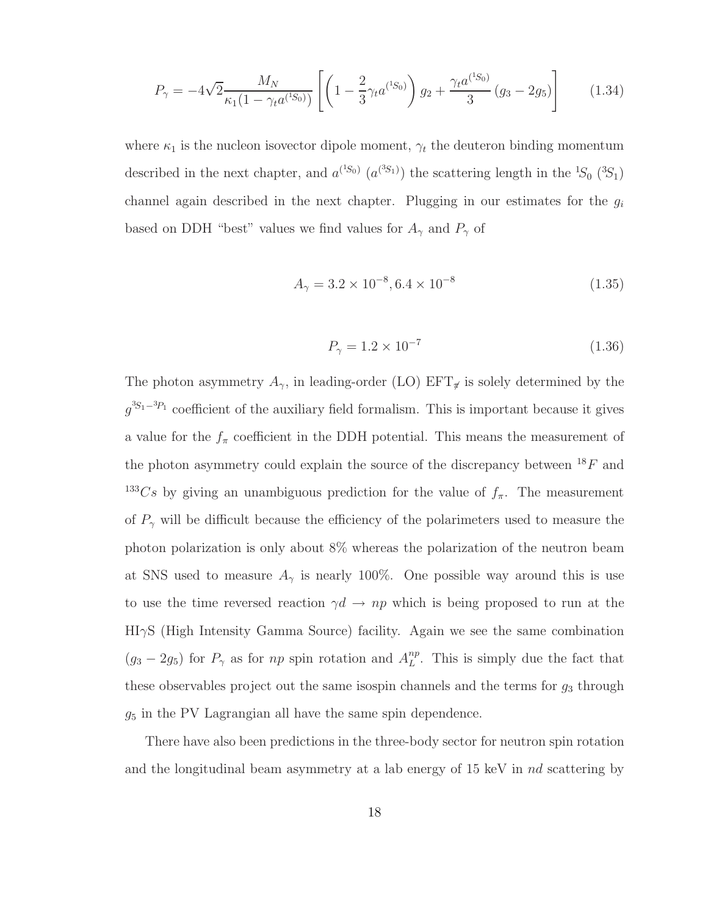$$P_\gamma = -4\sqrt{2}\frac{M_N}{\kappa_1(1-\gamma_t a^{(^1S_0)})}\left[\left(1-\frac{2}{3}\gamma_t a^{(^1S_0)}\right)g_2 + \frac{\gamma_t a^{(^1S_0)}}{3}\left(g_3 - 2g_5\right)\right] \tag{1.34}$$

where $\kappa_1$ is the nucleon isovector dipole moment, $\gamma_t$ the deuteron binding momentum described in the next chapter, and $a^{(^1S_0)}$ ($a^{(^3S_1)}$) the scattering length in the $^1S_0$ ($^3S_1$) channel again described in the next chapter. Plugging in our estimates for the $g_i$ based on DDH "best" values we find values for $A_\gamma$ and $P_\gamma$ of

$$A_\gamma = 3.2 \times 10^{-8}, 6.4 \times 10^{-8} \tag{1.35}$$

$$P_\gamma = 1.2 \times 10^{-7} \tag{1.36}$$

The photon asymmetry $A_\gamma$, in leading-order (LO) EFT$_{\not\pi}$ is solely determined by the $g^{^3S_1-^3P_1}$ coefficient of the auxiliary field formalism. This is important because it gives a value for the $f_\pi$ coefficient in the DDH potential. This means the measurement of the photon asymmetry could explain the source of the discrepancy between $^{18}F$ and $^{133}Cs$ by giving an unambiguous prediction for the value of $f_\pi$. The measurement of $P_\gamma$ will be difficult because the efficiency of the polarimeters used to measure the photon polarization is only about 8% whereas the polarization of the neutron beam at SNS used to measure $A_\gamma$ is nearly 100%. One possible way around this is use to use the time reversed reaction $\gamma d \to np$ which is being proposed to run at the HI$\gamma$S (High Intensity Gamma Source) facility. Again we see the same combination $(g_3 - 2g_5)$ for $P_\gamma$ as for $np$ spin rotation and $A_L^{np}$. This is simply due the fact that these observables project out the same isospin channels and the terms for $g_3$ through $g_5$ in the PV Lagrangian all have the same spin dependence.

There have also been predictions in the three-body sector for neutron spin rotation and the longitudinal beam asymmetry at a lab energy of 15 keV in $nd$ scattering by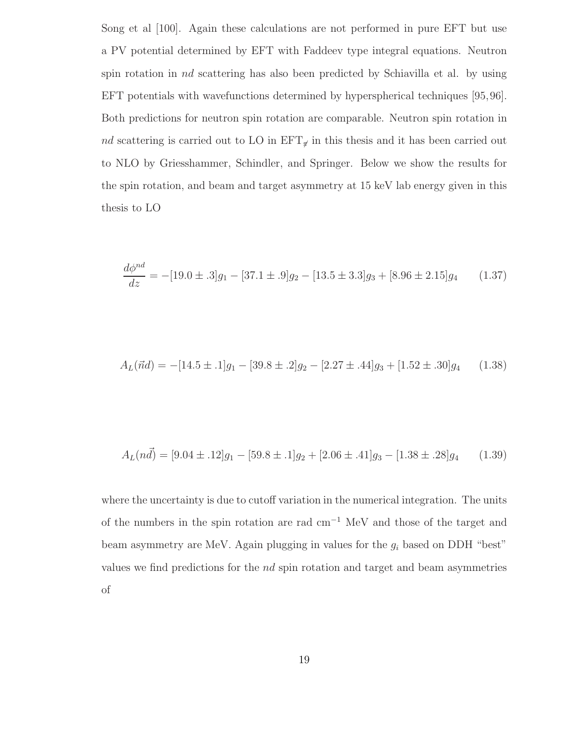Song et al [100]. Again these calculations are not performed in pure EFT but use a PV potential determined by EFT with Faddeev type integral equations. Neutron spin rotation in $nd$ scattering has also been predicted by Schiavilla et al. by using EFT potentials with wavefunctions determined by hyperspherical techniques [95, 96]. Both predictions for neutron spin rotation are comparable. Neutron spin rotation in $nd$ scattering is carried out to LO in $\mathrm{EFT}_{\not\pi}$ in this thesis and it has been carried out to NLO by Griesshammer, Schindler, and Springer. Below we show the results for the spin rotation, and beam and target asymmetry at 15 keV lab energy given in this thesis to LO

$$\frac{d\phi^{nd}}{dz} = -[19.0 \pm .3]g_1 - [37.1 \pm .9]g_2 - [13.5 \pm 3.3]g_3 + [8.96 \pm 2.15]g_4 \tag{1.37}$$

$$A_L(\vec{n}d) = -[14.5 \pm .1]g_1 - [39.8 \pm .2]g_2 - [2.27 \pm .44]g_3 + [1.52 \pm .30]g_4 \tag{1.38}$$

$$A_L(n\vec{d}) = [9.04 \pm .12]g_1 - [59.8 \pm .1]g_2 + [2.06 \pm .41]g_3 - [1.38 \pm .28]g_4 \tag{1.39}$$

where the uncertainty is due to cutoff variation in the numerical integration. The units of the numbers in the spin rotation are rad cm$^{-1}$ MeV and those of the target and beam asymmetry are MeV. Again plugging in values for the $g_i$ based on DDH "best" values we find predictions for the $nd$ spin rotation and target and beam asymmetries of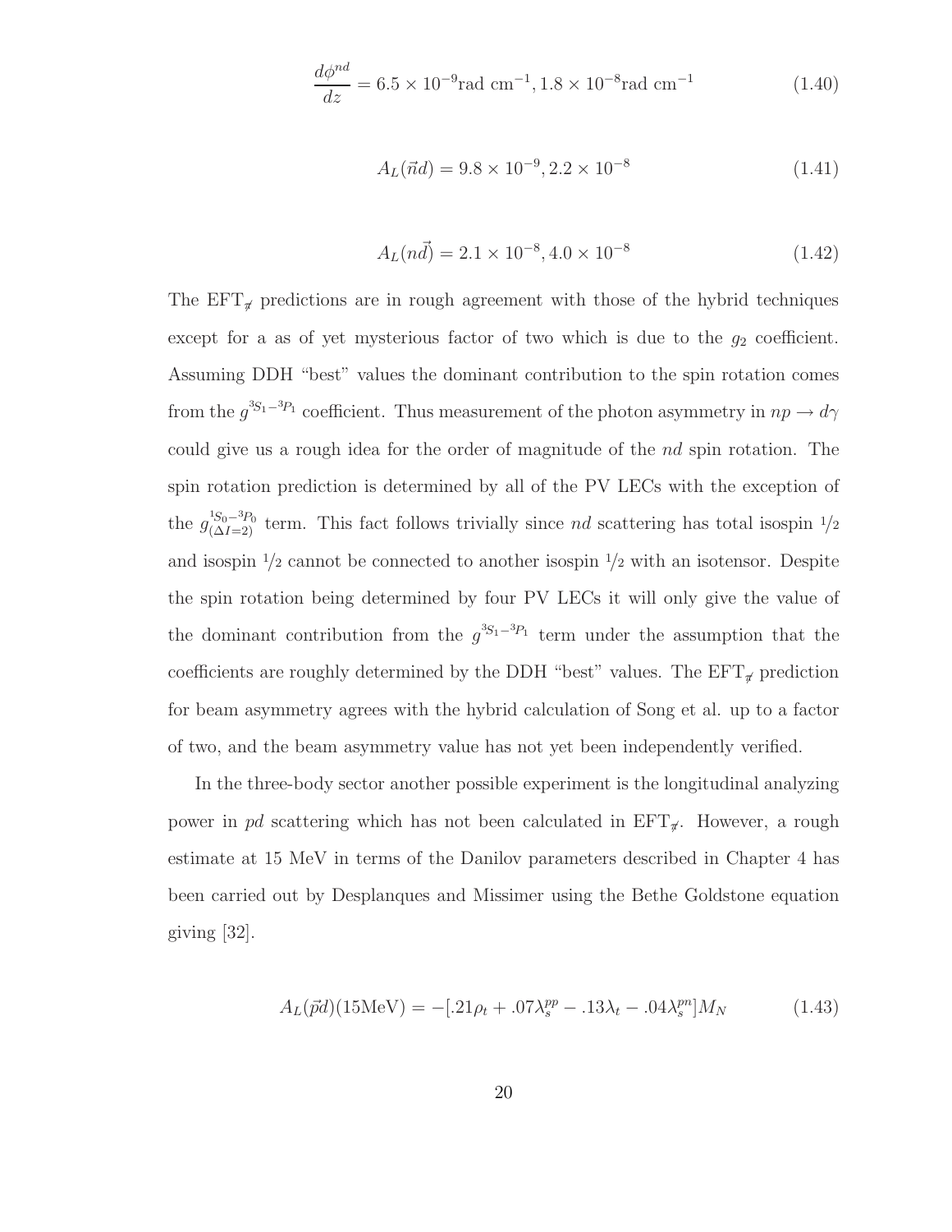$$\frac{d\phi^{nd}}{dz} = 6.5 \times 10^{-9}\text{rad cm}^{-1}, 1.8 \times 10^{-8}\text{rad cm}^{-1} \tag{1.40}$$

$$A_L(\vec{n}d) = 9.8 \times 10^{-9}, 2.2 \times 10^{-8} \tag{1.41}$$

$$A_L(n\vec{d}) = 2.1 \times 10^{-8}, 4.0 \times 10^{-8} \tag{1.42}$$

The $\text{EFT}_{\not\pi}$ predictions are in rough agreement with those of the hybrid techniques except for a as of yet mysterious factor of two which is due to the $g_2$ coefficient. Assuming DDH "best" values the dominant contribution to the spin rotation comes from the $g^{^3S_1-^3P_1}$ coefficient. Thus measurement of the photon asymmetry in $np \to d\gamma$ could give us a rough idea for the order of magnitude of the $nd$ spin rotation. The spin rotation prediction is determined by all of the PV LECs with the exception of the $g^{^1S_0-^3P_0}_{(\Delta I=2)}$ term. This fact follows trivially since $nd$ scattering has total isospin $1/2$ and isospin $1/2$ cannot be connected to another isospin $1/2$ with an isotensor. Despite the spin rotation being determined by four PV LECs it will only give the value of the dominant contribution from the $g^{^3S_1-^3P_1}$ term under the assumption that the coefficients are roughly determined by the DDH "best" values. The $\text{EFT}_{\not\pi}$ prediction for beam asymmetry agrees with the hybrid calculation of Song et al. up to a factor of two, and the beam asymmetry value has not yet been independently verified.

In the three-body sector another possible experiment is the longitudinal analyzing power in $pd$ scattering which has not been calculated in $\text{EFT}_{\not\pi}$. However, a rough estimate at 15 MeV in terms of the Danilov parameters described in Chapter 4 has been carried out by Desplanques and Missimer using the Bethe Goldstone equation giving [32].

$$A_L(\vec{p}d)(15\text{MeV}) = -[.21\rho_t + .07\lambda_s^{pp} - .13\lambda_t - .04\lambda_s^{pn}]M_N \tag{1.43}$$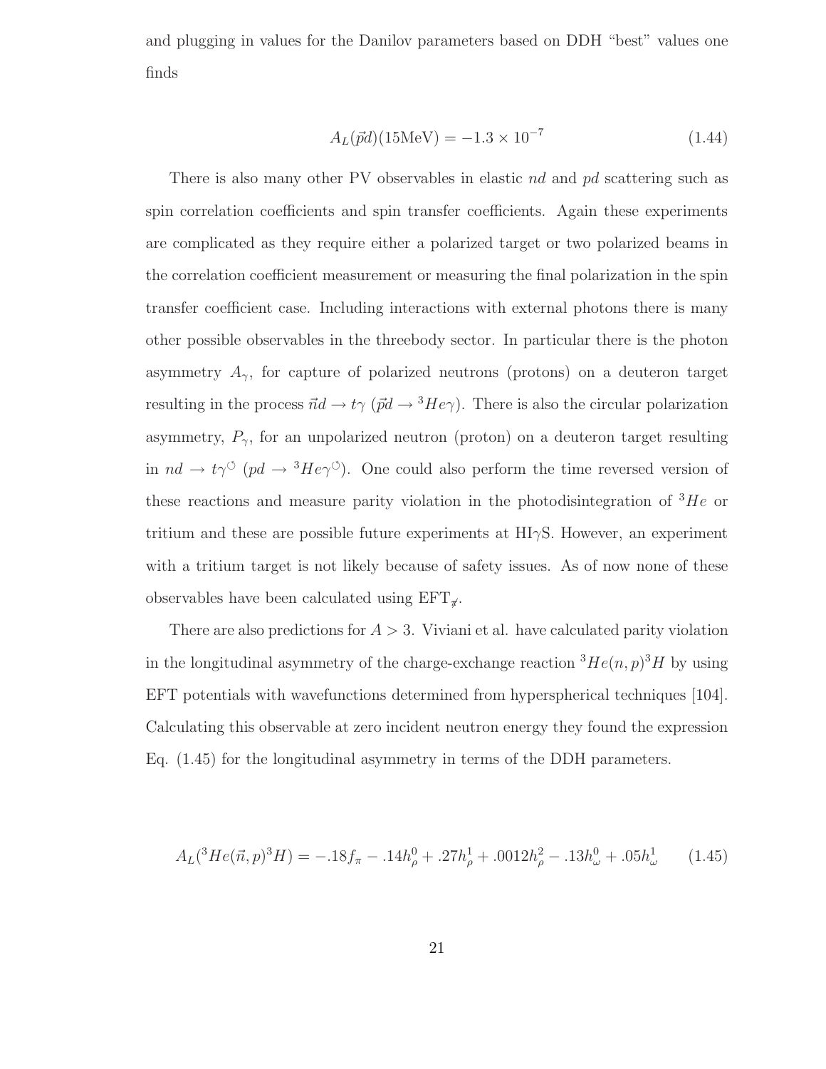and plugging in values for the Danilov parameters based on DDH "best" values one finds

$$A_L(\vec{p}d)(15\text{MeV}) = -1.3 \times 10^{-7} \tag{1.44}$$

There is also many other PV observables in elastic $nd$ and $pd$ scattering such as spin correlation coefficients and spin transfer coefficients. Again these experiments are complicated as they require either a polarized target or two polarized beams in the correlation coefficient measurement or measuring the final polarization in the spin transfer coefficient case. Including interactions with external photons there is many other possible observables in the threebody sector. In particular there is the photon asymmetry $A_\gamma$, for capture of polarized neutrons (protons) on a deuteron target resulting in the process $\vec{n}d \to t\gamma$ ($\vec{p}d \to {}^3He\gamma$). There is also the circular polarization asymmetry, $P_\gamma$, for an unpolarized neutron (proton) on a deuteron target resulting in $nd \to t\gamma^{\circlearrowleft}$ ($pd \to {}^3He\gamma^{\circlearrowleft}$). One could also perform the time reversed version of these reactions and measure parity violation in the photodisintegration of ${}^3He$ or tritium and these are possible future experiments at HI$\gamma$S. However, an experiment with a tritium target is not likely because of safety issues. As of now none of these observables have been calculated using EFT$_{\not\pi}$.

There are also predictions for $A > 3$. Viviani et al. have calculated parity violation in the longitudinal asymmetry of the charge-exchange reaction ${}^3He(n,p){}^3H$ by using EFT potentials with wavefunctions determined from hyperspherical techniques [104]. Calculating this observable at zero incident neutron energy they found the expression Eq. (1.45) for the longitudinal asymmetry in terms of the DDH parameters.

$$A_L({}^3He(\vec{n},p){}^3H) = -.18f_\pi - .14h_\rho^0 + .27h_\rho^1 + .0012h_\rho^2 - .13h_\omega^0 + .05h_\omega^1 \tag{1.45}$$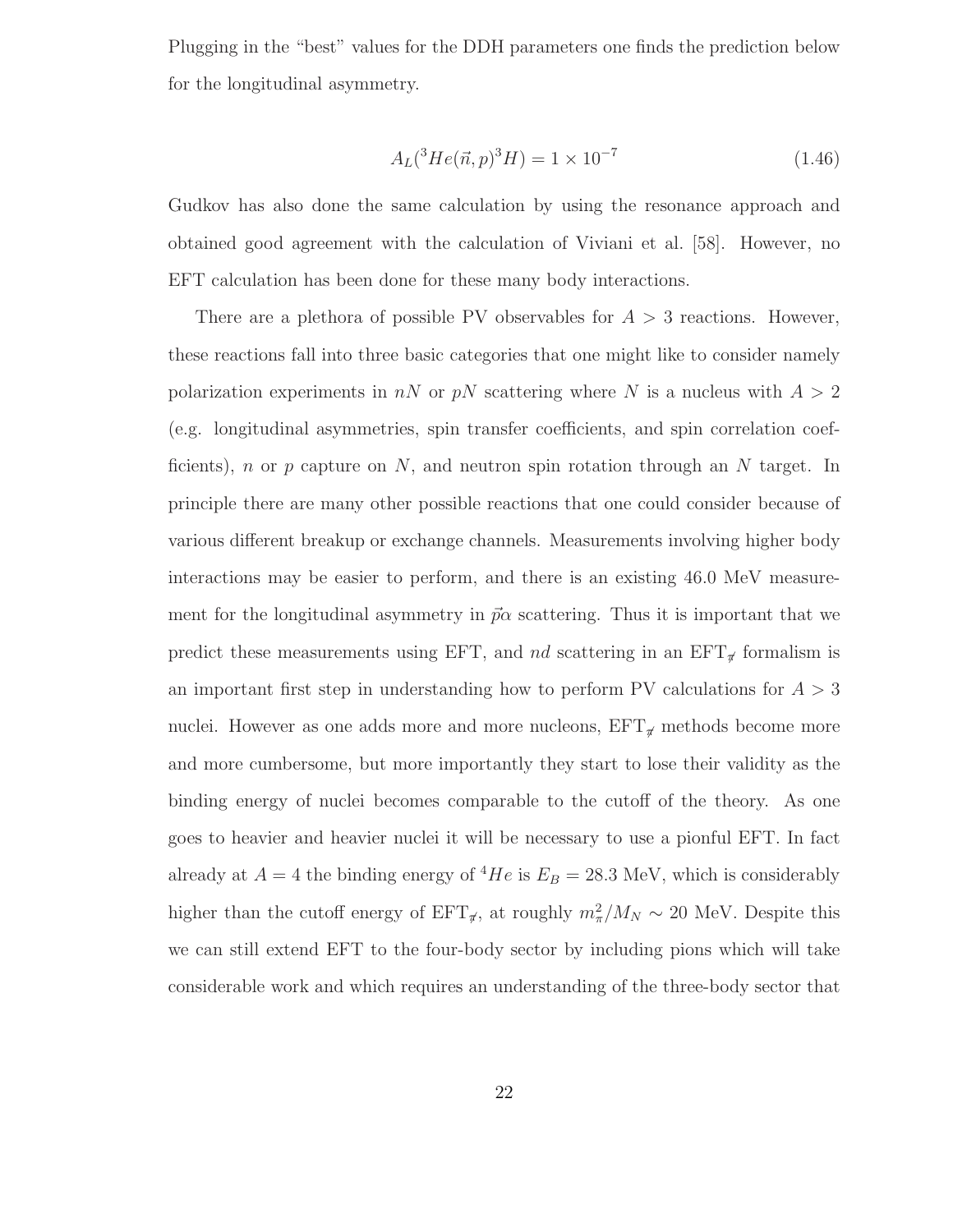Plugging in the "best" values for the DDH parameters one finds the prediction below for the longitudinal asymmetry.

$$A_L(^3He(\vec{n},p)^3H) = 1 \times 10^{-7} \tag{1.46}$$

Gudkov has also done the same calculation by using the resonance approach and obtained good agreement with the calculation of Viviani et al. [58]. However, no EFT calculation has been done for these many body interactions.

There are a plethora of possible PV observables for $A > 3$ reactions. However, these reactions fall into three basic categories that one might like to consider namely polarization experiments in $nN$ or $pN$ scattering where $N$ is a nucleus with $A > 2$ (e.g. longitudinal asymmetries, spin transfer coefficients, and spin correlation coefficients), $n$ or $p$ capture on $N$, and neutron spin rotation through an $N$ target. In principle there are many other possible reactions that one could consider because of various different breakup or exchange channels. Measurements involving higher body interactions may be easier to perform, and there is an existing 46.0 MeV measurement for the longitudinal asymmetry in $\vec{p}\alpha$ scattering. Thus it is important that we predict these measurements using EFT, and $nd$ scattering in an $\text{EFT}_{\not{\pi}}$ formalism is an important first step in understanding how to perform PV calculations for $A > 3$ nuclei. However as one adds more and more nucleons, $\text{EFT}_{\not{\pi}}$ methods become more and more cumbersome, but more importantly they start to lose their validity as the binding energy of nuclei becomes comparable to the cutoff of the theory. As one goes to heavier and heavier nuclei it will be necessary to use a pionful EFT. In fact already at $A = 4$ the binding energy of $^4He$ is $E_B = 28.3$ MeV, which is considerably higher than the cutoff energy of $\text{EFT}_{\not{\pi}}$, at roughly $m_\pi^2/M_N \sim 20$ MeV. Despite this we can still extend EFT to the four-body sector by including pions which will take considerable work and which requires an understanding of the three-body sector that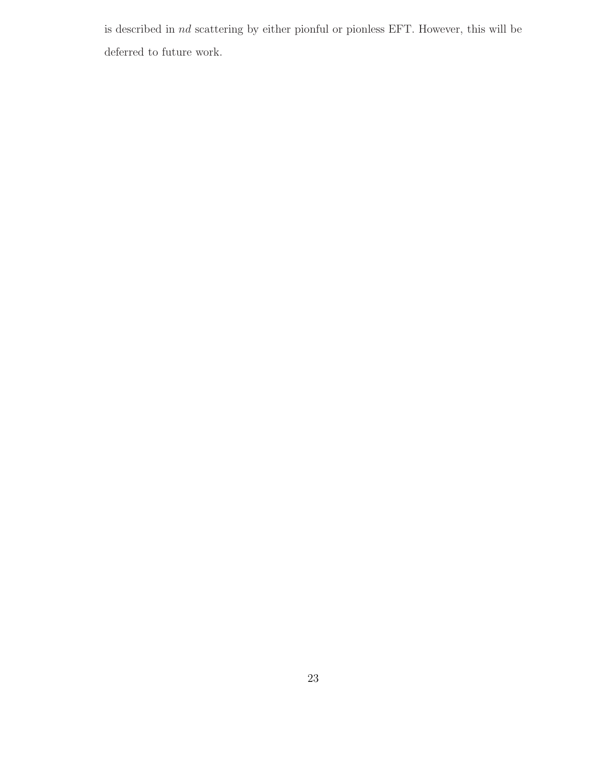is described in *nd* scattering by either pionful or pionless EFT. However, this will be deferred to future work.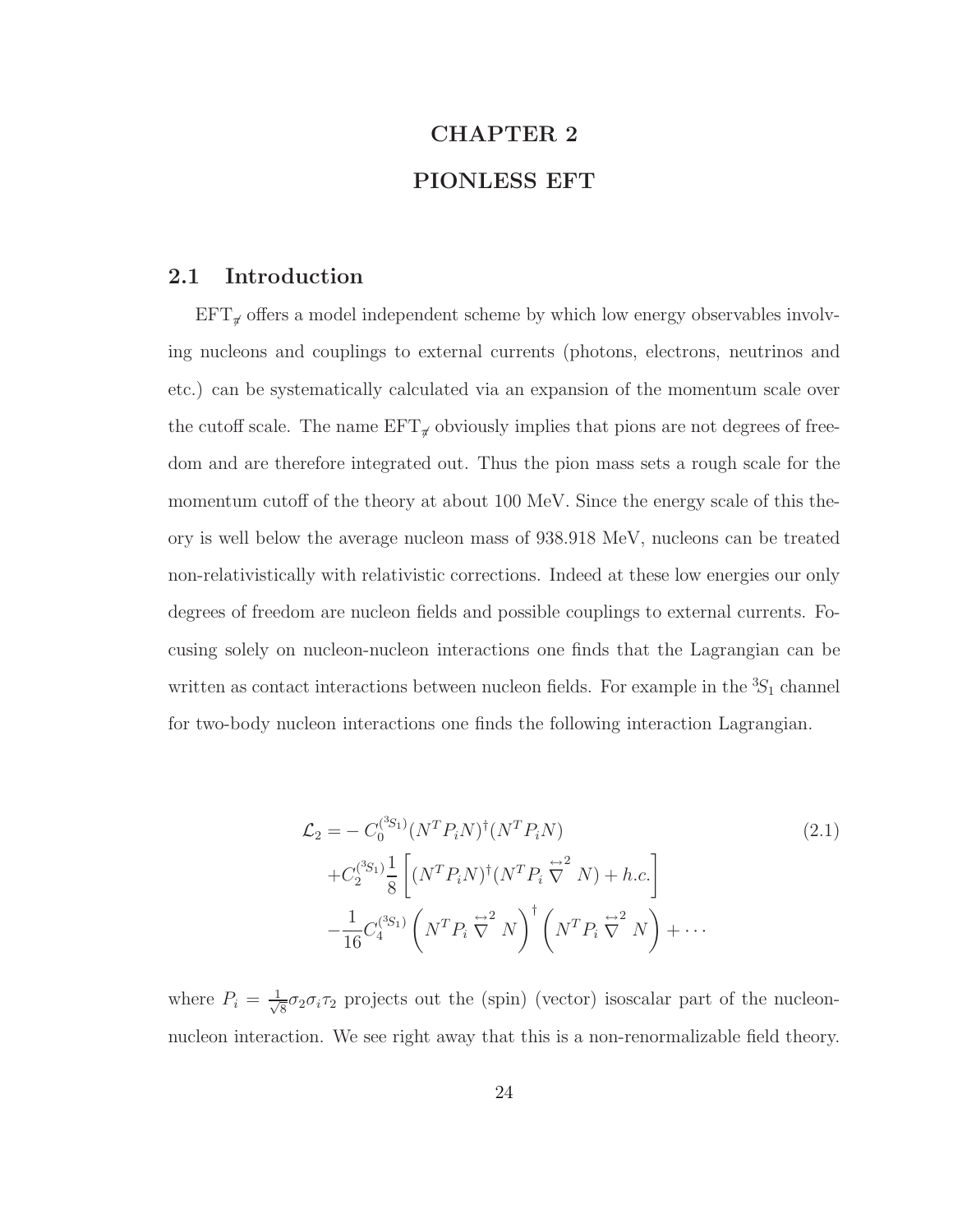# CHAPTER 2

# PIONLESS EFT

## 2.1 Introduction

$\text{EFT}_{\not\pi}$ offers a model independent scheme by which low energy observables involving nucleons and couplings to external currents (photons, electrons, neutrinos and etc.) can be systematically calculated via an expansion of the momentum scale over the cutoff scale. The name $\text{EFT}_{\not\pi}$ obviously implies that pions are not degrees of freedom and are therefore integrated out. Thus the pion mass sets a rough scale for the momentum cutoff of the theory at about 100 MeV. Since the energy scale of this theory is well below the average nucleon mass of 938.918 MeV, nucleons can be treated non-relativistically with relativistic corrections. Indeed at these low energies our only degrees of freedom are nucleon fields and possible couplings to external currents. Focusing solely on nucleon-nucleon interactions one finds that the Lagrangian can be written as contact interactions between nucleon fields. For example in the ${}^3S_1$ channel for two-body nucleon interactions one finds the following interaction Lagrangian.

$$
\begin{aligned}
\mathcal{L}_2 = & -C_0^{({}^3S_1)}(N^T P_i N)^\dagger (N^T P_i N) \\
& + C_2^{({}^3S_1)} \frac{1}{8}\left[(N^T P_i N)^\dagger (N^T P_i \overleftrightarrow{\nabla}^2 N) + h.c.\right] \\
& - \frac{1}{16} C_4^{({}^3S_1)} \left(N^T P_i \overleftrightarrow{\nabla}^2 N\right)^\dagger \left(N^T P_i \overleftrightarrow{\nabla}^2 N\right) + \cdots
\end{aligned}
\tag{2.1}
$$

where $P_i = \frac{1}{\sqrt{8}}\sigma_2\sigma_i\tau_2$ projects out the (spin) (vector) isoscalar part of the nucleon-nucleon interaction. We see right away that this is a non-renormalizable field theory.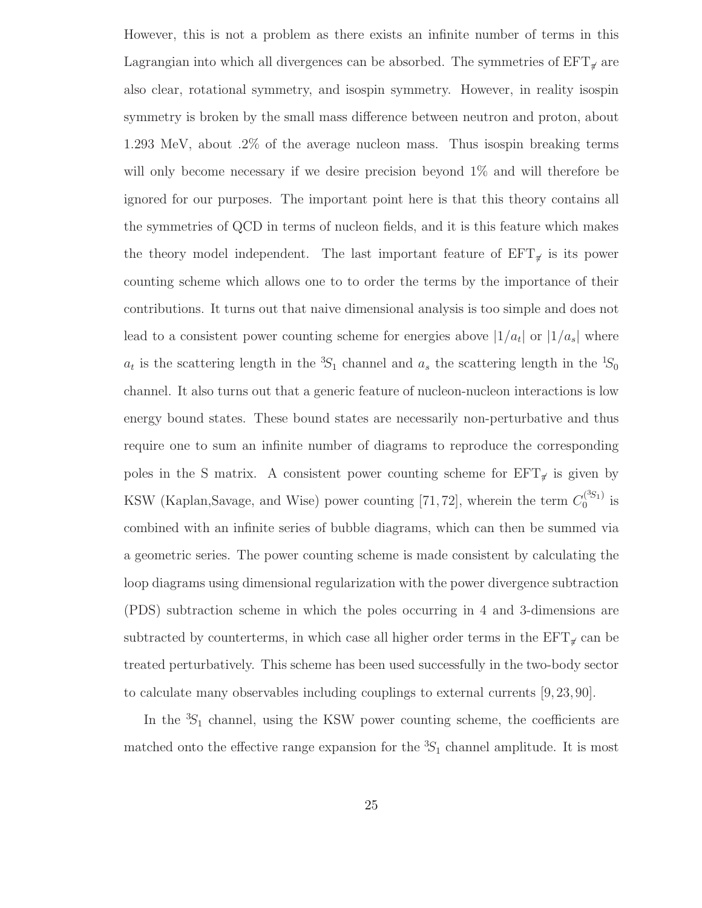However, this is not a problem as there exists an infinite number of terms in this Lagrangian into which all divergences can be absorbed. The symmetries of $\mathrm{EFT}_{\not\pi}$ are also clear, rotational symmetry, and isospin symmetry. However, in reality isospin symmetry is broken by the small mass difference between neutron and proton, about 1.293 MeV, about .2% of the average nucleon mass. Thus isospin breaking terms will only become necessary if we desire precision beyond 1% and will therefore be ignored for our purposes. The important point here is that this theory contains all the symmetries of QCD in terms of nucleon fields, and it is this feature which makes the theory model independent. The last important feature of $\mathrm{EFT}_{\not\pi}$ is its power counting scheme which allows one to to order the terms by the importance of their contributions. It turns out that naive dimensional analysis is too simple and does not lead to a consistent power counting scheme for energies above $|1/a_t|$ or $|1/a_s|$ where $a_t$ is the scattering length in the ${}^3S_1$ channel and $a_s$ the scattering length in the ${}^1S_0$ channel. It also turns out that a generic feature of nucleon-nucleon interactions is low energy bound states. These bound states are necessarily non-perturbative and thus require one to sum an infinite number of diagrams to reproduce the corresponding poles in the S matrix. A consistent power counting scheme for $\mathrm{EFT}_{\not\pi}$ is given by KSW (Kaplan,Savage, and Wise) power counting [71, 72], wherein the term $C_0^{({}^3S_1)}$ is combined with an infinite series of bubble diagrams, which can then be summed via a geometric series. The power counting scheme is made consistent by calculating the loop diagrams using dimensional regularization with the power divergence subtraction (PDS) subtraction scheme in which the poles occurring in 4 and 3-dimensions are subtracted by counterterms, in which case all higher order terms in the $\mathrm{EFT}_{\not\pi}$ can be treated perturbatively. This scheme has been used successfully in the two-body sector to calculate many observables including couplings to external currents [9, 23, 90].

In the ${}^3S_1$ channel, using the KSW power counting scheme, the coefficients are matched onto the effective range expansion for the ${}^3S_1$ channel amplitude. It is most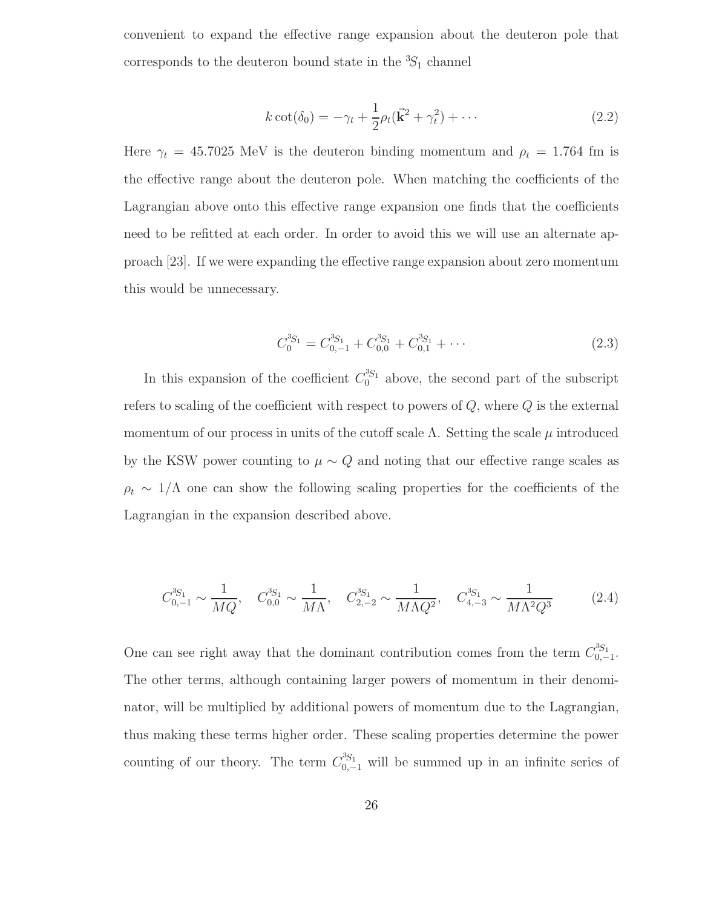convenient to expand the effective range expansion about the deuteron pole that corresponds to the deuteron bound state in the $^3S_1$ channel

$$k\cot(\delta_0) = -\gamma_t + \frac{1}{2}\rho_t(\vec{\mathbf{k}}^2 + \gamma_t^2) + \cdots \tag{2.2}$$

Here $\gamma_t = 45.7025$ MeV is the deuteron binding momentum and $\rho_t = 1.764$ fm is the effective range about the deuteron pole. When matching the coefficients of the Lagrangian above onto this effective range expansion one finds that the coefficients need to be refitted at each order. In order to avoid this we will use an alternate approach [23]. If we were expanding the effective range expansion about zero momentum this would be unnecessary.

$$C_0^{^3S_1} = C_{0,-1}^{^3S_1} + C_{0,0}^{^3S_1} + C_{0,1}^{^3S_1} + \cdots \tag{2.3}$$

In this expansion of the coefficient $C_0^{^3S_1}$ above, the second part of the subscript refers to scaling of the coefficient with respect to powers of $Q$, where $Q$ is the external momentum of our process in units of the cutoff scale $\Lambda$. Setting the scale $\mu$ introduced by the KSW power counting to $\mu \sim Q$ and noting that our effective range scales as $\rho_t \sim 1/\Lambda$ one can show the following scaling properties for the coefficients of the Lagrangian in the expansion described above.

$$C_{0,-1}^{^3S_1} \sim \frac{1}{MQ}, \quad C_{0,0}^{^3S_1} \sim \frac{1}{M\Lambda}, \quad C_{2,-2}^{^3S_1} \sim \frac{1}{M\Lambda Q^2}, \quad C_{4,-3}^{^3S_1} \sim \frac{1}{M\Lambda^2 Q^3} \tag{2.4}$$

One can see right away that the dominant contribution comes from the term $C_{0,-1}^{^3S_1}$. The other terms, although containing larger powers of momentum in their denominator, will be multiplied by additional powers of momentum due to the Lagrangian, thus making these terms higher order. These scaling properties determine the power counting of our theory. The term $C_{0,-1}^{^3S_1}$ will be summed up in an infinite series of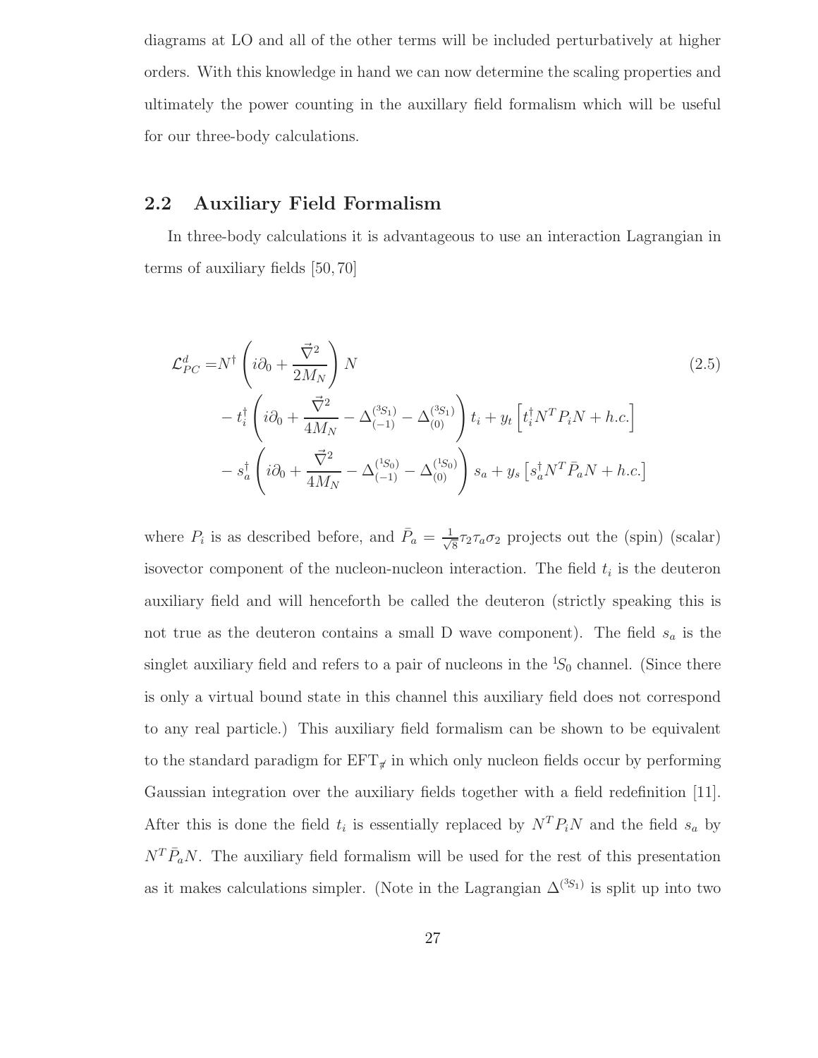diagrams at LO and all of the other terms will be included perturbatively at higher orders. With this knowledge in hand we can now determine the scaling properties and ultimately the power counting in the auxillary field formalism which will be useful for our three-body calculations.

## 2.2 Auxiliary Field Formalism

In three-body calculations it is advantageous to use an interaction Lagrangian in terms of auxiliary fields [50, 70]

$$
\begin{aligned}
\mathcal{L}_{PC}^{d} =& N^{\dagger}\left(i\partial_0 + \frac{\vec{\nabla}^2}{2M_N}\right)N \\
&- t_i^{\dagger}\left(i\partial_0 + \frac{\vec{\nabla}^2}{4M_N} - \Delta_{(-1)}^{(^3S_1)} - \Delta_{(0)}^{(^3S_1)}\right)t_i + y_t\left[t_i^{\dagger}N^T P_i N + h.c.\right] \\
&- s_a^{\dagger}\left(i\partial_0 + \frac{\vec{\nabla}^2}{4M_N} - \Delta_{(-1)}^{(^1S_0)} - \Delta_{(0)}^{(^1S_0)}\right)s_a + y_s\left[s_a^{\dagger}N^T \bar{P}_a N + h.c.\right]
\end{aligned}
\tag{2.5}
$$

where $P_i$ is as described before, and $\bar{P}_a = \frac{1}{\sqrt{8}}\tau_2\tau_a\sigma_2$ projects out the (spin) (scalar) isovector component of the nucleon-nucleon interaction. The field $t_i$ is the deuteron auxiliary field and will henceforth be called the deuteron (strictly speaking this is not true as the deuteron contains a small D wave component). The field $s_a$ is the singlet auxiliary field and refers to a pair of nucleons in the $^1S_0$ channel. (Since there is only a virtual bound state in this channel this auxiliary field does not correspond to any real particle.) This auxiliary field formalism can be shown to be equivalent to the standard paradigm for EFT$_{\not\pi}$ in which only nucleon fields occur by performing Gaussian integration over the auxiliary fields together with a field redefinition [11]. After this is done the field $t_i$ is essentially replaced by $N^T P_i N$ and the field $s_a$ by $N^T \bar{P}_a N$. The auxiliary field formalism will be used for the rest of this presentation as it makes calculations simpler. (Note in the Lagrangian $\Delta^{(^3S_1)}$ is split up into two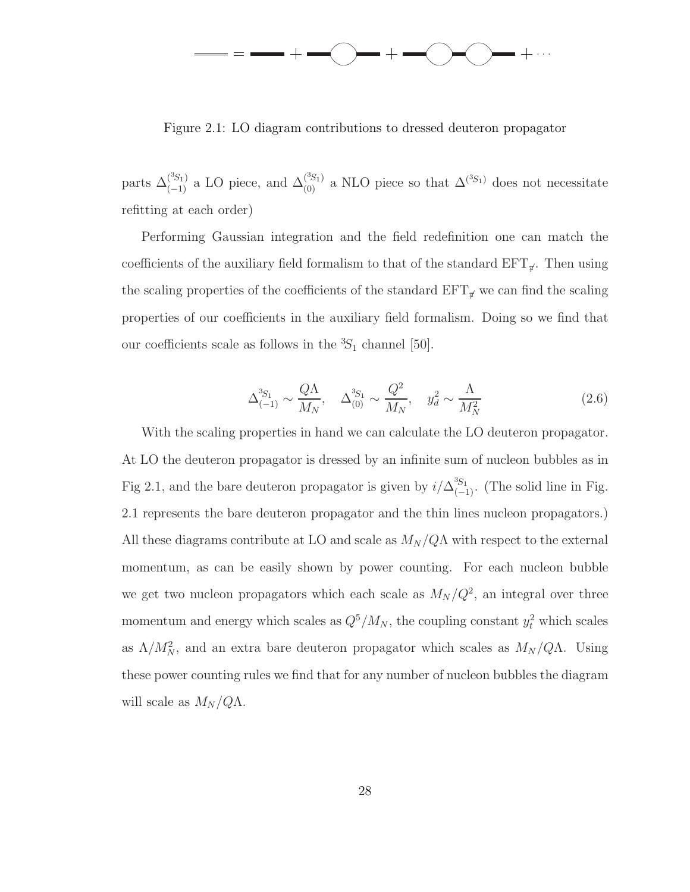Figure 2.1: LO diagram contributions to dressed deuteron propagator

parts $\Delta^{(^3S_1)}_{(-1)}$ a LO piece, and $\Delta^{(^3S_1)}_{(0)}$ a NLO piece so that $\Delta^{(^3S_1)}$ does not necessitate refitting at each order)

Performing Gaussian integration and the field redefinition one can match the coefficients of the auxiliary field formalism to that of the standard $\mathrm{EFT}_{\not{\pi}}$. Then using the scaling properties of the coefficients of the standard $\mathrm{EFT}_{\not{\pi}}$ we can find the scaling properties of our coefficients in the auxiliary field formalism. Doing so we find that our coefficients scale as follows in the $^3S_1$ channel [50].

$$\Delta^{^3S_1}_{(-1)} \sim \frac{Q\Lambda}{M_N}, \quad \Delta^{^3S_1}_{(0)} \sim \frac{Q^2}{M_N}, \quad y_d^2 \sim \frac{\Lambda}{M_N^2} \tag{2.6}$$

With the scaling properties in hand we can calculate the LO deuteron propagator. At LO the deuteron propagator is dressed by an infinite sum of nucleon bubbles as in Fig 2.1, and the bare deuteron propagator is given by $i/\Delta^{^3S_1}_{(-1)}$. (The solid line in Fig. 2.1 represents the bare deuteron propagator and the thin lines nucleon propagators.) All these diagrams contribute at LO and scale as $M_N/Q\Lambda$ with respect to the external momentum, as can be easily shown by power counting. For each nucleon bubble we get two nucleon propagators which each scale as $M_N/Q^2$, an integral over three momentum and energy which scales as $Q^5/M_N$, the coupling constant $y_t^2$ which scales as $\Lambda/M_N^2$, and an extra bare deuteron propagator which scales as $M_N/Q\Lambda$. Using these power counting rules we find that for any number of nucleon bubbles the diagram will scale as $M_N/Q\Lambda$.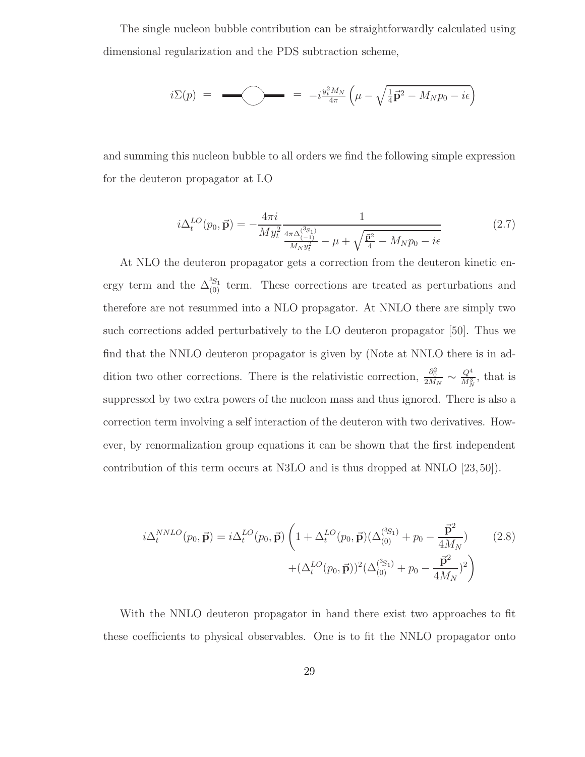The single nucleon bubble contribution can be straightforwardly calculated using dimensional regularization and the PDS subtraction scheme,

$$i\Sigma(p) \;=\; \text{(bubble diagram)} \;=\; -i\frac{y_t^2 M_N}{4\pi}\left(\mu - \sqrt{\tfrac{1}{4}\vec{\mathbf{p}}^2 - M_N p_0 - i\epsilon}\right)$$

and summing this nucleon bubble to all orders we find the following simple expression for the deuteron propagator at LO

$$i\Delta_t^{LO}(p_0,\vec{\mathbf{p}}) = -\frac{4\pi i}{My_t^2}\frac{1}{\frac{4\pi\Delta_{(-1)}^{(^3S_1)}}{M_N y_t^2} - \mu + \sqrt{\frac{\vec{\mathbf{p}}^2}{4} - M_N p_0 - i\epsilon}} \tag{2.7}$$

At NLO the deuteron propagator gets a correction from the deuteron kinetic energy term and the $\Delta_{(0)}^{^3S_1}$ term. These corrections are treated as perturbations and therefore are not resummed into a NLO propagator. At NNLO there are simply two such corrections added perturbatively to the LO deuteron propagator [50]. Thus we find that the NNLO deuteron propagator is given by (Note at NNLO there is in addition two other corrections. There is the relativistic correction, $\frac{\partial_0^2}{2M_N} \sim \frac{Q^4}{M_N^3}$, that is suppressed by two extra powers of the nucleon mass and thus ignored. There is also a correction term involving a self interaction of the deuteron with two derivatives. However, by renormalization group equations it can be shown that the first independent contribution of this term occurs at N3LO and is thus dropped at NNLO [23, 50]).

$$\begin{aligned} i\Delta_t^{NNLO}(p_0,\vec{\mathbf{p}}) = i\Delta_t^{LO}(p_0,\vec{\mathbf{p}})\bigg(1 + \Delta_t^{LO}(p_0,\vec{\mathbf{p}})(\Delta_{(0)}^{(^3S_1)} + p_0 - \frac{\vec{\mathbf{p}}^2}{4M_N}) \\ + (\Delta_t^{LO}(p_0,\vec{\mathbf{p}}))^2(\Delta_{(0)}^{(^3S_1)} + p_0 - \frac{\vec{\mathbf{p}}^2}{4M_N})^2\bigg) \end{aligned} \tag{2.8}$$

With the NNLO deuteron propagator in hand there exist two approaches to fit these coefficients to physical observables. One is to fit the NNLO propagator onto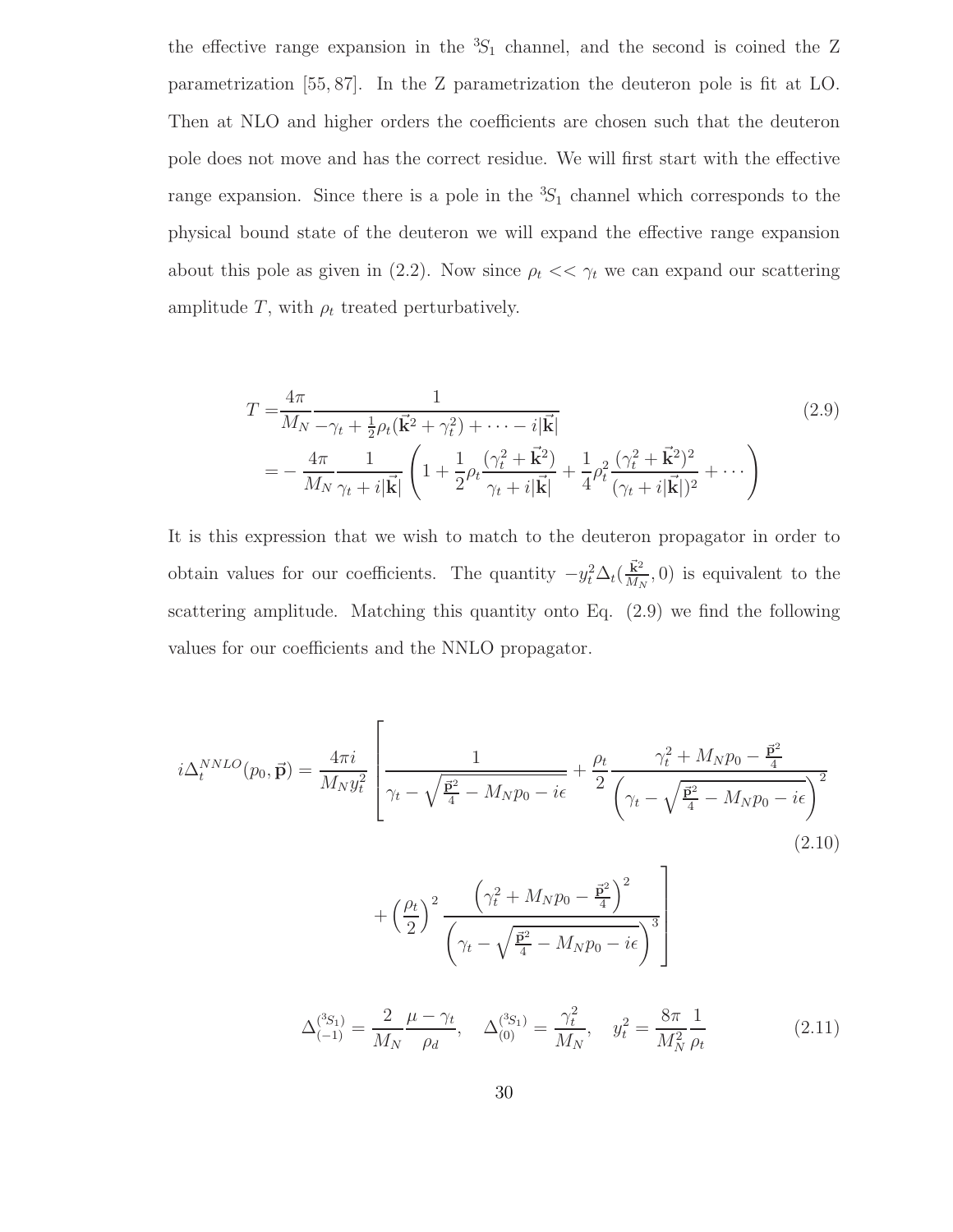the effective range expansion in the $^3S_1$ channel, and the second is coined the Z parametrization [55, 87]. In the Z parametrization the deuteron pole is fit at LO. Then at NLO and higher orders the coefficients are chosen such that the deuteron pole does not move and has the correct residue. We will first start with the effective range expansion. Since there is a pole in the $^3S_1$ channel which corresponds to the physical bound state of the deuteron we will expand the effective range expansion about this pole as given in (2.2). Now since $\rho_t << \gamma_t$ we can expand our scattering amplitude $T$, with $\rho_t$ treated perturbatively.

$$
\begin{aligned}
T =& \frac{4\pi}{M_N} \frac{1}{-\gamma_t + \frac{1}{2}\rho_t(\vec{\mathbf{k}}^2 + \gamma_t^2) + \cdots - i|\vec{\mathbf{k}}|} \\
=& -\frac{4\pi}{M_N}\frac{1}{\gamma_t + i|\vec{\mathbf{k}}|}\left(1 + \frac{1}{2}\rho_t \frac{(\gamma_t^2 + \vec{\mathbf{k}}^2)}{\gamma_t + i|\vec{\mathbf{k}}|} + \frac{1}{4}\rho_t^2 \frac{(\gamma_t^2+\vec{\mathbf{k}}^2)^2}{(\gamma_t + i|\vec{\mathbf{k}}|)^2} + \cdots\right)
\end{aligned}
\tag{2.9}
$$

It is this expression that we wish to match to the deuteron propagator in order to obtain values for our coefficients. The quantity $-y_t^2\Delta_t(\frac{\vec{\mathbf{k}}^2}{M_N}, 0)$ is equivalent to the scattering amplitude. Matching this quantity onto Eq. (2.9) we find the following values for our coefficients and the NNLO propagator.

$$
\begin{aligned}
i\Delta_t^{NNLO}(p_0, \vec{\mathbf{p}}) = \frac{4\pi i}{M_N y_t^2}\Bigg[ & \frac{1}{\gamma_t - \sqrt{\frac{\vec{\mathbf{p}}^2}{4} - M_N p_0 - i\epsilon}} + \frac{\rho_t}{2}\frac{\gamma_t^2 + M_N p_0 - \frac{\vec{\mathbf{p}}^2}{4}}{\left(\gamma_t - \sqrt{\frac{\vec{\mathbf{p}}^2}{4} - M_N p_0 - i\epsilon}\right)^2} \\
& + \left(\frac{\rho_t}{2}\right)^2 \frac{\left(\gamma_t^2 + M_N p_0 - \frac{\vec{\mathbf{p}}^2}{4}\right)^2}{\left(\gamma_t - \sqrt{\frac{\vec{\mathbf{p}}^2}{4} - M_N p_0 - i\epsilon}\right)^3}\Bigg]
\end{aligned}
\tag{2.10}
$$

$$
\Delta_{(-1)}^{(^3S_1)} = \frac{2}{M_N}\frac{\mu - \gamma_t}{\rho_d}, \quad \Delta_{(0)}^{(^3S_1)} = \frac{\gamma_t^2}{M_N}, \quad y_t^2 = \frac{8\pi}{M_N^2}\frac{1}{\rho_t}
\tag{2.11}
$$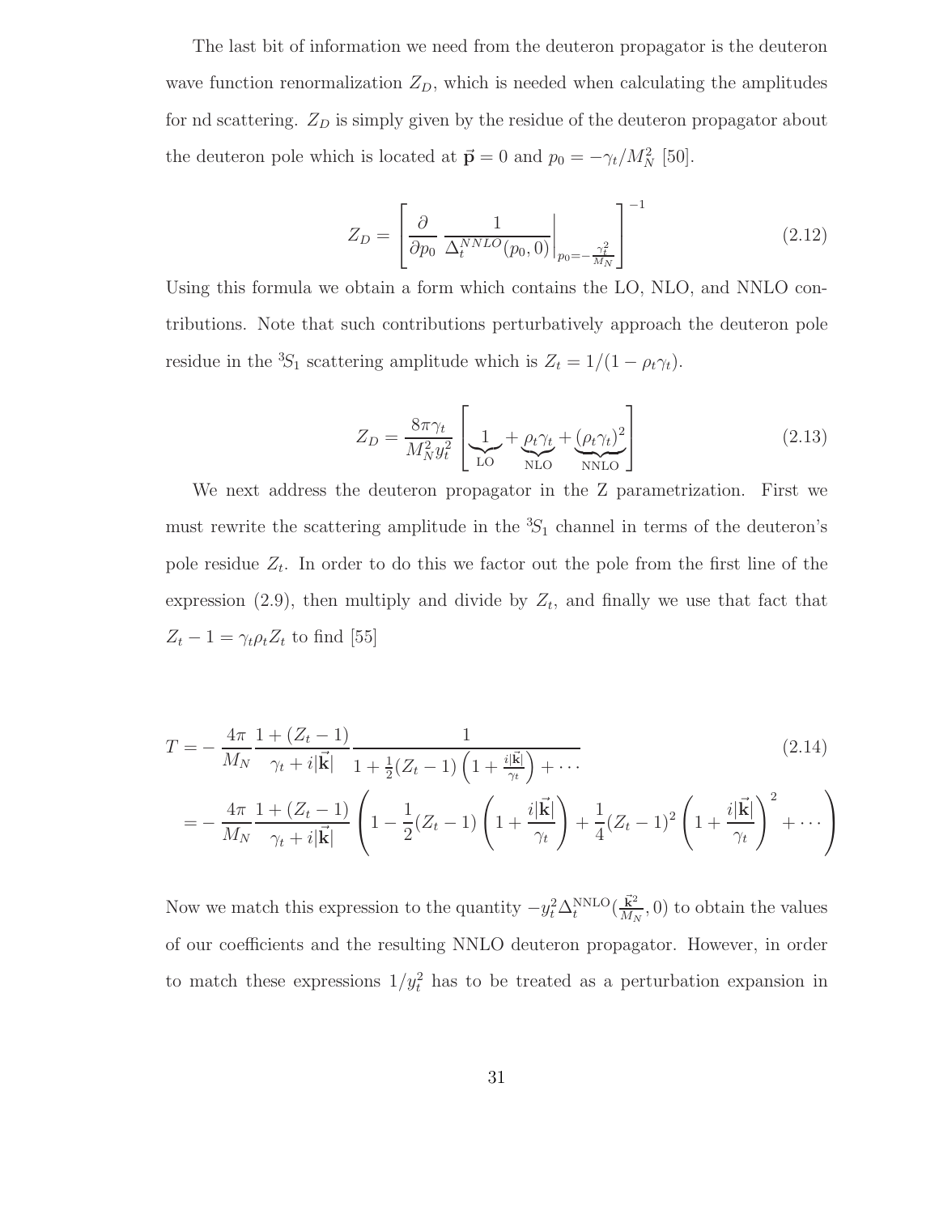The last bit of information we need from the deuteron propagator is the deuteron wave function renormalization $Z_D$, which is needed when calculating the amplitudes for nd scattering. $Z_D$ is simply given by the residue of the deuteron propagator about the deuteron pole which is located at $\vec{\mathbf{p}} = 0$ and $p_0 = -\gamma_t/M_N^2$ [50].

$$Z_D = \left[ \frac{\partial}{\partial p_0} \left. \frac{1}{\Delta_t^{NNLO}(p_0, 0)} \right|_{p_0 = -\frac{\gamma_t^2}{M_N}} \right]^{-1} \tag{2.12}$$

Using this formula we obtain a form which contains the LO, NLO, and NNLO contributions. Note that such contributions perturbatively approach the deuteron pole residue in the ${}^3S_1$ scattering amplitude which is $Z_t = 1/(1 - \rho_t \gamma_t)$.

$$Z_D = \frac{8\pi\gamma_t}{M_N^2 y_t^2} \left[ \underbrace{1}_{\text{LO}} + \underbrace{\rho_t \gamma_t}_{\text{NLO}} + \underbrace{(\rho_t \gamma_t)^2}_{\text{NNLO}} \right] \tag{2.13}$$

We next address the deuteron propagator in the Z parametrization. First we must rewrite the scattering amplitude in the ${}^3S_1$ channel in terms of the deuteron's pole residue $Z_t$. In order to do this we factor out the pole from the first line of the expression (2.9), then multiply and divide by $Z_t$, and finally we use that fact that $Z_t - 1 = \gamma_t \rho_t Z_t$ to find [55]

$$\begin{aligned} T &= -\frac{4\pi}{M_N} \frac{1 + (Z_t - 1)}{\gamma_t + i|\vec{\mathbf{k}}|} \frac{1}{1 + \frac{1}{2}(Z_t - 1)\left(1 + \frac{i|\vec{\mathbf{k}}|}{\gamma_t}\right) + \cdots} \\ &= -\frac{4\pi}{M_N} \frac{1 + (Z_t - 1)}{\gamma_t + i|\vec{\mathbf{k}}|} \left( 1 - \frac{1}{2}(Z_t - 1)\left(1 + \frac{i|\vec{\mathbf{k}}|}{\gamma_t}\right) + \frac{1}{4}(Z_t - 1)^2 \left(1 + \frac{i|\vec{\mathbf{k}}|}{\gamma_t}\right)^2 + \cdots \right) \end{aligned} \tag{2.14}$$

Now we match this expression to the quantity $-y_t^2 \Delta_t^{\text{NNLO}}(\frac{\vec{\mathbf{k}}^2}{M_N}, 0)$ to obtain the values of our coefficients and the resulting NNLO deuteron propagator. However, in order to match these expressions $1/y_t^2$ has to be treated as a perturbation expansion in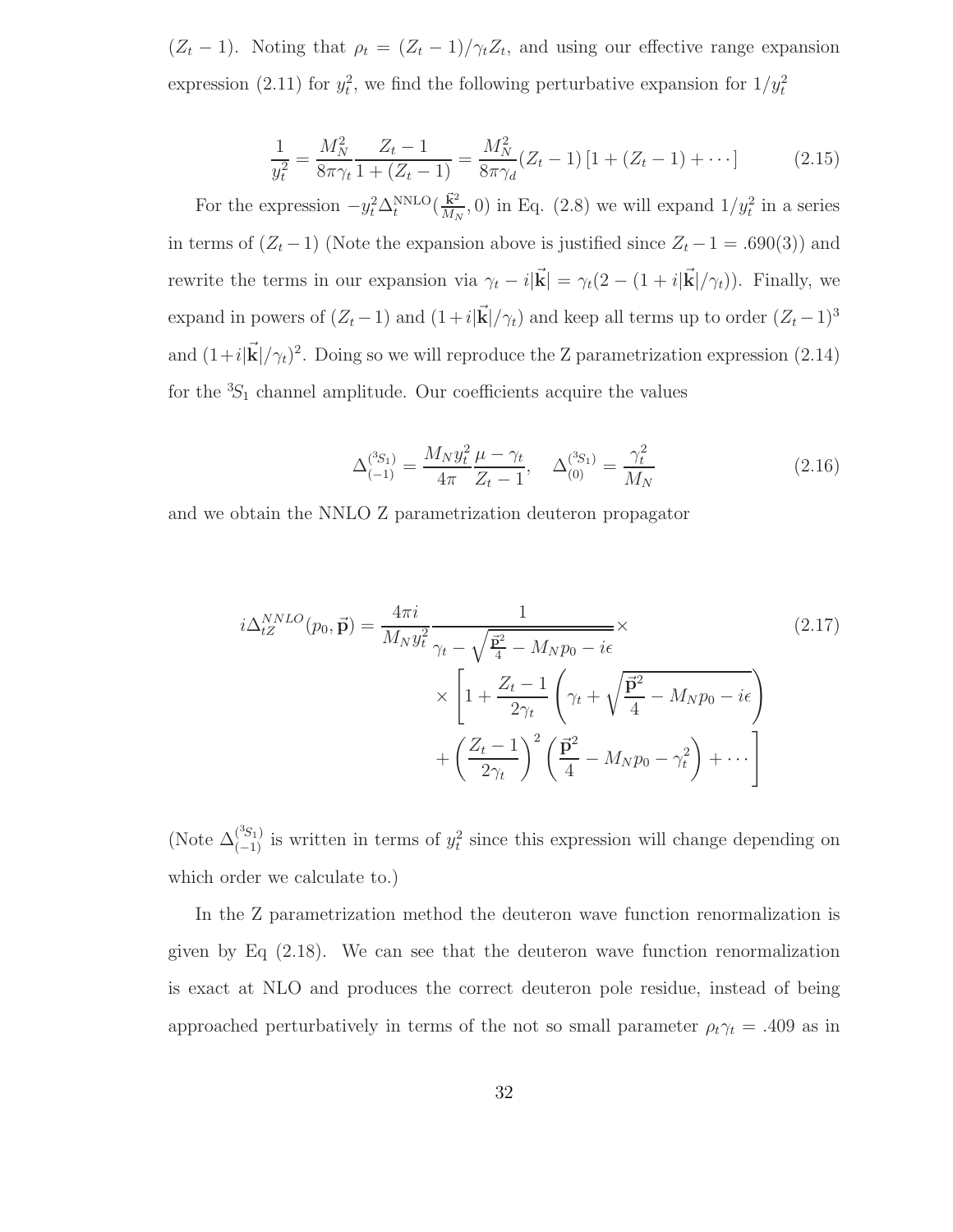$(Z_t - 1)$. Noting that $\rho_t = (Z_t - 1)/\gamma_t Z_t$, and using our effective range expansion expression (2.11) for $y_t^2$, we find the following perturbative expansion for $1/y_t^2$

$$\frac{1}{y_t^2} = \frac{M_N^2}{8\pi\gamma_t}\frac{Z_t - 1}{1 + (Z_t - 1)} = \frac{M_N^2}{8\pi\gamma_d}(Z_t - 1)\left[1 + (Z_t - 1) + \cdots\right] \tag{2.15}$$

For the expression $-y_t^2 \Delta_t^{\mathrm{NNLO}}(\frac{\vec{\mathbf{k}}^2}{M_N}, 0)$ in Eq. (2.8) we will expand $1/y_t^2$ in a series in terms of $(Z_t - 1)$ (Note the expansion above is justified since $Z_t - 1 = .690(3)$) and rewrite the terms in our expansion via $\gamma_t - i|\vec{\mathbf{k}}| = \gamma_t(2 - (1 + i|\vec{\mathbf{k}}|/\gamma_t))$. Finally, we expand in powers of $(Z_t - 1)$ and $(1 + i|\vec{\mathbf{k}}|/\gamma_t)$ and keep all terms up to order $(Z_t - 1)^3$ and $(1 + i|\vec{\mathbf{k}}|/\gamma_t)^2$. Doing so we will reproduce the Z parametrization expression (2.14) for the $^3S_1$ channel amplitude. Our coefficients acquire the values

$$\Delta_{(-1)}^{(^3S_1)} = \frac{M_N y_t^2}{4\pi}\frac{\mu - \gamma_t}{Z_t - 1}, \quad \Delta_{(0)}^{(^3S_1)} = \frac{\gamma_t^2}{M_N} \tag{2.16}$$

and we obtain the NNLO Z parametrization deuteron propagator

$$\begin{aligned} i\Delta_{tZ}^{NNLO}(p_0, \vec{\mathbf{p}}) = \frac{4\pi i}{M_N y_t^2}&\frac{1}{\gamma_t - \sqrt{\frac{\vec{\mathbf{p}}^2}{4} - M_N p_0 - i\epsilon}} \times \\ &\times \left[1 + \frac{Z_t - 1}{2\gamma_t}\left(\gamma_t + \sqrt{\frac{\vec{\mathbf{p}}^2}{4} - M_N p_0 - i\epsilon}\right)\right. \\ &\left. + \left(\frac{Z_t - 1}{2\gamma_t}\right)^2\left(\frac{\vec{\mathbf{p}}^2}{4} - M_N p_0 - \gamma_t^2\right) + \cdots\right] \end{aligned} \tag{2.17}$$

(Note $\Delta_{(-1)}^{(^3S_1)}$ is written in terms of $y_t^2$ since this expression will change depending on which order we calculate to.)

In the Z parametrization method the deuteron wave function renormalization is given by Eq (2.18). We can see that the deuteron wave function renormalization is exact at NLO and produces the correct deuteron pole residue, instead of being approached perturbatively in terms of the not so small parameter $\rho_t\gamma_t = .409$ as in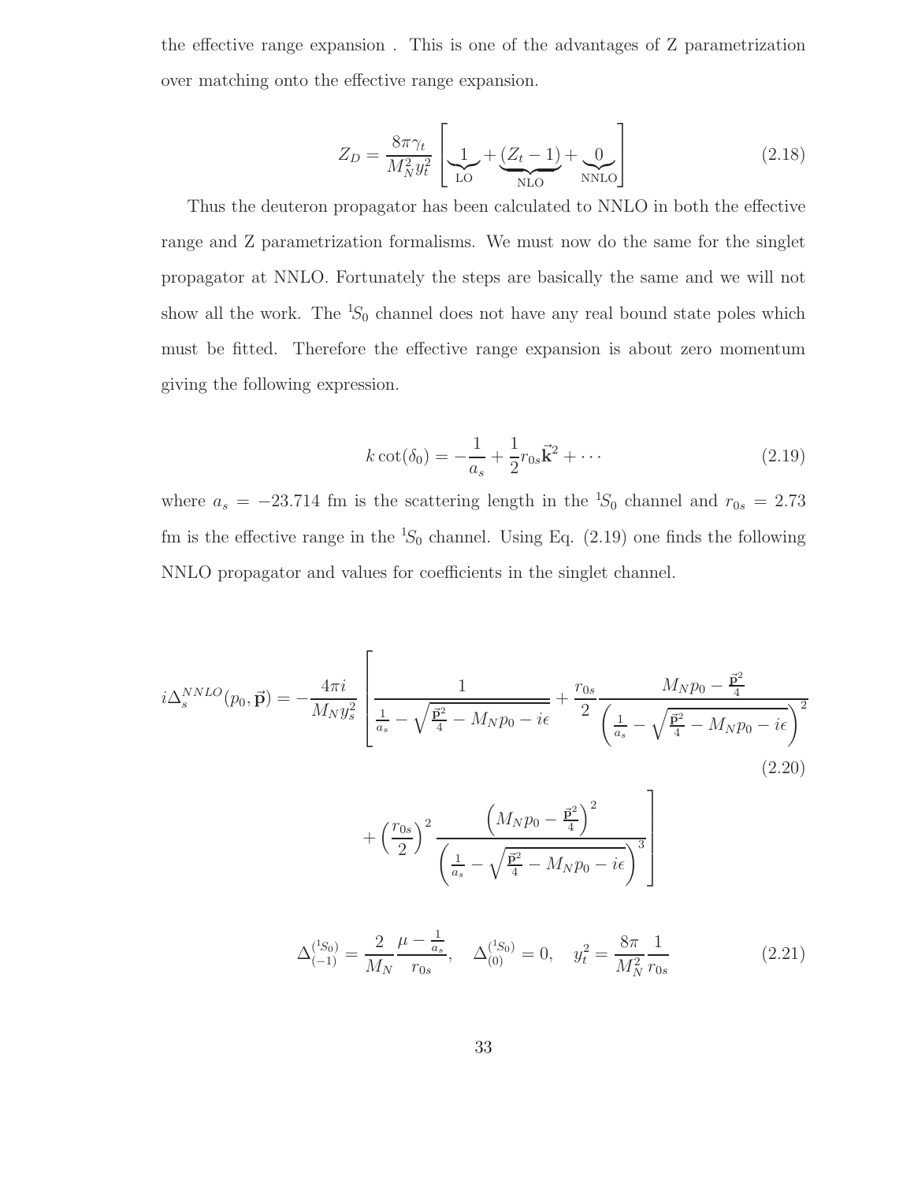the effective range expansion . This is one of the advantages of Z parametrization over matching onto the effective range expansion.

$$Z_D = \frac{8\pi\gamma_t}{M_N^2 y_t^2}\left[\underbrace{1}_{\text{LO}} + \underbrace{(Z_t - 1)}_{\text{NLO}} + \underbrace{0}_{\text{NNLO}}\right] \tag{2.18}$$

Thus the deuteron propagator has been calculated to NNLO in both the effective range and Z parametrization formalisms. We must now do the same for the singlet propagator at NNLO. Fortunately the steps are basically the same and we will not show all the work. The ${}^1\!S_0$ channel does not have any real bound state poles which must be fitted. Therefore the effective range expansion is about zero momentum giving the following expression.

$$k\cot(\delta_0) = -\frac{1}{a_s} + \frac{1}{2}r_{0s}\vec{\mathbf{k}}^2 + \cdots \tag{2.19}$$

where $a_s = -23.714$ fm is the scattering length in the ${}^1\!S_0$ channel and $r_{0s} = 2.73$ fm is the effective range in the ${}^1\!S_0$ channel. Using Eq. (2.19) one finds the following NNLO propagator and values for coefficients in the singlet channel.

$$i\Delta_s^{NNLO}(p_0, \vec{\mathbf{p}}) = -\frac{4\pi i}{M_N y_s^2}\left[\frac{1}{\frac{1}{a_s} - \sqrt{\frac{\vec{\mathbf{p}}^2}{4} - M_N p_0 - i\epsilon}} + \frac{r_{0s}}{2}\frac{M_N p_0 - \frac{\vec{\mathbf{p}}^2}{4}}{\left(\frac{1}{a_s} - \sqrt{\frac{\vec{\mathbf{p}}^2}{4} - M_N p_0 - i\epsilon}\right)^2}\right. \tag{2.20}$$

$$\left. + \left(\frac{r_{0s}}{2}\right)^2 \frac{\left(M_N p_0 - \frac{\vec{\mathbf{p}}^2}{4}\right)^2}{\left(\frac{1}{a_s} - \sqrt{\frac{\vec{\mathbf{p}}^2}{4} - M_N p_0 - i\epsilon}\right)^3}\right]$$

$$\Delta_{(-1)}^{({}^1\!S_0)} = \frac{2}{M_N}\frac{\mu - \frac{1}{a_s}}{r_{0s}}, \quad \Delta_{(0)}^{({}^1\!S_0)} = 0, \quad y_t^2 = \frac{8\pi}{M_N^2}\frac{1}{r_{0s}} \tag{2.21}$$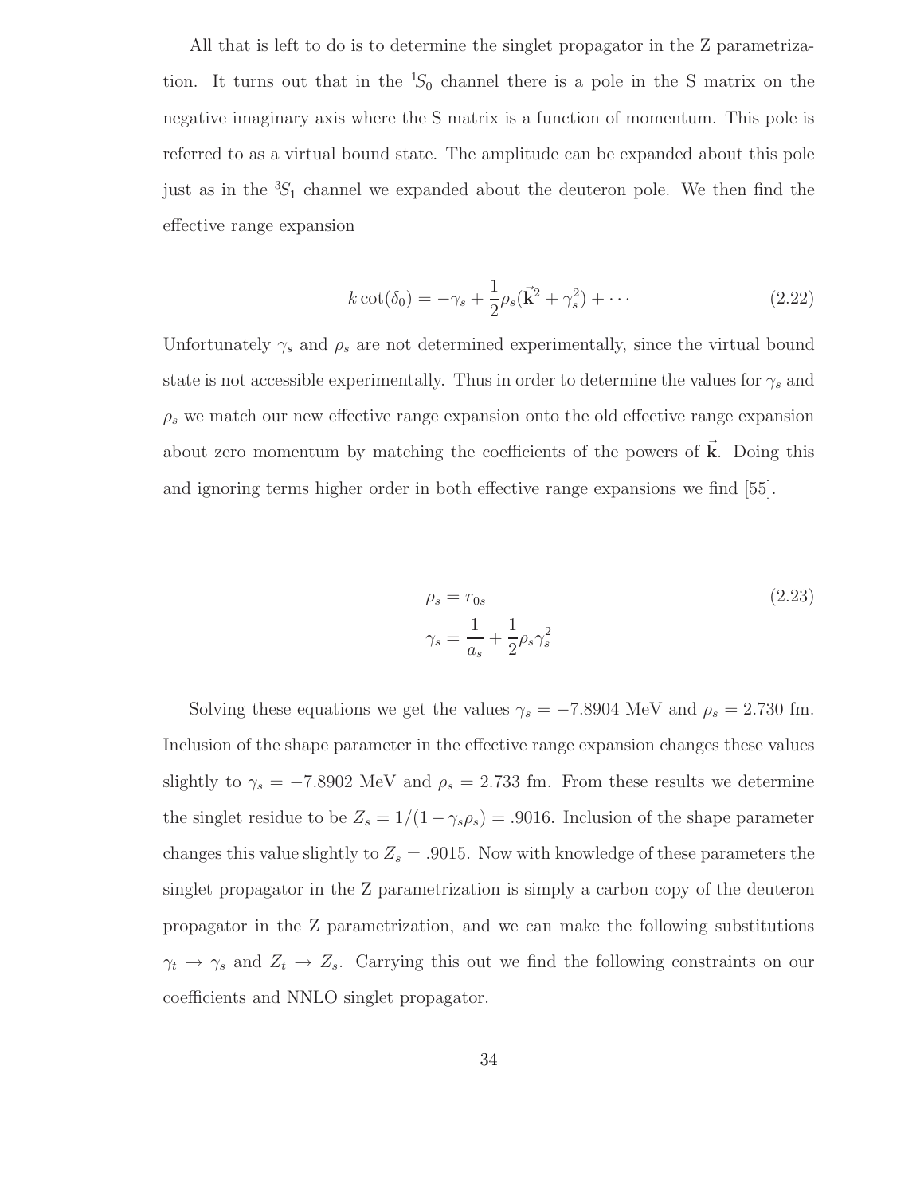All that is left to do is to determine the singlet propagator in the Z parametrization. It turns out that in the $^1S_0$ channel there is a pole in the S matrix on the negative imaginary axis where the S matrix is a function of momentum. This pole is referred to as a virtual bound state. The amplitude can be expanded about this pole just as in the $^3S_1$ channel we expanded about the deuteron pole. We then find the effective range expansion

$$k\cot(\delta_0) = -\gamma_s + \frac{1}{2}\rho_s(\vec{\mathbf{k}}^2 + \gamma_s^2) + \cdots \tag{2.22}$$

Unfortunately $\gamma_s$ and $\rho_s$ are not determined experimentally, since the virtual bound state is not accessible experimentally. Thus in order to determine the values for $\gamma_s$ and $\rho_s$ we match our new effective range expansion onto the old effective range expansion about zero momentum by matching the coefficients of the powers of $\vec{\mathbf{k}}$. Doing this and ignoring terms higher order in both effective range expansions we find [55].

$$\begin{aligned} \rho_s &= r_{0s} \\ \gamma_s &= \frac{1}{a_s} + \frac{1}{2}\rho_s\gamma_s^2 \end{aligned} \tag{2.23}$$

Solving these equations we get the values $\gamma_s = -7.8904$ MeV and $\rho_s = 2.730$ fm. Inclusion of the shape parameter in the effective range expansion changes these values slightly to $\gamma_s = -7.8902$ MeV and $\rho_s = 2.733$ fm. From these results we determine the singlet residue to be $Z_s = 1/(1 - \gamma_s\rho_s) = .9016$. Inclusion of the shape parameter changes this value slightly to $Z_s = .9015$. Now with knowledge of these parameters the singlet propagator in the Z parametrization is simply a carbon copy of the deuteron propagator in the Z parametrization, and we can make the following substitutions $\gamma_t \to \gamma_s$ and $Z_t \to Z_s$. Carrying this out we find the following constraints on our coefficients and NNLO singlet propagator.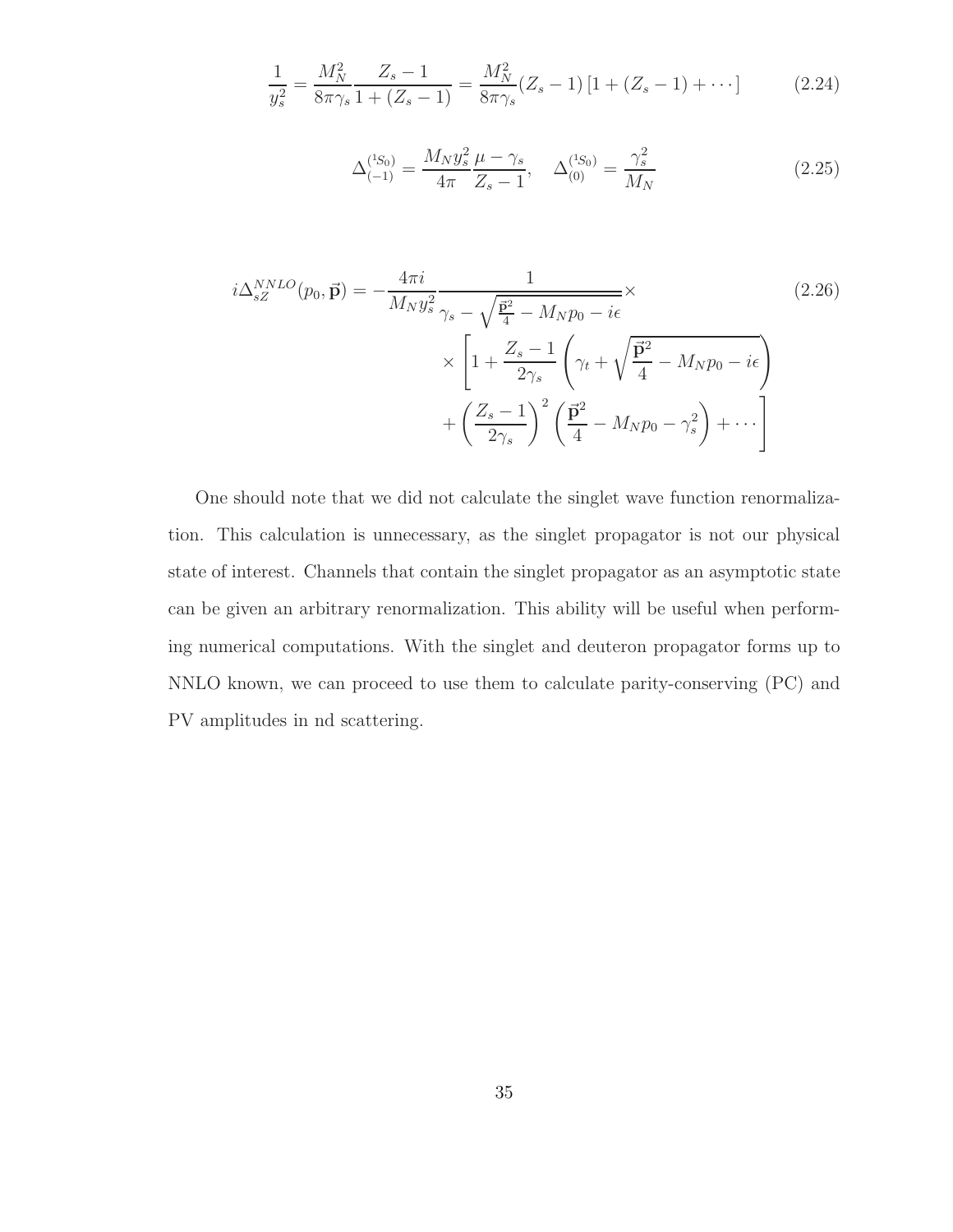$$\frac{1}{y_s^2} = \frac{M_N^2}{8\pi\gamma_s}\frac{Z_s - 1}{1 + (Z_s - 1)} = \frac{M_N^2}{8\pi\gamma_s}(Z_s - 1)\left[1 + (Z_s - 1) + \cdots\right] \tag{2.24}$$

$$\Delta_{(-1)}^{(^1S_0)} = \frac{M_N y_s^2}{4\pi}\frac{\mu - \gamma_s}{Z_s - 1}, \quad \Delta_{(0)}^{(^1S_0)} = \frac{\gamma_s^2}{M_N} \tag{2.25}$$

$$\begin{aligned} i\Delta_{sZ}^{NNLO}(p_0, \vec{\mathbf{p}}) = -\frac{4\pi i}{M_N y_s^2} & \frac{1}{\gamma_s - \sqrt{\frac{\vec{\mathbf{p}}^2}{4} - M_N p_0 - i\epsilon}} \times \\ & \times \left[1 + \frac{Z_s - 1}{2\gamma_s}\left(\gamma_t + \sqrt{\frac{\vec{\mathbf{p}}^2}{4} - M_N p_0 - i\epsilon}\right)\right. \\ & \left. + \left(\frac{Z_s - 1}{2\gamma_s}\right)^2\left(\frac{\vec{\mathbf{p}}^2}{4} - M_N p_0 - \gamma_s^2\right) + \cdots\right] \end{aligned} \tag{2.26}$$

One should note that we did not calculate the singlet wave function renormalization. This calculation is unnecessary, as the singlet propagator is not our physical state of interest. Channels that contain the singlet propagator as an asymptotic state can be given an arbitrary renormalization. This ability will be useful when performing numerical computations. With the singlet and deuteron propagator forms up to NNLO known, we can proceed to use them to calculate parity-conserving (PC) and PV amplitudes in nd scattering.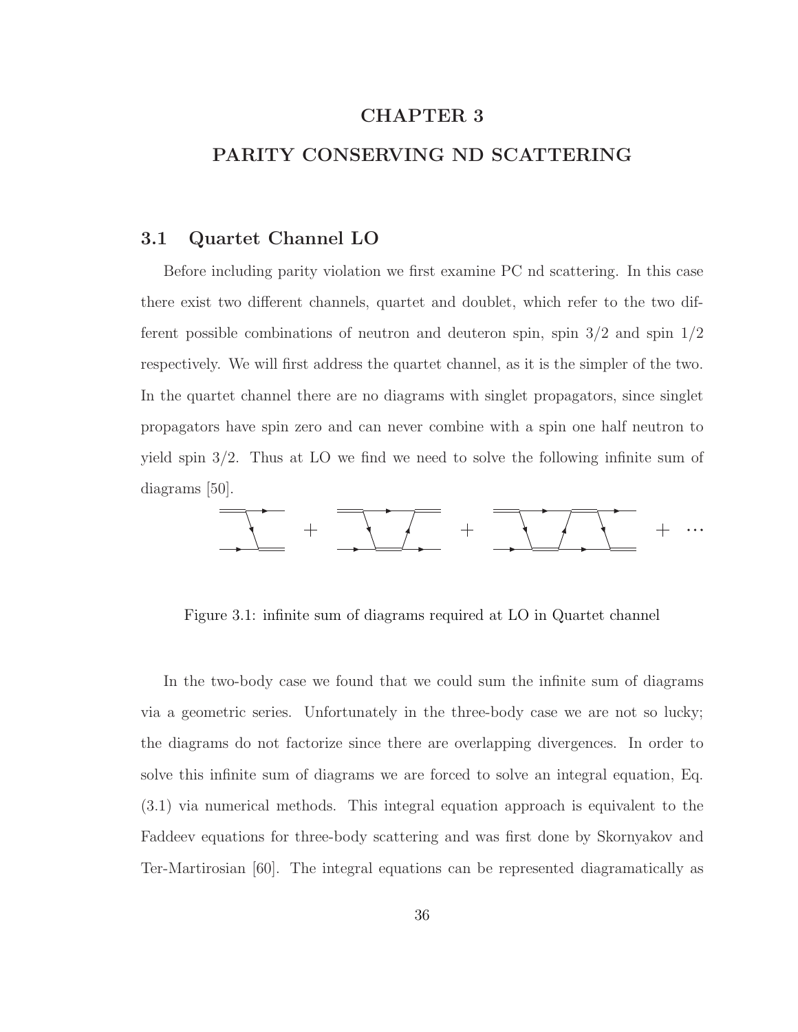# CHAPTER 3

# PARITY CONSERVING ND SCATTERING

## 3.1 Quartet Channel LO

Before including parity violation we first examine PC nd scattering. In this case there exist two different channels, quartet and doublet, which refer to the two different possible combinations of neutron and deuteron spin, spin 3/2 and spin 1/2 respectively. We will first address the quartet channel, as it is the simpler of the two. In the quartet channel there are no diagrams with singlet propagators, since singlet propagators have spin zero and can never combine with a spin one half neutron to yield spin 3/2. Thus at LO we find we need to solve the following infinite sum of diagrams [50].

Figure 3.1: infinite sum of diagrams required at LO in Quartet channel

In the two-body case we found that we could sum the infinite sum of diagrams via a geometric series. Unfortunately in the three-body case we are not so lucky; the diagrams do not factorize since there are overlapping divergences. In order to solve this infinite sum of diagrams we are forced to solve an integral equation, Eq. (3.1) via numerical methods. This integral equation approach is equivalent to the Faddeev equations for three-body scattering and was first done by Skornyakov and Ter-Martirosian [60]. The integral equations can be represented diagramatically as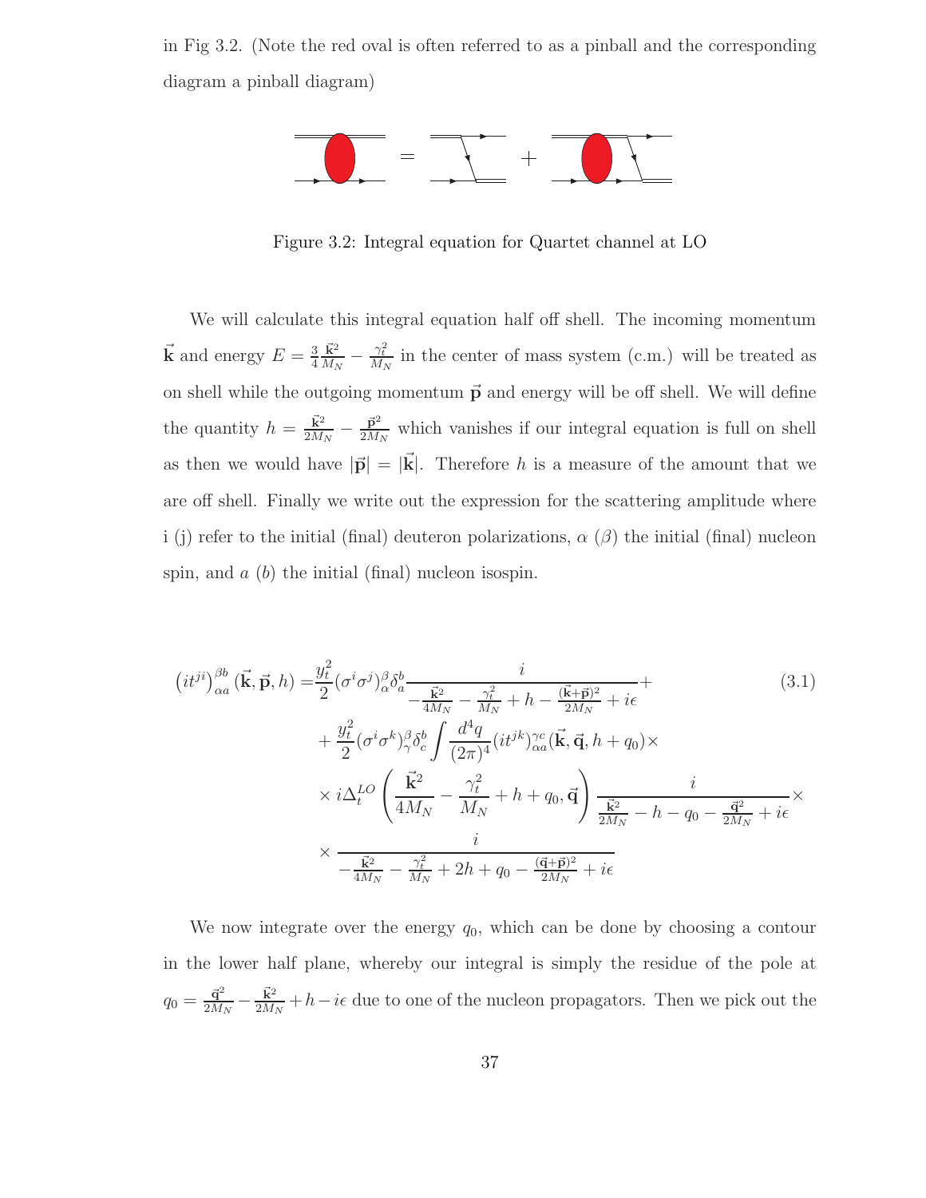in Fig 3.2. (Note the red oval is often referred to as a pinball and the corresponding diagram a pinball diagram)

Figure 3.2: Integral equation for Quartet channel at LO

We will calculate this integral equation half off shell. The incoming momentum $\vec{\mathbf{k}}$ and energy $E = \frac{3}{4}\frac{\vec{\mathbf{k}}^2}{M_N} - \frac{\gamma_t^2}{M_N}$ in the center of mass system (c.m.) will be treated as on shell while the outgoing momentum $\vec{\mathbf{p}}$ and energy will be off shell. We will define the quantity $h = \frac{\vec{\mathbf{k}}^2}{2M_N} - \frac{\vec{\mathbf{p}}^2}{2M_N}$ which vanishes if our integral equation is full on shell as then we would have $|\vec{\mathbf{p}}| = |\vec{\mathbf{k}}|$. Therefore $h$ is a measure of the amount that we are off shell. Finally we write out the expression for the scattering amplitude where i (j) refer to the initial (final) deuteron polarizations, $\alpha$ ($\beta$) the initial (final) nucleon spin, and $a$ ($b$) the initial (final) nucleon isospin.

$$
\begin{aligned}
\left(it^{ji}\right)^{\beta b}_{\alpha a}(\vec{\mathbf{k}},\vec{\mathbf{p}},h) =& \frac{y_t^2}{2}(\sigma^i\sigma^j)^{\beta}_{\alpha}\delta^b_a \frac{i}{-\frac{\vec{\mathbf{k}}^2}{4M_N} - \frac{\gamma_t^2}{M_N} + h - \frac{(\vec{\mathbf{k}}+\vec{\mathbf{p}})^2}{2M_N} + i\epsilon} + \\
&+ \frac{y_t^2}{2}(\sigma^i\sigma^k)^{\beta}_{\gamma}\delta^b_c \int \frac{d^4q}{(2\pi)^4}(it^{jk})^{\gamma c}_{\alpha a}(\vec{\mathbf{k}},\vec{\mathbf{q}},h+q_0)\times \\
&\times i\Delta_t^{LO}\left(\frac{\vec{\mathbf{k}}^2}{4M_N} - \frac{\gamma_t^2}{M_N} + h + q_0, \vec{\mathbf{q}}\right)\frac{i}{\frac{\vec{\mathbf{k}}^2}{2M_N} - h - q_0 - \frac{\vec{\mathbf{q}}^2}{2M_N} + i\epsilon}\times \\
&\times \frac{i}{-\frac{\vec{\mathbf{k}}^2}{4M_N} - \frac{\gamma_t^2}{M_N} + 2h + q_0 - \frac{(\vec{\mathbf{q}}+\vec{\mathbf{p}})^2}{2M_N} + i\epsilon}
\end{aligned}
\tag{3.1}
$$

We now integrate over the energy $q_0$, which can be done by choosing a contour in the lower half plane, whereby our integral is simply the residue of the pole at $q_0 = \frac{\vec{\mathbf{q}}^2}{2M_N} - \frac{\vec{\mathbf{k}}^2}{2M_N} + h - i\epsilon$ due to one of the nucleon propagators. Then we pick out the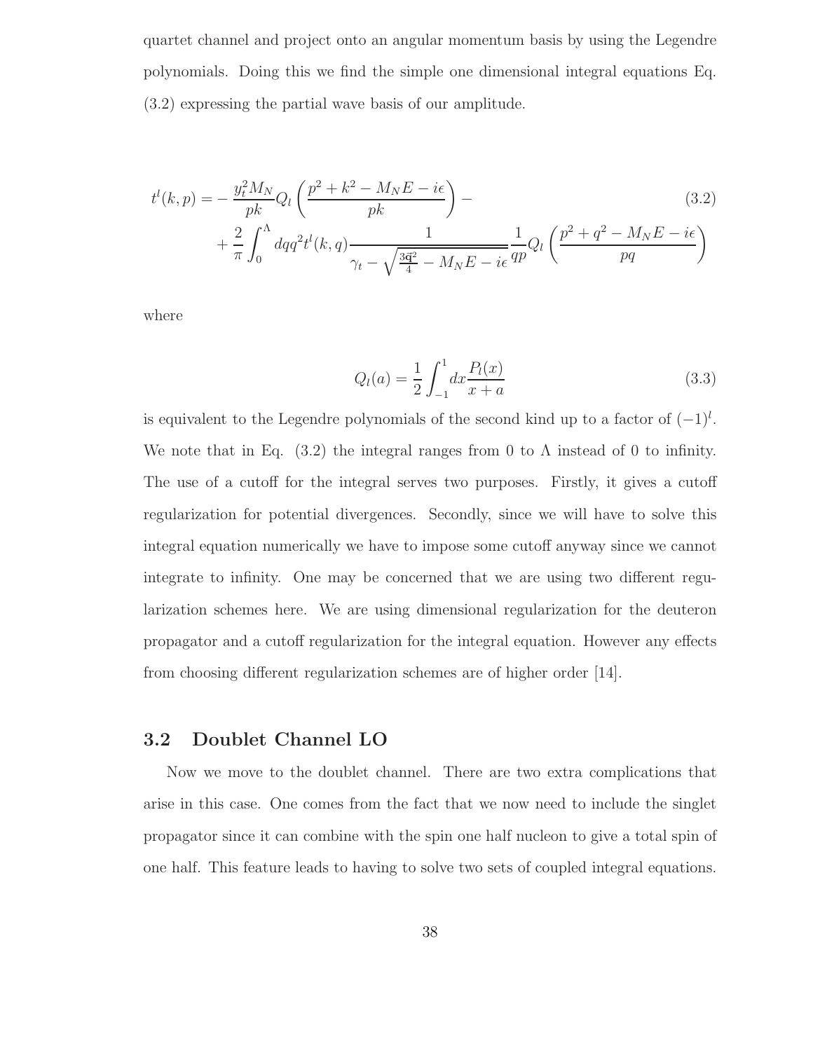quartet channel and project onto an angular momentum basis by using the Legendre polynomials. Doing this we find the simple one dimensional integral equations Eq. (3.2) expressing the partial wave basis of our amplitude.

$$
\begin{aligned}
t^l(k,p) = &-\frac{y_t^2 M_N}{pk} Q_l\left(\frac{p^2+k^2-M_N E - i\epsilon}{pk}\right) - \\
&+ \frac{2}{\pi}\int_0^\Lambda dq q^2 t^l(k,q) \frac{1}{\gamma_t - \sqrt{\frac{3\vec{q}^2}{4} - M_N E - i\epsilon}} \frac{1}{qp} Q_l\left(\frac{p^2+q^2-M_N E - i\epsilon}{pq}\right)
\end{aligned}
\tag{3.2}
$$

where

$$
Q_l(a) = \frac{1}{2}\int_{-1}^{1} dx \frac{P_l(x)}{x+a} \tag{3.3}
$$

is equivalent to the Legendre polynomials of the second kind up to a factor of $(-1)^l$. We note that in Eq. (3.2) the integral ranges from 0 to $\Lambda$ instead of 0 to infinity. The use of a cutoff for the integral serves two purposes. Firstly, it gives a cutoff regularization for potential divergences. Secondly, since we will have to solve this integral equation numerically we have to impose some cutoff anyway since we cannot integrate to infinity. One may be concerned that we are using two different regularization schemes here. We are using dimensional regularization for the deuteron propagator and a cutoff regularization for the integral equation. However any effects from choosing different regularization schemes are of higher order [14].

## 3.2 Doublet Channel LO

Now we move to the doublet channel. There are two extra complications that arise in this case. One comes from the fact that we now need to include the singlet propagator since it can combine with the spin one half nucleon to give a total spin of one half. This feature leads to having to solve two sets of coupled integral equations.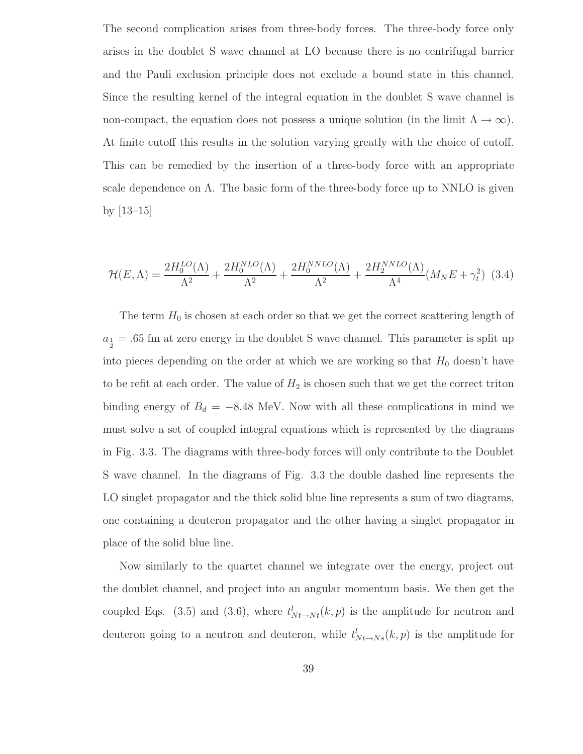The second complication arises from three-body forces. The three-body force only arises in the doublet S wave channel at LO because there is no centrifugal barrier and the Pauli exclusion principle does not exclude a bound state in this channel. Since the resulting kernel of the integral equation in the doublet S wave channel is non-compact, the equation does not possess a unique solution (in the limit $\Lambda \to \infty$). At finite cutoff this results in the solution varying greatly with the choice of cutoff. This can be remedied by the insertion of a three-body force with an appropriate scale dependence on $\Lambda$. The basic form of the three-body force up to NNLO is given by [13–15]

$$\mathcal{H}(E,\Lambda) = \frac{2H_0^{LO}(\Lambda)}{\Lambda^2} + \frac{2H_0^{NLO}(\Lambda)}{\Lambda^2} + \frac{2H_0^{NNLO}(\Lambda)}{\Lambda^2} + \frac{2H_2^{NNLO}(\Lambda)}{\Lambda^4}(M_N E + \gamma_t^2) \quad (3.4)$$

The term $H_0$ is chosen at each order so that we get the correct scattering length of $a_{\frac{1}{2}} = .65$ fm at zero energy in the doublet S wave channel. This parameter is split up into pieces depending on the order at which we are working so that $H_0$ doesn't have to be refit at each order. The value of $H_2$ is chosen such that we get the correct triton binding energy of $B_d = -8.48$ MeV. Now with all these complications in mind we must solve a set of coupled integral equations which is represented by the diagrams in Fig. 3.3. The diagrams with three-body forces will only contribute to the Doublet S wave channel. In the diagrams of Fig. 3.3 the double dashed line represents the LO singlet propagator and the thick solid blue line represents a sum of two diagrams, one containing a deuteron propagator and the other having a singlet propagator in place of the solid blue line.

Now similarly to the quartet channel we integrate over the energy, project out the doublet channel, and project into an angular momentum basis. We then get the coupled Eqs. (3.5) and (3.6), where $t^l_{Nt\to Nt}(k,p)$ is the amplitude for neutron and deuteron going to a neutron and deuteron, while $t^l_{Nt\to Ns}(k,p)$ is the amplitude for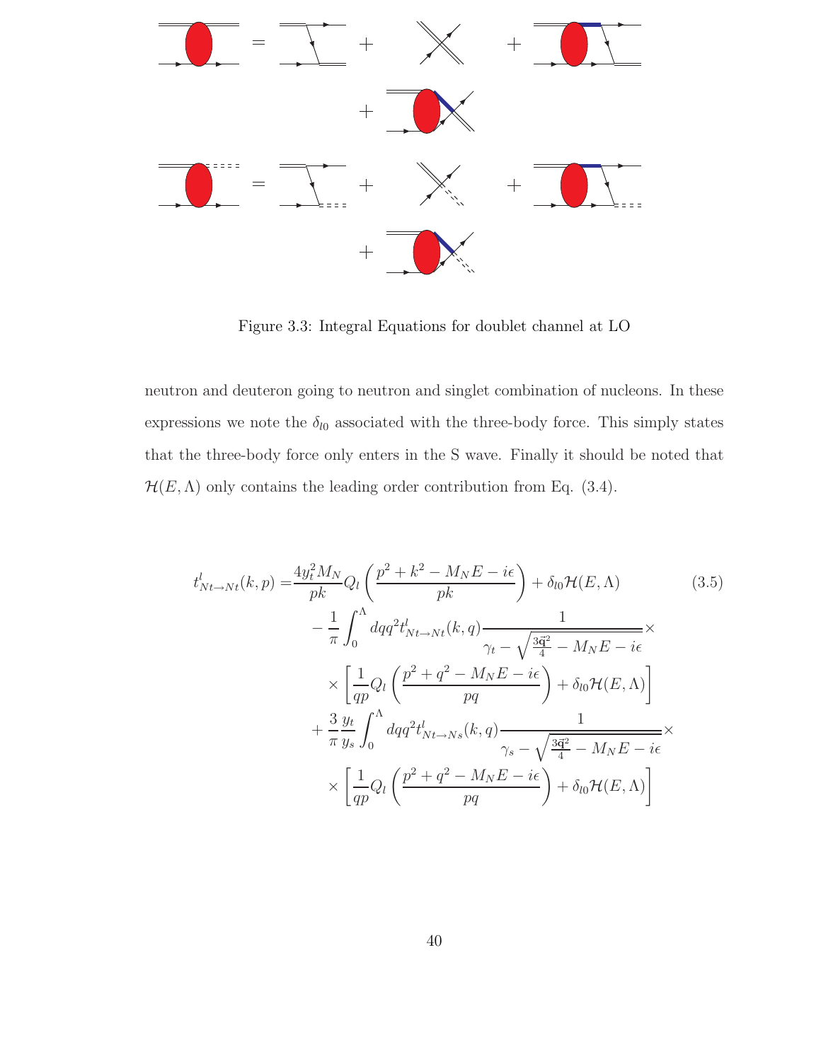Figure 3.3: Integral Equations for doublet channel at LO

neutron and deuteron going to neutron and singlet combination of nucleons. In these expressions we note the $\delta_{l0}$ associated with the three-body force. This simply states that the three-body force only enters in the S wave. Finally it should be noted that $\mathcal{H}(E,\Lambda)$ only contains the leading order contribution from Eq. (3.4).

$$
\begin{aligned}
t^l_{Nt\to Nt}(k,p) =& \frac{4y_t^2 M_N}{pk} Q_l\left(\frac{p^2+k^2-M_N E-i\epsilon}{pk}\right) + \delta_{l0}\mathcal{H}(E,\Lambda) \\
& -\frac{1}{\pi}\int_0^\Lambda dq q^2 t^l_{Nt\to Nt}(k,q)\frac{1}{\gamma_t-\sqrt{\frac{3\vec{\mathbf{q}}^2}{4}-M_N E-i\epsilon}}\times \\
& \times\left[\frac{1}{qp}Q_l\left(\frac{p^2+q^2-M_N E-i\epsilon}{pq}\right)+\delta_{l0}\mathcal{H}(E,\Lambda)\right] \\
& +\frac{3}{\pi}\frac{y_t}{y_s}\int_0^\Lambda dq q^2 t^l_{Nt\to Ns}(k,q)\frac{1}{\gamma_s-\sqrt{\frac{3\vec{\mathbf{q}}^2}{4}-M_N E-i\epsilon}}\times \\
& \times\left[\frac{1}{qp}Q_l\left(\frac{p^2+q^2-M_N E-i\epsilon}{pq}\right)+\delta_{l0}\mathcal{H}(E,\Lambda)\right]
\end{aligned}
\tag{3.5}
$$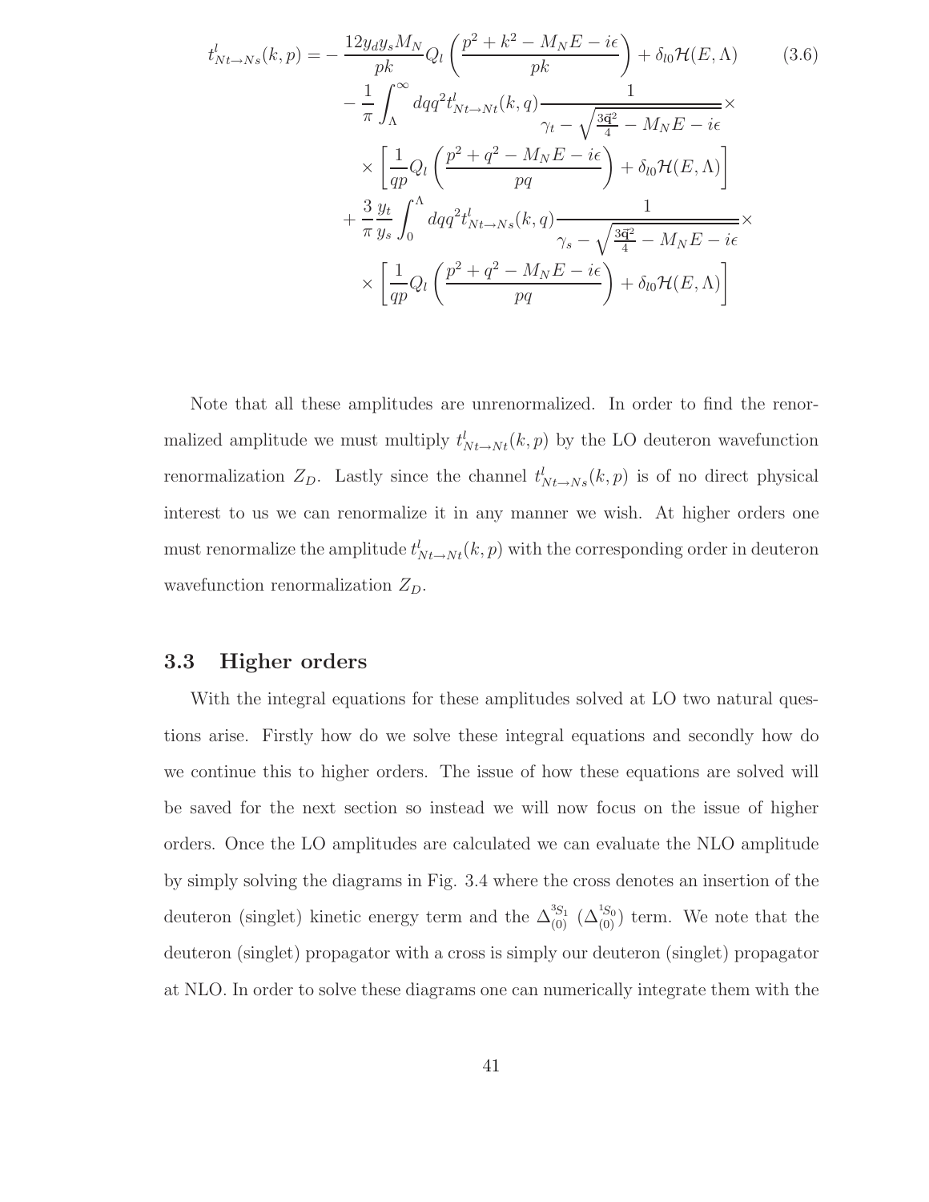$$
\begin{aligned}
t^{l}_{Nt\to Ns}(k,p) = &-\frac{12 y_d y_s M_N}{pk} Q_l\left(\frac{p^2+k^2-M_N E - i\epsilon}{pk}\right) + \delta_{l0}\mathcal{H}(E,\Lambda) \\
&- \frac{1}{\pi}\int_{\Lambda}^{\infty} dq q^2 t^{l}_{Nt\to Nt}(k,q)\frac{1}{\gamma_t - \sqrt{\frac{3\vec{\mathbf{q}}^2}{4} - M_N E - i\epsilon}}\times \\
&\times\left[\frac{1}{qp}Q_l\left(\frac{p^2+q^2-M_N E - i\epsilon}{pq}\right) + \delta_{l0}\mathcal{H}(E,\Lambda)\right] \\
&+ \frac{3}{\pi}\frac{y_t}{y_s}\int_{0}^{\Lambda} dq q^2 t^{l}_{Nt\to Ns}(k,q)\frac{1}{\gamma_s - \sqrt{\frac{3\vec{\mathbf{q}}^2}{4} - M_N E - i\epsilon}}\times \\
&\times\left[\frac{1}{qp}Q_l\left(\frac{p^2+q^2-M_N E - i\epsilon}{pq}\right) + \delta_{l0}\mathcal{H}(E,\Lambda)\right]
\end{aligned}
\tag{3.6}
$$

Note that all these amplitudes are unrenormalized. In order to find the renormalized amplitude we must multiply $t^{l}_{Nt\to Nt}(k,p)$ by the LO deuteron wavefunction renormalization $Z_D$. Lastly since the channel $t^{l}_{Nt\to Ns}(k,p)$ is of no direct physical interest to us we can renormalize it in any manner we wish. At higher orders one must renormalize the amplitude $t^{l}_{Nt\to Nt}(k,p)$ with the corresponding order in deuteron wavefunction renormalization $Z_D$.

## 3.3 Higher orders

With the integral equations for these amplitudes solved at LO two natural questions arise. Firstly how do we solve these integral equations and secondly how do we continue this to higher orders. The issue of how these equations are solved will be saved for the next section so instead we will now focus on the issue of higher orders. Once the LO amplitudes are calculated we can evaluate the NLO amplitude by simply solving the diagrams in Fig. 3.4 where the cross denotes an insertion of the deuteron (singlet) kinetic energy term and the $\Delta^{^3S_1}_{(0)}$ ($\Delta^{^1S_0}_{(0)}$) term. We note that the deuteron (singlet) propagator with a cross is simply our deuteron (singlet) propagator at NLO. In order to solve these diagrams one can numerically integrate them with the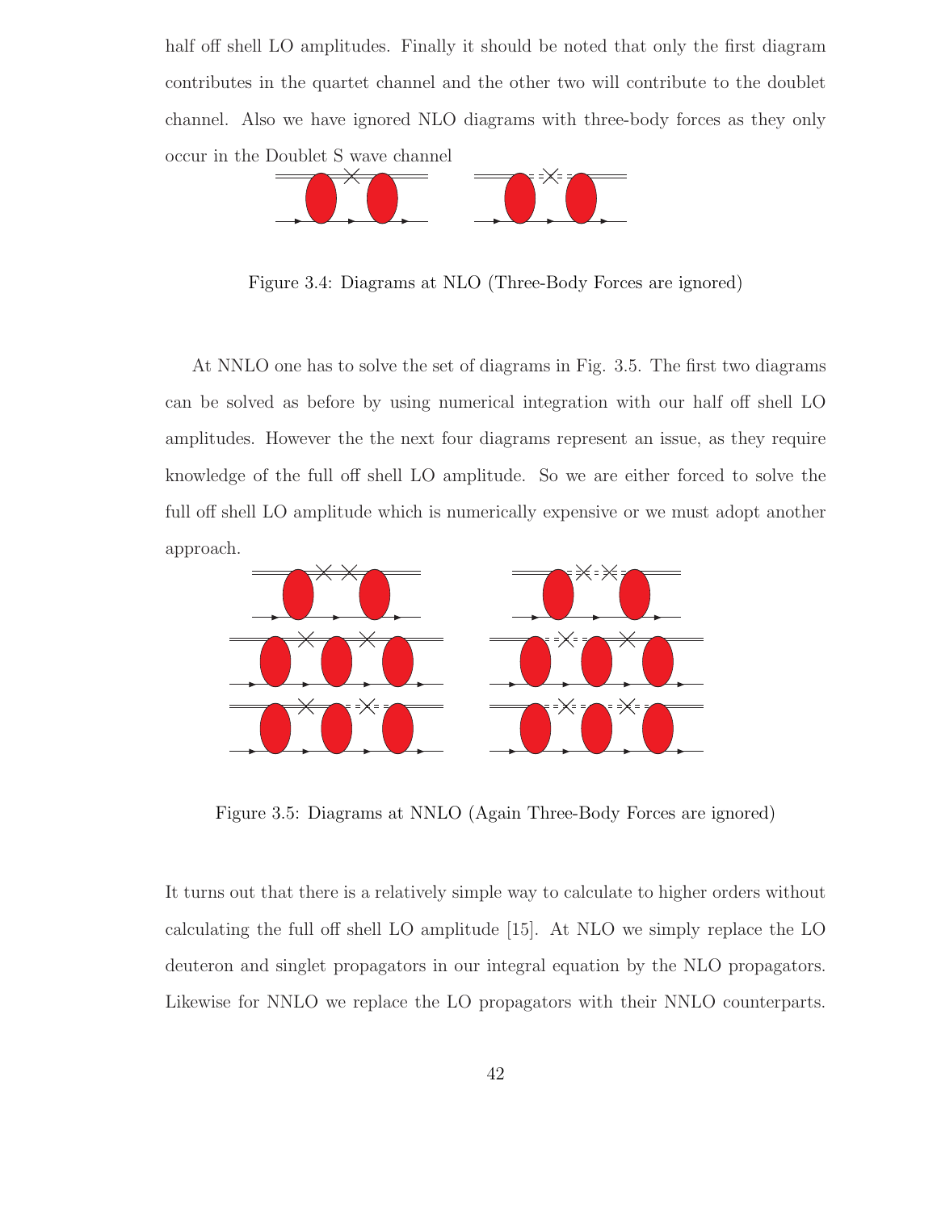half off shell LO amplitudes. Finally it should be noted that only the first diagram contributes in the quartet channel and the other two will contribute to the doublet channel. Also we have ignored NLO diagrams with three-body forces as they only occur in the Doublet S wave channel

Figure 3.4: Diagrams at NLO (Three-Body Forces are ignored)

At NNLO one has to solve the set of diagrams in Fig. 3.5. The first two diagrams can be solved as before by using numerical integration with our half off shell LO amplitudes. However the the next four diagrams represent an issue, as they require knowledge of the full off shell LO amplitude. So we are either forced to solve the full off shell LO amplitude which is numerically expensive or we must adopt another approach.

Figure 3.5: Diagrams at NNLO (Again Three-Body Forces are ignored)

It turns out that there is a relatively simple way to calculate to higher orders without calculating the full off shell LO amplitude [15]. At NLO we simply replace the LO deuteron and singlet propagators in our integral equation by the NLO propagators. Likewise for NNLO we replace the LO propagators with their NNLO counterparts.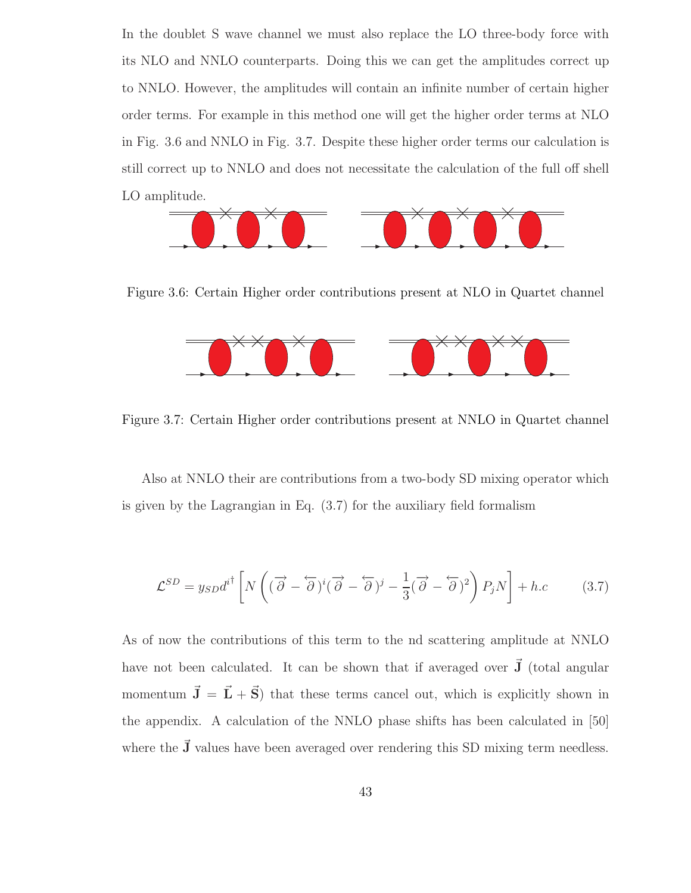In the doublet S wave channel we must also replace the LO three-body force with its NLO and NNLO counterparts. Doing this we can get the amplitudes correct up to NNLO. However, the amplitudes will contain an infinite number of certain higher order terms. For example in this method one will get the higher order terms at NLO in Fig. 3.6 and NNLO in Fig. 3.7. Despite these higher order terms our calculation is still correct up to NNLO and does not necessitate the calculation of the full off shell LO amplitude.

Figure 3.6: Certain Higher order contributions present at NLO in Quartet channel

Figure 3.7: Certain Higher order contributions present at NNLO in Quartet channel

Also at NNLO their are contributions from a two-body SD mixing operator which is given by the Lagrangian in Eq. (3.7) for the auxiliary field formalism

$$\mathcal{L}^{SD} = y_{SD} d^{i\dagger} \left[ N \left( (\overrightarrow{\partial} - \overleftarrow{\partial})^i (\overrightarrow{\partial} - \overleftarrow{\partial})^j - \frac{1}{3} (\overrightarrow{\partial} - \overleftarrow{\partial})^2 \right) P_j N \right] + h.c \tag{3.7}$$

As of now the contributions of this term to the nd scattering amplitude at NNLO have not been calculated. It can be shown that if averaged over $\vec{\mathbf{J}}$ (total angular momentum $\vec{\mathbf{J}} = \vec{\mathbf{L}} + \vec{\mathbf{S}}$) that these terms cancel out, which is explicitly shown in the appendix. A calculation of the NNLO phase shifts has been calculated in [50] where the $\vec{\mathbf{J}}$ values have been averaged over rendering this SD mixing term needless.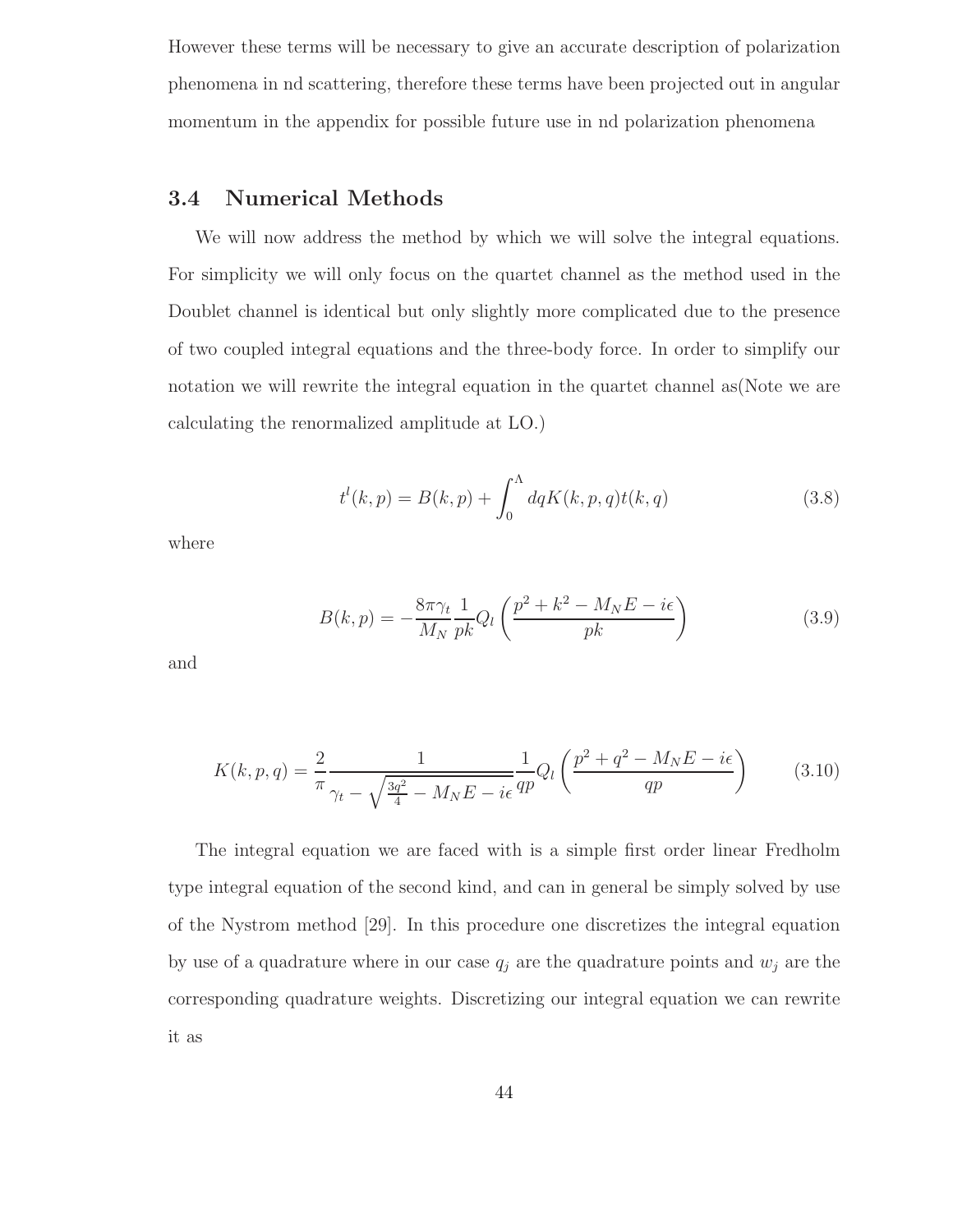However these terms will be necessary to give an accurate description of polarization phenomena in nd scattering, therefore these terms have been projected out in angular momentum in the appendix for possible future use in nd polarization phenomena

## 3.4 Numerical Methods

We will now address the method by which we will solve the integral equations. For simplicity we will only focus on the quartet channel as the method used in the Doublet channel is identical but only slightly more complicated due to the presence of two coupled integral equations and the three-body force. In order to simplify our notation we will rewrite the integral equation in the quartet channel as(Note we are calculating the renormalized amplitude at LO.)

$$t^l(k,p) = B(k,p) + \int_0^\Lambda dq K(k,p,q) t(k,q) \tag{3.8}$$

where

$$B(k,p) = -\frac{8\pi\gamma_t}{M_N}\frac{1}{pk}Q_l\left(\frac{p^2+k^2-M_N E - i\epsilon}{pk}\right) \tag{3.9}$$

and

$$K(k,p,q) = \frac{2}{\pi}\frac{1}{\gamma_t - \sqrt{\frac{3q^2}{4} - M_N E - i\epsilon}}\frac{1}{qp}Q_l\left(\frac{p^2+q^2-M_N E - i\epsilon}{qp}\right) \tag{3.10}$$

The integral equation we are faced with is a simple first order linear Fredholm type integral equation of the second kind, and can in general be simply solved by use of the Nystrom method [29]. In this procedure one discretizes the integral equation by use of a quadrature where in our case $q_j$ are the quadrature points and $w_j$ are the corresponding quadrature weights. Discretizing our integral equation we can rewrite it as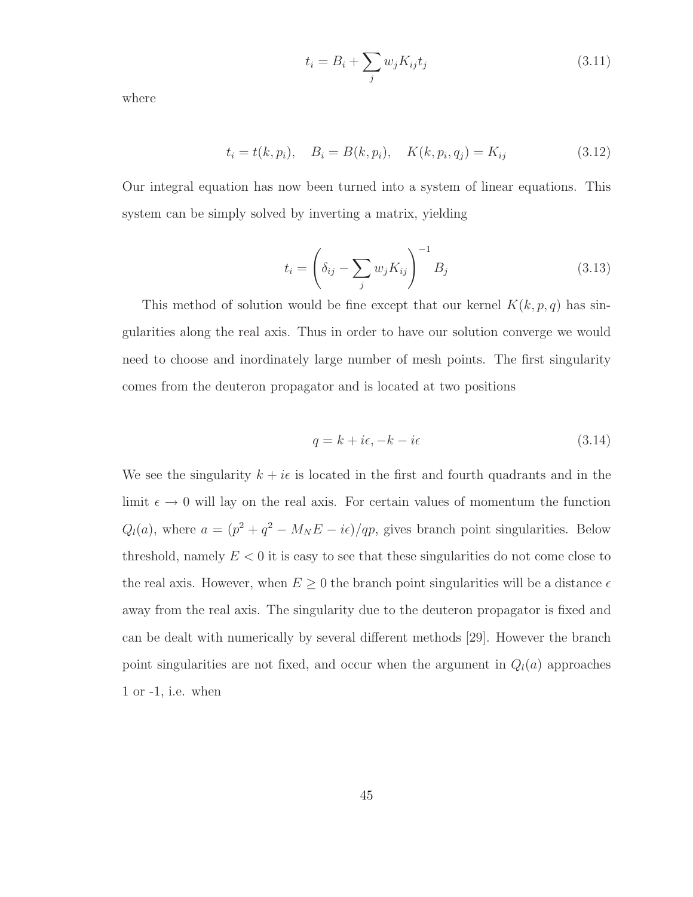$$t_i = B_i + \sum_j w_j K_{ij} t_j \tag{3.11}$$

where

$$t_i = t(k, p_i), \quad B_i = B(k, p_i), \quad K(k, p_i, q_j) = K_{ij} \tag{3.12}$$

Our integral equation has now been turned into a system of linear equations. This system can be simply solved by inverting a matrix, yielding

$$t_i = \left( \delta_{ij} - \sum_j w_j K_{ij} \right)^{-1} B_j \tag{3.13}$$

This method of solution would be fine except that our kernel $K(k, p, q)$ has singularities along the real axis. Thus in order to have our solution converge we would need to choose and inordinately large number of mesh points. The first singularity comes from the deuteron propagator and is located at two positions

$$q = k + i\epsilon, -k - i\epsilon \tag{3.14}$$

We see the singularity $k + i\epsilon$ is located in the first and fourth quadrants and in the limit $\epsilon \to 0$ will lay on the real axis. For certain values of momentum the function $Q_l(a)$, where $a = (p^2 + q^2 - M_N E - i\epsilon)/qp$, gives branch point singularities. Below threshold, namely $E < 0$ it is easy to see that these singularities do not come close to the real axis. However, when $E \geq 0$ the branch point singularities will be a distance $\epsilon$ away from the real axis. The singularity due to the deuteron propagator is fixed and can be dealt with numerically by several different methods [29]. However the branch point singularities are not fixed, and occur when the argument in $Q_l(a)$ approaches 1 or -1, i.e. when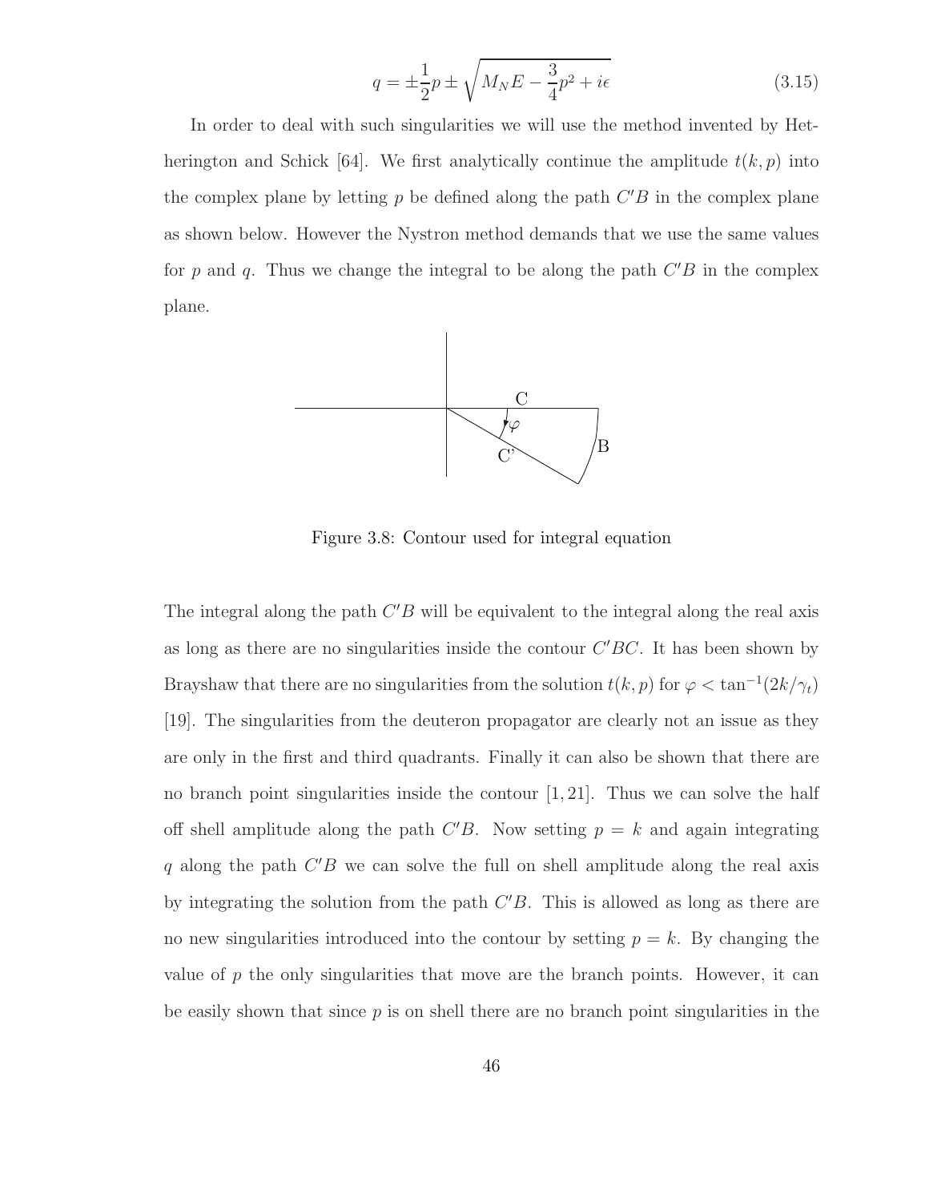$$q = \pm\frac{1}{2}p \pm \sqrt{M_N E - \frac{3}{4}p^2 + i\epsilon} \tag{3.15}$$

In order to deal with such singularities we will use the method invented by Hetherington and Schick [64]. We first analytically continue the amplitude $t(k,p)$ into the complex plane by letting $p$ be defined along the path $C'B$ in the complex plane as shown below. However the Nystron method demands that we use the same values for $p$ and $q$. Thus we change the integral to be along the path $C'B$ in the complex plane.

Figure 3.8: Contour used for integral equation

The integral along the path $C'B$ will be equivalent to the integral along the real axis as long as there are no singularities inside the contour $C'BC$. It has been shown by Brayshaw that there are no singularities from the solution $t(k,p)$ for $\varphi < \tan^{-1}(2k/\gamma_t)$ [19]. The singularities from the deuteron propagator are clearly not an issue as they are only in the first and third quadrants. Finally it can also be shown that there are no branch point singularities inside the contour [1, 21]. Thus we can solve the half off shell amplitude along the path $C'B$. Now setting $p = k$ and again integrating $q$ along the path $C'B$ we can solve the full on shell amplitude along the real axis by integrating the solution from the path $C'B$. This is allowed as long as there are no new singularities introduced into the contour by setting $p = k$. By changing the value of $p$ the only singularities that move are the branch points. However, it can be easily shown that since $p$ is on shell there are no branch point singularities in the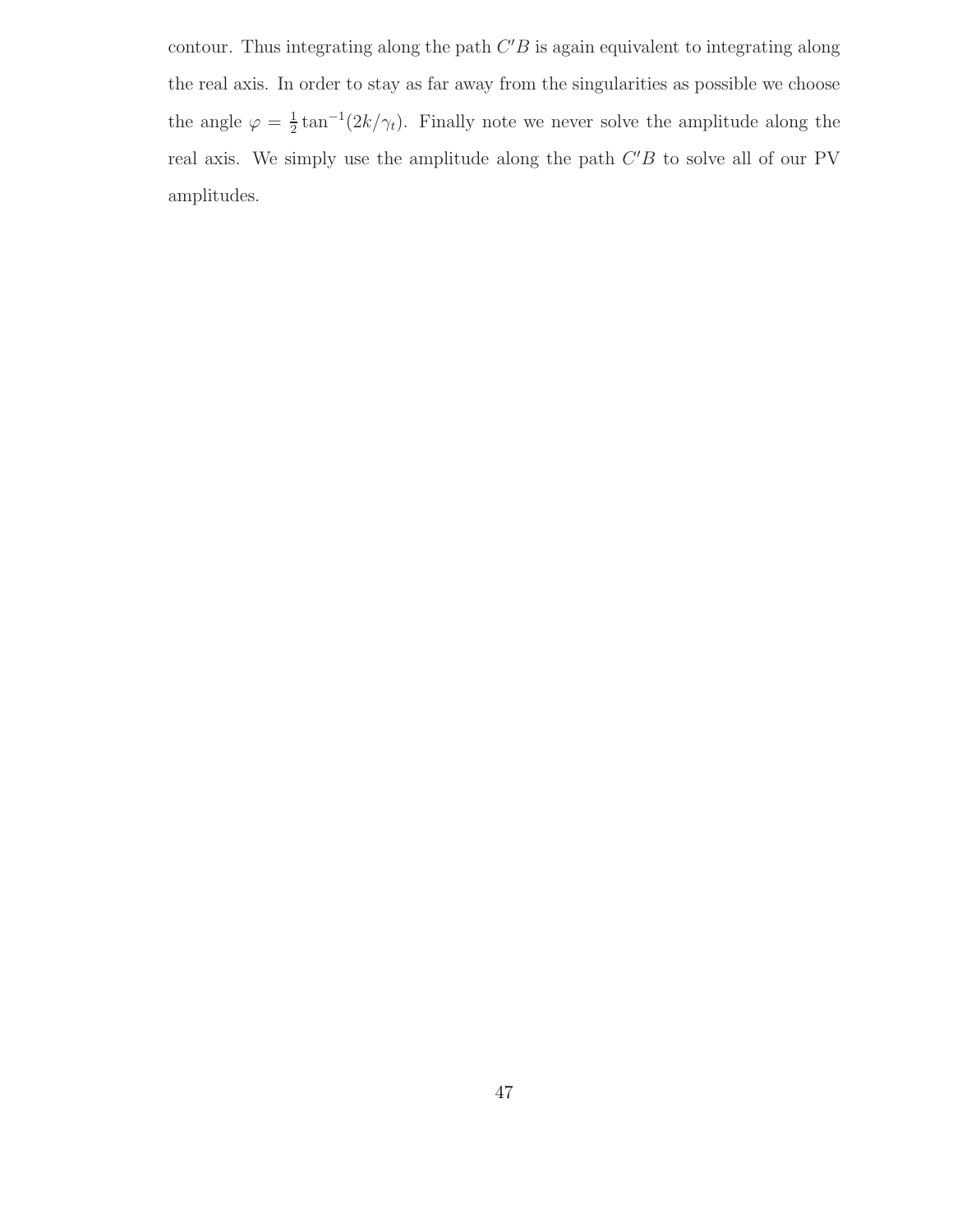contour. Thus integrating along the path $C'B$ is again equivalent to integrating along the real axis. In order to stay as far away from the singularities as possible we choose the angle $\varphi = \frac{1}{2}\tan^{-1}(2k/\gamma_t)$. Finally note we never solve the amplitude along the real axis. We simply use the amplitude along the path $C'B$ to solve all of our PV amplitudes.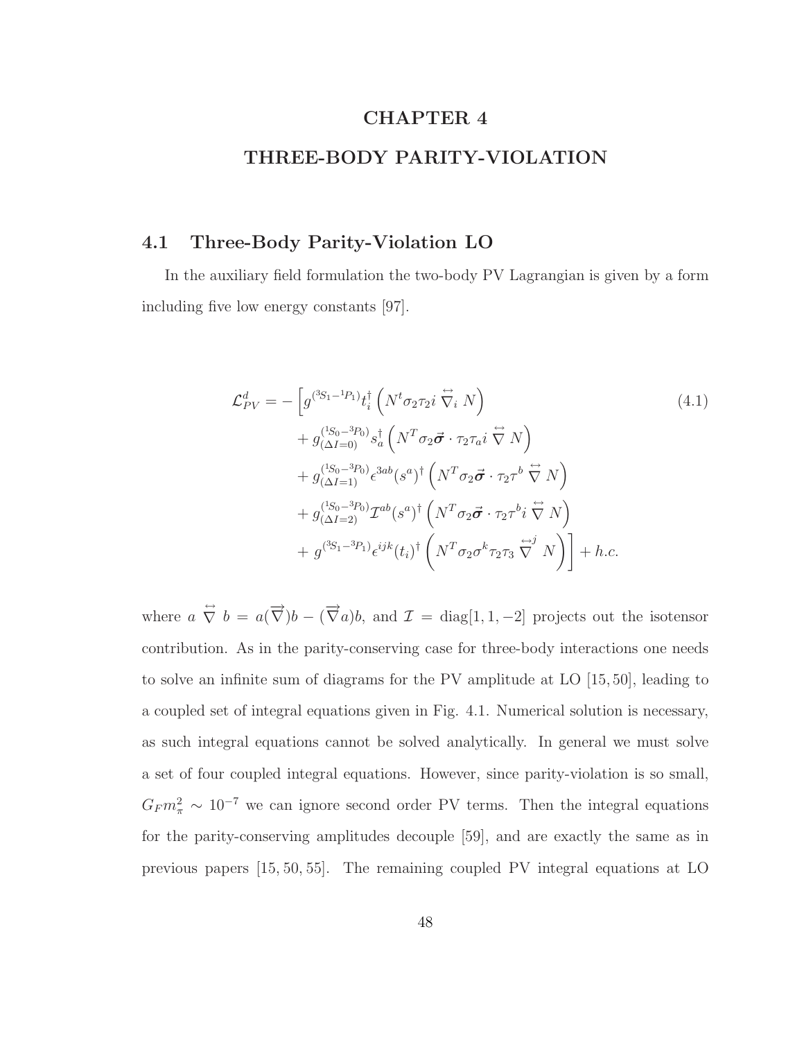# CHAPTER 4

# THREE-BODY PARITY-VIOLATION

## 4.1 Three-Body Parity-Violation LO

In the auxiliary field formulation the two-body PV Lagrangian is given by a form including five low energy constants [97].

$$
\begin{aligned}
\mathcal{L}_{PV}^{d} = &-\Big[g^{(^3S_1-^1P_1)}t_i^\dagger\left(N^t\sigma_2\tau_2 i\overleftrightarrow{\nabla}_i N\right) \\
&+ g^{(^1S_0-^3P_0)}_{(\Delta I=0)}s_a^\dagger\left(N^T\sigma_2\vec{\boldsymbol{\sigma}}\cdot\tau_2\tau_a i\overleftrightarrow{\nabla} N\right) \\
&+ g^{(^1S_0-^3P_0)}_{(\Delta I=1)}\epsilon^{3ab}(s^a)^\dagger\left(N^T\sigma_2\vec{\boldsymbol{\sigma}}\cdot\tau_2\tau^b\overleftrightarrow{\nabla} N\right) \\
&+ g^{(^1S_0-^3P_0)}_{(\Delta I=2)}\mathcal{I}^{ab}(s^a)^\dagger\left(N^T\sigma_2\vec{\boldsymbol{\sigma}}\cdot\tau_2\tau^b i\overleftrightarrow{\nabla} N\right) \\
&+ g^{(^3S_1-^3P_1)}\epsilon^{ijk}(t_i)^\dagger\left(N^T\sigma_2\sigma^k\tau_2\tau_3\overleftrightarrow{\nabla}^j N\right)\Big] + h.c.
\end{aligned} \tag{4.1}
$$

where $a\overleftrightarrow{\nabla} b = a(\overrightarrow{\nabla})b - (\overrightarrow{\nabla}a)b$, and $\mathcal{I} = \text{diag}[1,1,-2]$ projects out the isotensor contribution. As in the parity-conserving case for three-body interactions one needs to solve an infinite sum of diagrams for the PV amplitude at LO [15, 50], leading to a coupled set of integral equations given in Fig. 4.1. Numerical solution is necessary, as such integral equations cannot be solved analytically. In general we must solve a set of four coupled integral equations. However, since parity-violation is so small, $G_F m_\pi^2 \sim 10^{-7}$ we can ignore second order PV terms. Then the integral equations for the parity-conserving amplitudes decouple [59], and are exactly the same as in previous papers [15, 50, 55]. The remaining coupled PV integral equations at LO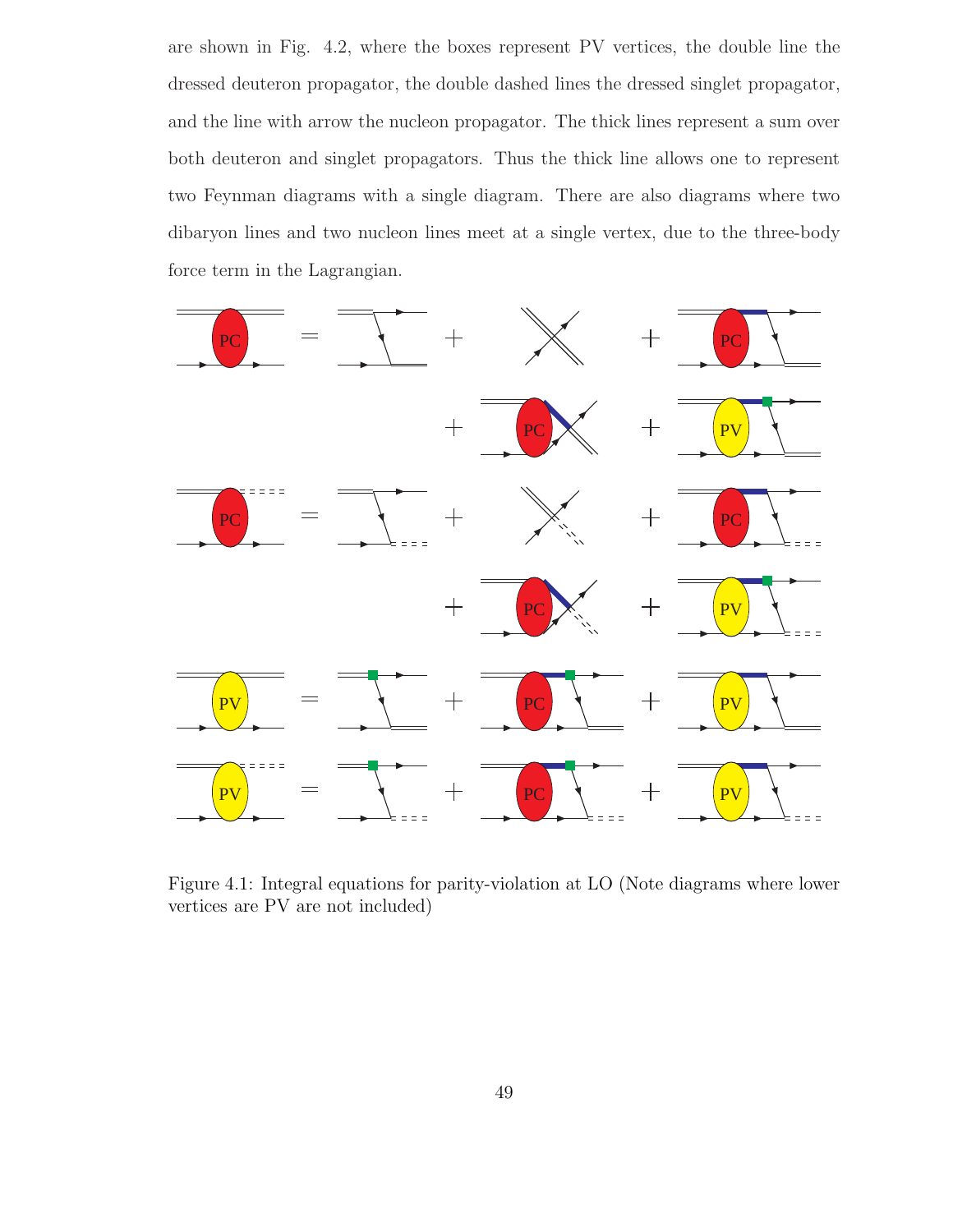are shown in Fig. 4.2, where the boxes represent PV vertices, the double line the dressed deuteron propagator, the double dashed lines the dressed singlet propagator, and the line with arrow the nucleon propagator. The thick lines represent a sum over both deuteron and singlet propagators. Thus the thick line allows one to represent two Feynman diagrams with a single diagram. There are also diagrams where two dibaryon lines and two nucleon lines meet at a single vertex, due to the three-body force term in the Lagrangian.

Figure 4.1: Integral equations for parity-violation at LO (Note diagrams where lower vertices are PV are not included)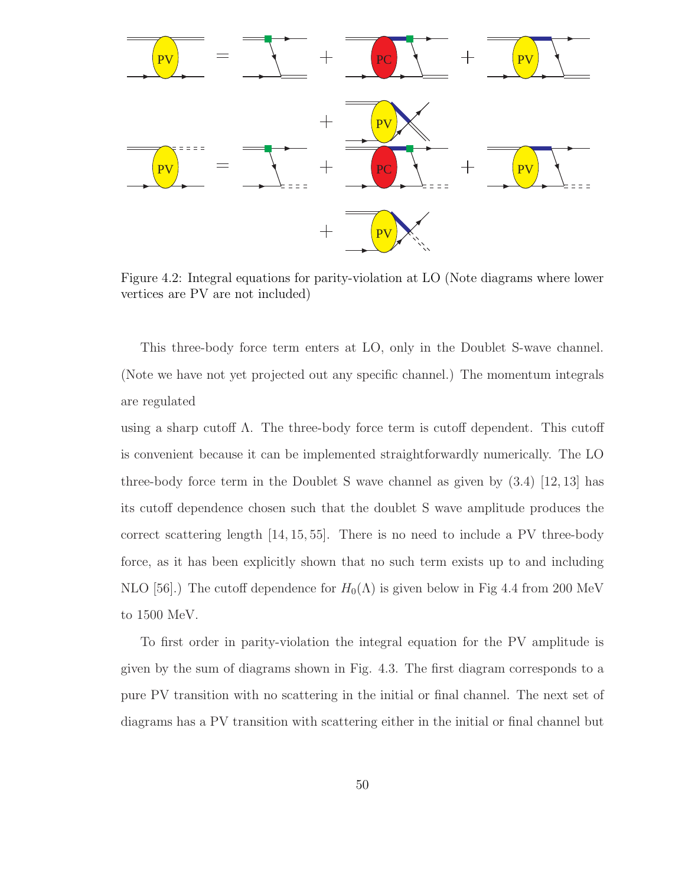Figure 4.2: Integral equations for parity-violation at LO (Note diagrams where lower vertices are PV are not included)

This three-body force term enters at LO, only in the Doublet S-wave channel. (Note we have not yet projected out any specific channel.) The momentum integrals are regulated

using a sharp cutoff $\Lambda$. The three-body force term is cutoff dependent. This cutoff is convenient because it can be implemented straightforwardly numerically. The LO three-body force term in the Doublet S wave channel as given by (3.4) [12, 13] has its cutoff dependence chosen such that the doublet S wave amplitude produces the correct scattering length [14, 15, 55]. There is no need to include a PV three-body force, as it has been explicitly shown that no such term exists up to and including NLO [56].) The cutoff dependence for $H_0(\Lambda)$ is given below in Fig 4.4 from 200 MeV to 1500 MeV.

To first order in parity-violation the integral equation for the PV amplitude is given by the sum of diagrams shown in Fig. 4.3. The first diagram corresponds to a pure PV transition with no scattering in the initial or final channel. The next set of diagrams has a PV transition with scattering either in the initial or final channel but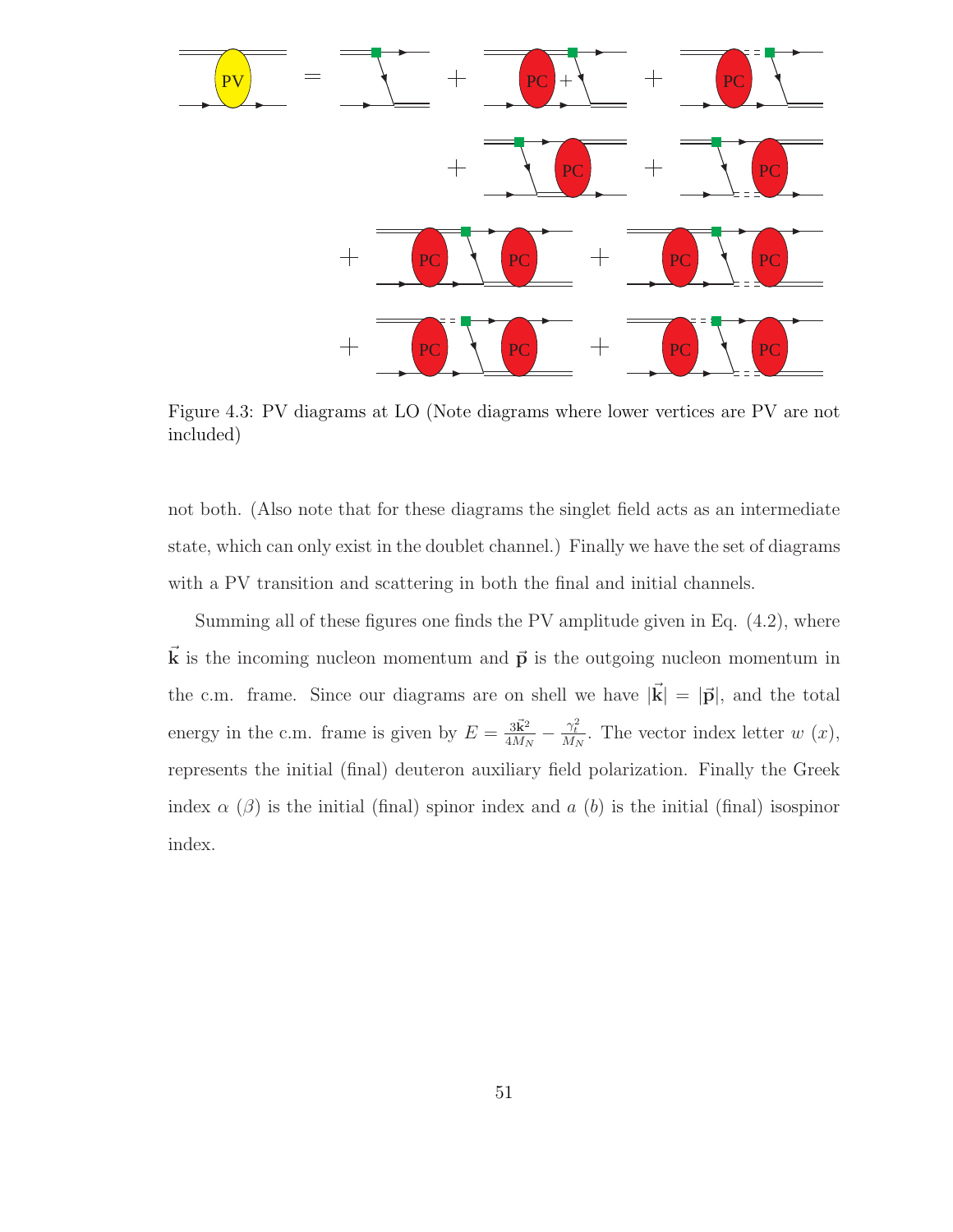Figure 4.3: PV diagrams at LO (Note diagrams where lower vertices are PV are not included)

not both. (Also note that for these diagrams the singlet field acts as an intermediate state, which can only exist in the doublet channel.) Finally we have the set of diagrams with a PV transition and scattering in both the final and initial channels.

Summing all of these figures one finds the PV amplitude given in Eq. (4.2), where $\vec{\mathbf{k}}$ is the incoming nucleon momentum and $\vec{\mathbf{p}}$ is the outgoing nucleon momentum in the c.m. frame. Since our diagrams are on shell we have $|\vec{\mathbf{k}}| = |\vec{\mathbf{p}}|$, and the total energy in the c.m. frame is given by $E = \frac{3\vec{\mathbf{k}}^2}{4M_N} - \frac{\gamma_t^2}{M_N}$. The vector index letter $w$ ($x$), represents the initial (final) deuteron auxiliary field polarization. Finally the Greek index $\alpha$ ($\beta$) is the initial (final) spinor index and $a$ ($b$) is the initial (final) isospinor index.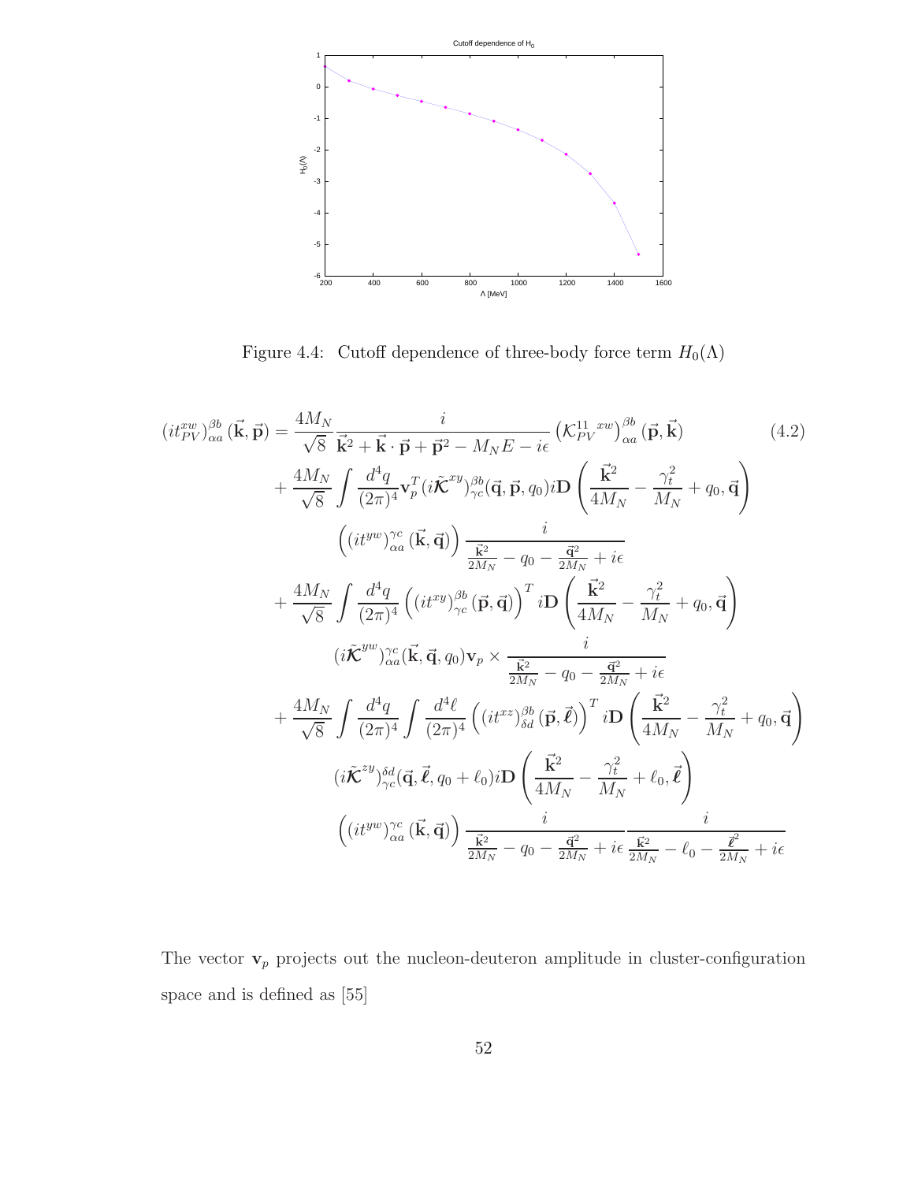Figure 4.4: Cutoff dependence of three-body force term $H_0(\Lambda)$

$$
\begin{aligned}
(it^{xw}_{PV})^{\beta b}_{\alpha a}(\vec{\mathbf{k}},\vec{\mathbf{p}}) &= \frac{4M_N}{\sqrt{8}}\frac{i}{\vec{\mathbf{k}}^2+\vec{\mathbf{k}}\cdot\vec{\mathbf{p}}+\vec{\mathbf{p}}^2-M_NE-i\epsilon}\left(\mathcal{K}^{11\ xw}_{PV}\right)^{\beta b}_{\alpha a}(\vec{\mathbf{p}},\vec{\mathbf{k}}) \qquad (4.2)\\
&+\frac{4M_N}{\sqrt{8}}\int\frac{d^4q}{(2\pi)^4}\mathbf{v}_p^T(i\tilde{\mathcal{K}}^{xy})^{\beta b}_{\gamma c}(\vec{\mathbf{q}},\vec{\mathbf{p}},q_0)i\mathbf{D}\left(\frac{\vec{\mathbf{k}}^2}{4M_N}-\frac{\gamma_t^2}{M_N}+q_0,\vec{\mathbf{q}}\right)\\
&\qquad\left((it^{yw})^{\gamma c}_{\alpha a}(\vec{\mathbf{k}},\vec{\mathbf{q}})\right)\frac{i}{\frac{\vec{\mathbf{k}}^2}{2M_N}-q_0-\frac{\vec{\mathbf{q}}^2}{2M_N}+i\epsilon}\\
&+\frac{4M_N}{\sqrt{8}}\int\frac{d^4q}{(2\pi)^4}\left((it^{xy})^{\beta b}_{\gamma c}(\vec{\mathbf{p}},\vec{\mathbf{q}})\right)^T i\mathbf{D}\left(\frac{\vec{\mathbf{k}}^2}{4M_N}-\frac{\gamma_t^2}{M_N}+q_0,\vec{\mathbf{q}}\right)\\
&\qquad(i\tilde{\mathcal{K}}^{yw})^{\gamma c}_{\alpha a}(\vec{\mathbf{k}},\vec{\mathbf{q}},q_0)\mathbf{v}_p\times\frac{i}{\frac{\vec{\mathbf{k}}^2}{2M_N}-q_0-\frac{\vec{\mathbf{q}}^2}{2M_N}+i\epsilon}\\
&+\frac{4M_N}{\sqrt{8}}\int\frac{d^4q}{(2\pi)^4}\int\frac{d^4\ell}{(2\pi)^4}\left((it^{xz})^{\beta b}_{\delta d}(\vec{\mathbf{p}},\vec{\boldsymbol{\ell}})\right)^T i\mathbf{D}\left(\frac{\vec{\mathbf{k}}^2}{4M_N}-\frac{\gamma_t^2}{M_N}+q_0,\vec{\mathbf{q}}\right)\\
&\qquad(i\tilde{\mathcal{K}}^{zy})^{\delta d}_{\gamma c}(\vec{\mathbf{q}},\vec{\boldsymbol{\ell}},q_0+\ell_0)i\mathbf{D}\left(\frac{\vec{\mathbf{k}}^2}{4M_N}-\frac{\gamma_t^2}{M_N}+\ell_0,\vec{\boldsymbol{\ell}}\right)\\
&\qquad\left((it^{yw})^{\gamma c}_{\alpha a}(\vec{\mathbf{k}},\vec{\mathbf{q}})\right)\frac{i}{\frac{\vec{\mathbf{k}}^2}{2M_N}-q_0-\frac{\vec{\mathbf{q}}^2}{2M_N}+i\epsilon}\frac{i}{\frac{\vec{\mathbf{k}}^2}{2M_N}-\ell_0-\frac{\vec{\boldsymbol{\ell}}^2}{2M_N}+i\epsilon}
\end{aligned}
$$

The vector $\mathbf{v}_p$ projects out the nucleon-deuteron amplitude in cluster-configuration space and is defined as [55]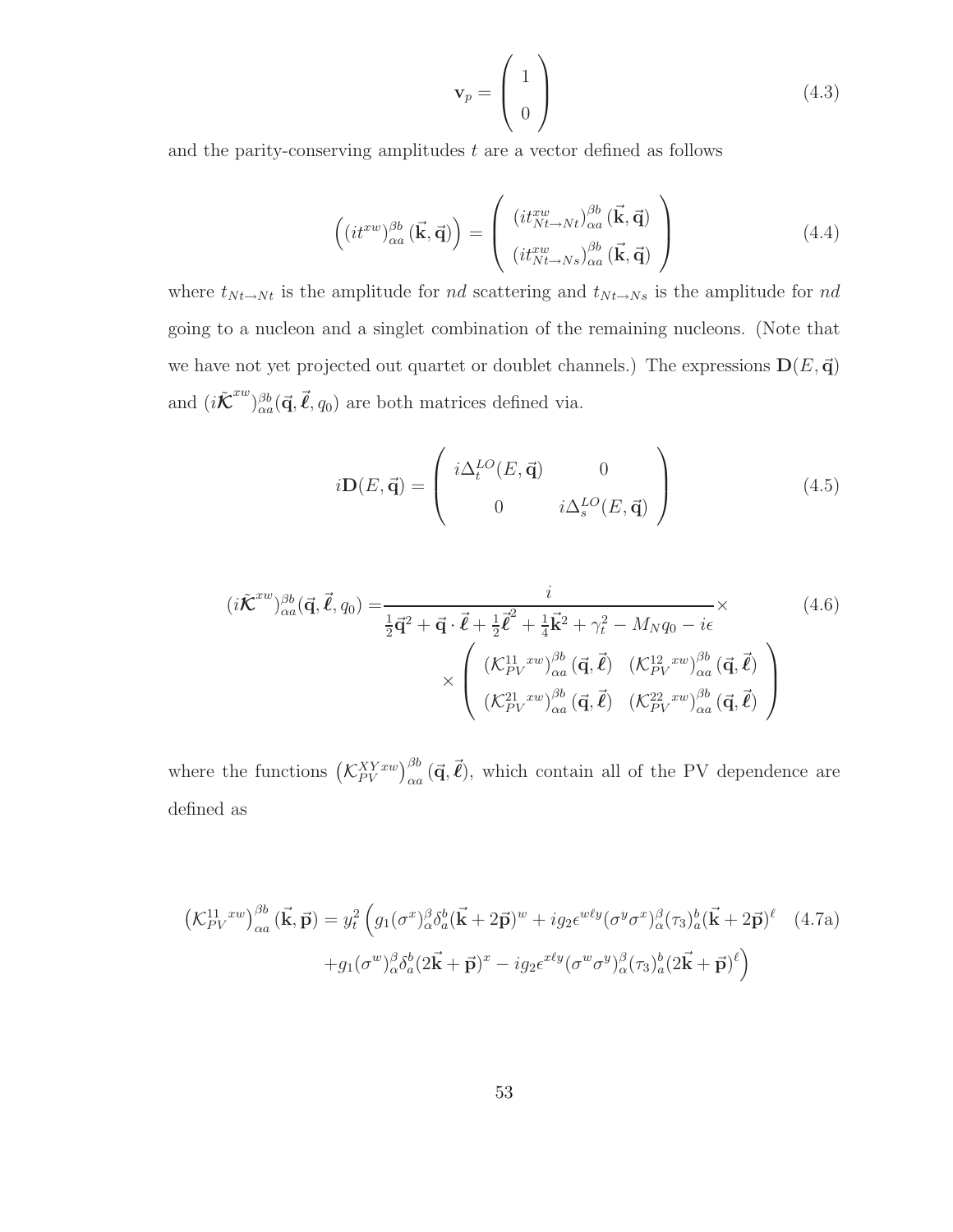$$\mathbf{v}_p = \begin{pmatrix} 1 \\ 0 \end{pmatrix} \tag{4.3}$$

and the parity-conserving amplitudes $t$ are a vector defined as follows

$$\left((it^{xw})^{\beta b}_{\alpha a}(\vec{\mathbf{k}},\vec{\mathbf{q}})\right) = \begin{pmatrix} (it^{xw}_{Nt\to Nt})^{\beta b}_{\alpha a}(\vec{\mathbf{k}},\vec{\mathbf{q}}) \\ (it^{xw}_{Nt\to Ns})^{\beta b}_{\alpha a}(\vec{\mathbf{k}},\vec{\mathbf{q}}) \end{pmatrix} \tag{4.4}$$

where $t_{Nt\to Nt}$ is the amplitude for $nd$ scattering and $t_{Nt\to Ns}$ is the amplitude for $nd$ going to a nucleon and a singlet combination of the remaining nucleons. (Note that we have not yet projected out quartet or doublet channels.) The expressions $\mathbf{D}(E,\vec{\mathbf{q}})$ and $(i\tilde{\boldsymbol{\mathcal{K}}}^{xw})^{\beta b}_{\alpha a}(\vec{\mathbf{q}},\vec{\boldsymbol{\ell}},q_0)$ are both matrices defined via.

$$i\mathbf{D}(E,\vec{\mathbf{q}}) = \begin{pmatrix} i\Delta_t^{LO}(E,\vec{\mathbf{q}}) & 0 \\ 0 & i\Delta_s^{LO}(E,\vec{\mathbf{q}}) \end{pmatrix} \tag{4.5}$$

$$\begin{aligned}(i\tilde{\boldsymbol{\mathcal{K}}}^{xw})^{\beta b}_{\alpha a}(\vec{\mathbf{q}},\vec{\boldsymbol{\ell}},q_0) =& \frac{i}{\frac{1}{2}\vec{\mathbf{q}}^2+\vec{\mathbf{q}}\cdot\vec{\boldsymbol{\ell}}+\frac{1}{2}\vec{\boldsymbol{\ell}}^2+\frac{1}{4}\vec{\mathbf{k}}^2+\gamma_t^2-M_N q_0-i\epsilon}\times \\ &\times\begin{pmatrix} (\mathcal{K}^{11\ xw}_{PV})^{\beta b}_{\alpha a}(\vec{\mathbf{q}},\vec{\boldsymbol{\ell}}) & (\mathcal{K}^{12\ xw}_{PV})^{\beta b}_{\alpha a}(\vec{\mathbf{q}},\vec{\boldsymbol{\ell}}) \\ (\mathcal{K}^{21\ xw}_{PV})^{\beta b}_{\alpha a}(\vec{\mathbf{q}},\vec{\boldsymbol{\ell}}) & (\mathcal{K}^{22\ xw}_{PV})^{\beta b}_{\alpha a}(\vec{\mathbf{q}},\vec{\boldsymbol{\ell}}) \end{pmatrix}\end{aligned} \tag{4.6}$$

where the functions $\left(\mathcal{K}^{XY\,xw}_{PV}\right)^{\beta b}_{\alpha a}(\vec{\mathbf{q}},\vec{\boldsymbol{\ell}})$, which contain all of the PV dependence are defined as

$$\begin{aligned}\left(\mathcal{K}^{11\ xw}_{PV}\right)^{\beta b}_{\alpha a}(\vec{\mathbf{k}},\vec{\mathbf{p}}) = y_t^2\Big(& g_1(\sigma^x)^\beta_\alpha\delta^b_a(\vec{\mathbf{k}}+2\vec{\mathbf{p}})^w + ig_2\epsilon^{w\ell y}(\sigma^y\sigma^x)^\beta_\alpha(\tau_3)^b_a(\vec{\mathbf{k}}+2\vec{\mathbf{p}})^\ell \\ &+g_1(\sigma^w)^\beta_\alpha\delta^b_a(2\vec{\mathbf{k}}+\vec{\mathbf{p}})^x - ig_2\epsilon^{x\ell y}(\sigma^w\sigma^y)^\beta_\alpha(\tau_3)^b_a(2\vec{\mathbf{k}}+\vec{\mathbf{p}})^\ell\Big)\end{aligned} \tag{4.7a}$$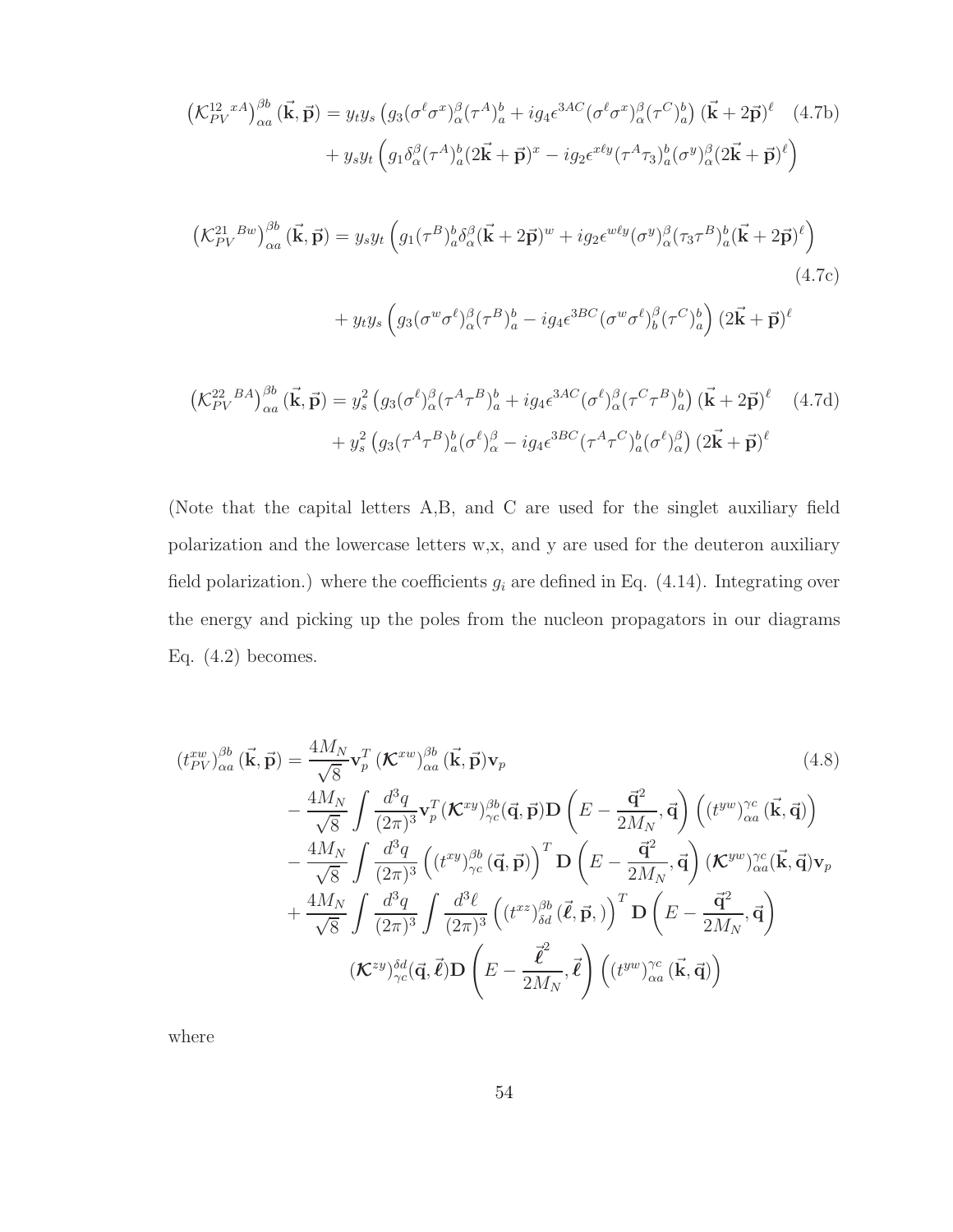$$\left(\mathcal{K}_{PV}^{12\ xA}\right)_{\alpha a}^{\beta b}(\vec{\mathbf{k}},\vec{\mathbf{p}}) = y_t y_s \left(g_3(\sigma^\ell\sigma^x)_\alpha^\beta(\tau^A)_a^b + ig_4\epsilon^{3AC}(\sigma^\ell\sigma^x)_\alpha^\beta(\tau^C)_a^b\right)(\vec{\mathbf{k}}+2\vec{\mathbf{p}})^\ell \quad (4.7\text{b})$$
$$+ y_s y_t \left(g_1\delta_\alpha^\beta(\tau^A)_a^b(2\vec{\mathbf{k}}+\vec{\mathbf{p}})^x - ig_2\epsilon^{x\ell y}(\tau^A\tau_3)_a^b(\sigma^y)_\alpha^\beta(2\vec{\mathbf{k}}+\vec{\mathbf{p}})^\ell\right)$$

$$\left(\mathcal{K}_{PV}^{21\ Bw}\right)_{\alpha a}^{\beta b}(\vec{\mathbf{k}},\vec{\mathbf{p}}) = y_s y_t \left(g_1(\tau^B)_a^b\delta_\alpha^\beta(\vec{\mathbf{k}}+2\vec{\mathbf{p}})^w + ig_2\epsilon^{w\ell y}(\sigma^y)_\alpha^\beta(\tau_3\tau^B)_a^b(\vec{\mathbf{k}}+2\vec{\mathbf{p}})^\ell\right) \quad (4.7\text{c})$$
$$+ y_t y_s \left(g_3(\sigma^w\sigma^\ell)_\alpha^\beta(\tau^B)_a^b - ig_4\epsilon^{3BC}(\sigma^w\sigma^\ell)_b^\beta(\tau^C)_a^b\right)(2\vec{\mathbf{k}}+\vec{\mathbf{p}})^\ell$$

$$\left(\mathcal{K}_{PV}^{22\ BA}\right)_{\alpha a}^{\beta b}(\vec{\mathbf{k}},\vec{\mathbf{p}}) = y_s^2 \left(g_3(\sigma^\ell)_\alpha^\beta(\tau^A\tau^B)_a^b + ig_4\epsilon^{3AC}(\sigma^\ell)_\alpha^\beta(\tau^C\tau^B)_a^b\right)(\vec{\mathbf{k}}+2\vec{\mathbf{p}})^\ell \quad (4.7\text{d})$$
$$+ y_s^2 \left(g_3(\tau^A\tau^B)_a^b(\sigma^\ell)_\alpha^\beta - ig_4\epsilon^{3BC}(\tau^A\tau^C)_a^b(\sigma^\ell)_\alpha^\beta\right)(2\vec{\mathbf{k}}+\vec{\mathbf{p}})^\ell$$

(Note that the capital letters A,B, and C are used for the singlet auxiliary field polarization and the lowercase letters w,x, and y are used for the deuteron auxiliary field polarization.) where the coefficients $g_i$ are defined in Eq. (4.14). Integrating over the energy and picking up the poles from the nucleon propagators in our diagrams Eq. (4.2) becomes.

$$\begin{aligned}
\left(t_{PV}^{xw}\right)_{\alpha a}^{\beta b}(\vec{\mathbf{k}},\vec{\mathbf{p}}) &= \frac{4M_N}{\sqrt{8}}\mathbf{v}_p^T\left(\boldsymbol{\mathcal{K}}^{xw}\right)_{\alpha a}^{\beta b}(\vec{\mathbf{k}},\vec{\mathbf{p}})\mathbf{v}_p \qquad (4.8)\\
&- \frac{4M_N}{\sqrt{8}}\int\frac{d^3q}{(2\pi)^3}\mathbf{v}_p^T(\boldsymbol{\mathcal{K}}^{xy})_{\gamma c}^{\beta b}(\vec{\mathbf{q}},\vec{\mathbf{p}})\mathbf{D}\left(E-\frac{\vec{\mathbf{q}}^2}{2M_N},\vec{\mathbf{q}}\right)\left(\left(t^{yw}\right)_{\alpha a}^{\gamma c}(\vec{\mathbf{k}},\vec{\mathbf{q}})\right)\\
&- \frac{4M_N}{\sqrt{8}}\int\frac{d^3q}{(2\pi)^3}\left(\left(t^{xy}\right)_{\gamma c}^{\beta b}(\vec{\mathbf{q}},\vec{\mathbf{p}})\right)^T\mathbf{D}\left(E-\frac{\vec{\mathbf{q}}^2}{2M_N},\vec{\mathbf{q}}\right)(\boldsymbol{\mathcal{K}}^{yw})_{\alpha a}^{\gamma c}(\vec{\mathbf{k}},\vec{\mathbf{q}})\mathbf{v}_p\\
&+ \frac{4M_N}{\sqrt{8}}\int\frac{d^3q}{(2\pi)^3}\int\frac{d^3\ell}{(2\pi)^3}\left(\left(t^{xz}\right)_{\delta d}^{\beta b}(\vec{\boldsymbol{\ell}},\vec{\mathbf{p}},)\right)^T\mathbf{D}\left(E-\frac{\vec{\mathbf{q}}^2}{2M_N},\vec{\mathbf{q}}\right)\\
&\qquad(\boldsymbol{\mathcal{K}}^{zy})_{\gamma c}^{\delta d}(\vec{\mathbf{q}},\vec{\boldsymbol{\ell}})\mathbf{D}\left(E-\frac{\vec{\boldsymbol{\ell}}^2}{2M_N},\vec{\boldsymbol{\ell}}\right)\left(\left(t^{yw}\right)_{\alpha a}^{\gamma c}(\vec{\mathbf{k}},\vec{\mathbf{q}})\right)
\end{aligned}$$

where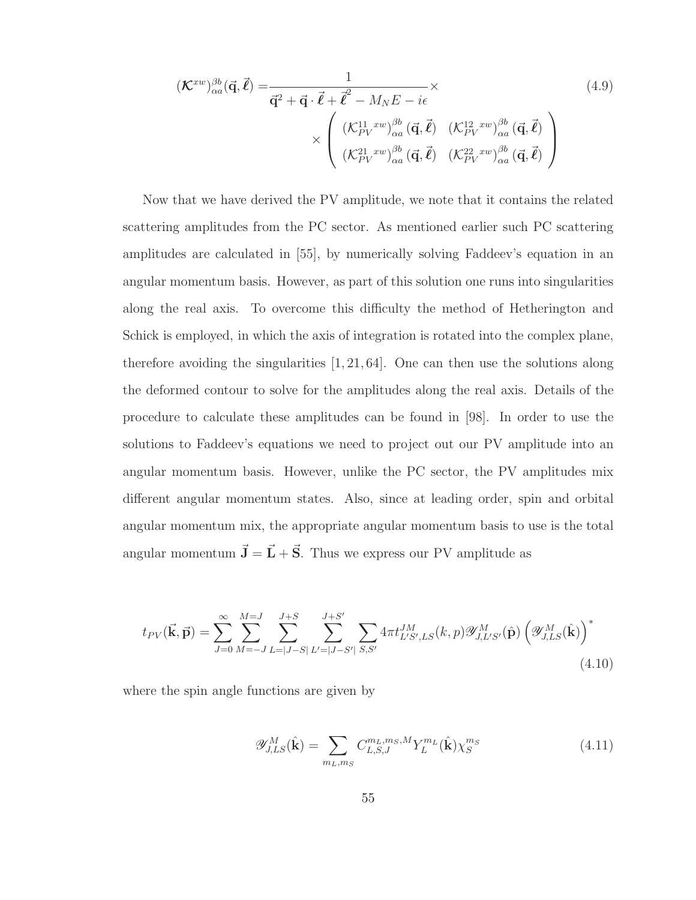$$
(\boldsymbol{\mathcal{K}}^{xw})^{\beta b}_{\alpha a}(\vec{\mathbf{q}},\vec{\boldsymbol{\ell}}) = \frac{1}{\vec{\mathbf{q}}^2 + \vec{\mathbf{q}}\cdot\vec{\boldsymbol{\ell}} + \vec{\boldsymbol{\ell}}^2 - M_N E - i\epsilon} \times \\
\times \begin{pmatrix} (\mathcal{K}^{11}_{PV}{}^{xw})^{\beta b}_{\alpha a}(\vec{\mathbf{q}},\vec{\boldsymbol{\ell}}) & (\mathcal{K}^{12}_{PV}{}^{xw})^{\beta b}_{\alpha a}(\vec{\mathbf{q}},\vec{\boldsymbol{\ell}}) \\ (\mathcal{K}^{21}_{PV}{}^{xw})^{\beta b}_{\alpha a}(\vec{\mathbf{q}},\vec{\boldsymbol{\ell}}) & (\mathcal{K}^{22}_{PV}{}^{xw})^{\beta b}_{\alpha a}(\vec{\mathbf{q}},\vec{\boldsymbol{\ell}}) \end{pmatrix} \tag{4.9}
$$

Now that we have derived the PV amplitude, we note that it contains the related scattering amplitudes from the PC sector. As mentioned earlier such PC scattering amplitudes are calculated in [55], by numerically solving Faddeev's equation in an angular momentum basis. However, as part of this solution one runs into singularities along the real axis. To overcome this difficulty the method of Hetherington and Schick is employed, in which the axis of integration is rotated into the complex plane, therefore avoiding the singularities [1, 21, 64]. One can then use the solutions along the deformed contour to solve for the amplitudes along the real axis. Details of the procedure to calculate these amplitudes can be found in [98]. In order to use the solutions to Faddeev's equations we need to project out our PV amplitude into an angular momentum basis. However, unlike the PC sector, the PV amplitudes mix different angular momentum states. Also, since at leading order, spin and orbital angular momentum mix, the appropriate angular momentum basis to use is the total angular momentum $\vec{\mathbf{J}} = \vec{\mathbf{L}} + \vec{\mathbf{S}}$. Thus we express our PV amplitude as

$$
t_{PV}(\vec{\mathbf{k}},\vec{\mathbf{p}}) = \sum_{J=0}^{\infty}\sum_{M=-J}^{M=J}\sum_{L=|J-S|}^{J+S}\sum_{L'=|J-S'|}^{J+S'}\sum_{S,S'} 4\pi t^{JM}_{L'S',LS}(k,p)\mathscr{Y}^M_{J,L'S'}(\hat{\mathbf{p}})\left(\mathscr{Y}^M_{J,LS}(\hat{\mathbf{k}})\right)^* \tag{4.10}
$$

where the spin angle functions are given by

$$
\mathscr{Y}^M_{J,LS}(\hat{\mathbf{k}}) = \sum_{m_L,m_S} C^{m_L,m_S,M}_{L,S,J} Y^{m_L}_L(\hat{\mathbf{k}})\chi^{m_S}_S \tag{4.11}
$$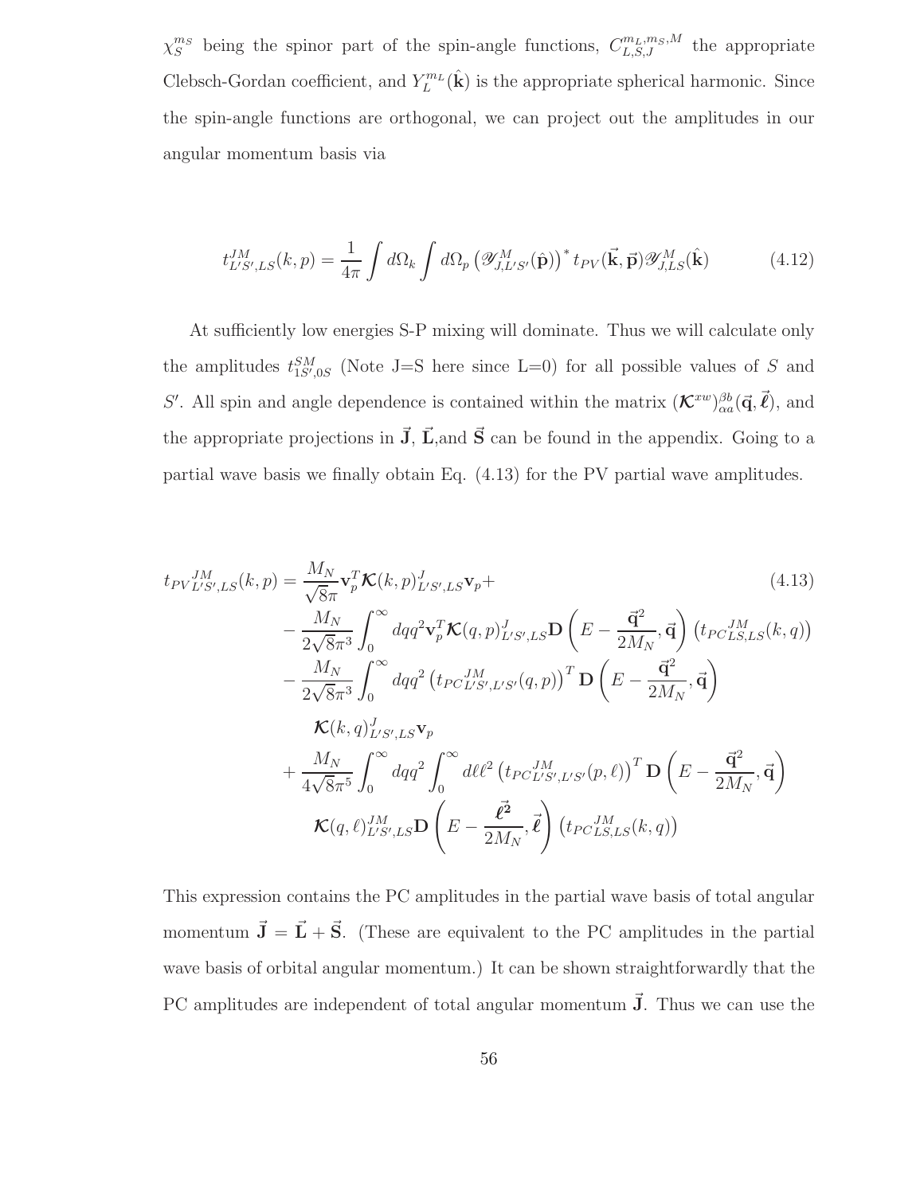$\chi_S^{m_S}$ being the spinor part of the spin-angle functions, $C_{L,S,J}^{m_L,m_S,M}$ the appropriate Clebsch-Gordan coefficient, and $Y_L^{m_L}(\hat{\mathbf{k}})$ is the appropriate spherical harmonic. Since the spin-angle functions are orthogonal, we can project out the amplitudes in our angular momentum basis via

$$t_{L'S',LS}^{JM}(k,p) = \frac{1}{4\pi}\int d\Omega_k \int d\Omega_p \left(\mathscr{Y}_{J,L'S'}^M(\hat{\mathbf{p}})\right)^* t_{PV}(\vec{\mathbf{k}},\vec{\mathbf{p}})\mathscr{Y}_{J,LS}^M(\hat{\mathbf{k}}) \tag{4.12}$$

At sufficiently low energies S-P mixing will dominate. Thus we will calculate only the amplitudes $t_{1S',0S}^{SM}$ (Note J=S here since L=0) for all possible values of $S$ and $S'$. All spin and angle dependence is contained within the matrix $(\boldsymbol{\mathcal{K}}^{xw})_{\alpha a}^{\beta b}(\vec{\mathbf{q}},\vec{\boldsymbol{\ell}})$, and the appropriate projections in $\vec{\mathbf{J}}$, $\vec{\mathbf{L}}$,and $\vec{\mathbf{S}}$ can be found in the appendix. Going to a partial wave basis we finally obtain Eq. (4.13) for the PV partial wave amplitudes.

$$\begin{aligned}
t_{PV}{}_{L'S',LS}^{JM}(k,p) = & \frac{M_N}{\sqrt{8}\pi}\mathbf{v}_p^T\boldsymbol{\mathcal{K}}(k,p)_{L'S',LS}^J\mathbf{v}_p + \\
& -\frac{M_N}{2\sqrt{8}\pi^3}\int_0^\infty dqq^2\mathbf{v}_p^T\boldsymbol{\mathcal{K}}(q,p)_{L'S',LS}^J\mathbf{D}\left(E-\frac{\vec{\mathbf{q}}^2}{2M_N},\vec{\mathbf{q}}\right)\left(t_{PC}{}_{LS,LS}^{JM}(k,q)\right) \\
& -\frac{M_N}{2\sqrt{8}\pi^3}\int_0^\infty dqq^2\left(t_{PC}{}_{L'S',L'S'}^{JM}(q,p)\right)^T\mathbf{D}\left(E-\frac{\vec{\mathbf{q}}^2}{2M_N},\vec{\mathbf{q}}\right) \\
& \quad \boldsymbol{\mathcal{K}}(k,q)_{L'S',LS}^J\mathbf{v}_p \\
& +\frac{M_N}{4\sqrt{8}\pi^5}\int_0^\infty dqq^2\int_0^\infty d\ell\ell^2\left(t_{PC}{}_{L'S',L'S'}^{JM}(p,\ell)\right)^T\mathbf{D}\left(E-\frac{\vec{\mathbf{q}}^2}{2M_N},\vec{\mathbf{q}}\right) \\
& \quad \boldsymbol{\mathcal{K}}(q,\ell)_{L'S',LS}^{JM}\mathbf{D}\left(E-\frac{\vec{\boldsymbol{\ell}}^2}{2M_N},\vec{\boldsymbol{\ell}}\right)\left(t_{PC}{}_{LS,LS}^{JM}(k,q)\right)
\end{aligned} \tag{4.13}$$

This expression contains the PC amplitudes in the partial wave basis of total angular momentum $\vec{\mathbf{J}} = \vec{\mathbf{L}} + \vec{\mathbf{S}}$. (These are equivalent to the PC amplitudes in the partial wave basis of orbital angular momentum.) It can be shown straightforwardly that the PC amplitudes are independent of total angular momentum $\vec{\mathbf{J}}$. Thus we can use the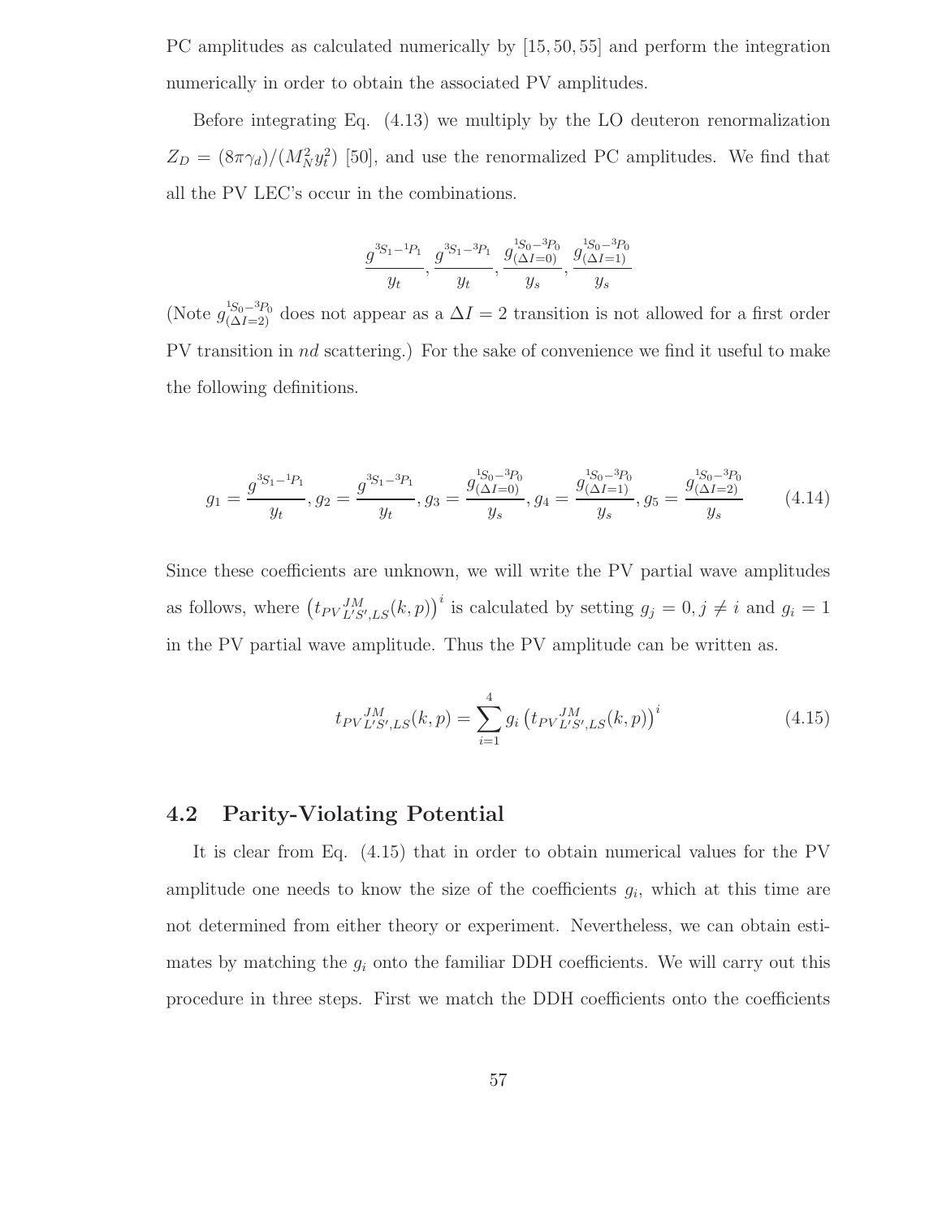PC amplitudes as calculated numerically by [15, 50, 55] and perform the integration numerically in order to obtain the associated PV amplitudes.

Before integrating Eq. (4.13) we multiply by the LO deuteron renormalization $Z_D = (8\pi\gamma_d)/(M_N^2 y_t^2)$ [50], and use the renormalized PC amplitudes. We find that all the PV LEC's occur in the combinations.

$$\frac{g^{^3S_1-^1P_1}}{y_t}, \frac{g^{^3S_1-^3P_1}}{y_t}, \frac{g^{^1S_0-^3P_0}_{(\Delta I=0)}}{y_s}, \frac{g^{^1S_0-^3P_0}_{(\Delta I=1)}}{y_s}$$

(Note $g^{^1S_0-^3P_0}_{(\Delta I=2)}$ does not appear as a $\Delta I = 2$ transition is not allowed for a first order PV transition in $nd$ scattering.) For the sake of convenience we find it useful to make the following definitions.

$$g_1 = \frac{g^{^3S_1-^1P_1}}{y_t}, g_2 = \frac{g^{^3S_1-^3P_1}}{y_t}, g_3 = \frac{g^{^1S_0-^3P_0}_{(\Delta I=0)}}{y_s}, g_4 = \frac{g^{^1S_0-^3P_0}_{(\Delta I=1)}}{y_s}, g_5 = \frac{g^{^1S_0-^3P_0}_{(\Delta I=2)}}{y_s} \tag{4.14}$$

Since these coefficients are unknown, we will write the PV partial wave amplitudes as follows, where $\left(t_{PV}{}^{JM}_{L'S',LS}(k,p)\right)^i$ is calculated by setting $g_j = 0, j \neq i$ and $g_i = 1$ in the PV partial wave amplitude. Thus the PV amplitude can be written as.

$$t_{PV}{}^{JM}_{L'S',LS}(k,p) = \sum_{i=1}^{4} g_i \left(t_{PV}{}^{JM}_{L'S',LS}(k,p)\right)^i \tag{4.15}$$

## 4.2 Parity-Violating Potential

It is clear from Eq. (4.15) that in order to obtain numerical values for the PV amplitude one needs to know the size of the coefficients $g_i$, which at this time are not determined from either theory or experiment. Nevertheless, we can obtain estimates by matching the $g_i$ onto the familiar DDH coefficients. We will carry out this procedure in three steps. First we match the DDH coefficients onto the coefficients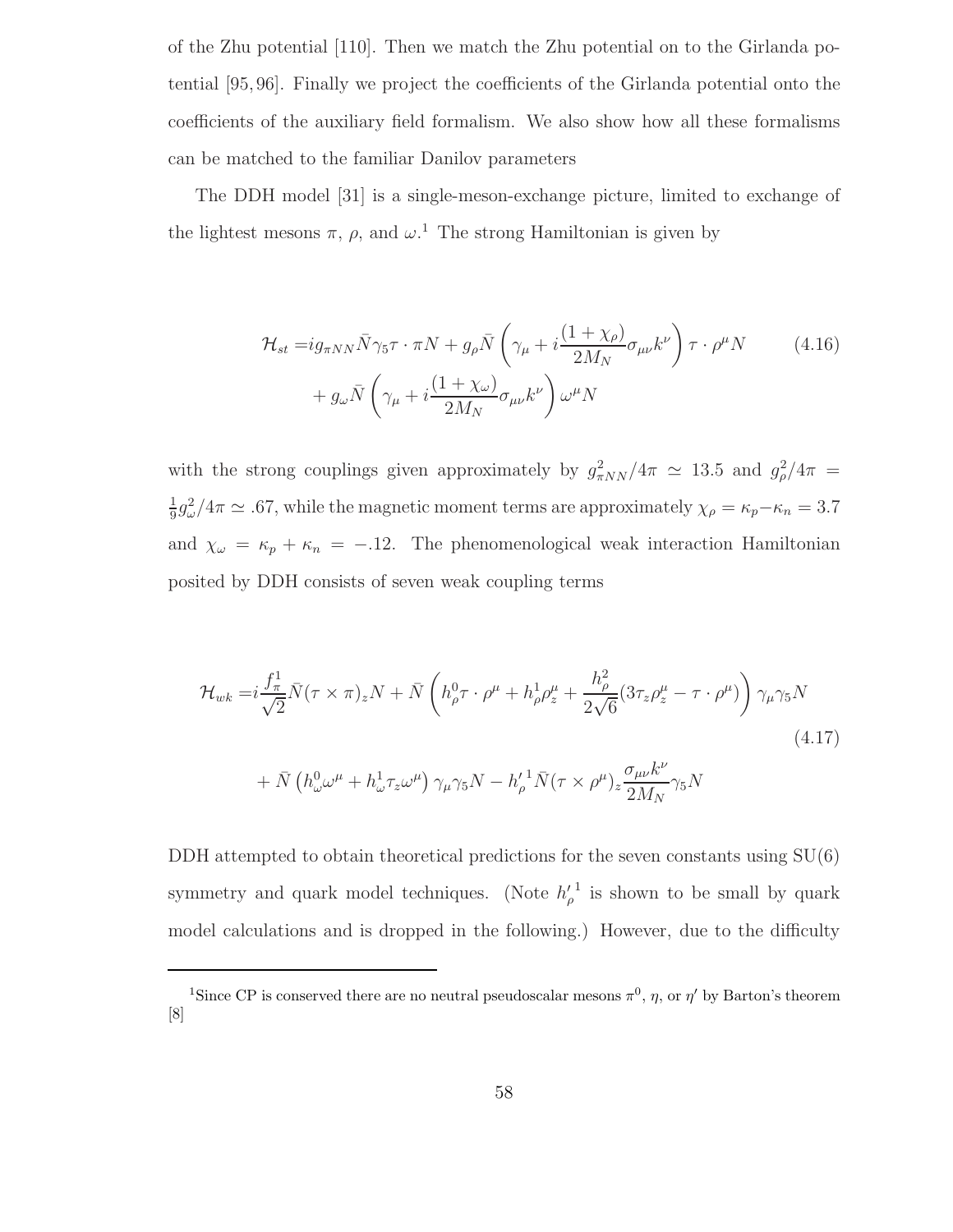of the Zhu potential [110]. Then we match the Zhu potential on to the Girlanda potential [95, 96]. Finally we project the coefficients of the Girlanda potential onto the coefficients of the auxiliary field formalism. We also show how all these formalisms can be matched to the familiar Danilov parameters

The DDH model [31] is a single-meson-exchange picture, limited to exchange of the lightest mesons $\pi$, $\rho$, and $\omega$.[1] The strong Hamiltonian is given by

$$
\begin{aligned}
\mathcal{H}_{st} =& i g_{\pi NN} \bar{N}\gamma_5 \tau \cdot \pi N + g_\rho \bar{N}\left(\gamma_\mu + i\frac{(1+\chi_\rho)}{2M_N}\sigma_{\mu\nu}k^\nu\right)\tau\cdot\rho^\mu N \\
&+ g_\omega \bar{N}\left(\gamma_\mu + i\frac{(1+\chi_\omega)}{2M_N}\sigma_{\mu\nu}k^\nu\right)\omega^\mu N
\end{aligned}
\tag{4.16}
$$

with the strong couplings given approximately by $g^2_{\pi NN}/4\pi \simeq 13.5$ and $g^2_\rho/4\pi = \frac{1}{9}g^2_\omega/4\pi \simeq .67$, while the magnetic moment terms are approximately $\chi_\rho = \kappa_p - \kappa_n = 3.7$ and $\chi_\omega = \kappa_p + \kappa_n = -.12$. The phenomenological weak interaction Hamiltonian posited by DDH consists of seven weak coupling terms

$$
\begin{aligned}
\mathcal{H}_{wk} =& i\frac{f^1_\pi}{\sqrt{2}}\bar{N}(\tau\times\pi)_z N + \bar{N}\left(h^0_\rho \tau\cdot\rho^\mu + h^1_\rho \rho^\mu_z + \frac{h^2_\rho}{2\sqrt{6}}(3\tau_z\rho^\mu_z - \tau\cdot\rho^\mu)\right)\gamma_\mu\gamma_5 N \\
&+ \bar{N}\left(h^0_\omega \omega^\mu + h^1_\omega \tau_z \omega^\mu\right)\gamma_\mu\gamma_5 N - {h'}^1_\rho \bar{N}(\tau\times\rho^\mu)_z \frac{\sigma_{\mu\nu}k^\nu}{2M_N}\gamma_5 N
\end{aligned}
\tag{4.17}
$$

DDH attempted to obtain theoretical predictions for the seven constants using SU(6) symmetry and quark model techniques. (Note ${h'}^1_\rho$ is shown to be small by quark model calculations and is dropped in the following.) However, due to the difficulty

[1] Since CP is conserved there are no neutral pseudoscalar mesons $\pi^0$, $\eta$, or $\eta'$ by Barton's theorem [8]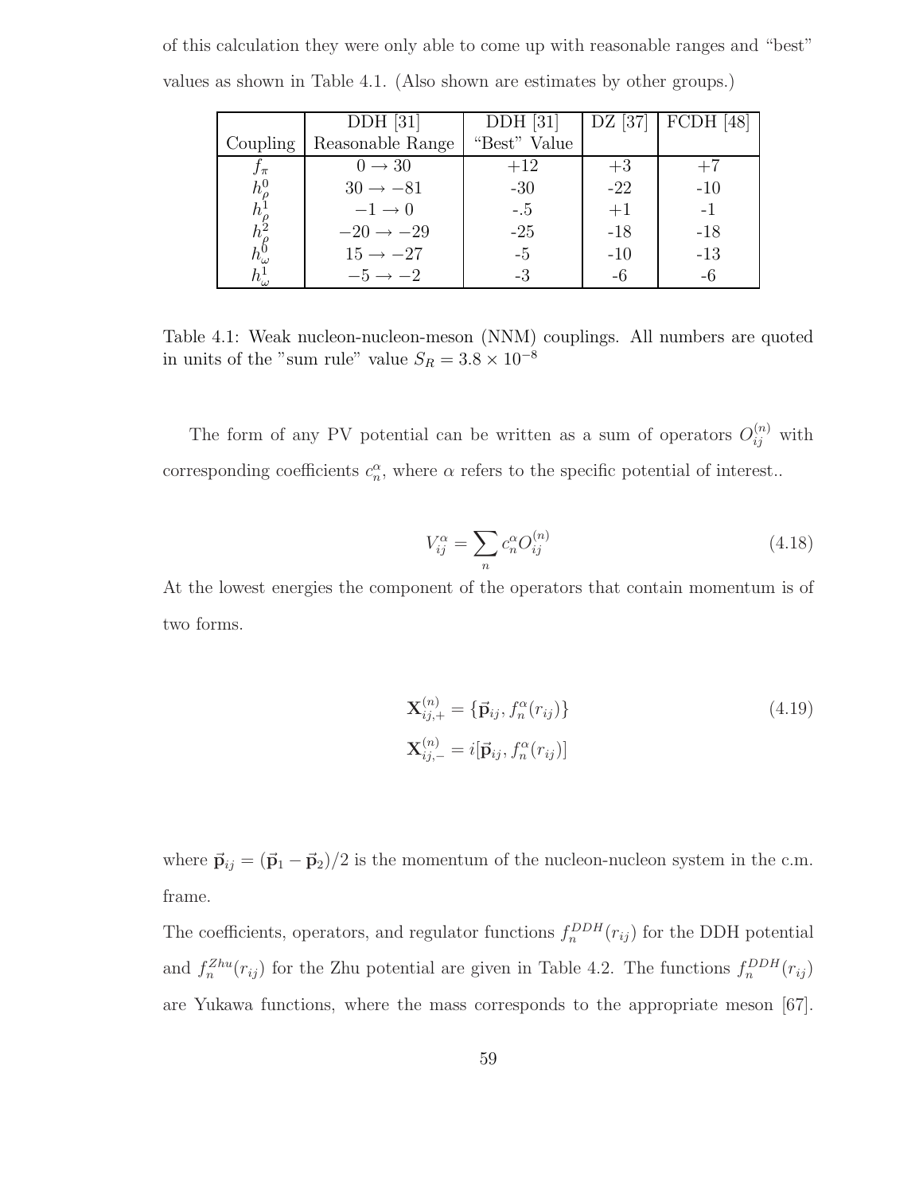of this calculation they were only able to come up with reasonable ranges and "best" values as shown in Table 4.1. (Also shown are estimates by other groups.)

| Coupling | DDH [31] Reasonable Range | DDH [31] "Best" Value | DZ [37] | FCDH [48] |
|---|---|---|---|---|
| $f_\pi$ | $0 \rightarrow 30$ | +12 | +3 | +7 |
| $h_\rho^0$ | $30 \rightarrow -81$ | -30 | -22 | -10 |
| $h_\rho^1$ | $-1 \rightarrow 0$ | -.5 | +1 | -1 |
| $h_\rho^2$ | $-20 \rightarrow -29$ | -25 | -18 | -18 |
| $h_\omega^0$ | $15 \rightarrow -27$ | -5 | -10 | -13 |
| $h_\omega^1$ | $-5 \rightarrow -2$ | -3 | -6 | -6 |

Table 4.1: Weak nucleon-nucleon-meson (NNM) couplings. All numbers are quoted in units of the "sum rule" value $S_R = 3.8 \times 10^{-8}$

The form of any PV potential can be written as a sum of operators $O_{ij}^{(n)}$ with corresponding coefficients $c_n^\alpha$, where $\alpha$ refers to the specific potential of interest..

$$V_{ij}^\alpha = \sum_n c_n^\alpha O_{ij}^{(n)} \tag{4.18}$$

At the lowest energies the component of the operators that contain momentum is of two forms.

$$\begin{aligned} \mathbf{X}_{ij,+}^{(n)} &= \{\vec{\mathbf{p}}_{ij}, f_n^\alpha(r_{ij})\} \\ \mathbf{X}_{ij,-}^{(n)} &= i[\vec{\mathbf{p}}_{ij}, f_n^\alpha(r_{ij})] \end{aligned} \tag{4.19}$$

where $\vec{\mathbf{p}}_{ij} = (\vec{\mathbf{p}}_1 - \vec{\mathbf{p}}_2)/2$ is the momentum of the nucleon-nucleon system in the c.m. frame.

The coefficients, operators, and regulator functions $f_n^{DDH}(r_{ij})$ for the DDH potential and $f_n^{Zhu}(r_{ij})$ for the Zhu potential are given in Table 4.2. The functions $f_n^{DDH}(r_{ij})$ are Yukawa functions, where the mass corresponds to the appropriate meson [67].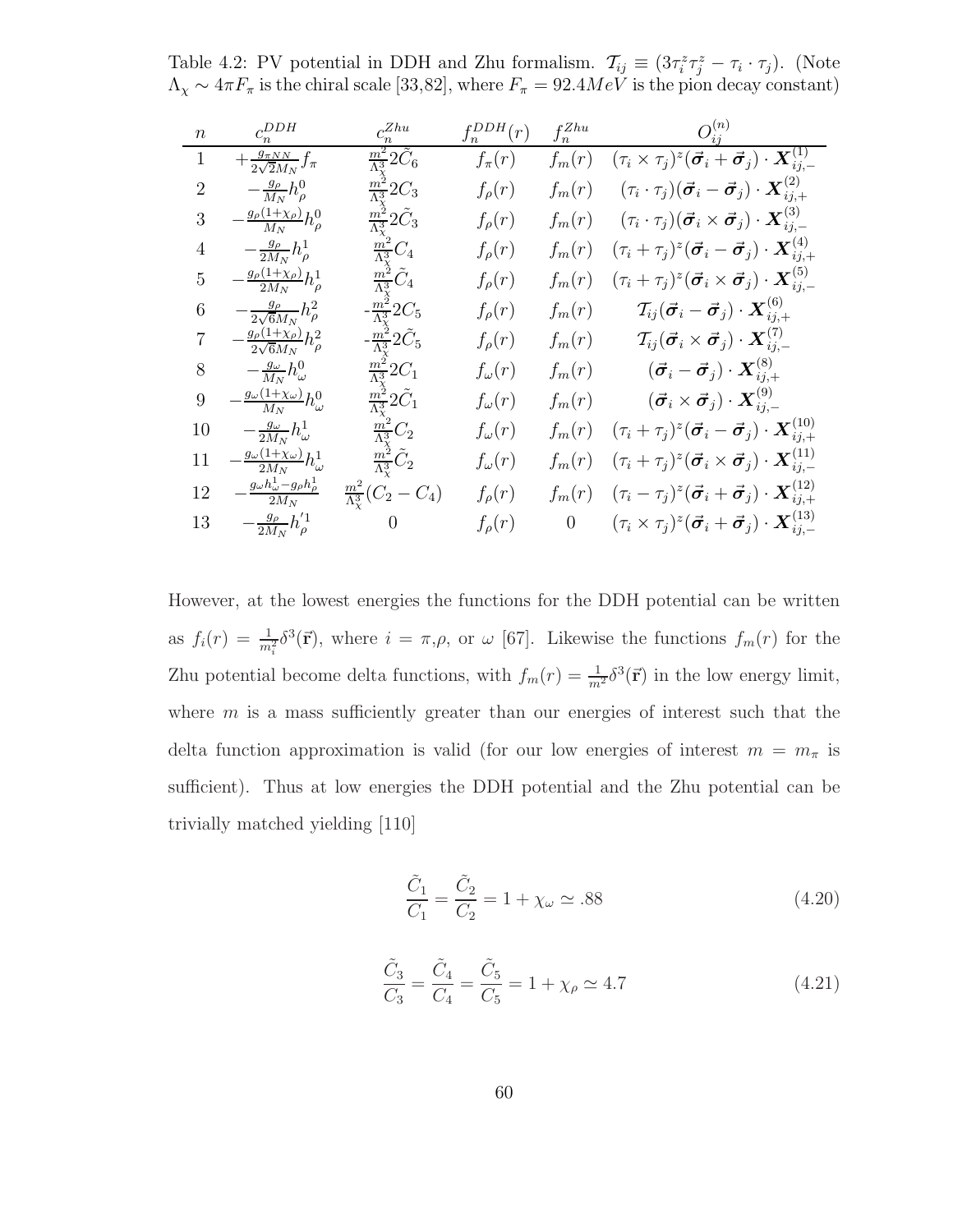Table 4.2: PV potential in DDH and Zhu formalism. $\mathcal{T}_{ij} \equiv (3\tau_i^z\tau_j^z - \tau_i \cdot \tau_j)$. (Note $\Lambda_\chi \sim 4\pi F_\pi$ is the chiral scale [33,82], where $F_\pi = 92.4 MeV$ is the pion decay constant)

| $n$ | $c_n^{DDH}$ | $c_n^{Zhu}$ | $f_n^{DDH}(r)$ | $f_n^{Zhu}$ | $O_{ij}^{(n)}$ |
|---|---|---|---|---|---|
| 1 | $+\frac{g_{\pi NN}}{2\sqrt{2}M_N} f_\pi$ | $\frac{m^2}{\Lambda_\chi^3} 2\tilde{C}_6$ | $f_\pi(r)$ | $f_m(r)$ | $(\tau_i \times \tau_j)^z (\vec{\sigma}_i + \vec{\sigma}_j) \cdot \boldsymbol{X}_{ij,-}^{(1)}$ |
| 2 | $-\frac{g_\rho}{M_N} h_\rho^0$ | $\frac{m^2}{\Lambda_\chi^3} 2C_3$ | $f_\rho(r)$ | $f_m(r)$ | $(\tau_i \cdot \tau_j)(\vec{\sigma}_i - \vec{\sigma}_j) \cdot \boldsymbol{X}_{ij,+}^{(2)}$ |
| 3 | $-\frac{g_\rho(1+\chi_\rho)}{M_N} h_\rho^0$ | $\frac{m^2}{\Lambda_\chi^3} 2\tilde{C}_3$ | $f_\rho(r)$ | $f_m(r)$ | $(\tau_i \cdot \tau_j)(\vec{\sigma}_i \times \vec{\sigma}_j) \cdot \boldsymbol{X}_{ij,-}^{(3)}$ |
| 4 | $-\frac{g_\rho}{2M_N} h_\rho^1$ | $\frac{m^2}{\Lambda_\chi^3} C_4$ | $f_\rho(r)$ | $f_m(r)$ | $(\tau_i + \tau_j)^z (\vec{\sigma}_i - \vec{\sigma}_j) \cdot \boldsymbol{X}_{ij,+}^{(4)}$ |
| 5 | $-\frac{g_\rho(1+\chi_\rho)}{2M_N} h_\rho^1$ | $\frac{m^2}{\Lambda_\chi^3} \tilde{C}_4$ | $f_\rho(r)$ | $f_m(r)$ | $(\tau_i + \tau_j)^z (\vec{\sigma}_i \times \vec{\sigma}_j) \cdot \boldsymbol{X}_{ij,-}^{(5)}$ |
| 6 | $-\frac{g_\rho}{2\sqrt{6}M_N} h_\rho^2$ | $-\frac{m^2}{\Lambda_\chi^3} 2C_5$ | $f_\rho(r)$ | $f_m(r)$ | $\mathcal{T}_{ij} (\vec{\sigma}_i - \vec{\sigma}_j) \cdot \boldsymbol{X}_{ij,+}^{(6)}$ |
| 7 | $-\frac{g_\rho(1+\chi_\rho)}{2\sqrt{6}M_N} h_\rho^2$ | $-\frac{m^2}{\Lambda_\chi^3} 2\tilde{C}_5$ | $f_\rho(r)$ | $f_m(r)$ | $\mathcal{T}_{ij} (\vec{\sigma}_i \times \vec{\sigma}_j) \cdot \boldsymbol{X}_{ij,-}^{(7)}$ |
| 8 | $-\frac{g_\omega}{M_N} h_\omega^0$ | $\frac{m^2}{\Lambda_\chi^3} 2C_1$ | $f_\omega(r)$ | $f_m(r)$ | $(\vec{\sigma}_i - \vec{\sigma}_j) \cdot \boldsymbol{X}_{ij,+}^{(8)}$ |
| 9 | $-\frac{g_\omega(1+\chi_\omega)}{M_N} h_\omega^0$ | $\frac{m^2}{\Lambda_\chi^3} 2\tilde{C}_1$ | $f_\omega(r)$ | $f_m(r)$ | $(\vec{\sigma}_i \times \vec{\sigma}_j) \cdot \boldsymbol{X}_{ij,-}^{(9)}$ |
| 10 | $-\frac{g_\omega}{2M_N} h_\omega^1$ | $\frac{m^2}{\Lambda_\chi^3} C_2$ | $f_\omega(r)$ | $f_m(r)$ | $(\tau_i + \tau_j)^z (\vec{\sigma}_i - \vec{\sigma}_j) \cdot \boldsymbol{X}_{ij,+}^{(10)}$ |
| 11 | $-\frac{g_\omega(1+\chi_\omega)}{2M_N} h_\omega^1$ | $\frac{m^2}{\Lambda_\chi^3} \tilde{C}_2$ | $f_\omega(r)$ | $f_m(r)$ | $(\tau_i + \tau_j)^z (\vec{\sigma}_i \times \vec{\sigma}_j) \cdot \boldsymbol{X}_{ij,-}^{(11)}$ |
| 12 | $-\frac{g_\omega h_\omega^1 - g_\rho h_\rho^1}{2M_N}$ | $\frac{m^2}{\Lambda_\chi^3}(C_2 - C_4)$ | $f_\rho(r)$ | $f_m(r)$ | $(\tau_i - \tau_j)^z (\vec{\sigma}_i + \vec{\sigma}_j) \cdot \boldsymbol{X}_{ij,+}^{(12)}$ |
| 13 | $-\frac{g_\rho}{2M_N} h_\rho'^1$ | $0$ | $f_\rho(r)$ | $0$ | $(\tau_i \times \tau_j)^z (\vec{\sigma}_i + \vec{\sigma}_j) \cdot \boldsymbol{X}_{ij,-}^{(13)}$ |

However, at the lowest energies the functions for the DDH potential can be written as $f_i(r) = \frac{1}{m_i^2}\delta^3(\vec{\mathbf{r}})$, where $i = \pi$,$\rho$, or $\omega$ [67]. Likewise the functions $f_m(r)$ for the Zhu potential become delta functions, with $f_m(r) = \frac{1}{m^2}\delta^3(\vec{\mathbf{r}})$ in the low energy limit, where $m$ is a mass sufficiently greater than our energies of interest such that the delta function approximation is valid (for our low energies of interest $m = m_\pi$ is sufficient). Thus at low energies the DDH potential and the Zhu potential can be trivially matched yielding [110]

$$\frac{\tilde{C}_1}{C_1} = \frac{\tilde{C}_2}{C_2} = 1 + \chi_\omega \simeq .88 \tag{4.20}$$

$$\frac{\tilde{C}_3}{C_3} = \frac{\tilde{C}_4}{C_4} = \frac{\tilde{C}_5}{C_5} = 1 + \chi_\rho \simeq 4.7 \tag{4.21}$$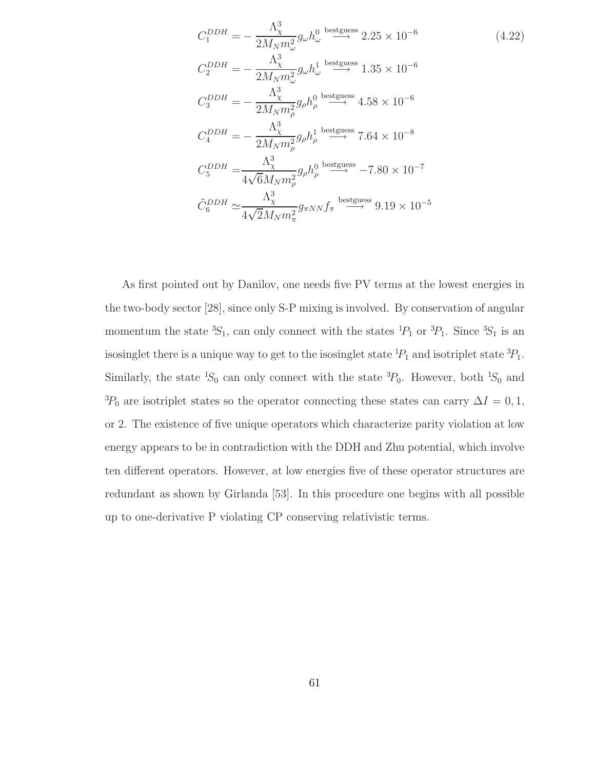$$
\begin{aligned}
C_1^{DDH} &= -\frac{\Lambda_\chi^3}{2M_N m_\omega^2} g_\omega h_\omega^0 \overset{\text{bestguess}}{\longrightarrow} 2.25 \times 10^{-6} \\
C_2^{DDH} &= -\frac{\Lambda_\chi^3}{2M_N m_\omega^2} g_\omega h_\omega^1 \overset{\text{bestguess}}{\longrightarrow} 1.35 \times 10^{-6} \\
C_3^{DDH} &= -\frac{\Lambda_\chi^3}{2M_N m_\rho^2} g_\rho h_\rho^0 \overset{\text{bestguess}}{\longrightarrow} 4.58 \times 10^{-6} \\
C_4^{DDH} &= -\frac{\Lambda_\chi^3}{2M_N m_\rho^2} g_\rho h_\rho^1 \overset{\text{bestguess}}{\longrightarrow} 7.64 \times 10^{-8} \\
C_5^{DDH} &= \frac{\Lambda_\chi^3}{4\sqrt{6} M_N m_\rho^2} g_\rho h_\rho^0 \overset{\text{bestguess}}{\longrightarrow} -7.80 \times 10^{-7} \\
\tilde{C}_6^{DDH} &\simeq \frac{\Lambda_\chi^3}{4\sqrt{2} M_N m_\pi^2} g_{\pi NN} f_\pi \overset{\text{bestguess}}{\longrightarrow} 9.19 \times 10^{-5}
\end{aligned}
\tag{4.22}
$$

As first pointed out by Danilov, one needs five PV terms at the lowest energies in the two-body sector [28], since only S-P mixing is involved. By conservation of angular momentum the state $^3S_1$, can only connect with the states $^1P_1$ or $^3P_1$. Since $^3S_1$ is an isosinglet there is a unique way to get to the isosinglet state $^1P_1$ and isotriplet state $^3P_1$. Similarly, the state $^1S_0$ can only connect with the state $^3P_0$. However, both $^1S_0$ and $^3P_0$ are isotriplet states so the operator connecting these states can carry $\Delta I = 0, 1,$ or 2. The existence of five unique operators which characterize parity violation at low energy appears to be in contradiction with the DDH and Zhu potential, which involve ten different operators. However, at low energies five of these operator structures are redundant as shown by Girlanda [53]. In this procedure one begins with all possible up to one-derivative P violating CP conserving relativistic terms.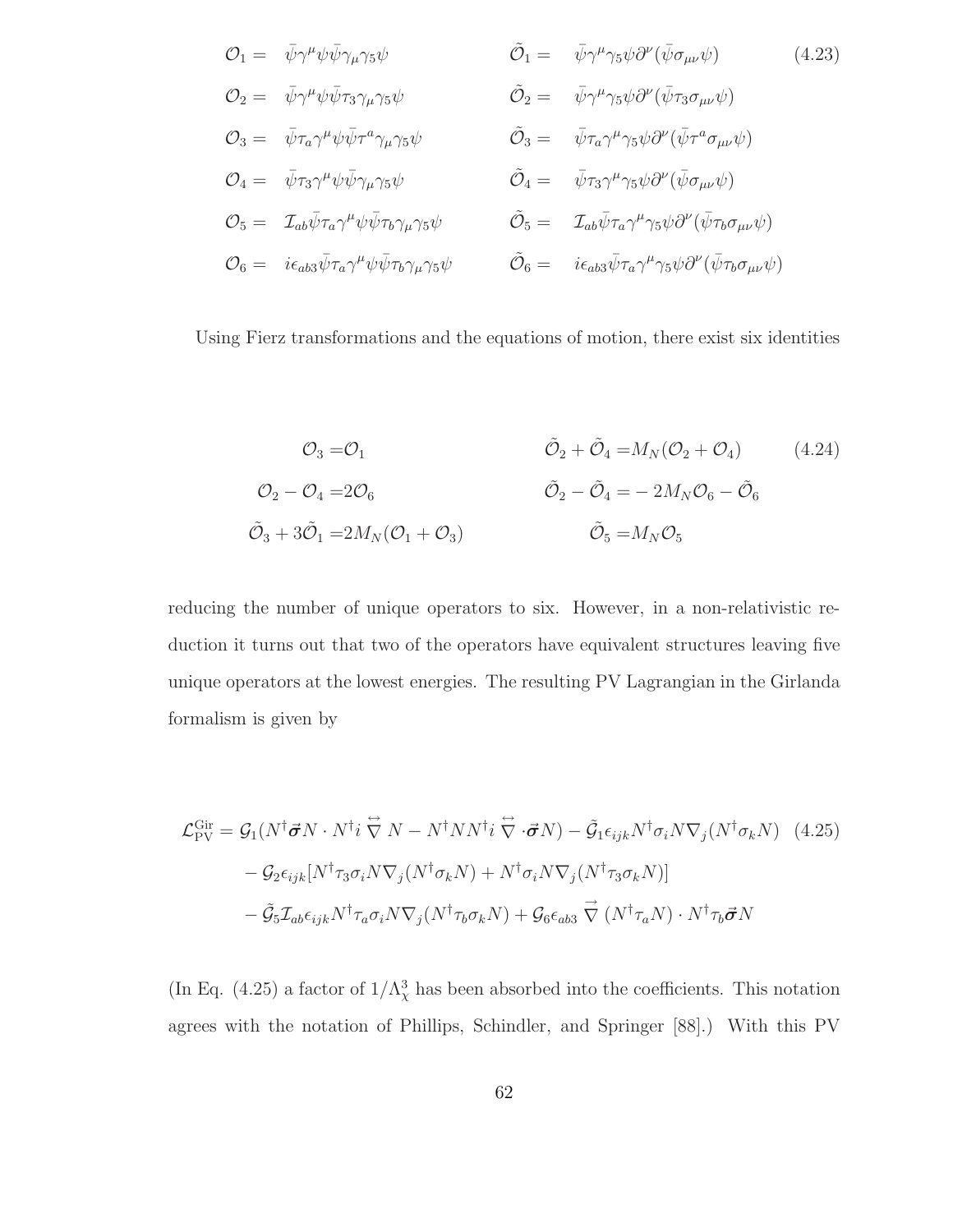$$
\begin{aligned}
\mathcal{O}_1 &= \bar{\psi}\gamma^\mu\psi\bar{\psi}\gamma_\mu\gamma_5\psi & \tilde{\mathcal{O}}_1 &= \bar{\psi}\gamma^\mu\gamma_5\psi\partial^\nu(\bar{\psi}\sigma_{\mu\nu}\psi) \\
\mathcal{O}_2 &= \bar{\psi}\gamma^\mu\psi\bar{\psi}\tau_3\gamma_\mu\gamma_5\psi & \tilde{\mathcal{O}}_2 &= \bar{\psi}\gamma^\mu\gamma_5\psi\partial^\nu(\bar{\psi}\tau_3\sigma_{\mu\nu}\psi) \\
\mathcal{O}_3 &= \bar{\psi}\tau_a\gamma^\mu\psi\bar{\psi}\tau^a\gamma_\mu\gamma_5\psi & \tilde{\mathcal{O}}_3 &= \bar{\psi}\tau_a\gamma^\mu\gamma_5\psi\partial^\nu(\bar{\psi}\tau^a\sigma_{\mu\nu}\psi) \\
\mathcal{O}_4 &= \bar{\psi}\tau_3\gamma^\mu\psi\bar{\psi}\gamma_\mu\gamma_5\psi & \tilde{\mathcal{O}}_4 &= \bar{\psi}\tau_3\gamma^\mu\gamma_5\psi\partial^\nu(\bar{\psi}\sigma_{\mu\nu}\psi) \\
\mathcal{O}_5 &= \mathcal{I}_{ab}\bar{\psi}\tau_a\gamma^\mu\psi\bar{\psi}\tau_b\gamma_\mu\gamma_5\psi & \tilde{\mathcal{O}}_5 &= \mathcal{I}_{ab}\bar{\psi}\tau_a\gamma^\mu\gamma_5\psi\partial^\nu(\bar{\psi}\tau_b\sigma_{\mu\nu}\psi) \\
\mathcal{O}_6 &= i\epsilon_{ab3}\bar{\psi}\tau_a\gamma^\mu\psi\bar{\psi}\tau_b\gamma_\mu\gamma_5\psi & \tilde{\mathcal{O}}_6 &= i\epsilon_{ab3}\bar{\psi}\tau_a\gamma^\mu\gamma_5\psi\partial^\nu(\bar{\psi}\tau_b\sigma_{\mu\nu}\psi)
\end{aligned}
\tag{4.23}
$$

Using Fierz transformations and the equations of motion, there exist six identities

$$
\begin{aligned}
\mathcal{O}_3 &= \mathcal{O}_1 & \tilde{\mathcal{O}}_2 + \tilde{\mathcal{O}}_4 &= M_N(\mathcal{O}_2 + \mathcal{O}_4) \\
\mathcal{O}_2 - \mathcal{O}_4 &= 2\mathcal{O}_6 & \tilde{\mathcal{O}}_2 - \tilde{\mathcal{O}}_4 &= -2M_N\mathcal{O}_6 - \tilde{\mathcal{O}}_6 \\
\tilde{\mathcal{O}}_3 + 3\tilde{\mathcal{O}}_1 &= 2M_N(\mathcal{O}_1 + \mathcal{O}_3) & \tilde{\mathcal{O}}_5 &= M_N\mathcal{O}_5
\end{aligned}
\tag{4.24}
$$

reducing the number of unique operators to six. However, in a non-relativistic reduction it turns out that two of the operators have equivalent structures leaving five unique operators at the lowest energies. The resulting PV Lagrangian in the Girlanda formalism is given by

$$
\begin{aligned}
\mathcal{L}_{\mathrm{PV}}^{\mathrm{Gir}} = {} & \mathcal{G}_1(N^\dagger\vec{\sigma}N\cdot N^\dagger i\overleftrightarrow{\nabla}N - N^\dagger NN^\dagger i\overleftrightarrow{\nabla}\cdot\vec{\sigma}N) - \tilde{\mathcal{G}}_1\epsilon_{ijk}N^\dagger\sigma_iN\nabla_j(N^\dagger\sigma_kN) \\
& - \mathcal{G}_2\epsilon_{ijk}[N^\dagger\tau_3\sigma_iN\nabla_j(N^\dagger\sigma_kN) + N^\dagger\sigma_iN\nabla_j(N^\dagger\tau_3\sigma_kN)] \\
& - \tilde{\mathcal{G}}_5\mathcal{I}_{ab}\epsilon_{ijk}N^\dagger\tau_a\sigma_iN\nabla_j(N^\dagger\tau_b\sigma_kN) + \mathcal{G}_6\epsilon_{ab3}\overrightarrow{\nabla}(N^\dagger\tau_aN)\cdot N^\dagger\tau_b\vec{\sigma}N
\end{aligned}
\tag{4.25}
$$

(In Eq. (4.25) a factor of $1/\Lambda_\chi^3$ has been absorbed into the coefficients. This notation agrees with the notation of Phillips, Schindler, and Springer [88].) With this PV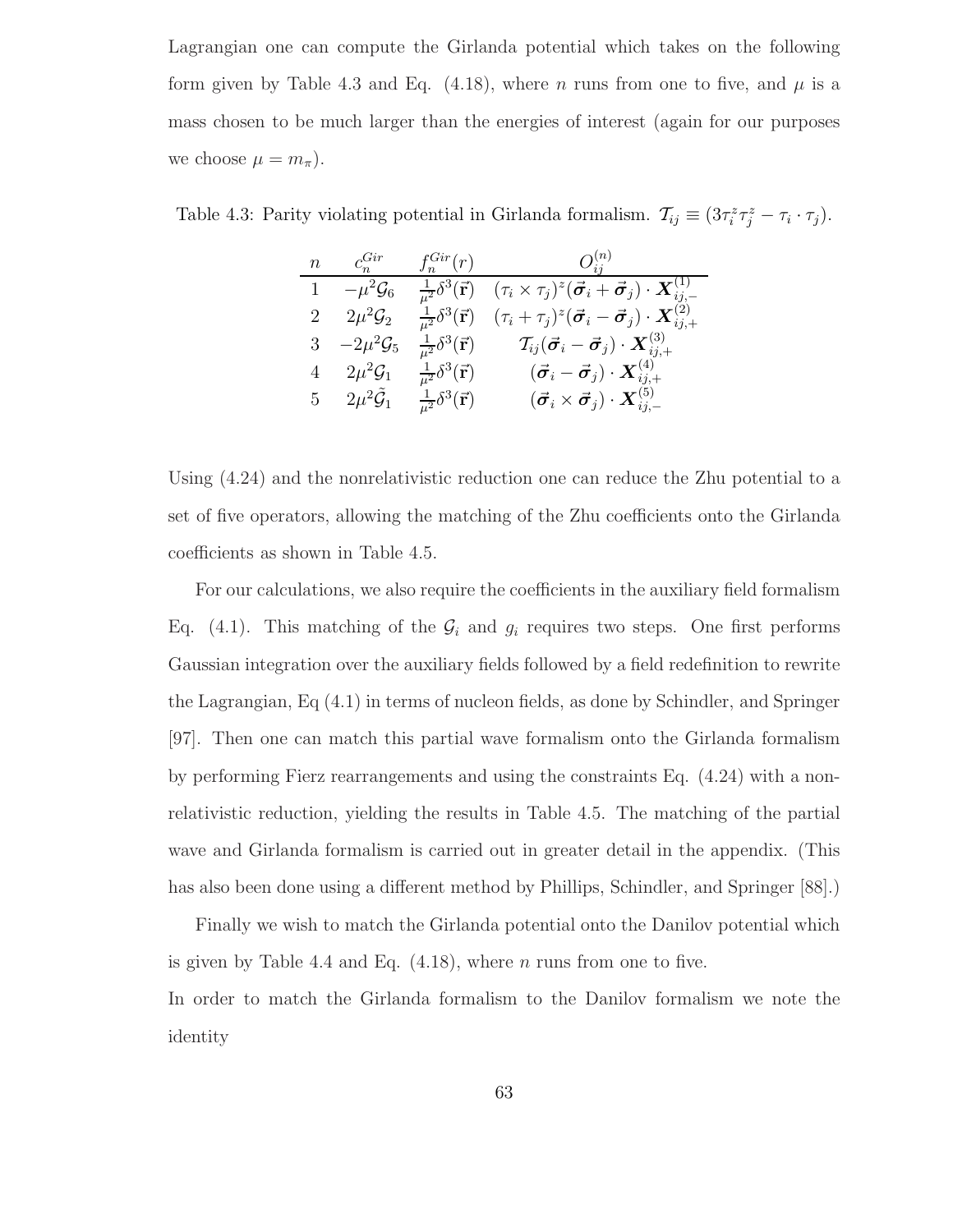Lagrangian one can compute the Girlanda potential which takes on the following form given by Table 4.3 and Eq. (4.18), where $n$ runs from one to five, and $\mu$ is a mass chosen to be much larger than the energies of interest (again for our purposes we choose $\mu = m_\pi$).

Table 4.3: Parity violating potential in Girlanda formalism. $\mathcal{T}_{ij} \equiv (3\tau_i^z\tau_j^z - \tau_i \cdot \tau_j)$.

| $n$ | $c_n^{Gir}$ | $f_n^{Gir}(r)$ | $O_{ij}^{(n)}$ |
|---|---|---|---|
| 1 | $-\mu^2\mathcal{G}_6$ | $\frac{1}{\mu^2}\delta^3(\vec{\mathbf{r}})$ | $(\tau_i \times \tau_j)^z(\vec{\boldsymbol{\sigma}}_i + \vec{\boldsymbol{\sigma}}_j) \cdot \boldsymbol{X}_{ij,-}^{(1)}$ |
| 2 | $2\mu^2\mathcal{G}_2$ | $\frac{1}{\mu^2}\delta^3(\vec{\mathbf{r}})$ | $(\tau_i + \tau_j)^z(\vec{\boldsymbol{\sigma}}_i - \vec{\boldsymbol{\sigma}}_j) \cdot \boldsymbol{X}_{ij,+}^{(2)}$ |
| 3 | $-2\mu^2\mathcal{G}_5$ | $\frac{1}{\mu^2}\delta^3(\vec{\mathbf{r}})$ | $\mathcal{T}_{ij}(\vec{\boldsymbol{\sigma}}_i - \vec{\boldsymbol{\sigma}}_j) \cdot \boldsymbol{X}_{ij,+}^{(3)}$ |
| 4 | $2\mu^2\mathcal{G}_1$ | $\frac{1}{\mu^2}\delta^3(\vec{\mathbf{r}})$ | $(\vec{\boldsymbol{\sigma}}_i - \vec{\boldsymbol{\sigma}}_j) \cdot \boldsymbol{X}_{ij,+}^{(4)}$ |
| 5 | $2\mu^2\tilde{\mathcal{G}}_1$ | $\frac{1}{\mu^2}\delta^3(\vec{\mathbf{r}})$ | $(\vec{\boldsymbol{\sigma}}_i \times \vec{\boldsymbol{\sigma}}_j) \cdot \boldsymbol{X}_{ij,-}^{(5)}$ |

Using (4.24) and the nonrelativistic reduction one can reduce the Zhu potential to a set of five operators, allowing the matching of the Zhu coefficients onto the Girlanda coefficients as shown in Table 4.5.

For our calculations, we also require the coefficients in the auxiliary field formalism Eq. (4.1). This matching of the $\mathcal{G}_i$ and $g_i$ requires two steps. One first performs Gaussian integration over the auxiliary fields followed by a field redefinition to rewrite the Lagrangian, Eq (4.1) in terms of nucleon fields, as done by Schindler, and Springer [97]. Then one can match this partial wave formalism onto the Girlanda formalism by performing Fierz rearrangements and using the constraints Eq. (4.24) with a nonrelativistic reduction, yielding the results in Table 4.5. The matching of the partial wave and Girlanda formalism is carried out in greater detail in the appendix. (This has also been done using a different method by Phillips, Schindler, and Springer [88].)

Finally we wish to match the Girlanda potential onto the Danilov potential which is given by Table 4.4 and Eq. (4.18), where $n$ runs from one to five.

In order to match the Girlanda formalism to the Danilov formalism we note the identity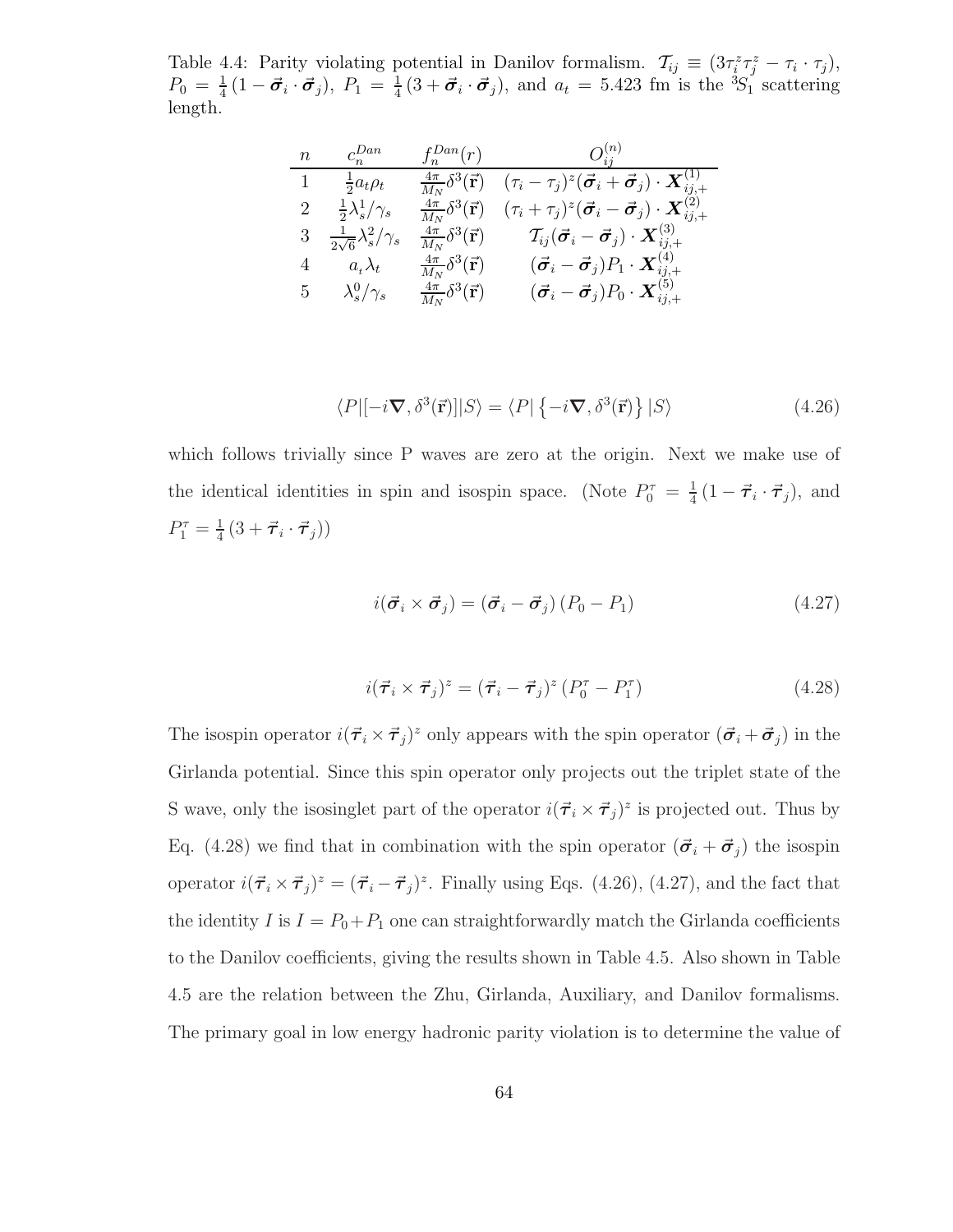Table 4.4: Parity violating potential in Danilov formalism. $\mathcal{T}_{ij} \equiv (3\tau_i^z\tau_j^z - \tau_i \cdot \tau_j)$, $P_0 = \frac{1}{4}(1 - \vec{\boldsymbol{\sigma}}_i \cdot \vec{\boldsymbol{\sigma}}_j)$, $P_1 = \frac{1}{4}(3 + \vec{\boldsymbol{\sigma}}_i \cdot \vec{\boldsymbol{\sigma}}_j)$, and $a_t = 5.423$ fm is the $^3S_1$ scattering length.

| $n$ | $c_n^{Dan}$ | $f_n^{Dan}(r)$ | $O_{ij}^{(n)}$ |
|---|---|---|---|
| 1 | $\frac{1}{2}a_t\rho_t$ | $\frac{4\pi}{M_N}\delta^3(\vec{\mathbf{r}})$ | $(\tau_i - \tau_j)^z(\vec{\boldsymbol{\sigma}}_i + \vec{\boldsymbol{\sigma}}_j) \cdot \boldsymbol{X}_{ij,+}^{(1)}$ |
| 2 | $\frac{1}{2}\lambda_s^1/\gamma_s$ | $\frac{4\pi}{M_N}\delta^3(\vec{\mathbf{r}})$ | $(\tau_i + \tau_j)^z(\vec{\boldsymbol{\sigma}}_i - \vec{\boldsymbol{\sigma}}_j) \cdot \boldsymbol{X}_{ij,+}^{(2)}$ |
| 3 | $\frac{1}{2\sqrt{6}}\lambda_s^2/\gamma_s$ | $\frac{4\pi}{M_N}\delta^3(\vec{\mathbf{r}})$ | $\mathcal{T}_{ij}(\vec{\boldsymbol{\sigma}}_i - \vec{\boldsymbol{\sigma}}_j) \cdot \boldsymbol{X}_{ij,+}^{(3)}$ |
| 4 | $a_t\lambda_t$ | $\frac{4\pi}{M_N}\delta^3(\vec{\mathbf{r}})$ | $(\vec{\boldsymbol{\sigma}}_i - \vec{\boldsymbol{\sigma}}_j)P_1 \cdot \boldsymbol{X}_{ij,+}^{(4)}$ |
| 5 | $\lambda_s^0/\gamma_s$ | $\frac{4\pi}{M_N}\delta^3(\vec{\mathbf{r}})$ | $(\vec{\boldsymbol{\sigma}}_i - \vec{\boldsymbol{\sigma}}_j)P_0 \cdot \boldsymbol{X}_{ij,+}^{(5)}$ |

$$\langle P|[-i\boldsymbol{\nabla}, \delta^3(\vec{\mathbf{r}})]|S\rangle = \langle P| \left\{-i\boldsymbol{\nabla}, \delta^3(\vec{\mathbf{r}})\right\} |S\rangle \tag{4.26}$$

which follows trivially since P waves are zero at the origin. Next we make use of the identical identities in spin and isospin space. (Note $P_0^\tau = \frac{1}{4}(1 - \vec{\boldsymbol{\tau}}_i \cdot \vec{\boldsymbol{\tau}}_j)$, and $P_1^\tau = \frac{1}{4}(3 + \vec{\boldsymbol{\tau}}_i \cdot \vec{\boldsymbol{\tau}}_j)$)

$$i(\vec{\boldsymbol{\sigma}}_i \times \vec{\boldsymbol{\sigma}}_j) = (\vec{\boldsymbol{\sigma}}_i - \vec{\boldsymbol{\sigma}}_j)(P_0 - P_1) \tag{4.27}$$

$$i(\vec{\boldsymbol{\tau}}_i \times \vec{\boldsymbol{\tau}}_j)^z = (\vec{\boldsymbol{\tau}}_i - \vec{\boldsymbol{\tau}}_j)^z (P_0^\tau - P_1^\tau) \tag{4.28}$$

The isospin operator $i(\vec{\boldsymbol{\tau}}_i \times \vec{\boldsymbol{\tau}}_j)^z$ only appears with the spin operator $(\vec{\boldsymbol{\sigma}}_i + \vec{\boldsymbol{\sigma}}_j)$ in the Girlanda potential. Since this spin operator only projects out the triplet state of the S wave, only the isosinglet part of the operator $i(\vec{\boldsymbol{\tau}}_i \times \vec{\boldsymbol{\tau}}_j)^z$ is projected out. Thus by Eq. (4.28) we find that in combination with the spin operator $(\vec{\boldsymbol{\sigma}}_i + \vec{\boldsymbol{\sigma}}_j)$ the isospin operator $i(\vec{\boldsymbol{\tau}}_i \times \vec{\boldsymbol{\tau}}_j)^z = (\vec{\boldsymbol{\tau}}_i - \vec{\boldsymbol{\tau}}_j)^z$. Finally using Eqs. (4.26), (4.27), and the fact that the identity $I$ is $I = P_0 + P_1$ one can straightforwardly match the Girlanda coefficients to the Danilov coefficients, giving the results shown in Table 4.5. Also shown in Table 4.5 are the relation between the Zhu, Girlanda, Auxiliary, and Danilov formalisms. The primary goal in low energy hadronic parity violation is to determine the value of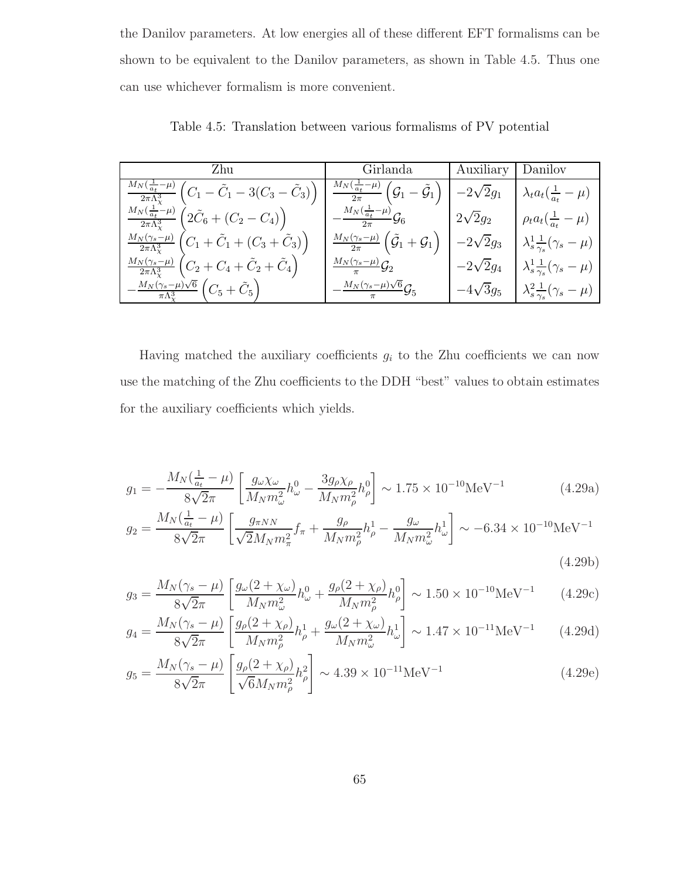the Danilov parameters. At low energies all of these different EFT formalisms can be shown to be equivalent to the Danilov parameters, as shown in Table 4.5. Thus one can use whichever formalism is more convenient.

Table 4.5: Translation between various formalisms of PV potential

| Zhu | Girlanda | Auxiliary | Danilov |
|---|---|---|---|
| $\frac{M_N(\frac{1}{a_t}-\mu)}{2\pi\Lambda_\chi^3}\left(C_1-\tilde{C}_1-3(C_3-\tilde{C}_3)\right)$ | $\frac{M_N(\frac{1}{a_t}-\mu)}{2\pi}\left(\mathcal{G}_1-\tilde{\mathcal{G}}_1\right)$ | $-2\sqrt{2}g_1$ | $\lambda_t a_t(\frac{1}{a_t}-\mu)$ |
| $\frac{M_N(\frac{1}{a_t}-\mu)}{2\pi\Lambda_\chi^3}\left(2\tilde{C}_6+(C_2-C_4)\right)$ | $-\frac{M_N(\frac{1}{a_t}-\mu)}{2\pi}\mathcal{G}_6$ | $2\sqrt{2}g_2$ | $\rho_t a_t(\frac{1}{a_t}-\mu)$ |
| $\frac{M_N(\gamma_s-\mu)}{2\pi\Lambda_\chi^3}\left(C_1+\tilde{C}_1+(C_3+\tilde{C}_3)\right)$ | $\frac{M_N(\gamma_s-\mu)}{2\pi}\left(\tilde{\mathcal{G}}_1+\mathcal{G}_1\right)$ | $-2\sqrt{2}g_3$ | $\lambda_s^1\frac{1}{\gamma_s}(\gamma_s-\mu)$ |
| $\frac{M_N(\gamma_s-\mu)}{2\pi\Lambda_\chi^3}\left(C_2+C_4+\tilde{C}_2+\tilde{C}_4\right)$ | $\frac{M_N(\gamma_s-\mu)}{\pi}\mathcal{G}_2$ | $-2\sqrt{2}g_4$ | $\lambda_s^1\frac{1}{\gamma_s}(\gamma_s-\mu)$ |
| $-\frac{M_N(\gamma_s-\mu)\sqrt{6}}{\pi\Lambda_\chi^3}\left(C_5+\tilde{C}_5\right)$ | $-\frac{M_N(\gamma_s-\mu)\sqrt{6}}{\pi}\mathcal{G}_5$ | $-4\sqrt{3}g_5$ | $\lambda_s^2\frac{1}{\gamma_s}(\gamma_s-\mu)$ |

Having matched the auxiliary coefficients $g_i$ to the Zhu coefficients we can now use the matching of the Zhu coefficients to the DDH "best" values to obtain estimates for the auxiliary coefficients which yields.

$$g_1 = -\frac{M_N(\frac{1}{a_t}-\mu)}{8\sqrt{2}\pi}\left[\frac{g_\omega\chi_\omega}{M_N m_\omega^2}h_\omega^0 - \frac{3g_\rho\chi_\rho}{M_N m_\rho^2}h_\rho^0\right] \sim 1.75\times 10^{-10}\text{MeV}^{-1} \tag{4.29a}$$

$$g_2 = \frac{M_N(\frac{1}{a_t}-\mu)}{8\sqrt{2}\pi}\left[\frac{g_{\pi NN}}{\sqrt{2}M_N m_\pi^2}f_\pi + \frac{g_\rho}{M_N m_\rho^2}h_\rho^1 - \frac{g_\omega}{M_N m_\omega^2}h_\omega^1\right] \sim -6.34\times 10^{-10}\text{MeV}^{-1} \tag{4.29b}$$

$$g_3 = \frac{M_N(\gamma_s-\mu)}{8\sqrt{2}\pi}\left[\frac{g_\omega(2+\chi_\omega)}{M_N m_\omega^2}h_\omega^0 + \frac{g_\rho(2+\chi_\rho)}{M_N m_\rho^2}h_\rho^0\right] \sim 1.50\times 10^{-10}\text{MeV}^{-1} \tag{4.29c}$$

$$g_4 = \frac{M_N(\gamma_s-\mu)}{8\sqrt{2}\pi}\left[\frac{g_\rho(2+\chi_\rho)}{M_N m_\rho^2}h_\rho^1 + \frac{g_\omega(2+\chi_\omega)}{M_N m_\omega^2}h_\omega^1\right] \sim 1.47\times 10^{-11}\text{MeV}^{-1} \tag{4.29d}$$

$$g_5 = \frac{M_N(\gamma_s-\mu)}{8\sqrt{2}\pi}\left[\frac{g_\rho(2+\chi_\rho)}{\sqrt{6}M_N m_\rho^2}h_\rho^2\right] \sim 4.39\times 10^{-11}\text{MeV}^{-1} \tag{4.29e}$$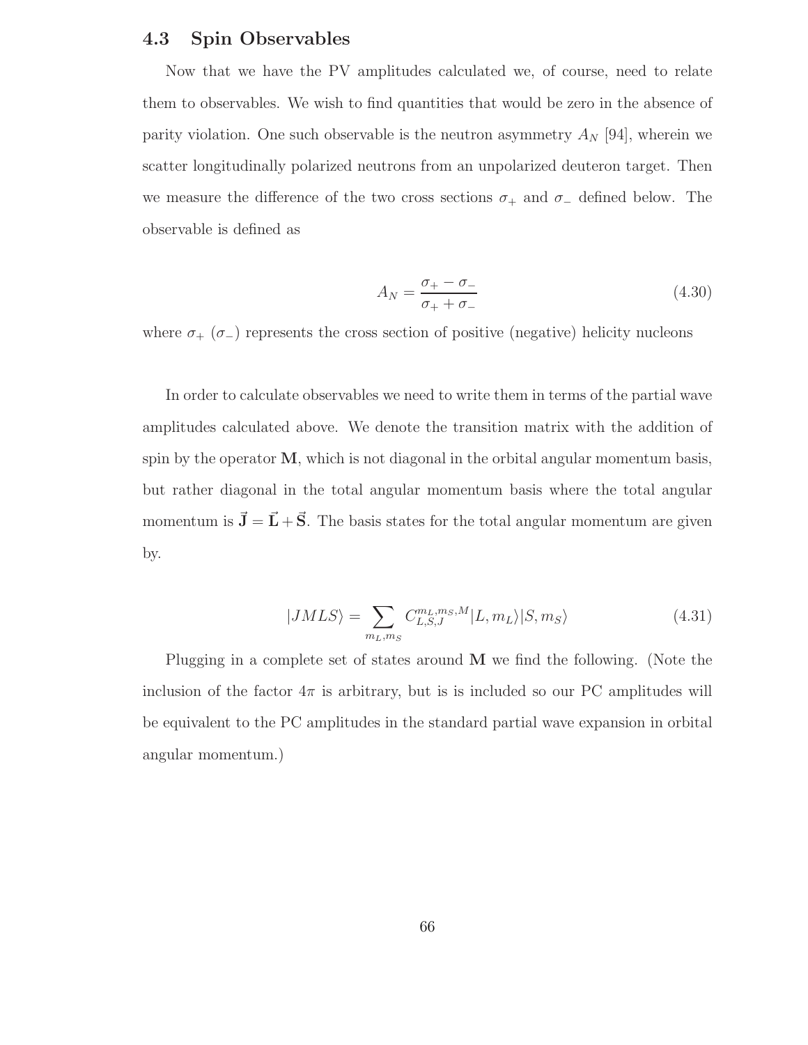### 4.3 Spin Observables

Now that we have the PV amplitudes calculated we, of course, need to relate them to observables. We wish to find quantities that would be zero in the absence of parity violation. One such observable is the neutron asymmetry $A_N$ [94], wherein we scatter longitudinally polarized neutrons from an unpolarized deuteron target. Then we measure the difference of the two cross sections $\sigma_+$ and $\sigma_-$ defined below. The observable is defined as

$$A_N = \frac{\sigma_+ - \sigma_-}{\sigma_+ + \sigma_-} \tag{4.30}$$

where $\sigma_+$ ($\sigma_-$) represents the cross section of positive (negative) helicity nucleons

In order to calculate observables we need to write them in terms of the partial wave amplitudes calculated above. We denote the transition matrix with the addition of spin by the operator $\mathbf{M}$, which is not diagonal in the orbital angular momentum basis, but rather diagonal in the total angular momentum basis where the total angular momentum is $\vec{\mathbf{J}} = \vec{\mathbf{L}} + \vec{\mathbf{S}}$. The basis states for the total angular momentum are given by.

$$|JMLS\rangle = \sum_{m_L, m_S} C_{L,S,J}^{m_L, m_S, M} |L, m_L\rangle |S, m_S\rangle \tag{4.31}$$

Plugging in a complete set of states around $\mathbf{M}$ we find the following. (Note the inclusion of the factor $4\pi$ is arbitrary, but is is included so our PC amplitudes will be equivalent to the PC amplitudes in the standard partial wave expansion in orbital angular momentum.)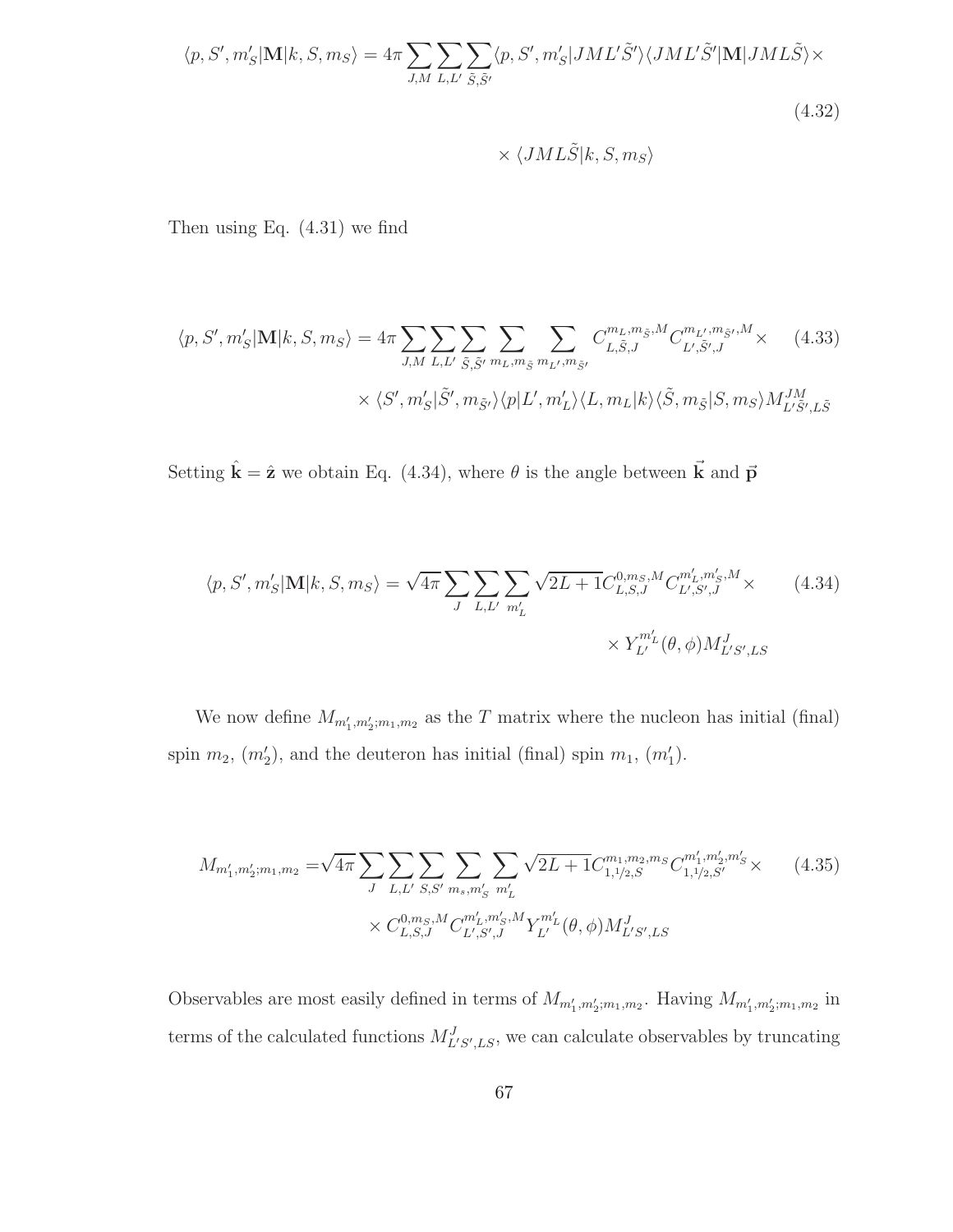$$\langle p, S', m'_S|\mathbf{M}|k, S, m_S\rangle = 4\pi \sum_{J,M} \sum_{L,L'} \sum_{\tilde{S},\tilde{S}'} \langle p, S', m'_S|JML'\tilde{S}'\rangle\langle JML'\tilde{S}'|\mathbf{M}|JML\tilde{S}\rangle \times \tag{4.32}$$

$$\times \langle JML\tilde{S}|k, S, m_S\rangle$$

Then using Eq. (4.31) we find

$$\langle p, S', m'_S|\mathbf{M}|k, S, m_S\rangle = 4\pi \sum_{J,M} \sum_{L,L'} \sum_{\tilde{S},\tilde{S}'} \sum_{m_L, m_{\tilde{S}}} \sum_{m_{L'}, m_{\tilde{S}'}} C^{m_L, m_{\tilde{S}}, M}_{L,\tilde{S},J} C^{m_{L'}, m_{\tilde{S}'}, M}_{L',\tilde{S}',J} \times \tag{4.33}$$

$$\times \langle S', m'_S|\tilde{S}', m_{\tilde{S}'}\rangle\langle p|L', m'_L\rangle\langle L, m_L|k\rangle\langle\tilde{S}, m_{\tilde{S}}|S, m_S\rangle M^{JM}_{L'\tilde{S}', L\tilde{S}}$$

Setting $\hat{\mathbf{k}} = \hat{\mathbf{z}}$ we obtain Eq. (4.34), where $\theta$ is the angle between $\vec{\mathbf{k}}$ and $\vec{\mathbf{p}}$

$$\langle p, S', m'_S|\mathbf{M}|k, S, m_S\rangle = \sqrt{4\pi} \sum_{J} \sum_{L,L'} \sum_{m'_L} \sqrt{2L+1} C^{0, m_S, M}_{L,S,J} C^{m'_L, m'_S, M}_{L',S',J} \times \tag{4.34}$$

$$\times Y^{m'_L}_{L'}(\theta, \phi) M^J_{L'S', LS}$$

We now define $M_{m'_1, m'_2; m_1, m_2}$ as the $T$ matrix where the nucleon has initial (final) spin $m_2$, ($m'_2$), and the deuteron has initial (final) spin $m_1$, ($m'_1$).

$$M_{m'_1, m'_2; m_1, m_2} = \sqrt{4\pi} \sum_{J} \sum_{L,L'} \sum_{S,S'} \sum_{m_s, m'_S} \sum_{m'_L} \sqrt{2L+1} C^{m_1, m_2, m_S}_{1, {}^1\!/_2, S} C^{m'_1, m'_2, m'_S}_{1, {}^1\!/_2, S'} \times \tag{4.35}$$

$$\times C^{0, m_S, M}_{L,S,J} C^{m'_L, m'_S, M}_{L',S',J} Y^{m'_L}_{L'}(\theta, \phi) M^J_{L'S', LS}$$

Observables are most easily defined in terms of $M_{m'_1, m'_2; m_1, m_2}$. Having $M_{m'_1, m'_2; m_1, m_2}$ in terms of the calculated functions $M^J_{L'S', LS}$, we can calculate observables by truncating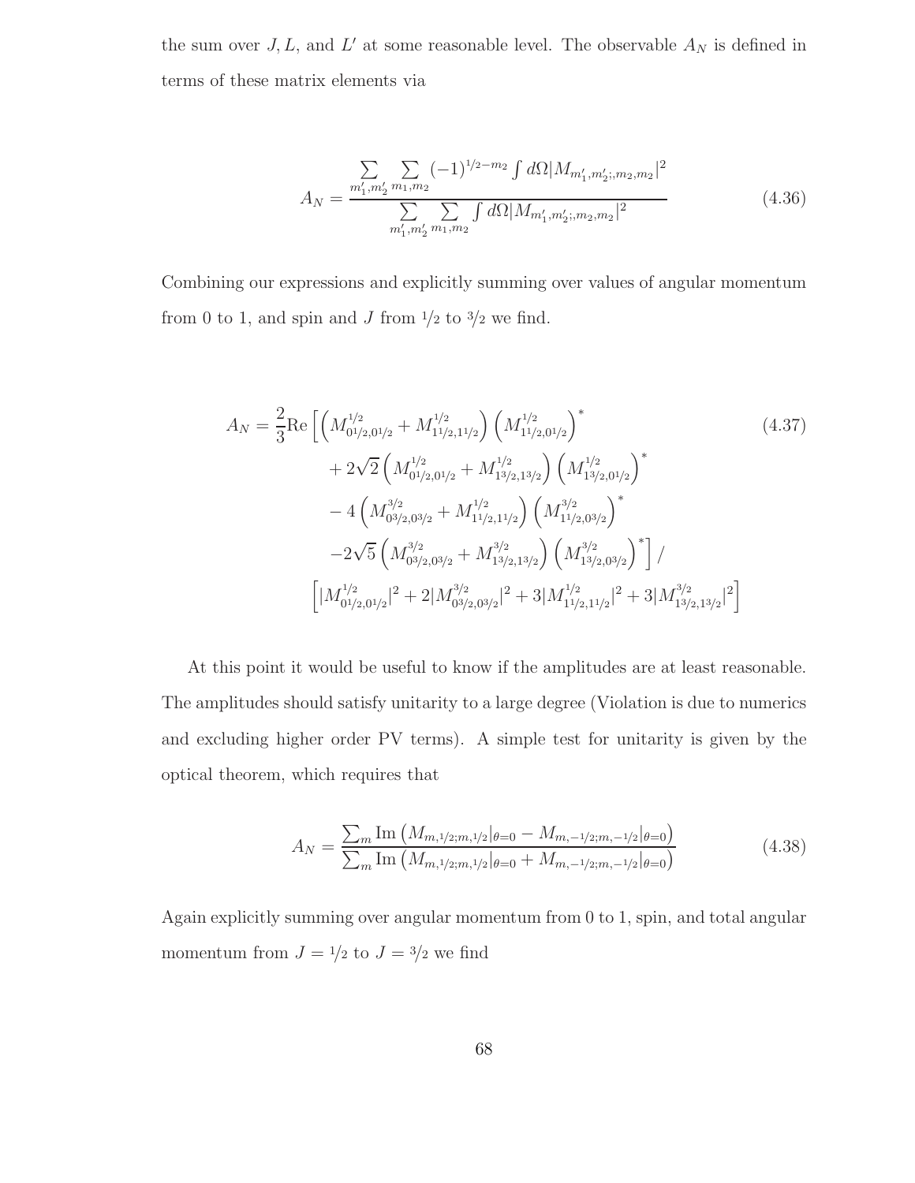the sum over $J, L,$ and $L'$ at some reasonable level. The observable $A_N$ is defined in terms of these matrix elements via

$$A_N = \frac{\sum\limits_{m_1',m_2'} \sum\limits_{m_1,m_2} (-1)^{1/2-m_2} \int d\Omega |M_{m_1',m_2';,m_2,m_2}|^2}{\sum\limits_{m_1',m_2'} \sum\limits_{m_1,m_2} \int d\Omega |M_{m_1',m_2';,m_2,m_2}|^2} \tag{4.36}$$

Combining our expressions and explicitly summing over values of angular momentum from 0 to 1, and spin and $J$ from $1/2$ to $3/2$ we find.

$$\begin{aligned}
A_N = \frac{2}{3}\text{Re}\Big[ &\left(M^{1/2}_{0^{1/2},0^{1/2}} + M^{1/2}_{1^{1/2},1^{1/2}}\right)\left(M^{1/2}_{1^{1/2},0^{1/2}}\right)^* \\
&+ 2\sqrt{2}\left(M^{1/2}_{0^{1/2},0^{1/2}} + M^{1/2}_{1^{3/2},1^{3/2}}\right)\left(M^{1/2}_{1^{3/2},0^{1/2}}\right)^* \\
&- 4\left(M^{3/2}_{0^{3/2},0^{3/2}} + M^{1/2}_{1^{1/2},1^{1/2}}\right)\left(M^{3/2}_{1^{1/2},0^{3/2}}\right)^* \\
&-2\sqrt{5}\left(M^{3/2}_{0^{3/2},0^{3/2}} + M^{3/2}_{1^{3/2},1^{3/2}}\right)\left(M^{3/2}_{1^{3/2},0^{3/2}}\right)^*\Big] / \\
\Big[|M^{1/2}_{0^{1/2},0^{1/2}}|^2 &+ 2|M^{3/2}_{0^{3/2},0^{3/2}}|^2 + 3|M^{1/2}_{1^{1/2},1^{1/2}}|^2 + 3|M^{3/2}_{1^{3/2},1^{3/2}}|^2\Big]
\end{aligned} \tag{4.37}$$

At this point it would be useful to know if the amplitudes are at least reasonable. The amplitudes should satisfy unitarity to a large degree (Violation is due to numerics and excluding higher order PV terms). A simple test for unitarity is given by the optical theorem, which requires that

$$A_N = \frac{\sum_m \text{Im}\left(M_{m,1/2;m,1/2}|_{\theta=0} - M_{m,-1/2;m,-1/2}|_{\theta=0}\right)}{\sum_m \text{Im}\left(M_{m,1/2;m,1/2}|_{\theta=0} + M_{m,-1/2;m,-1/2}|_{\theta=0}\right)} \tag{4.38}$$

Again explicitly summing over angular momentum from 0 to 1, spin, and total angular momentum from $J = 1/2$ to $J = 3/2$ we find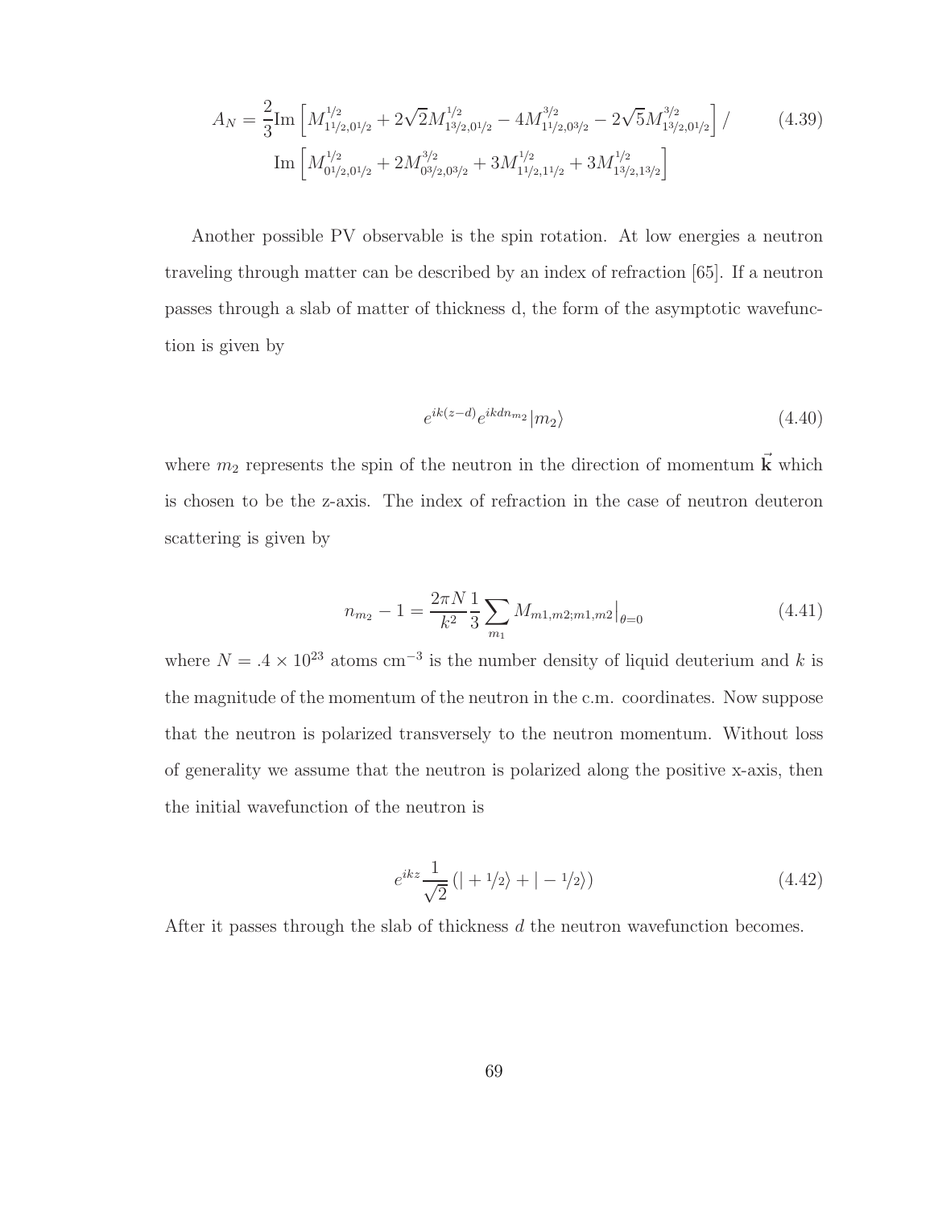$$A_N = \frac{2}{3}\mathrm{Im}\left[M^{1/2}_{1^{1/2},0^{1/2}} + 2\sqrt{2}M^{1/2}_{1^{3/2},0^{1/2}} - 4M^{3/2}_{1^{1/2},0^{3/2}} - 2\sqrt{5}M^{3/2}_{1^{3/2},0^{1/2}}\right] / \\ \mathrm{Im}\left[M^{1/2}_{0^{1/2},0^{1/2}} + 2M^{3/2}_{0^{3/2},0^{3/2}} + 3M^{1/2}_{1^{1/2},1^{1/2}} + 3M^{1/2}_{1^{3/2},1^{3/2}}\right] \tag{4.39}$$

Another possible PV observable is the spin rotation. At low energies a neutron traveling through matter can be described by an index of refraction [65]. If a neutron passes through a slab of matter of thickness d, the form of the asymptotic wavefunction is given by

$$e^{ik(z-d)}e^{ikdn_{m_2}}|m_2\rangle \tag{4.40}$$

where $m_2$ represents the spin of the neutron in the direction of momentum $\vec{\mathbf{k}}$ which is chosen to be the z-axis. The index of refraction in the case of neutron deuteron scattering is given by

$$n_{m_2} - 1 = \frac{2\pi N}{k^2}\frac{1}{3}\sum_{m_1} M_{m1,m2;m1,m2}\big|_{\theta=0} \tag{4.41}$$

where $N = .4 \times 10^{23}$ atoms cm$^{-3}$ is the number density of liquid deuterium and $k$ is the magnitude of the momentum of the neutron in the c.m. coordinates. Now suppose that the neutron is polarized transversely to the neutron momentum. Without loss of generality we assume that the neutron is polarized along the positive x-axis, then the initial wavefunction of the neutron is

$$e^{ikz}\frac{1}{\sqrt{2}}\left(|+1/2\rangle + |-1/2\rangle\right) \tag{4.42}$$

After it passes through the slab of thickness $d$ the neutron wavefunction becomes.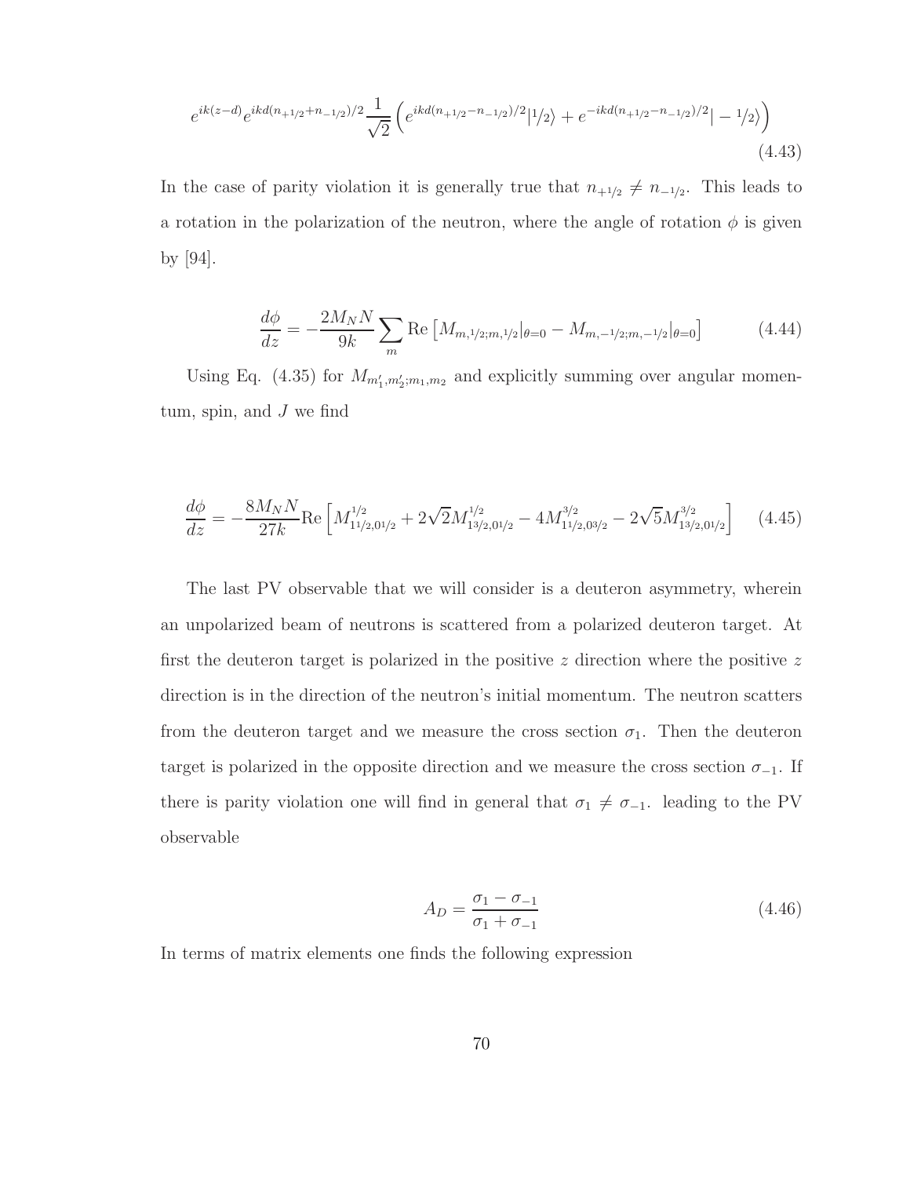$$e^{ik(z-d)}e^{ikd(n_{+1/2}+n_{-1/2})/2}\frac{1}{\sqrt{2}}\left(e^{ikd(n_{+1/2}-n_{-1/2})/2}|1/2\rangle + e^{-ikd(n_{+1/2}-n_{-1/2})/2}|-1/2\rangle\right) \tag{4.43}$$

In the case of parity violation it is generally true that $n_{+1/2} \neq n_{-1/2}$. This leads to a rotation in the polarization of the neutron, where the angle of rotation $\phi$ is given by [94].

$$\frac{d\phi}{dz} = -\frac{2M_N N}{9k}\sum_m \text{Re}\left[M_{m,1/2;m,1/2}|_{\theta=0} - M_{m,-1/2;m,-1/2}|_{\theta=0}\right] \tag{4.44}$$

Using Eq. (4.35) for $M_{m_1',m_2';m_1,m_2}$ and explicitly summing over angular momentum, spin, and $J$ we find

$$\frac{d\phi}{dz} = -\frac{8M_N N}{27k}\text{Re}\left[M^{1/2}_{11/2,01/2} + 2\sqrt{2}M^{1/2}_{13/2,01/2} - 4M^{3/2}_{11/2,03/2} - 2\sqrt{5}M^{3/2}_{13/2,01/2}\right] \tag{4.45}$$

The last PV observable that we will consider is a deuteron asymmetry, wherein an unpolarized beam of neutrons is scattered from a polarized deuteron target. At first the deuteron target is polarized in the positive $z$ direction where the positive $z$ direction is in the direction of the neutron's initial momentum. The neutron scatters from the deuteron target and we measure the cross section $\sigma_1$. Then the deuteron target is polarized in the opposite direction and we measure the cross section $\sigma_{-1}$. If there is parity violation one will find in general that $\sigma_1 \neq \sigma_{-1}$. leading to the PV observable

$$A_D = \frac{\sigma_1 - \sigma_{-1}}{\sigma_1 + \sigma_{-1}} \tag{4.46}$$

In terms of matrix elements one finds the following expression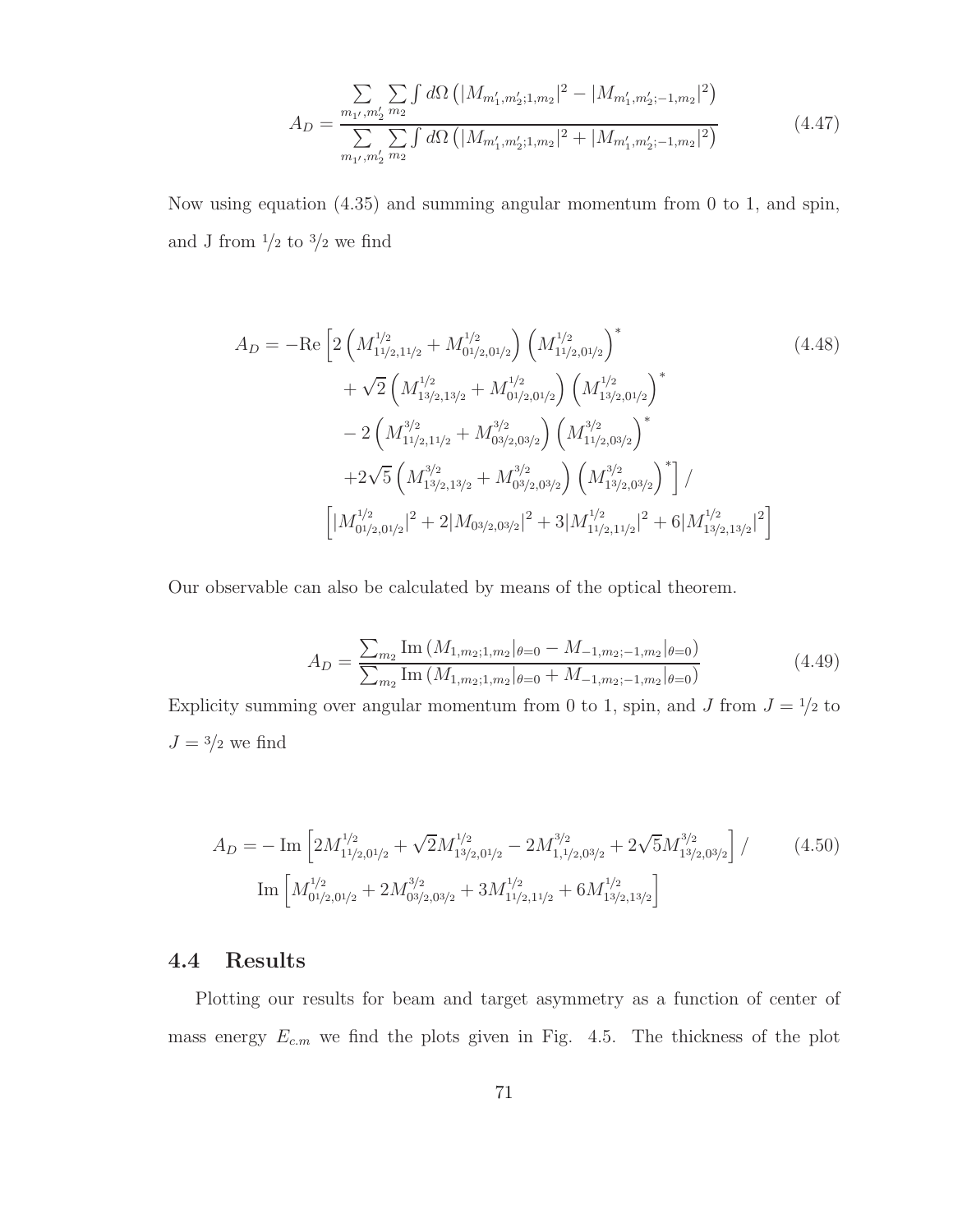$$
A_D = \frac{\sum\limits_{m_{1'}, m_2'} \sum\limits_{m_2} \int d\Omega \left( |M_{m_1', m_2'; 1, m_2}|^2 - |M_{m_1', m_2'; -1, m_2}|^2 \right)}{\sum\limits_{m_{1'}, m_2'} \sum\limits_{m_2} \int d\Omega \left( |M_{m_1', m_2'; 1, m_2}|^2 + |M_{m_1', m_2'; -1, m_2}|^2 \right)} \tag{4.47}
$$

Now using equation (4.35) and summing angular momentum from 0 to 1, and spin, and J from $1/2$ to $3/2$ we find

$$
\begin{aligned}
A_D = -\text{Re} \Big[ & 2 \left( M^{1/2}_{1 1/2, 1 1/2} + M^{1/2}_{0 1/2, 0 1/2} \right) \left( M^{1/2}_{1 1/2, 0 1/2} \right)^* \\
& + \sqrt{2} \left( M^{1/2}_{1 3/2, 1 3/2} + M^{1/2}_{0 1/2, 0 1/2} \right) \left( M^{1/2}_{1 3/2, 0 1/2} \right)^* \\
& - 2 \left( M^{3/2}_{1 1/2, 1 1/2} + M^{3/2}_{0 3/2, 0 3/2} \right) \left( M^{3/2}_{1 1/2, 0 3/2} \right)^* \\
& + 2\sqrt{5} \left( M^{3/2}_{1 3/2, 1 3/2} + M^{3/2}_{0 3/2, 0 3/2} \right) \left( M^{3/2}_{1 3/2, 0 3/2} \right)^* \Big] \Big/ \\
\Big[ & |M^{1/2}_{0 1/2, 0 1/2}|^2 + 2|M_{0 3/2, 0 3/2}|^2 + 3|M^{1/2}_{1 1/2, 1 1/2}|^2 + 6|M^{1/2}_{1 3/2, 1 3/2}|^2 \Big]
\end{aligned} \tag{4.48}
$$

Our observable can also be calculated by means of the optical theorem.

$$
A_D = \frac{\sum_{m_2} \text{Im} \left( M_{1, m_2; 1, m_2}|_{\theta=0} - M_{-1, m_2; -1, m_2}|_{\theta=0} \right)}{\sum_{m_2} \text{Im} \left( M_{1, m_2; 1, m_2}|_{\theta=0} + M_{-1, m_2; -1, m_2}|_{\theta=0} \right)} \tag{4.49}
$$

Explicity summing over angular momentum from 0 to 1, spin, and $J$ from $J = 1/2$ to $J = 3/2$ we find

$$
\begin{aligned}
A_D = & -\text{Im} \left[ 2M^{1/2}_{1 1/2, 0 1/2} + \sqrt{2} M^{1/2}_{1 3/2, 0 1/2} - 2M^{3/2}_{1, 1/2, 0 3/2} + 2\sqrt{5} M^{3/2}_{1 3/2, 0 3/2} \right] \Big/ \\
& \text{Im} \left[ M^{1/2}_{0 1/2, 0 1/2} + 2M^{3/2}_{0 3/2, 0 3/2} + 3M^{1/2}_{1 1/2, 1 1/2} + 6M^{1/2}_{1 3/2, 1 3/2} \right]
\end{aligned} \tag{4.50}
$$

## 4.4 Results

Plotting our results for beam and target asymmetry as a function of center of mass energy $E_{c.m}$ we find the plots given in Fig. 4.5. The thickness of the plot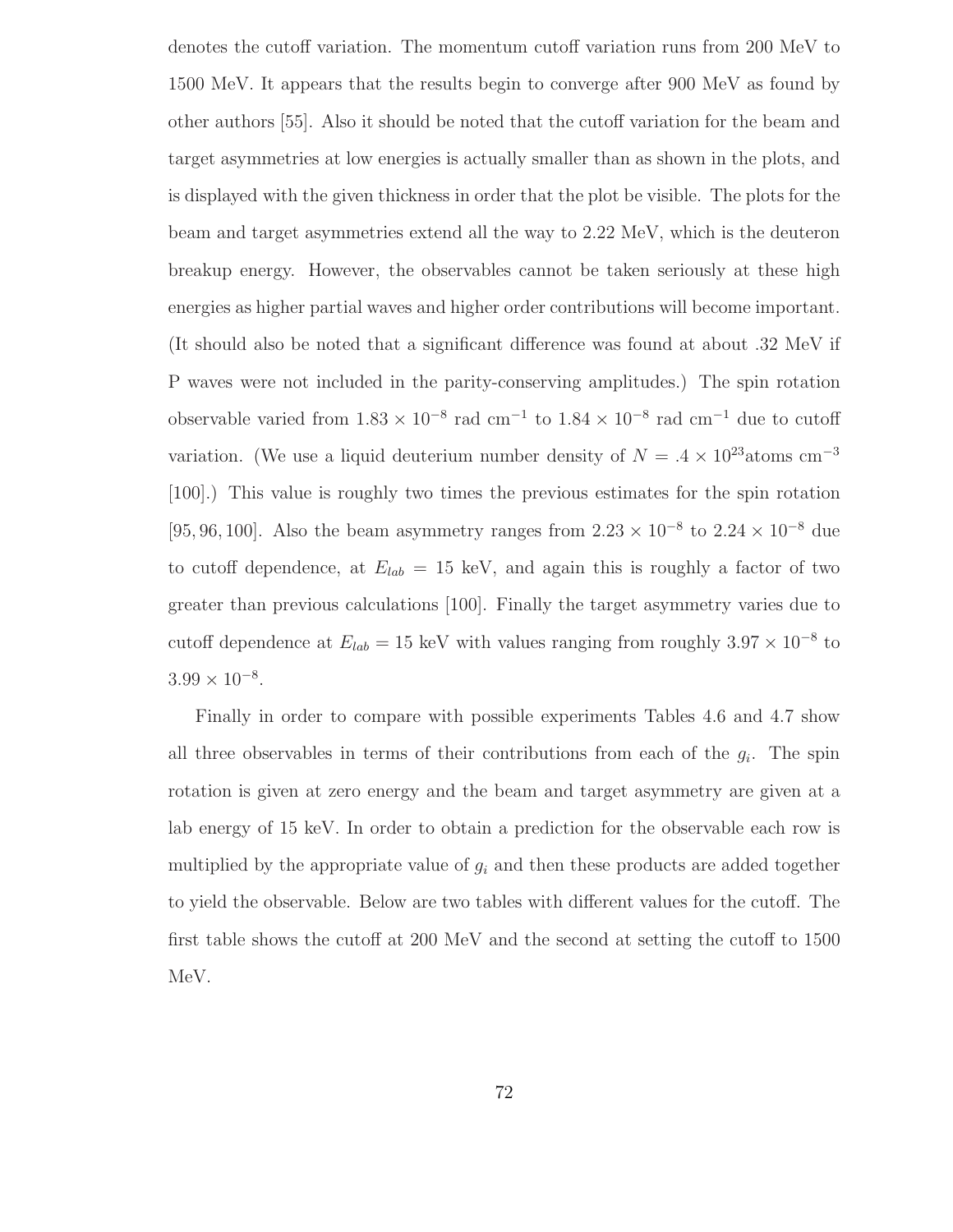denotes the cutoff variation. The momentum cutoff variation runs from 200 MeV to 1500 MeV. It appears that the results begin to converge after 900 MeV as found by other authors [55]. Also it should be noted that the cutoff variation for the beam and target asymmetries at low energies is actually smaller than as shown in the plots, and is displayed with the given thickness in order that the plot be visible. The plots for the beam and target asymmetries extend all the way to 2.22 MeV, which is the deuteron breakup energy. However, the observables cannot be taken seriously at these high energies as higher partial waves and higher order contributions will become important. (It should also be noted that a significant difference was found at about .32 MeV if P waves were not included in the parity-conserving amplitudes.) The spin rotation observable varied from $1.83 \times 10^{-8}$ rad cm$^{-1}$ to $1.84 \times 10^{-8}$ rad cm$^{-1}$ due to cutoff variation. (We use a liquid deuterium number density of $N = .4 \times 10^{23}$atoms cm$^{-3}$ [100].) This value is roughly two times the previous estimates for the spin rotation [95, 96, 100]. Also the beam asymmetry ranges from $2.23 \times 10^{-8}$ to $2.24 \times 10^{-8}$ due to cutoff dependence, at $E_{lab} = 15$ keV, and again this is roughly a factor of two greater than previous calculations [100]. Finally the target asymmetry varies due to cutoff dependence at $E_{lab} = 15$ keV with values ranging from roughly $3.97 \times 10^{-8}$ to $3.99 \times 10^{-8}$.

Finally in order to compare with possible experiments Tables 4.6 and 4.7 show all three observables in terms of their contributions from each of the $g_i$. The spin rotation is given at zero energy and the beam and target asymmetry are given at a lab energy of 15 keV. In order to obtain a prediction for the observable each row is multiplied by the appropriate value of $g_i$ and then these products are added together to yield the observable. Below are two tables with different values for the cutoff. The first table shows the cutoff at 200 MeV and the second at setting the cutoff to 1500 MeV.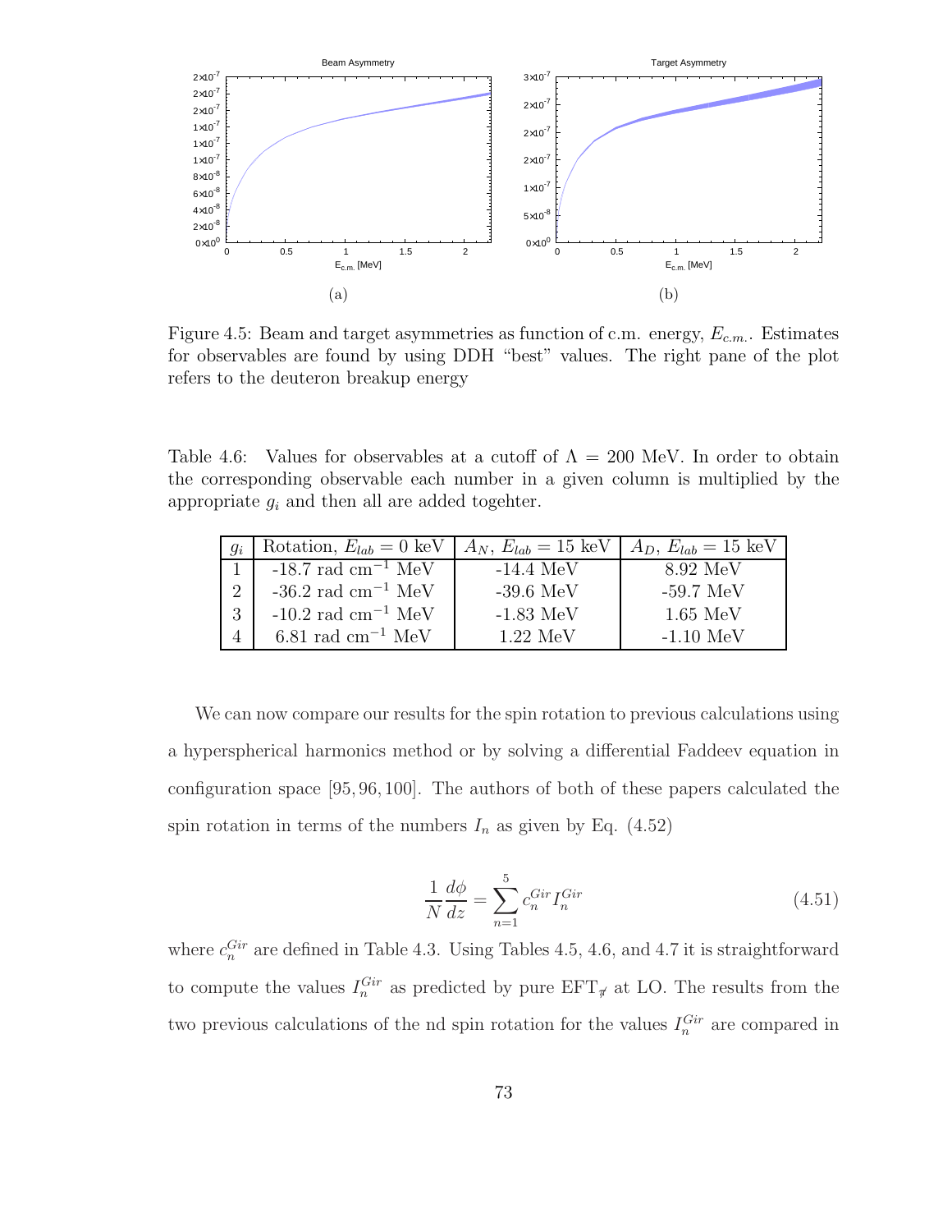Figure 4.5: Beam and target asymmetries as function of c.m. energy, $E_{c.m.}$. Estimates for observables are found by using DDH "best" values. The right pane of the plot refers to the deuteron breakup energy

Table 4.6: Values for observables at a cutoff of $\Lambda = 200$ MeV. In order to obtain the corresponding observable each number in a given column is multiplied by the appropriate $g_i$ and then all are added togehter.

| $g_i$ | Rotation, $E_{lab} = 0$ keV | $A_N$, $E_{lab} = 15$ keV | $A_D$, $E_{lab} = 15$ keV |
|---|---|---|---|
| 1 | -18.7 rad cm$^{-1}$ MeV | -14.4 MeV | 8.92 MeV |
| 2 | -36.2 rad cm$^{-1}$ MeV | -39.6 MeV | -59.7 MeV |
| 3 | -10.2 rad cm$^{-1}$ MeV | -1.83 MeV | 1.65 MeV |
| 4 | 6.81 rad cm$^{-1}$ MeV | 1.22 MeV | -1.10 MeV |

We can now compare our results for the spin rotation to previous calculations using a hyperspherical harmonics method or by solving a differential Faddeev equation in configuration space [95, 96, 100]. The authors of both of these papers calculated the spin rotation in terms of the numbers $I_n$ as given by Eq. (4.52)

$$\frac{1}{N}\frac{d\phi}{dz} = \sum_{n=1}^{5} c_n^{Gir} I_n^{Gir} \tag{4.51}$$

where $c_n^{Gir}$ are defined in Table 4.3. Using Tables 4.5, 4.6, and 4.7 it is straightforward to compute the values $I_n^{Gir}$ as predicted by pure EFT$_{\not\pi}$ at LO. The results from the two previous calculations of the nd spin rotation for the values $I_n^{Gir}$ are compared in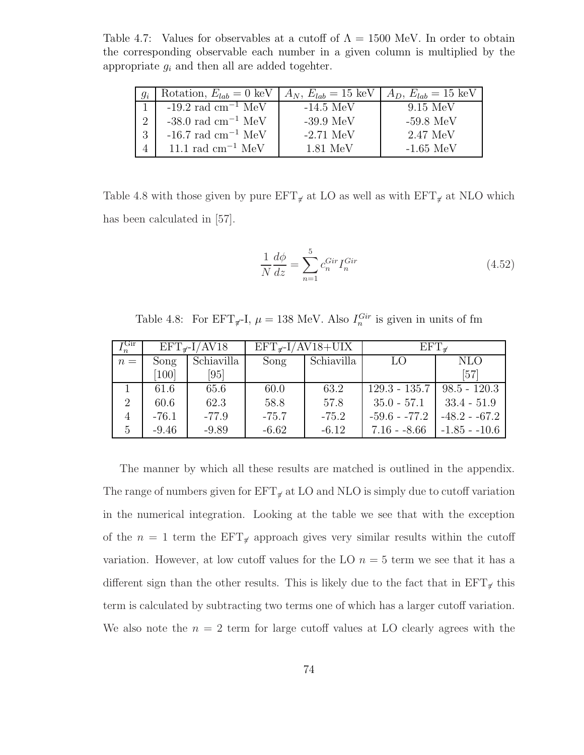Table 4.7: Values for observables at a cutoff of $\Lambda = 1500$ MeV. In order to obtain the corresponding observable each number in a given column is multiplied by the appropriate $g_i$ and then all are added togehter.

| $g_i$ | Rotation, $E_{lab} = 0$ keV | $A_N$, $E_{lab} = 15$ keV | $A_D$, $E_{lab} = 15$ keV |
|---|---|---|---|
| 1 | -19.2 rad cm$^{-1}$ MeV | -14.5 MeV | 9.15 MeV |
| 2 | -38.0 rad cm$^{-1}$ MeV | -39.9 MeV | -59.8 MeV |
| 3 | -16.7 rad cm$^{-1}$ MeV | -2.71 MeV | 2.47 MeV |
| 4 | 11.1 rad cm$^{-1}$ MeV | 1.81 MeV | -1.65 MeV |

Table 4.8 with those given by pure $\text{EFT}_{\not\pi}$ at LO as well as with $\text{EFT}_{\not\pi}$ at NLO which has been calculated in [57].

$$\frac{1}{N}\frac{d\phi}{dz} = \sum_{n=1}^{5} c_n^{Gir} I_n^{Gir} \tag{4.52}$$

Table 4.8: For $\text{EFT}_{\not\pi}$-I, $\mu = 138$ MeV. Also $I_n^{Gir}$ is given in units of fm

| $I_n^{\text{Gir}}$ | $\text{EFT}_{\not\pi}$-I/AV18 | | $\text{EFT}_{\not\pi}$-I/AV18+UIX | | $\text{EFT}_{\not\pi}$ | |
|---|---|---|---|---|---|---|
| $n =$ | Song [100] | Schiavilla [95] | Song | Schiavilla | LO | NLO [57] |
| 1 | 61.6 | 65.6 | 60.0 | 63.2 | 129.3 - 135.7 | 98.5 - 120.3 |
| 2 | 60.6 | 62.3 | 58.8 | 57.8 | 35.0 - 57.1 | 33.4 - 51.9 |
| 4 | -76.1 | -77.9 | -75.7 | -75.2 | -59.6 - -77.2 | -48.2 - -67.2 |
| 5 | -9.46 | -9.89 | -6.62 | -6.12 | 7.16 - -8.66 | -1.85 - -10.6 |

The manner by which all these results are matched is outlined in the appendix. The range of numbers given for $\text{EFT}_{\not\pi}$ at LO and NLO is simply due to cutoff variation in the numerical integration. Looking at the table we see that with the exception of the $n = 1$ term the $\text{EFT}_{\not\pi}$ approach gives very similar results within the cutoff variation. However, at low cutoff values for the LO $n = 5$ term we see that it has a different sign than the other results. This is likely due to the fact that in $\text{EFT}_{\not\pi}$ this term is calculated by subtracting two terms one of which has a larger cutoff variation. We also note the $n = 2$ term for large cutoff values at LO clearly agrees with the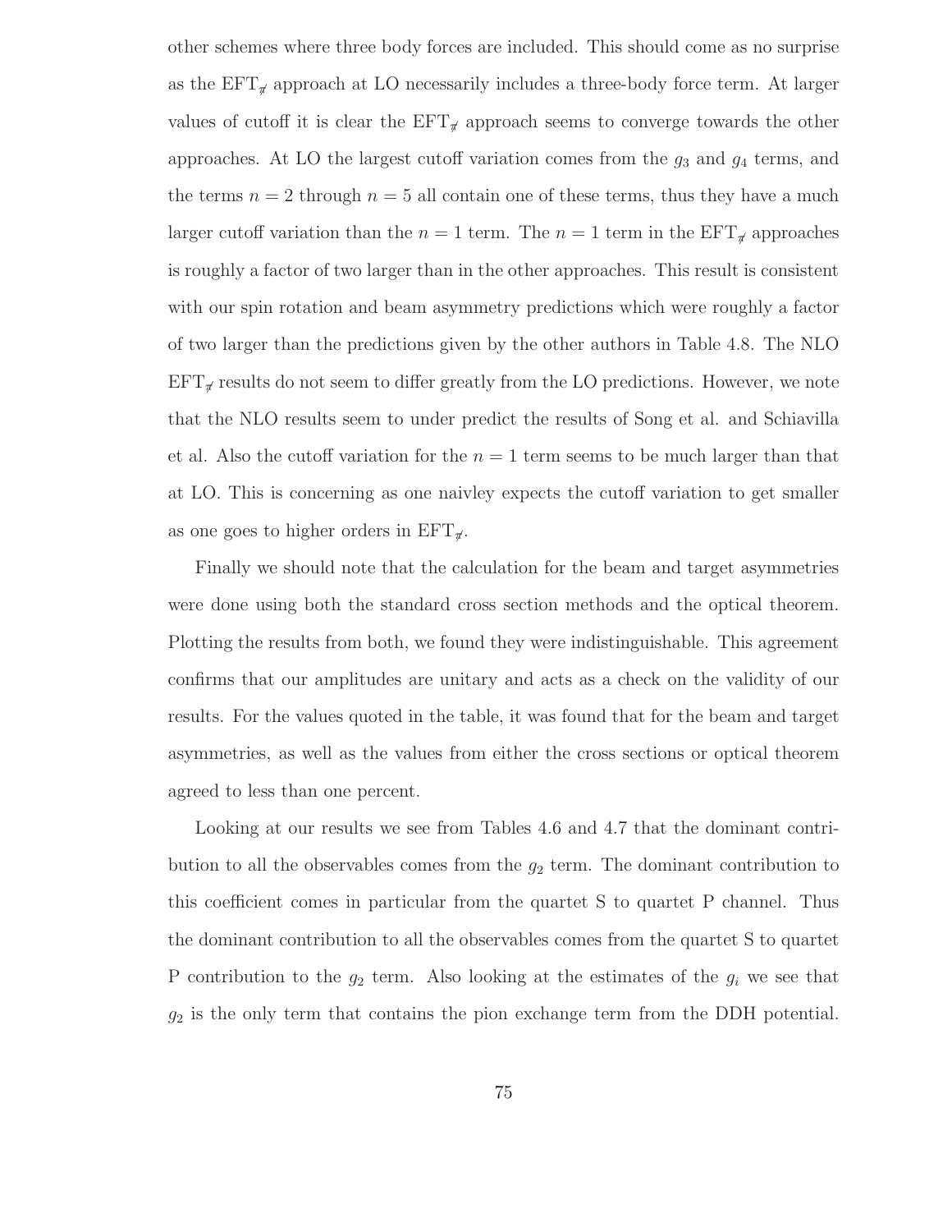other schemes where three body forces are included. This should come as no surprise as the $\text{EFT}_{\not\pi}$ approach at LO necessarily includes a three-body force term. At larger values of cutoff it is clear the $\text{EFT}_{\not\pi}$ approach seems to converge towards the other approaches. At LO the largest cutoff variation comes from the $g_3$ and $g_4$ terms, and the terms $n = 2$ through $n = 5$ all contain one of these terms, thus they have a much larger cutoff variation than the $n = 1$ term. The $n = 1$ term in the $\text{EFT}_{\not\pi}$ approaches is roughly a factor of two larger than in the other approaches. This result is consistent with our spin rotation and beam asymmetry predictions which were roughly a factor of two larger than the predictions given by the other authors in Table 4.8. The NLO $\text{EFT}_{\not\pi}$ results do not seem to differ greatly from the LO predictions. However, we note that the NLO results seem to under predict the results of Song et al. and Schiavilla et al. Also the cutoff variation for the $n = 1$ term seems to be much larger than that at LO. This is concerning as one naivley expects the cutoff variation to get smaller as one goes to higher orders in $\text{EFT}_{\not\pi}$.

Finally we should note that the calculation for the beam and target asymmetries were done using both the standard cross section methods and the optical theorem. Plotting the results from both, we found they were indistinguishable. This agreement confirms that our amplitudes are unitary and acts as a check on the validity of our results. For the values quoted in the table, it was found that for the beam and target asymmetries, as well as the values from either the cross sections or optical theorem agreed to less than one percent.

Looking at our results we see from Tables 4.6 and 4.7 that the dominant contribution to all the observables comes from the $g_2$ term. The dominant contribution to this coefficient comes in particular from the quartet S to quartet P channel. Thus the dominant contribution to all the observables comes from the quartet S to quartet P contribution to the $g_2$ term. Also looking at the estimates of the $g_i$ we see that $g_2$ is the only term that contains the pion exchange term from the DDH potential.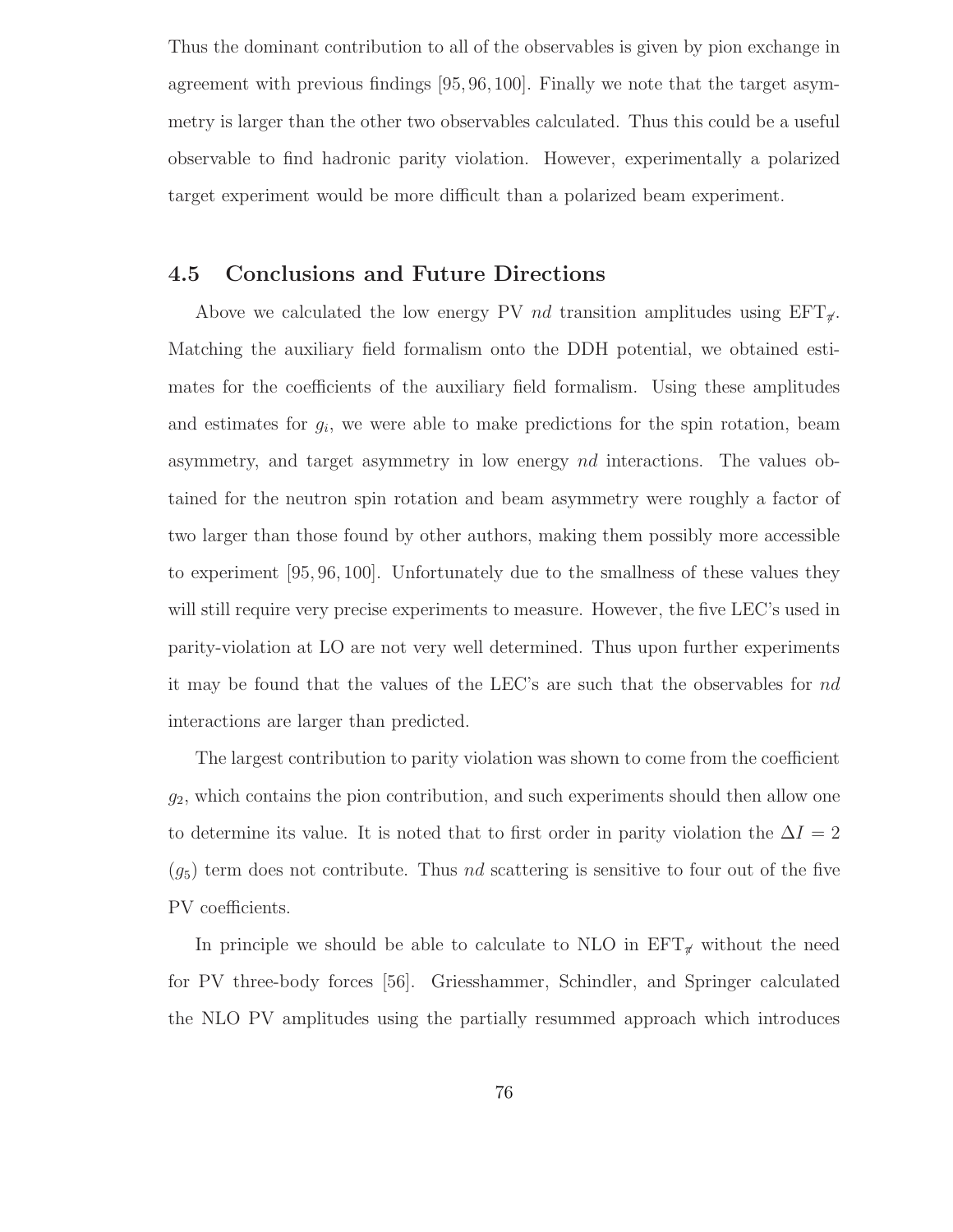Thus the dominant contribution to all of the observables is given by pion exchange in agreement with previous findings [95, 96, 100]. Finally we note that the target asymmetry is larger than the other two observables calculated. Thus this could be a useful observable to find hadronic parity violation. However, experimentally a polarized target experiment would be more difficult than a polarized beam experiment.

## 4.5 Conclusions and Future Directions

Above we calculated the low energy PV *nd* transition amplitudes using $\text{EFT}_{\not{\pi}}$. Matching the auxiliary field formalism onto the DDH potential, we obtained estimates for the coefficients of the auxiliary field formalism. Using these amplitudes and estimates for $g_i$, we were able to make predictions for the spin rotation, beam asymmetry, and target asymmetry in low energy *nd* interactions. The values obtained for the neutron spin rotation and beam asymmetry were roughly a factor of two larger than those found by other authors, making them possibly more accessible to experiment [95, 96, 100]. Unfortunately due to the smallness of these values they will still require very precise experiments to measure. However, the five LEC's used in parity-violation at LO are not very well determined. Thus upon further experiments it may be found that the values of the LEC's are such that the observables for *nd* interactions are larger than predicted.

The largest contribution to parity violation was shown to come from the coefficient $g_2$, which contains the pion contribution, and such experiments should then allow one to determine its value. It is noted that to first order in parity violation the $\Delta I = 2$ ($g_5$) term does not contribute. Thus *nd* scattering is sensitive to four out of the five PV coefficients.

In principle we should be able to calculate to NLO in $\text{EFT}_{\not{\pi}}$ without the need for PV three-body forces [56]. Griesshammer, Schindler, and Springer calculated the NLO PV amplitudes using the partially resummed approach which introduces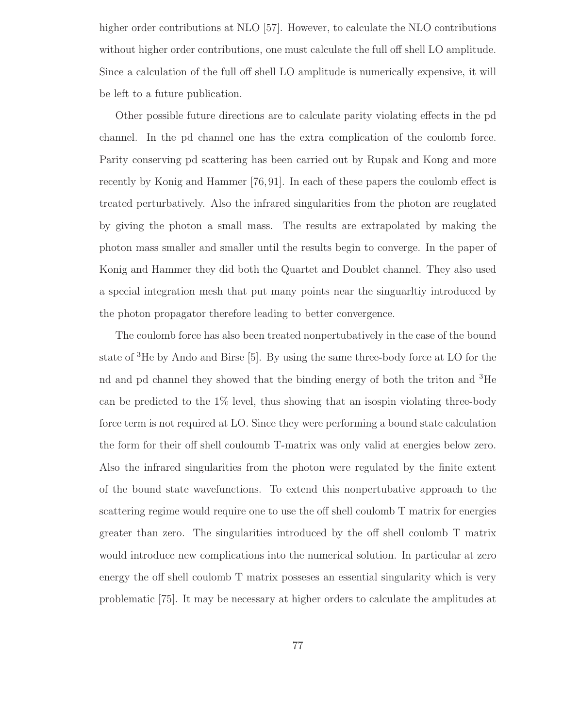higher order contributions at NLO [57]. However, to calculate the NLO contributions without higher order contributions, one must calculate the full off shell LO amplitude. Since a calculation of the full off shell LO amplitude is numerically expensive, it will be left to a future publication.

Other possible future directions are to calculate parity violating effects in the pd channel. In the pd channel one has the extra complication of the coulomb force. Parity conserving pd scattering has been carried out by Rupak and Kong and more recently by Konig and Hammer [76,91]. In each of these papers the coulomb effect is treated perturbatively. Also the infrared singularities from the photon are reuglated by giving the photon a small mass. The results are extrapolated by making the photon mass smaller and smaller until the results begin to converge. In the paper of Konig and Hammer they did both the Quartet and Doublet channel. They also used a special integration mesh that put many points near the singuarltiy introduced by the photon propagator therefore leading to better convergence.

The coulomb force has also been treated nonpertubatively in the case of the bound state of $^3$He by Ando and Birse [5]. By using the same three-body force at LO for the nd and pd channel they showed that the binding energy of both the triton and $^3$He can be predicted to the 1% level, thus showing that an isospin violating three-body force term is not required at LO. Since they were performing a bound state calculation the form for their off shell couloumb T-matrix was only valid at energies below zero. Also the infrared singularities from the photon were regulated by the finite extent of the bound state wavefunctions. To extend this nonpertubative approach to the scattering regime would require one to use the off shell coulomb T matrix for energies greater than zero. The singularities introduced by the off shell coulomb T matrix would introduce new complications into the numerical solution. In particular at zero energy the off shell coulomb T matrix posseses an essential singularity which is very problematic [75]. It may be necessary at higher orders to calculate the amplitudes at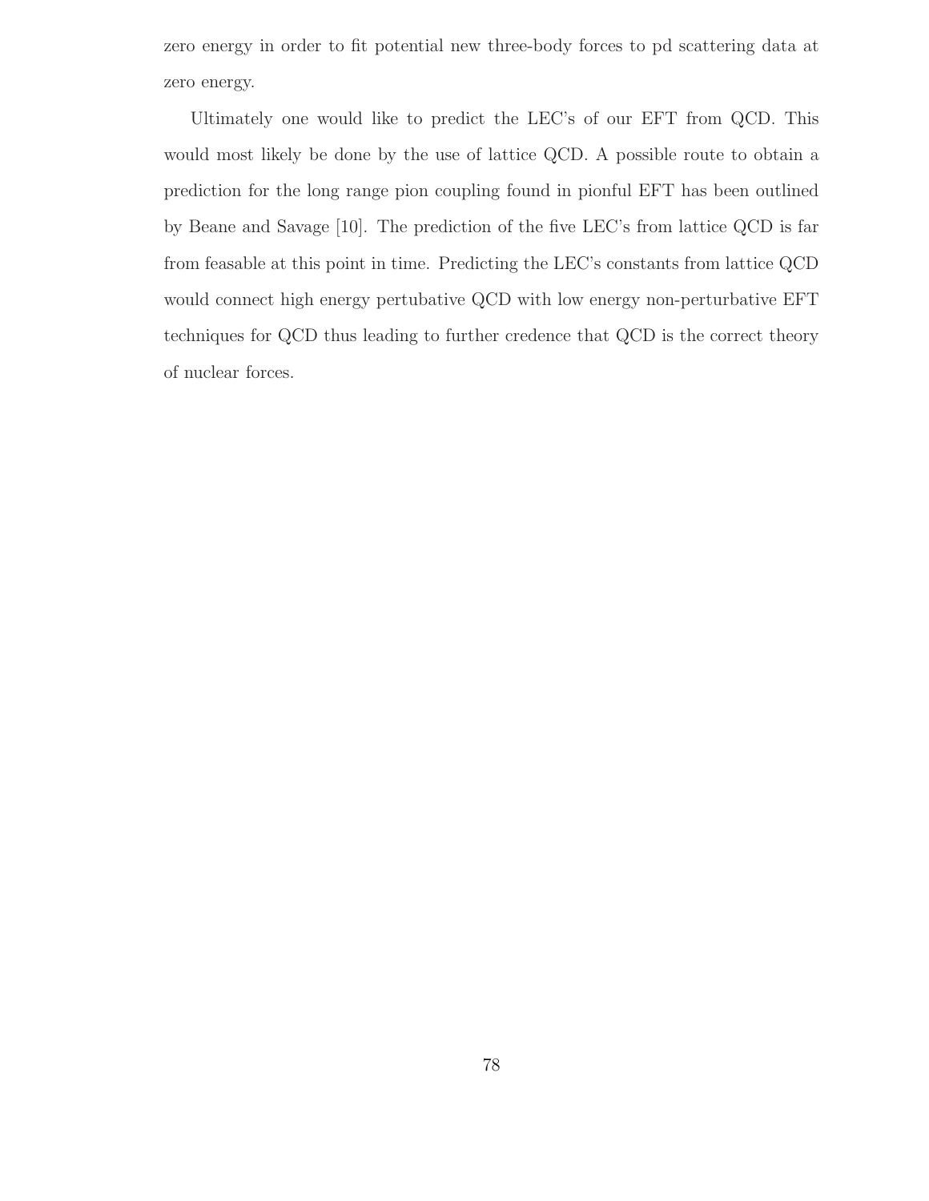zero energy in order to fit potential new three-body forces to pd scattering data at zero energy.

Ultimately one would like to predict the LEC's of our EFT from QCD. This would most likely be done by the use of lattice QCD. A possible route to obtain a prediction for the long range pion coupling found in pionful EFT has been outlined by Beane and Savage [10]. The prediction of the five LEC's from lattice QCD is far from feasable at this point in time. Predicting the LEC's constants from lattice QCD would connect high energy pertubative QCD with low energy non-perturbative EFT techniques for QCD thus leading to further credence that QCD is the correct theory of nuclear forces.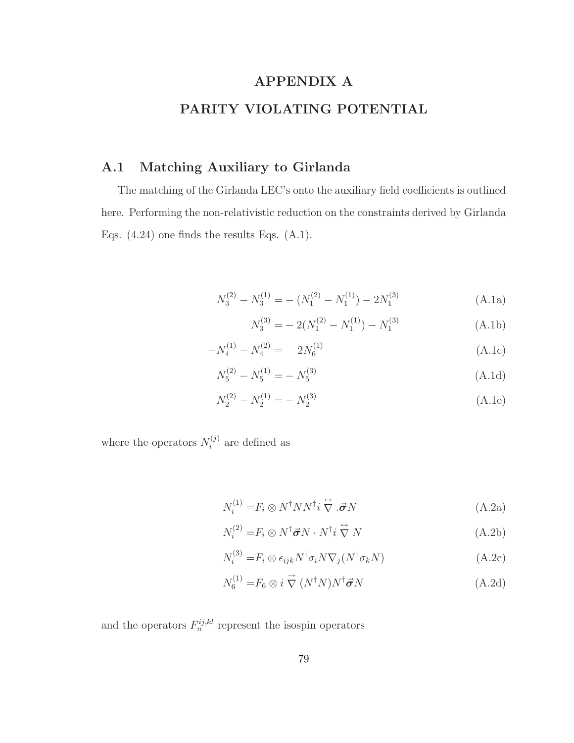# APPENDIX A

# PARITY VIOLATING POTENTIAL

## A.1 Matching Auxiliary to Girlanda

The matching of the Girlanda LEC's onto the auxiliary field coefficients is outlined here. Performing the non-relativistic reduction on the constraints derived by Girlanda Eqs. (4.24) one finds the results Eqs. (A.1).

$$N_3^{(2)} - N_3^{(1)} = -(N_1^{(2)} - N_1^{(1)}) - 2N_1^{(3)} \tag{A.1a}$$

$$N_3^{(3)} = -2(N_1^{(2)} - N_1^{(1)}) - N_1^{(3)} \tag{A.1b}$$

$$-N_4^{(1)} - N_4^{(2)} = \quad 2N_6^{(1)} \tag{A.1c}$$

$$N_5^{(2)} - N_5^{(1)} = -N_5^{(3)} \tag{A.1d}$$

$$N_2^{(2)} - N_2^{(1)} = -N_2^{(3)} \tag{A.1e}$$

where the operators $N_i^{(j)}$ are defined as

$$N_i^{(1)} = F_i \otimes N^\dagger N N^\dagger i \overleftrightarrow{\nabla} .\vec{\boldsymbol{\sigma}} N \tag{A.2a}$$

$$N_i^{(2)} = F_i \otimes N^\dagger \vec{\boldsymbol{\sigma}} N \cdot N^\dagger i \overleftrightarrow{\nabla} N \tag{A.2b}$$

$$N_i^{(3)} = F_i \otimes \epsilon_{ijk} N^\dagger \sigma_i N \nabla_j (N^\dagger \sigma_k N) \tag{A.2c}$$

$$N_6^{(1)} = F_6 \otimes i \overrightarrow{\nabla} (N^\dagger N) N^\dagger \vec{\boldsymbol{\sigma}} N \tag{A.2d}$$

and the operators $F_n^{ij,kl}$ represent the isospin operators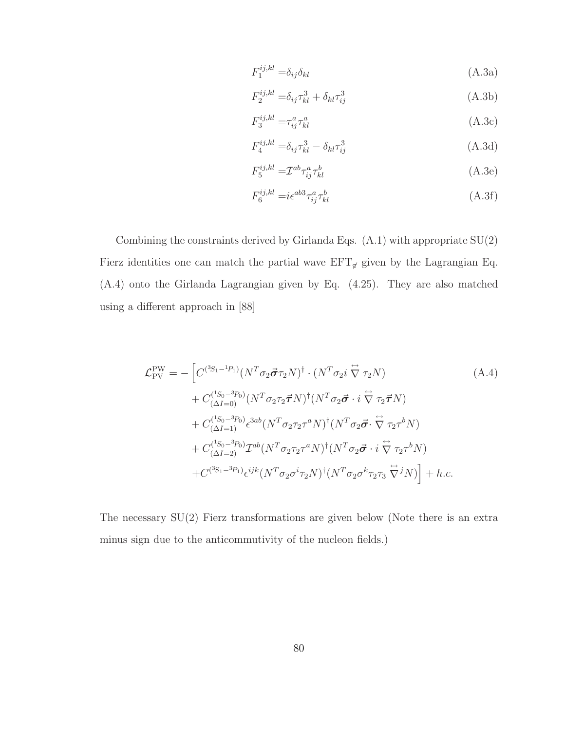$$F_1^{ij,kl} = \delta_{ij}\delta_{kl} \tag{A.3a}$$

$$F_2^{ij,kl} = \delta_{ij}\tau^3_{kl} + \delta_{kl}\tau^3_{ij} \tag{A.3b}$$

$$F_3^{ij,kl} = \tau^a_{ij}\tau^a_{kl} \tag{A.3c}$$

$$F_4^{ij,kl} = \delta_{ij}\tau^3_{kl} - \delta_{kl}\tau^3_{ij} \tag{A.3d}$$

$$F_5^{ij,kl} = \mathcal{I}^{ab}\tau^a_{ij}\tau^b_{kl} \tag{A.3e}$$

$$F_6^{ij,kl} = i\epsilon^{ab3}\tau^a_{ij}\tau^b_{kl} \tag{A.3f}$$

Combining the constraints derived by Girlanda Eqs. (A.1) with appropriate SU(2) Fierz identities one can match the partial wave $\mathrm{EFT}_{\not\pi}$ given by the Lagrangian Eq. (A.4) onto the Girlanda Lagrangian given by Eq. (4.25). They are also matched using a different approach in [88]

$$
\begin{aligned}
\mathcal{L}_{\mathrm{PV}}^{\mathrm{PW}} = -\Big[ & C^{(^3S_1-^1P_1)}(N^T\sigma_2\vec{\boldsymbol{\sigma}}\tau_2 N)^\dagger \cdot (N^T\sigma_2 i \overleftrightarrow{\nabla} \tau_2 N) \\
& + C^{(^1S_0-^3P_0)}_{(\Delta I=0)}(N^T\sigma_2\tau_2\vec{\boldsymbol{\tau}}N)^\dagger(N^T\sigma_2\vec{\boldsymbol{\sigma}}\cdot i\overleftrightarrow{\nabla}\tau_2\vec{\boldsymbol{\tau}}N) \\
& + C^{(^1S_0-^3P_0)}_{(\Delta I=1)}\epsilon^{3ab}(N^T\sigma_2\tau_2\tau^a N)^\dagger(N^T\sigma_2\vec{\boldsymbol{\sigma}}\cdot\overleftrightarrow{\nabla}\tau_2\tau^b N) \\
& + C^{(^1S_0-^3P_0)}_{(\Delta I=2)}\mathcal{I}^{ab}(N^T\sigma_2\tau_2\tau^a N)^\dagger(N^T\sigma_2\vec{\boldsymbol{\sigma}}\cdot i\overleftrightarrow{\nabla}\tau_2\tau^b N) \\
& + C^{(^3S_1-^3P_1)}\epsilon^{ijk}(N^T\sigma_2\sigma^i\tau_2 N)^\dagger(N^T\sigma_2\sigma^k\tau_2\tau_3\overleftrightarrow{\nabla}^j N)\Big] + h.c.
\end{aligned}
\tag{A.4}
$$

The necessary SU(2) Fierz transformations are given below (Note there is an extra minus sign due to the anticommutivity of the nucleon fields.)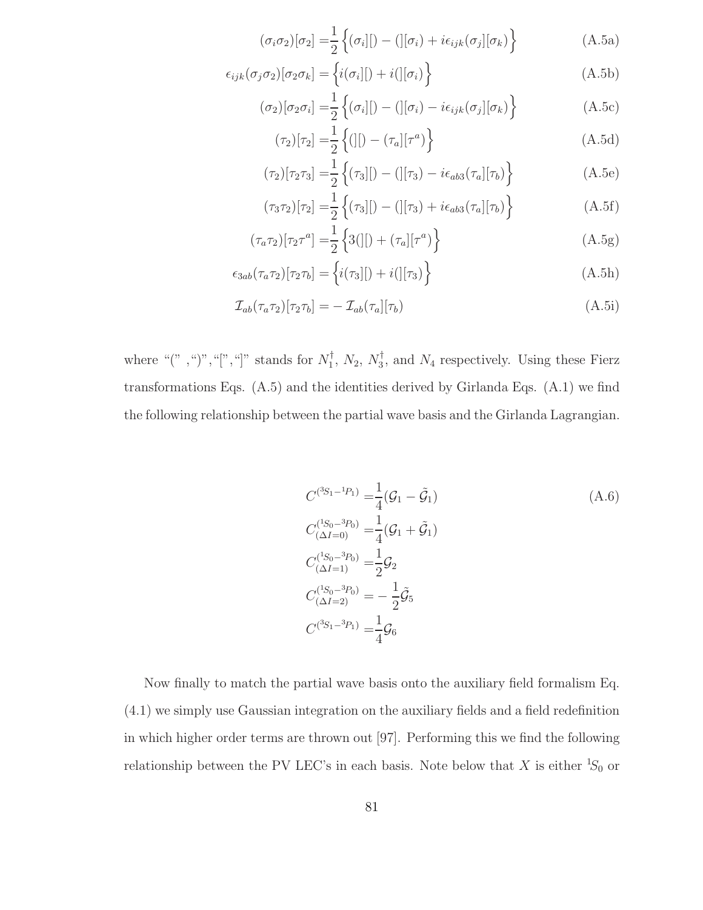$$(\sigma_i\sigma_2)[\sigma_2] = \frac{1}{2}\Big\{(\sigma_i][) - ( ][\sigma_i) + i\epsilon_{ijk}(\sigma_j][\sigma_k)\Big\} \tag{A.5a}$$

$$\epsilon_{ijk}(\sigma_j\sigma_2)[\sigma_2\sigma_k] = \Big\{i(\sigma_i][) + i( ][\sigma_i)\Big\} \tag{A.5b}$$

$$(\sigma_2)[\sigma_2\sigma_i] = \frac{1}{2}\Big\{(\sigma_i][) - ( ][\sigma_i) - i\epsilon_{ijk}(\sigma_j][\sigma_k)\Big\} \tag{A.5c}$$

$$(\tau_2)[\tau_2] = \frac{1}{2}\Big\{( ][) - (\tau_a][\tau^a)\Big\} \tag{A.5d}$$

$$(\tau_2)[\tau_2\tau_3] = \frac{1}{2}\Big\{(\tau_3][) - ( ][\tau_3) - i\epsilon_{ab3}(\tau_a][\tau_b)\Big\} \tag{A.5e}$$

$$(\tau_3\tau_2)[\tau_2] = \frac{1}{2}\Big\{(\tau_3][) - ( ][\tau_3) + i\epsilon_{ab3}(\tau_a][\tau_b)\Big\} \tag{A.5f}$$

$$(\tau_a\tau_2)[\tau_2\tau^a] = \frac{1}{2}\Big\{3( ][) + (\tau_a][\tau^a)\Big\} \tag{A.5g}$$

$$\epsilon_{3ab}(\tau_a\tau_2)[\tau_2\tau_b] = \Big\{i(\tau_3][) + i( ][\tau_3)\Big\} \tag{A.5h}$$

$$\mathcal{I}_{ab}(\tau_a\tau_2)[\tau_2\tau_b] = -\mathcal{I}_{ab}(\tau_a][\tau_b) \tag{A.5i}$$

where "(" ,")","[","]" stands for $N_1^\dagger$, $N_2$, $N_3^\dagger$, and $N_4$ respectively. Using these Fierz transformations Eqs. (A.5) and the identities derived by Girlanda Eqs. (A.1) we find the following relationship between the partial wave basis and the Girlanda Lagrangian.

$$\begin{aligned}
C^{(^3S_1-^1P_1)} &= \frac{1}{4}(\mathcal{G}_1 - \tilde{\mathcal{G}}_1) \\
C^{(^1S_0-^3P_0)}_{(\Delta I=0)} &= \frac{1}{4}(\mathcal{G}_1 + \tilde{\mathcal{G}}_1) \\
C^{(^1S_0-^3P_0)}_{(\Delta I=1)} &= \frac{1}{2}\mathcal{G}_2 \\
C^{(^1S_0-^3P_0)}_{(\Delta I=2)} &= -\frac{1}{2}\tilde{\mathcal{G}}_5 \\
C^{(^3S_1-^3P_1)} &= \frac{1}{4}\mathcal{G}_6
\end{aligned} \tag{A.6}$$

Now finally to match the partial wave basis onto the auxiliary field formalism Eq. (4.1) we simply use Gaussian integration on the auxiliary fields and a field redefinition in which higher order terms are thrown out [97]. Performing this we find the following relationship between the PV LEC's in each basis. Note below that $X$ is either $^1S_0$ or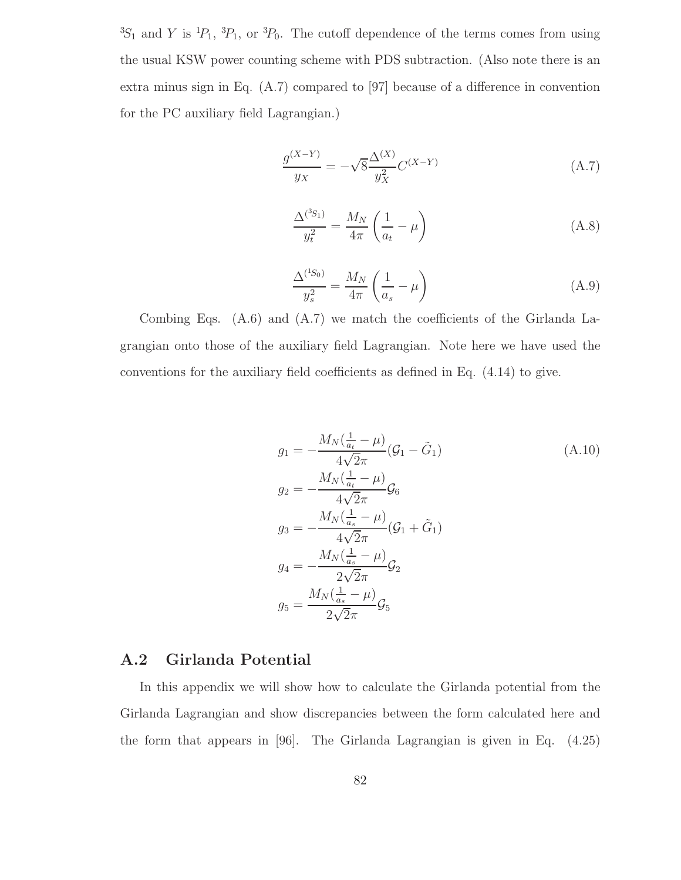$^3S_1$ and $Y$ is $^1P_1$, $^3P_1$, or $^3P_0$. The cutoff dependence of the terms comes from using the usual KSW power counting scheme with PDS subtraction. (Also note there is an extra minus sign in Eq. (A.7) compared to [97] because of a difference in convention for the PC auxiliary field Lagrangian.)

$$\frac{g^{(X-Y)}}{y_X} = -\sqrt{8}\frac{\Delta^{(X)}}{y_X^2}C^{(X-Y)} \tag{A.7}$$

$$\frac{\Delta^{(^3S_1)}}{y_t^2} = \frac{M_N}{4\pi}\left(\frac{1}{a_t} - \mu\right) \tag{A.8}$$

$$\frac{\Delta^{(^1S_0)}}{y_s^2} = \frac{M_N}{4\pi}\left(\frac{1}{a_s} - \mu\right) \tag{A.9}$$

Combing Eqs. (A.6) and (A.7) we match the coefficients of the Girlanda Lagrangian onto those of the auxiliary field Lagrangian. Note here we have used the conventions for the auxiliary field coefficients as defined in Eq. (4.14) to give.

$$\begin{aligned}
g_1 &= -\frac{M_N(\frac{1}{a_t} - \mu)}{4\sqrt{2}\pi}(\mathcal{G}_1 - \tilde{G}_1) \\
g_2 &= -\frac{M_N(\frac{1}{a_t} - \mu)}{4\sqrt{2}\pi}\mathcal{G}_6 \\
g_3 &= -\frac{M_N(\frac{1}{a_s} - \mu)}{4\sqrt{2}\pi}(\mathcal{G}_1 + \tilde{G}_1) \\
g_4 &= -\frac{M_N(\frac{1}{a_s} - \mu)}{2\sqrt{2}\pi}\mathcal{G}_2 \\
g_5 &= \frac{M_N(\frac{1}{a_s} - \mu)}{2\sqrt{2}\pi}\mathcal{G}_5
\end{aligned} \tag{A.10}$$

## A.2 Girlanda Potential

In this appendix we will show how to calculate the Girlanda potential from the Girlanda Lagrangian and show discrepancies between the form calculated here and the form that appears in [96]. The Girlanda Lagrangian is given in Eq. (4.25)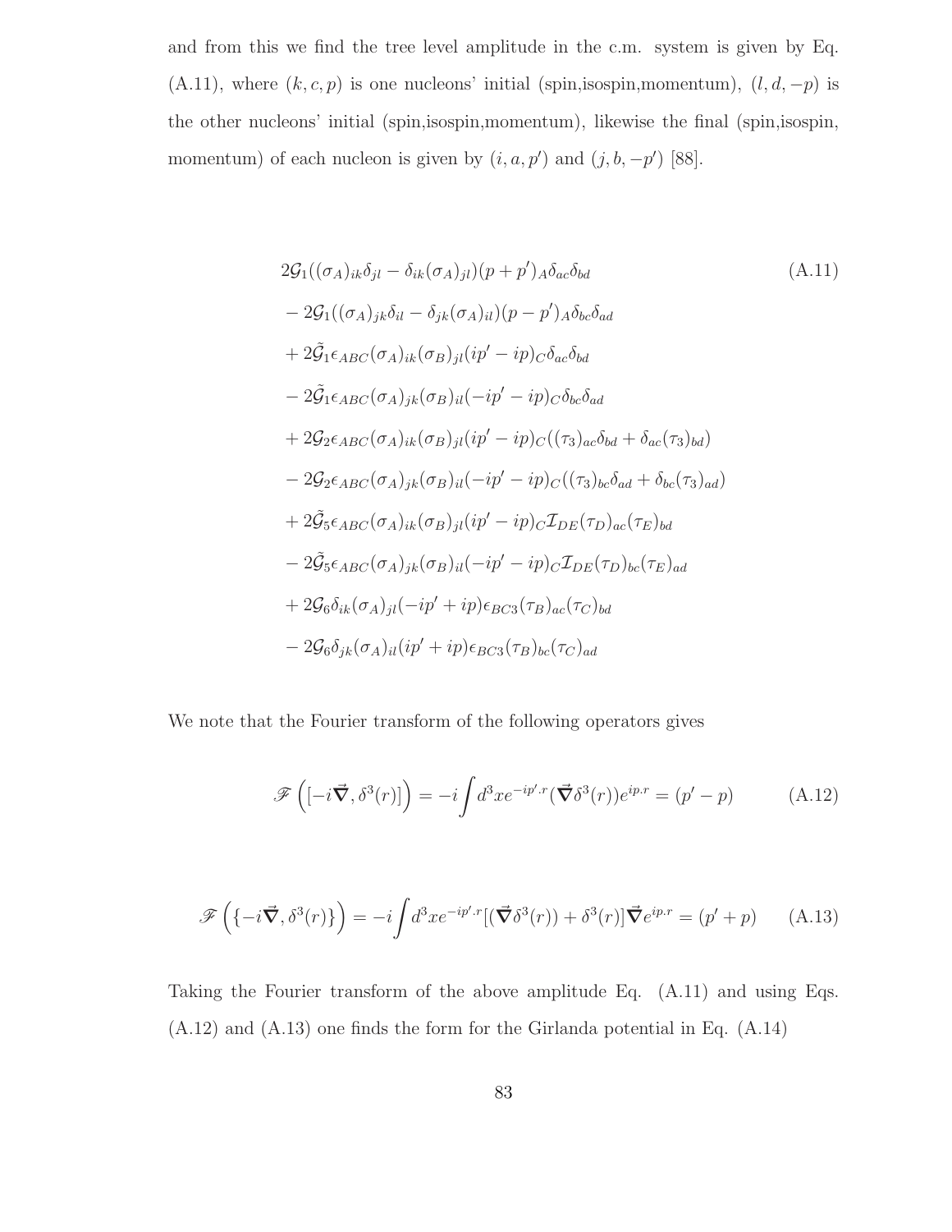and from this we find the tree level amplitude in the c.m. system is given by Eq. (A.11), where $(k, c, p)$ is one nucleons' initial (spin,isospin,momentum), $(l, d, -p)$ is the other nucleons' initial (spin,isospin,momentum), likewise the final (spin,isospin, momentum) of each nucleon is given by $(i, a, p')$ and $(j, b, -p')$ [88].

$$
\begin{aligned}
&2\mathcal{G}_1((\sigma_A)_{ik}\delta_{jl} - \delta_{ik}(\sigma_A)_{jl})(p+p')_A\delta_{ac}\delta_{bd} \\
&- 2\mathcal{G}_1((\sigma_A)_{jk}\delta_{il} - \delta_{jk}(\sigma_A)_{il})(p-p')_A\delta_{bc}\delta_{ad} \\
&+ 2\tilde{\mathcal{G}}_1\epsilon_{ABC}(\sigma_A)_{ik}(\sigma_B)_{jl}(ip' - ip)_C\delta_{ac}\delta_{bd} \\
&- 2\tilde{\mathcal{G}}_1\epsilon_{ABC}(\sigma_A)_{jk}(\sigma_B)_{il}(-ip' - ip)_C\delta_{bc}\delta_{ad} \\
&+ 2\mathcal{G}_2\epsilon_{ABC}(\sigma_A)_{ik}(\sigma_B)_{jl}(ip' - ip)_C((\tau_3)_{ac}\delta_{bd} + \delta_{ac}(\tau_3)_{bd}) \\
&- 2\mathcal{G}_2\epsilon_{ABC}(\sigma_A)_{jk}(\sigma_B)_{il}(-ip' - ip)_C((\tau_3)_{bc}\delta_{ad} + \delta_{bc}(\tau_3)_{ad}) \\
&+ 2\tilde{\mathcal{G}}_5\epsilon_{ABC}(\sigma_A)_{ik}(\sigma_B)_{jl}(ip' - ip)_C\mathcal{I}_{DE}(\tau_D)_{ac}(\tau_E)_{bd} \\
&- 2\tilde{\mathcal{G}}_5\epsilon_{ABC}(\sigma_A)_{jk}(\sigma_B)_{il}(-ip' - ip)_C\mathcal{I}_{DE}(\tau_D)_{bc}(\tau_E)_{ad} \\
&+ 2\mathcal{G}_6\delta_{ik}(\sigma_A)_{jl}(-ip' + ip)\epsilon_{BC3}(\tau_B)_{ac}(\tau_C)_{bd} \\
&- 2\mathcal{G}_6\delta_{jk}(\sigma_A)_{il}(ip' + ip)\epsilon_{BC3}(\tau_B)_{bc}(\tau_C)_{ad}
\end{aligned}
\tag{A.11}
$$

We note that the Fourier transform of the following operators gives

$$
\mathscr{F}\left([-i\vec{\nabla}, \delta^3(r)]\right) = -i\int d^3x e^{-ip'.r}(\vec{\nabla}\delta^3(r))e^{ip.r} = (p' - p) \tag{A.12}
$$

$$
\mathscr{F}\left(\{-i\vec{\nabla}, \delta^3(r)\}\right) = -i\int d^3x e^{-ip'.r}[(\vec{\nabla}\delta^3(r)) + \delta^3(r)]\vec{\nabla}e^{ip.r} = (p' + p) \tag{A.13}
$$

Taking the Fourier transform of the above amplitude Eq. (A.11) and using Eqs. (A.12) and (A.13) one finds the form for the Girlanda potential in Eq. (A.14)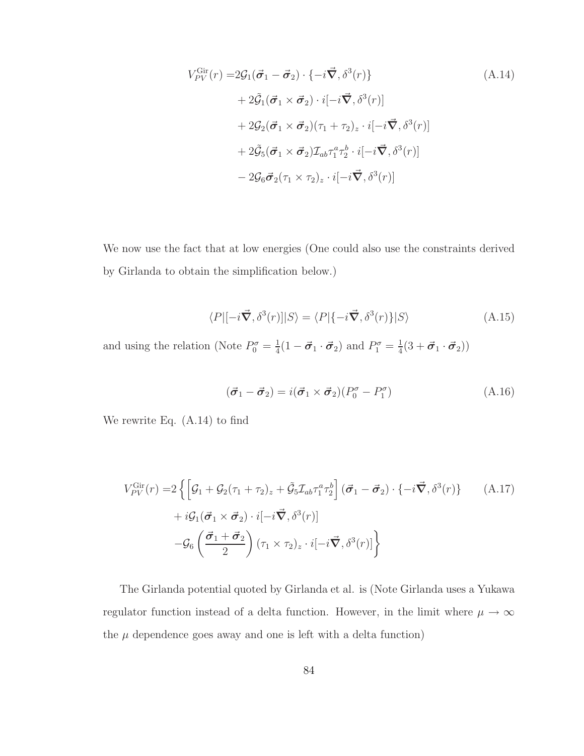$$
\begin{aligned}
V_{PV}^{\mathrm{Gir}}(r) =& 2\mathcal{G}_1(\vec{\boldsymbol{\sigma}}_1 - \vec{\boldsymbol{\sigma}}_2) \cdot \{-i\vec{\boldsymbol{\nabla}}, \delta^3(r)\} \\
& + 2\tilde{\mathcal{G}}_1(\vec{\boldsymbol{\sigma}}_1 \times \vec{\boldsymbol{\sigma}}_2) \cdot i[-i\vec{\boldsymbol{\nabla}}, \delta^3(r)] \\
& + 2\mathcal{G}_2(\vec{\boldsymbol{\sigma}}_1 \times \vec{\boldsymbol{\sigma}}_2)(\tau_1 + \tau_2)_z \cdot i[-i\vec{\boldsymbol{\nabla}}, \delta^3(r)] \\
& + 2\tilde{\mathcal{G}}_5(\vec{\boldsymbol{\sigma}}_1 \times \vec{\boldsymbol{\sigma}}_2)\mathcal{I}_{ab}\tau_1^a\tau_2^b \cdot i[-i\vec{\boldsymbol{\nabla}}, \delta^3(r)] \\
& - 2\mathcal{G}_6\vec{\boldsymbol{\sigma}}_2(\tau_1 \times \tau_2)_z \cdot i[-i\vec{\boldsymbol{\nabla}}, \delta^3(r)]
\end{aligned} \tag{A.14}
$$

We now use the fact that at low energies (One could also use the constraints derived by Girlanda to obtain the simplification below.)

$$
\langle P|[-i\vec{\boldsymbol{\nabla}}, \delta^3(r)]|S\rangle = \langle P|\{-i\vec{\boldsymbol{\nabla}}, \delta^3(r)\}|S\rangle \tag{A.15}
$$

and using the relation (Note $P_0^\sigma = \frac{1}{4}(1 - \vec{\boldsymbol{\sigma}}_1 \cdot \vec{\boldsymbol{\sigma}}_2)$ and $P_1^\sigma = \frac{1}{4}(3 + \vec{\boldsymbol{\sigma}}_1 \cdot \vec{\boldsymbol{\sigma}}_2)$)

$$
(\vec{\boldsymbol{\sigma}}_1 - \vec{\boldsymbol{\sigma}}_2) = i(\vec{\boldsymbol{\sigma}}_1 \times \vec{\boldsymbol{\sigma}}_2)(P_0^\sigma - P_1^\sigma) \tag{A.16}
$$

We rewrite Eq. (A.14) to find

$$
\begin{aligned}
V_{PV}^{\mathrm{Gir}}(r) =& 2\left\{ \left[\mathcal{G}_1 + \mathcal{G}_2(\tau_1 + \tau_2)_z + \tilde{\mathcal{G}}_5\mathcal{I}_{ab}\tau_1^a\tau_2^b\right](\vec{\boldsymbol{\sigma}}_1 - \vec{\boldsymbol{\sigma}}_2) \cdot \{-i\vec{\boldsymbol{\nabla}}, \delta^3(r)\} \right. \\
& + i\mathcal{G}_1(\vec{\boldsymbol{\sigma}}_1 \times \vec{\boldsymbol{\sigma}}_2) \cdot i[-i\vec{\boldsymbol{\nabla}}, \delta^3(r)] \\
& \left. -\mathcal{G}_6\left(\frac{\vec{\boldsymbol{\sigma}}_1 + \vec{\boldsymbol{\sigma}}_2}{2}\right)(\tau_1 \times \tau_2)_z \cdot i[-i\vec{\boldsymbol{\nabla}}, \delta^3(r)] \right\}
\end{aligned} \tag{A.17}
$$

The Girlanda potential quoted by Girlanda et al. is (Note Girlanda uses a Yukawa regulator function instead of a delta function. However, in the limit where $\mu \to \infty$ the $\mu$ dependence goes away and one is left with a delta function)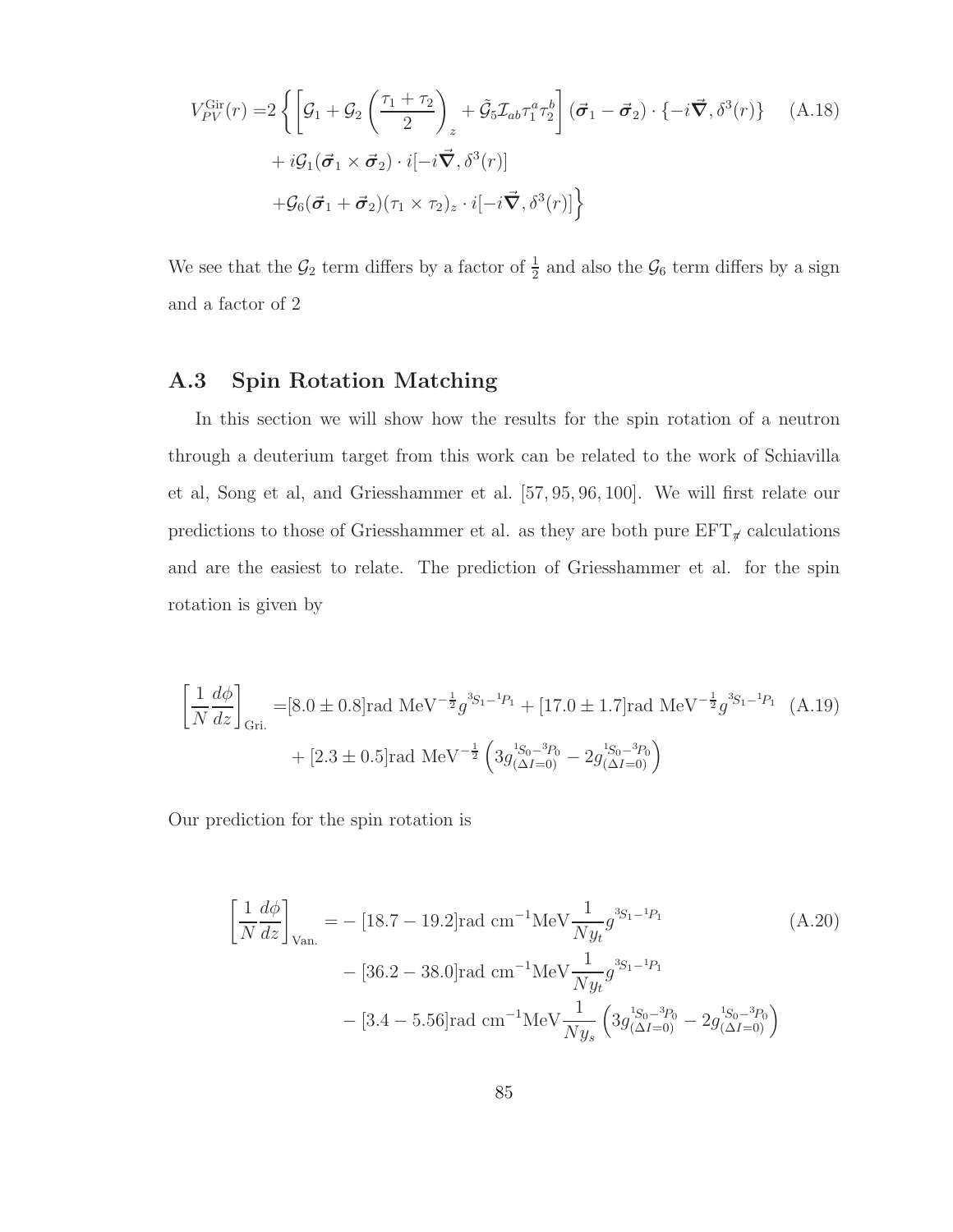$$
\begin{aligned}
V_{PV}^{\text{Gir}}(r) =& 2\left\{\left[\mathcal{G}_1 + \mathcal{G}_2\left(\frac{\tau_1+\tau_2}{2}\right)_z + \tilde{\mathcal{G}}_5 \mathcal{I}_{ab}\tau_1^a\tau_2^b\right](\vec{\boldsymbol{\sigma}}_1 - \vec{\boldsymbol{\sigma}}_2)\cdot\{-i\vec{\boldsymbol{\nabla}}, \delta^3(r)\}\right. \\
&+ i\mathcal{G}_1(\vec{\boldsymbol{\sigma}}_1 \times \vec{\boldsymbol{\sigma}}_2)\cdot i[-i\vec{\boldsymbol{\nabla}}, \delta^3(r)] \\
&\left.+\mathcal{G}_6(\vec{\boldsymbol{\sigma}}_1 + \vec{\boldsymbol{\sigma}}_2)(\tau_1\times\tau_2)_z\cdot i[-i\vec{\boldsymbol{\nabla}}, \delta^3(r)]\right\}
\end{aligned}
\tag{A.18}
$$

We see that the $\mathcal{G}_2$ term differs by a factor of $\frac{1}{2}$ and also the $\mathcal{G}_6$ term differs by a sign and a factor of 2

## A.3 Spin Rotation Matching

In this section we will show how the results for the spin rotation of a neutron through a deuterium target from this work can be related to the work of Schiavilla et al, Song et al, and Griesshammer et al. [57, 95, 96, 100]. We will first relate our predictions to those of Griesshammer et al. as they are both pure $\text{EFT}_{\not\pi}$ calculations and are the easiest to relate. The prediction of Griesshammer et al. for the spin rotation is given by

$$
\begin{aligned}
\left[\frac{1}{N}\frac{d\phi}{dz}\right]_{\text{Gri.}} =& [8.0\pm 0.8]\text{rad MeV}^{-\frac{1}{2}} g^{^3S_1-^1P_1} + [17.0\pm 1.7]\text{rad MeV}^{-\frac{1}{2}} g^{^3S_1-^1P_1} \\
&+ [2.3\pm 0.5]\text{rad MeV}^{-\frac{1}{2}}\left(3g^{^1S_0-^3P_0}_{(\Delta I=0)} - 2g^{^1S_0-^3P_0}_{(\Delta I=0)}\right)
\end{aligned}
\tag{A.19}
$$

Our prediction for the spin rotation is

$$
\begin{aligned}
\left[\frac{1}{N}\frac{d\phi}{dz}\right]_{\text{Van.}} =& -[18.7-19.2]\text{rad cm}^{-1}\text{MeV}\frac{1}{Ny_t} g^{^3S_1-^1P_1} \\
&- [36.2-38.0]\text{rad cm}^{-1}\text{MeV}\frac{1}{Ny_t} g^{^3S_1-^1P_1} \\
&- [3.4-5.56]\text{rad cm}^{-1}\text{MeV}\frac{1}{Ny_s}\left(3g^{^1S_0-^3P_0}_{(\Delta I=0)} - 2g^{^1S_0-^3P_0}_{(\Delta I=0)}\right)
\end{aligned}
\tag{A.20}
$$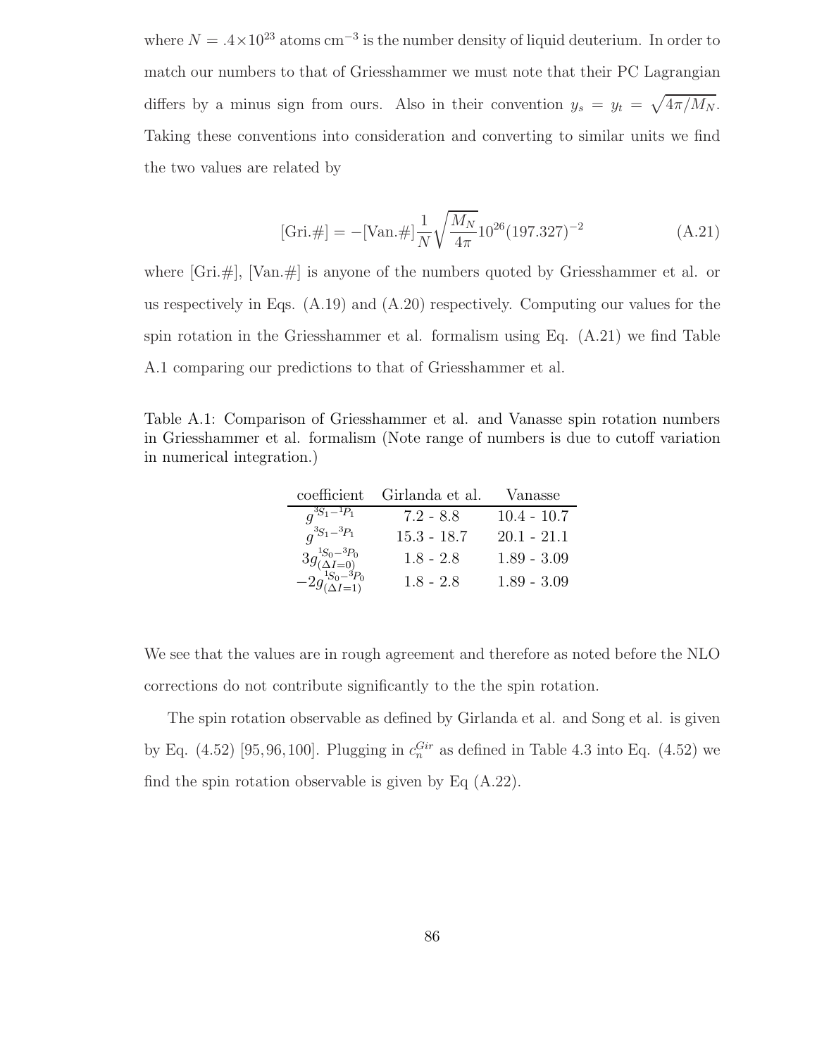where $N = .4\times10^{23}$ atoms cm$^{-3}$ is the number density of liquid deuterium. In order to match our numbers to that of Griesshammer we must note that their PC Lagrangian differs by a minus sign from ours. Also in their convention $y_s = y_t = \sqrt{4\pi/M_N}$. Taking these conventions into consideration and converting to similar units we find the two values are related by

$$[\text{Gri.}\#] = -[\text{Van.}\#]\frac{1}{N}\sqrt{\frac{M_N}{4\pi}}10^{26}(197.327)^{-2} \tag{A.21}$$

where [Gri.#], [Van.#] is anyone of the numbers quoted by Griesshammer et al. or us respectively in Eqs. (A.19) and (A.20) respectively. Computing our values for the spin rotation in the Griesshammer et al. formalism using Eq. (A.21) we find Table A.1 comparing our predictions to that of Griesshammer et al.

Table A.1: Comparison of Griesshammer et al. and Vanasse spin rotation numbers in Griesshammer et al. formalism (Note range of numbers is due to cutoff variation in numerical integration.)

| coefficient | Girlanda et al. | Vanasse |
|---|---|---|
| $g^{^3S_1-^1P_1}$ | 7.2 - 8.8 | 10.4 - 10.7 |
| $g^{^3S_1-^3P_1}$ | 15.3 - 18.7 | 20.1 - 21.1 |
| $3g^{^1S_0-^3P_0}_{(\Delta I=0)}$ | 1.8 - 2.8 | 1.89 - 3.09 |
| $-2g^{^1S_0-^3P_0}_{(\Delta I=1)}$ | 1.8 - 2.8 | 1.89 - 3.09 |

We see that the values are in rough agreement and therefore as noted before the NLO corrections do not contribute significantly to the the spin rotation.

The spin rotation observable as defined by Girlanda et al. and Song et al. is given by Eq. (4.52) [95, 96, 100]. Plugging in $c_n^{Gir}$ as defined in Table 4.3 into Eq. (4.52) we find the spin rotation observable is given by Eq (A.22).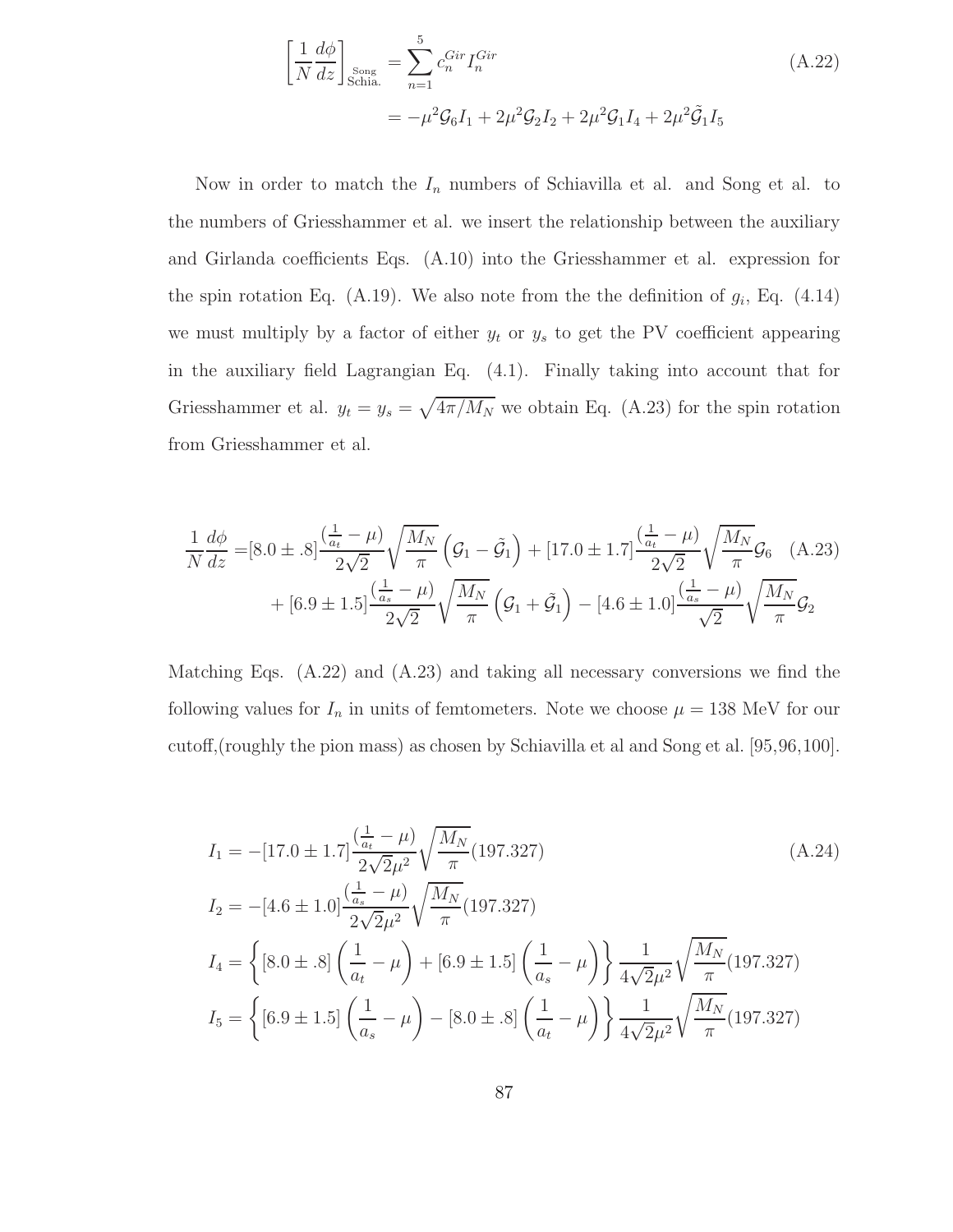$$
\begin{aligned}
\left[\frac{1}{N}\frac{d\phi}{dz}\right]_{\substack{\text{Song}\\\text{Schia.}}} &= \sum_{n=1}^{5} c_n^{Gir} I_n^{Gir} \\
&= -\mu^2 \mathcal{G}_6 I_1 + 2\mu^2 \mathcal{G}_2 I_2 + 2\mu^2 \mathcal{G}_1 I_4 + 2\mu^2 \tilde{\mathcal{G}}_1 I_5
\end{aligned}
\tag{A.22}
$$

Now in order to match the $I_n$ numbers of Schiavilla et al. and Song et al. to the numbers of Griesshammer et al. we insert the relationship between the auxiliary and Girlanda coefficients Eqs. (A.10) into the Griesshammer et al. expression for the spin rotation Eq. (A.19). We also note from the the definition of $g_i$, Eq. (4.14) we must multiply by a factor of either $y_t$ or $y_s$ to get the PV coefficient appearing in the auxiliary field Lagrangian Eq. (4.1). Finally taking into account that for Griesshammer et al. $y_t = y_s = \sqrt{4\pi/M_N}$ we obtain Eq. (A.23) for the spin rotation from Griesshammer et al.

$$
\begin{aligned}
\frac{1}{N}\frac{d\phi}{dz} =& [8.0 \pm .8] \frac{(\frac{1}{a_t} - \mu)}{2\sqrt{2}} \sqrt{\frac{M_N}{\pi}} \left(\mathcal{G}_1 - \tilde{\mathcal{G}}_1\right) + [17.0 \pm 1.7] \frac{(\frac{1}{a_t} - \mu)}{2\sqrt{2}} \sqrt{\frac{M_N}{\pi}} \mathcal{G}_6 \\
&+ [6.9 \pm 1.5] \frac{(\frac{1}{a_s} - \mu)}{2\sqrt{2}} \sqrt{\frac{M_N}{\pi}} \left(\mathcal{G}_1 + \tilde{\mathcal{G}}_1\right) - [4.6 \pm 1.0] \frac{(\frac{1}{a_s} - \mu)}{\sqrt{2}} \sqrt{\frac{M_N}{\pi}} \mathcal{G}_2
\end{aligned}
\tag{A.23}
$$

Matching Eqs. (A.22) and (A.23) and taking all necessary conversions we find the following values for $I_n$ in units of femtometers. Note we choose $\mu = 138$ MeV for our cutoff,(roughly the pion mass) as chosen by Schiavilla et al and Song et al. [95,96,100].

$$
\begin{aligned}
I_1 &= -[17.0 \pm 1.7] \frac{(\frac{1}{a_t} - \mu)}{2\sqrt{2}\mu^2} \sqrt{\frac{M_N}{\pi}} (197.327) \\
I_2 &= -[4.6 \pm 1.0] \frac{(\frac{1}{a_s} - \mu)}{2\sqrt{2}\mu^2} \sqrt{\frac{M_N}{\pi}} (197.327) \\
I_4 &= \left\{ [8.0 \pm .8] \left(\frac{1}{a_t} - \mu\right) + [6.9 \pm 1.5] \left(\frac{1}{a_s} - \mu\right) \right\} \frac{1}{4\sqrt{2}\mu^2} \sqrt{\frac{M_N}{\pi}} (197.327) \\
I_5 &= \left\{ [6.9 \pm 1.5] \left(\frac{1}{a_s} - \mu\right) - [8.0 \pm .8] \left(\frac{1}{a_t} - \mu\right) \right\} \frac{1}{4\sqrt{2}\mu^2} \sqrt{\frac{M_N}{\pi}} (197.327)
\end{aligned}
\tag{A.24}
$$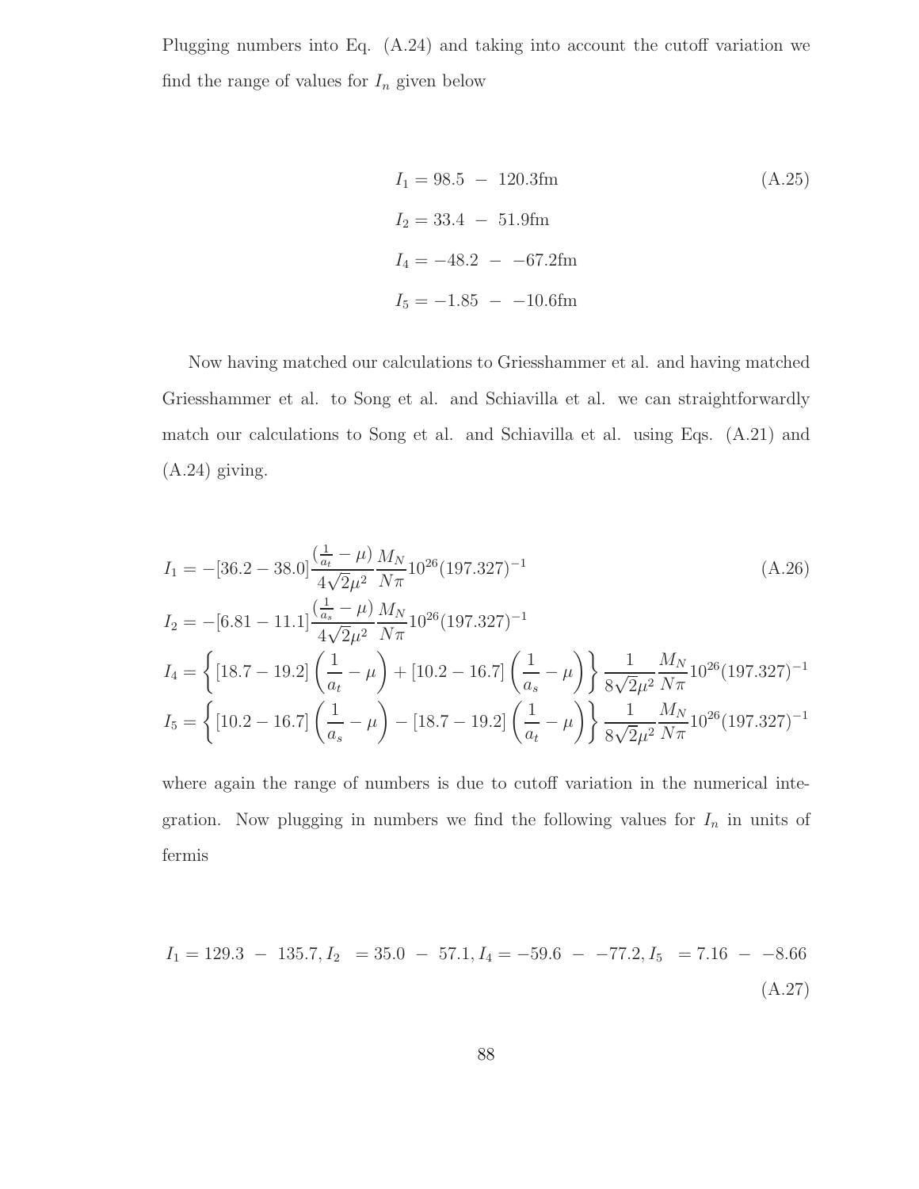Plugging numbers into Eq. (A.24) and taking into account the cutoff variation we find the range of values for $I_n$ given below

$$
\begin{aligned}
I_1 &= 98.5 \ - \ 120.3\text{fm} \\
I_2 &= 33.4 \ - \ 51.9\text{fm} \\
I_4 &= -48.2 \ - \ -67.2\text{fm} \\
I_5 &= -1.85 \ - \ -10.6\text{fm}
\end{aligned}
\tag{A.25}
$$

Now having matched our calculations to Griesshammer et al. and having matched Griesshammer et al. to Song et al. and Schiavilla et al. we can straightforwardly match our calculations to Song et al. and Schiavilla et al. using Eqs. (A.21) and (A.24) giving.

$$
\begin{aligned}
I_1 &= -[36.2 - 38.0]\frac{(\frac{1}{a_t} - \mu)}{4\sqrt{2}\mu^2}\frac{M_N}{N\pi}10^{26}(197.327)^{-1} \\
I_2 &= -[6.81 - 11.1]\frac{(\frac{1}{a_s} - \mu)}{4\sqrt{2}\mu^2}\frac{M_N}{N\pi}10^{26}(197.327)^{-1} \\
I_4 &= \left\{[18.7 - 19.2]\left(\frac{1}{a_t} - \mu\right) + [10.2 - 16.7]\left(\frac{1}{a_s} - \mu\right)\right\}\frac{1}{8\sqrt{2}\mu^2}\frac{M_N}{N\pi}10^{26}(197.327)^{-1} \\
I_5 &= \left\{[10.2 - 16.7]\left(\frac{1}{a_s} - \mu\right) - [18.7 - 19.2]\left(\frac{1}{a_t} - \mu\right)\right\}\frac{1}{8\sqrt{2}\mu^2}\frac{M_N}{N\pi}10^{26}(197.327)^{-1}
\end{aligned}
\tag{A.26}
$$

where again the range of numbers is due to cutoff variation in the numerical integration. Now plugging in numbers we find the following values for $I_n$ in units of fermis

$$
I_1 = 129.3 \ - \ 135.7, I_2 \ = 35.0 \ - \ 57.1, I_4 = -59.6 \ - \ -77.2, I_5 \ = 7.16 \ - \ -8.66
\tag{A.27}
$$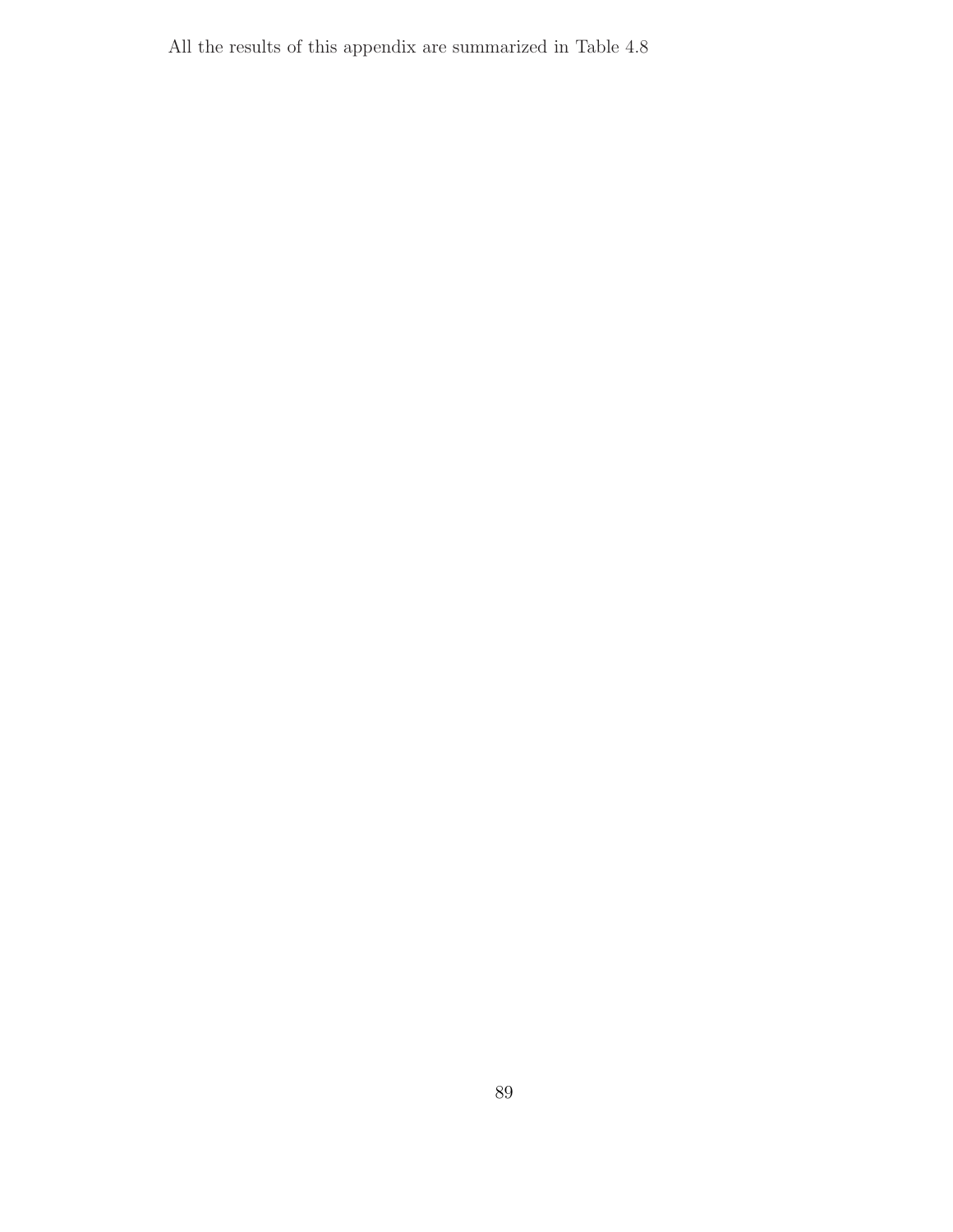All the results of this appendix are summarized in Table 4.8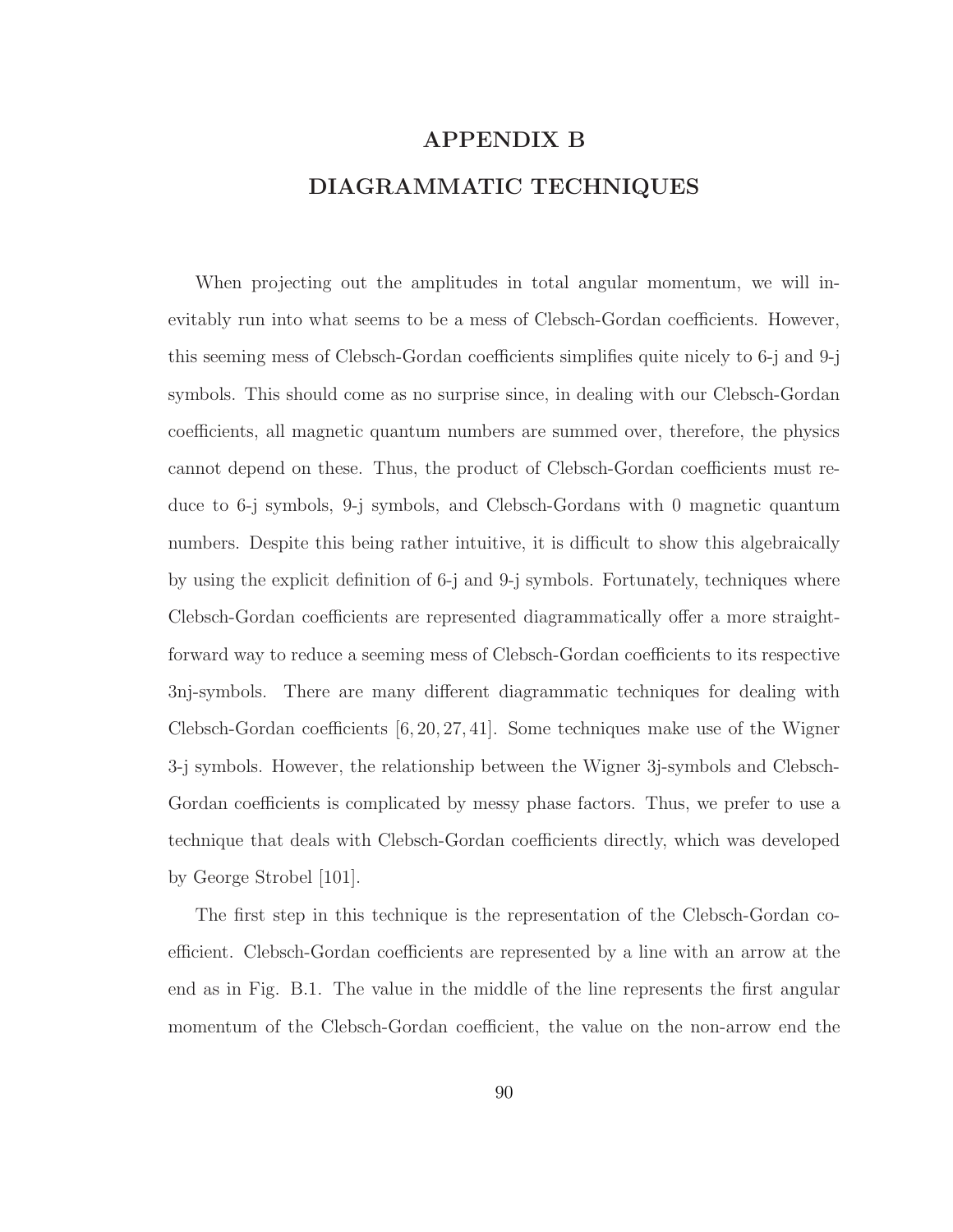# APPENDIX B

# DIAGRAMMATIC TECHNIQUES

When projecting out the amplitudes in total angular momentum, we will inevitably run into what seems to be a mess of Clebsch-Gordan coefficients. However, this seeming mess of Clebsch-Gordan coefficients simplifies quite nicely to 6-j and 9-j symbols. This should come as no surprise since, in dealing with our Clebsch-Gordan coefficients, all magnetic quantum numbers are summed over, therefore, the physics cannot depend on these. Thus, the product of Clebsch-Gordan coefficients must reduce to 6-j symbols, 9-j symbols, and Clebsch-Gordans with 0 magnetic quantum numbers. Despite this being rather intuitive, it is difficult to show this algebraically by using the explicit definition of 6-j and 9-j symbols. Fortunately, techniques where Clebsch-Gordan coefficients are represented diagrammatically offer a more straightforward way to reduce a seeming mess of Clebsch-Gordan coefficients to its respective 3nj-symbols. There are many different diagrammatic techniques for dealing with Clebsch-Gordan coefficients [6, 20, 27, 41]. Some techniques make use of the Wigner 3-j symbols. However, the relationship between the Wigner 3j-symbols and Clebsch-Gordan coefficients is complicated by messy phase factors. Thus, we prefer to use a technique that deals with Clebsch-Gordan coefficients directly, which was developed by George Strobel [101].

The first step in this technique is the representation of the Clebsch-Gordan coefficient. Clebsch-Gordan coefficients are represented by a line with an arrow at the end as in Fig. B.1. The value in the middle of the line represents the first angular momentum of the Clebsch-Gordan coefficient, the value on the non-arrow end the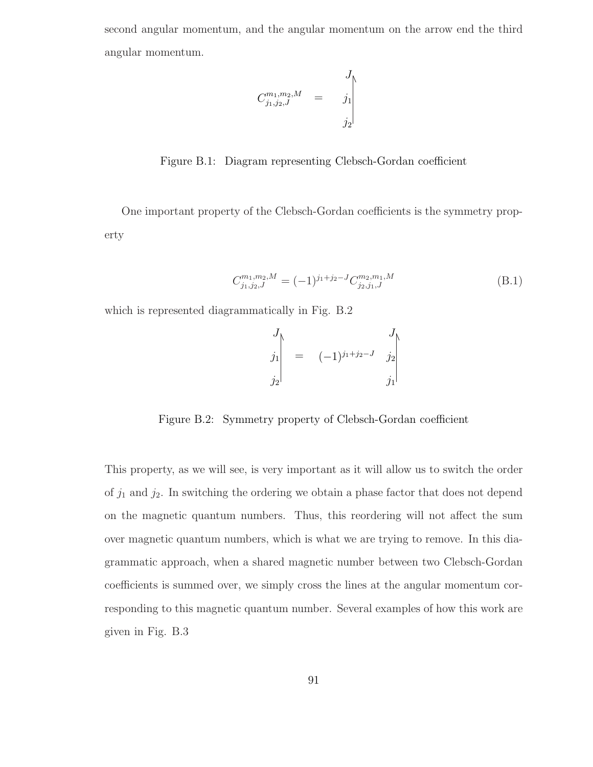second angular momentum, and the angular momentum on the arrow end the third angular momentum.

$$C^{m_1,m_2,M}_{j_1,j_2,J} \quad = \quad \begin{array}{c} J \\ j_1 \\ j_2 \end{array}$$

Figure B.1: Diagram representing Clebsch-Gordan coefficient

One important property of the Clebsch-Gordan coefficients is the symmetry property

$$C^{m_1,m_2,M}_{j_1,j_2,J} = (-1)^{j_1+j_2-J} C^{m_2,m_1,M}_{j_2,j_1,J} \tag{B.1}$$

which is represented diagrammatically in Fig. B.2

$$\begin{array}{c} J \\ j_1 \\ j_2 \end{array} \quad = \quad (-1)^{j_1+j_2-J} \quad \begin{array}{c} J \\ j_2 \\ j_1 \end{array}$$

Figure B.2: Symmetry property of Clebsch-Gordan coefficient

This property, as we will see, is very important as it will allow us to switch the order of $j_1$ and $j_2$. In switching the ordering we obtain a phase factor that does not depend on the magnetic quantum numbers. Thus, this reordering will not affect the sum over magnetic quantum numbers, which is what we are trying to remove. In this diagrammatic approach, when a shared magnetic number between two Clebsch-Gordan coefficients is summed over, we simply cross the lines at the angular momentum corresponding to this magnetic quantum number. Several examples of how this work are given in Fig. B.3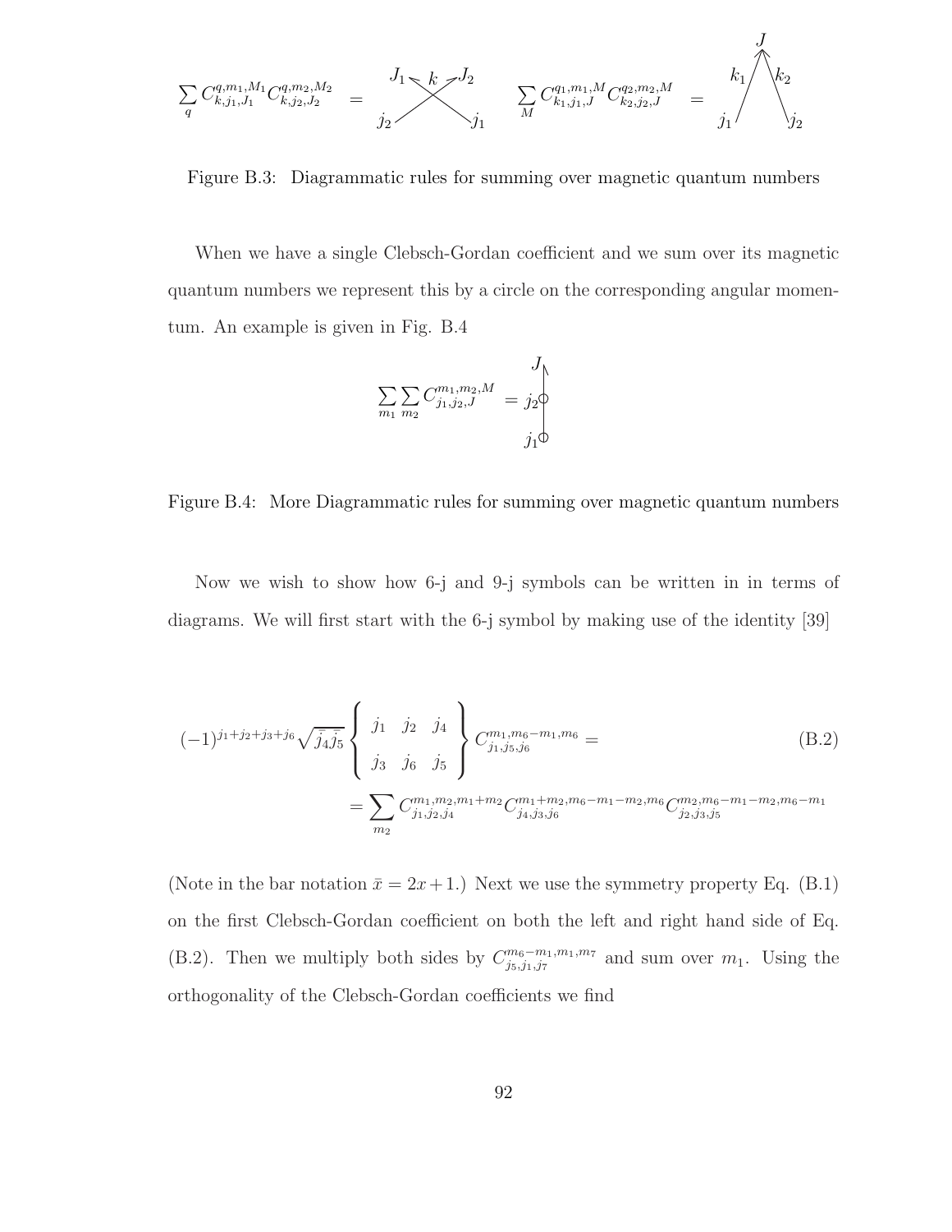$$\sum_q C^{q,m_1,M_1}_{k,j_1,J_1} C^{q,m_2,M_2}_{k,j_2,J_2} \quad = \qquad\qquad \sum_M C^{q_1,m_1,M}_{k_1,j_1,J} C^{q_2,m_2,M}_{k_2,j_2,J} \quad =$$

Figure B.3: Diagrammatic rules for summing over magnetic quantum numbers

When we have a single Clebsch-Gordan coefficient and we sum over its magnetic quantum numbers we represent this by a circle on the corresponding angular momentum. An example is given in Fig. B.4

$$\sum_{m_1} \sum_{m_2} C^{m_1,m_2,M}_{j_1,j_2,J} =$$

Figure B.4: More Diagrammatic rules for summing over magnetic quantum numbers

Now we wish to show how 6-j and 9-j symbols can be written in in terms of diagrams. We will first start with the 6-j symbol by making use of the identity [39]

$$(-1)^{j_1+j_2+j_3+j_6}\sqrt{\bar{j_4}\bar{j_5}} \left\{ \begin{array}{ccc} j_1 & j_2 & j_4 \\ j_3 & j_6 & j_5 \end{array} \right\} C^{m_1,m_6-m_1,m_6}_{j_1,j_5,j_6} = \tag{B.2}$$
$$= \sum_{m_2} C^{m_1,m_2,m_1+m_2}_{j_1,j_2,j_4} C^{m_1+m_2,m_6-m_1-m_2,m_6}_{j_4,j_3,j_6} C^{m_2,m_6-m_1-m_2,m_6-m_1}_{j_2,j_3,j_5}$$

(Note in the bar notation $\bar{x} = 2x + 1$.) Next we use the symmetry property Eq. (B.1) on the first Clebsch-Gordan coefficient on both the left and right hand side of Eq. (B.2). Then we multiply both sides by $C^{m_6-m_1,m_1,m_7}_{j_5,j_1,j_7}$ and sum over $m_1$. Using the orthogonality of the Clebsch-Gordan coefficients we find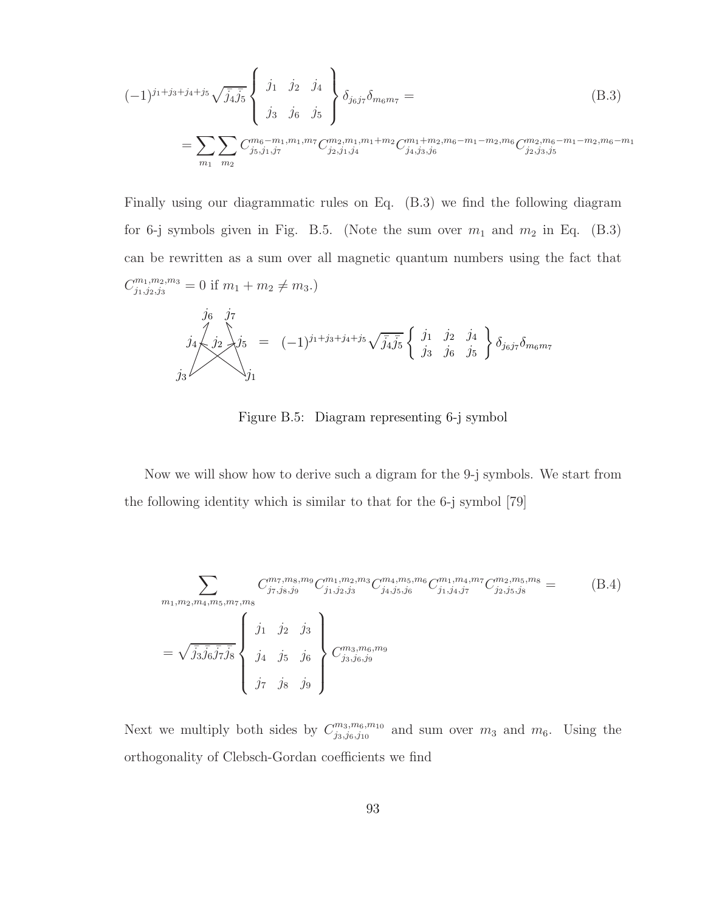$$(-1)^{j_1+j_3+j_4+j_5}\sqrt{\bar{j}_4\bar{j}_5}\left\{\begin{array}{ccc} j_1 & j_2 & j_4 \\ j_3 & j_6 & j_5 \end{array}\right\}\delta_{j_6 j_7}\delta_{m_6 m_7} = \tag{B.3}$$

$$= \sum_{m_1}\sum_{m_2} C^{m_6-m_1,m_1,m_7}_{j_5,j_1,j_7} C^{m_2,m_1,m_1+m_2}_{j_2,j_1,j_4} C^{m_1+m_2,m_6-m_1-m_2,m_6}_{j_4,j_3,j_6} C^{m_2,m_6-m_1-m_2,m_6-m_1}_{j_2,j_3,j_5}$$

Finally using our diagrammatic rules on Eq. (B.3) we find the following diagram for 6-j symbols given in Fig. B.5. (Note the sum over $m_1$ and $m_2$ in Eq. (B.3) can be rewritten as a sum over all magnetic quantum numbers using the fact that $C^{m_1,m_2,m_3}_{j_1,j_2,j_3} = 0$ if $m_1 + m_2 \neq m_3$.)

$$[\text{diagram}] = (-1)^{j_1+j_3+j_4+j_5}\sqrt{\bar{j}_4\bar{j}_5}\left\{\begin{array}{ccc} j_1 & j_2 & j_4 \\ j_3 & j_6 & j_5 \end{array}\right\}\delta_{j_6 j_7}\delta_{m_6 m_7}$$

Figure B.5: Diagram representing 6-j symbol

Now we will show how to derive such a digram for the 9-j symbols. We start from the following identity which is similar to that for the 6-j symbol [79]

$$\sum_{m_1,m_2,m_4,m_5,m_7,m_8} C^{m_7,m_8,m_9}_{j_7,j_8,j_9} C^{m_1,m_2,m_3}_{j_1,j_2,j_3} C^{m_4,m_5,m_6}_{j_4,j_5,j_6} C^{m_1,m_4,m_7}_{j_1,j_4,j_7} C^{m_2,m_5,m_8}_{j_2,j_5,j_8} = \tag{B.4}$$

$$= \sqrt{\bar{j}_3\bar{j}_6\bar{j}_7\bar{j}_8}\left\{\begin{array}{ccc} j_1 & j_2 & j_3 \\ j_4 & j_5 & j_6 \\ j_7 & j_8 & j_9 \end{array}\right\} C^{m_3,m_6,m_9}_{j_3,j_6,j_9}$$

Next we multiply both sides by $C^{m_3,m_6,m_{10}}_{j_3,j_6,j_{10}}$ and sum over $m_3$ and $m_6$. Using the orthogonality of Clebsch-Gordan coefficients we find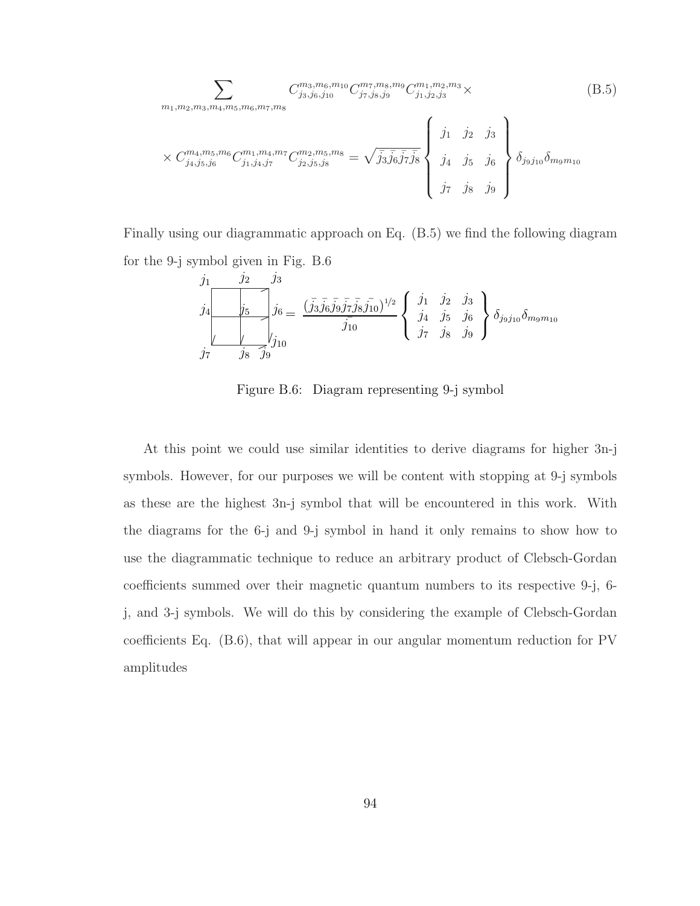$$\sum_{m_1,m_2,m_3,m_4,m_5,m_6,m_7,m_8} C^{m_3,m_6,m_{10}}_{j_3,j_6,j_{10}} C^{m_7,m_8,m_9}_{j_7,j_8,j_9} C^{m_1,m_2,m_3}_{j_1,j_2,j_3} \times \tag{B.5}$$

$$\times C^{m_4,m_5,m_6}_{j_4,j_5,j_6} C^{m_1,m_4,m_7}_{j_1,j_4,j_7} C^{m_2,m_5,m_8}_{j_2,j_5,j_8} = \sqrt{\bar{j}_3 \bar{j}_6 \bar{j}_7 \bar{j}_8} \left\{ \begin{array}{ccc} j_1 & j_2 & j_3 \\ j_4 & j_5 & j_6 \\ j_7 & j_8 & j_9 \end{array} \right\} \delta_{j_9 j_{10}} \delta_{m_9 m_{10}}$$

Finally using our diagrammatic approach on Eq. (B.5) we find the following diagram for the 9-j symbol given in Fig. B.6

$$[\text{diagram with } j_1, j_2, j_3, j_4, j_5, j_6, j_7, j_8, j_9, j_{10}] = \frac{(\bar{j}_3 \bar{j}_6 \bar{j}_9 \bar{j}_7 \bar{j}_8 \bar{j}_{10})^{1/2}}{\bar{j}_{10}} \left\{ \begin{array}{ccc} j_1 & j_2 & j_3 \\ j_4 & j_5 & j_6 \\ j_7 & j_8 & j_9 \end{array} \right\} \delta_{j_9 j_{10}} \delta_{m_9 m_{10}}$$

Figure B.6: Diagram representing 9-j symbol

At this point we could use similar identities to derive diagrams for higher 3n-j symbols. However, for our purposes we will be content with stopping at 9-j symbols as these are the highest 3n-j symbol that will be encountered in this work. With the diagrams for the 6-j and 9-j symbol in hand it only remains to show how to use the diagrammatic technique to reduce an arbitrary product of Clebsch-Gordan coefficients summed over their magnetic quantum numbers to its respective 9-j, 6-j, and 3-j symbols. We will do this by considering the example of Clebsch-Gordan coefficients Eq. (B.6), that will appear in our angular momentum reduction for PV amplitudes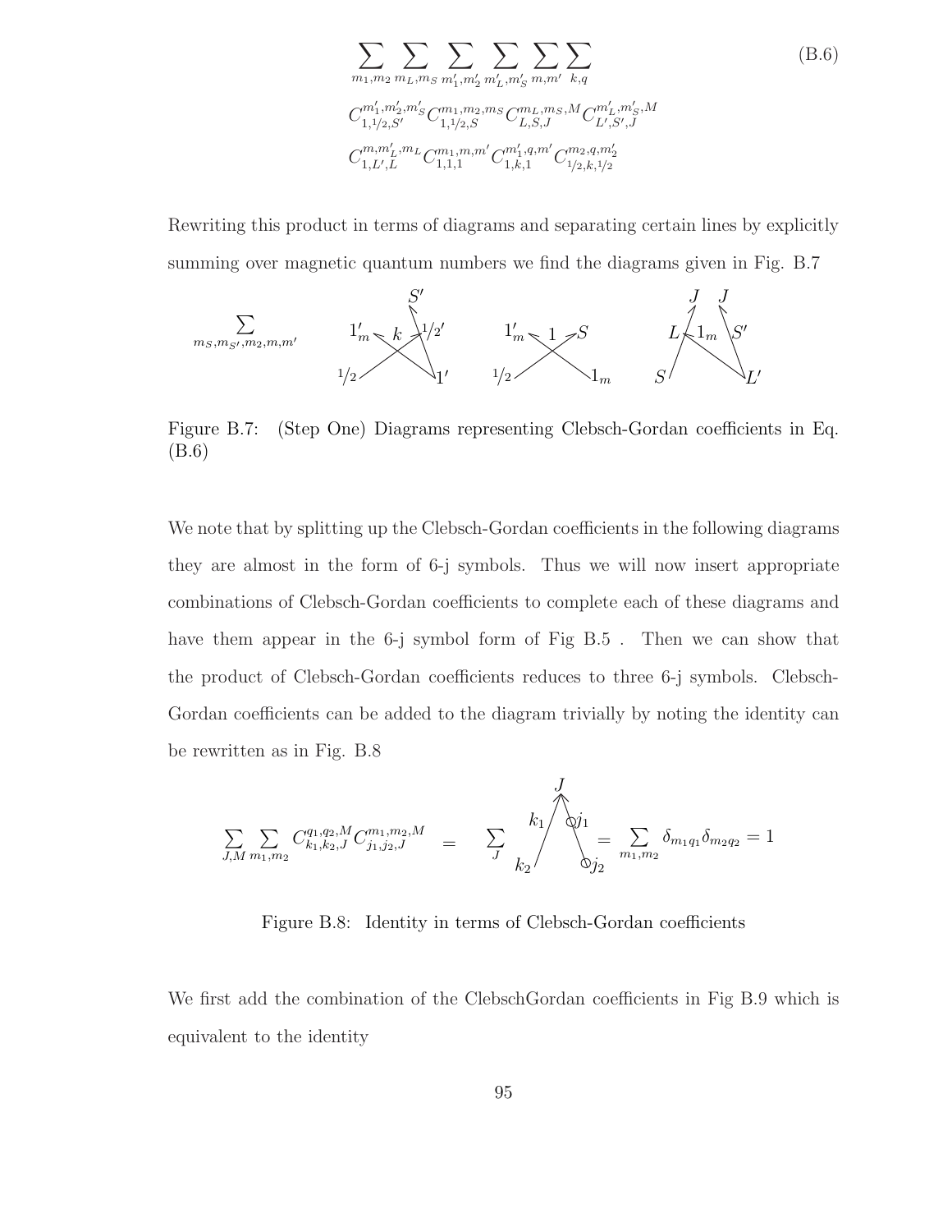$$
\sum_{m_1,m_2} \sum_{m_L,m_S} \sum_{m_1',m_2'} \sum_{m_L',m_S'} \sum_{m,m'} \sum_{k,q} \tag{B.6}
$$

$$
C^{m_1',m_2',m_S'}_{1,1/2,S'} C^{m_1,m_2,m_S}_{1,1/2,S} C^{m_L,m_S,M}_{L,S,J} C^{m_L',m_S',M}_{L',S',J}
$$

$$
C^{m,m_L',m_L}_{1,L',L} C^{m_1,m,m'}_{1,1,1} C^{m_1',q,m'}_{1,k,1} C^{m_2,q,m_2'}_{1/2,k,1/2}
$$

Rewriting this product in terms of diagrams and separating certain lines by explicitly summing over magnetic quantum numbers we find the diagrams given in Fig. B.7

$$\sum_{m_S,m_{S'},m_2,m,m'}$$

Figure B.7: (Step One) Diagrams representing Clebsch-Gordan coefficients in Eq. (B.6)

We note that by splitting up the Clebsch-Gordan coefficients in the following diagrams they are almost in the form of 6-j symbols. Thus we will now insert appropriate combinations of Clebsch-Gordan coefficients to complete each of these diagrams and have them appear in the 6-j symbol form of Fig B.5 . Then we can show that the product of Clebsch-Gordan coefficients reduces to three 6-j symbols. Clebsch-Gordan coefficients can be added to the diagram trivially by noting the identity can be rewritten as in Fig. B.8

$$
\sum_{J,M} \sum_{m_1,m_2} C^{q_1,q_2,M}_{k_1,k_2,J} C^{m_1,m_2,M}_{j_1,j_2,J} = \sum_J \quad = \sum_{m_1,m_2} \delta_{m_1 q_1} \delta_{m_2 q_2} = 1
$$

Figure B.8: Identity in terms of Clebsch-Gordan coefficients

We first add the combination of the ClebschGordan coefficients in Fig B.9 which is equivalent to the identity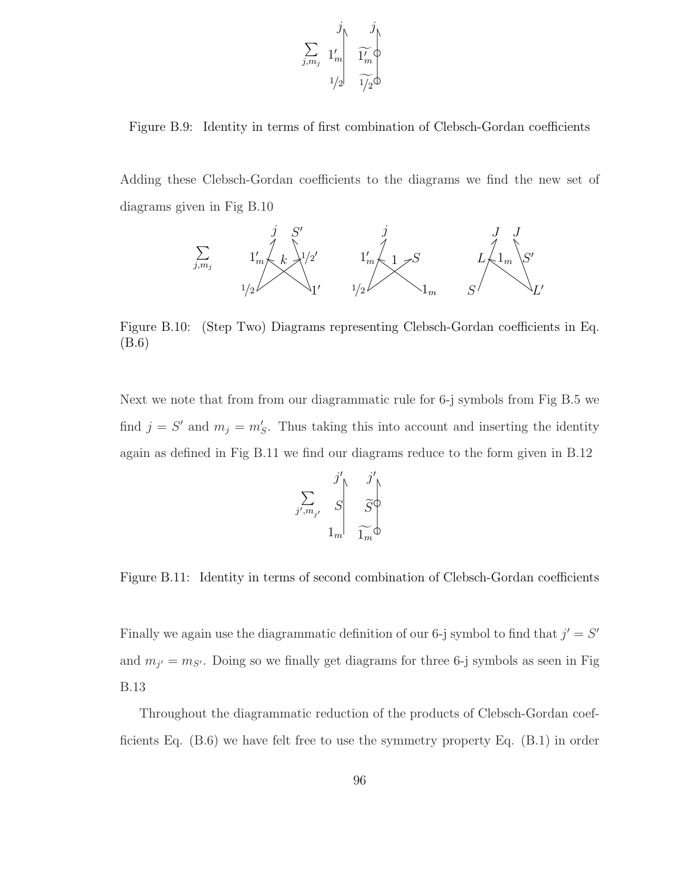Figure B.9: Identity in terms of first combination of Clebsch-Gordan coefficients

Adding these Clebsch-Gordan coefficients to the diagrams we find the new set of diagrams given in Fig B.10

Figure B.10: (Step Two) Diagrams representing Clebsch-Gordan coefficients in Eq. (B.6)

Next we note that from from our diagrammatic rule for 6-j symbols from Fig B.5 we find $j = S'$ and $m_j = m'_S$. Thus taking this into account and inserting the identity again as defined in Fig B.11 we find our diagrams reduce to the form given in B.12

Figure B.11: Identity in terms of second combination of Clebsch-Gordan coefficients

Finally we again use the diagrammatic definition of our 6-j symbol to find that $j' = S'$ and $m_{j'} = m_{S'}$. Doing so we finally get diagrams for three 6-j symbols as seen in Fig B.13

Throughout the diagrammatic reduction of the products of Clebsch-Gordan coefficients Eq. (B.6) we have felt free to use the symmetry property Eq. (B.1) in order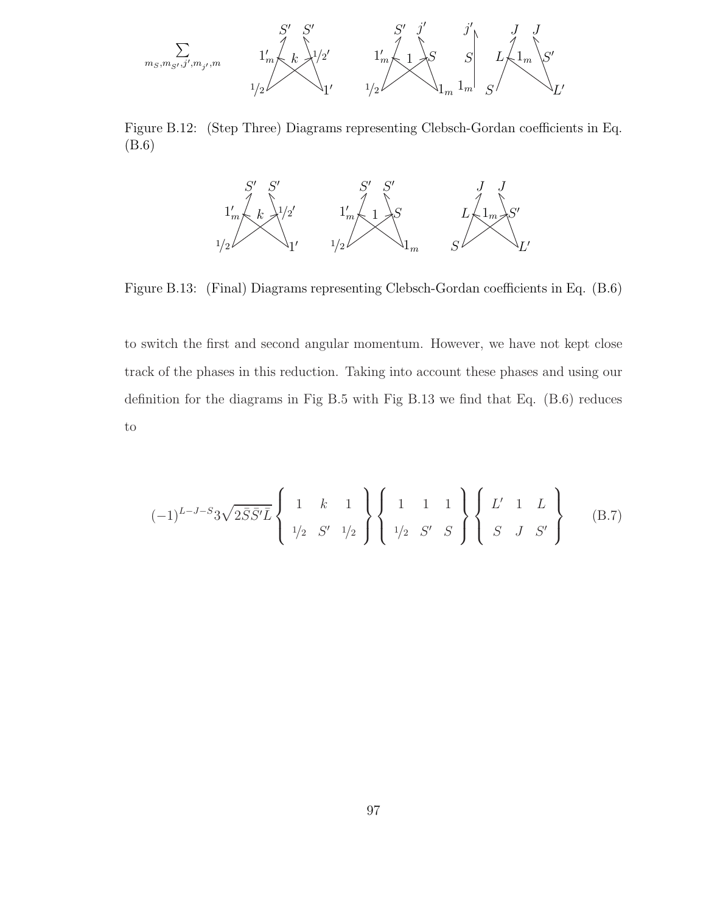Figure B.12: (Step Three) Diagrams representing Clebsch-Gordan coefficients in Eq. (B.6)

Figure B.13: (Final) Diagrams representing Clebsch-Gordan coefficients in Eq. (B.6)

to switch the first and second angular momentum. However, we have not kept close track of the phases in this reduction. Taking into account these phases and using our definition for the diagrams in Fig B.5 with Fig B.13 we find that Eq. (B.6) reduces to

$$(-1)^{L-J-S} 3\sqrt{2\bar{S}\bar{S}'\bar{L}} \left\{ \begin{array}{ccc} 1 & k & 1 \\ 1/2 & S' & 1/2 \end{array} \right\} \left\{ \begin{array}{ccc} 1 & 1 & 1 \\ 1/2 & S' & S \end{array} \right\} \left\{ \begin{array}{ccc} L' & 1 & L \\ S & J & S' \end{array} \right\} \tag{B.7}$$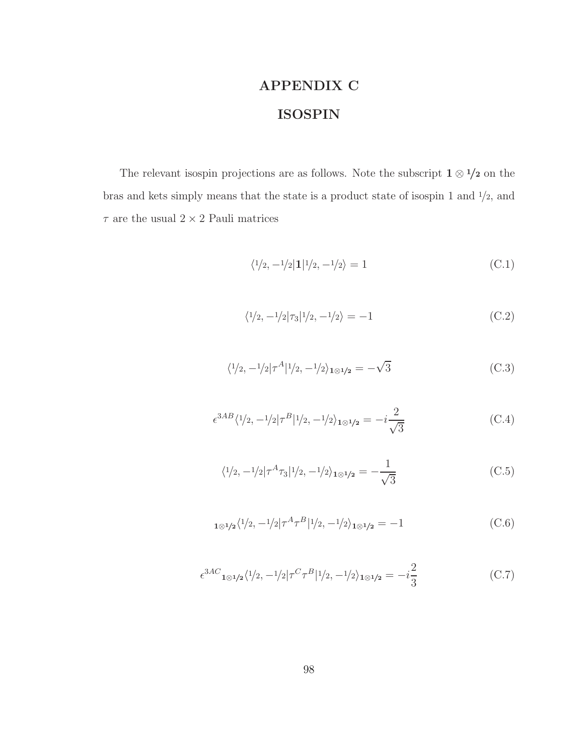# APPENDIX C

# ISOSPIN

The relevant isospin projections are as follows. Note the subscript $\mathbf{1} \otimes \mathbf{1/2}$ on the bras and kets simply means that the state is a product state of isospin 1 and 1/2, and $\tau$ are the usual $2 \times 2$ Pauli matrices

$$\langle 1/2, -1/2 | \mathbf{1} | 1/2, -1/2 \rangle = 1 \tag{C.1}$$

$$\langle 1/2, -1/2 | \tau_3 | 1/2, -1/2 \rangle = -1 \tag{C.2}$$

$$\langle 1/2, -1/2 | \tau^A | 1/2, -1/2 \rangle_{\mathbf{1} \otimes \mathbf{1/2}} = -\sqrt{3} \tag{C.3}$$

$$\epsilon^{3AB} \langle 1/2, -1/2 | \tau^B | 1/2, -1/2 \rangle_{\mathbf{1} \otimes \mathbf{1/2}} = -i \frac{2}{\sqrt{3}} \tag{C.4}$$

$$\langle 1/2, -1/2 | \tau^A \tau_3 | 1/2, -1/2 \rangle_{\mathbf{1} \otimes \mathbf{1/2}} = -\frac{1}{\sqrt{3}} \tag{C.5}$$

$$_{\mathbf{1} \otimes \mathbf{1/2}}\langle 1/2, -1/2 | \tau^A \tau^B | 1/2, -1/2 \rangle_{\mathbf{1} \otimes \mathbf{1/2}} = -1 \tag{C.6}$$

$$\epsilon^{3AC} {}_{\mathbf{1} \otimes \mathbf{1/2}}\langle 1/2, -1/2 | \tau^C \tau^B | 1/2, -1/2 \rangle_{\mathbf{1} \otimes \mathbf{1/2}} = -i \frac{2}{3} \tag{C.7}$$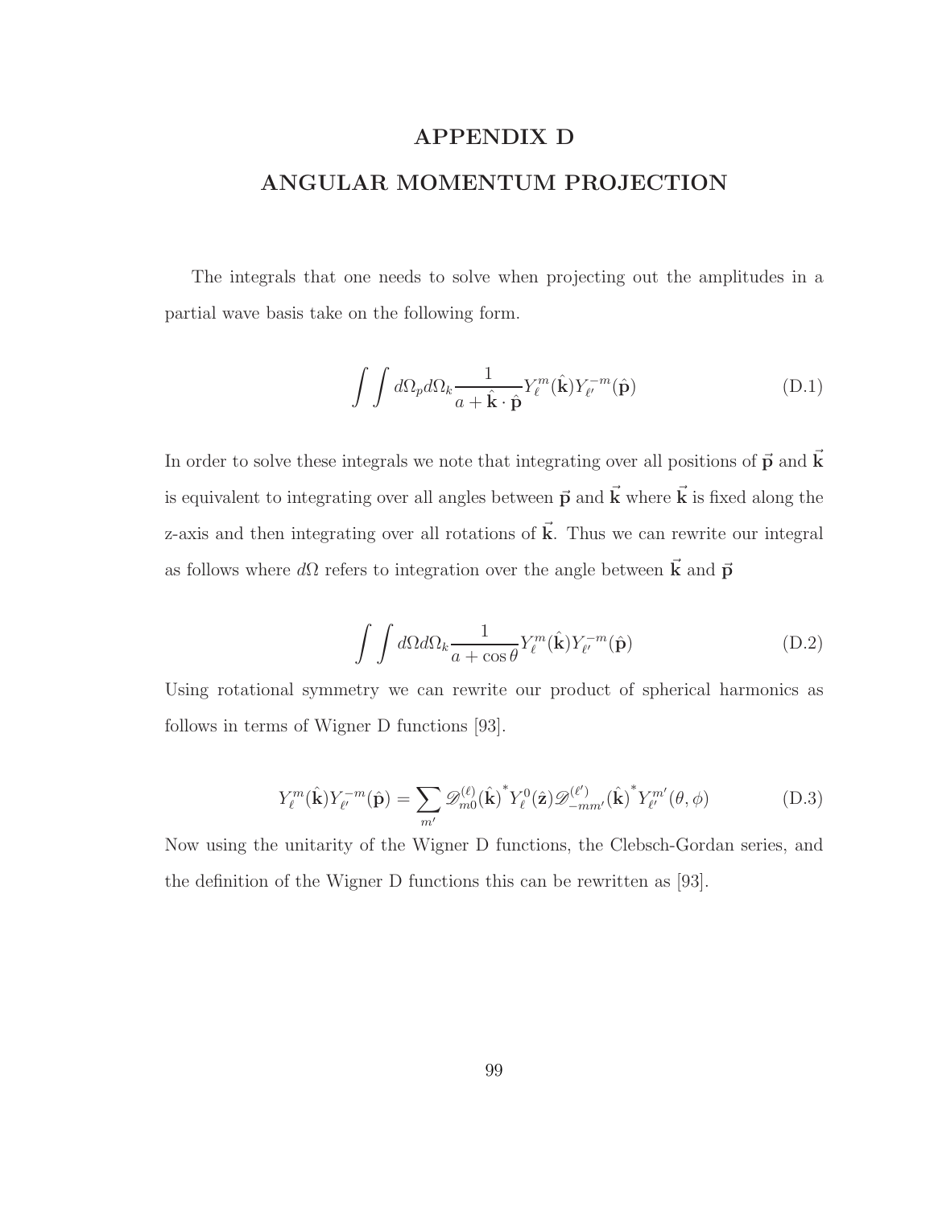# APPENDIX D

# ANGULAR MOMENTUM PROJECTION

The integrals that one needs to solve when projecting out the amplitudes in a partial wave basis take on the following form.

$$\int\int d\Omega_p d\Omega_k \frac{1}{a + \hat{\mathbf{k}} \cdot \hat{\mathbf{p}}} Y_\ell^m(\hat{\mathbf{k}}) Y_{\ell'}^{-m}(\hat{\mathbf{p}}) \tag{D.1}$$

In order to solve these integrals we note that integrating over all positions of $\vec{\mathbf{p}}$ and $\vec{\mathbf{k}}$ is equivalent to integrating over all angles between $\vec{\mathbf{p}}$ and $\vec{\mathbf{k}}$ where $\vec{\mathbf{k}}$ is fixed along the z-axis and then integrating over all rotations of $\vec{\mathbf{k}}$. Thus we can rewrite our integral as follows where $d\Omega$ refers to integration over the angle between $\vec{\mathbf{k}}$ and $\vec{\mathbf{p}}$

$$\int\int d\Omega d\Omega_k \frac{1}{a + \cos\theta} Y_\ell^m(\hat{\mathbf{k}}) Y_{\ell'}^{-m}(\hat{\mathbf{p}}) \tag{D.2}$$

Using rotational symmetry we can rewrite our product of spherical harmonics as follows in terms of Wigner D functions [93].

$$Y_\ell^m(\hat{\mathbf{k}}) Y_{\ell'}^{-m}(\hat{\mathbf{p}}) = \sum_{m'} \mathscr{D}_{m0}^{(\ell)}(\hat{\mathbf{k}})^* Y_\ell^0(\hat{\mathbf{z}}) \mathscr{D}_{-mm'}^{(\ell')}(\hat{\mathbf{k}})^* Y_{\ell'}^{m'}(\theta, \phi) \tag{D.3}$$

Now using the unitarity of the Wigner D functions, the Clebsch-Gordan series, and the definition of the Wigner D functions this can be rewritten as [93].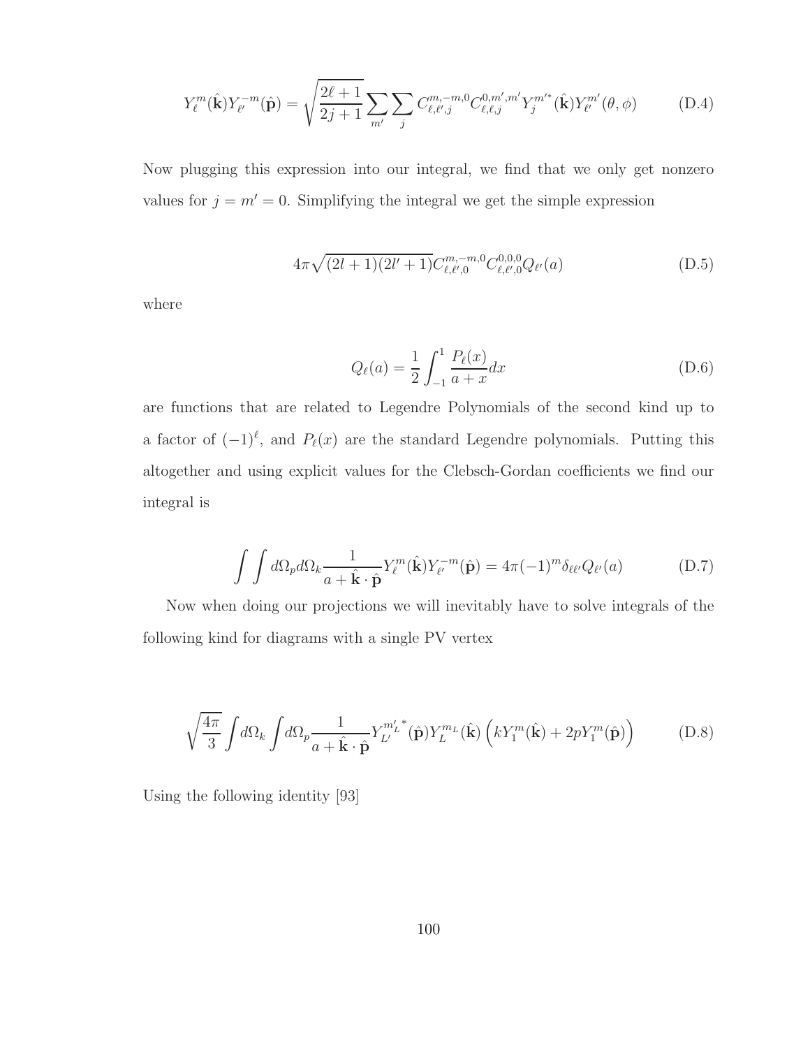$$Y_\ell^m(\hat{\mathbf{k}})Y_{\ell'}^{-m}(\hat{\mathbf{p}}) = \sqrt{\frac{2\ell+1}{2j+1}}\sum_{m'}\sum_{j} C_{\ell,\ell',j}^{m,-m,0} C_{\ell,\ell,j}^{0,m',m'} Y_j^{m'*}(\hat{\mathbf{k}})Y_{\ell'}^{m'}(\theta,\phi) \tag{D.4}$$

Now plugging this expression into our integral, we find that we only get nonzero values for $j = m' = 0$. Simplifying the integral we get the simple expression

$$4\pi\sqrt{(2l+1)(2l'+1)}C_{\ell,\ell',0}^{m,-m,0}C_{\ell,\ell',0}^{0,0,0}Q_{\ell'}(a) \tag{D.5}$$

where

$$Q_\ell(a) = \frac{1}{2}\int_{-1}^{1}\frac{P_\ell(x)}{a+x}dx \tag{D.6}$$

are functions that are related to Legendre Polynomials of the second kind up to a factor of $(-1)^\ell$, and $P_\ell(x)$ are the standard Legendre polynomials. Putting this altogether and using explicit values for the Clebsch-Gordan coefficients we find our integral is

$$\int\int d\Omega_p d\Omega_k \frac{1}{a+\hat{\mathbf{k}}\cdot\hat{\mathbf{p}}}Y_\ell^m(\hat{\mathbf{k}})Y_{\ell'}^{-m}(\hat{\mathbf{p}}) = 4\pi(-1)^m\delta_{\ell\ell'}Q_{\ell'}(a) \tag{D.7}$$

Now when doing our projections we will inevitably have to solve integrals of the following kind for diagrams with a single PV vertex

$$\sqrt{\frac{4\pi}{3}}\int d\Omega_k\int d\Omega_p\frac{1}{a+\hat{\mathbf{k}}\cdot\hat{\mathbf{p}}}{Y_{L'}^{m'_L}}^*(\hat{\mathbf{p}})Y_L^{m_L}(\hat{\mathbf{k}})\left(kY_1^m(\hat{\mathbf{k}})+2pY_1^m(\hat{\mathbf{p}})\right) \tag{D.8}$$

Using the following identity [93]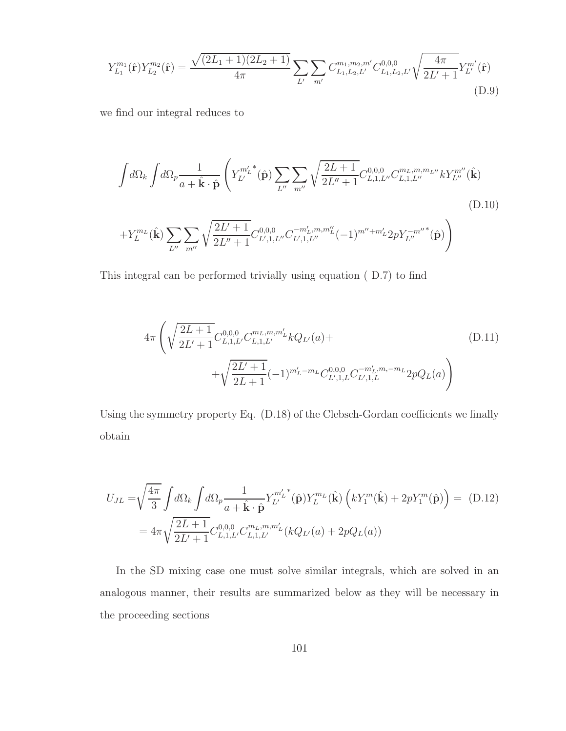$$Y_{L_1}^{m_1}(\hat{\mathbf{r}})Y_{L_2}^{m_2}(\hat{\mathbf{r}}) = \frac{\sqrt{(2L_1+1)(2L_2+1)}}{4\pi}\sum_{L'}\sum_{m'} C_{L_1,L_2,L'}^{m_1,m_2,m'} C_{L_1,L_2,L'}^{0,0,0}\sqrt{\frac{4\pi}{2L'+1}}Y_{L'}^{m'}(\hat{\mathbf{r}}) \tag{D.9}$$

we find our integral reduces to

$$\int d\Omega_k \int d\Omega_p \frac{1}{a+\hat{\mathbf{k}}\cdot\hat{\mathbf{p}}}\left(Y_{L'}^{m'_L\,*}(\hat{\mathbf{p}})\sum_{L''}\sum_{m''}\sqrt{\frac{2L+1}{2L''+1}}C_{L,1,L''}^{0,0,0}C_{L,1,L''}^{m_L,m,m_{L''}}kY_{L''}^{m''}(\hat{\mathbf{k}})\right. \tag{D.10}$$

$$\left. + Y_L^{m_L}(\hat{\mathbf{k}})\sum_{L''}\sum_{m''}\sqrt{\frac{2L'+1}{2L''+1}}C_{L',1,L''}^{0,0,0}C_{L',1,L''}^{-m'_L,m,m''_L}(-1)^{m''+m'_L}2pY_{L''}^{-m''\,*}(\hat{\mathbf{p}})\right)$$

This integral can be performed trivially using equation ( D.7) to find

$$4\pi\left(\sqrt{\frac{2L+1}{2L'+1}}C_{L,1,L'}^{0,0,0}C_{L,1,L'}^{m_L,m,m'_L}kQ_{L'}(a)+\right. \tag{D.11}$$

$$\left.+\sqrt{\frac{2L'+1}{2L+1}}(-1)^{m'_L-m_L}C_{L',1,L}^{0,0,0}C_{L',1,L}^{-m'_L,m,-m_L}2pQ_L(a)\right)$$

Using the symmetry property Eq. (D.18) of the Clebsch-Gordan coefficients we finally obtain

$$U_{JL} = \sqrt{\frac{4\pi}{3}}\int d\Omega_k \int d\Omega_p \frac{1}{a+\hat{\mathbf{k}}\cdot\hat{\mathbf{p}}}Y_{L'}^{m'_L\,*}(\hat{\mathbf{p}})Y_L^{m_L}(\hat{\mathbf{k}})\left(kY_1^m(\hat{\mathbf{k}})+2pY_1^m(\hat{\mathbf{p}})\right) = \tag{D.12}$$

$$= 4\pi\sqrt{\frac{2L+1}{2L'+1}}C_{L,1,L'}^{0,0,0}C_{L,1,L'}^{m_L,m,m'_L}(kQ_{L'}(a)+2pQ_L(a))$$

In the SD mixing case one must solve similar integrals, which are solved in an analogous manner, their results are summarized below as they will be necessary in the proceeding sections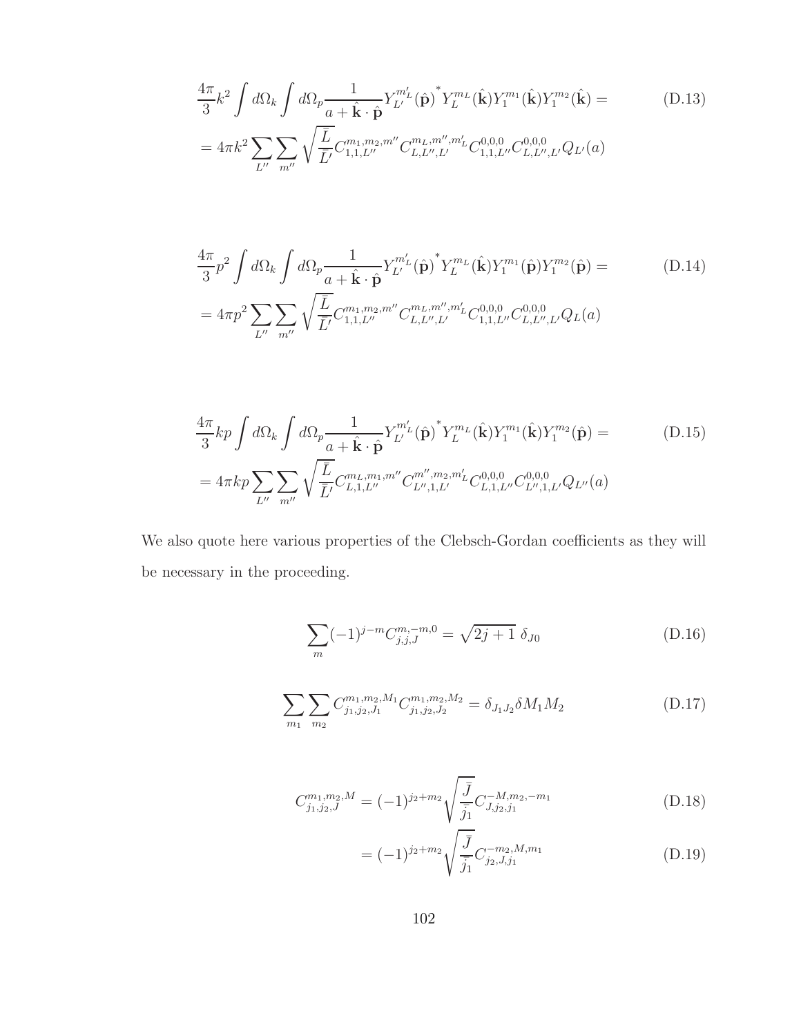$$\frac{4\pi}{3}k^2 \int d\Omega_k \int d\Omega_p \frac{1}{a+\hat{\mathbf{k}}\cdot\hat{\mathbf{p}}} Y_{L'}^{m'_L}(\hat{\mathbf{p}})^* Y_L^{m_L}(\hat{\mathbf{k}}) Y_1^{m_1}(\hat{\mathbf{k}}) Y_1^{m_2}(\hat{\mathbf{k}}) = \tag{D.13}$$
$$= 4\pi k^2 \sum_{L''}\sum_{m''} \sqrt{\frac{\bar{L}}{\bar{L}'}} C_{1,1,L''}^{m_1,m_2,m''} C_{L,L'',L'}^{m_L,m'',m'_L} C_{1,1,L''}^{0,0,0} C_{L,L'',L'}^{0,0,0} Q_{L'}(a)$$

$$\frac{4\pi}{3}p^2 \int d\Omega_k \int d\Omega_p \frac{1}{a+\hat{\mathbf{k}}\cdot\hat{\mathbf{p}}} Y_{L'}^{m'_L}(\hat{\mathbf{p}})^* Y_L^{m_L}(\hat{\mathbf{k}}) Y_1^{m_1}(\hat{\mathbf{p}}) Y_1^{m_2}(\hat{\mathbf{p}}) = \tag{D.14}$$
$$= 4\pi p^2 \sum_{L''}\sum_{m''} \sqrt{\frac{\bar{L}}{\bar{L}'}} C_{1,1,L''}^{m_1,m_2,m''} C_{L,L'',L'}^{m_L,m'',m'_L} C_{1,1,L''}^{0,0,0} C_{L,L'',L'}^{0,0,0} Q_{L}(a)$$

$$\frac{4\pi}{3}kp \int d\Omega_k \int d\Omega_p \frac{1}{a+\hat{\mathbf{k}}\cdot\hat{\mathbf{p}}} Y_{L'}^{m'_L}(\hat{\mathbf{p}})^* Y_L^{m_L}(\hat{\mathbf{k}}) Y_1^{m_1}(\hat{\mathbf{k}}) Y_1^{m_2}(\hat{\mathbf{p}}) = \tag{D.15}$$
$$= 4\pi kp \sum_{L''}\sum_{m''} \sqrt{\frac{\bar{L}}{\bar{L}'}} C_{L,1,L''}^{m_L,m_1,m''} C_{L'',1,L'}^{m'',m_2,m'_L} C_{L,1,L''}^{0,0,0} C_{L'',1,L'}^{0,0,0} Q_{L''}(a)$$

We also quote here various properties of the Clebsch-Gordan coefficients as they will be necessary in the proceeding.

$$\sum_m (-1)^{j-m} C_{j,j,J}^{m,-m,0} = \sqrt{2j+1}\;\delta_{J0} \tag{D.16}$$

$$\sum_{m_1}\sum_{m_2} C_{j_1,j_2,J_1}^{m_1,m_2,M_1} C_{j_1,j_2,J_2}^{m_1,m_2,M_2} = \delta_{J_1 J_2}\delta M_1 M_2 \tag{D.17}$$

$$C_{j_1,j_2,J}^{m_1,m_2,M} = (-1)^{j_2+m_2}\sqrt{\frac{\bar{J}}{\bar{j}_1}} C_{J,j_2,j_1}^{-M,m_2,-m_1} \tag{D.18}$$

$$= (-1)^{j_2+m_2}\sqrt{\frac{\bar{J}}{\bar{j}_1}} C_{j_2,J,j_1}^{-m_2,M,m_1} \tag{D.19}$$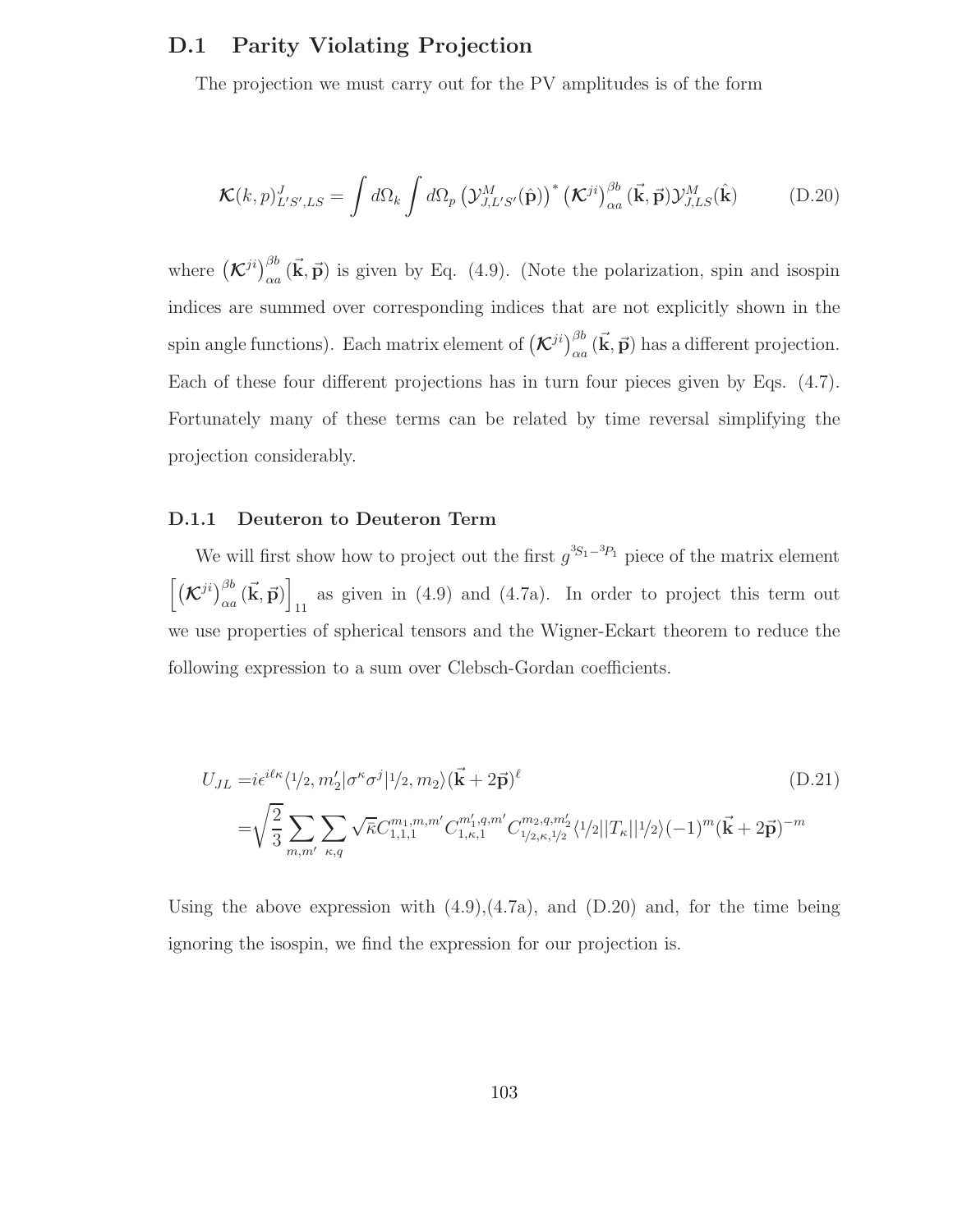## D.1 Parity Violating Projection

The projection we must carry out for the PV amplitudes is of the form

$$\boldsymbol{\mathcal{K}}(k,p)^{J}_{L'S',LS} = \int d\Omega_k \int d\Omega_p \left(\mathcal{Y}^{M}_{J,L'S'}(\hat{\mathbf{p}})\right)^* \left(\boldsymbol{\mathcal{K}}^{ji}\right)^{\beta b}_{\alpha a}(\vec{\mathbf{k}},\vec{\mathbf{p}})\mathcal{Y}^{M}_{J,LS}(\hat{\mathbf{k}}) \tag{D.20}$$

where $\left(\boldsymbol{\mathcal{K}}^{ji}\right)^{\beta b}_{\alpha a}(\vec{\mathbf{k}},\vec{\mathbf{p}})$ is given by Eq. (4.9). (Note the polarization, spin and isospin indices are summed over corresponding indices that are not explicitly shown in the spin angle functions). Each matrix element of $\left(\boldsymbol{\mathcal{K}}^{ji}\right)^{\beta b}_{\alpha a}(\vec{\mathbf{k}},\vec{\mathbf{p}})$ has a different projection. Each of these four different projections has in turn four pieces given by Eqs. (4.7). Fortunately many of these terms can be related by time reversal simplifying the projection considerably.

### D.1.1 Deuteron to Deuteron Term

We will first show how to project out the first $g^{^3S_1-^3P_1}$ piece of the matrix element $\left[\left(\boldsymbol{\mathcal{K}}^{ji}\right)^{\beta b}_{\alpha a}(\vec{\mathbf{k}},\vec{\mathbf{p}})\right]_{11}$ as given in (4.9) and (4.7a). In order to project this term out we use properties of spherical tensors and the Wigner-Eckart theorem to reduce the following expression to a sum over Clebsch-Gordan coefficients.

$$\begin{aligned} U_{JL} =& i\epsilon^{i\ell\kappa}\langle 1/2, m_2'|\sigma^\kappa\sigma^j|1/2, m_2\rangle(\vec{\mathbf{k}}+2\vec{\mathbf{p}})^\ell \\ =& \sqrt{\frac{2}{3}}\sum_{m,m'}\sum_{\kappa,q}\sqrt{\bar{\kappa}}C^{m_1,m,m'}_{1,1,1}C^{m_1',q,m'}_{1,\kappa,1}C^{m_2,q,m_2'}_{1/2,\kappa,1/2}\langle 1/2||T_\kappa||1/2\rangle(-1)^m(\vec{\mathbf{k}}+2\vec{\mathbf{p}})^{-m} \end{aligned} \tag{D.21}$$

Using the above expression with (4.9),(4.7a), and (D.20) and, for the time being ignoring the isospin, we find the expression for our projection is.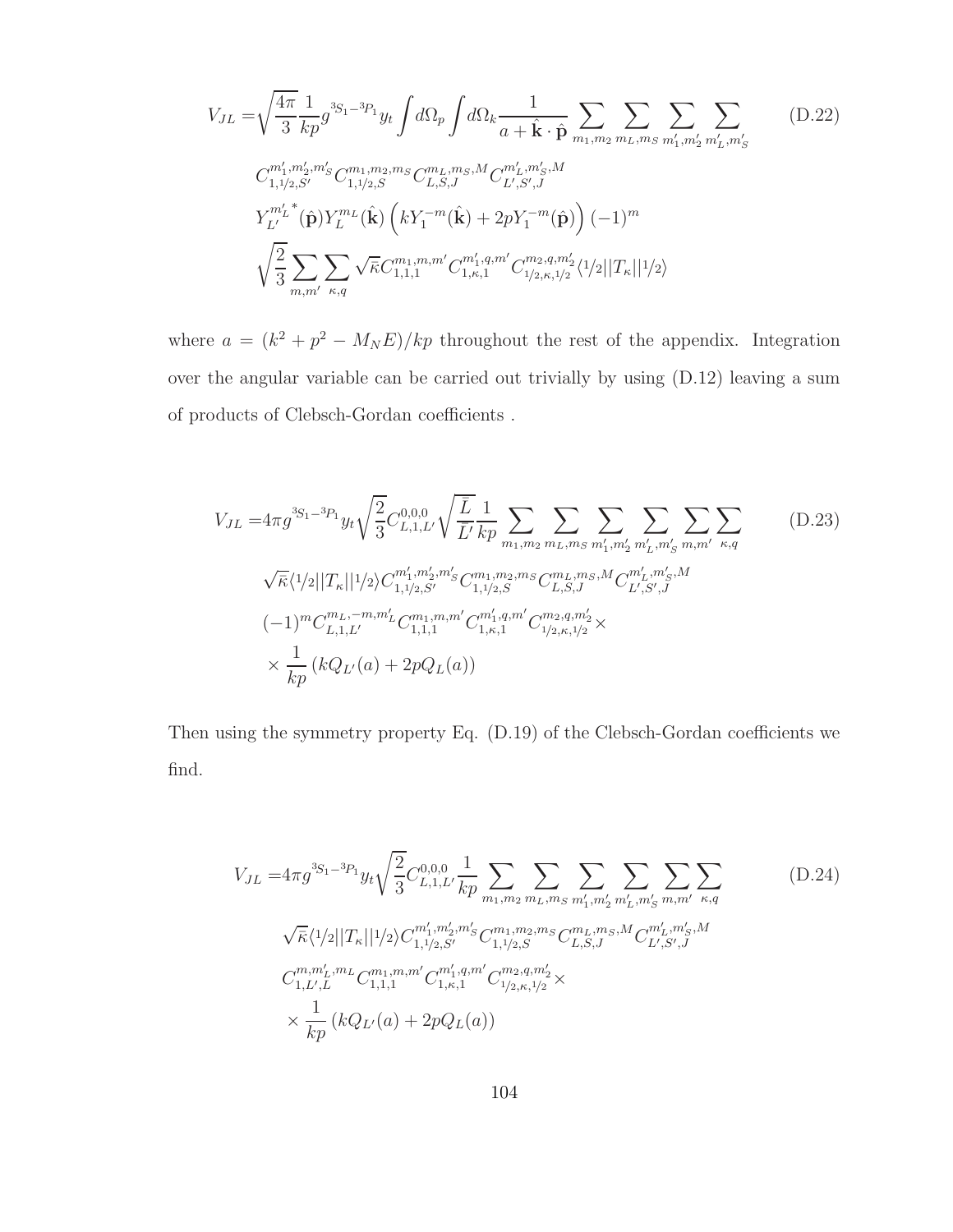$$
\begin{aligned}
V_{JL} =& \sqrt{\frac{4\pi}{3}} \frac{1}{kp} g^{^3S_1-^3P_1} y_t \int d\Omega_p \int d\Omega_k \frac{1}{a + \hat{\mathbf{k}} \cdot \hat{\mathbf{p}}} \sum_{m_1,m_2} \sum_{m_L,m_S} \sum_{m_1',m_2'} \sum_{m_L',m_S'} \\
& C^{m_1',m_2',m_S'}_{1,1/2,S'} C^{m_1,m_2,m_S}_{1,1/2,S} C^{m_L,m_S,M}_{L,S,J} C^{m_L',m_S',M}_{L',S',J} \\
& Y^{m_L'}_{L'}{}^*(\hat{\mathbf{p}}) Y^{m_L}_{L}(\hat{\mathbf{k}}) \left( k Y^{-m}_1(\hat{\mathbf{k}}) + 2p Y^{-m}_1(\hat{\mathbf{p}}) \right) (-1)^m \\
& \sqrt{\frac{2}{3}} \sum_{m,m'} \sum_{\kappa,q} \sqrt{\bar{\kappa}} C^{m_1,m,m'}_{1,1,1} C^{m_1',q,m'}_{1,\kappa,1} C^{m_2,q,m_2'}_{1/2,\kappa,1/2} \langle 1/2 || T_\kappa || 1/2 \rangle
\end{aligned}
\tag{D.22}
$$

where $a = (k^2 + p^2 - M_N E)/kp$ throughout the rest of the appendix. Integration over the angular variable can be carried out trivially by using (D.12) leaving a sum of products of Clebsch-Gordan coefficients .

$$
\begin{aligned}
V_{JL} =& 4\pi g^{^3S_1-^3P_1} y_t \sqrt{\frac{2}{3}} C^{0,0,0}_{L,1,L'} \sqrt{\frac{\bar{L}}{\bar{L'}}} \frac{1}{kp} \sum_{m_1,m_2} \sum_{m_L,m_S} \sum_{m_1',m_2'} \sum_{m_L',m_S'} \sum_{m,m'} \sum_{\kappa,q} \\
& \sqrt{\bar{\kappa}} \langle 1/2 || T_\kappa || 1/2 \rangle C^{m_1',m_2',m_S'}_{1,1/2,S'} C^{m_1,m_2,m_S}_{1,1/2,S} C^{m_L,m_S,M}_{L,S,J} C^{m_L',m_S',M}_{L',S',J} \\
& (-1)^m C^{m_L,-m,m_L'}_{L,1,L'} C^{m_1,m,m'}_{1,1,1} C^{m_1',q,m'}_{1,\kappa,1} C^{m_2,q,m_2'}_{1/2,\kappa,1/2} \times \\
& \times \frac{1}{kp} \left( k Q_{L'}(a) + 2p Q_L(a) \right)
\end{aligned}
\tag{D.23}
$$

Then using the symmetry property Eq. (D.19) of the Clebsch-Gordan coefficients we find.

$$
\begin{aligned}
V_{JL} =& 4\pi g^{^3S_1-^3P_1} y_t \sqrt{\frac{2}{3}} C^{0,0,0}_{L,1,L'} \frac{1}{kp} \sum_{m_1,m_2} \sum_{m_L,m_S} \sum_{m_1',m_2'} \sum_{m_L',m_S'} \sum_{m,m'} \sum_{\kappa,q} \\
& \sqrt{\bar{\kappa}} \langle 1/2 || T_\kappa || 1/2 \rangle C^{m_1',m_2',m_S'}_{1,1/2,S'} C^{m_1,m_2,m_S}_{1,1/2,S} C^{m_L,m_S,M}_{L,S,J} C^{m_L',m_S',M}_{L',S',J} \\
& C^{m,m_L',m_L}_{1,L',L} C^{m_1,m,m'}_{1,1,1} C^{m_1',q,m'}_{1,\kappa,1} C^{m_2,q,m_2'}_{1/2,\kappa,1/2} \times \\
& \times \frac{1}{kp} \left( k Q_{L'}(a) + 2p Q_L(a) \right)
\end{aligned}
\tag{D.24}
$$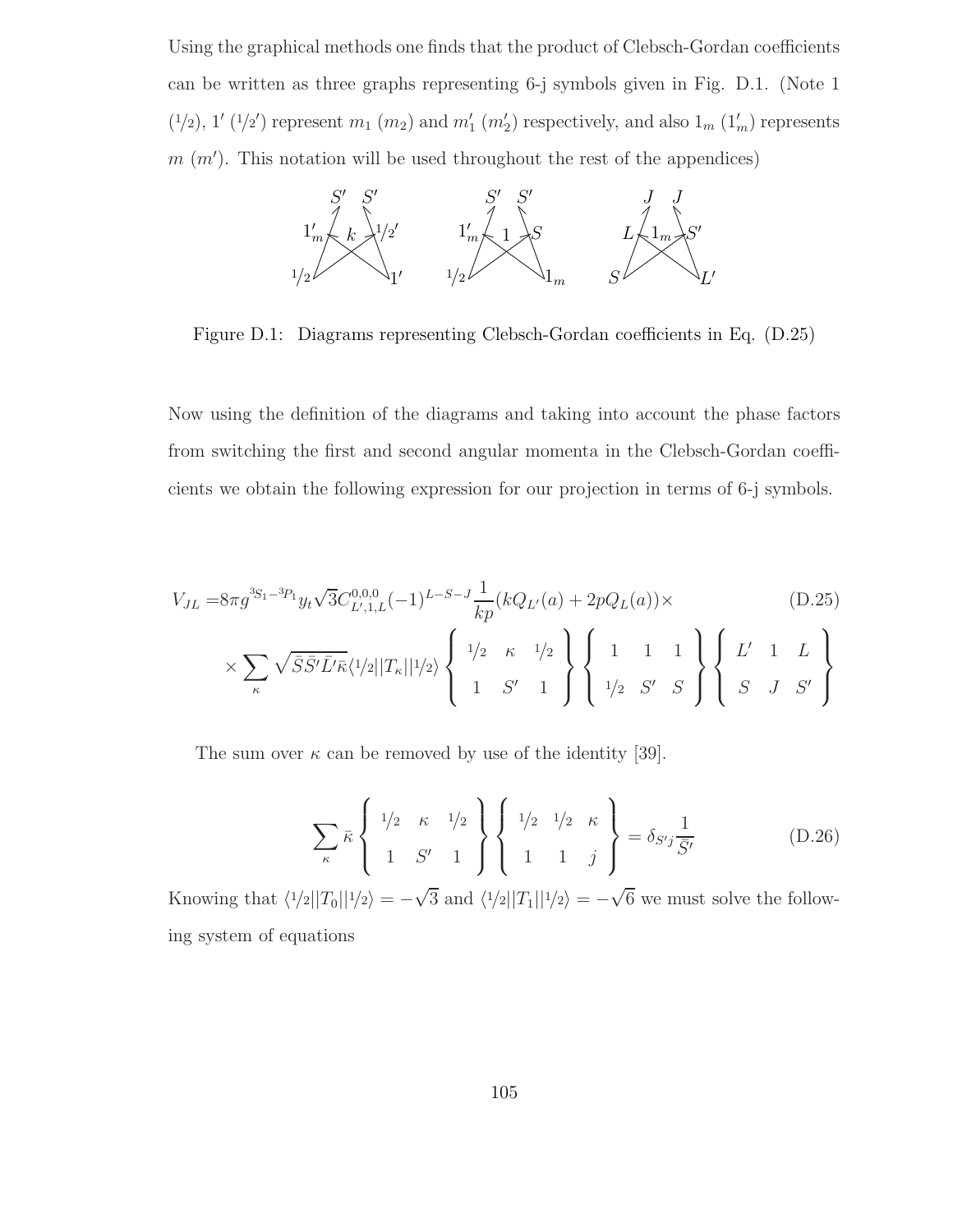Using the graphical methods one finds that the product of Clebsch-Gordan coefficients can be written as three graphs representing 6-j symbols given in Fig. D.1. (Note 1 ($^1/_2$), 1′ ($^1/_2{}'$) represent $m_1$ ($m_2$) and $m_1'$ ($m_2'$) respectively, and also $1_m$ ($1_m'$) represents $m$ ($m'$). This notation will be used throughout the rest of the appendices)

Figure D.1: Diagrams representing Clebsch-Gordan coefficients in Eq. (D.25)

Now using the definition of the diagrams and taking into account the phase factors from switching the first and second angular momenta in the Clebsch-Gordan coefficients we obtain the following expression for our projection in terms of 6-j symbols.

$$
\begin{aligned}
V_{JL} =& 8\pi g^{{}^3S_1-{}^3P_1} y_t \sqrt{3} C^{0,0,0}_{L',1,L} (-1)^{L-S-J} \frac{1}{kp} (kQ_{L'}(a) + 2pQ_L(a)) \times \\
& \times \sum_{\kappa} \sqrt{\bar{S}\bar{S}'\bar{L}'\bar{\kappa}} \langle {}^1/_2 || T_\kappa || {}^1/_2 \rangle \begin{Bmatrix} {}^1/_2 & \kappa & {}^1/_2 \\ 1 & S' & 1 \end{Bmatrix} \begin{Bmatrix} 1 & 1 & 1 \\ {}^1/_2 & S' & S \end{Bmatrix} \begin{Bmatrix} L' & 1 & L \\ S & J & S' \end{Bmatrix}
\end{aligned}
\tag{D.25}
$$

The sum over $\kappa$ can be removed by use of the identity [39].

$$
\sum_{\kappa} \bar{\kappa} \begin{Bmatrix} {}^1/_2 & \kappa & {}^1/_2 \\ 1 & S' & 1 \end{Bmatrix} \begin{Bmatrix} {}^1/_2 & {}^1/_2 & \kappa \\ 1 & 1 & j \end{Bmatrix} = \delta_{S'j} \frac{1}{\bar{S}'} \tag{D.26}
$$

Knowing that $\langle {}^1/_2 || T_0 || {}^1/_2 \rangle = -\sqrt{3}$ and $\langle {}^1/_2 || T_1 || {}^1/_2 \rangle = -\sqrt{6}$ we must solve the following system of equations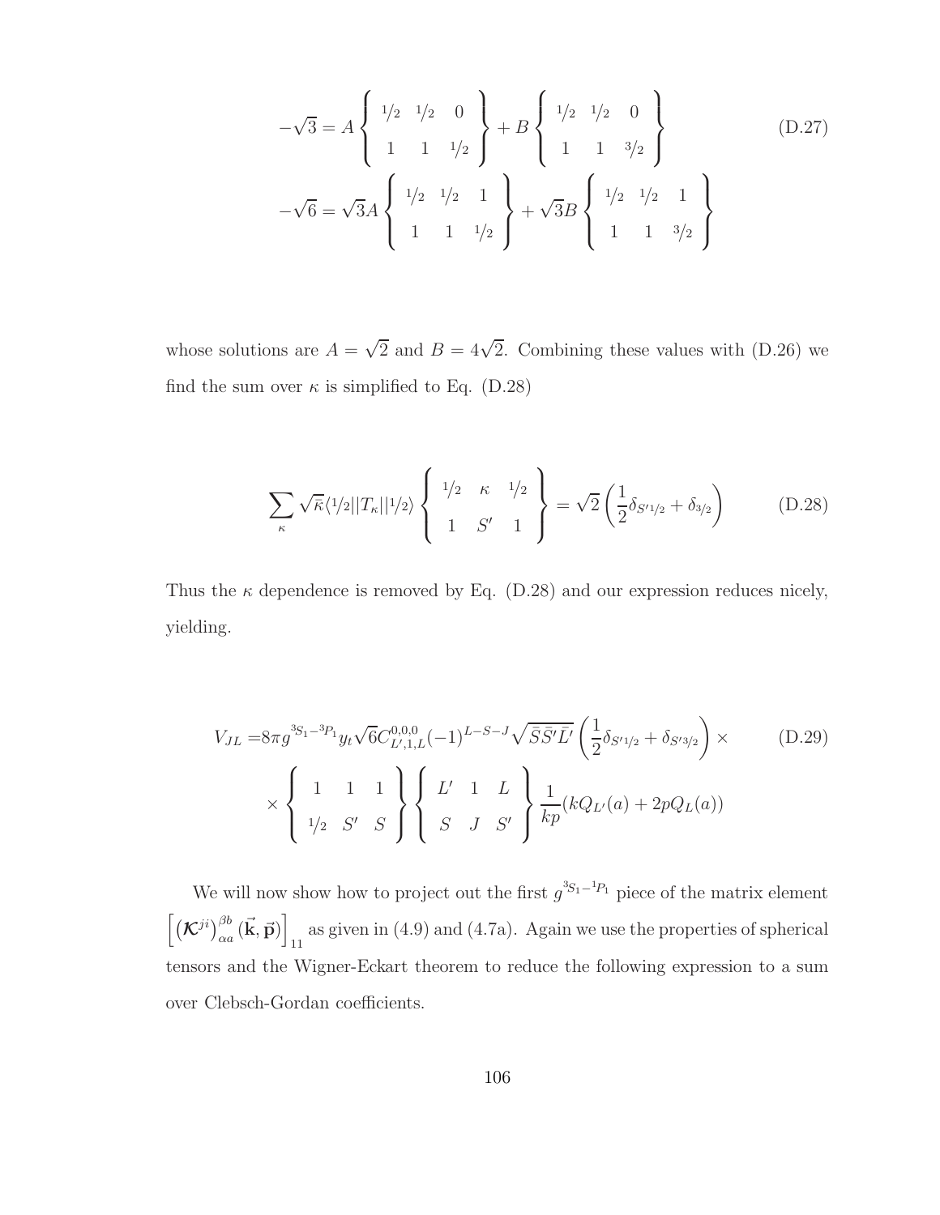$$-\sqrt{3} = A \begin{Bmatrix} 1/2 & 1/2 & 0 \\ 1 & 1 & 1/2 \end{Bmatrix} + B \begin{Bmatrix} 1/2 & 1/2 & 0 \\ 1 & 1 & 3/2 \end{Bmatrix} \tag{D.27}$$

$$-\sqrt{6} = \sqrt{3}A \begin{Bmatrix} 1/2 & 1/2 & 1 \\ 1 & 1 & 1/2 \end{Bmatrix} + \sqrt{3}B \begin{Bmatrix} 1/2 & 1/2 & 1 \\ 1 & 1 & 3/2 \end{Bmatrix}$$

whose solutions are $A = \sqrt{2}$ and $B = 4\sqrt{2}$. Combining these values with (D.26) we find the sum over $\kappa$ is simplified to Eq. (D.28)

$$\sum_{\kappa} \sqrt{\bar{\kappa}} \langle 1/2 || T_\kappa || 1/2 \rangle \begin{Bmatrix} 1/2 & \kappa & 1/2 \\ 1 & S' & 1 \end{Bmatrix} = \sqrt{2} \left( \frac{1}{2} \delta_{S' 1/2} + \delta_{3/2} \right) \tag{D.28}$$

Thus the $\kappa$ dependence is removed by Eq. (D.28) and our expression reduces nicely, yielding.

$$\begin{aligned} V_{JL} =& 8\pi g^{^3S_1 - ^3P_1} y_t \sqrt{6} C^{0,0,0}_{L',1,L} (-1)^{L-S-J} \sqrt{\bar{S}\bar{S}'\bar{L}'} \left( \frac{1}{2} \delta_{S' 1/2} + \delta_{S' 3/2} \right) \times \\ & \times \begin{Bmatrix} 1 & 1 & 1 \\ 1/2 & S' & S \end{Bmatrix} \begin{Bmatrix} L' & 1 & L \\ S & J & S' \end{Bmatrix} \frac{1}{kp} (k Q_{L'}(a) + 2p Q_L(a)) \end{aligned} \tag{D.29}$$

We will now show how to project out the first $g^{^3S_1 - ^1P_1}$ piece of the matrix element $\left[ \left( \mathcal{K}^{ji} \right)^{\beta b}_{\alpha a} (\vec{\mathbf{k}}, \vec{\mathbf{p}}) \right]_{11}$ as given in (4.9) and (4.7a). Again we use the properties of spherical tensors and the Wigner-Eckart theorem to reduce the following expression to a sum over Clebsch-Gordan coefficients.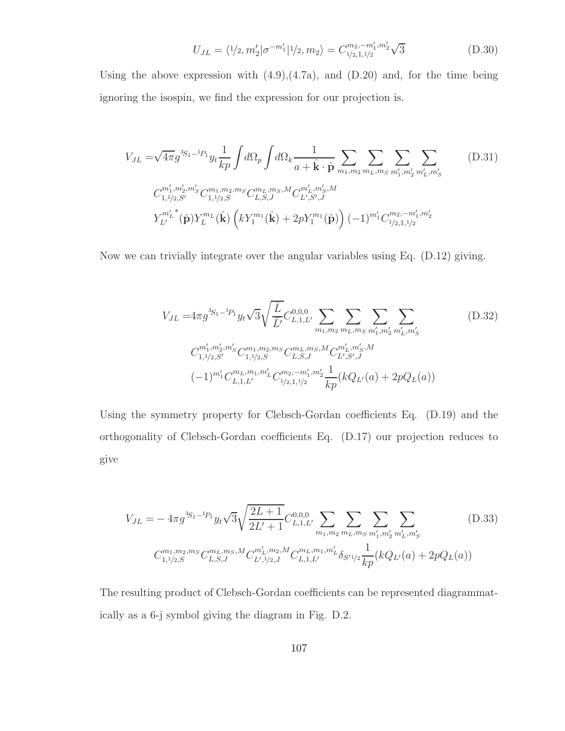$$U_{JL} = \langle {}^1\!/\!_2, m_2' | \sigma^{-m_1'} | {}^1\!/\!_2, m_2 \rangle = C^{m_2, -m_1', m_2'}_{{}^1\!/\!_2, 1, {}^1\!/\!_2} \sqrt{3} \tag{D.30}$$

Using the above expression with (4.9),(4.7a), and (D.20) and, for the time being ignoring the isospin, we find the expression for our projection is.

$$\begin{aligned}
V_{JL} =& \sqrt{4\pi} g^{{}^3S_1 - {}^1P_1} y_t \frac{1}{kp} \int d\Omega_p \int d\Omega_k \frac{1}{a + \hat{\mathbf{k}} \cdot \hat{\mathbf{p}}} \sum_{m_1, m_2} \sum_{m_L, m_S} \sum_{m_1', m_2'} \sum_{m_L', m_S'} \\
& C^{m_1', m_2', m_S'}_{1, {}^1\!/\!_2, S'} C^{m_1, m_2, m_S}_{1, {}^1\!/\!_2, S} C^{m_L, m_S, M}_{L, S, J} C^{m_L', m_S', M}_{L', S', J} \\
& Y^{m_L'}_{L'}{}^*(\hat{\mathbf{p}}) Y^{m_L}_L(\hat{\mathbf{k}}) \left( k Y^{m_1}_1(\hat{\mathbf{k}}) + 2p Y^{m_1}_1(\hat{\mathbf{p}}) \right) (-1)^{m_1'} C^{m_2, -m_1', m_2'}_{{}^1\!/\!_2, 1, {}^1\!/\!_2}
\end{aligned} \tag{D.31}$$

Now we can trivially integrate over the angular variables using Eq. (D.12) giving.

$$\begin{aligned}
V_{JL} =& 4\pi g^{{}^3S_1 - {}^1P_1} y_t \sqrt{3} \sqrt{\frac{\bar{L}}{\bar{L}'}} C^{0,0,0}_{L,1,L'} \sum_{m_1, m_2} \sum_{m_L, m_S} \sum_{m_1', m_2'} \sum_{m_L', m_S'} \\
& C^{m_1', m_2', m_S'}_{1, {}^1\!/\!_2, S'} C^{m_1, m_2, m_S}_{1, {}^1\!/\!_2, S} C^{m_L, m_S, M}_{L, S, J} C^{m_L', m_S', M}_{L', S', J} \\
& (-1)^{m_1'} C^{m_L, m_1, m_L'}_{L, 1, L'} C^{m_2, -m_1', m_2'}_{{}^1\!/\!_2, 1, {}^1\!/\!_2} \frac{1}{kp} (k Q_{L'}(a) + 2p Q_L(a))
\end{aligned} \tag{D.32}$$

Using the symmetry property for Clebsch-Gordan coefficients Eq. (D.19) and the orthogonality of Clebsch-Gordan coefficients Eq. (D.17) our projection reduces to give

$$\begin{aligned}
V_{JL} =& -4\pi g^{{}^3S_1 - {}^1P_1} y_t \sqrt{3} \sqrt{\frac{2L+1}{2L'+1}} C^{0,0,0}_{L,1,L'} \sum_{m_1, m_2} \sum_{m_L, m_S} \sum_{m_1', m_2'} \sum_{m_L', m_S'} \\
& C^{m_1, m_2, m_S}_{1, {}^1\!/\!_2, S} C^{m_L, m_S, M}_{L, S, J} C^{m_L', m_2, M}_{L', {}^1\!/\!_2, J} C^{m_L, m_1, m_L'}_{L, 1, L'} \delta_{S' {}^1\!/\!_2} \frac{1}{kp} (k Q_{L'}(a) + 2p Q_L(a))
\end{aligned} \tag{D.33}$$

The resulting product of Clebsch-Gordan coefficients can be represented diagrammatically as a 6-j symbol giving the diagram in Fig. D.2.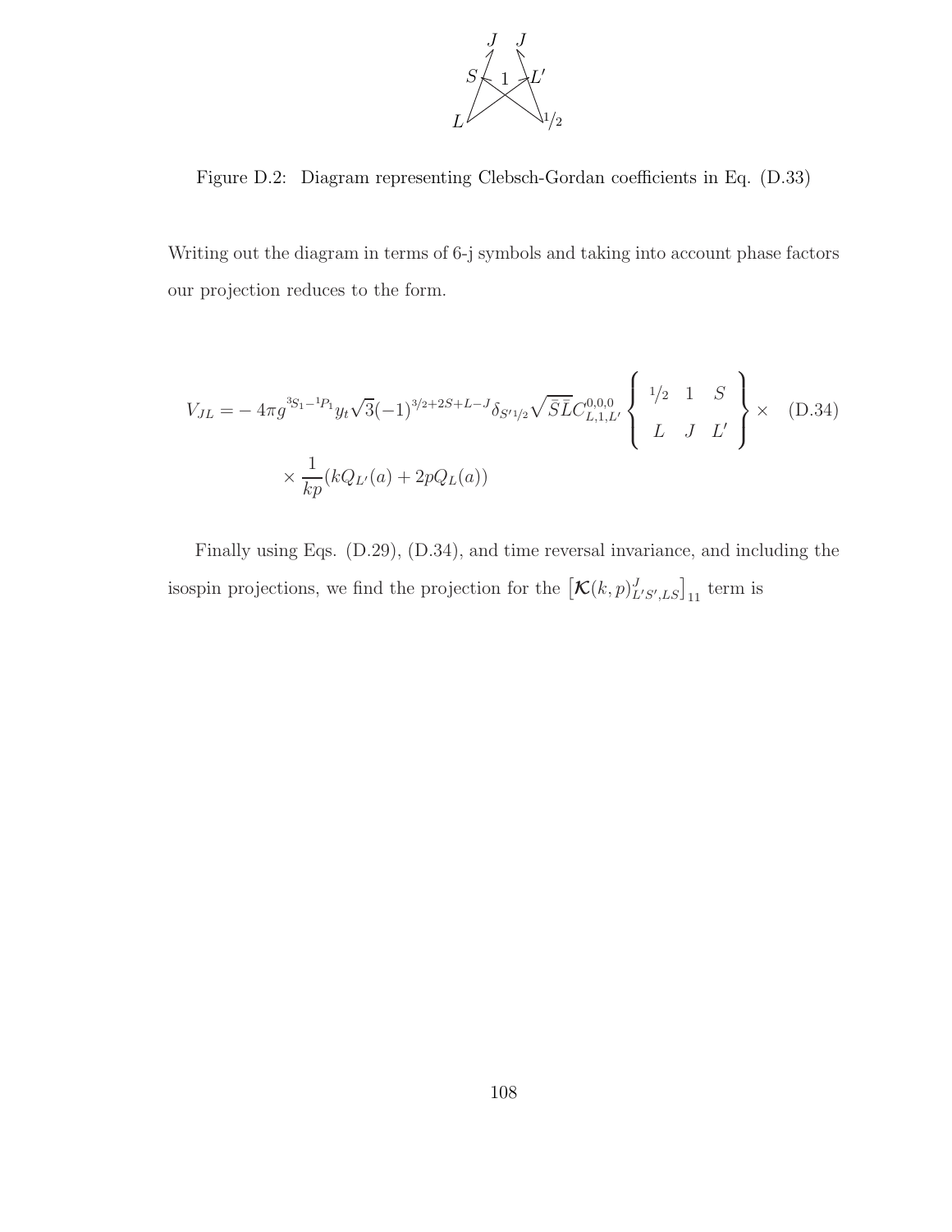Figure D.2: Diagram representing Clebsch-Gordan coefficients in Eq. (D.33)

Writing out the diagram in terms of 6-j symbols and taking into account phase factors our projection reduces to the form.

$$
\begin{aligned}
V_{JL} = & -4\pi g^{^3S_1-^1P_1} y_t \sqrt{3}(-1)^{3/2+2S+L-J}\delta_{S'1/2}\sqrt{\bar{S}\bar{L}}C^{0,0,0}_{L,1,L'}\begin{Bmatrix} 1/2 & 1 & S \\ L & J & L' \end{Bmatrix}\times \\
& \times \frac{1}{kp}(kQ_{L'}(a) + 2pQ_L(a))
\end{aligned}
\tag{D.34}
$$

Finally using Eqs. (D.29), (D.34), and time reversal invariance, and including the isospin projections, we find the projection for the $\left[\boldsymbol{\mathcal{K}}(k,p)^J_{L'S',LS}\right]_{11}$ term is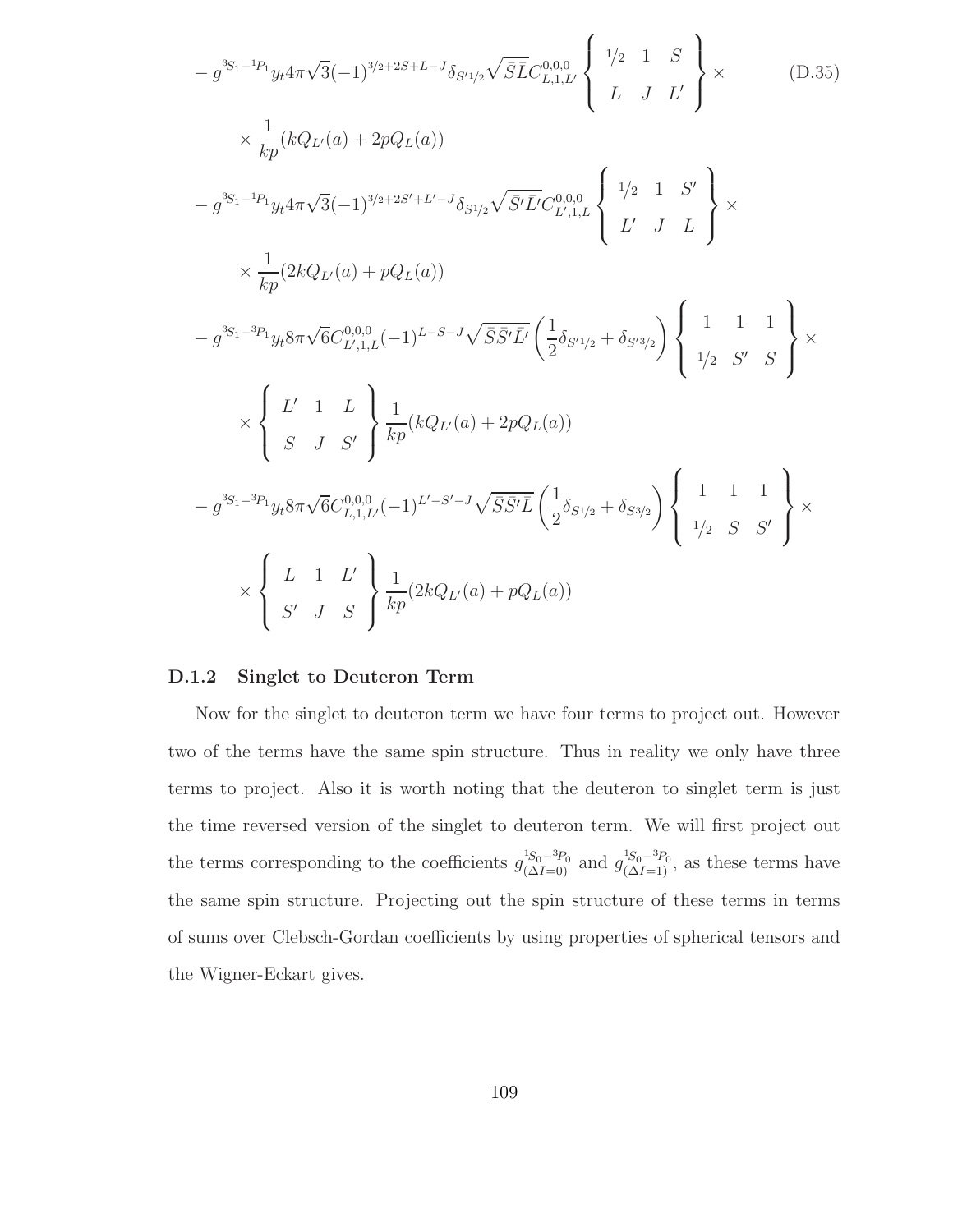$$
\begin{aligned}
&- g^{^3S_1-^1P_1} y_t 4\pi\sqrt{3}(-1)^{3/2+2S+L-J}\delta_{S'1/2}\sqrt{\bar{S}\bar{L}}C^{0,0,0}_{L,1,L'}\left\{\begin{array}{ccc} 1/2 & 1 & S \\ L & J & L' \end{array}\right\}\times \qquad \text{(D.35)}\\
&\quad\times \frac{1}{kp}(kQ_{L'}(a) + 2pQ_L(a))\\
&- g^{^3S_1-^1P_1} y_t 4\pi\sqrt{3}(-1)^{3/2+2S'+L'-J}\delta_{S1/2}\sqrt{\bar{S'}\bar{L'}}C^{0,0,0}_{L',1,L}\left\{\begin{array}{ccc} 1/2 & 1 & S' \\ L' & J & L \end{array}\right\}\times\\
&\quad\times \frac{1}{kp}(2kQ_{L'}(a) + pQ_L(a))\\
&- g^{^3S_1-^3P_1} y_t 8\pi\sqrt{6}C^{0,0,0}_{L',1,L}(-1)^{L-S-J}\sqrt{\bar{S}\bar{S'}\bar{L'}}\left(\frac{1}{2}\delta_{S'1/2} + \delta_{S'3/2}\right)\left\{\begin{array}{ccc} 1 & 1 & 1 \\ 1/2 & S' & S \end{array}\right\}\times\\
&\quad\times \left\{\begin{array}{ccc} L' & 1 & L \\ S & J & S' \end{array}\right\}\frac{1}{kp}(kQ_{L'}(a) + 2pQ_L(a))\\
&- g^{^3S_1-^3P_1} y_t 8\pi\sqrt{6}C^{0,0,0}_{L,1,L'}(-1)^{L'-S'-J}\sqrt{\bar{S}\bar{S'}\bar{L}}\left(\frac{1}{2}\delta_{S1/2} + \delta_{S3/2}\right)\left\{\begin{array}{ccc} 1 & 1 & 1 \\ 1/2 & S & S' \end{array}\right\}\times\\
&\quad\times \left\{\begin{array}{ccc} L & 1 & L' \\ S' & J & S \end{array}\right\}\frac{1}{kp}(2kQ_{L'}(a) + pQ_L(a))
\end{aligned}
$$

### D.1.2 Singlet to Deuteron Term

Now for the singlet to deuteron term we have four terms to project out. However two of the terms have the same spin structure. Thus in reality we only have three terms to project. Also it is worth noting that the deuteron to singlet term is just the time reversed version of the singlet to deuteron term. We will first project out the terms corresponding to the coefficients $g^{^1S_0-^3P_0}_{(\Delta I=0)}$ and $g^{^1S_0-^3P_0}_{(\Delta I=1)}$, as these terms have the same spin structure. Projecting out the spin structure of these terms in terms of sums over Clebsch-Gordan coefficients by using properties of spherical tensors and the Wigner-Eckart gives.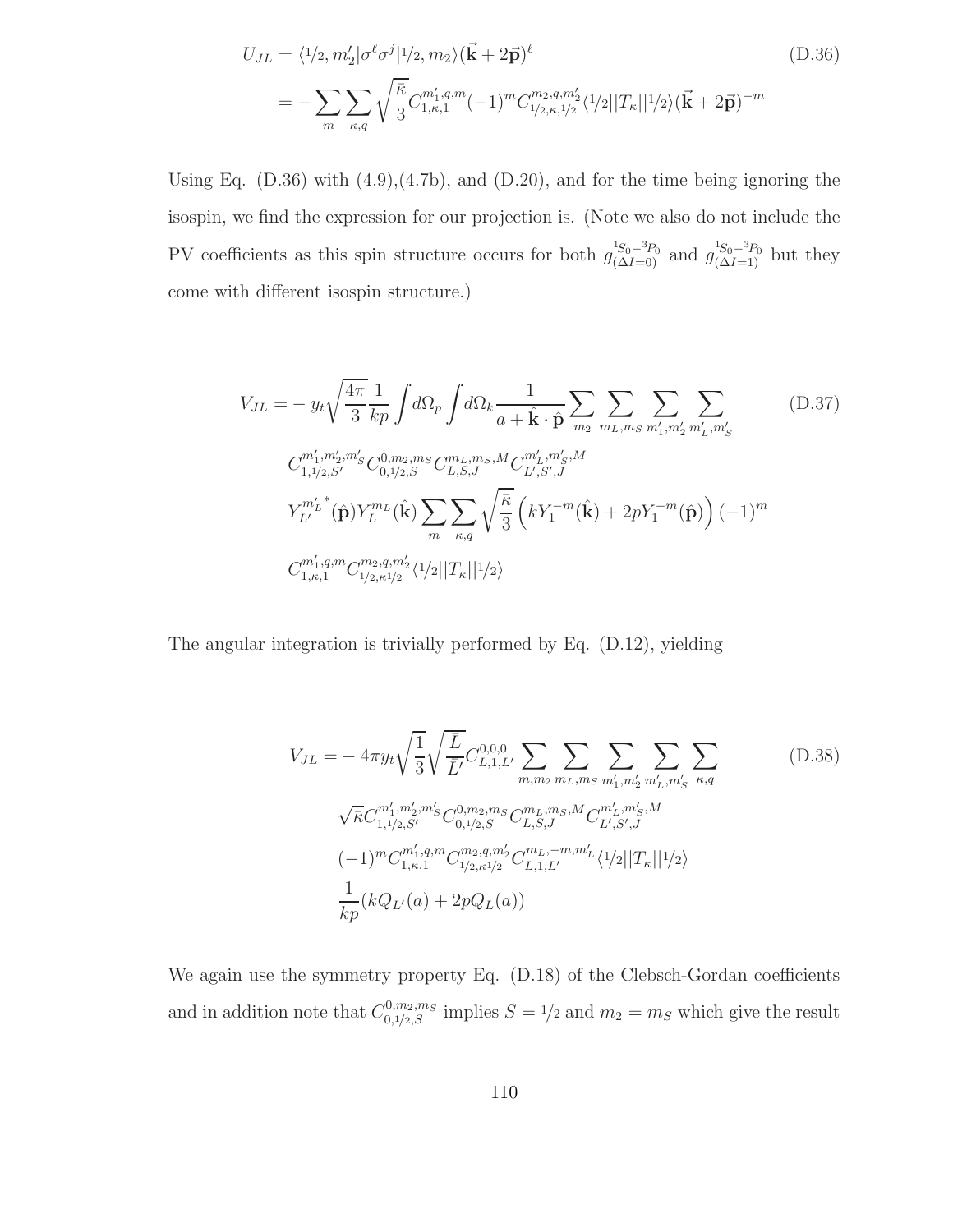$$
\begin{aligned}
U_{JL} &= \langle 1/2, m_2' | \sigma^\ell \sigma^j | 1/2, m_2 \rangle (\vec{\mathbf{k}} + 2\vec{\mathbf{p}})^\ell \\
&= -\sum_m \sum_{\kappa,q} \sqrt{\frac{\bar{\kappa}}{3}} C^{m_1',q,m}_{1,\kappa,1} (-1)^m C^{m_2,q,m_2'}_{1/2,\kappa,1/2} \langle 1/2 || T_\kappa || 1/2 \rangle (\vec{\mathbf{k}} + 2\vec{\mathbf{p}})^{-m}
\end{aligned} \tag{D.36}
$$

Using Eq. (D.36) with (4.9),(4.7b), and (D.20), and for the time being ignoring the isospin, we find the expression for our projection is. (Note we also do not include the PV coefficients as this spin structure occurs for both $g^{^1S_0-^3P_0}_{(\Delta I=0)}$ and $g^{^1S_0-^3P_0}_{(\Delta I=1)}$ but they come with different isospin structure.)

$$
\begin{aligned}
V_{JL} = &- y_t \sqrt{\frac{4\pi}{3}} \frac{1}{kp} \int d\Omega_p \int d\Omega_k \frac{1}{a + \hat{\mathbf{k}} \cdot \hat{\mathbf{p}}} \sum_{m_2} \sum_{m_L, m_S} \sum_{m_1', m_2'} \sum_{m_L', m_S'} \\
& C^{m_1', m_2', m_S'}_{1,1/2,S'} C^{0,m_2,m_S}_{0,1/2,S} C^{m_L,m_S,M}_{L,S,J} C^{m_L',m_S',M}_{L',S',J} \\
& Y^{m_L'}_{L'}{}^*(\hat{\mathbf{p}}) Y^{m_L}_L(\hat{\mathbf{k}}) \sum_m \sum_{\kappa,q} \sqrt{\frac{\bar{\kappa}}{3}} \left( k Y^{-m}_1(\hat{\mathbf{k}}) + 2p Y^{-m}_1(\hat{\mathbf{p}}) \right) (-1)^m \\
& C^{m_1',q,m}_{1,\kappa,1} C^{m_2,q,m_2'}_{1/2,\kappa 1/2} \langle 1/2 || T_\kappa || 1/2 \rangle
\end{aligned} \tag{D.37}
$$

The angular integration is trivially performed by Eq. (D.12), yielding

$$
\begin{aligned}
V_{JL} = &- 4\pi y_t \sqrt{\frac{1}{3}} \sqrt{\frac{\bar{L}}{\bar{L'}}} C^{0,0,0}_{L,1,L'} \sum_{m,m_2} \sum_{m_L, m_S} \sum_{m_1', m_2'} \sum_{m_L', m_S'} \sum_{\kappa,q} \\
& \sqrt{\bar{\kappa}} C^{m_1', m_2', m_S'}_{1,1/2,S'} C^{0,m_2,m_S}_{0,1/2,S} C^{m_L,m_S,M}_{L,S,J} C^{m_L',m_S',M}_{L',S',J} \\
& (-1)^m C^{m_1',q,m}_{1,\kappa,1} C^{m_2,q,m_2'}_{1/2,\kappa 1/2} C^{m_L,-m,m_L'}_{L,1,L'} \langle 1/2 || T_\kappa || 1/2 \rangle \\
& \frac{1}{kp} (k Q_{L'}(a) + 2p Q_L(a))
\end{aligned} \tag{D.38}
$$

We again use the symmetry property Eq. (D.18) of the Clebsch-Gordan coefficients and in addition note that $C^{0,m_2,m_S}_{0,1/2,S}$ implies $S = 1/2$ and $m_2 = m_S$ which give the result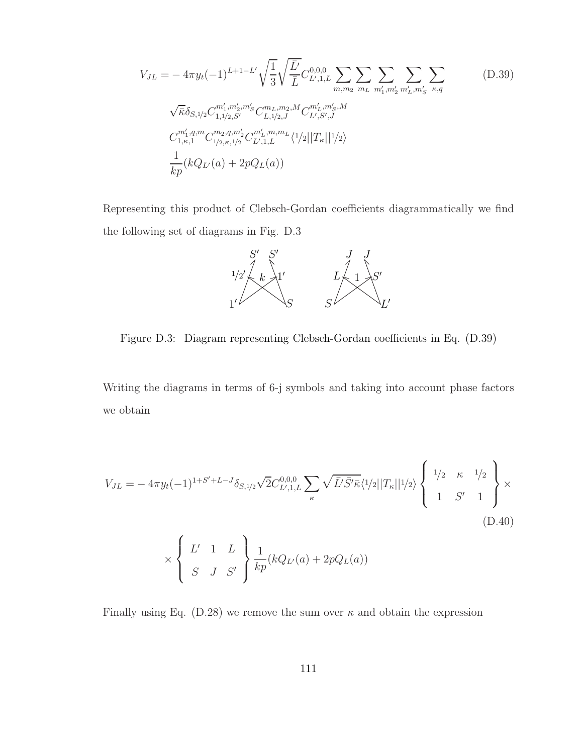$$
\begin{aligned}
V_{JL} =& -4\pi y_t (-1)^{L+1-L'} \sqrt{\frac{1}{3}} \sqrt{\frac{\bar{L}'}{\bar{L}}} C^{0,0,0}_{L',1,L} \sum_{m,m_2} \sum_{m_L} \sum_{m_1',m_2'} \sum_{m_L',m_S'} \sum_{\kappa,q} \\
& \sqrt{\bar{\kappa}} \delta_{S,1/2} C^{m_1',m_2',m_S'}_{1,1/2,S'} C^{m_L,m_2,M}_{L,1/2,J} C^{m_L',m_S',M}_{L',S',J} \\
& C^{m_1',q,m}_{1,\kappa,1} C^{m_2,q,m_2'}_{1/2,\kappa,1/2} C^{m_L',m,m_L}_{L',1,L} \langle 1/2 || T_\kappa || 1/2 \rangle \\
& \frac{1}{kp} (k Q_{L'}(a) + 2p Q_L(a))
\end{aligned}
\tag{D.39}
$$

Representing this product of Clebsch-Gordan coefficients diagrammatically we find the following set of diagrams in Fig. D.3

Figure D.3: Diagram representing Clebsch-Gordan coefficients in Eq. (D.39)

Writing the diagrams in terms of 6-j symbols and taking into account phase factors we obtain

$$
\begin{aligned}
V_{JL} =& -4\pi y_t (-1)^{1+S'+L-J} \delta_{S,1/2} \sqrt{2} C^{0,0,0}_{L',1,L} \sum_{\kappa} \sqrt{\bar{L}' \bar{S}' \bar{\kappa}} \langle 1/2 || T_\kappa || 1/2 \rangle \left\{ \begin{array}{ccc} 1/2 & \kappa & 1/2 \\ 1 & S' & 1 \end{array} \right\} \times \\
& \times \left\{ \begin{array}{ccc} L' & 1 & L \\ S & J & S' \end{array} \right\} \frac{1}{kp} (k Q_{L'}(a) + 2p Q_L(a))
\end{aligned}
\tag{D.40}
$$

Finally using Eq. (D.28) we remove the sum over $\kappa$ and obtain the expression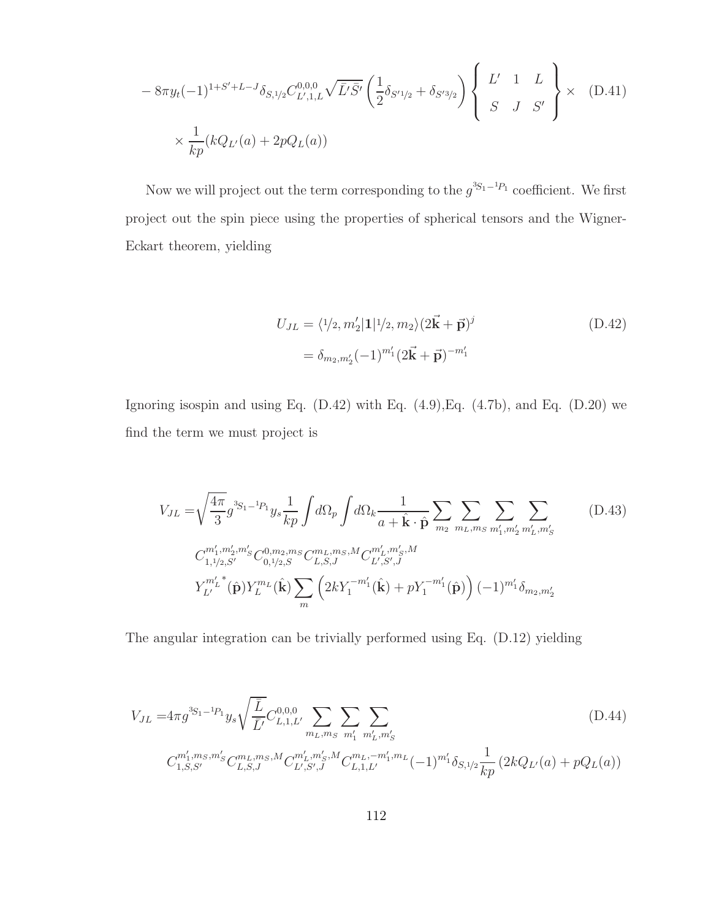$$
- 8\pi y_t (-1)^{1+S'+L-J} \delta_{S,1/2} C^{0,0,0}_{L',1,L} \sqrt{\bar{L'}\bar{S'}} \left( \frac{1}{2}\delta_{S'1/2} + \delta_{S'3/2} \right) \left\{ \begin{array}{ccc} L' & 1 & L \\ S & J & S' \end{array} \right\} \times \quad \text{(D.41)}
$$

$$
\times \frac{1}{kp}(kQ_{L'}(a) + 2pQ_L(a))
$$

Now we will project out the term corresponding to the $g^{^3S_1-^1P_1}$ coefficient. We first project out the spin piece using the properties of spherical tensors and the Wigner-Eckart theorem, yielding

$$
\begin{aligned}
U_{JL} &= \langle 1/2, m_2' | \mathbf{1} | 1/2, m_2 \rangle (2\vec{\mathbf{k}} + \vec{\mathbf{p}})^j \\
&= \delta_{m_2,m_2'} (-1)^{m_1'} (2\vec{\mathbf{k}} + \vec{\mathbf{p}})^{-m_1'}
\end{aligned} \quad \text{(D.42)}
$$

Ignoring isospin and using Eq. (D.42) with Eq. (4.9), Eq. (4.7b), and Eq. (D.20) we find the term we must project is

$$
\begin{aligned}
V_{JL} =& \sqrt{\frac{4\pi}{3}} g^{^3S_1-^1P_1} y_s \frac{1}{kp} \int d\Omega_p \int d\Omega_k \frac{1}{a + \hat{\mathbf{k}}\cdot\hat{\mathbf{p}}} \sum_{m_2} \sum_{m_L,m_S} \sum_{m_1',m_2'} \sum_{m_L',m_S'} \\
& C^{m_1',m_2',m_S'}_{1,1/2,S'} C^{0,m_2,m_S}_{0,1/2,S} C^{m_L,m_S,M}_{L,S,J} C^{m_L',m_S',M}_{L',S',J} \\
& {Y^{m_L'}_{L'}}^*(\hat{\mathbf{p}}) Y^{m_L}_L(\hat{\mathbf{k}}) \sum_m \left( 2kY_1^{-m_1'}(\hat{\mathbf{k}}) + pY_1^{-m_1'}(\hat{\mathbf{p}}) \right) (-1)^{m_1'} \delta_{m_2,m_2'}
\end{aligned} \quad \text{(D.43)}
$$

The angular integration can be trivially performed using Eq. (D.12) yielding

$$
\begin{aligned}
V_{JL} =& 4\pi g^{^3S_1-^1P_1} y_s \sqrt{\frac{\bar{L}}{\bar{L'}}} C^{0,0,0}_{L,1,L'} \sum_{m_L,m_S} \sum_{m_1'} \sum_{m_L',m_S'} \\
& C^{m_1',m_S,m_S'}_{1,S,S'} C^{m_L,m_S,M}_{L,S,J} C^{m_L',m_S',M}_{L',S',J} C^{m_L,-m_1',m_L}_{L,1,L'} (-1)^{m_1'} \delta_{S,1/2} \frac{1}{kp} \left( 2kQ_{L'}(a) + pQ_L(a) \right)
\end{aligned} \quad \text{(D.44)}
$$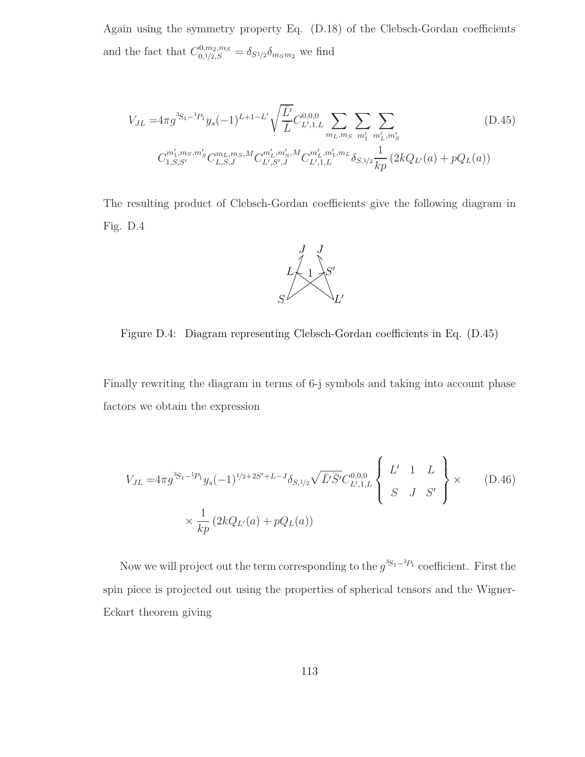Again using the symmetry property Eq. (D.18) of the Clebsch-Gordan coefficients and the fact that $C^{0,m_2,m_S}_{0,1/2,S} = \delta_{S1/2}\delta_{m_S m_2}$ we find

$$
\begin{aligned}
V_{JL} =& 4\pi g^{^3S_1-^1P_1} y_s (-1)^{L+1-L'} \sqrt{\frac{\bar{L'}}{\bar{L}}} C^{0,0,0}_{L',1,L} \sum_{m_L,m_S} \sum_{m'_1} \sum_{m'_L,m'_S} \\
& C^{m'_1,m_S,m'_S}_{1,S,S'} C^{m_L,m_S,M}_{L,S,J} C^{m'_L,m'_S,M}_{L',S',J} C^{m'_L,m'_1,m_L}_{L',1,L} \delta_{S,1/2} \frac{1}{kp} \left(2kQ_{L'}(a) + pQ_L(a)\right)
\end{aligned}
\tag{D.45}
$$

The resulting product of Clebsch-Gordan coefficients give the following diagram in Fig. D.4

Figure D.4: Diagram representing Clebsch-Gordan coefficients in Eq. (D.45)

Finally rewriting the diagram in terms of 6-j symbols and taking into account phase factors we obtain the expression

$$
\begin{aligned}
V_{JL} =& 4\pi g^{^3S_1-^1P_1} y_s (-1)^{1/2+2S'+L-J} \delta_{S,1/2} \sqrt{\bar{L'}\bar{S'}} C^{0,0,0}_{L',1,L} \begin{Bmatrix} L' & 1 & L \\ S & J & S' \end{Bmatrix} \times \\
& \times \frac{1}{kp} \left(2kQ_{L'}(a) + pQ_L(a)\right)
\end{aligned}
\tag{D.46}
$$

Now we will project out the term corresponding to the $g^{^3S_1-^3P_1}$ coefficient. First the spin piece is projected out using the properties of spherical tensors and the Wigner-Eckart theorem giving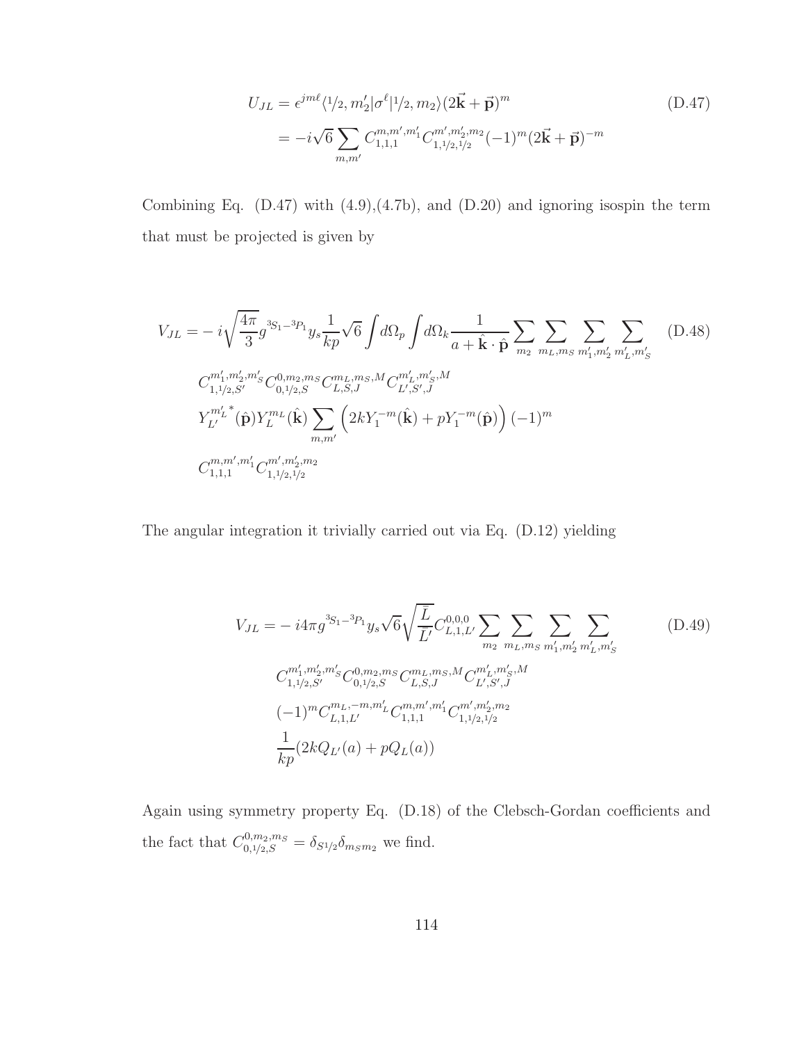$$
\begin{aligned}
U_{JL} &= \epsilon^{jm\ell}\langle 1/2, m_2'|\sigma^\ell|1/2, m_2\rangle(2\vec{\mathbf{k}}+\vec{\mathbf{p}})^m \\
&= -i\sqrt{6}\sum_{m,m'} C_{1,1,1}^{m,m',m_1'} C_{1,1/2,1/2}^{m',m_2',m_2}(-1)^m(2\vec{\mathbf{k}}+\vec{\mathbf{p}})^{-m}
\end{aligned}
\tag{D.47}
$$

Combining Eq. (D.47) with (4.9),(4.7b), and (D.20) and ignoring isospin the term that must be projected is given by

$$
\begin{aligned}
V_{JL} =& -i\sqrt{\frac{4\pi}{3}}g^{^3S_1-^3P_1}y_s\frac{1}{kp}\sqrt{6}\int d\Omega_p\int d\Omega_k\frac{1}{a+\hat{\mathbf{k}}\cdot\hat{\mathbf{p}}}\sum_{m_2}\sum_{m_L,m_S}\sum_{m_1',m_2'}\sum_{m_L',m_S'} \\
& C_{1,1/2,S'}^{m_1',m_2',m_S'}C_{0,1/2,S}^{0,m_2,m_S}C_{L,S,J}^{m_L,m_S,M}C_{L',S',J}^{m_L',m_S',M} \\
& {Y_{L'}^{m_L'}}^*(\hat{\mathbf{p}})Y_L^{m_L}(\hat{\mathbf{k}})\sum_{m,m'}\left(2kY_1^{-m}(\hat{\mathbf{k}})+pY_1^{-m}(\hat{\mathbf{p}})\right)(-1)^m \\
& C_{1,1,1}^{m,m',m_1'}C_{1,1/2,1/2}^{m',m_2',m_2}
\end{aligned}
\tag{D.48}
$$

The angular integration it trivially carried out via Eq. (D.12) yielding

$$
\begin{aligned}
V_{JL} =& -i4\pi g^{^3S_1-^3P_1}y_s\sqrt{6}\sqrt{\frac{\bar{L}}{\bar{L'}}}C_{L,1,L'}^{0,0,0}\sum_{m_2}\sum_{m_L,m_S}\sum_{m_1',m_2'}\sum_{m_L',m_S'} \\
& C_{1,1/2,S'}^{m_1',m_2',m_S'}C_{0,1/2,S}^{0,m_2,m_S}C_{L,S,J}^{m_L,m_S,M}C_{L',S',J}^{m_L',m_S',M} \\
& (-1)^m C_{L,1,L'}^{m_L,-m,m_L'}C_{1,1,1}^{m,m',m_1'}C_{1,1/2,1/2}^{m',m_2',m_2} \\
& \frac{1}{kp}(2kQ_{L'}(a)+pQ_L(a))
\end{aligned}
\tag{D.49}
$$

Again using symmetry property Eq. (D.18) of the Clebsch-Gordan coefficients and the fact that $C_{0,1/2,S}^{0,m_2,m_S}=\delta_{S1/2}\delta_{m_S m_2}$ we find.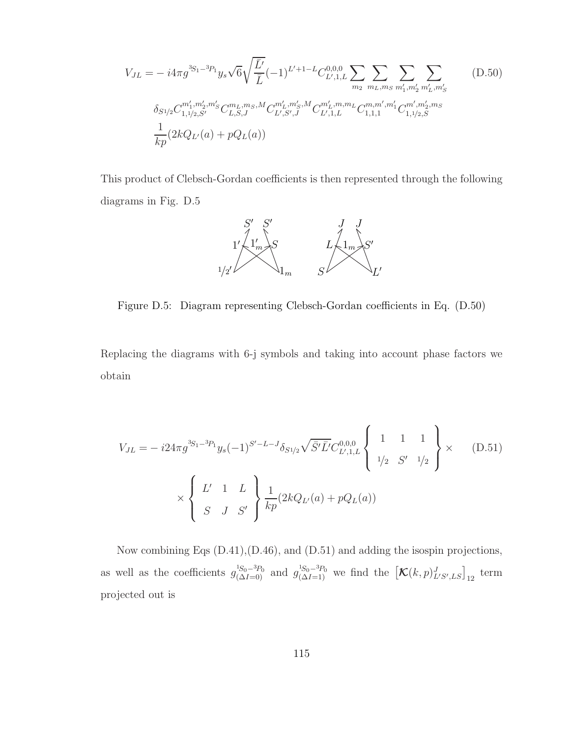$$V_{JL} = -i4\pi g^{^3S_1-^3P_1} y_s \sqrt{6}\sqrt{\frac{\bar{L}'}{\bar{L}}}(-1)^{L'+1-L} C^{0,0,0}_{L',1,L} \sum_{m_2} \sum_{m_L,m_S} \sum_{m'_1,m'_2} \sum_{m'_L,m'_S} \tag{D.50}$$
$$\delta_{S^1\!/\!_2} C^{m'_1,m'_2,m'_S}_{1,^1\!/\!_2,S'} C^{m_L,m_S,M}_{L,S,J} C^{m'_L,m'_S,M}_{L',S',J} C^{m'_L,m,m_L}_{L',1,L} C^{m,m',m'_1}_{1,1,1} C^{m',m'_2,m_S}_{1,^1\!/\!_2,S}$$
$$\frac{1}{kp}(2kQ_{L'}(a) + pQ_L(a))$$

This product of Clebsch-Gordan coefficients is then represented through the following diagrams in Fig. D.5

Figure D.5: Diagram representing Clebsch-Gordan coefficients in Eq. (D.50)

Replacing the diagrams with 6-j symbols and taking into account phase factors we obtain

$$V_{JL} = -i24\pi g^{^3S_1-^3P_1} y_s (-1)^{S'-L-J} \delta_{S^1\!/\!_2} \sqrt{\bar{S}'\bar{L}'} C^{0,0,0}_{L',1,L} \begin{Bmatrix} 1 & 1 & 1 \\ ^1\!/\!_2 & S' & ^1\!/\!_2 \end{Bmatrix} \times \tag{D.51}$$
$$\times \begin{Bmatrix} L' & 1 & L \\ S & J & S' \end{Bmatrix} \frac{1}{kp}(2kQ_{L'}(a) + pQ_L(a))$$

Now combining Eqs (D.41),(D.46), and (D.51) and adding the isospin projections, as well as the coefficients $g^{^1S_0-^3P_0}_{(\Delta I=0)}$ and $g^{^1S_0-^3P_0}_{(\Delta I=1)}$ we find the $\left[\mathcal{K}(k,p)^J_{L'S',LS}\right]_{12}$ term projected out is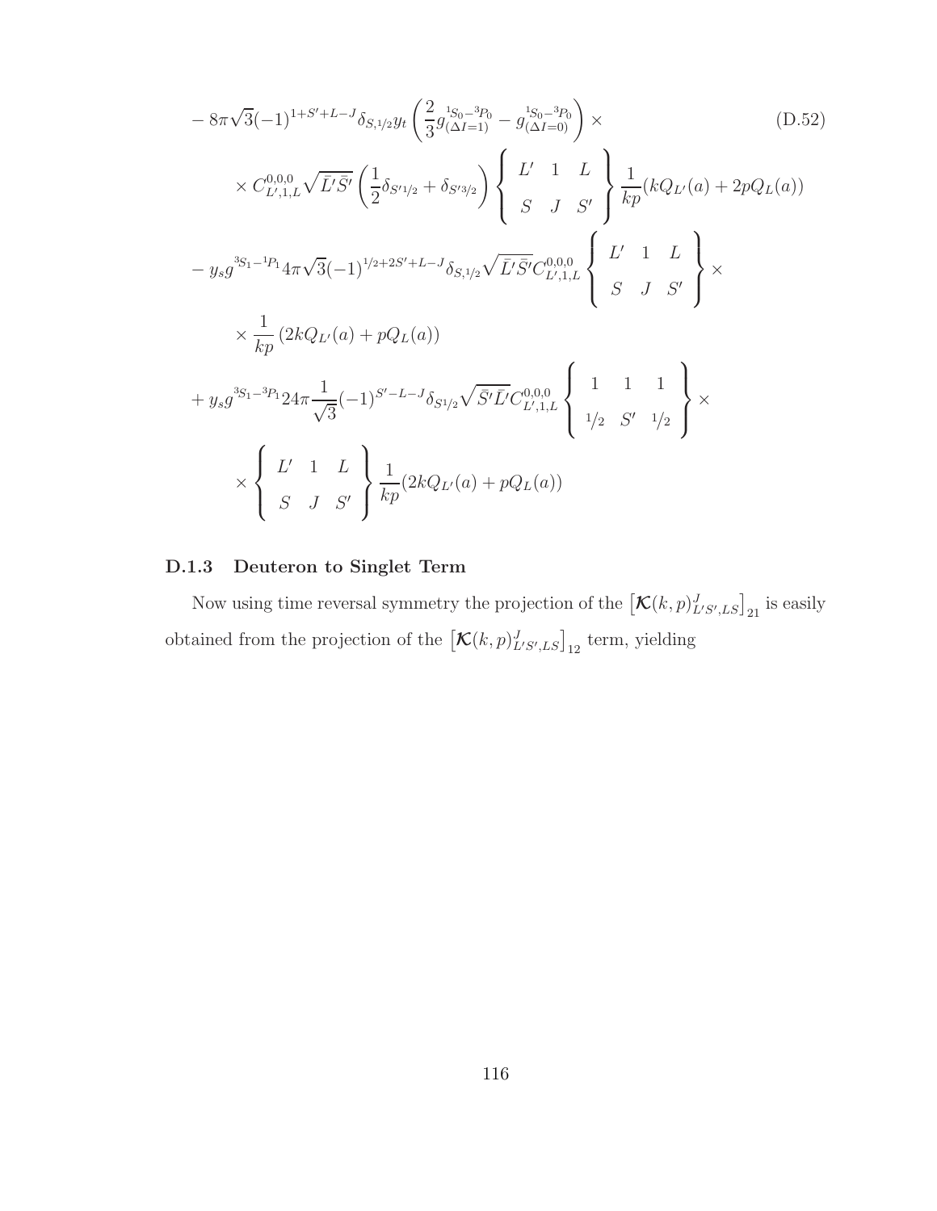$$
\begin{aligned}
& - 8\pi\sqrt{3}(-1)^{1+S'+L-J}\delta_{S,1/2}y_t\left(\frac{2}{3}g^{^1S_0-^3P_0}_{(\Delta I=1)} - g^{^1S_0-^3P_0}_{(\Delta I=0)}\right)\times \qquad \text{(D.52)}\\
& \quad \times C^{0,0,0}_{L',1,L}\sqrt{\bar{L}'\bar{S}'}\left(\frac{1}{2}\delta_{S'1/2} + \delta_{S'3/2}\right)\left\{\begin{array}{ccc} L' & 1 & L \\ S & J & S' \end{array}\right\}\frac{1}{kp}(kQ_{L'}(a) + 2pQ_L(a)) \\
& - y_s g^{^3S_1-^1P_1}4\pi\sqrt{3}(-1)^{1/2+2S'+L-J}\delta_{S,1/2}\sqrt{\bar{L}'\bar{S}'}C^{0,0,0}_{L',1,L}\left\{\begin{array}{ccc} L' & 1 & L \\ S & J & S' \end{array}\right\}\times \\
& \quad \times\frac{1}{kp}\left(2kQ_{L'}(a) + pQ_L(a)\right) \\
& + y_s g^{^3S_1-^3P_1}24\pi\frac{1}{\sqrt{3}}(-1)^{S'-L-J}\delta_{S1/2}\sqrt{\bar{S}'\bar{L}'}C^{0,0,0}_{L',1,L}\left\{\begin{array}{ccc} 1 & 1 & 1 \\ 1/2 & S' & 1/2 \end{array}\right\}\times \\
& \quad \times\left\{\begin{array}{ccc} L' & 1 & L \\ S & J & S' \end{array}\right\}\frac{1}{kp}(2kQ_{L'}(a) + pQ_L(a))
\end{aligned}
$$

### D.1.3 Deuteron to Singlet Term

Now using time reversal symmetry the projection of the $\left[\boldsymbol{\mathcal{K}}(k,p)^J_{L'S',LS}\right]_{21}$ is easily obtained from the projection of the $\left[\boldsymbol{\mathcal{K}}(k,p)^J_{L'S',LS}\right]_{12}$ term, yielding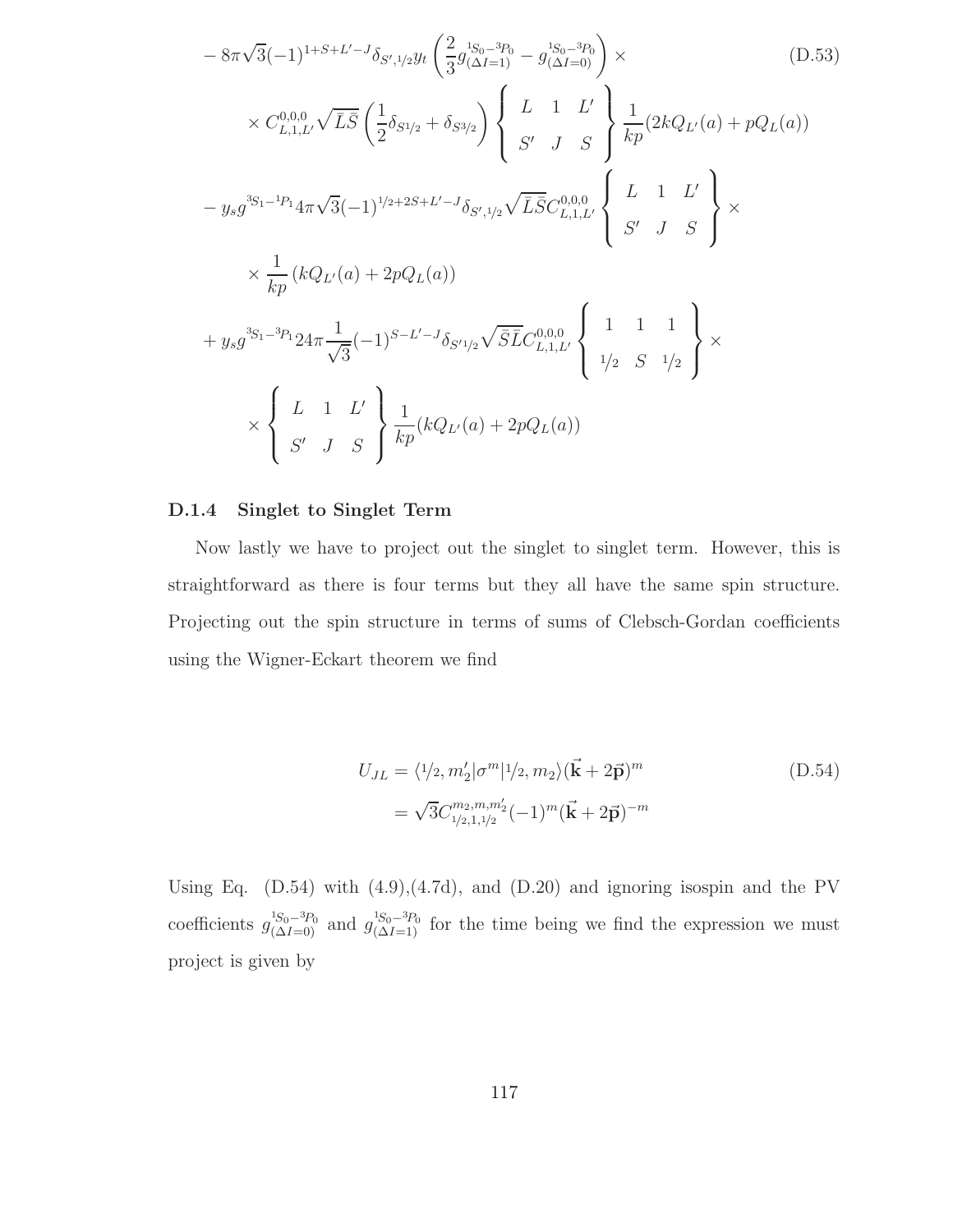$$
\begin{aligned}
&-8\pi\sqrt{3}(-1)^{1+S+L'-J}\delta_{S',1/2}y_t\left(\frac{2}{3}g^{{}^1S_0-{}^3P_0}_{(\Delta I=1)}-g^{{}^1S_0-{}^3P_0}_{(\Delta I=0)}\right)\times \\
&\quad\times C^{0,0,0}_{L,1,L'}\sqrt{\bar{L}\bar{S}}\left(\frac{1}{2}\delta_{S1/2}+\delta_{S3/2}\right)\left\{\begin{array}{ccc} L & 1 & L' \\ S' & J & S \end{array}\right\}\frac{1}{kp}(2kQ_{L'}(a)+pQ_L(a)) \\
&-y_s g^{{}^3S_1-{}^1P_1}4\pi\sqrt{3}(-1)^{1/2+2S+L'-J}\delta_{S',1/2}\sqrt{\bar{L}\bar{S}}C^{0,0,0}_{L,1,L'}\left\{\begin{array}{ccc} L & 1 & L' \\ S' & J & S \end{array}\right\}\times \\
&\quad\times\frac{1}{kp}\left(kQ_{L'}(a)+2pQ_L(a)\right) \\
&+y_s g^{{}^3S_1-{}^3P_1}24\pi\frac{1}{\sqrt{3}}(-1)^{S-L'-J}\delta_{S'1/2}\sqrt{\bar{S}\bar{L}}C^{0,0,0}_{L,1,L'}\left\{\begin{array}{ccc} 1 & 1 & 1 \\ 1/2 & S & 1/2 \end{array}\right\}\times \\
&\quad\times\left\{\begin{array}{ccc} L & 1 & L' \\ S' & J & S \end{array}\right\}\frac{1}{kp}(kQ_{L'}(a)+2pQ_L(a))
\end{aligned}
\tag{D.53}
$$

### D.1.4 Singlet to Singlet Term

Now lastly we have to project out the singlet to singlet term. However, this is straightforward as there is four terms but they all have the same spin structure. Projecting out the spin structure in terms of sums of Clebsch-Gordan coefficients using the Wigner-Eckart theorem we find

$$
\begin{aligned}
U_{JL} &= \langle 1/2, m_2'|\sigma^m|1/2, m_2\rangle(\vec{\mathbf{k}}+2\vec{\mathbf{p}})^m \\
&= \sqrt{3}C^{m_2,m,m_2'}_{1/2,1,1/2}(-1)^m(\vec{\mathbf{k}}+2\vec{\mathbf{p}})^{-m}
\end{aligned}
\tag{D.54}
$$

Using Eq. (D.54) with (4.9),(4.7d), and (D.20) and ignoring isospin and the PV coefficients $g^{{}^1S_0-{}^3P_0}_{(\Delta I=0)}$ and $g^{{}^1S_0-{}^3P_0}_{(\Delta I=1)}$ for the time being we find the expression we must project is given by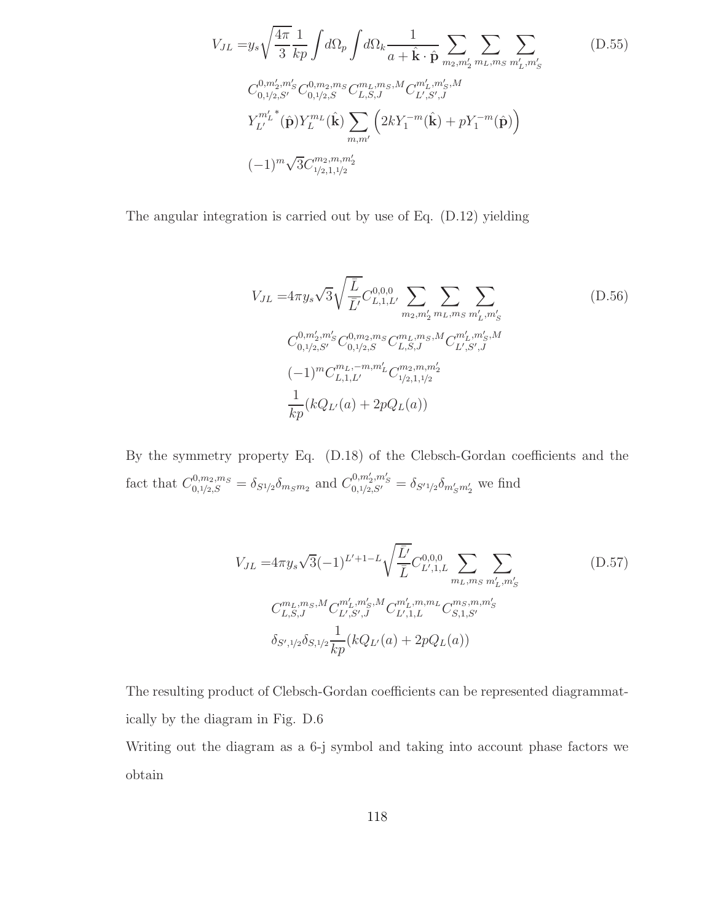$$
\begin{aligned}
V_{JL} =& y_s \sqrt{\frac{4\pi}{3}} \frac{1}{kp} \int d\Omega_p \int d\Omega_k \frac{1}{a + \hat{\mathbf{k}} \cdot \hat{\mathbf{p}}} \sum_{m_2, m_2'} \sum_{m_L, m_S} \sum_{m_L', m_S'} \\
& C_{0,1/2,S'}^{0,m_2',m_S'} C_{0,1/2,S}^{0,m_2,m_S} C_{L,S,J}^{m_L,m_S,M} C_{L',S',J}^{m_L',m_S',M} \\
& Y_{L'}^{m_L'\,*}(\hat{\mathbf{p}}) Y_L^{m_L}(\hat{\mathbf{k}}) \sum_{m,m'} \left( 2k Y_1^{-m}(\hat{\mathbf{k}}) + p Y_1^{-m}(\hat{\mathbf{p}}) \right) \\
& (-1)^m \sqrt{3} C_{1/2,1,1/2}^{m_2,m,m_2'}
\end{aligned} \tag{D.55}
$$

The angular integration is carried out by use of Eq. (D.12) yielding

$$
\begin{aligned}
V_{JL} =& 4\pi y_s \sqrt{3} \sqrt{\frac{\bar{L}}{\bar{L'}}} C_{L,1,L'}^{0,0,0} \sum_{m_2, m_2'} \sum_{m_L, m_S} \sum_{m_L', m_S'} \\
& C_{0,1/2,S'}^{0,m_2',m_S'} C_{0,1/2,S}^{0,m_2,m_S} C_{L,S,J}^{m_L,m_S,M} C_{L',S',J}^{m_L',m_S',M} \\
& (-1)^m C_{L,1,L'}^{m_L,-m,m_L'} C_{1/2,1,1/2}^{m_2,m,m_2'} \\
& \frac{1}{kp} (k Q_{L'}(a) + 2p Q_L(a))
\end{aligned} \tag{D.56}
$$

By the symmetry property Eq. (D.18) of the Clebsch-Gordan coefficients and the fact that $C_{0,1/2,S}^{0,m_2,m_S} = \delta_{S1/2}\delta_{m_S m_2}$ and $C_{0,1/2,S'}^{0,m_2',m_S'} = \delta_{S'1/2}\delta_{m_S' m_2'}$ we find

$$
\begin{aligned}
V_{JL} =& 4\pi y_s \sqrt{3} (-1)^{L'+1-L} \sqrt{\frac{\bar{L'}}{\bar{L}}} C_{L',1,L}^{0,0,0} \sum_{m_L, m_S} \sum_{m_L', m_S'} \\
& C_{L,S,J}^{m_L,m_S,M} C_{L',S',J}^{m_L',m_S',M} C_{L',1,L}^{m_L',m,m_L} C_{S,1,S'}^{m_S,m,m_S'} \\
& \delta_{S',1/2} \delta_{S,1/2} \frac{1}{kp} (k Q_{L'}(a) + 2p Q_L(a))
\end{aligned} \tag{D.57}
$$

The resulting product of Clebsch-Gordan coefficients can be represented diagrammatically by the diagram in Fig. D.6

Writing out the diagram as a 6-j symbol and taking into account phase factors we obtain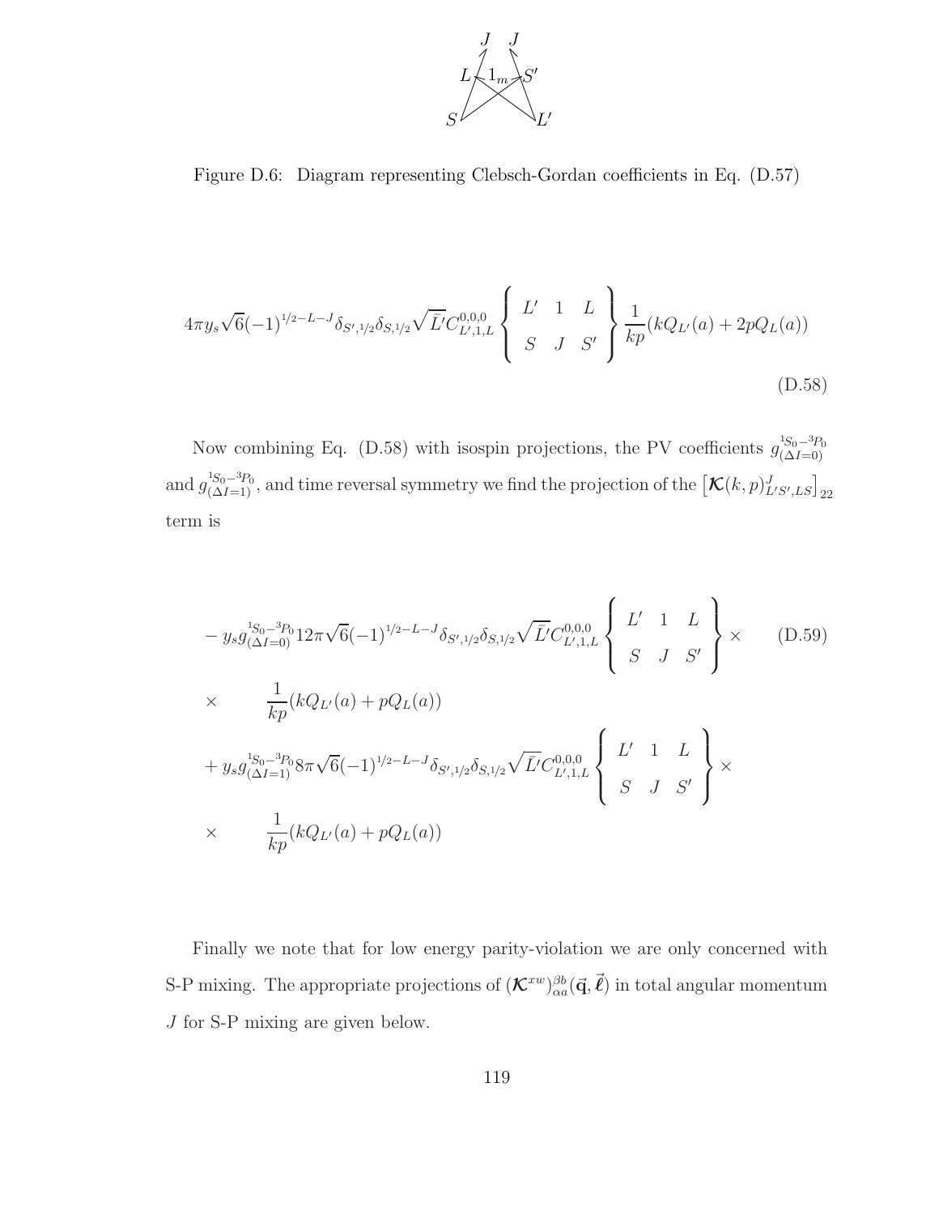Figure D.6: Diagram representing Clebsch-Gordan coefficients in Eq. (D.57)

$$4\pi y_s \sqrt{6}(-1)^{1/2-L-J}\delta_{S',1/2}\delta_{S,1/2}\sqrt{\bar{L}'}C^{0,0,0}_{L',1,L}\left\{\begin{array}{ccc} L' & 1 & L \\ S & J & S' \end{array}\right\}\frac{1}{kp}(kQ_{L'}(a)+2pQ_L(a)) \tag{D.58}$$

Now combining Eq. (D.58) with isospin projections, the PV coefficients $g^{^1S_0-^3P_0}_{(\Delta I=0)}$ and $g^{^1S_0-^3P_0}_{(\Delta I=1)}$, and time reversal symmetry we find the projection of the $\left[\boldsymbol{\mathcal{K}}(k,p)^J_{L'S',LS}\right]_{22}$ term is

$$\begin{aligned}
&-y_s g^{^1S_0-^3P_0}_{(\Delta I=0)} 12\pi\sqrt{6}(-1)^{1/2-L-J}\delta_{S',1/2}\delta_{S,1/2}\sqrt{\bar{L}'}C^{0,0,0}_{L',1,L}\left\{\begin{array}{ccc} L' & 1 & L \\ S & J & S' \end{array}\right\}\times \\
&\times \qquad \frac{1}{kp}(kQ_{L'}(a)+pQ_L(a)) \\
&+y_s g^{^1S_0-^3P_0}_{(\Delta I=1)} 8\pi\sqrt{6}(-1)^{1/2-L-J}\delta_{S',1/2}\delta_{S,1/2}\sqrt{\bar{L}'}C^{0,0,0}_{L',1,L}\left\{\begin{array}{ccc} L' & 1 & L \\ S & J & S' \end{array}\right\}\times \\
&\times \qquad \frac{1}{kp}(kQ_{L'}(a)+pQ_L(a))
\end{aligned} \tag{D.59}$$

Finally we note that for low energy parity-violation we are only concerned with S-P mixing. The appropriate projections of $(\boldsymbol{\mathcal{K}}^{xw})^{\beta b}_{\alpha a}(\vec{\mathbf{q}},\vec{\boldsymbol{\ell}})$ in total angular momentum $J$ for S-P mixing are given below.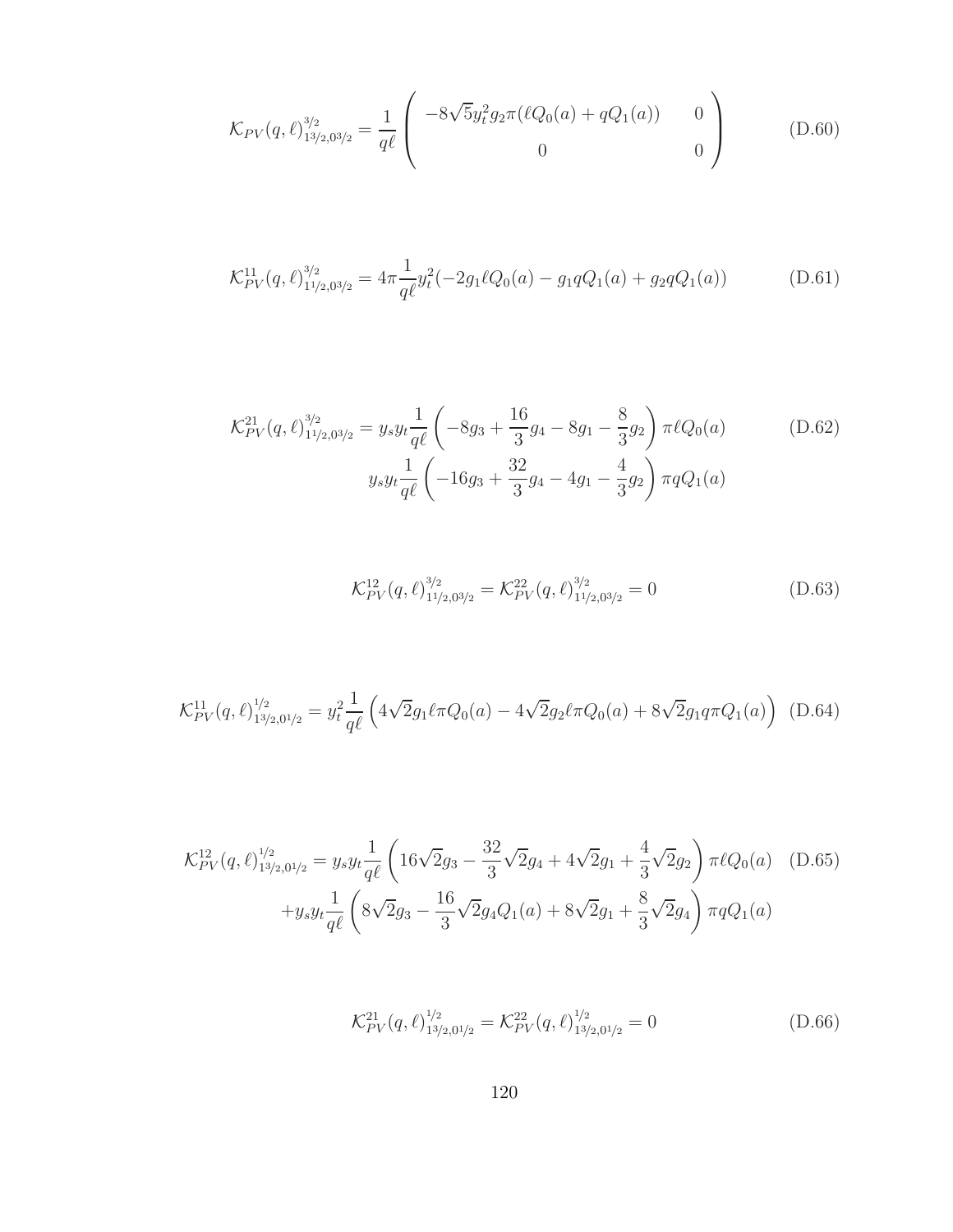$$\mathcal{K}_{PV}(q,\ell)^{3/2}_{1^{3/2},0^{3/2}} = \frac{1}{q\ell}\begin{pmatrix} -8\sqrt{5}y_t^2 g_2 \pi(\ell Q_0(a) + qQ_1(a)) & 0 \\ 0 & 0 \end{pmatrix} \tag{D.60}$$

$$\mathcal{K}^{11}_{PV}(q,\ell)^{3/2}_{1^{1/2},0^{3/2}} = 4\pi\frac{1}{q\ell}y_t^2(-2g_1\ell Q_0(a) - g_1 qQ_1(a) + g_2 qQ_1(a)) \tag{D.61}$$

$$\begin{aligned}\mathcal{K}^{21}_{PV}(q,\ell)^{3/2}_{1^{1/2},0^{3/2}} &= y_s y_t\frac{1}{q\ell}\left(-8g_3 + \frac{16}{3}g_4 - 8g_1 - \frac{8}{3}g_2\right)\pi\ell Q_0(a) \\ &\quad y_s y_t\frac{1}{q\ell}\left(-16g_3 + \frac{32}{3}g_4 - 4g_1 - \frac{4}{3}g_2\right)\pi qQ_1(a)\end{aligned} \tag{D.62}$$

$$\mathcal{K}^{12}_{PV}(q,\ell)^{3/2}_{1^{1/2},0^{3/2}} = \mathcal{K}^{22}_{PV}(q,\ell)^{3/2}_{1^{1/2},0^{3/2}} = 0 \tag{D.63}$$

$$\mathcal{K}^{11}_{PV}(q,\ell)^{1/2}_{1^{3/2},0^{1/2}} = y_t^2\frac{1}{q\ell}\left(4\sqrt{2}g_1\ell\pi Q_0(a) - 4\sqrt{2}g_2\ell\pi Q_0(a) + 8\sqrt{2}g_1 q\pi Q_1(a)\right) \tag{D.64}$$

$$\begin{aligned}\mathcal{K}^{12}_{PV}(q,\ell)^{1/2}_{1^{3/2},0^{1/2}} &= y_s y_t\frac{1}{q\ell}\left(16\sqrt{2}g_3 - \frac{32}{3}\sqrt{2}g_4 + 4\sqrt{2}g_1 + \frac{4}{3}\sqrt{2}g_2\right)\pi\ell Q_0(a) \\ &\quad + y_s y_t\frac{1}{q\ell}\left(8\sqrt{2}g_3 - \frac{16}{3}\sqrt{2}g_4 Q_1(a) + 8\sqrt{2}g_1 + \frac{8}{3}\sqrt{2}g_4\right)\pi qQ_1(a)\end{aligned} \tag{D.65}$$

$$\mathcal{K}^{21}_{PV}(q,\ell)^{1/2}_{1^{3/2},0^{1/2}} = \mathcal{K}^{22}_{PV}(q,\ell)^{1/2}_{1^{3/2},0^{1/2}} = 0 \tag{D.66}$$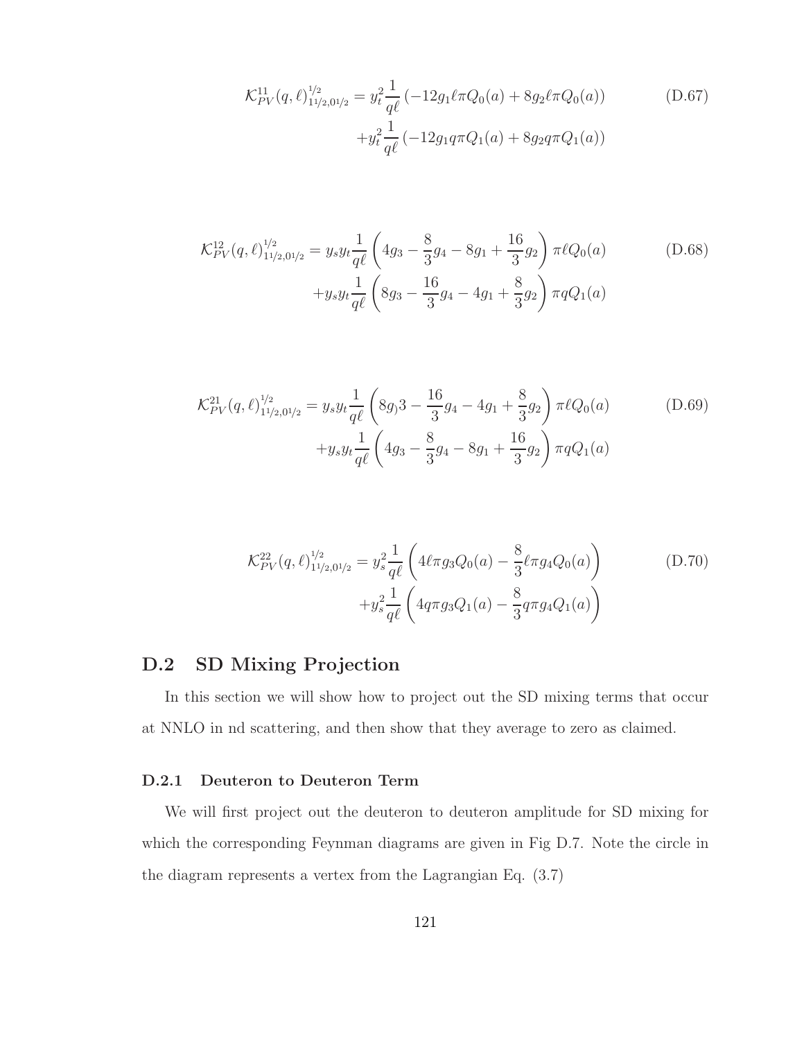$$\mathcal{K}_{PV}^{11}(q,\ell)^{1/2}_{11/2,01/2} = y_t^2\frac{1}{q\ell}\left(-12g_1\ell\pi Q_0(a) + 8g_2\ell\pi Q_0(a)\right) \\ + y_t^2\frac{1}{q\ell}\left(-12g_1 q\pi Q_1(a) + 8g_2 q\pi Q_1(a)\right) \tag{D.67}$$

$$\mathcal{K}_{PV}^{12}(q,\ell)^{1/2}_{11/2,01/2} = y_s y_t\frac{1}{q\ell}\left(4g_3 - \frac{8}{3}g_4 - 8g_1 + \frac{16}{3}g_2\right)\pi\ell Q_0(a) \\ + y_s y_t\frac{1}{q\ell}\left(8g_3 - \frac{16}{3}g_4 - 4g_1 + \frac{8}{3}g_2\right)\pi q Q_1(a) \tag{D.68}$$

$$\mathcal{K}_{PV}^{21}(q,\ell)^{1/2}_{11/2,01/2} = y_s y_t\frac{1}{q\ell}\left(8g_)3 - \frac{16}{3}g_4 - 4g_1 + \frac{8}{3}g_2\right)\pi\ell Q_0(a) \\ + y_s y_t\frac{1}{q\ell}\left(4g_3 - \frac{8}{3}g_4 - 8g_1 + \frac{16}{3}g_2\right)\pi q Q_1(a) \tag{D.69}$$

$$\mathcal{K}_{PV}^{22}(q,\ell)^{1/2}_{11/2,01/2} = y_s^2\frac{1}{q\ell}\left(4\ell\pi g_3 Q_0(a) - \frac{8}{3}\ell\pi g_4 Q_0(a)\right) \\ + y_s^2\frac{1}{q\ell}\left(4q\pi g_3 Q_1(a) - \frac{8}{3}q\pi g_4 Q_1(a)\right) \tag{D.70}$$

## D.2 SD Mixing Projection

In this section we will show how to project out the SD mixing terms that occur at NNLO in nd scattering, and then show that they average to zero as claimed.

### D.2.1 Deuteron to Deuteron Term

We will first project out the deuteron to deuteron amplitude for SD mixing for which the corresponding Feynman diagrams are given in Fig D.7. Note the circle in the diagram represents a vertex from the Lagrangian Eq. (3.7)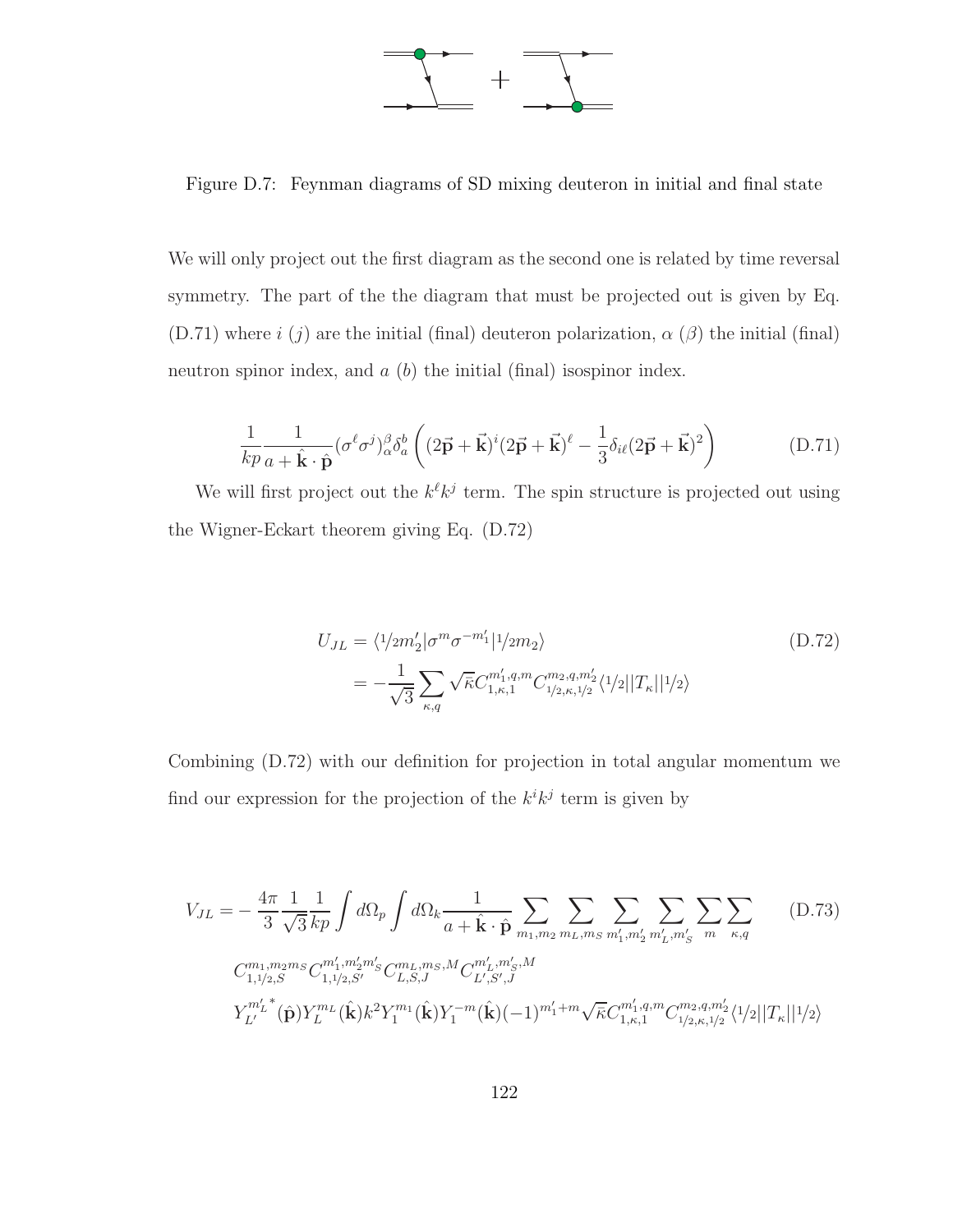Figure D.7: Feynman diagrams of SD mixing deuteron in initial and final state

We will only project out the first diagram as the second one is related by time reversal symmetry. The part of the the diagram that must be projected out is given by Eq. (D.71) where $i$ ($j$) are the initial (final) deuteron polarization, $\alpha$ ($\beta$) the initial (final) neutron spinor index, and $a$ ($b$) the initial (final) isospinor index.

$$\frac{1}{kp}\frac{1}{a+\hat{\mathbf{k}}\cdot\hat{\mathbf{p}}}(\sigma^{\ell}\sigma^{j})^{\beta}_{\alpha}\delta^{b}_{a}\left((2\vec{\mathbf{p}}+\vec{\mathbf{k}})^{i}(2\vec{\mathbf{p}}+\vec{\mathbf{k}})^{\ell}-\frac{1}{3}\delta_{i\ell}(2\vec{\mathbf{p}}+\vec{\mathbf{k}})^{2}\right) \tag{D.71}$$

We will first project out the $k^{\ell}k^{j}$ term. The spin structure is projected out using the Wigner-Eckart theorem giving Eq. (D.72)

$$\begin{aligned} U_{JL} &= \langle {}^{1}\!/\!{}_{2} m_2'|\sigma^{m}\sigma^{-m_1'}|{}^{1}\!/\!{}_{2} m_2\rangle \\ &= -\frac{1}{\sqrt{3}}\sum_{\kappa,q}\sqrt{\bar{\kappa}}C^{m_1',q,m}_{1,\kappa,1}C^{m_2,q,m_2'}_{1/2,\kappa,1/2}\langle {}^{1}\!/\!{}_{2}||T_{\kappa}||{}^{1}\!/\!{}_{2}\rangle \end{aligned} \tag{D.72}$$

Combining (D.72) with our definition for projection in total angular momentum we find our expression for the projection of the $k^{i}k^{j}$ term is given by

$$\begin{aligned} V_{JL} = &-\frac{4\pi}{3}\frac{1}{\sqrt{3}}\frac{1}{kp}\int d\Omega_p\int d\Omega_k\frac{1}{a+\hat{\mathbf{k}}\cdot\hat{\mathbf{p}}}\sum_{m_1,m_2}\sum_{m_L,m_S}\sum_{m_1',m_2'}\sum_{m_L',m_S'}\sum_{m}\sum_{\kappa,q} \\ &C^{m_1,m_2m_S}_{1,1/2,S}C^{m_1',m_2'm_S'}_{1,1/2,S'}C^{m_L,m_S,M}_{L,S,J}C^{m_L',m_S',M}_{L',S',J} \\ &Y^{m_L'}_{L'}{}^{*}(\hat{\mathbf{p}})Y^{m_L}_{L}(\hat{\mathbf{k}})k^{2}Y^{m_1}_{1}(\hat{\mathbf{k}})Y^{-m}_{1}(\hat{\mathbf{k}})(-1)^{m_1'+m}\sqrt{\bar{\kappa}}C^{m_1',q,m}_{1,\kappa,1}C^{m_2,q,m_2'}_{1/2,\kappa,1/2}\langle {}^{1}\!/\!{}_{2}||T_{\kappa}||{}^{1}\!/\!{}_{2}\rangle \end{aligned} \tag{D.73}$$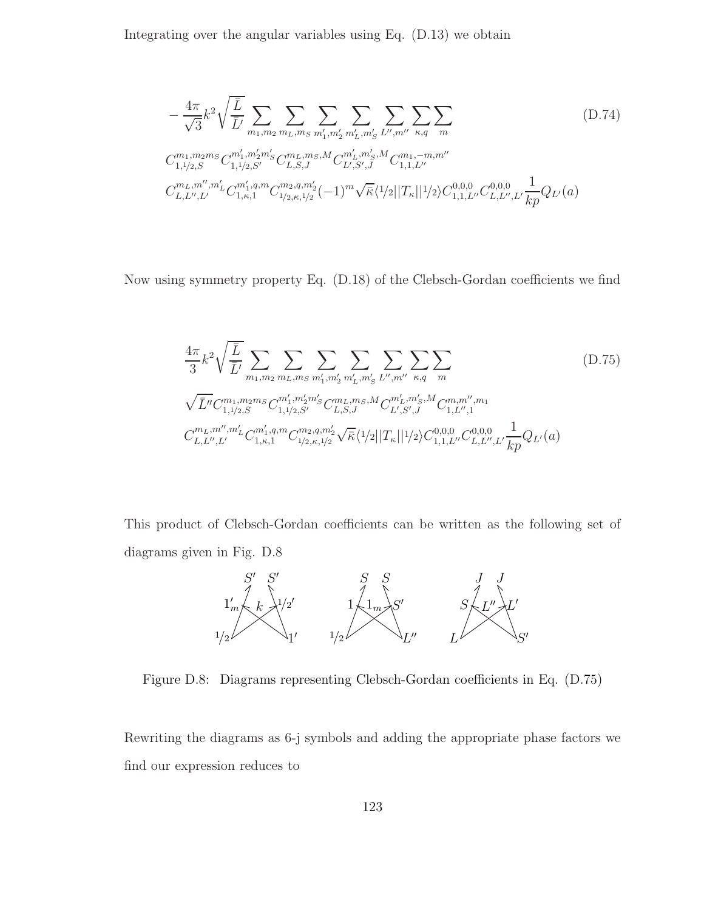Integrating over the angular variables using Eq. (D.13) we obtain

$$
-\frac{4\pi}{\sqrt{3}}k^2\sqrt{\frac{\bar{L}}{\bar{L}'}}\sum_{m_1,m_2}\sum_{m_L,m_S}\sum_{m_1',m_2'}\sum_{m_L',m_S'}\sum_{L'',m''}\sum_{\kappa,q}\sum_{m}
C^{m_1,m_2 m_S}_{1,1/2,S}C^{m_1',m_2' m_S'}_{1,1/2,S'}C^{m_L,m_S,M}_{L,S,J}C^{m_L',m_S',M}_{L',S',J}C^{m_1,-m,m''}_{1,1,L''}
C^{m_L,m'',m_L'}_{L,L'',L'}C^{m_1',q,m}_{1,\kappa,1}C^{m_2,q,m_2'}_{1/2,\kappa,1/2}(-1)^m\sqrt{\bar{\kappa}}\langle 1/2||T_\kappa||1/2\rangle C^{0,0,0}_{1,1,L''}C^{0,0,0}_{L,L'',L'}\frac{1}{kp}Q_{L'}(a) \tag{D.74}
$$

Now using symmetry property Eq. (D.18) of the Clebsch-Gordan coefficients we find

$$
\frac{4\pi}{3}k^2\sqrt{\frac{\bar{L}}{\bar{L}'}}\sum_{m_1,m_2}\sum_{m_L,m_S}\sum_{m_1',m_2'}\sum_{m_L',m_S'}\sum_{L'',m''}\sum_{\kappa,q}\sum_{m}
\sqrt{\bar{L}''}C^{m_1,m_2 m_S}_{1,1/2,S}C^{m_1',m_2' m_S'}_{1,1/2,S'}C^{m_L,m_S,M}_{L,S,J}C^{m_L',m_S',M}_{L',S',J}C^{m,m'',m_1}_{1,L'',1}
C^{m_L,m'',m_L'}_{L,L'',L'}C^{m_1',q,m}_{1,\kappa,1}C^{m_2,q,m_2'}_{1/2,\kappa,1/2}\sqrt{\bar{\kappa}}\langle 1/2||T_\kappa||1/2\rangle C^{0,0,0}_{1,1,L''}C^{0,0,0}_{L,L'',L'}\frac{1}{kp}Q_{L'}(a) \tag{D.75}
$$

This product of Clebsch-Gordan coefficients can be written as the following set of diagrams given in Fig. D.8

Figure D.8: Diagrams representing Clebsch-Gordan coefficients in Eq. (D.75)

Rewriting the diagrams as 6-j symbols and adding the appropriate phase factors we find our expression reduces to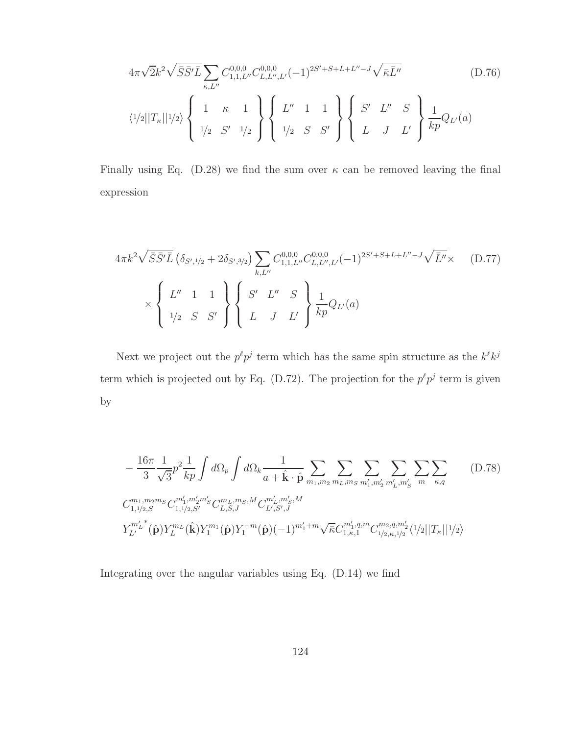$$4\pi\sqrt{2}k^2\sqrt{\bar{S}\bar{S}'\bar{L}}\sum_{\kappa,L''} C^{0,0,0}_{1,1,L''}C^{0,0,0}_{L,L'',L'}(-1)^{2S'+S+L+L''-J}\sqrt{\bar{\kappa}\bar{L}''} \tag{D.76}$$

$$\langle 1/2||T_\kappa||1/2\rangle \left\{\begin{array}{ccc} 1 & \kappa & 1 \\ 1/2 & S' & 1/2 \end{array}\right\} \left\{\begin{array}{ccc} L'' & 1 & 1 \\ 1/2 & S & S' \end{array}\right\} \left\{\begin{array}{ccc} S' & L'' & S \\ L & J & L' \end{array}\right\} \frac{1}{kp}Q_{L'}(a)$$

Finally using Eq. (D.28) we find the sum over $\kappa$ can be removed leaving the final expression

$$4\pi k^2\sqrt{\bar{S}\bar{S}'\bar{L}}\left(\delta_{S',1/2}+2\delta_{S',3/2}\right)\sum_{k,L''} C^{0,0,0}_{1,1,L''}C^{0,0,0}_{L,L'',L'}(-1)^{2S'+S+L+L''-J}\sqrt{\bar{L}''}\times \tag{D.77}$$

$$\times \left\{\begin{array}{ccc} L'' & 1 & 1 \\ 1/2 & S & S' \end{array}\right\} \left\{\begin{array}{ccc} S' & L'' & S \\ L & J & L' \end{array}\right\} \frac{1}{kp}Q_{L'}(a)$$

Next we project out the $p^\ell p^j$ term which has the same spin structure as the $k^\ell k^j$ term which is projected out by Eq. (D.72). The projection for the $p^\ell p^j$ term is given by

$$-\frac{16\pi}{3}\frac{1}{\sqrt{3}}p^2\frac{1}{kp}\int d\Omega_p\int d\Omega_k \frac{1}{a+\hat{\mathbf{k}}\cdot\hat{\mathbf{p}}}\sum_{m_1,m_2}\sum_{m_L,m_S}\sum_{m_1',m_2'}\sum_{m_L',m_S'}\sum_{m}\sum_{\kappa,q} \tag{D.78}$$

$$C^{m_1,m_2m_S}_{1,1/2,S}C^{m_1',m_2'm_S'}_{1,1/2,S'}C^{m_L,m_S,M}_{L,S,J}C^{m_L',m_S',M}_{L',S',J}$$

$$Y^{m_L'}_{L'}{}^{*}(\hat{\mathbf{p}})Y^{m_L}_{L}(\hat{\mathbf{k}})Y^{m_1}_{1}(\hat{\mathbf{p}})Y^{-m}_{1}(\hat{\mathbf{p}})(-1)^{m_1'+m}\sqrt{\bar{\kappa}}C^{m_1',q,m}_{1,\kappa,1}C^{m_2,q,m_2'}_{1/2,\kappa,1/2}\langle 1/2||T_\kappa||1/2\rangle$$

Integrating over the angular variables using Eq. (D.14) we find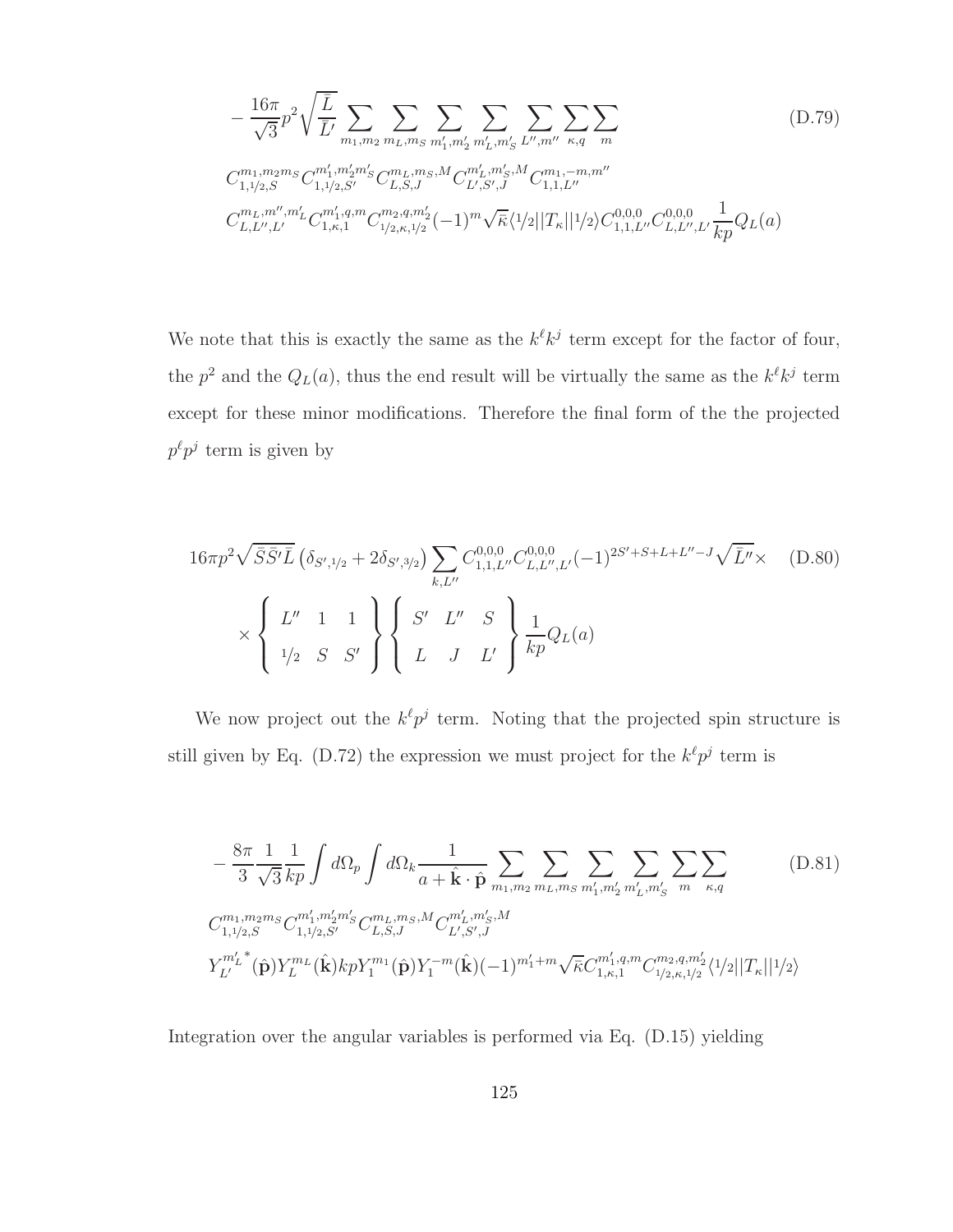$$
\begin{aligned}
&-\frac{16\pi}{\sqrt{3}}p^2\sqrt{\frac{\bar{L}}{\bar{L}'}}\sum_{m_1,m_2}\sum_{m_L,m_S}\sum_{m_1',m_2'}\sum_{m_L',m_S'}\sum_{L'',m''}\sum_{\kappa,q}\sum_{m} \qquad \text{(D.79)}\\
&C_{1,1/2,S}^{m_1,m_2 m_S}C_{1,1/2,S'}^{m_1',m_2' m_S'}C_{L,S,J}^{m_L,m_S,M}C_{L',S',J}^{m_L',m_S',M}C_{1,1,L''}^{m_1,-m,m''}\\
&C_{L,L'',L'}^{m_L,m'',m_L'}C_{1,\kappa,1}^{m_1',q,m}C_{1/2,\kappa,1/2}^{m_2,q,m_2'}(-1)^m\sqrt{\bar{\kappa}}\langle 1/2||T_\kappa||1/2\rangle C_{1,1,L''}^{0,0,0}C_{L,L'',L'}^{0,0,0}\frac{1}{kp}Q_L(a)
\end{aligned}
$$

We note that this is exactly the same as the $k^\ell k^j$ term except for the factor of four, the $p^2$ and the $Q_L(a)$, thus the end result will be virtually the same as the $k^\ell k^j$ term except for these minor modifications. Therefore the final form of the the projected $p^\ell p^j$ term is given by

$$
\begin{aligned}
&16\pi p^2\sqrt{\bar{S}\bar{S}'\bar{L}}\left(\delta_{S',1/2}+2\delta_{S',3/2}\right)\sum_{k,L''}C_{1,1,L''}^{0,0,0}C_{L,L'',L'}^{0,0,0}(-1)^{2S'+S+L+L''-J}\sqrt{\bar{L}''}\times \qquad \text{(D.80)}\\
&\times\left\{\begin{array}{ccc} L'' & 1 & 1\\ 1/2 & S & S'\end{array}\right\}\left\{\begin{array}{ccc} S' & L'' & S\\ L & J & L'\end{array}\right\}\frac{1}{kp}Q_L(a)
\end{aligned}
$$

We now project out the $k^\ell p^j$ term. Noting that the projected spin structure is still given by Eq. (D.72) the expression we must project for the $k^\ell p^j$ term is

$$
\begin{aligned}
&-\frac{8\pi}{3}\frac{1}{\sqrt{3}}\frac{1}{kp}\int d\Omega_p\int d\Omega_k\frac{1}{a+\hat{\mathbf{k}}\cdot\hat{\mathbf{p}}}\sum_{m_1,m_2}\sum_{m_L,m_S}\sum_{m_1',m_2'}\sum_{m_L',m_S'}\sum_{m}\sum_{\kappa,q} \qquad \text{(D.81)}\\
&C_{1,1/2,S}^{m_1,m_2 m_S}C_{1,1/2,S'}^{m_1',m_2' m_S'}C_{L,S,J}^{m_L,m_S,M}C_{L',S',J}^{m_L',m_S',M}\\
&Y_{L'}^{m_L'\,*}(\hat{\mathbf{p}})Y_L^{m_L}(\hat{\mathbf{k}})kpY_1^{m_1}(\hat{\mathbf{p}})Y_1^{-m}(\hat{\mathbf{k}})(-1)^{m_1'+m}\sqrt{\bar{\kappa}}C_{1,\kappa,1}^{m_1',q,m}C_{1/2,\kappa,1/2}^{m_2,q,m_2'}\langle 1/2||T_\kappa||1/2\rangle
\end{aligned}
$$

Integration over the angular variables is performed via Eq. (D.15) yielding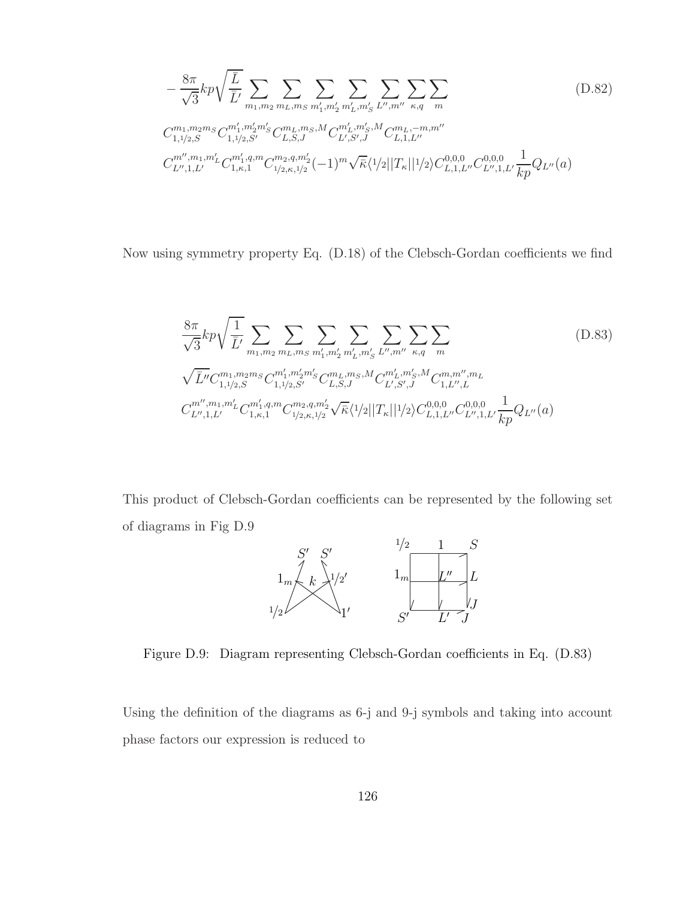$$
-\frac{8\pi}{\sqrt{3}}kp\sqrt{\frac{\bar{L}}{\bar{L}'}}\sum_{m_1,m_2}\sum_{m_L,m_S}\sum_{m_1',m_2'}\sum_{m_L',m_S'}\sum_{L'',m''}\sum_{\kappa,q}\sum_{m}
\tag{D.82}
$$

$$
C^{m_1,m_2m_S}_{1,1/2,S}C^{m_1',m_2'm_S'}_{1,1/2,S'}C^{m_L,m_S,M}_{L,S,J}C^{m_L',m_S',M}_{L',S',J}C^{m_L,-m,m''}_{L,1,L''}
$$

$$
C^{m'',m_1,m_L'}_{L'',1,L'}C^{m_1',q,m}_{1,\kappa,1}C^{m_2,q,m_2'}_{1/2,\kappa,1/2}(-1)^m\sqrt{\bar{\kappa}}\langle 1/2||T_\kappa||1/2\rangle C^{0,0,0}_{L,1,L''}C^{0,0,0}_{L'',1,L'}\frac{1}{kp}Q_{L''}(a)
$$

Now using symmetry property Eq. (D.18) of the Clebsch-Gordan coefficients we find

$$
\frac{8\pi}{\sqrt{3}}kp\sqrt{\frac{1}{\bar{L}'}}\sum_{m_1,m_2}\sum_{m_L,m_S}\sum_{m_1',m_2'}\sum_{m_L',m_S'}\sum_{L'',m''}\sum_{\kappa,q}\sum_{m}
\tag{D.83}
$$

$$
\sqrt{\bar{L}''}C^{m_1,m_2m_S}_{1,1/2,S}C^{m_1',m_2'm_S'}_{1,1/2,S'}C^{m_L,m_S,M}_{L,S,J}C^{m_L',m_S',M}_{L',S',J}C^{m,m'',m_L}_{1,L'',L}
$$

$$
C^{m'',m_1,m_L'}_{L'',1,L'}C^{m_1',q,m}_{1,\kappa,1}C^{m_2,q,m_2'}_{1/2,\kappa,1/2}\sqrt{\bar{\kappa}}\langle 1/2||T_\kappa||1/2\rangle C^{0,0,0}_{L,1,L''}C^{0,0,0}_{L'',1,L'}\frac{1}{kp}Q_{L''}(a)
$$

This product of Clebsch-Gordan coefficients can be represented by the following set of diagrams in Fig D.9

Figure D.9: Diagram representing Clebsch-Gordan coefficients in Eq. (D.83)

Using the definition of the diagrams as 6-j and 9-j symbols and taking into account phase factors our expression is reduced to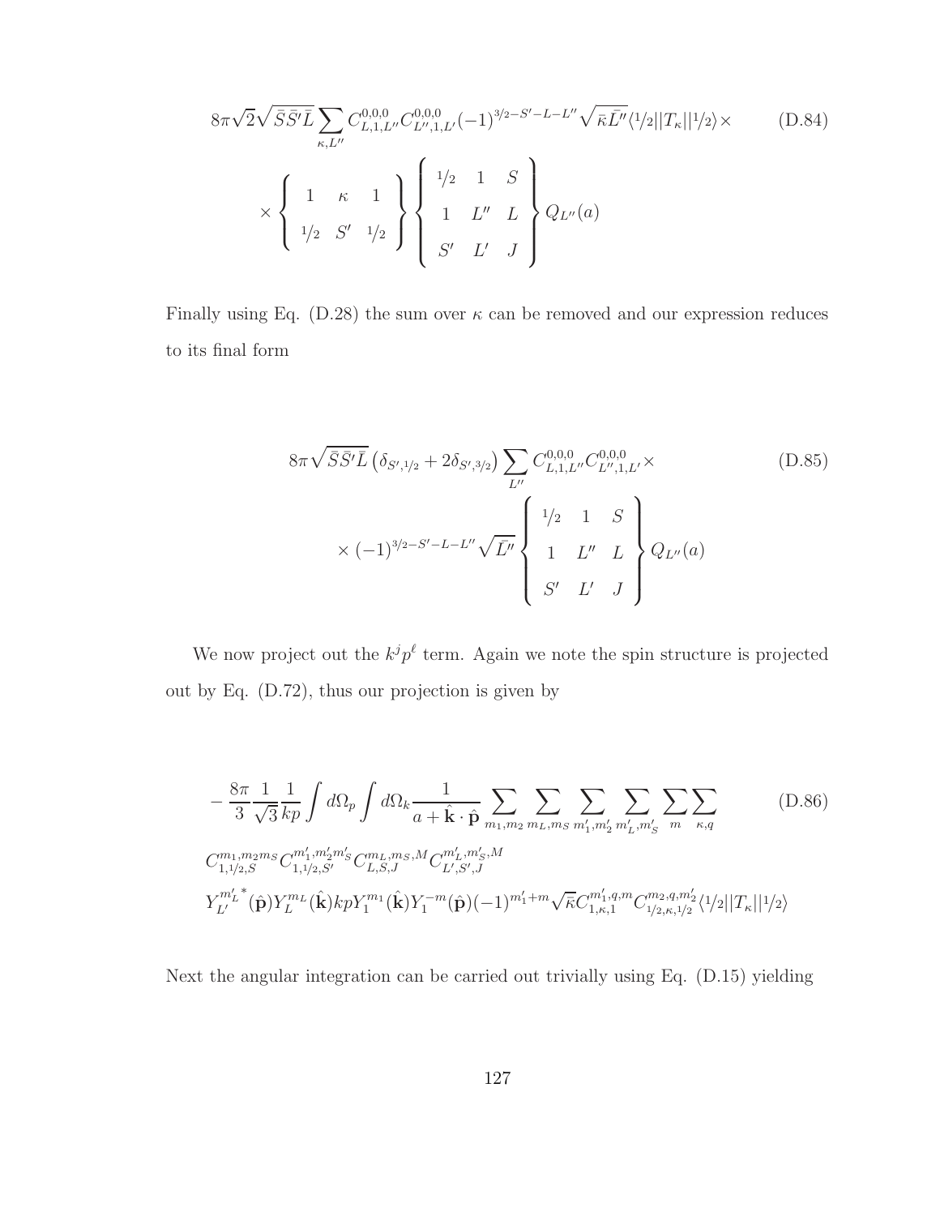$$8\pi\sqrt{2}\sqrt{\bar{S}\bar{S}'\bar{L}}\sum_{\kappa,L''} C^{0,0,0}_{L,1,L''} C^{0,0,0}_{L'',1,L'} (-1)^{3/2-S'-L-L''}\sqrt{\bar{\kappa}\bar{L}''}\langle 1/2||T_\kappa||1/2\rangle \times \tag{D.84}$$

$$\times \left\{ \begin{array}{ccc} 1 & \kappa & 1 \\ 1/2 & S' & 1/2 \end{array} \right\} \left\{ \begin{array}{ccc} 1/2 & 1 & S \\ 1 & L'' & L \\ S' & L' & J \end{array} \right\} Q_{L''}(a)$$

Finally using Eq. (D.28) the sum over $\kappa$ can be removed and our expression reduces to its final form

$$8\pi\sqrt{\bar{S}\bar{S}'\bar{L}}\left(\delta_{S',1/2} + 2\delta_{S',3/2}\right)\sum_{L''} C^{0,0,0}_{L,1,L''} C^{0,0,0}_{L'',1,L'} \times \tag{D.85}$$

$$\times (-1)^{3/2-S'-L-L''}\sqrt{\bar{L}''} \left\{ \begin{array}{ccc} 1/2 & 1 & S \\ 1 & L'' & L \\ S' & L' & J \end{array} \right\} Q_{L''}(a)$$

We now project out the $k^j p^\ell$ term. Again we note the spin structure is projected out by Eq. (D.72), thus our projection is given by

$$-\frac{8\pi}{3}\frac{1}{\sqrt{3}}\frac{1}{kp}\int d\Omega_p \int d\Omega_k \frac{1}{a + \hat{\mathbf{k}}\cdot\hat{\mathbf{p}}} \sum_{m_1,m_2}\sum_{m_L,m_S}\sum_{m_1',m_2'}\sum_{m_L',m_S'}\sum_{m}\sum_{\kappa,q} \tag{D.86}$$

$$C^{m_1,m_2 m_S}_{1,1/2,S} C^{m_1',m_2' m_S'}_{1,1/2,S'} C^{m_L,m_S,M}_{L,S,J} C^{m_L',m_S',M}_{L',S',J}$$

$$Y^{m_L'}_{L'}{}^*(\hat{\mathbf{p}}) Y^{m_L}_{L}(\hat{\mathbf{k}}) kp Y^{m_1}_{1}(\hat{\mathbf{k}}) Y^{-m}_{1}(\hat{\mathbf{p}}) (-1)^{m_1'+m}\sqrt{\bar{\kappa}} C^{m_1',q,m}_{1,\kappa,1} C^{m_2,q,m_2'}_{1/2,\kappa,1/2}\langle 1/2||T_\kappa||1/2\rangle$$

Next the angular integration can be carried out trivially using Eq. (D.15) yielding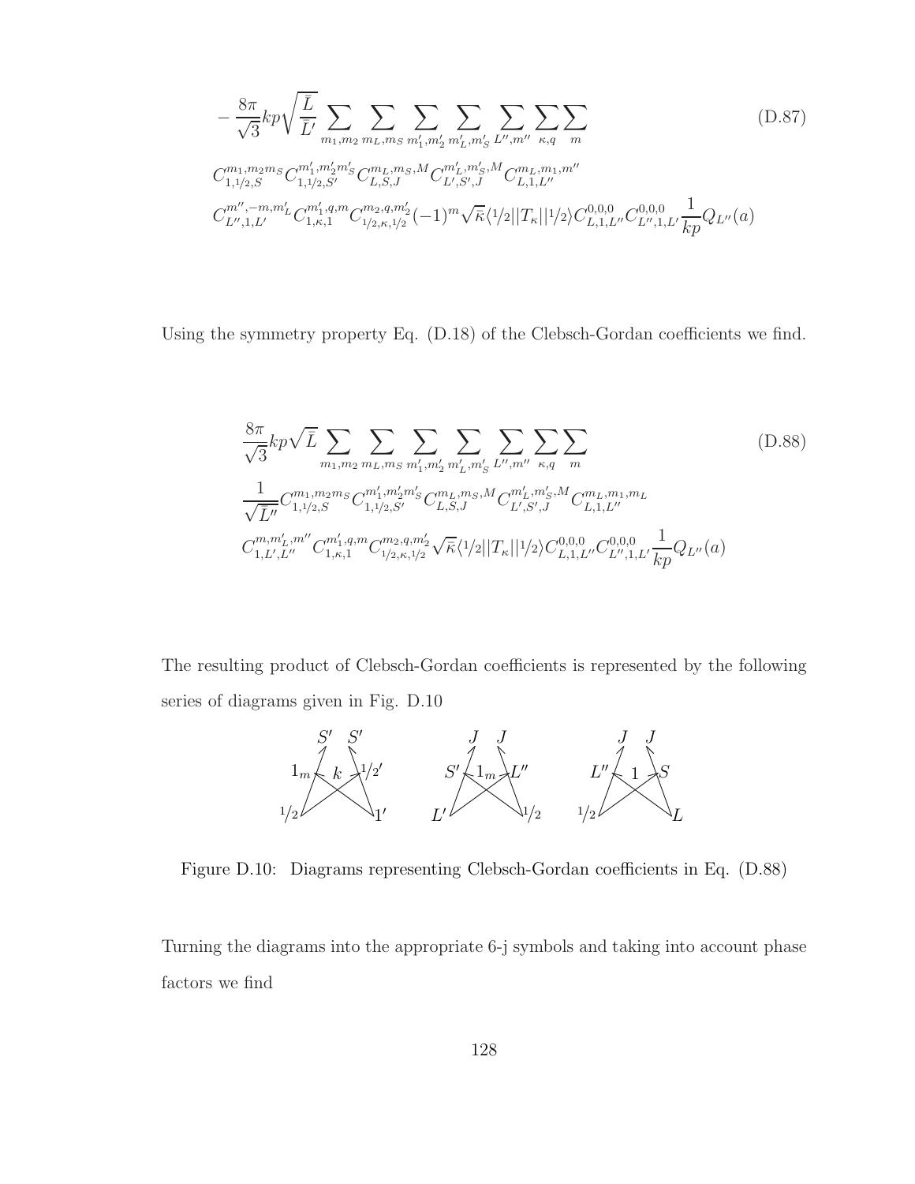$$
-\frac{8\pi}{\sqrt{3}}kp\sqrt{\frac{\bar{L}}{\bar{L}'}}\sum_{m_1,m_2}\sum_{m_L,m_S}\sum_{m'_1,m'_2}\sum_{m'_L,m'_S}\sum_{L'',m''}\sum_{\kappa,q}\sum_{m} \tag{D.87}
$$

$$
C^{m_1,m_2m_S}_{1,1/2,S}C^{m'_1,m'_2m'_S}_{1,1/2,S'}C^{m_L,m_S,M}_{L,S,J}C^{m'_L,m'_S,M}_{L',S',J}C^{m_L,m_1,m''}_{L,1,L''}
$$

$$
C^{m'',-m,m'_L}_{L'',1,L'}C^{m'_1,q,m}_{1,\kappa,1}C^{m_2,q,m'_2}_{1/2,\kappa,1/2}(-1)^m\sqrt{\bar{\kappa}}\langle 1/2||T_\kappa||1/2\rangle C^{0,0,0}_{L,1,L''}C^{0,0,0}_{L'',1,L'}\frac{1}{kp}Q_{L''}(a)
$$

Using the symmetry property Eq. (D.18) of the Clebsch-Gordan coefficients we find.

$$
\frac{8\pi}{\sqrt{3}}kp\sqrt{\bar{L}}\sum_{m_1,m_2}\sum_{m_L,m_S}\sum_{m'_1,m'_2}\sum_{m'_L,m'_S}\sum_{L'',m''}\sum_{\kappa,q}\sum_{m} \tag{D.88}
$$

$$
\frac{1}{\sqrt{\bar{L}''}}C^{m_1,m_2m_S}_{1,1/2,S}C^{m'_1,m'_2m'_S}_{1,1/2,S'}C^{m_L,m_S,M}_{L,S,J}C^{m'_L,m'_S,M}_{L',S',J}C^{m_L,m_1,m_L}_{L,1,L''}
$$

$$
C^{m,m'_L,m''}_{1,L',L''}C^{m'_1,q,m}_{1,\kappa,1}C^{m_2,q,m'_2}_{1/2,\kappa,1/2}\sqrt{\bar{\kappa}}\langle 1/2||T_\kappa||1/2\rangle C^{0,0,0}_{L,1,L''}C^{0,0,0}_{L'',1,L'}\frac{1}{kp}Q_{L''}(a)
$$

The resulting product of Clebsch-Gordan coefficients is represented by the following series of diagrams given in Fig. D.10

Figure D.10: Diagrams representing Clebsch-Gordan coefficients in Eq. (D.88)

Turning the diagrams into the appropriate 6-j symbols and taking into account phase factors we find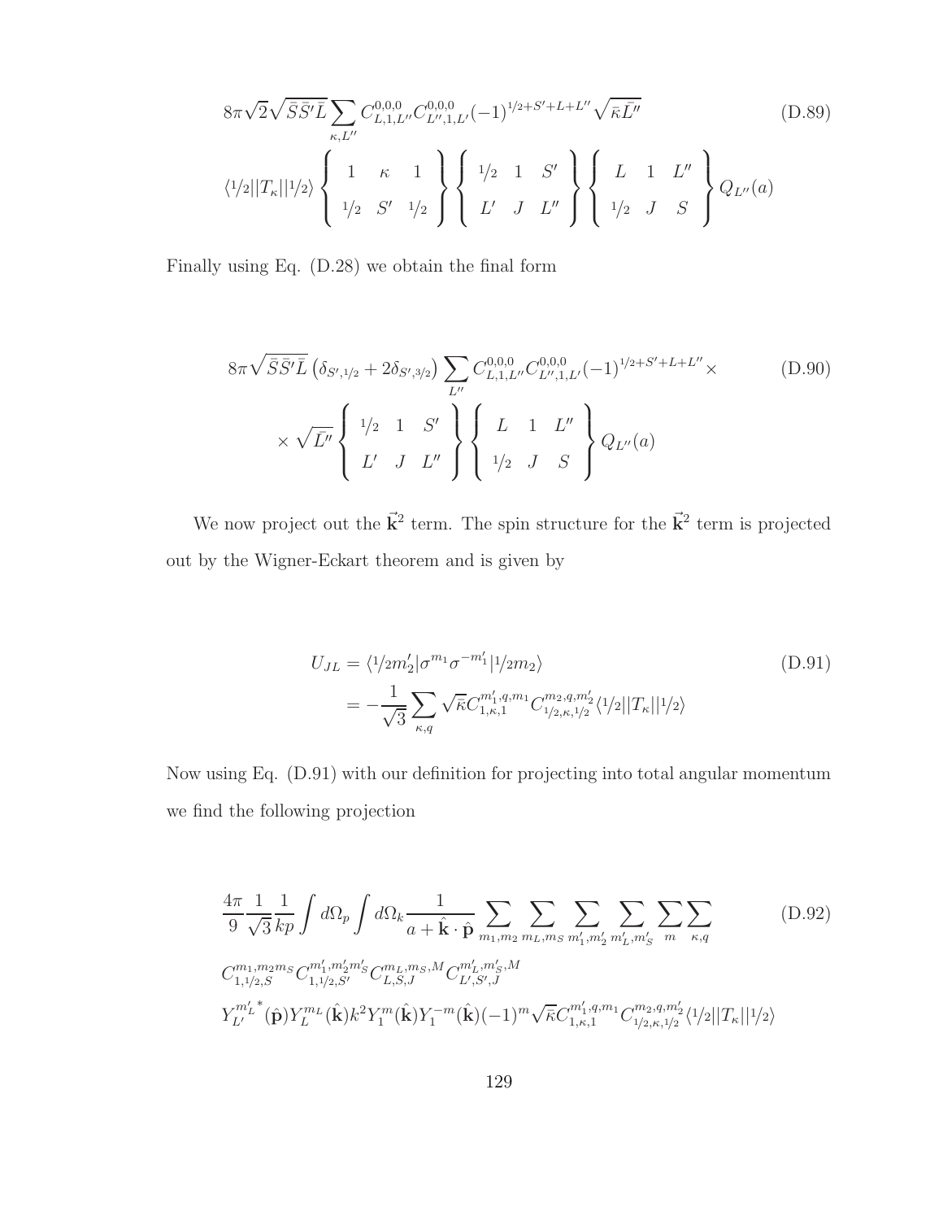$$8\pi\sqrt{2}\sqrt{\bar{S}\bar{S}'\bar{L}} \sum_{\kappa,L''} C^{0,0,0}_{L,1,L''} C^{0,0,0}_{L'',1,L'} (-1)^{1/2+S'+L+L''} \sqrt{\bar{\kappa}\bar{L}''} \tag{D.89}$$

$$\langle 1/2||T_\kappa||1/2\rangle \left\{ \begin{array}{ccc} 1 & \kappa & 1 \\ 1/2 & S' & 1/2 \end{array} \right\} \left\{ \begin{array}{ccc} 1/2 & 1 & S' \\ L' & J & L'' \end{array} \right\} \left\{ \begin{array}{ccc} L & 1 & L'' \\ 1/2 & J & S \end{array} \right\} Q_{L''}(a)$$

Finally using Eq. (D.28) we obtain the final form

$$8\pi\sqrt{\bar{S}\bar{S}'\bar{L}} \left(\delta_{S',1/2} + 2\delta_{S',3/2}\right) \sum_{L''} C^{0,0,0}_{L,1,L''} C^{0,0,0}_{L'',1,L'} (-1)^{1/2+S'+L+L''} \times \tag{D.90}$$

$$\times \sqrt{\bar{L}''} \left\{ \begin{array}{ccc} 1/2 & 1 & S' \\ L' & J & L'' \end{array} \right\} \left\{ \begin{array}{ccc} L & 1 & L'' \\ 1/2 & J & S \end{array} \right\} Q_{L''}(a)$$

We now project out the $\vec{\mathbf{k}}^2$ term. The spin structure for the $\vec{\mathbf{k}}^2$ term is projected out by the Wigner-Eckart theorem and is given by

$$\begin{aligned} U_{JL} &= \langle 1/2 m_2' | \sigma^{m_1} \sigma^{-m_1'} | 1/2 m_2 \rangle \\ &= -\frac{1}{\sqrt{3}} \sum_{\kappa,q} \sqrt{\bar{\kappa}} C^{m_1',q,m_1}_{1,\kappa,1} C^{m_2,q,m_2'}_{1/2,\kappa,1/2} \langle 1/2||T_\kappa||1/2\rangle \end{aligned} \tag{D.91}$$

Now using Eq. (D.91) with our definition for projecting into total angular momentum we find the following projection

$$\frac{4\pi}{9}\frac{1}{\sqrt{3}}\frac{1}{kp} \int d\Omega_p \int d\Omega_k \frac{1}{a + \hat{\mathbf{k}}\cdot\hat{\mathbf{p}}} \sum_{m_1,m_2} \sum_{m_L,m_S} \sum_{m_1',m_2'} \sum_{m_L',m_S'} \sum_{m} \sum_{\kappa,q} \tag{D.92}$$

$$C^{m_1,m_2 m_S}_{1,1/2,S} C^{m_1',m_2' m_S'}_{1,1/2,S'} C^{m_L,m_S,M}_{L,S,J} C^{m_L',m_S',M}_{L',S',J}$$

$$Y^{m_L'\,*}_{L'}(\hat{\mathbf{p}}) Y^{m_L}_{L}(\hat{\mathbf{k}}) k^2 Y^{m}_{1}(\hat{\mathbf{k}}) Y^{-m}_{1}(\hat{\mathbf{k}}) (-1)^m \sqrt{\bar{\kappa}} C^{m_1',q,m_1}_{1,\kappa,1} C^{m_2,q,m_2'}_{1/2,\kappa,1/2} \langle 1/2||T_\kappa||1/2\rangle$$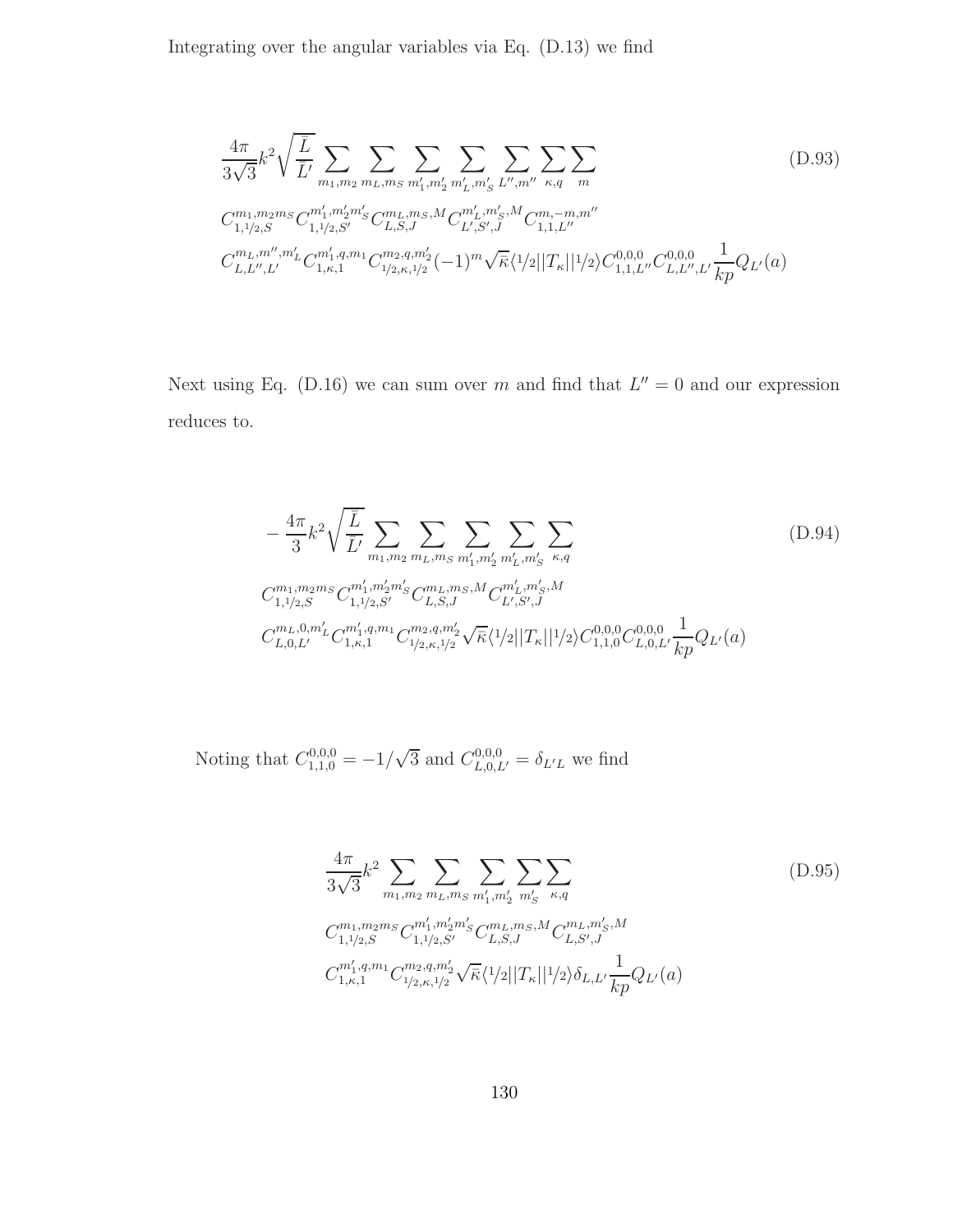Integrating over the angular variables via Eq. (D.13) we find

$$
\begin{aligned}
&\frac{4\pi}{3\sqrt{3}}k^2\sqrt{\frac{\bar{L}}{\bar{L}'}}\sum_{m_1,m_2}\sum_{m_L,m_S}\sum_{m_1',m_2'}\sum_{m_L',m_S'}\sum_{L'',m''}\sum_{\kappa,q}\sum_{m} \\
&C_{1,{}^1\!/\!_2,S}^{m_1,m_2 m_S}C_{1,{}^1\!/\!_2,S'}^{m_1',m_2' m_S'}C_{L,S,J}^{m_L,m_S,M}C_{L',S',J}^{m_L',m_S',M}C_{1,1,L''}^{m,-m,m''} \\
&C_{L,L'',L'}^{m_L,m'',m_L'}C_{1,\kappa,1}^{m_1',q,m_1}C_{{}^1\!/\!_2,\kappa,{}^1\!/\!_2}^{m_2,q,m_2'}(-1)^m\sqrt{\bar{\kappa}}\langle {}^1\!/\!_2||T_\kappa||{}^1\!/\!_2\rangle C_{1,1,L''}^{0,0,0}C_{L,L'',L'}^{0,0,0}\frac{1}{kp}Q_{L'}(a)
\end{aligned}
\tag{D.93}
$$

Next using Eq. (D.16) we can sum over $m$ and find that $L''=0$ and our expression reduces to.

$$
\begin{aligned}
&-\frac{4\pi}{3}k^2\sqrt{\frac{\bar{L}}{\bar{L}'}}\sum_{m_1,m_2}\sum_{m_L,m_S}\sum_{m_1',m_2'}\sum_{m_L',m_S'}\sum_{\kappa,q} \\
&C_{1,{}^1\!/\!_2,S}^{m_1,m_2 m_S}C_{1,{}^1\!/\!_2,S'}^{m_1',m_2' m_S'}C_{L,S,J}^{m_L,m_S,M}C_{L',S',J}^{m_L',m_S',M} \\
&C_{L,0,L'}^{m_L,0,m_L'}C_{1,\kappa,1}^{m_1',q,m_1}C_{{}^1\!/\!_2,\kappa,{}^1\!/\!_2}^{m_2,q,m_2'}\sqrt{\bar{\kappa}}\langle {}^1\!/\!_2||T_\kappa||{}^1\!/\!_2\rangle C_{1,1,0}^{0,0,0}C_{L,0,L'}^{0,0,0}\frac{1}{kp}Q_{L'}(a)
\end{aligned}
\tag{D.94}
$$

Noting that $C_{1,1,0}^{0,0,0}=-1/\sqrt{3}$ and $C_{L,0,L'}^{0,0,0}=\delta_{L'L}$ we find

$$
\begin{aligned}
&\frac{4\pi}{3\sqrt{3}}k^2\sum_{m_1,m_2}\sum_{m_L,m_S}\sum_{m_1',m_2'}\sum_{m_S'}\sum_{\kappa,q} \\
&C_{1,{}^1\!/\!_2,S}^{m_1,m_2 m_S}C_{1,{}^1\!/\!_2,S'}^{m_1',m_2' m_S'}C_{L,S,J}^{m_L,m_S,M}C_{L,S',J}^{m_L,m_S',M} \\
&C_{1,\kappa,1}^{m_1',q,m_1}C_{{}^1\!/\!_2,\kappa,{}^1\!/\!_2}^{m_2,q,m_2'}\sqrt{\bar{\kappa}}\langle {}^1\!/\!_2||T_\kappa||{}^1\!/\!_2\rangle\delta_{L,L'}\frac{1}{kp}Q_{L'}(a)
\end{aligned}
\tag{D.95}
$$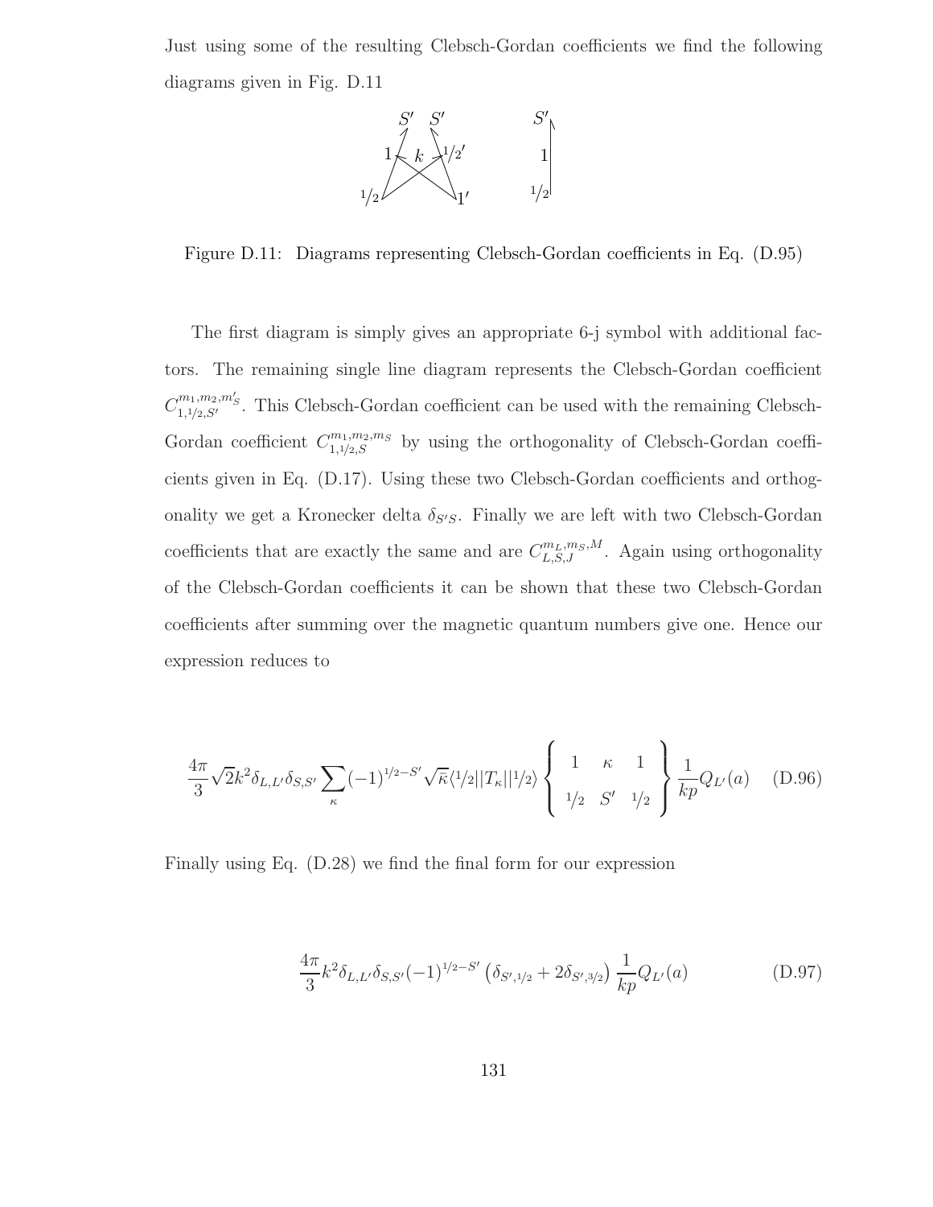Just using some of the resulting Clebsch-Gordan coefficients we find the following diagrams given in Fig. D.11

Figure D.11: Diagrams representing Clebsch-Gordan coefficients in Eq. (D.95)

The first diagram is simply gives an appropriate 6-j symbol with additional factors. The remaining single line diagram represents the Clebsch-Gordan coefficient $C^{m_1,m_2,m'_S}_{1,1/2,S'}$. This Clebsch-Gordan coefficient can be used with the remaining Clebsch-Gordan coefficient $C^{m_1,m_2,m_S}_{1,1/2,S}$ by using the orthogonality of Clebsch-Gordan coefficients given in Eq. (D.17). Using these two Clebsch-Gordan coefficients and orthogonality we get a Kronecker delta $\delta_{S'S}$. Finally we are left with two Clebsch-Gordan coefficients that are exactly the same and are $C^{m_L,m_S,M}_{L,S,J}$. Again using orthogonality of the Clebsch-Gordan coefficients it can be shown that these two Clebsch-Gordan coefficients after summing over the magnetic quantum numbers give one. Hence our expression reduces to

$$\frac{4\pi}{3}\sqrt{2}k^2\delta_{L,L'}\delta_{S,S'}\sum_{\kappa}(-1)^{1/2-S'}\sqrt{\bar{\kappa}}\langle 1/2||T_\kappa||1/2\rangle\begin{Bmatrix} 1 & \kappa & 1 \\ 1/2 & S' & 1/2 \end{Bmatrix}\frac{1}{kp}Q_{L'}(a) \quad \text{(D.96)}$$

Finally using Eq. (D.28) we find the final form for our expression

$$\frac{4\pi}{3}k^2\delta_{L,L'}\delta_{S,S'}(-1)^{1/2-S'}\left(\delta_{S',1/2}+2\delta_{S',3/2}\right)\frac{1}{kp}Q_{L'}(a) \quad \text{(D.97)}$$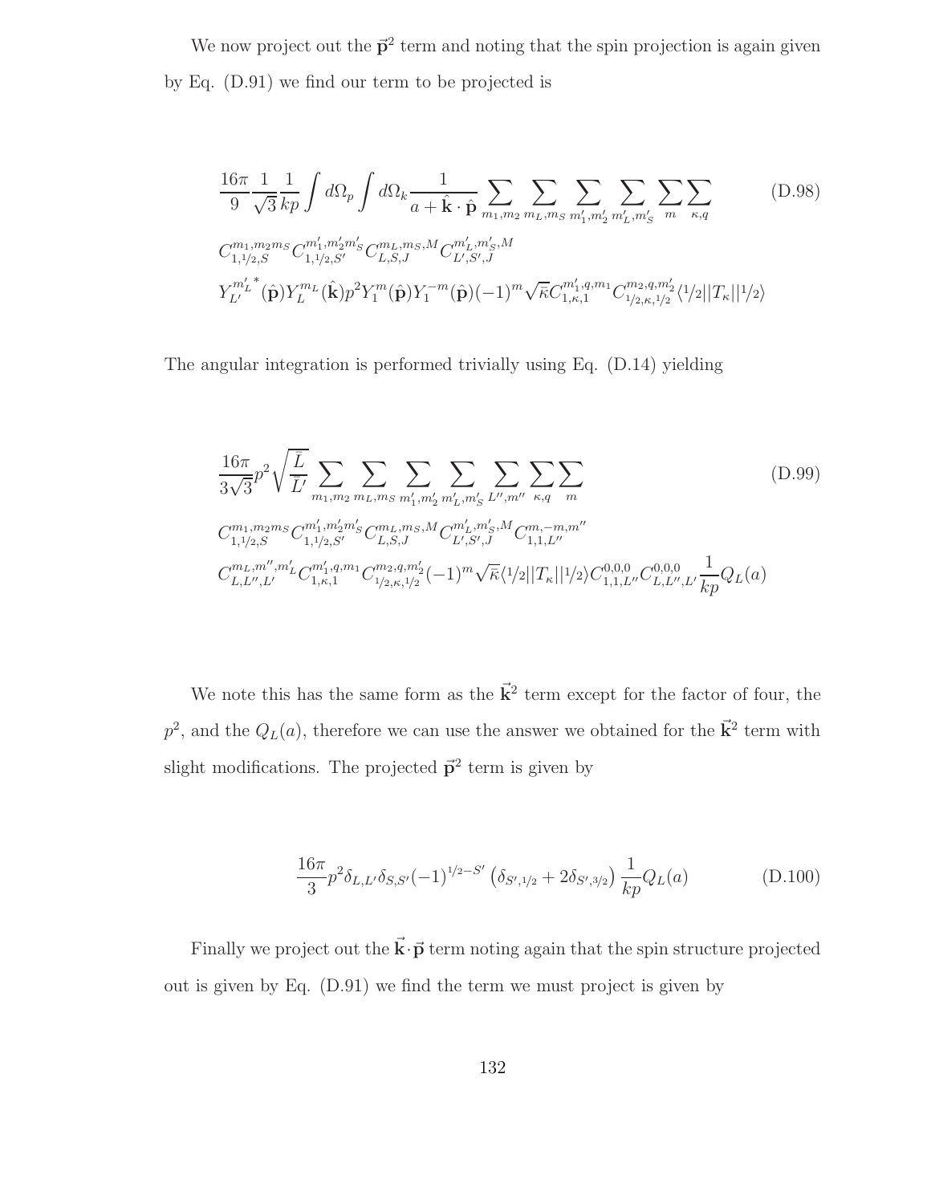We now project out the $\vec{\mathbf{p}}^2$ term and noting that the spin projection is again given by Eq. (D.91) we find our term to be projected is

$$
\begin{aligned}
&\frac{16\pi}{9}\frac{1}{\sqrt{3}}\frac{1}{kp}\int d\Omega_p \int d\Omega_k \frac{1}{a+\hat{\mathbf{k}}\cdot\hat{\mathbf{p}}} \sum_{m_1,m_2}\sum_{m_L,m_S}\sum_{m_1',m_2'}\sum_{m_L',m_S'}\sum_{m}\sum_{\kappa,q} \\
&C^{m_1,m_2 m_S}_{1,1/2,S} C^{m_1',m_2' m_S'}_{1,1/2,S'} C^{m_L,m_S,M}_{L,S,J} C^{m_L',m_S',M}_{L',S',J} \\
&Y^{m_L'}_{L'}{}^{*}(\hat{\mathbf{p}}) Y^{m_L}_{L}(\hat{\mathbf{k}}) p^2 Y^{m}_{1}(\hat{\mathbf{p}}) Y^{-m}_{1}(\hat{\mathbf{p}}) (-1)^m \sqrt{\bar{\kappa}} C^{m_1',q,m_1}_{1,\kappa,1} C^{m_2,q,m_2'}_{1/2,\kappa,1/2} \langle 1/2||T_\kappa||1/2\rangle
\end{aligned} \tag{D.98}
$$

The angular integration is performed trivially using Eq. (D.14) yielding

$$
\begin{aligned}
&\frac{16\pi}{3\sqrt{3}} p^2 \sqrt{\frac{\bar{L}}{\bar{L}'}} \sum_{m_1,m_2}\sum_{m_L,m_S}\sum_{m_1',m_2'}\sum_{m_L',m_S'}\sum_{L'',m''}\sum_{\kappa,q}\sum_{m} \\
&C^{m_1,m_2 m_S}_{1,1/2,S} C^{m_1',m_2' m_S'}_{1,1/2,S'} C^{m_L,m_S,M}_{L,S,J} C^{m_L',m_S',M}_{L',S',J} C^{m,-m,m''}_{1,1,L''} \\
&C^{m_L,m'',m_L'}_{L,L'',L'} C^{m_1',q,m_1}_{1,\kappa,1} C^{m_2,q,m_2'}_{1/2,\kappa,1/2} (-1)^m \sqrt{\bar{\kappa}} \langle 1/2||T_\kappa||1/2\rangle C^{0,0,0}_{1,1,L''} C^{0,0,0}_{L,L'',L'} \frac{1}{kp} Q_L(a)
\end{aligned} \tag{D.99}
$$

We note this has the same form as the $\vec{\mathbf{k}}^2$ term except for the factor of four, the $p^2$, and the $Q_L(a)$, therefore we can use the answer we obtained for the $\vec{\mathbf{k}}^2$ term with slight modifications. The projected $\vec{\mathbf{p}}^2$ term is given by

$$
\frac{16\pi}{3} p^2 \delta_{L,L'} \delta_{S,S'} (-1)^{1/2-S'} \left(\delta_{S',1/2} + 2\delta_{S',3/2}\right) \frac{1}{kp} Q_L(a) \tag{D.100}
$$

Finally we project out the $\vec{\mathbf{k}}\cdot\vec{\mathbf{p}}$ term noting again that the spin structure projected out is given by Eq. (D.91) we find the term we must project is given by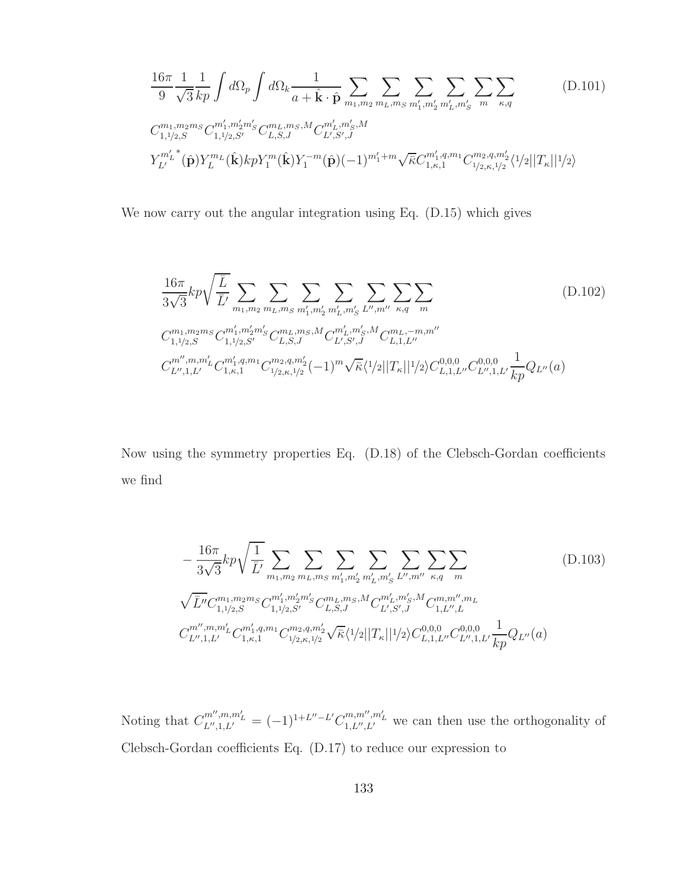$$\frac{16\pi}{9}\frac{1}{\sqrt{3}}\frac{1}{kp}\int d\Omega_p \int d\Omega_k \frac{1}{a+\hat{\mathbf{k}}\cdot\hat{\mathbf{p}}} \sum_{m_1,m_2}\sum_{m_L,m_S}\sum_{m_1',m_2'}\sum_{m_L',m_S'}\sum_{m}\sum_{\kappa,q} \tag{D.101}$$

$$C^{m_1,m_2 m_S}_{1,1/2,S} C^{m_1',m_2' m_S'}_{1,1/2,S'} C^{m_L,m_S,M}_{L,S,J} C^{m_L',m_S',M}_{L',S',J}$$

$$Y^{m_L'}_{L'}{}^{*}(\hat{\mathbf{p}}) Y^{m_L}_{L}(\hat{\mathbf{k}}) kp Y^{m}_{1}(\hat{\mathbf{k}}) Y^{-m}_{1}(\hat{\mathbf{p}}) (-1)^{m_1'+m} \sqrt{\bar{\kappa}} C^{m_1',q,m_1}_{1,\kappa,1} C^{m_2,q,m_2'}_{1/2,\kappa,1/2} \langle 1/2 || T_\kappa || 1/2 \rangle$$

We now carry out the angular integration using Eq. (D.15) which gives

$$\frac{16\pi}{3\sqrt{3}} kp \sqrt{\frac{\bar{L}}{\bar{L}'}} \sum_{m_1,m_2}\sum_{m_L,m_S}\sum_{m_1',m_2'}\sum_{m_L',m_S'}\sum_{L'',m''}\sum_{\kappa,q}\sum_{m} \tag{D.102}$$

$$C^{m_1,m_2 m_S}_{1,1/2,S} C^{m_1',m_2' m_S'}_{1,1/2,S'} C^{m_L,m_S,M}_{L,S,J} C^{m_L',m_S',M}_{L',S',J} C^{m_L,-m,m''}_{L,1,L''}$$

$$C^{m'',m,m_L'}_{L'',1,L'} C^{m_1',q,m_1}_{1,\kappa,1} C^{m_2,q,m_2'}_{1/2,\kappa,1/2} (-1)^{m} \sqrt{\bar{\kappa}} \langle 1/2 || T_\kappa || 1/2 \rangle C^{0,0,0}_{L,1,L''} C^{0,0,0}_{L'',1,L'} \frac{1}{kp} Q_{L''}(a)$$

Now using the symmetry properties Eq. (D.18) of the Clebsch-Gordan coefficients we find

$$-\frac{16\pi}{3\sqrt{3}} kp \sqrt{\frac{1}{\bar{L}'}} \sum_{m_1,m_2}\sum_{m_L,m_S}\sum_{m_1',m_2'}\sum_{m_L',m_S'}\sum_{L'',m''}\sum_{\kappa,q}\sum_{m} \tag{D.103}$$

$$\sqrt{\bar{L}''} C^{m_1,m_2 m_S}_{1,1/2,S} C^{m_1',m_2' m_S'}_{1,1/2,S'} C^{m_L,m_S,M}_{L,S,J} C^{m_L',m_S',M}_{L',S',J} C^{m,m'',m_L}_{1,L'',L}$$

$$C^{m'',m,m_L'}_{L'',1,L'} C^{m_1',q,m_1}_{1,\kappa,1} C^{m_2,q,m_2'}_{1/2,\kappa,1/2} \sqrt{\bar{\kappa}} \langle 1/2 || T_\kappa || 1/2 \rangle C^{0,0,0}_{L,1,L''} C^{0,0,0}_{L'',1,L'} \frac{1}{kp} Q_{L''}(a)$$

Noting that $C^{m'',m,m_L'}_{L'',1,L'} = (-1)^{1+L''-L'} C^{m,m'',m_L'}_{1,L'',L'}$ we can then use the orthogonality of Clebsch-Gordan coefficients Eq. (D.17) to reduce our expression to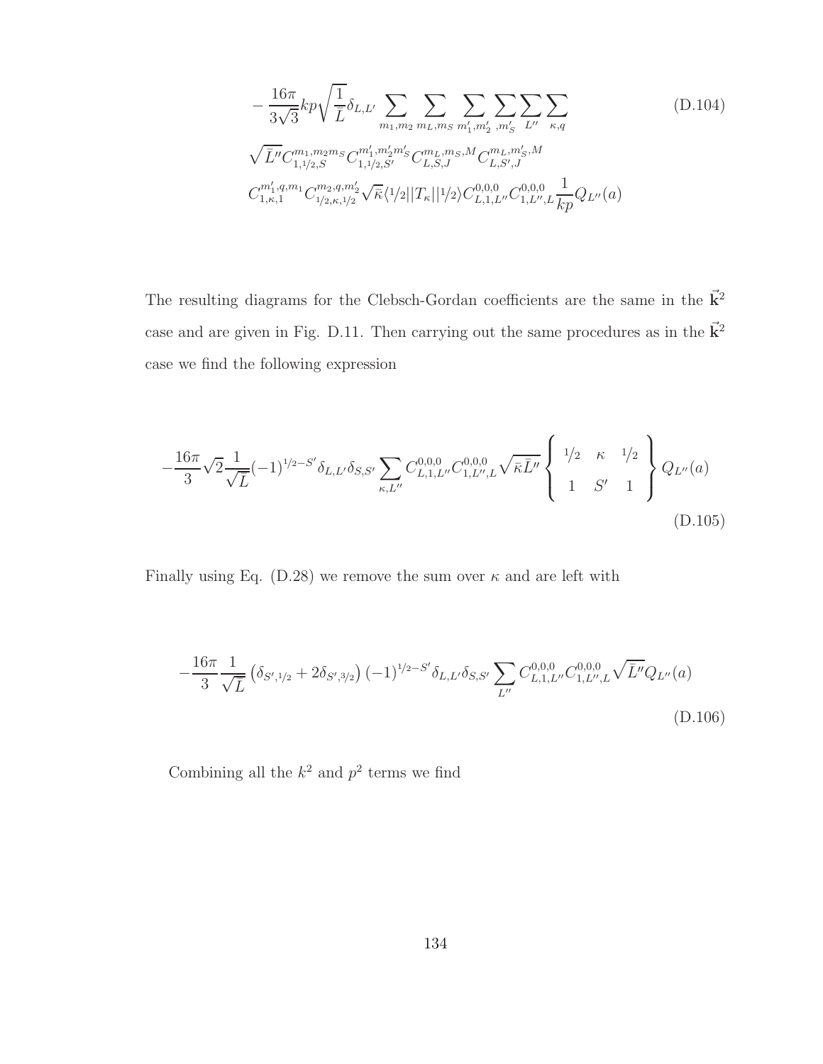$$
\begin{aligned}
&-\frac{16\pi}{3\sqrt{3}}kp\sqrt{\frac{1}{\bar{L}}}\delta_{L,L'}\sum_{m_1,m_2}\sum_{m_L,m_S}\sum_{m_1',m_2'}\sum_{,m_S'}\sum_{L''}\sum_{\kappa,q} \\
&\sqrt{\bar{L}''}C^{m_1,m_2m_S}_{1,1/2,S}C^{m_1',m_2'm_S'}_{1,1/2,S'}C^{m_L,m_S,M}_{L,S,J}C^{m_L,m_S',M}_{L,S',J} \\
&C^{m_1',q,m_1}_{1,\kappa,1}C^{m_2,q,m_2'}_{1/2,\kappa,1/2}\sqrt{\bar{\kappa}}\langle 1/2||T_\kappa||1/2\rangle C^{0,0,0}_{L,1,L''}C^{0,0,0}_{1,L'',L}\frac{1}{kp}Q_{L''}(a)
\end{aligned}
\tag{D.104}
$$

The resulting diagrams for the Clebsch-Gordan coefficients are the same in the $\vec{\mathbf{k}}^2$ case and are given in Fig. D.11. Then carrying out the same procedures as in the $\vec{\mathbf{k}}^2$ case we find the following expression

$$
-\frac{16\pi}{3}\sqrt{2}\frac{1}{\sqrt{\bar{L}}}(-1)^{1/2-S'}\delta_{L,L'}\delta_{S,S'}\sum_{\kappa,L''}C^{0,0,0}_{L,1,L''}C^{0,0,0}_{1,L'',L}\sqrt{\bar{\kappa}\bar{L}''}\begin{Bmatrix} 1/2 & \kappa & 1/2 \\ 1 & S' & 1 \end{Bmatrix}Q_{L''}(a)
\tag{D.105}
$$

Finally using Eq. (D.28) we remove the sum over $\kappa$ and are left with

$$
-\frac{16\pi}{3}\frac{1}{\sqrt{\bar{L}}}\left(\delta_{S',1/2}+2\delta_{S',3/2}\right)(-1)^{1/2-S'}\delta_{L,L'}\delta_{S,S'}\sum_{L''}C^{0,0,0}_{L,1,L''}C^{0,0,0}_{1,L'',L}\sqrt{\bar{L}''}Q_{L''}(a)
\tag{D.106}
$$

Combining all the $k^2$ and $p^2$ terms we find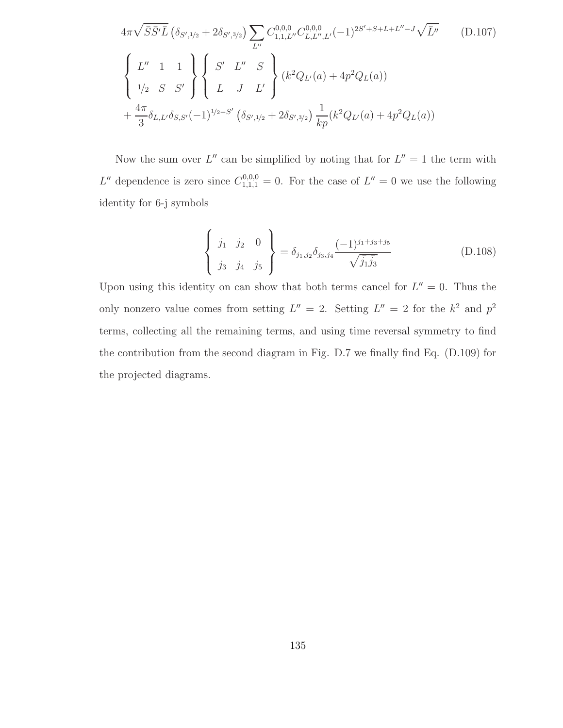$$4\pi\sqrt{\bar{S}\bar{S'}\bar{L}}\left(\delta_{S',1/2}+2\delta_{S',3/2}\right)\sum_{L''}C^{0,0,0}_{1,1,L''}C^{0,0,0}_{L,L'',L'}(-1)^{2S'+S+L+L''-J}\sqrt{\bar{L''}} \tag{D.107}$$

$$\left\{\begin{array}{ccc} L'' & 1 & 1 \\ 1/2 & S & S' \end{array}\right\}\left\{\begin{array}{ccc} S' & L'' & S \\ L & J & L' \end{array}\right\}(k^2 Q_{L'}(a)+4p^2 Q_L(a))$$

$$+\frac{4\pi}{3}\delta_{L,L'}\delta_{S,S'}(-1)^{1/2-S'}\left(\delta_{S',1/2}+2\delta_{S',3/2}\right)\frac{1}{kp}(k^2 Q_{L'}(a)+4p^2 Q_L(a))$$

Now the sum over $L''$ can be simplified by noting that for $L''=1$ the term with $L''$ dependence is zero since $C^{0,0,0}_{1,1,1}=0$. For the case of $L''=0$ we use the following identity for 6-j symbols

$$\left\{\begin{array}{ccc} j_1 & j_2 & 0 \\ j_3 & j_4 & j_5 \end{array}\right\}=\delta_{j_1,j_2}\delta_{j_3,j_4}\frac{(-1)^{j_1+j_3+j_5}}{\sqrt{\bar{j}_1\bar{j}_3}} \tag{D.108}$$

Upon using this identity on can show that both terms cancel for $L''=0$. Thus the only nonzero value comes from setting $L''=2$. Setting $L''=2$ for the $k^2$ and $p^2$ terms, collecting all the remaining terms, and using time reversal symmetry to find the contribution from the second diagram in Fig. D.7 we finally find Eq. (D.109) for the projected diagrams.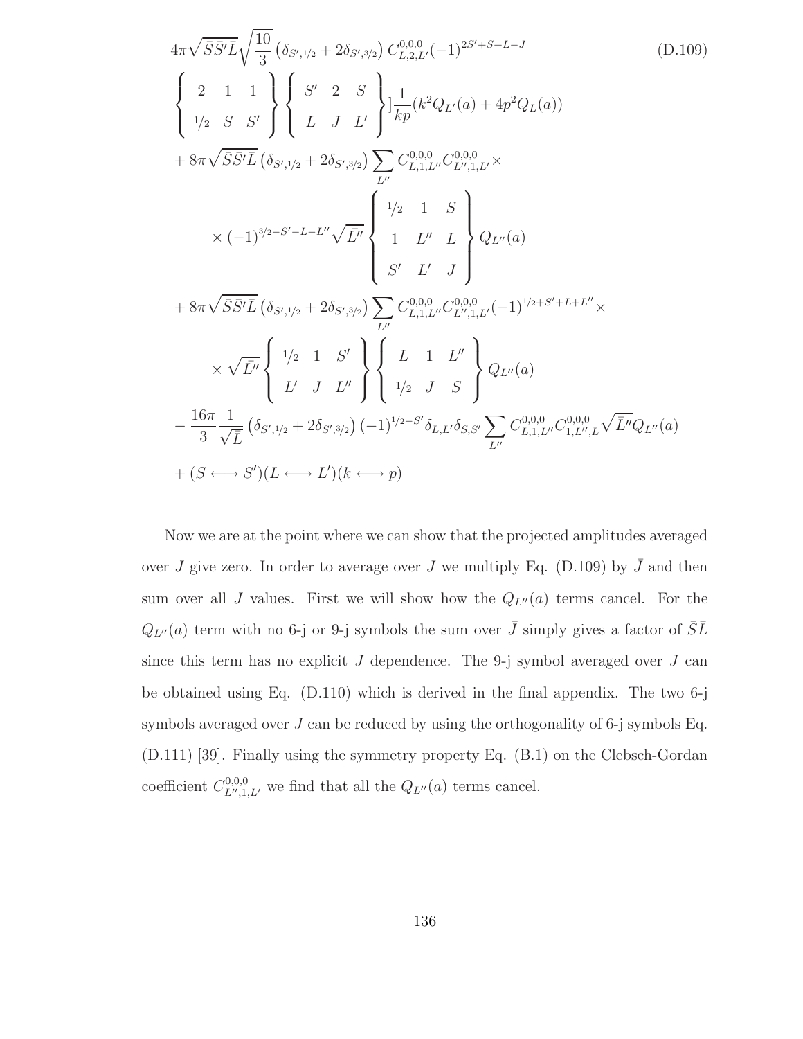$$
\begin{aligned}
&4\pi\sqrt{\bar{S}\bar{S}'\bar{L}}\sqrt{\frac{10}{3}}\left(\delta_{S',1/2}+2\delta_{S',3/2}\right)C^{0,0,0}_{L,2,L'}(-1)^{2S'+S+L-J} \qquad \text{(D.109)}\\
&\left\{\begin{array}{ccc} 2 & 1 & 1 \\ 1/2 & S & S' \end{array}\right\}\left\{\begin{array}{ccc} S' & 2 & S \\ L & J & L' \end{array}\right\}]\frac{1}{kp}(k^2Q_{L'}(a)+4p^2Q_L(a))\\
&+8\pi\sqrt{\bar{S}\bar{S}'\bar{L}}\left(\delta_{S',1/2}+2\delta_{S',3/2}\right)\sum_{L''}C^{0,0,0}_{L,1,L''}C^{0,0,0}_{L'',1,L'}\times\\
&\qquad\times(-1)^{3/2-S'-L-L''}\sqrt{\bar{L''}}\left\{\begin{array}{ccc} 1/2 & 1 & S \\ 1 & L'' & L \\ S' & L' & J \end{array}\right\}Q_{L''}(a)\\
&+8\pi\sqrt{\bar{S}\bar{S}'\bar{L}}\left(\delta_{S',1/2}+2\delta_{S',3/2}\right)\sum_{L''}C^{0,0,0}_{L,1,L''}C^{0,0,0}_{L'',1,L'}(-1)^{1/2+S'+L+L''}\times\\
&\qquad\times\sqrt{\bar{L''}}\left\{\begin{array}{ccc} 1/2 & 1 & S' \\ L' & J & L'' \end{array}\right\}\left\{\begin{array}{ccc} L & 1 & L'' \\ 1/2 & J & S \end{array}\right\}Q_{L''}(a)\\
&-\frac{16\pi}{3}\frac{1}{\sqrt{\bar{L}}}\left(\delta_{S',1/2}+2\delta_{S',3/2}\right)(-1)^{1/2-S'}\delta_{L,L'}\delta_{S,S'}\sum_{L''}C^{0,0,0}_{L,1,L''}C^{0,0,0}_{1,L'',L}\sqrt{\bar{L}''}Q_{L''}(a)\\
&+(S\longleftrightarrow S')(L\longleftrightarrow L')(k\longleftrightarrow p)
\end{aligned}
$$

Now we are at the point where we can show that the projected amplitudes averaged over $J$ give zero. In order to average over $J$ we multiply Eq. (D.109) by $\bar{J}$ and then sum over all $J$ values. First we will show how the $Q_{L''}(a)$ terms cancel. For the $Q_{L''}(a)$ term with no 6-j or 9-j symbols the sum over $\bar{J}$ simply gives a factor of $\bar{S}\bar{L}$ since this term has no explicit $J$ dependence. The 9-j symbol averaged over $J$ can be obtained using Eq. (D.110) which is derived in the final appendix. The two 6-j symbols averaged over $J$ can be reduced by using the orthogonality of 6-j symbols Eq. (D.111) [39]. Finally using the symmetry property Eq. (B.1) on the Clebsch-Gordan coefficient $C^{0,0,0}_{L'',1,L'}$ we find that all the $Q_{L''}(a)$ terms cancel.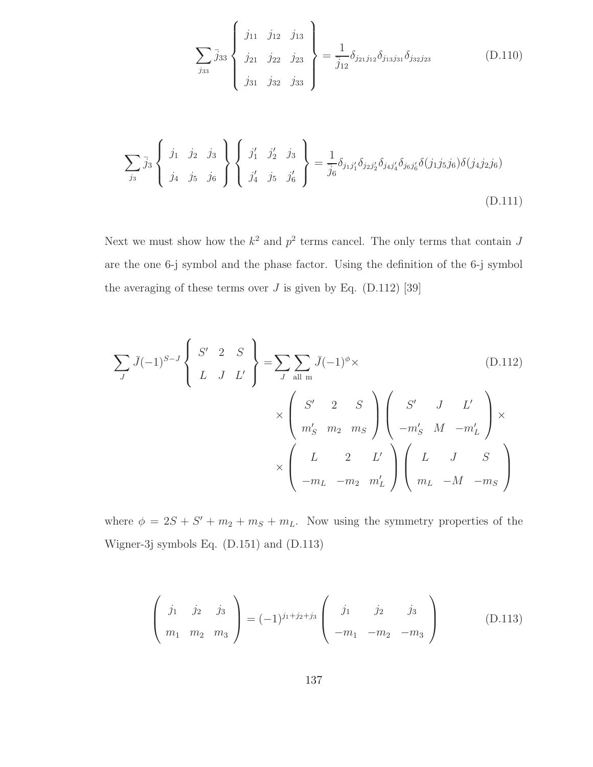$$\sum_{j_{33}} \bar{j}_{33} \left\{ \begin{array}{ccc} j_{11} & j_{12} & j_{13} \\ j_{21} & j_{22} & j_{23} \\ j_{31} & j_{32} & j_{33} \end{array} \right\} = \frac{1}{\bar{j}_{12}} \delta_{j_{21}j_{12}} \delta_{j_{13}j_{31}} \delta_{j_{32}j_{23}} \tag{D.110}$$

$$\sum_{j_3} \bar{j}_3 \left\{ \begin{array}{ccc} j_1 & j_2 & j_3 \\ j_4 & j_5 & j_6 \end{array} \right\} \left\{ \begin{array}{ccc} j_1' & j_2' & j_3 \\ j_4' & j_5 & j_6' \end{array} \right\} = \frac{1}{\bar{j}_6} \delta_{j_1 j_1'} \delta_{j_2 j_2'} \delta_{j_4 j_4'} \delta_{j_6 j_6'} \delta(j_1 j_5 j_6) \delta(j_4 j_2 j_6) \tag{D.111}$$

Next we must show how the $k^2$ and $p^2$ terms cancel. The only terms that contain $J$ are the one 6-j symbol and the phase factor. Using the definition of the 6-j symbol the averaging of these terms over $J$ is given by Eq. (D.112) [39]

$$\begin{aligned} \sum_J \bar{J} (-1)^{S-J} \left\{ \begin{array}{ccc} S' & 2 & S \\ L & J & L' \end{array} \right\} = & \sum_J \sum_{\text{all m}} \bar{J} (-1)^{\phi} \times \\ & \times \left( \begin{array}{ccc} S' & 2 & S \\ m_S' & m_2 & m_S \end{array} \right) \left( \begin{array}{ccc} S' & J & L' \\ -m_S' & M & -m_L' \end{array} \right) \times \\ & \times \left( \begin{array}{ccc} L & 2 & L' \\ -m_L & -m_2 & m_L' \end{array} \right) \left( \begin{array}{ccc} L & J & S \\ m_L & -M & -m_S \end{array} \right) \end{aligned} \tag{D.112}$$

where $\phi = 2S + S' + m_2 + m_S + m_L$. Now using the symmetry properties of the Wigner-3j symbols Eq. (D.151) and (D.113)

$$\left( \begin{array}{ccc} j_1 & j_2 & j_3 \\ m_1 & m_2 & m_3 \end{array} \right) = (-1)^{j_1+j_2+j_3} \left( \begin{array}{ccc} j_1 & j_2 & j_3 \\ -m_1 & -m_2 & -m_3 \end{array} \right) \tag{D.113}$$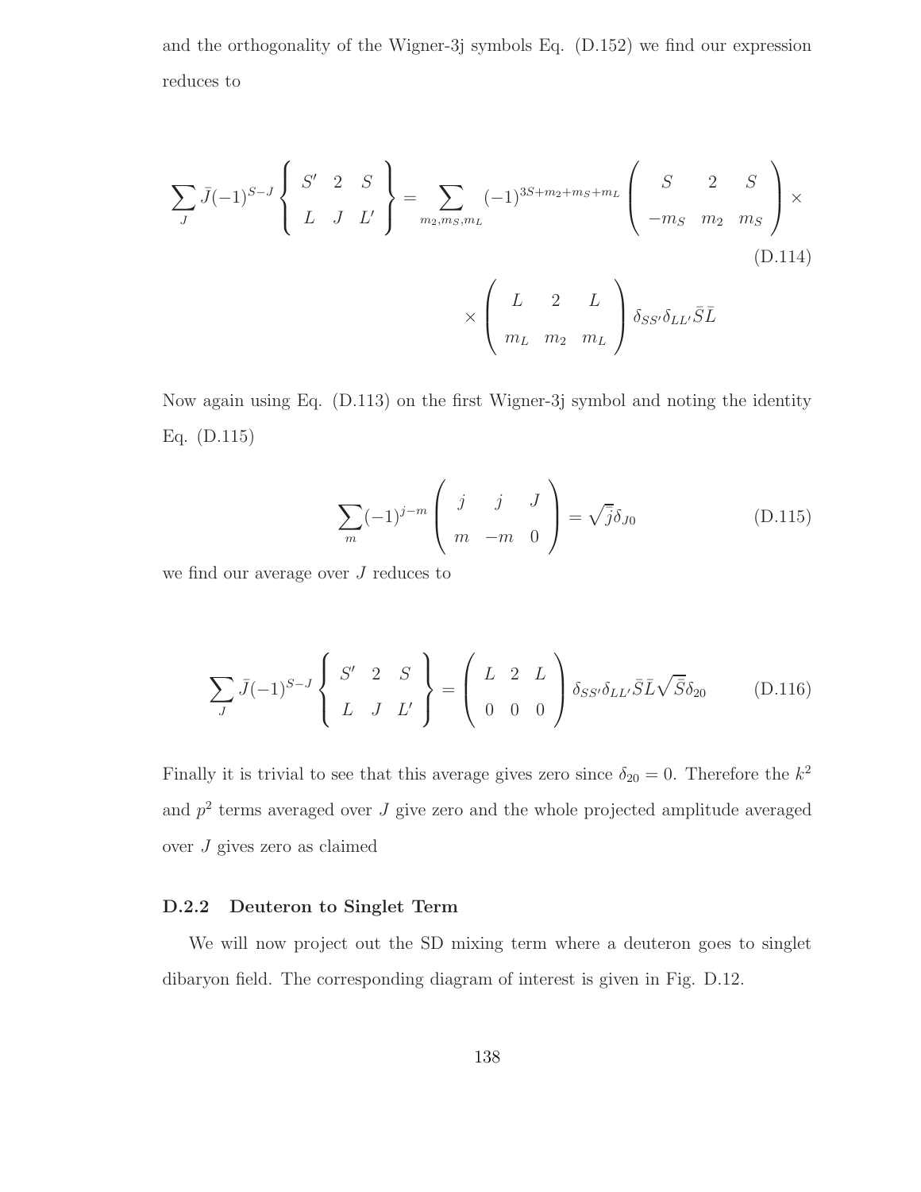and the orthogonality of the Wigner-3j symbols Eq. (D.152) we find our expression reduces to

$$
\sum_J \bar{J}(-1)^{S-J} \left\{ \begin{array}{ccc} S' & 2 & S \\ L & J & L' \end{array} \right\} = \sum_{m_2,m_S,m_L} (-1)^{3S+m_2+m_S+m_L} \left( \begin{array}{ccc} S & 2 & S \\ -m_S & m_2 & m_S \end{array} \right) \times \tag{D.114}
$$

$$
\times \left( \begin{array}{ccc} L & 2 & L \\ m_L & m_2 & m_L \end{array} \right) \delta_{SS'}\delta_{LL'}\bar{S}\bar{L}
$$

Now again using Eq. (D.113) on the first Wigner-3j symbol and noting the identity Eq. (D.115)

$$
\sum_m (-1)^{j-m} \left( \begin{array}{ccc} j & j & J \\ m & -m & 0 \end{array} \right) = \sqrt{\bar{j}}\delta_{J0} \tag{D.115}
$$

we find our average over $J$ reduces to

$$
\sum_J \bar{J}(-1)^{S-J} \left\{ \begin{array}{ccc} S' & 2 & S \\ L & J & L' \end{array} \right\} = \left( \begin{array}{ccc} L & 2 & L \\ 0 & 0 & 0 \end{array} \right) \delta_{SS'}\delta_{LL'}\bar{S}\bar{L}\sqrt{\bar{S}}\delta_{20} \tag{D.116}
$$

Finally it is trivial to see that this average gives zero since $\delta_{20} = 0$. Therefore the $k^2$ and $p^2$ terms averaged over $J$ give zero and the whole projected amplitude averaged over $J$ gives zero as claimed

### D.2.2 Deuteron to Singlet Term

We will now project out the SD mixing term where a deuteron goes to singlet dibaryon field. The corresponding diagram of interest is given in Fig. D.12.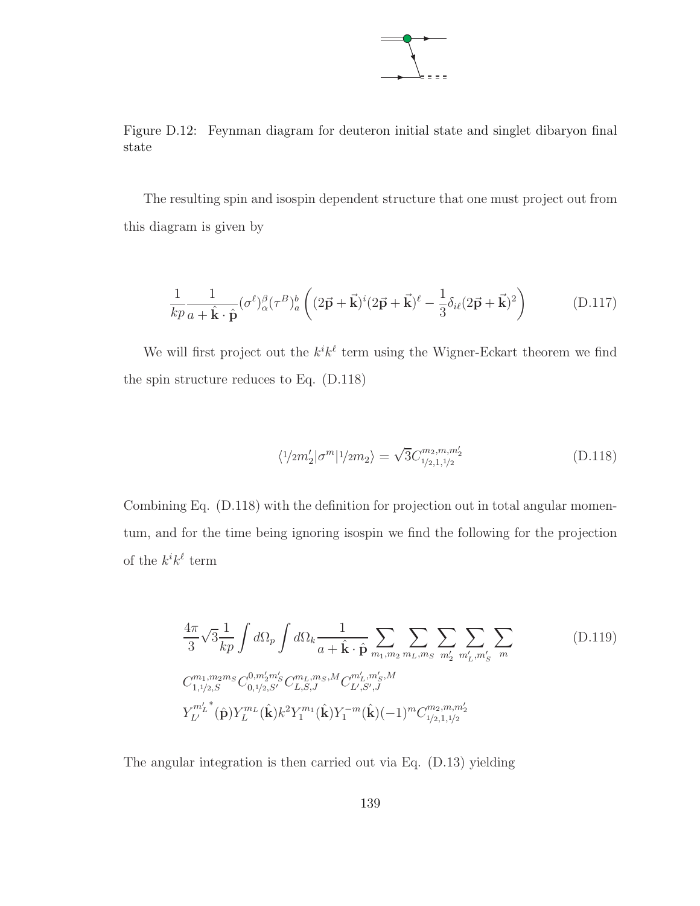Figure D.12: Feynman diagram for deuteron initial state and singlet dibaryon final state

The resulting spin and isospin dependent structure that one must project out from this diagram is given by

$$\frac{1}{kp}\frac{1}{a+\hat{\mathbf{k}}\cdot\hat{\mathbf{p}}}(\sigma^{\ell})^{\beta}_{\alpha}(\tau^{B})^{b}_{a}\left((2\vec{\mathbf{p}}+\vec{\mathbf{k}})^{i}(2\vec{\mathbf{p}}+\vec{\mathbf{k}})^{\ell}-\frac{1}{3}\delta_{i\ell}(2\vec{\mathbf{p}}+\vec{\mathbf{k}})^{2}\right) \tag{D.117}$$

We will first project out the $k^i k^\ell$ term using the Wigner-Eckart theorem we find the spin structure reduces to Eq. (D.118)

$$\langle 1/2 m_2'|\sigma^m|1/2 m_2\rangle = \sqrt{3}C^{m_2,m,m_2'}_{1/2,1,1/2} \tag{D.118}$$

Combining Eq. (D.118) with the definition for projection out in total angular momentum, and for the time being ignoring isospin we find the following for the projection of the $k^i k^\ell$ term

$$\begin{aligned}
&\frac{4\pi}{3}\sqrt{3}\frac{1}{kp}\int d\Omega_p\int d\Omega_k\frac{1}{a+\hat{\mathbf{k}}\cdot\hat{\mathbf{p}}}\sum_{m_1,m_2}\sum_{m_L,m_S}\sum_{m_2'}\sum_{m_L',m_S'}\sum_{m} \\
&C^{m_1,m_2 m_S}_{1,1/2,S}C^{0,m_2' m_S'}_{0,1/2,S'}C^{m_L,m_S,M}_{L,S,J}C^{m_L',m_S',M}_{L',S',J} \\
&Y^{m_L'}_{L'}{}^{*}(\hat{\mathbf{p}})Y^{m_L}_{L}(\hat{\mathbf{k}})k^2 Y^{m_1}_{1}(\hat{\mathbf{k}})Y^{-m}_{1}(\hat{\mathbf{k}})(-1)^m C^{m_2,m,m_2'}_{1/2,1,1/2}
\end{aligned} \tag{D.119}$$

The angular integration is then carried out via Eq. (D.13) yielding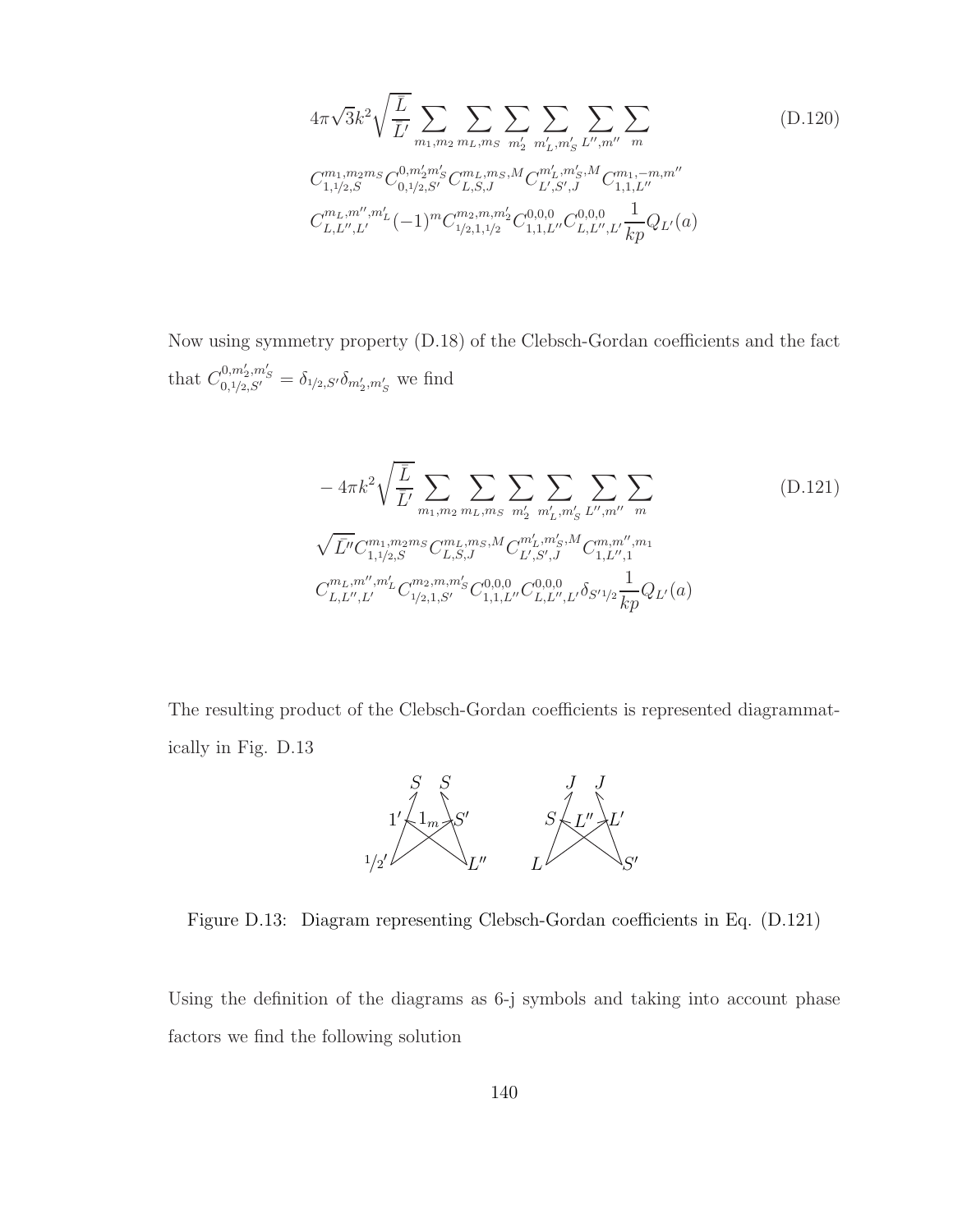$$4\pi\sqrt{3}k^2\sqrt{\frac{\bar{L}}{\bar{L}'}}\sum_{m_1,m_2}\sum_{m_L,m_S}\sum_{m_2'}\sum_{m_L',m_S'}\sum_{L'',m''}\sum_{m} \tag{D.120}$$

$$C^{m_1,m_2 m_S}_{1,1/2,S}C^{0,m_2' m_S'}_{0,1/2,S'}C^{m_L,m_S,M}_{L,S,J}C^{m_L',m_S',M}_{L',S',J}C^{m_1,-m,m''}_{1,1,L''}$$

$$C^{m_L,m'',m_L'}_{L,L'',L'}(-1)^m C^{m_2,m,m_2'}_{1/2,1,1/2}C^{0,0,0}_{1,1,L''}C^{0,0,0}_{L,L'',L'}\frac{1}{kp}Q_{L'}(a)$$

Now using symmetry property (D.18) of the Clebsch-Gordan coefficients and the fact that $C^{0,m_2',m_S'}_{0,1/2,S'} = \delta_{1/2,S'}\delta_{m_2',m_S'}$ we find

$$-4\pi k^2\sqrt{\frac{\bar{L}}{\bar{L}'}}\sum_{m_1,m_2}\sum_{m_L,m_S}\sum_{m_2'}\sum_{m_L',m_S'}\sum_{L'',m''}\sum_{m} \tag{D.121}$$

$$\sqrt{\bar{L}''}C^{m_1,m_2 m_S}_{1,1/2,S}C^{m_L,m_S,M}_{L,S,J}C^{m_L',m_S',M}_{L',S',J}C^{m,m'',m_1}_{1,L'',1}$$

$$C^{m_L,m'',m_L'}_{L,L'',L'}C^{m_2,m,m_S'}_{1/2,1,S'}C^{0,0,0}_{1,1,L''}C^{0,0,0}_{L,L'',L'}\delta_{S'1/2}\frac{1}{kp}Q_{L'}(a)$$

The resulting product of the Clebsch-Gordan coefficients is represented diagrammatically in Fig. D.13

Figure D.13: Diagram representing Clebsch-Gordan coefficients in Eq. (D.121)

Using the definition of the diagrams as 6-j symbols and taking into account phase factors we find the following solution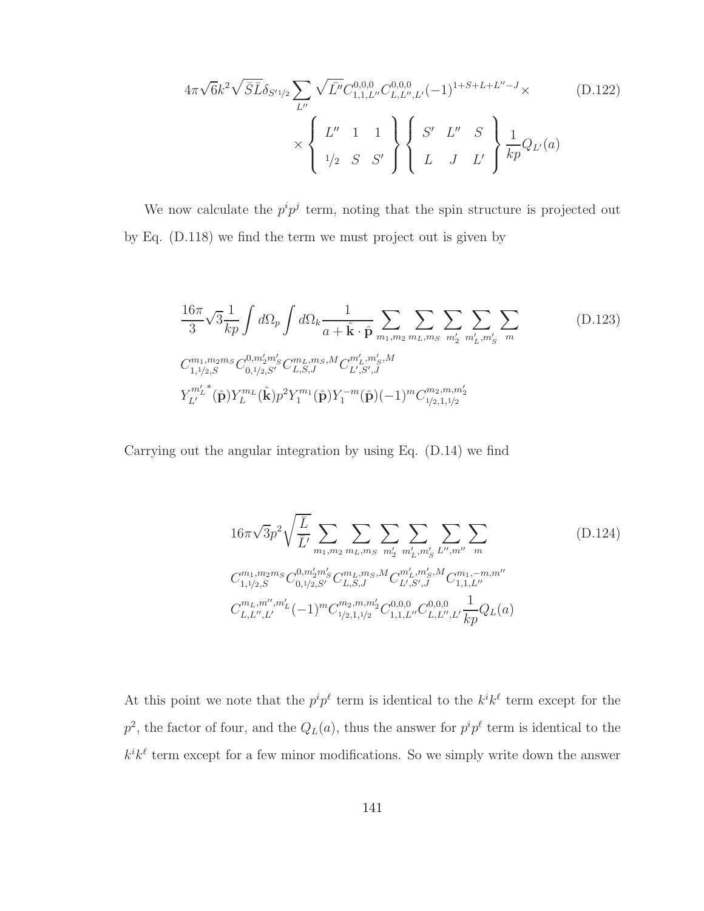$$4\pi\sqrt{6}k^2\sqrt{\bar{S}\bar{L}}\delta_{S'1/2}\sum_{L''}\sqrt{\bar{L''}}C^{0,0,0}_{1,1,L''}C^{0,0,0}_{L,L'',L'}(-1)^{1+S+L+L''-J}\times \\ \times\left\{\begin{array}{ccc} L'' & 1 & 1 \\ 1/2 & S & S' \end{array}\right\}\left\{\begin{array}{ccc} S' & L'' & S \\ L & J & L' \end{array}\right\}\frac{1}{kp}Q_{L'}(a) \tag{D.122}$$

We now calculate the $p^i p^j$ term, noting that the spin structure is projected out by Eq. (D.118) we find the term we must project out is given by

$$\frac{16\pi}{3}\sqrt{3}\frac{1}{kp}\int d\Omega_p\int d\Omega_k\frac{1}{a+\hat{\mathbf{k}}\cdot\hat{\mathbf{p}}}\sum_{m_1,m_2}\sum_{m_L,m_S}\sum_{m_2'}\sum_{m_L',m_S'}\sum_{m} \\ C^{m_1,m_2m_S}_{1,1/2,S}C^{0,m_2'm_S'}_{0,1/2,S'}C^{m_L,m_S,M}_{L,S,J}C^{m_L',m_S',M}_{L',S',J} \\ {Y^{m_L'}_{L'}}^*(\hat{\mathbf{p}})Y^{m_L}_{L}(\hat{\mathbf{k}})p^2Y^{m_1}_{1}(\hat{\mathbf{p}})Y^{-m}_{1}(\hat{\mathbf{p}})(-1)^mC^{m_2,m,m_2'}_{1/2,1,1/2} \tag{D.123}$$

Carrying out the angular integration by using Eq. (D.14) we find

$$16\pi\sqrt{3}p^2\sqrt{\frac{\bar{L}}{\bar{L'}}}\sum_{m_1,m_2}\sum_{m_L,m_S}\sum_{m_2'}\sum_{m_L',m_S'}\sum_{L'',m''}\sum_{m} \\ C^{m_1,m_2m_S}_{1,1/2,S}C^{0,m_2'm_S'}_{0,1/2,S'}C^{m_L,m_S,M}_{L,S,J}C^{m_L',m_S',M}_{L',S',J}C^{m_1,-m,m''}_{1,1,L''} \\ C^{m_L,m'',m_L'}_{L,L'',L'}(-1)^mC^{m_2,m,m_2'}_{1/2,1,1/2}C^{0,0,0}_{1,1,L''}C^{0,0,0}_{L,L'',L'}\frac{1}{kp}Q_L(a) \tag{D.124}$$

At this point we note that the $p^ip^\ell$ term is identical to the $k^ik^\ell$ term except for the $p^2$, the factor of four, and the $Q_L(a)$, thus the answer for $p^ip^\ell$ term is identical to the $k^ik^\ell$ term except for a few minor modifications. So we simply write down the answer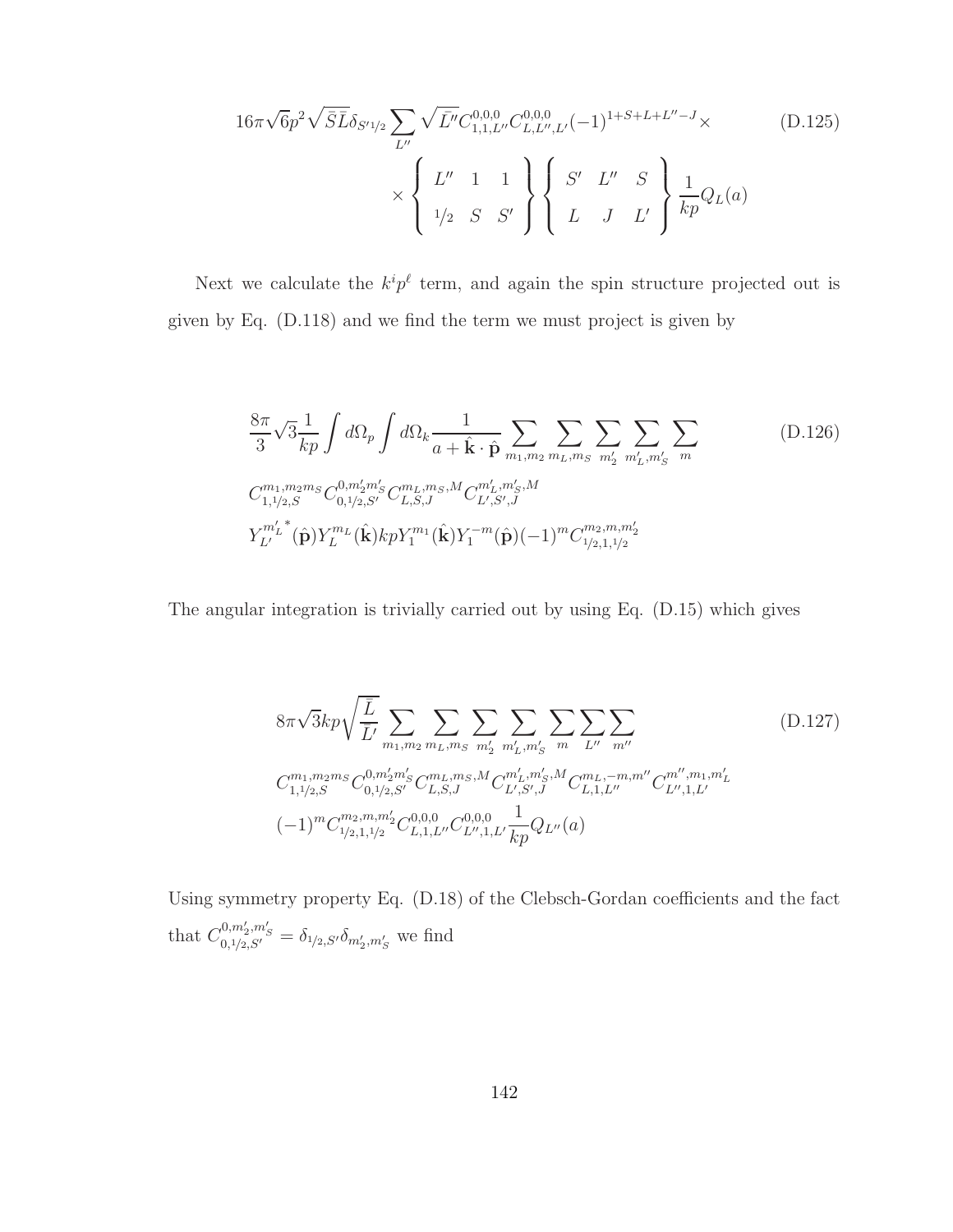$$
16\pi\sqrt{6}p^2\sqrt{\bar{S}\bar{L}}\delta_{S'1/2}\sum_{L''}\sqrt{\bar{L''}}C^{0,0,0}_{1,1,L''}C^{0,0,0}_{L,L'',L'}(-1)^{1+S+L+L''-J}\times \\
\times\left\{\begin{array}{ccc} L'' & 1 & 1 \\ 1/2 & S & S' \end{array}\right\}\left\{\begin{array}{ccc} S' & L'' & S \\ L & J & L' \end{array}\right\}\frac{1}{kp}Q_L(a) \tag{D.125}
$$

Next we calculate the $k^i p^\ell$ term, and again the spin structure projected out is given by Eq. (D.118) and we find the term we must project is given by

$$
\frac{8\pi}{3}\sqrt{3}\frac{1}{kp}\int d\Omega_p \int d\Omega_k \frac{1}{a+\hat{\mathbf{k}}\cdot\hat{\mathbf{p}}}\sum_{m_1,m_2}\sum_{m_L,m_S}\sum_{m_2'}\sum_{m_L',m_S'}\sum_{m} \\
C^{m_1,m_2 m_S}_{1,1/2,S}C^{0,m_2' m_S'}_{0,1/2,S'}C^{m_L,m_S,M}_{L,S,J}C^{m_L',m_S',M}_{L',S',J} \\
Y^{m_L'}_{L'}{}^*(\hat{\mathbf{p}})Y^{m_L}_{L}(\hat{\mathbf{k}})kpY^{m_1}_{1}(\hat{\mathbf{k}})Y^{-m}_{1}(\hat{\mathbf{p}})(-1)^m C^{m_2,m,m_2'}_{1/2,1,1/2} \tag{D.126}
$$

The angular integration is trivially carried out by using Eq. (D.15) which gives

$$
8\pi\sqrt{3}kp\sqrt{\frac{\bar{L}}{\bar{L'}}}\sum_{m_1,m_2}\sum_{m_L,m_S}\sum_{m_2'}\sum_{m_L',m_S'}\sum_{m}\sum_{L''}\sum_{m''} \\
C^{m_1,m_2 m_S}_{1,1/2,S}C^{0,m_2' m_S'}_{0,1/2,S'}C^{m_L,m_S,M}_{L,S,J}C^{m_L',m_S',M}_{L',S',J}C^{m_L,-m,m''}_{L,1,L''}C^{m'',m_1,m_L'}_{L'',1,L'} \\
(-1)^m C^{m_2,m,m_2'}_{1/2,1,1/2}C^{0,0,0}_{L,1,L''}C^{0,0,0}_{L'',1,L'}\frac{1}{kp}Q_{L''}(a) \tag{D.127}
$$

Using symmetry property Eq. (D.18) of the Clebsch-Gordan coefficients and the fact that $C^{0,m_2',m_S'}_{0,1/2,S'} = \delta_{1/2,S'}\delta_{m_2',m_S'}$ we find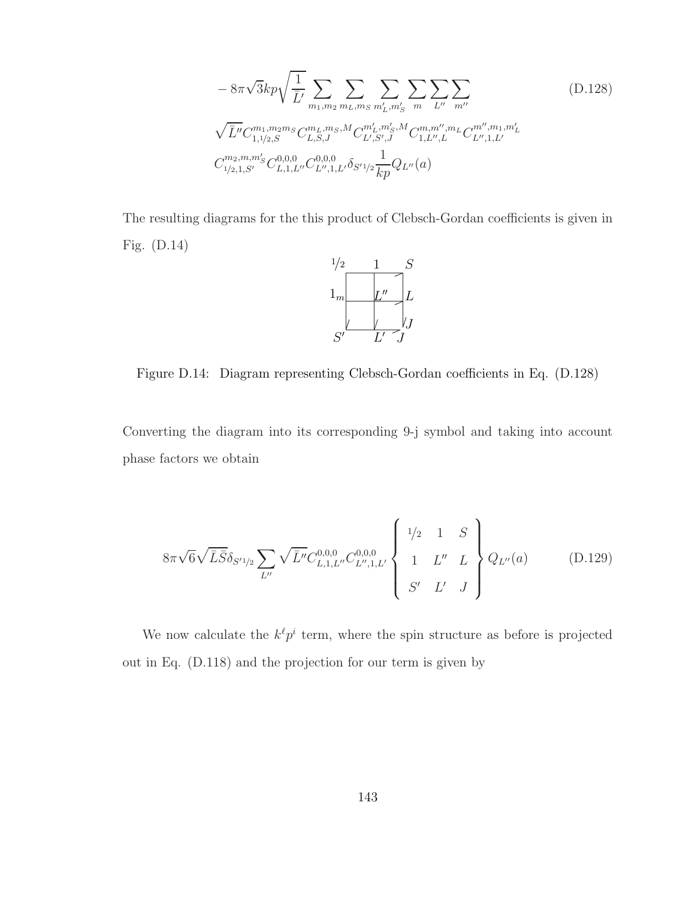$$
\begin{aligned}
&-8\pi\sqrt{3}kp\sqrt{\frac{1}{\bar{L}'}}\sum_{m_1,m_2}\sum_{m_L,m_S}\sum_{m'_L,m'_S}\sum_{m}\sum_{L''}\sum_{m''} \\
&\sqrt{\bar{L}''}C^{m_1,m_2 m_S}_{1,1/2,S}C^{m_L,m_S,M}_{L,S,J}C^{m'_L,m'_S,M}_{L',S',J}C^{m,m'',m_L}_{1,L'',L}C^{m'',m_1,m'_L}_{L'',1,L'} \\
&C^{m_2,m,m'_S}_{1/2,1,S'}C^{0,0,0}_{L,1,L''}C^{0,0,0}_{L'',1,L'}\delta_{S'1/2}\frac{1}{kp}Q_{L''}(a)
\end{aligned}
\tag{D.128}
$$

The resulting diagrams for the this product of Clebsch-Gordan coefficients is given in Fig. (D.14)

Figure D.14: Diagram representing Clebsch-Gordan coefficients in Eq. (D.128)

Converting the diagram into its corresponding 9-j symbol and taking into account phase factors we obtain

$$
8\pi\sqrt{6}\sqrt{\bar{L}\bar{S}}\delta_{S'1/2}\sum_{L''}\sqrt{\bar{L}''}C^{0,0,0}_{L,1,L''}C^{0,0,0}_{L'',1,L'}\left\{\begin{array}{ccc} 1/2 & 1 & S \\ 1 & L'' & L \\ S' & L' & J \end{array}\right\}Q_{L''}(a) \tag{D.129}
$$

We now calculate the $k^{\ell}p^{i}$ term, where the spin structure as before is projected out in Eq. (D.118) and the projection for our term is given by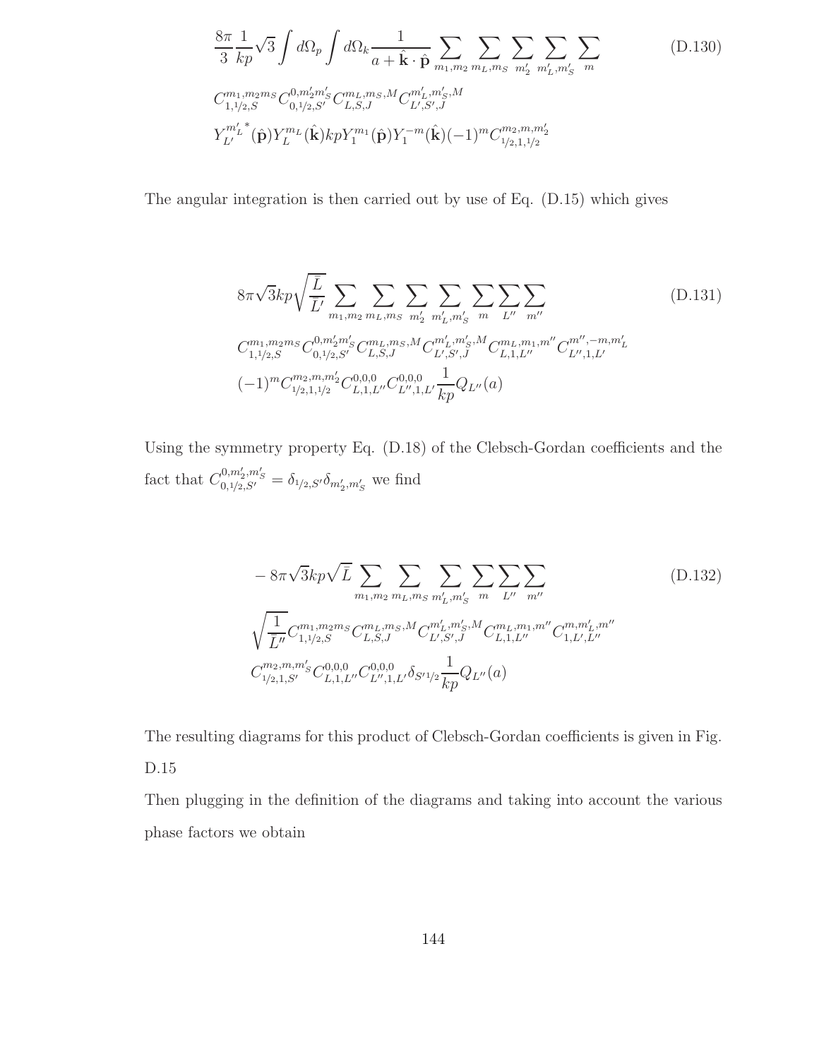$$\frac{8\pi}{3}\frac{1}{kp}\sqrt{3}\int d\Omega_p \int d\Omega_k \frac{1}{a+\hat{\mathbf{k}}\cdot\hat{\mathbf{p}}} \sum_{m_1,m_2}\sum_{m_L,m_S}\sum_{m_2'}\sum_{m_L',m_S'}\sum_{m} \tag{D.130}$$

$$C^{m_1,m_2 m_S}_{1,1/2,S} C^{0,m_2' m_S'}_{0,1/2,S'} C^{m_L,m_S,M}_{L,S,J} C^{m_L',m_S',M}_{L',S',J}$$

$$Y^{m_L'}_{L'}{}^{*}(\hat{\mathbf{p}}) Y^{m_L}_{L}(\hat{\mathbf{k}}) kp Y^{m_1}_{1}(\hat{\mathbf{p}}) Y^{-m}_{1}(\hat{\mathbf{k}}) (-1)^m C^{m_2,m,m_2'}_{1/2,1,1/2}$$

The angular integration is then carried out by use of Eq. (D.15) which gives

$$8\pi\sqrt{3}kp\sqrt{\frac{\bar{L}}{\bar{L}'}}\sum_{m_1,m_2}\sum_{m_L,m_S}\sum_{m_2'}\sum_{m_L',m_S'}\sum_{m}\sum_{L''}\sum_{m''} \tag{D.131}$$

$$C^{m_1,m_2 m_S}_{1,1/2,S} C^{0,m_2' m_S'}_{0,1/2,S'} C^{m_L,m_S,M}_{L,S,J} C^{m_L',m_S',M}_{L',S',J} C^{m_L,m_1,m''}_{L,1,L''} C^{m'',-m,m_L'}_{L'',1,L'}$$

$$(-1)^m C^{m_2,m,m_2'}_{1/2,1,1/2} C^{0,0,0}_{L,1,L''} C^{0,0,0}_{L'',1,L'} \frac{1}{kp} Q_{L''}(a)$$

Using the symmetry property Eq. (D.18) of the Clebsch-Gordan coefficients and the fact that $C^{0,m_2',m_S'}_{0,1/2,S'} = \delta_{1/2,S'}\delta_{m_2',m_S'}$ we find

$$-8\pi\sqrt{3}kp\sqrt{\bar{L}}\sum_{m_1,m_2}\sum_{m_L,m_S}\sum_{m_L',m_S'}\sum_{m}\sum_{L''}\sum_{m''} \tag{D.132}$$

$$\sqrt{\frac{1}{\bar{L}''}} C^{m_1,m_2 m_S}_{1,1/2,S} C^{m_L,m_S,M}_{L,S,J} C^{m_L',m_S',M}_{L',S',J} C^{m_L,m_1,m''}_{L,1,L''} C^{m,m_L',m''}_{1,L',L''}$$

$$C^{m_2,m,m_S'}_{1/2,1,S'} C^{0,0,0}_{L,1,L''} C^{0,0,0}_{L'',1,L'} \delta_{S'1/2} \frac{1}{kp} Q_{L''}(a)$$

The resulting diagrams for this product of Clebsch-Gordan coefficients is given in Fig. D.15

Then plugging in the definition of the diagrams and taking into account the various phase factors we obtain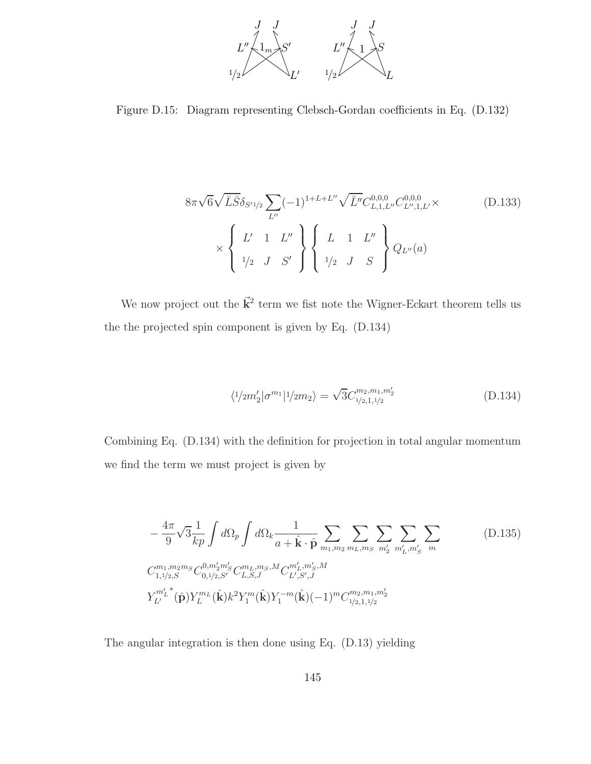Figure D.15: Diagram representing Clebsch-Gordan coefficients in Eq. (D.132)

$$
8\pi\sqrt{6}\sqrt{\bar{L}\bar{S}}\delta_{S'1/2}\sum_{L''}(-1)^{1+L+L''}\sqrt{\bar{L}''}C^{0,0,0}_{L,1,L''}C^{0,0,0}_{L'',1,L'}\times \\
\times\left\{\begin{array}{ccc} L' & 1 & L'' \\ 1/2 & J & S' \end{array}\right\}\left\{\begin{array}{ccc} L & 1 & L'' \\ 1/2 & J & S \end{array}\right\}Q_{L''}(a) \tag{D.133}
$$

We now project out the $\vec{\mathbf{k}}^2$ term we fist note the Wigner-Eckart theorem tells us the the projected spin component is given by Eq. (D.134)

$$
\langle 1/2 m_2'|\sigma^{m_1}|1/2 m_2\rangle = \sqrt{3}C^{m_2,m_1,m_2'}_{1/2,1,1/2} \tag{D.134}
$$

Combining Eq. (D.134) with the definition for projection in total angular momentum we find the term we must project is given by

$$
-\frac{4\pi}{9}\sqrt{3}\frac{1}{kp}\int d\Omega_p\int d\Omega_k\frac{1}{a+\hat{\mathbf{k}}\cdot\hat{\mathbf{p}}}\sum_{m_1,m_2}\sum_{m_L,m_S}\sum_{m_2'}\sum_{m_L',m_S'}\sum_{m} \\
C^{m_1,m_2m_S}_{1,1/2,S}C^{0,m_2'm_S'}_{0,1/2,S'}C^{m_L,m_S,M}_{L,S,J}C^{m_L',m_S',M}_{L',S',J} \\
Y^{m_L'}_{L'}{}^{*}(\hat{\mathbf{p}})Y^{m_L}_{L}(\hat{\mathbf{k}})k^2Y^{m}_{1}(\hat{\mathbf{k}})Y^{-m}_{1}(\hat{\mathbf{k}})(-1)^m C^{m_2,m_1,m_2'}_{1/2,1,1/2} \tag{D.135}
$$

The angular integration is then done using Eq. (D.13) yielding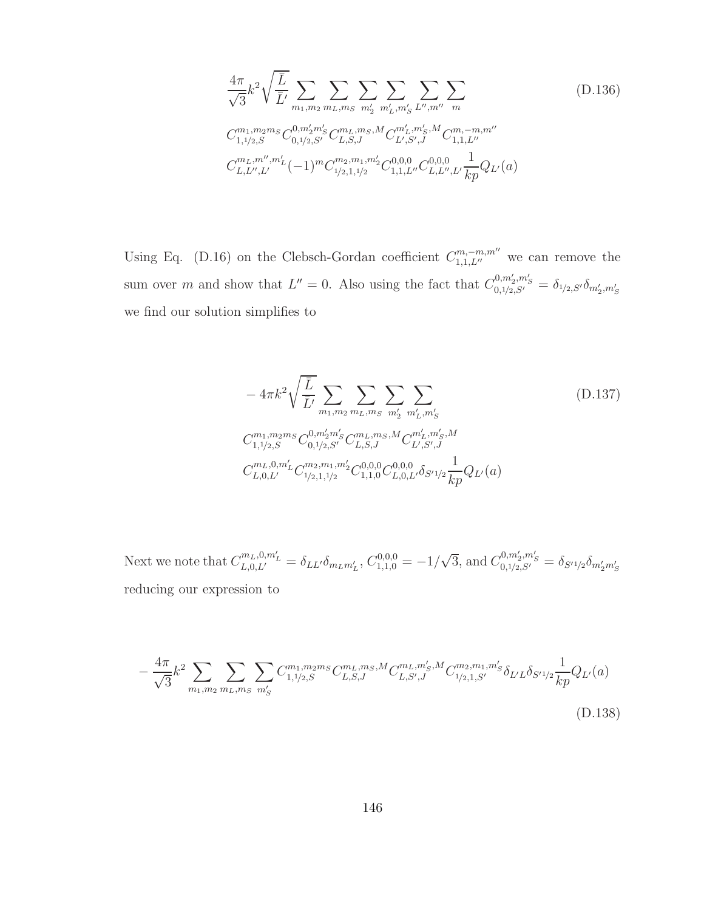$$\frac{4\pi}{\sqrt{3}}k^2\sqrt{\frac{\bar{L}}{\bar{L}'}}\sum_{m_1,m_2}\sum_{m_L,m_S}\sum_{m_2'}\sum_{m_L',m_S'}\sum_{L'',m''}\sum_{m} \tag{D.136}$$

$$C_{1,1/2,S}^{m_1,m_2 m_S}C_{0,1/2,S'}^{0,m_2' m_S'}C_{L,S,J}^{m_L,m_S,M}C_{L',S',J}^{m_L',m_S',M}C_{1,1,L''}^{m,-m,m''}$$

$$C_{L,L'',L'}^{m_L,m'',m_L'}(-1)^m C_{1/2,1,1/2}^{m_2,m_1,m_2'}C_{1,1,L''}^{0,0,0}C_{L,L'',L'}^{0,0,0}\frac{1}{kp}Q_{L'}(a)$$

Using Eq. (D.16) on the Clebsch-Gordan coefficient $C_{1,1,L''}^{m,-m,m''}$ we can remove the sum over $m$ and show that $L''=0$. Also using the fact that $C_{0,1/2,S'}^{0,m_2',m_S'} = \delta_{1/2,S'}\delta_{m_2',m_S'}$ we find our solution simplifies to

$$-4\pi k^2\sqrt{\frac{\bar{L}}{\bar{L}'}}\sum_{m_1,m_2}\sum_{m_L,m_S}\sum_{m_2'}\sum_{m_L',m_S'} \tag{D.137}$$

$$C_{1,1/2,S}^{m_1,m_2 m_S}C_{0,1/2,S'}^{0,m_2' m_S'}C_{L,S,J}^{m_L,m_S,M}C_{L',S',J}^{m_L',m_S',M}$$

$$C_{L,0,L'}^{m_L,0,m_L'}C_{1/2,1,1/2}^{m_2,m_1,m_2'}C_{1,1,0}^{0,0,0}C_{L,0,L'}^{0,0,0}\delta_{S'1/2}\frac{1}{kp}Q_{L'}(a)$$

Next we note that $C_{L,0,L'}^{m_L,0,m_L'} = \delta_{LL'}\delta_{m_L m_L'}$, $C_{1,1,0}^{0,0,0} = -1/\sqrt{3}$, and $C_{0,1/2,S'}^{0,m_2',m_S'} = \delta_{S'1/2}\delta_{m_2' m_S'}$ reducing our expression to

$$-\frac{4\pi}{\sqrt{3}}k^2\sum_{m_1,m_2}\sum_{m_L,m_S}\sum_{m_S'}C_{1,1/2,S}^{m_1,m_2 m_S}C_{L,S,J}^{m_L,m_S,M}C_{L,S',J}^{m_L,m_S',M}C_{1/2,1,S'}^{m_2,m_1,m_S'}\delta_{L'L}\delta_{S'1/2}\frac{1}{kp}Q_{L'}(a) \tag{D.138}$$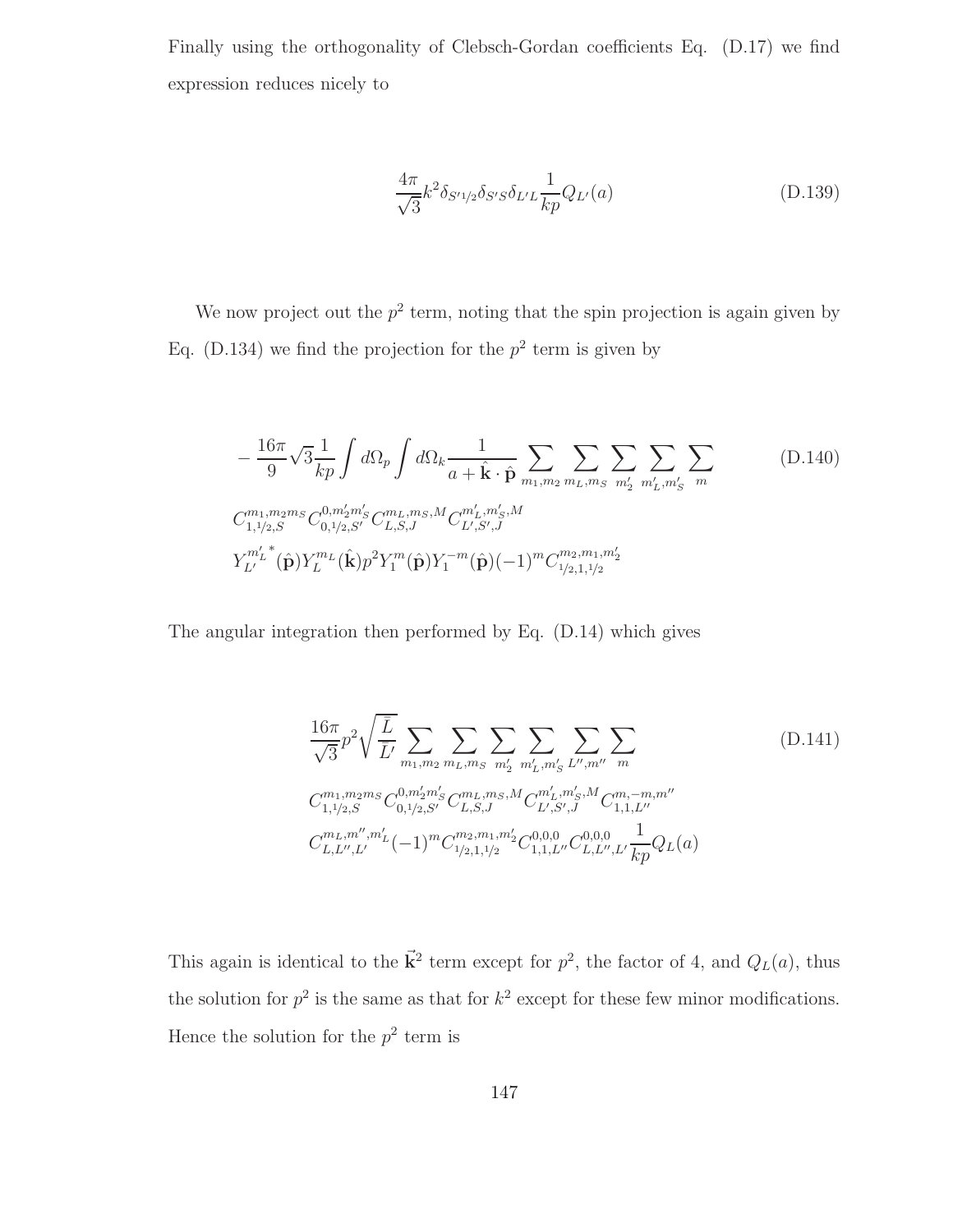Finally using the orthogonality of Clebsch-Gordan coefficients Eq. (D.17) we find expression reduces nicely to

$$\frac{4\pi}{\sqrt{3}} k^2 \delta_{S' 1/2} \delta_{S' S} \delta_{L' L} \frac{1}{kp} Q_{L'}(a) \tag{D.139}$$

We now project out the $p^2$ term, noting that the spin projection is again given by Eq. (D.134) we find the projection for the $p^2$ term is given by

$$\begin{aligned}
&-\frac{16\pi}{9}\sqrt{3}\frac{1}{kp}\int d\Omega_p \int d\Omega_k \frac{1}{a+\hat{\mathbf{k}}\cdot\hat{\mathbf{p}}} \sum_{m_1,m_2}\sum_{m_L,m_S}\sum_{m'_2}\sum_{m'_L,m'_S}\sum_{m} \\
&C^{m_1,m_2 m_S}_{1,1/2,S} C^{0,m'_2 m'_S}_{0,1/2,S'} C^{m_L,m_S,M}_{L,S,J} C^{m'_L,m'_S,M}_{L',S',J} \\
&{Y^{m'_L}_{L'}}^{*}(\hat{\mathbf{p}}) Y^{m_L}_{L}(\hat{\mathbf{k}}) p^2 Y^{m}_{1}(\hat{\mathbf{p}}) Y^{-m}_{1}(\hat{\mathbf{p}}) (-1)^m C^{m_2,m_1,m'_2}_{1/2,1,1/2}
\end{aligned} \tag{D.140}$$

The angular integration then performed by Eq. (D.14) which gives

$$\begin{aligned}
&\frac{16\pi}{\sqrt{3}} p^2 \sqrt{\frac{\bar{L}}{\bar{L}'}} \sum_{m_1,m_2}\sum_{m_L,m_S}\sum_{m'_2}\sum_{m'_L,m'_S}\sum_{L'',m''}\sum_{m} \\
&C^{m_1,m_2 m_S}_{1,1/2,S} C^{0,m'_2 m'_S}_{0,1/2,S'} C^{m_L,m_S,M}_{L,S,J} C^{m'_L,m'_S,M}_{L',S',J} C^{m,-m,m''}_{1,1,L''} \\
&C^{m_L,m'',m'_L}_{L,L'',L'} (-1)^m C^{m_2,m_1,m'_2}_{1/2,1,1/2} C^{0,0,0}_{1,1,L''} C^{0,0,0}_{L,L'',L'} \frac{1}{kp} Q_L(a)
\end{aligned} \tag{D.141}$$

This again is identical to the $\vec{\mathbf{k}}^2$ term except for $p^2$, the factor of 4, and $Q_L(a)$, thus the solution for $p^2$ is the same as that for $k^2$ except for these few minor modifications. Hence the solution for the $p^2$ term is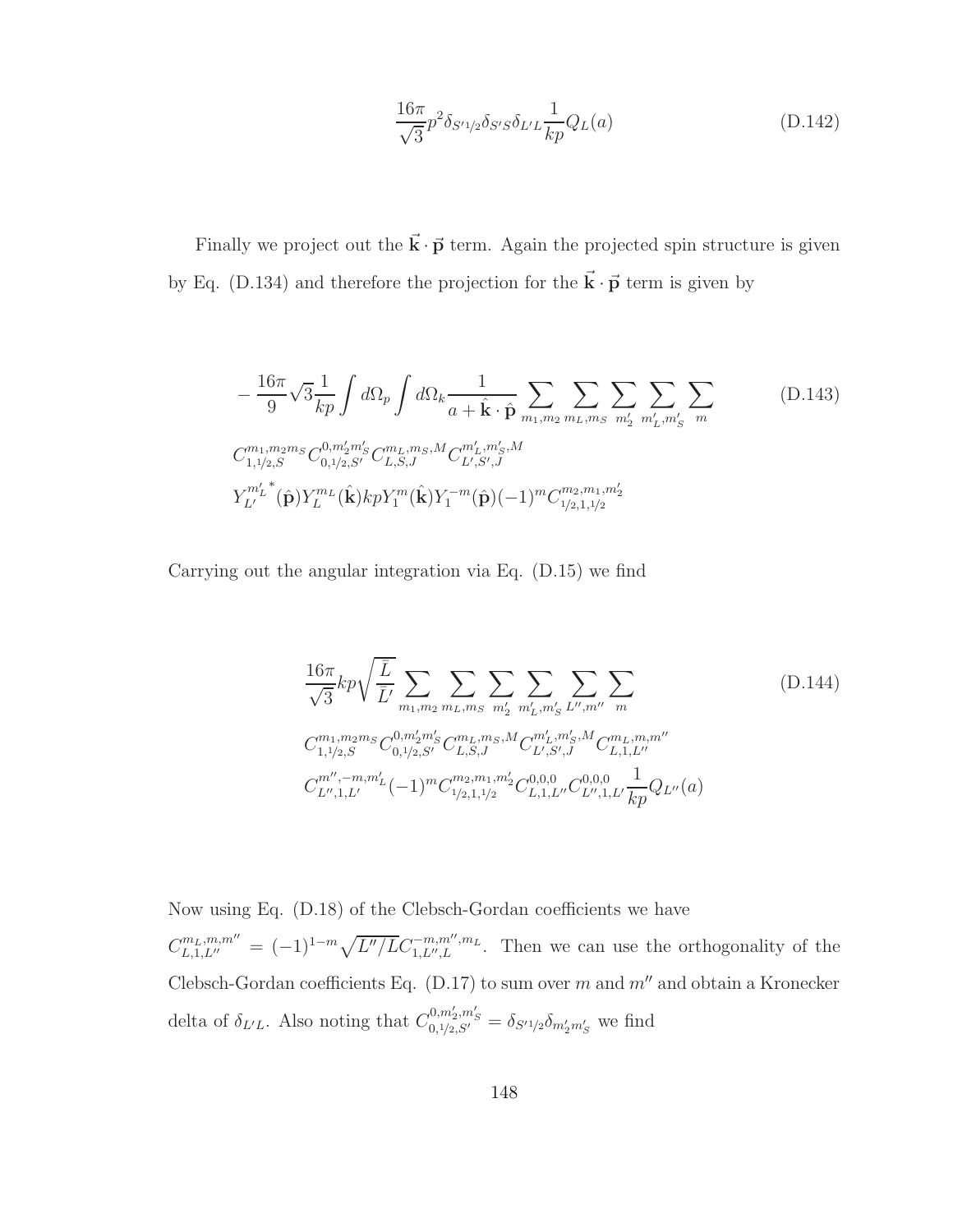$$\frac{16\pi}{\sqrt{3}} p^2 \delta_{S'1/2} \delta_{S'S} \delta_{L'L} \frac{1}{kp} Q_L(a) \tag{D.142}$$

Finally we project out the $\vec{\mathbf{k}} \cdot \vec{\mathbf{p}}$ term. Again the projected spin structure is given by Eq. (D.134) and therefore the projection for the $\vec{\mathbf{k}} \cdot \vec{\mathbf{p}}$ term is given by

$$\begin{aligned}
&-\frac{16\pi}{9}\sqrt{3}\frac{1}{kp}\int d\Omega_p \int d\Omega_k \frac{1}{a+\hat{\mathbf{k}}\cdot\hat{\mathbf{p}}} \sum_{m_1,m_2}\sum_{m_L,m_S}\sum_{m_2'}\sum_{m_L',m_S'}\sum_{m} \\
&C^{m_1,m_2 m_S}_{1,1/2,S} C^{0,m_2' m_S'}_{0,1/2,S'} C^{m_L,m_S,M}_{L,S,J} C^{m_L',m_S',M}_{L',S',J} \\
&Y^{m_L'}_{L'}{}^{*}(\hat{\mathbf{p}}) Y^{m_L}_{L}(\hat{\mathbf{k}}) kp Y^{m}_{1}(\hat{\mathbf{k}}) Y^{-m}_{1}(\hat{\mathbf{p}})(-1)^m C^{m_2,m_1,m_2'}_{1/2,1,1/2}
\end{aligned} \tag{D.143}$$

Carrying out the angular integration via Eq. (D.15) we find

$$\begin{aligned}
&\frac{16\pi}{\sqrt{3}} kp\sqrt{\frac{\bar{L}}{\bar{L}'}} \sum_{m_1,m_2}\sum_{m_L,m_S}\sum_{m_2'}\sum_{m_L',m_S'}\sum_{L'',m''}\sum_{m} \\
&C^{m_1,m_2 m_S}_{1,1/2,S} C^{0,m_2' m_S'}_{0,1/2,S'} C^{m_L,m_S,M}_{L,S,J} C^{m_L',m_S',M}_{L',S',J} C^{m_L,m,m''}_{L,1,L''} \\
&C^{m'',-m,m_L'}_{L'',1,L'} (-1)^m C^{m_2,m_1,m_2'}_{1/2,1,1/2} C^{0,0,0}_{L,1,L''} C^{0,0,0}_{L'',1,L'} \frac{1}{kp} Q_{L''}(a)
\end{aligned} \tag{D.144}$$

Now using Eq. (D.18) of the Clebsch-Gordan coefficients we have $C^{m_L,m,m''}_{L,1,L''} = (-1)^{1-m}\sqrt{L''/L}\, C^{-m,m'',m_L}_{1,L'',L}$. Then we can use the orthogonality of the Clebsch-Gordan coefficients Eq. (D.17) to sum over $m$ and $m''$ and obtain a Kronecker delta of $\delta_{L'L}$. Also noting that $C^{0,m_2',m_S'}_{0,1/2,S'} = \delta_{S'1/2}\delta_{m_2' m_S'}$ we find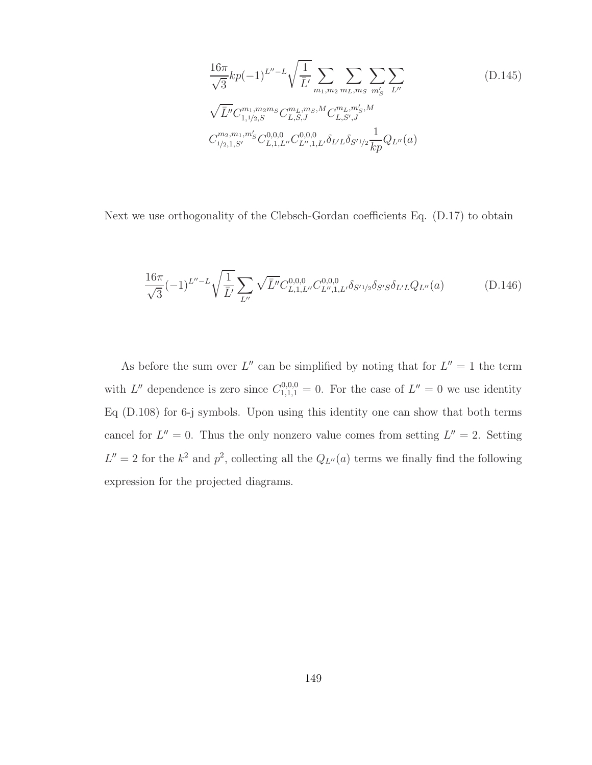$$\frac{16\pi}{\sqrt{3}} kp(-1)^{L''-L}\sqrt{\frac{1}{\bar{L}'}} \sum_{m_1,m_2} \sum_{m_L,m_S} \sum_{m'_S} \sum_{L''} \tag{D.145}$$

$$\sqrt{\bar{L}''} C^{m_1,m_2 m_S}_{1,1/2,S} C^{m_L,m_S,M}_{L,S,J} C^{m_L,m'_S,M}_{L,S',J}$$

$$C^{m_2,m_1,m'_S}_{1/2,1,S'} C^{0,0,0}_{L,1,L''} C^{0,0,0}_{L'',1,L'} \delta_{L'L} \delta_{S'1/2} \frac{1}{kp} Q_{L''}(a)$$

Next we use orthogonality of the Clebsch-Gordan coefficients Eq. (D.17) to obtain

$$\frac{16\pi}{\sqrt{3}}(-1)^{L''-L}\sqrt{\frac{1}{\bar{L}'}} \sum_{L''} \sqrt{\bar{L}''} C^{0,0,0}_{L,1,L''} C^{0,0,0}_{L'',1,L'} \delta_{S'1/2} \delta_{S'S} \delta_{L'L} Q_{L''}(a) \tag{D.146}$$

As before the sum over $L''$ can be simplified by noting that for $L'' = 1$ the term with $L''$ dependence is zero since $C^{0,0,0}_{1,1,1} = 0$. For the case of $L'' = 0$ we use identity Eq (D.108) for 6-j symbols. Upon using this identity one can show that both terms cancel for $L'' = 0$. Thus the only nonzero value comes from setting $L'' = 2$. Setting $L'' = 2$ for the $k^2$ and $p^2$, collecting all the $Q_{L''}(a)$ terms we finally find the following expression for the projected diagrams.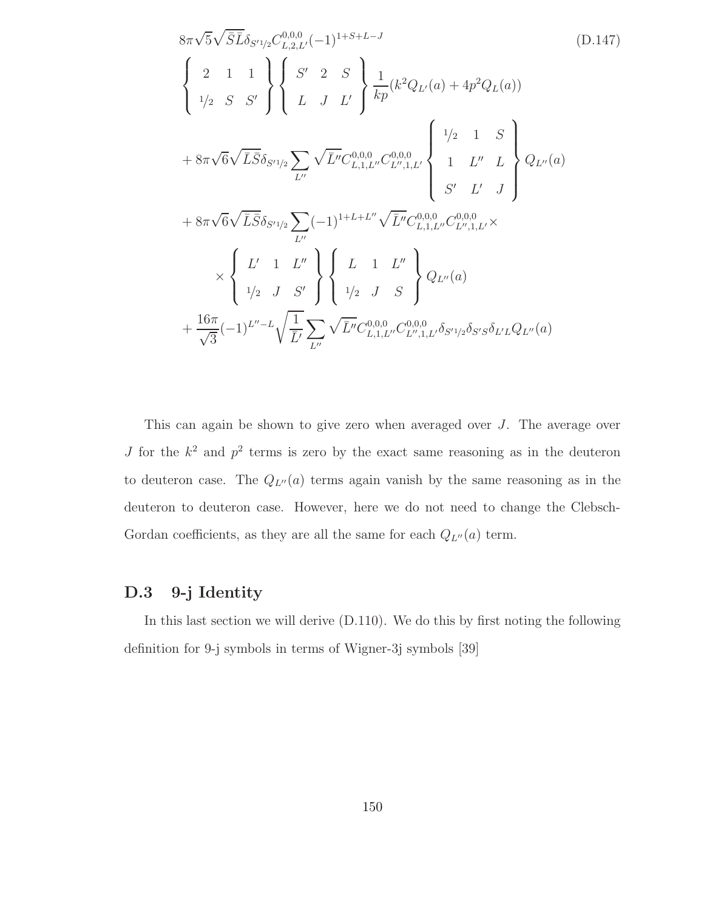$$
\begin{aligned}
&8\pi\sqrt{5}\sqrt{\bar{S}\bar{L}}\delta_{S'1/2}C^{0,0,0}_{L,2,L'}(-1)^{1+S+L-J} \\
&\left\{\begin{array}{ccc} 2 & 1 & 1 \\ 1/2 & S & S' \end{array}\right\}\left\{\begin{array}{ccc} S' & 2 & S \\ L & J & L' \end{array}\right\}\frac{1}{kp}(k^2 Q_{L'}(a) + 4p^2 Q_L(a)) \\
&+ 8\pi\sqrt{6}\sqrt{\bar{L}\bar{S}}\delta_{S'1/2}\sum_{L''}\sqrt{\bar{L}''}C^{0,0,0}_{L,1,L''}C^{0,0,0}_{L'',1,L'}\left\{\begin{array}{ccc} 1/2 & 1 & S \\ 1 & L'' & L \\ S' & L' & J \end{array}\right\}Q_{L''}(a) \\
&+ 8\pi\sqrt{6}\sqrt{\bar{L}\bar{S}}\delta_{S'1/2}\sum_{L''}(-1)^{1+L+L''}\sqrt{\bar{L}''}C^{0,0,0}_{L,1,L''}C^{0,0,0}_{L'',1,L'}\times \\
&\qquad\times\left\{\begin{array}{ccc} L' & 1 & L'' \\ 1/2 & J & S' \end{array}\right\}\left\{\begin{array}{ccc} L & 1 & L'' \\ 1/2 & J & S \end{array}\right\}Q_{L''}(a) \\
&+ \frac{16\pi}{\sqrt{3}}(-1)^{L''-L}\sqrt{\frac{1}{\bar{L}'}}\sum_{L''}\sqrt{\bar{L}''}C^{0,0,0}_{L,1,L''}C^{0,0,0}_{L'',1,L'}\delta_{S'1/2}\delta_{S'S}\delta_{L'L}Q_{L''}(a)
\end{aligned}
\tag{D.147}
$$

This can again be shown to give zero when averaged over $J$. The average over $J$ for the $k^2$ and $p^2$ terms is zero by the exact same reasoning as in the deuteron to deuteron case. The $Q_{L''}(a)$ terms again vanish by the same reasoning as in the deuteron to deuteron case. However, here we do not need to change the Clebsch-Gordan coefficients, as they are all the same for each $Q_{L''}(a)$ term.

## D.3 9-j Identity

In this last section we will derive (D.110). We do this by first noting the following definition for 9-j symbols in terms of Wigner-3j symbols [39]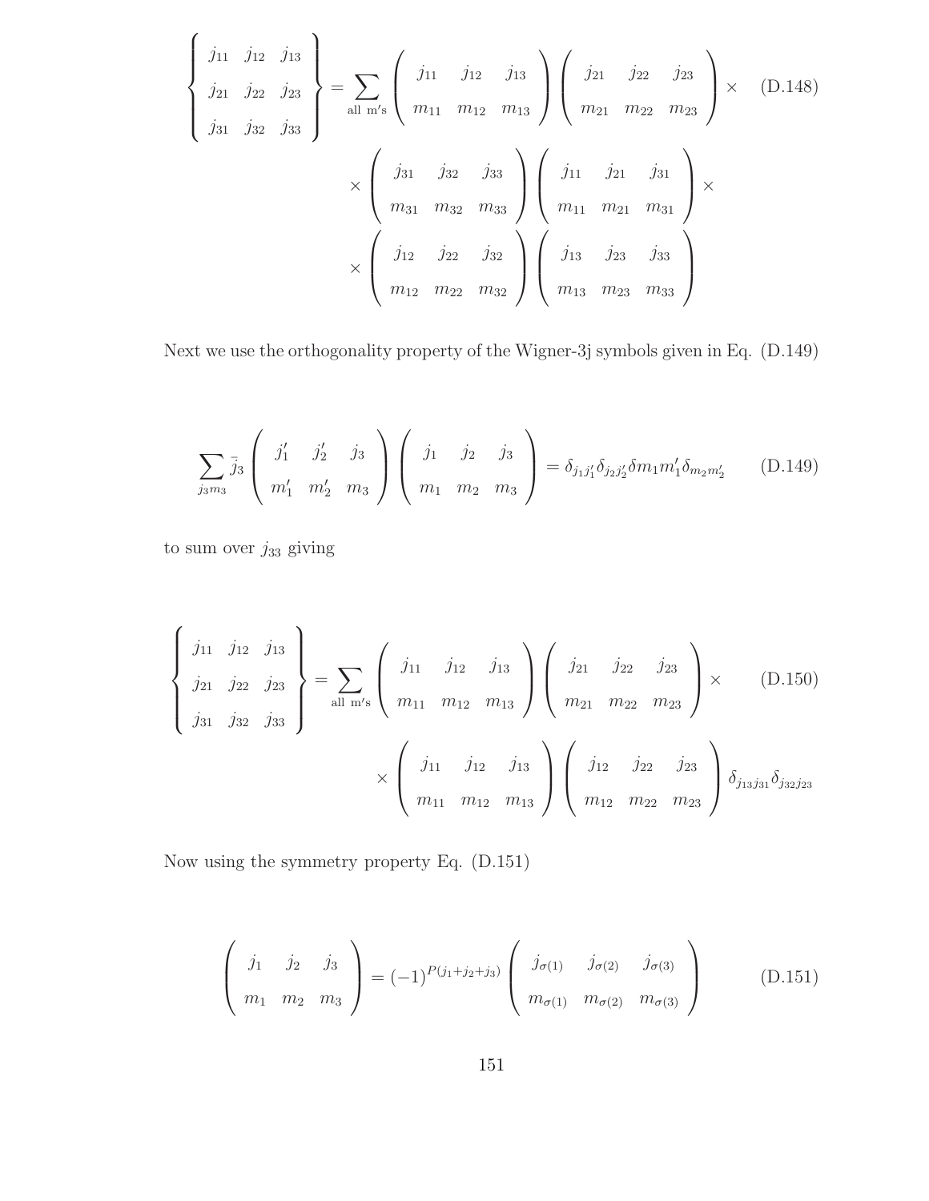$$
\left\{ \begin{array}{ccc} j_{11} & j_{12} & j_{13} \\ j_{21} & j_{22} & j_{23} \\ j_{31} & j_{32} & j_{33} \end{array} \right\} = \sum_{\text{all m's}} \left( \begin{array}{ccc} j_{11} & j_{12} & j_{13} \\ m_{11} & m_{12} & m_{13} \end{array} \right) \left( \begin{array}{ccc} j_{21} & j_{22} & j_{23} \\ m_{21} & m_{22} & m_{23} \end{array} \right) \times \tag{D.148}
$$

$$
\times \left( \begin{array}{ccc} j_{31} & j_{32} & j_{33} \\ m_{31} & m_{32} & m_{33} \end{array} \right) \left( \begin{array}{ccc} j_{11} & j_{21} & j_{31} \\ m_{11} & m_{21} & m_{31} \end{array} \right) \times
$$

$$
\times \left( \begin{array}{ccc} j_{12} & j_{22} & j_{32} \\ m_{12} & m_{22} & m_{32} \end{array} \right) \left( \begin{array}{ccc} j_{13} & j_{23} & j_{33} \\ m_{13} & m_{23} & m_{33} \end{array} \right)
$$

Next we use the orthogonality property of the Wigner-3j symbols given in Eq. (D.149)

$$
\sum_{j_3 m_3} \bar{j}_3 \left( \begin{array}{ccc} j_1' & j_2' & j_3 \\ m_1' & m_2' & m_3 \end{array} \right) \left( \begin{array}{ccc} j_1 & j_2 & j_3 \\ m_1 & m_2 & m_3 \end{array} \right) = \delta_{j_1 j_1'} \delta_{j_2 j_2'} \delta m_1 m_1' \delta_{m_2 m_2'} \tag{D.149}
$$

to sum over $j_{33}$ giving

$$
\left\{ \begin{array}{ccc} j_{11} & j_{12} & j_{13} \\ j_{21} & j_{22} & j_{23} \\ j_{31} & j_{32} & j_{33} \end{array} \right\} = \sum_{\text{all m's}} \left( \begin{array}{ccc} j_{11} & j_{12} & j_{13} \\ m_{11} & m_{12} & m_{13} \end{array} \right) \left( \begin{array}{ccc} j_{21} & j_{22} & j_{23} \\ m_{21} & m_{22} & m_{23} \end{array} \right) \times \tag{D.150}
$$

$$
\times \left( \begin{array}{ccc} j_{11} & j_{12} & j_{13} \\ m_{11} & m_{12} & m_{13} \end{array} \right) \left( \begin{array}{ccc} j_{12} & j_{22} & j_{23} \\ m_{12} & m_{22} & m_{23} \end{array} \right) \delta_{j_{13} j_{31}} \delta_{j_{32} j_{23}}
$$

Now using the symmetry property Eq. (D.151)

$$
\left( \begin{array}{ccc} j_1 & j_2 & j_3 \\ m_1 & m_2 & m_3 \end{array} \right) = (-1)^{P(j_1+j_2+j_3)} \left( \begin{array}{ccc} j_{\sigma(1)} & j_{\sigma(2)} & j_{\sigma(3)} \\ m_{\sigma(1)} & m_{\sigma(2)} & m_{\sigma(3)} \end{array} \right) \tag{D.151}
$$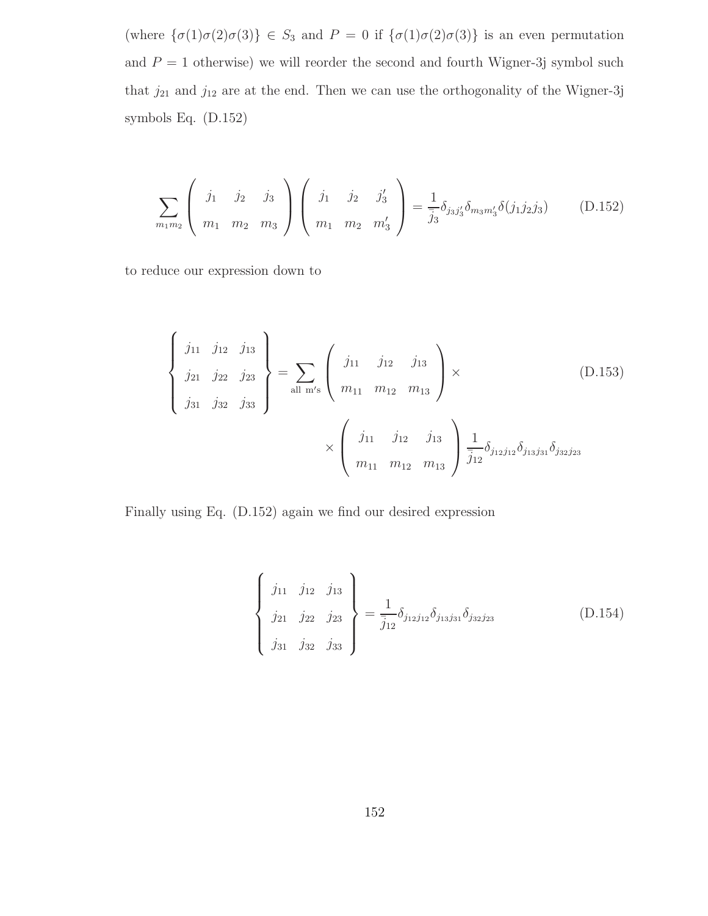(where $\{\sigma(1)\sigma(2)\sigma(3)\} \in S_3$ and $P = 0$ if $\{\sigma(1)\sigma(2)\sigma(3)\}$ is an even permutation and $P = 1$ otherwise) we will reorder the second and fourth Wigner-3j symbol such that $j_{21}$ and $j_{12}$ are at the end. Then we can use the orthogonality of the Wigner-3j symbols Eq. (D.152)

$$\sum_{m_1 m_2} \begin{pmatrix} j_1 & j_2 & j_3 \\ m_1 & m_2 & m_3 \end{pmatrix} \begin{pmatrix} j_1 & j_2 & j_3' \\ m_1 & m_2 & m_3' \end{pmatrix} = \frac{1}{\bar{j}_3} \delta_{j_3 j_3'} \delta_{m_3 m_3'} \delta(j_1 j_2 j_3) \tag{D.152}$$

to reduce our expression down to

$$\begin{Bmatrix} j_{11} & j_{12} & j_{13} \\ j_{21} & j_{22} & j_{23} \\ j_{31} & j_{32} & j_{33} \end{Bmatrix} = \sum_{\text{all m's}} \begin{pmatrix} j_{11} & j_{12} & j_{13} \\ m_{11} & m_{12} & m_{13} \end{pmatrix} \times \tag{D.153}$$

$$\times \begin{pmatrix} j_{11} & j_{12} & j_{13} \\ m_{11} & m_{12} & m_{13} \end{pmatrix} \frac{1}{\bar{j}_{12}} \delta_{j_{12} j_{12}} \delta_{j_{13} j_{31}} \delta_{j_{32} j_{23}}$$

Finally using Eq. (D.152) again we find our desired expression

$$\begin{Bmatrix} j_{11} & j_{12} & j_{13} \\ j_{21} & j_{22} & j_{23} \\ j_{31} & j_{32} & j_{33} \end{Bmatrix} = \frac{1}{\bar{j}_{12}} \delta_{j_{12} j_{12}} \delta_{j_{13} j_{31}} \delta_{j_{32} j_{23}} \tag{D.154}$$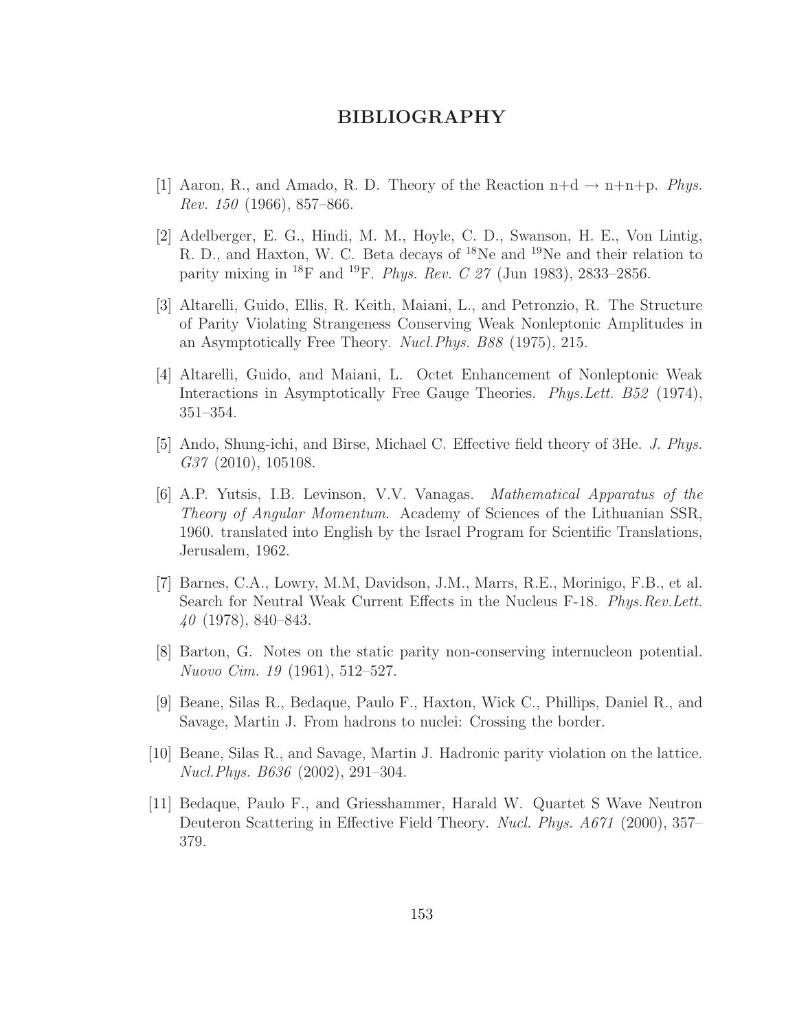# BIBLIOGRAPHY

[1] Aaron, R., and Amado, R. D. Theory of the Reaction n+d → n+n+p. *Phys. Rev. 150* (1966), 857–866.

[2] Adelberger, E. G., Hindi, M. M., Hoyle, C. D., Swanson, H. E., Von Lintig, R. D., and Haxton, W. C. Beta decays of $^{18}$Ne and $^{19}$Ne and their relation to parity mixing in $^{18}$F and $^{19}$F. *Phys. Rev. C 27* (Jun 1983), 2833–2856.

[3] Altarelli, Guido, Ellis, R. Keith, Maiani, L., and Petronzio, R. The Structure of Parity Violating Strangeness Conserving Weak Nonleptonic Amplitudes in an Asymptotically Free Theory. *Nucl.Phys. B88* (1975), 215.

[4] Altarelli, Guido, and Maiani, L. Octet Enhancement of Nonleptonic Weak Interactions in Asymptotically Free Gauge Theories. *Phys.Lett. B52* (1974), 351–354.

[5] Ando, Shung-ichi, and Birse, Michael C. Effective field theory of 3He. *J. Phys. G37* (2010), 105108.

[6] A.P. Yutsis, I.B. Levinson, V.V. Vanagas. *Mathematical Apparatus of the Theory of Angular Momentum*. Academy of Sciences of the Lithuanian SSR, 1960. translated into English by the Israel Program for Scientific Translations, Jerusalem, 1962.

[7] Barnes, C.A., Lowry, M.M, Davidson, J.M., Marrs, R.E., Morinigo, F.B., et al. Search for Neutral Weak Current Effects in the Nucleus F-18. *Phys.Rev.Lett. 40* (1978), 840–843.

[8] Barton, G. Notes on the static parity non-conserving internucleon potential. *Nuovo Cim. 19* (1961), 512–527.

[9] Beane, Silas R., Bedaque, Paulo F., Haxton, Wick C., Phillips, Daniel R., and Savage, Martin J. From hadrons to nuclei: Crossing the border.

[10] Beane, Silas R., and Savage, Martin J. Hadronic parity violation on the lattice. *Nucl.Phys. B636* (2002), 291–304.

[11] Bedaque, Paulo F., and Griesshammer, Harald W. Quartet S Wave Neutron Deuteron Scattering in Effective Field Theory. *Nucl. Phys. A671* (2000), 357–379.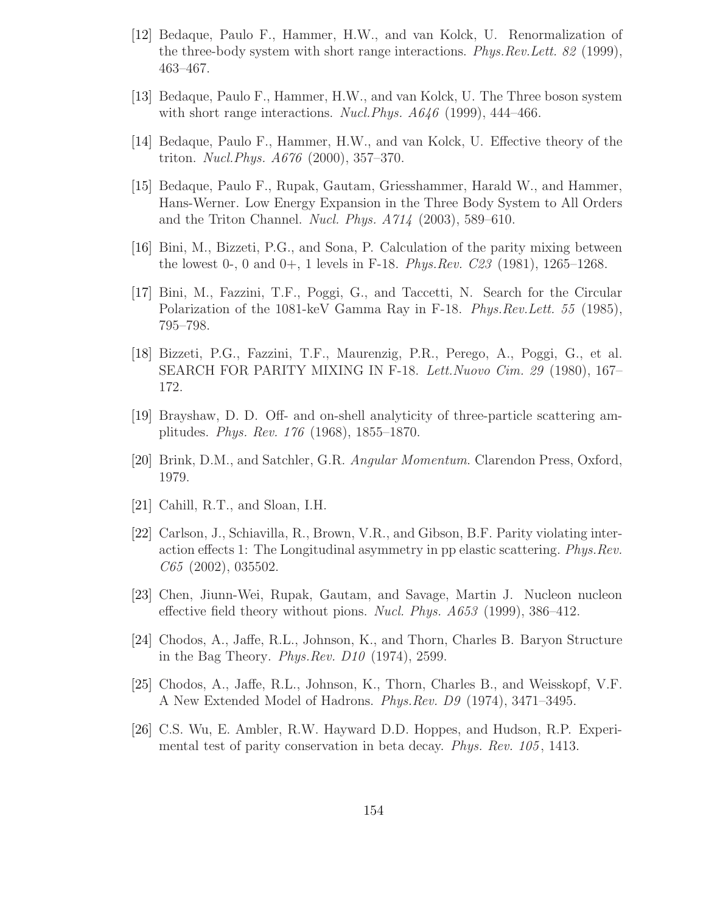[12] Bedaque, Paulo F., Hammer, H.W., and van Kolck, U. Renormalization of the three-body system with short range interactions. *Phys.Rev.Lett. 82* (1999), 463–467.

[13] Bedaque, Paulo F., Hammer, H.W., and van Kolck, U. The Three boson system with short range interactions. *Nucl.Phys. A646* (1999), 444–466.

[14] Bedaque, Paulo F., Hammer, H.W., and van Kolck, U. Effective theory of the triton. *Nucl.Phys. A676* (2000), 357–370.

[15] Bedaque, Paulo F., Rupak, Gautam, Griesshammer, Harald W., and Hammer, Hans-Werner. Low Energy Expansion in the Three Body System to All Orders and the Triton Channel. *Nucl. Phys. A714* (2003), 589–610.

[16] Bini, M., Bizzeti, P.G., and Sona, P. Calculation of the parity mixing between the lowest 0-, 0 and 0+, 1 levels in F-18. *Phys.Rev. C23* (1981), 1265–1268.

[17] Bini, M., Fazzini, T.F., Poggi, G., and Taccetti, N. Search for the Circular Polarization of the 1081-keV Gamma Ray in F-18. *Phys.Rev.Lett. 55* (1985), 795–798.

[18] Bizzeti, P.G., Fazzini, T.F., Maurenzig, P.R., Perego, A., Poggi, G., et al. SEARCH FOR PARITY MIXING IN F-18. *Lett.Nuovo Cim. 29* (1980), 167–172.

[19] Brayshaw, D. D. Off- and on-shell analyticity of three-particle scattering amplitudes. *Phys. Rev. 176* (1968), 1855–1870.

[20] Brink, D.M., and Satchler, G.R. *Angular Momentum*. Clarendon Press, Oxford, 1979.

[21] Cahill, R.T., and Sloan, I.H.

[22] Carlson, J., Schiavilla, R., Brown, V.R., and Gibson, B.F. Parity violating interaction effects 1: The Longitudinal asymmetry in pp elastic scattering. *Phys.Rev. C65* (2002), 035502.

[23] Chen, Jiunn-Wei, Rupak, Gautam, and Savage, Martin J. Nucleon nucleon effective field theory without pions. *Nucl. Phys. A653* (1999), 386–412.

[24] Chodos, A., Jaffe, R.L., Johnson, K., and Thorn, Charles B. Baryon Structure in the Bag Theory. *Phys.Rev. D10* (1974), 2599.

[25] Chodos, A., Jaffe, R.L., Johnson, K., Thorn, Charles B., and Weisskopf, V.F. A New Extended Model of Hadrons. *Phys.Rev. D9* (1974), 3471–3495.

[26] C.S. Wu, E. Ambler, R.W. Hayward D.D. Hoppes, and Hudson, R.P. Experimental test of parity conservation in beta decay. *Phys. Rev. 105*, 1413.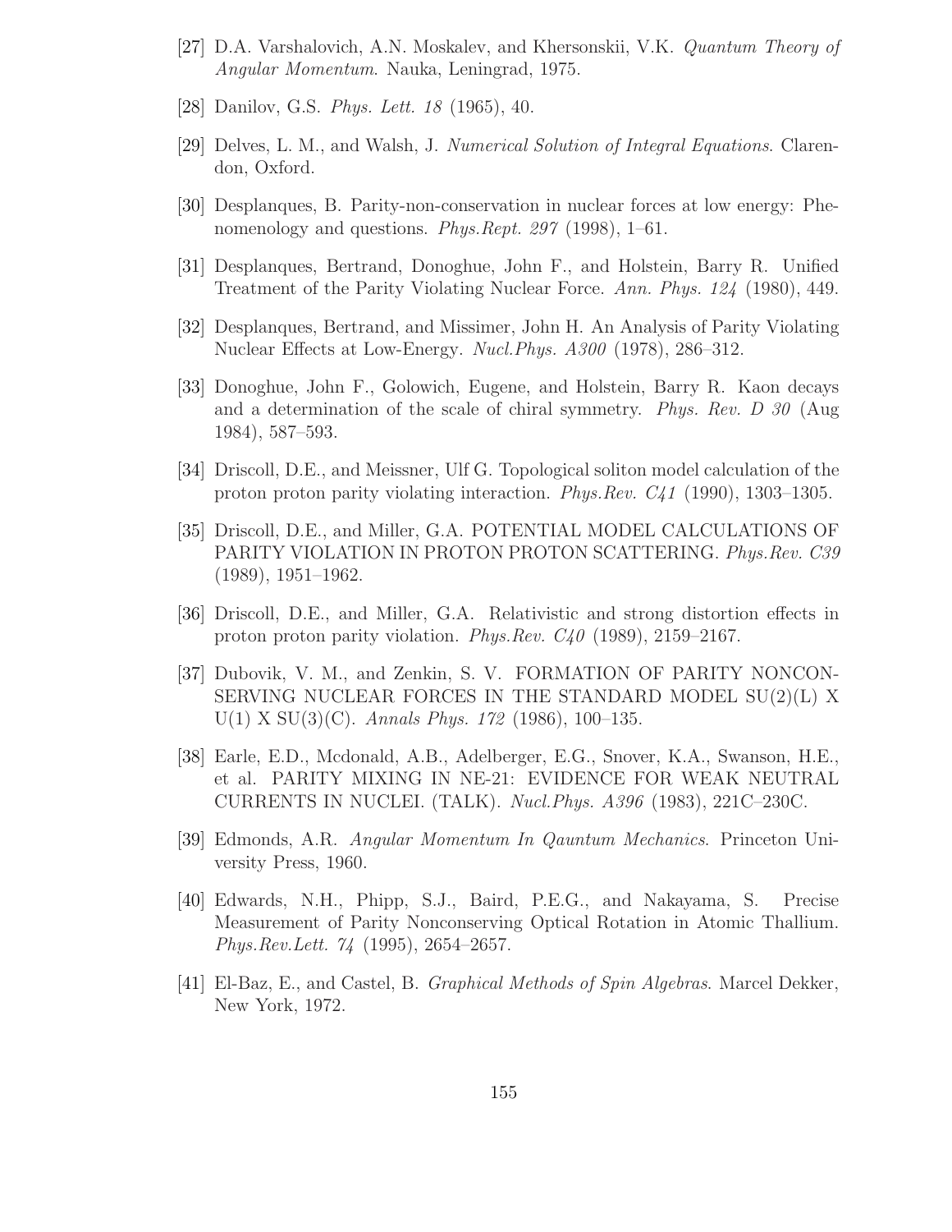[27] D.A. Varshalovich, A.N. Moskalev, and Khersonskii, V.K. *Quantum Theory of Angular Momentum*. Nauka, Leningrad, 1975.

[28] Danilov, G.S. *Phys. Lett. 18* (1965), 40.

[29] Delves, L. M., and Walsh, J. *Numerical Solution of Integral Equations*. Clarendon, Oxford.

[30] Desplanques, B. Parity-non-conservation in nuclear forces at low energy: Phenomenology and questions. *Phys.Rept. 297* (1998), 1–61.

[31] Desplanques, Bertrand, Donoghue, John F., and Holstein, Barry R. Unified Treatment of the Parity Violating Nuclear Force. *Ann. Phys. 124* (1980), 449.

[32] Desplanques, Bertrand, and Missimer, John H. An Analysis of Parity Violating Nuclear Effects at Low-Energy. *Nucl.Phys. A300* (1978), 286–312.

[33] Donoghue, John F., Golowich, Eugene, and Holstein, Barry R. Kaon decays and a determination of the scale of chiral symmetry. *Phys. Rev. D 30* (Aug 1984), 587–593.

[34] Driscoll, D.E., and Meissner, Ulf G. Topological soliton model calculation of the proton proton parity violating interaction. *Phys.Rev. C41* (1990), 1303–1305.

[35] Driscoll, D.E., and Miller, G.A. POTENTIAL MODEL CALCULATIONS OF PARITY VIOLATION IN PROTON PROTON SCATTERING. *Phys.Rev. C39* (1989), 1951–1962.

[36] Driscoll, D.E., and Miller, G.A. Relativistic and strong distortion effects in proton proton parity violation. *Phys.Rev. C40* (1989), 2159–2167.

[37] Dubovik, V. M., and Zenkin, S. V. FORMATION OF PARITY NONCONSERVING NUCLEAR FORCES IN THE STANDARD MODEL SU(2)(L) X U(1) X SU(3)(C). *Annals Phys. 172* (1986), 100–135.

[38] Earle, E.D., Mcdonald, A.B., Adelberger, E.G., Snover, K.A., Swanson, H.E., et al. PARITY MIXING IN NE-21: EVIDENCE FOR WEAK NEUTRAL CURRENTS IN NUCLEI. (TALK). *Nucl.Phys. A396* (1983), 221C–230C.

[39] Edmonds, A.R. *Angular Momentum In Qauntum Mechanics*. Princeton University Press, 1960.

[40] Edwards, N.H., Phipp, S.J., Baird, P.E.G., and Nakayama, S. Precise Measurement of Parity Nonconserving Optical Rotation in Atomic Thallium. *Phys.Rev.Lett. 74* (1995), 2654–2657.

[41] El-Baz, E., and Castel, B. *Graphical Methods of Spin Algebras*. Marcel Dekker, New York, 1972.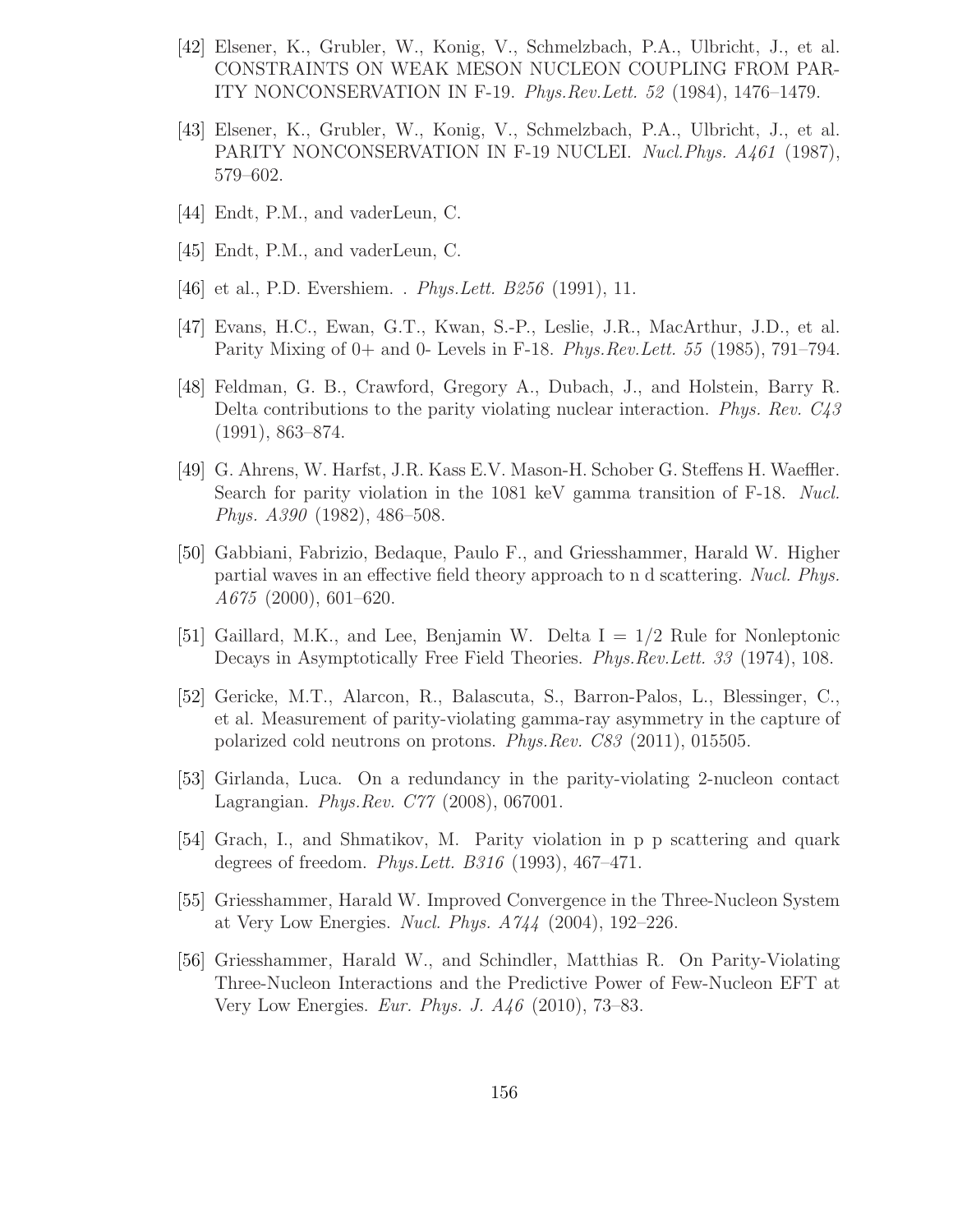[42] Elsener, K., Grubler, W., Konig, V., Schmelzbach, P.A., Ulbricht, J., et al. CONSTRAINTS ON WEAK MESON NUCLEON COUPLING FROM PARITY NONCONSERVATION IN F-19. *Phys.Rev.Lett. 52* (1984), 1476–1479.

[43] Elsener, K., Grubler, W., Konig, V., Schmelzbach, P.A., Ulbricht, J., et al. PARITY NONCONSERVATION IN F-19 NUCLEI. *Nucl.Phys. A461* (1987), 579–602.

[44] Endt, P.M., and vaderLeun, C.

[45] Endt, P.M., and vaderLeun, C.

[46] et al., P.D. Evershiem. . *Phys.Lett. B256* (1991), 11.

[47] Evans, H.C., Ewan, G.T., Kwan, S.-P., Leslie, J.R., MacArthur, J.D., et al. Parity Mixing of 0+ and 0- Levels in F-18. *Phys.Rev.Lett. 55* (1985), 791–794.

[48] Feldman, G. B., Crawford, Gregory A., Dubach, J., and Holstein, Barry R. Delta contributions to the parity violating nuclear interaction. *Phys. Rev. C43* (1991), 863–874.

[49] G. Ahrens, W. Harfst, J.R. Kass E.V. Mason-H. Schober G. Steffens H. Waeffler. Search for parity violation in the 1081 keV gamma transition of F-18. *Nucl. Phys. A390* (1982), 486–508.

[50] Gabbiani, Fabrizio, Bedaque, Paulo F., and Griesshammer, Harald W. Higher partial waves in an effective field theory approach to n d scattering. *Nucl. Phys. A675* (2000), 601–620.

[51] Gaillard, M.K., and Lee, Benjamin W. Delta I = 1/2 Rule for Nonleptonic Decays in Asymptotically Free Field Theories. *Phys.Rev.Lett. 33* (1974), 108.

[52] Gericke, M.T., Alarcon, R., Balascuta, S., Barron-Palos, L., Blessinger, C., et al. Measurement of parity-violating gamma-ray asymmetry in the capture of polarized cold neutrons on protons. *Phys.Rev. C83* (2011), 015505.

[53] Girlanda, Luca. On a redundancy in the parity-violating 2-nucleon contact Lagrangian. *Phys.Rev. C77* (2008), 067001.

[54] Grach, I., and Shmatikov, M. Parity violation in p p scattering and quark degrees of freedom. *Phys.Lett. B316* (1993), 467–471.

[55] Griesshammer, Harald W. Improved Convergence in the Three-Nucleon System at Very Low Energies. *Nucl. Phys. A744* (2004), 192–226.

[56] Griesshammer, Harald W., and Schindler, Matthias R. On Parity-Violating Three-Nucleon Interactions and the Predictive Power of Few-Nucleon EFT at Very Low Energies. *Eur. Phys. J. A46* (2010), 73–83.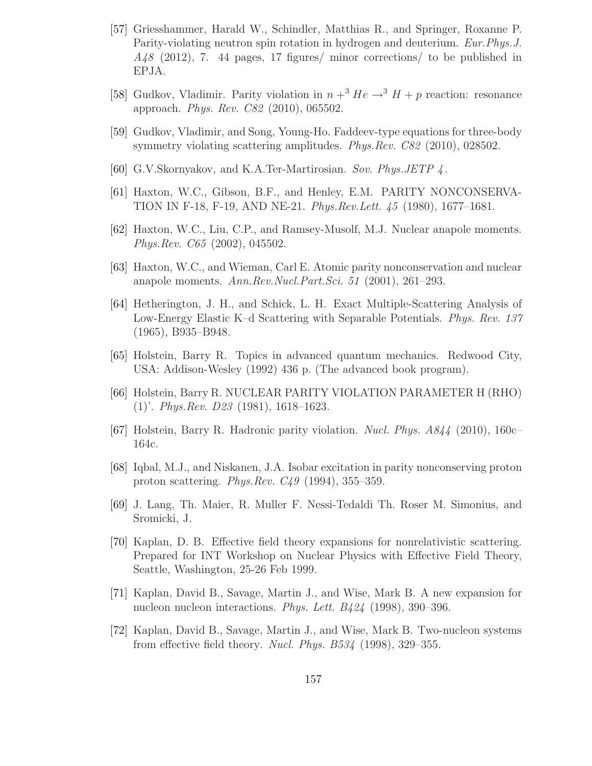[57] Griesshammer, Harald W., Schindler, Matthias R., and Springer, Roxanne P. Parity-violating neutron spin rotation in hydrogen and deuterium. *Eur.Phys.J. A48* (2012), 7. 44 pages, 17 figures/ minor corrections/ to be published in EPJA.

[58] Gudkov, Vladimir. Parity violation in $n +^3 He \rightarrow^3 H + p$ reaction: resonance approach. *Phys. Rev. C82* (2010), 065502.

[59] Gudkov, Vladimir, and Song, Young-Ho. Faddeev-type equations for three-body symmetry violating scattering amplitudes. *Phys.Rev. C82* (2010), 028502.

[60] G.V.Skornyakov, and K.A.Ter-Martirosian. *Sov. Phys.JETP 4*.

[61] Haxton, W.C., Gibson, B.F., and Henley, E.M. PARITY NONCONSERVATION IN F-18, F-19, AND NE-21. *Phys.Rev.Lett. 45* (1980), 1677–1681.

[62] Haxton, W.C., Liu, C.P., and Ramsey-Musolf, M.J. Nuclear anapole moments. *Phys.Rev. C65* (2002), 045502.

[63] Haxton, W.C., and Wieman, Carl E. Atomic parity nonconservation and nuclear anapole moments. *Ann.Rev.Nucl.Part.Sci. 51* (2001), 261–293.

[64] Hetherington, J. H., and Schick, L. H. Exact Multiple-Scattering Analysis of Low-Energy Elastic K–d Scattering with Separable Potentials. *Phys. Rev. 137* (1965), B935–B948.

[65] Holstein, Barry R. Topics in advanced quantum mechanics. Redwood City, USA: Addison-Wesley (1992) 436 p. (The advanced book program).

[66] Holstein, Barry R. NUCLEAR PARITY VIOLATION PARAMETER H (RHO) (1)'. *Phys.Rev. D23* (1981), 1618–1623.

[67] Holstein, Barry R. Hadronic parity violation. *Nucl. Phys. A844* (2010), 160c–164c.

[68] Iqbal, M.J., and Niskanen, J.A. Isobar excitation in parity nonconserving proton proton scattering. *Phys.Rev. C49* (1994), 355–359.

[69] J. Lang, Th. Maier, R. Muller F. Nessi-Tedaldi Th. Roser M. Simonius, and Sromicki, J.

[70] Kaplan, D. B. Effective field theory expansions for nonrelativistic scattering. Prepared for INT Workshop on Nuclear Physics with Effective Field Theory, Seattle, Washington, 25-26 Feb 1999.

[71] Kaplan, David B., Savage, Martin J., and Wise, Mark B. A new expansion for nucleon nucleon interactions. *Phys. Lett. B424* (1998), 390–396.

[72] Kaplan, David B., Savage, Martin J., and Wise, Mark B. Two-nucleon systems from effective field theory. *Nucl. Phys. B534* (1998), 329–355.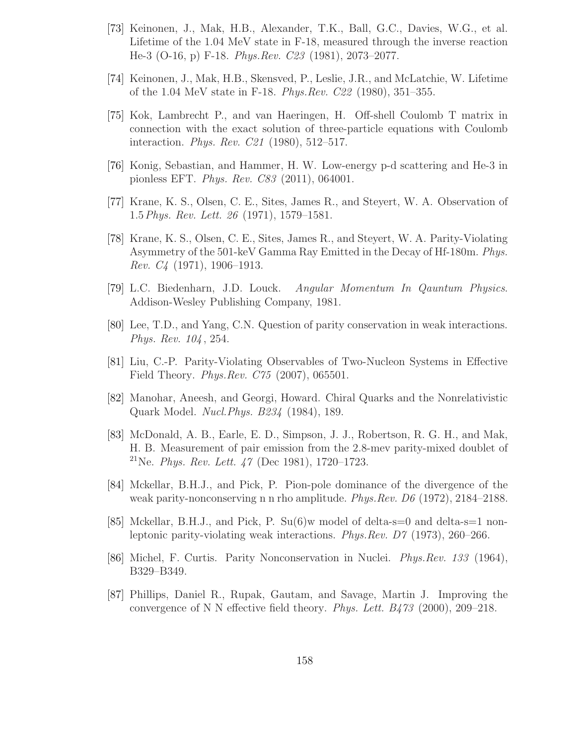[73] Keinonen, J., Mak, H.B., Alexander, T.K., Ball, G.C., Davies, W.G., et al. Lifetime of the 1.04 MeV state in F-18, measured through the inverse reaction He-3 (O-16, p) F-18. *Phys.Rev. C23* (1981), 2073–2077.

[74] Keinonen, J., Mak, H.B., Skensved, P., Leslie, J.R., and McLatchie, W. Lifetime of the 1.04 MeV state in F-18. *Phys.Rev. C22* (1980), 351–355.

[75] Kok, Lambrecht P., and van Haeringen, H. Off-shell Coulomb T matrix in connection with the exact solution of three-particle equations with Coulomb interaction. *Phys. Rev. C21* (1980), 512–517.

[76] Konig, Sebastian, and Hammer, H. W. Low-energy p-d scattering and He-3 in pionless EFT. *Phys. Rev. C83* (2011), 064001.

[77] Krane, K. S., Olsen, C. E., Sites, James R., and Steyert, W. A. Observation of 1.5 *Phys. Rev. Lett. 26* (1971), 1579–1581.

[78] Krane, K. S., Olsen, C. E., Sites, James R., and Steyert, W. A. Parity-Violating Asymmetry of the 501-keV Gamma Ray Emitted in the Decay of Hf-180m. *Phys. Rev. C4* (1971), 1906–1913.

[79] L.C. Biedenharn, J.D. Louck. *Angular Momentum In Qauntum Physics*. Addison-Wesley Publishing Company, 1981.

[80] Lee, T.D., and Yang, C.N. Question of parity conservation in weak interactions. *Phys. Rev. 104* , 254.

[81] Liu, C.-P. Parity-Violating Observables of Two-Nucleon Systems in Effective Field Theory. *Phys.Rev. C75* (2007), 065501.

[82] Manohar, Aneesh, and Georgi, Howard. Chiral Quarks and the Nonrelativistic Quark Model. *Nucl.Phys. B234* (1984), 189.

[83] McDonald, A. B., Earle, E. D., Simpson, J. J., Robertson, R. G. H., and Mak, H. B. Measurement of pair emission from the 2.8-mev parity-mixed doublet of $^{21}$Ne. *Phys. Rev. Lett. 47* (Dec 1981), 1720–1723.

[84] Mckellar, B.H.J., and Pick, P. Pion-pole dominance of the divergence of the weak parity-nonconserving n n rho amplitude. *Phys.Rev. D6* (1972), 2184–2188.

[85] Mckellar, B.H.J., and Pick, P. Su(6)w model of delta-s=0 and delta-s=1 non-leptonic parity-violating weak interactions. *Phys.Rev. D7* (1973), 260–266.

[86] Michel, F. Curtis. Parity Nonconservation in Nuclei. *Phys.Rev. 133* (1964), B329–B349.

[87] Phillips, Daniel R., Rupak, Gautam, and Savage, Martin J. Improving the convergence of N N effective field theory. *Phys. Lett. B473* (2000), 209–218.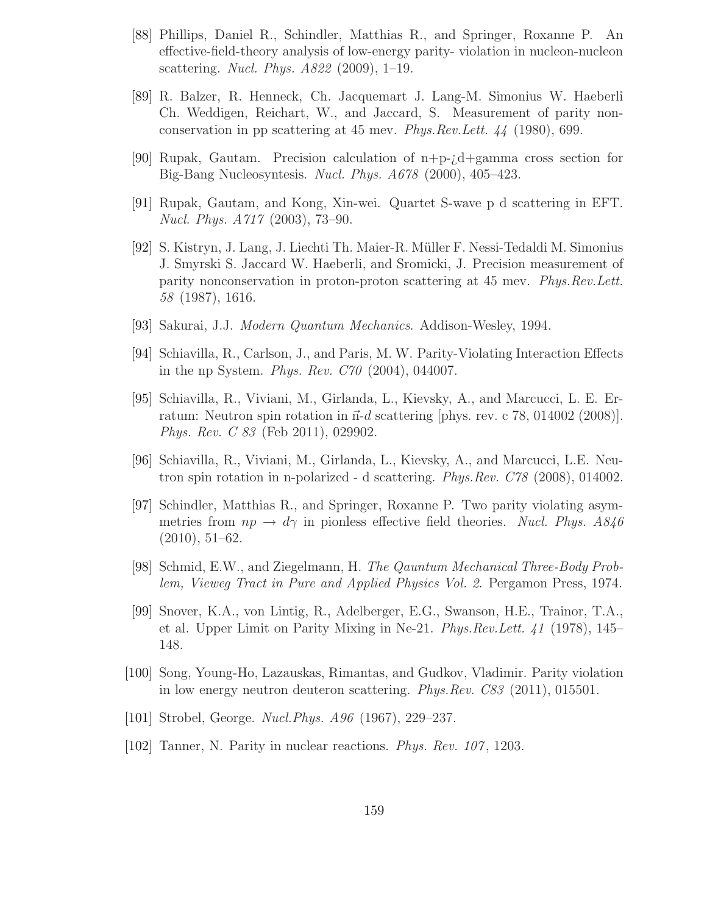[88] Phillips, Daniel R., Schindler, Matthias R., and Springer, Roxanne P. An effective-field-theory analysis of low-energy parity- violation in nucleon-nucleon scattering. *Nucl. Phys. A822* (2009), 1–19.

[89] R. Balzer, R. Henneck, Ch. Jacquemart J. Lang-M. Simonius W. Haeberli Ch. Weddigen, Reichart, W., and Jaccard, S. Measurement of parity nonconservation in pp scattering at 45 mev. *Phys.Rev.Lett. 44* (1980), 699.

[90] Rupak, Gautam. Precision calculation of n+p-¿d+gamma cross section for Big-Bang Nucleosyntesis. *Nucl. Phys. A678* (2000), 405–423.

[91] Rupak, Gautam, and Kong, Xin-wei. Quartet S-wave p d scattering in EFT. *Nucl. Phys. A717* (2003), 73–90.

[92] S. Kistryn, J. Lang, J. Liechti Th. Maier-R. Müller F. Nessi-Tedaldi M. Simonius J. Smyrski S. Jaccard W. Haeberli, and Sromicki, J. Precision measurement of parity nonconservation in proton-proton scattering at 45 mev. *Phys.Rev.Lett. 58* (1987), 1616.

[93] Sakurai, J.J. *Modern Quantum Mechanics*. Addison-Wesley, 1994.

[94] Schiavilla, R., Carlson, J., and Paris, M. W. Parity-Violating Interaction Effects in the np System. *Phys. Rev. C70* (2004), 044007.

[95] Schiavilla, R., Viviani, M., Girlanda, L., Kievsky, A., and Marcucci, L. E. Erratum: Neutron spin rotation in $\vec{n}$-$d$ scattering [phys. rev. c 78, 014002 (2008)]. *Phys. Rev. C 83* (Feb 2011), 029902.

[96] Schiavilla, R., Viviani, M., Girlanda, L., Kievsky, A., and Marcucci, L.E. Neutron spin rotation in n-polarized - d scattering. *Phys.Rev. C78* (2008), 014002.

[97] Schindler, Matthias R., and Springer, Roxanne P. Two parity violating asymmetries from $np \to d\gamma$ in pionless effective field theories. *Nucl. Phys. A846* (2010), 51–62.

[98] Schmid, E.W., and Ziegelmann, H. *The Qauntum Mechanical Three-Body Problem, Vieweg Tract in Pure and Applied Physics Vol. 2*. Pergamon Press, 1974.

[99] Snover, K.A., von Lintig, R., Adelberger, E.G., Swanson, H.E., Trainor, T.A., et al. Upper Limit on Parity Mixing in Ne-21. *Phys.Rev.Lett. 41* (1978), 145–148.

[100] Song, Young-Ho, Lazauskas, Rimantas, and Gudkov, Vladimir. Parity violation in low energy neutron deuteron scattering. *Phys.Rev. C83* (2011), 015501.

[101] Strobel, George. *Nucl.Phys. A96* (1967), 229–237.

[102] Tanner, N. Parity in nuclear reactions. *Phys. Rev. 107*, 1203.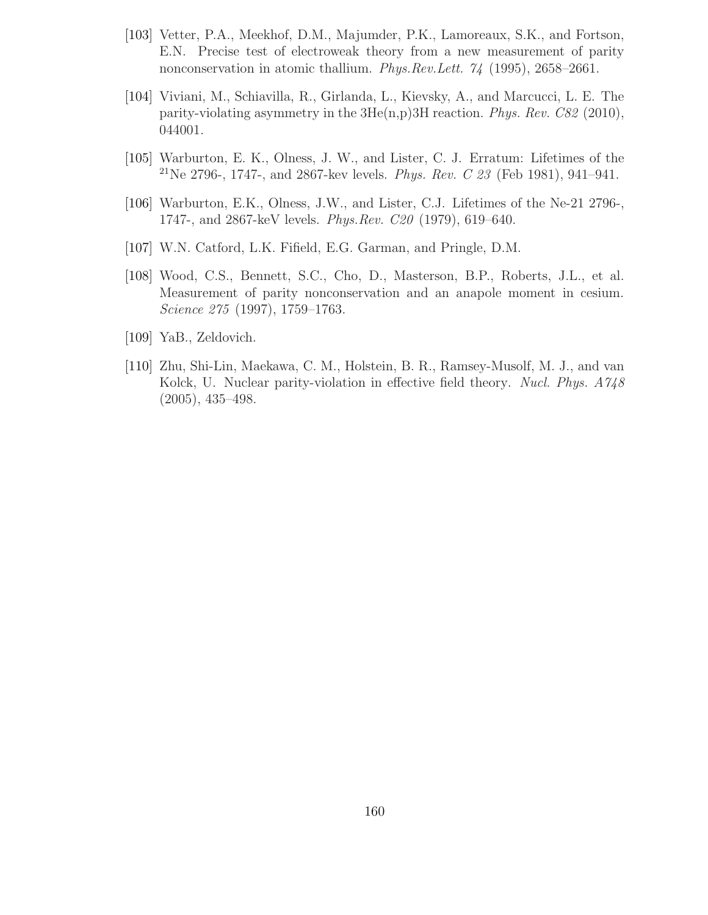[103] Vetter, P.A., Meekhof, D.M., Majumder, P.K., Lamoreaux, S.K., and Fortson, E.N. Precise test of electroweak theory from a new measurement of parity nonconservation in atomic thallium. *Phys.Rev.Lett. 74* (1995), 2658–2661.

[104] Viviani, M., Schiavilla, R., Girlanda, L., Kievsky, A., and Marcucci, L. E. The parity-violating asymmetry in the 3He(n,p)3H reaction. *Phys. Rev. C82* (2010), 044001.

[105] Warburton, E. K., Olness, J. W., and Lister, C. J. Erratum: Lifetimes of the $^{21}$Ne 2796-, 1747-, and 2867-kev levels. *Phys. Rev. C 23* (Feb 1981), 941–941.

[106] Warburton, E.K., Olness, J.W., and Lister, C.J. Lifetimes of the Ne-21 2796-, 1747-, and 2867-keV levels. *Phys.Rev. C20* (1979), 619–640.

[107] W.N. Catford, L.K. Fifield, E.G. Garman, and Pringle, D.M.

[108] Wood, C.S., Bennett, S.C., Cho, D., Masterson, B.P., Roberts, J.L., et al. Measurement of parity nonconservation and an anapole moment in cesium. *Science 275* (1997), 1759–1763.

[109] YaB., Zeldovich.

[110] Zhu, Shi-Lin, Maekawa, C. M., Holstein, B. R., Ramsey-Musolf, M. J., and van Kolck, U. Nuclear parity-violation in effective field theory. *Nucl. Phys. A748* (2005), 435–498.